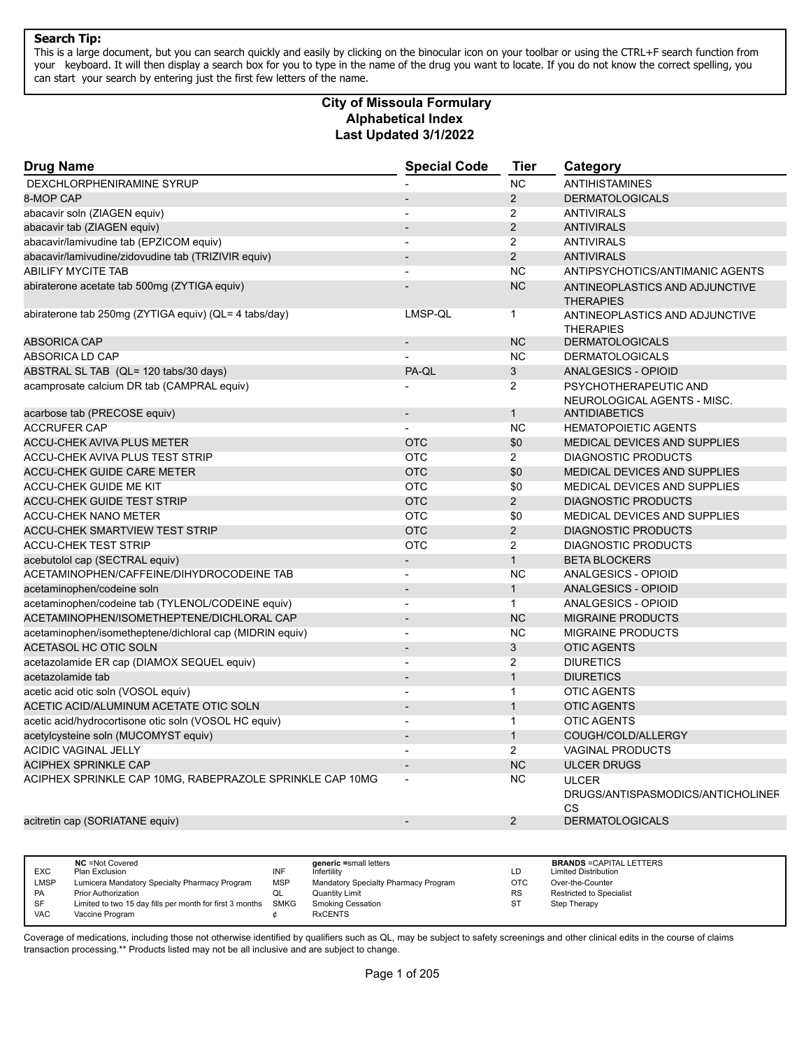**Search Tip:**
This is a large document, but you can search quickly and easily by clicking on the binocular icon on your toolbar or using the CTRL+F search function from your keyboard. It will then display a search box for you to type in the name of the drug you want to locate. If you do not know the correct spelling, you can start your search by entering just the first few letters of the name.

# City of Missoula Formulary
## Alphabetical Index
### Last Updated 3/1/2022

| Drug Name | Special Code | Tier | Category |
|---|---|---|---|
| DEXCHLORPHENIRAMINE SYRUP | - | NC | ANTIHISTAMINES |
| 8-MOP CAP | - | 2 | DERMATOLOGICALS |
| abacavir soln (ZIAGEN equiv) | - | 2 | ANTIVIRALS |
| abacavir tab (ZIAGEN equiv) | - | 2 | ANTIVIRALS |
| abacavir/lamivudine tab (EPZICOM equiv) | - | 2 | ANTIVIRALS |
| abacavir/lamivudine/zidovudine tab (TRIZIVIR equiv) | - | 2 | ANTIVIRALS |
| ABILIFY MYCITE TAB | - | NC | ANTIPSYCHOTICS/ANTIMANIC AGENTS |
| abiraterone acetate tab 500mg (ZYTIGA equiv) | - | NC | ANTINEOPLASTICS AND ADJUNCTIVE THERAPIES |
| abiraterone tab 250mg (ZYTIGA equiv) (QL= 4 tabs/day) | LMSP-QL | 1 | ANTINEOPLASTICS AND ADJUNCTIVE THERAPIES |
| ABSORICA CAP | - | NC | DERMATOLOGICALS |
| ABSORICA LD CAP | - | NC | DERMATOLOGICALS |
| ABSTRAL SL TAB (QL= 120 tabs/30 days) | PA-QL | 3 | ANALGESICS - OPIOID |
| acamprosate calcium DR tab (CAMPRAL equiv) | - | 2 | PSYCHOTHERAPEUTIC AND NEUROLOGICAL AGENTS - MISC. |
| acarbose tab (PRECOSE equiv) | - | 1 | ANTIDIABETICS |
| ACCRUFER CAP | - | NC | HEMATOPOIETIC AGENTS |
| ACCU-CHEK AVIVA PLUS METER | OTC | $0 | MEDICAL DEVICES AND SUPPLIES |
| ACCU-CHEK AVIVA PLUS TEST STRIP | OTC | 2 | DIAGNOSTIC PRODUCTS |
| ACCU-CHEK GUIDE CARE METER | OTC | $0 | MEDICAL DEVICES AND SUPPLIES |
| ACCU-CHEK GUIDE ME KIT | OTC | $0 | MEDICAL DEVICES AND SUPPLIES |
| ACCU-CHEK GUIDE TEST STRIP | OTC | 2 | DIAGNOSTIC PRODUCTS |
| ACCU-CHEK NANO METER | OTC | $0 | MEDICAL DEVICES AND SUPPLIES |
| ACCU-CHEK SMARTVIEW TEST STRIP | OTC | 2 | DIAGNOSTIC PRODUCTS |
| ACCU-CHEK TEST STRIP | OTC | 2 | DIAGNOSTIC PRODUCTS |
| acebutolol cap (SECTRAL equiv) | - | 1 | BETA BLOCKERS |
| ACETAMINOPHEN/CAFFEINE/DIHYDROCODEINE TAB | - | NC | ANALGESICS - OPIOID |
| acetaminophen/codeine soln | - | 1 | ANALGESICS - OPIOID |
| acetaminophen/codeine tab (TYLENOL/CODEINE equiv) | - | 1 | ANALGESICS - OPIOID |
| ACETAMINOPHEN/ISOMETHEPTENE/DICHLORAL CAP | - | NC | MIGRAINE PRODUCTS |
| acetaminophen/isometheptene/dichloral cap (MIDRIN equiv) | - | NC | MIGRAINE PRODUCTS |
| ACETASOL HC OTIC SOLN | - | 3 | OTIC AGENTS |
| acetazolamide ER cap (DIAMOX SEQUEL equiv) | - | 2 | DIURETICS |
| acetazolamide tab | - | 1 | DIURETICS |
| acetic acid otic soln (VOSOL equiv) | - | 1 | OTIC AGENTS |
| ACETIC ACID/ALUMINUM ACETATE OTIC SOLN | - | 1 | OTIC AGENTS |
| acetic acid/hydrocortisone otic soln (VOSOL HC equiv) | - | 1 | OTIC AGENTS |
| acetylcysteine soln (MUCOMYST equiv) | - | 1 | COUGH/COLD/ALLERGY |
| ACIDIC VAGINAL JELLY | - | 2 | VAGINAL PRODUCTS |
| ACIPHEX SPRINKLE CAP | - | NC | ULCER DRUGS |
| ACIPHEX SPRINKLE CAP 10MG, RABEPRAZOLE SPRINKLE CAP 10MG | - | NC | ULCER DRUGS/ANTISPASMODICS/ANTICHOLINERGICS |
| acitretin cap (SORIATANE equiv) | - | 2 | DERMATOLOGICALS |

| | | | | | |
|---|---|---|---|---|---|
| | **NC** =Not Covered | | **generic** =small letters | | **BRANDS** =CAPITAL LETTERS |
| EXC | Plan Exclusion | INF | Infertility | LD | Limited Distribution |
| LMSP | Lumicera Mandatory Specialty Pharmacy Program | MSP | Mandatory Specialty Pharmacy Program | OTC | Over-the-Counter |
| PA | Prior Authorization | QL | Quantity Limit | RS | Restricted to Specialist |
| SF | Limited to two 15 day fills per month for first 3 months | SMKG | Smoking Cessation | ST | Step Therapy |
| VAC | Vaccine Program | ¢ | RxCENTS | | |

Coverage of medications, including those not otherwise identified by qualifiers such as QL, may be subject to safety screenings and other clinical edits in the course of claims transaction processing.** Products listed may not be all inclusive and are subject to change.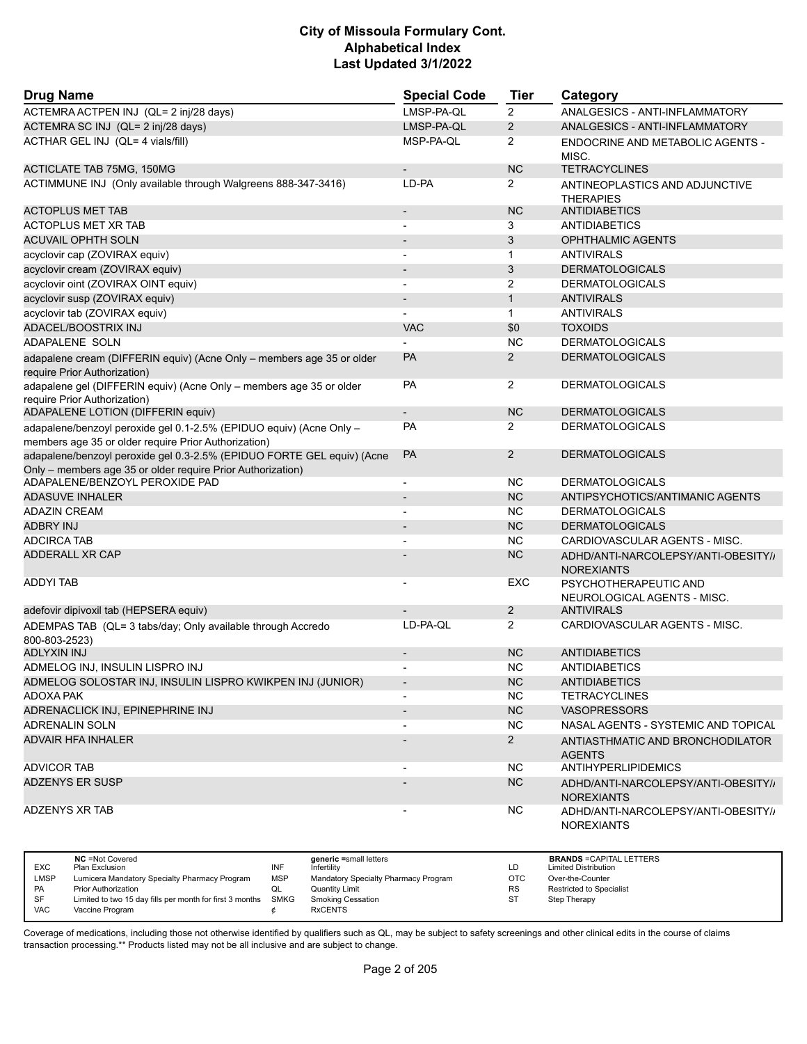# City of Missoula Formulary Cont.
## Alphabetical Index
### Last Updated 3/1/2022

| Drug Name | Special Code | Tier | Category |
| --- | --- | --- | --- |
| ACTEMRA ACTPEN INJ (QL= 2 inj/28 days) | LMSP-PA-QL | 2 | ANALGESICS - ANTI-INFLAMMATORY |
| ACTEMRA SC INJ (QL= 2 inj/28 days) | LMSP-PA-QL | 2 | ANALGESICS - ANTI-INFLAMMATORY |
| ACTHAR GEL INJ (QL= 4 vials/fill) | MSP-PA-QL | 2 | ENDOCRINE AND METABOLIC AGENTS - MISC. |
| ACTICLATE TAB 75MG, 150MG | - | NC | TETRACYCLINES |
| ACTIMMUNE INJ (Only available through Walgreens 888-347-3416) | LD-PA | 2 | ANTINEOPLASTICS AND ADJUNCTIVE THERAPIES |
| ACTOPLUS MET TAB | - | NC | ANTIDIABETICS |
| ACTOPLUS MET XR TAB | - | 3 | ANTIDIABETICS |
| ACUVAIL OPHTH SOLN | - | 3 | OPHTHALMIC AGENTS |
| acyclovir cap (ZOVIRAX equiv) | - | 1 | ANTIVIRALS |
| acyclovir cream (ZOVIRAX equiv) | - | 3 | DERMATOLOGICALS |
| acyclovir oint (ZOVIRAX OINT equiv) | - | 2 | DERMATOLOGICALS |
| acyclovir susp (ZOVIRAX equiv) | - | 1 | ANTIVIRALS |
| acyclovir tab (ZOVIRAX equiv) | - | 1 | ANTIVIRALS |
| ADACEL/BOOSTRIX INJ | VAC | $0 | TOXOIDS |
| ADAPALENE SOLN | - | NC | DERMATOLOGICALS |
| adapalene cream (DIFFERIN equiv) (Acne Only – members age 35 or older require Prior Authorization) | PA | 2 | DERMATOLOGICALS |
| adapalene gel (DIFFERIN equiv) (Acne Only – members age 35 or older require Prior Authorization) | PA | 2 | DERMATOLOGICALS |
| ADAPALENE LOTION (DIFFERIN equiv) | - | NC | DERMATOLOGICALS |
| adapalene/benzoyl peroxide gel 0.1-2.5% (EPIDUO equiv) (Acne Only – members age 35 or older require Prior Authorization) | PA | 2 | DERMATOLOGICALS |
| adapalene/benzoyl peroxide gel 0.3-2.5% (EPIDUO FORTE GEL equiv) (Acne Only – members age 35 or older require Prior Authorization) | PA | 2 | DERMATOLOGICALS |
| ADAPALENE/BENZOYL PEROXIDE PAD | - | NC | DERMATOLOGICALS |
| ADASUVE INHALER | - | NC | ANTIPSYCHOTICS/ANTIMANIC AGENTS |
| ADAZIN CREAM | - | NC | DERMATOLOGICALS |
| ADBRY INJ | - | NC | DERMATOLOGICALS |
| ADCIRCA TAB | - | NC | CARDIOVASCULAR AGENTS - MISC. |
| ADDERALL XR CAP | - | NC | ADHD/ANTI-NARCOLEPSY/ANTI-OBESITY/ANOREXIANTS |
| ADDYI TAB | - | EXC | PSYCHOTHERAPEUTIC AND NEUROLOGICAL AGENTS - MISC. |
| adefovir dipivoxil tab (HEPSERA equiv) | - | 2 | ANTIVIRALS |
| ADEMPAS TAB (QL= 3 tabs/day; Only available through Accredo 800-803-2523) | LD-PA-QL | 2 | CARDIOVASCULAR AGENTS - MISC. |
| ADLYXIN INJ | - | NC | ANTIDIABETICS |
| ADMELOG INJ, INSULIN LISPRO INJ | - | NC | ANTIDIABETICS |
| ADMELOG SOLOSTAR INJ, INSULIN LISPRO KWIKPEN INJ (JUNIOR) | - | NC | ANTIDIABETICS |
| ADOXA PAK | - | NC | TETRACYCLINES |
| ADRENACLICK INJ, EPINEPHRINE INJ | - | NC | VASOPRESSORS |
| ADRENALIN SOLN | - | NC | NASAL AGENTS - SYSTEMIC AND TOPICAL |
| ADVAIR HFA INHALER | - | 2 | ANTIASTHMATIC AND BRONCHODILATOR AGENTS |
| ADVICOR TAB | - | NC | ANTIHYPERLIPIDEMICS |
| ADZENYS ER SUSP | - | NC | ADHD/ANTI-NARCOLEPSY/ANTI-OBESITY/ANOREXIANTS |
| ADZENYS XR TAB | - | NC | ADHD/ANTI-NARCOLEPSY/ANTI-OBESITY/ANOREXIANTS |

| | | | | | |
| --- | --- | --- | --- | --- | --- |
| **NC** =Not Covered | | **generic** =small letters | | **BRANDS** =CAPITAL LETTERS | |
| EXC | Plan Exclusion | INF | Infertility | LD | Limited Distribution |
| LMSP | Lumicera Mandatory Specialty Pharmacy Program | MSP | Mandatory Specialty Pharmacy Program | OTC | Over-the-Counter |
| PA | Prior Authorization | QL | Quantity Limit | RS | Restricted to Specialist |
| SF | Limited to two 15 day fills per month for first 3 months | SMKG | Smoking Cessation | ST | Step Therapy |
| VAC | Vaccine Program | ¢ | RxCENTS | | |

Coverage of medications, including those not otherwise identified by qualifiers such as QL, may be subject to safety screenings and other clinical edits in the course of claims transaction processing.** Products listed may not be all inclusive and are subject to change.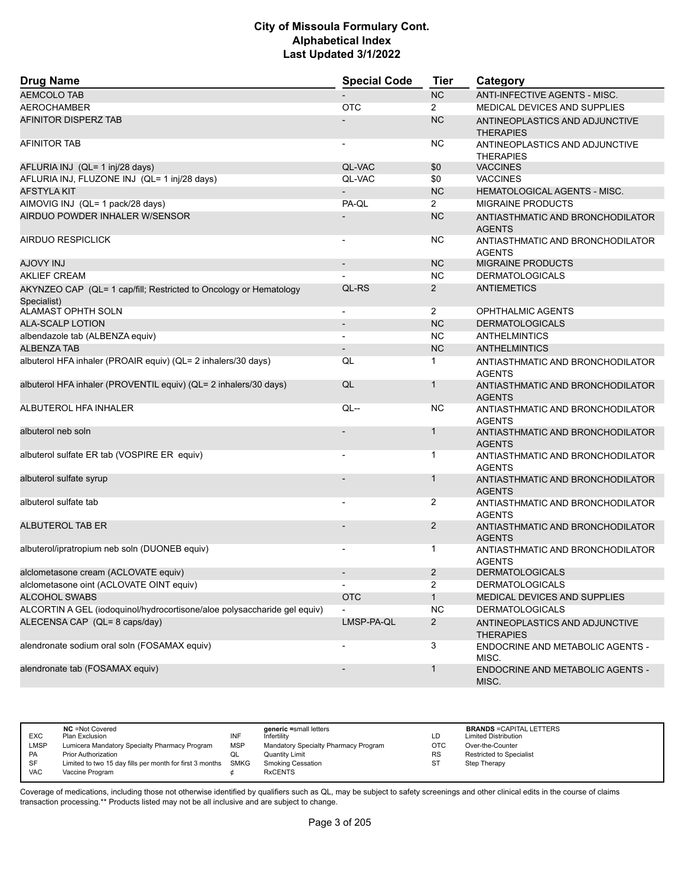# City of Missoula Formulary Cont.
# Alphabetical Index
# Last Updated 3/1/2022

| Drug Name | Special Code | Tier | Category |
|---|---|---|---|
| AEMCOLO TAB | - | NC | ANTI-INFECTIVE AGENTS - MISC. |
| AEROCHAMBER | OTC | 2 | MEDICAL DEVICES AND SUPPLIES |
| AFINITOR DISPERZ TAB | - | NC | ANTINEOPLASTICS AND ADJUNCTIVE THERAPIES |
| AFINITOR TAB | - | NC | ANTINEOPLASTICS AND ADJUNCTIVE THERAPIES |
| AFLURIA INJ (QL= 1 inj/28 days) | QL-VAC | $0 | VACCINES |
| AFLURIA INJ, FLUZONE INJ (QL= 1 inj/28 days) | QL-VAC | $0 | VACCINES |
| AFSTYLA KIT | - | NC | HEMATOLOGICAL AGENTS - MISC. |
| AIMOVIG INJ (QL= 1 pack/28 days) | PA-QL | 2 | MIGRAINE PRODUCTS |
| AIRDUO POWDER INHALER W/SENSOR | - | NC | ANTIASTHMATIC AND BRONCHODILATOR AGENTS |
| AIRDUO RESPICLICK | - | NC | ANTIASTHMATIC AND BRONCHODILATOR AGENTS |
| AJOVY INJ | - | NC | MIGRAINE PRODUCTS |
| AKLIEF CREAM | - | NC | DERMATOLOGICALS |
| AKYNZEO CAP (QL= 1 cap/fill; Restricted to Oncology or Hematology Specialist) | QL-RS | 2 | ANTIEMETICS |
| ALAMAST OPHTH SOLN | - | 2 | OPHTHALMIC AGENTS |
| ALA-SCALP LOTION | - | NC | DERMATOLOGICALS |
| albendazole tab (ALBENZA equiv) | - | NC | ANTHELMINTICS |
| ALBENZA TAB | - | NC | ANTHELMINTICS |
| albuterol HFA inhaler (PROAIR equiv) (QL= 2 inhalers/30 days) | QL | 1 | ANTIASTHMATIC AND BRONCHODILATOR AGENTS |
| albuterol HFA inhaler (PROVENTIL equiv) (QL= 2 inhalers/30 days) | QL | 1 | ANTIASTHMATIC AND BRONCHODILATOR AGENTS |
| ALBUTEROL HFA INHALER | QL-- | NC | ANTIASTHMATIC AND BRONCHODILATOR AGENTS |
| albuterol neb soln | - | 1 | ANTIASTHMATIC AND BRONCHODILATOR AGENTS |
| albuterol sulfate ER tab (VOSPIRE ER equiv) | - | 1 | ANTIASTHMATIC AND BRONCHODILATOR AGENTS |
| albuterol sulfate syrup | - | 1 | ANTIASTHMATIC AND BRONCHODILATOR AGENTS |
| albuterol sulfate tab | - | 2 | ANTIASTHMATIC AND BRONCHODILATOR AGENTS |
| ALBUTEROL TAB ER | - | 2 | ANTIASTHMATIC AND BRONCHODILATOR AGENTS |
| albuterol/ipratropium neb soln (DUONEB equiv) | - | 1 | ANTIASTHMATIC AND BRONCHODILATOR AGENTS |
| alclometasone cream (ACLOVATE equiv) | - | 2 | DERMATOLOGICALS |
| alclometasone oint (ACLOVATE OINT equiv) | - | 2 | DERMATOLOGICALS |
| ALCOHOL SWABS | OTC | 1 | MEDICAL DEVICES AND SUPPLIES |
| ALCORTIN A GEL (iodoquinol/hydrocortisone/aloe polysaccharide gel equiv) | - | NC | DERMATOLOGICALS |
| ALECENSA CAP (QL= 8 caps/day) | LMSP-PA-QL | 2 | ANTINEOPLASTICS AND ADJUNCTIVE THERAPIES |
| alendronate sodium oral soln (FOSAMAX equiv) | - | 3 | ENDOCRINE AND METABOLIC AGENTS - MISC. |
| alendronate tab (FOSAMAX equiv) | - | 1 | ENDOCRINE AND METABOLIC AGENTS - MISC. |

| | | | | | |
|---|---|---|---|---|---|
| EXC | NC =Not Covered<br>Plan Exclusion | INF | generic =small letters<br>Infertility | LD | BRANDS =CAPITAL LETTERS<br>Limited Distribution |
| LMSP | Lumicera Mandatory Specialty Pharmacy Program | MSP | Mandatory Specialty Pharmacy Program | OTC | Over-the-Counter |
| PA | Prior Authorization | QL | Quantity Limit | RS | Restricted to Specialist |
| SF | Limited to two 15 day fills per month for first 3 months | SMKG | Smoking Cessation | ST | Step Therapy |
| VAC | Vaccine Program | ¢ | RxCENTS | | |

Coverage of medications, including those not otherwise identified by qualifiers such as QL, may be subject to safety screenings and other clinical edits in the course of claims transaction processing.** Products listed may not be all inclusive and are subject to change.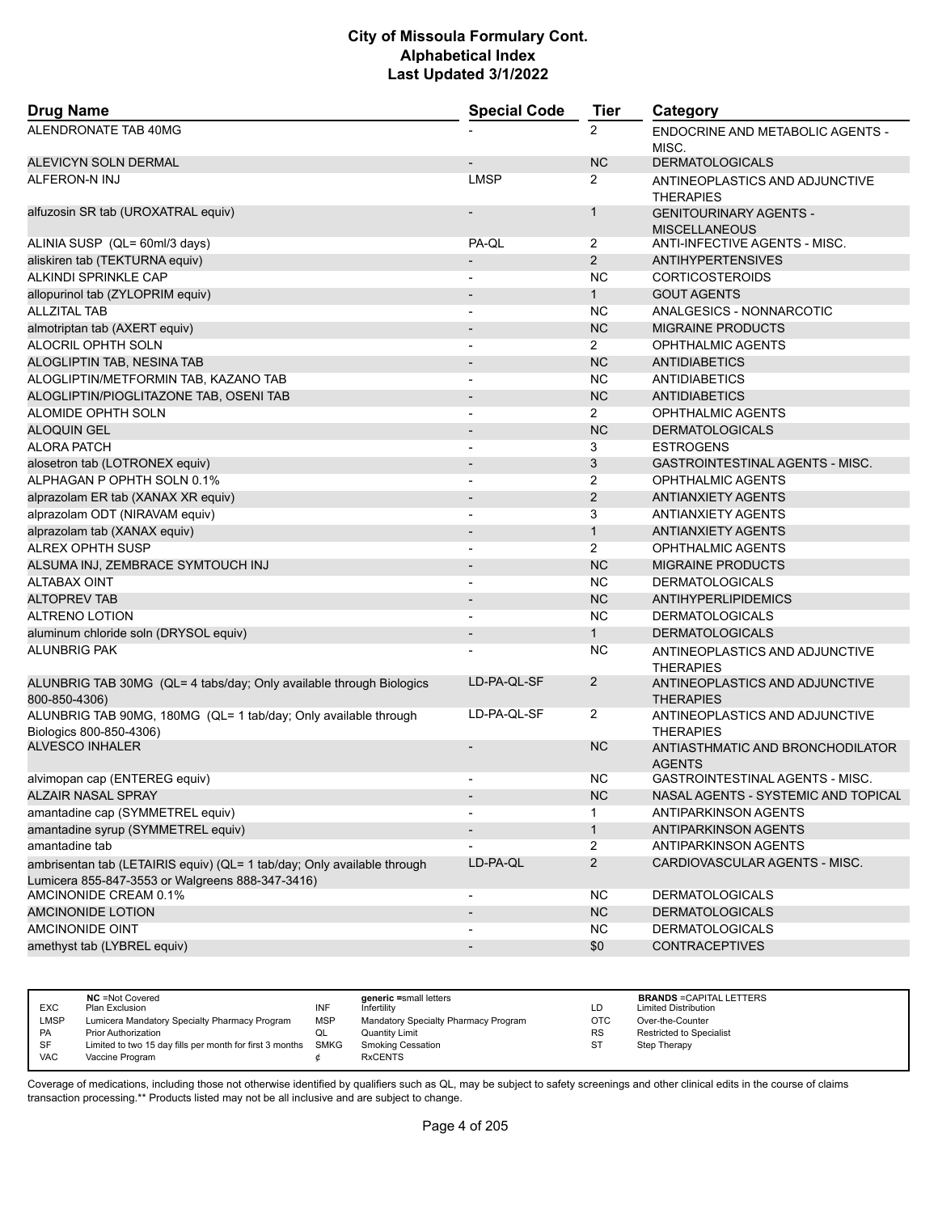# City of Missoula Formulary Cont.
# Alphabetical Index
# Last Updated 3/1/2022

| Drug Name | Special Code | Tier | Category |
|---|---|---|---|
| ALENDRONATE TAB 40MG | - | 2 | ENDOCRINE AND METABOLIC AGENTS - MISC. |
| ALEVICYN SOLN DERMAL | - | NC | DERMATOLOGICALS |
| ALFERON-N INJ | LMSP | 2 | ANTINEOPLASTICS AND ADJUNCTIVE THERAPIES |
| alfuzosin SR tab (UROXATRAL equiv) | - | 1 | GENITOURINARY AGENTS - MISCELLANEOUS |
| ALINIA SUSP (QL= 60ml/3 days) | PA-QL | 2 | ANTI-INFECTIVE AGENTS - MISC. |
| aliskiren tab (TEKTURNA equiv) | - | 2 | ANTIHYPERTENSIVES |
| ALKINDI SPRINKLE CAP | - | NC | CORTICOSTEROIDS |
| allopurinol tab (ZYLOPRIM equiv) | - | 1 | GOUT AGENTS |
| ALLZITAL TAB | - | NC | ANALGESICS - NONNARCOTIC |
| almotriptan tab (AXERT equiv) | - | NC | MIGRAINE PRODUCTS |
| ALOCRIL OPHTH SOLN | - | 2 | OPHTHALMIC AGENTS |
| ALOGLIPTIN TAB, NESINA TAB | - | NC | ANTIDIABETICS |
| ALOGLIPTIN/METFORMIN TAB, KAZANO TAB | - | NC | ANTIDIABETICS |
| ALOGLIPTIN/PIOGLITAZONE TAB, OSENI TAB | - | NC | ANTIDIABETICS |
| ALOMIDE OPHTH SOLN | - | 2 | OPHTHALMIC AGENTS |
| ALOQUIN GEL | - | NC | DERMATOLOGICALS |
| ALORA PATCH | - | 3 | ESTROGENS |
| alosetron tab (LOTRONEX equiv) | - | 3 | GASTROINTESTINAL AGENTS - MISC. |
| ALPHAGAN P OPHTH SOLN 0.1% | - | 2 | OPHTHALMIC AGENTS |
| alprazolam ER tab (XANAX XR equiv) | - | 2 | ANTIANXIETY AGENTS |
| alprazolam ODT (NIRAVAM equiv) | - | 3 | ANTIANXIETY AGENTS |
| alprazolam tab (XANAX equiv) | - | 1 | ANTIANXIETY AGENTS |
| ALREX OPHTH SUSP | - | 2 | OPHTHALMIC AGENTS |
| ALSUMA INJ, ZEMBRACE SYMTOUCH INJ | - | NC | MIGRAINE PRODUCTS |
| ALTABAX OINT | - | NC | DERMATOLOGICALS |
| ALTOPREV TAB | - | NC | ANTIHYPERLIPIDEMICS |
| ALTRENO LOTION | - | NC | DERMATOLOGICALS |
| aluminum chloride soln (DRYSOL equiv) | - | 1 | DERMATOLOGICALS |
| ALUNBRIG PAK | - | NC | ANTINEOPLASTICS AND ADJUNCTIVE THERAPIES |
| ALUNBRIG TAB 30MG (QL= 4 tabs/day; Only available through Biologics 800-850-4306) | LD-PA-QL-SF | 2 | ANTINEOPLASTICS AND ADJUNCTIVE THERAPIES |
| ALUNBRIG TAB 90MG, 180MG (QL= 1 tab/day; Only available through Biologics 800-850-4306) | LD-PA-QL-SF | 2 | ANTINEOPLASTICS AND ADJUNCTIVE THERAPIES |
| ALVESCO INHALER | - | NC | ANTIASTHMATIC AND BRONCHODILATOR AGENTS |
| alvimopan cap (ENTEREG equiv) | - | NC | GASTROINTESTINAL AGENTS - MISC. |
| ALZAIR NASAL SPRAY | - | NC | NASAL AGENTS - SYSTEMIC AND TOPICAL |
| amantadine cap (SYMMETREL equiv) | - | 1 | ANTIPARKINSON AGENTS |
| amantadine syrup (SYMMETREL equiv) | - | 1 | ANTIPARKINSON AGENTS |
| amantadine tab | - | 2 | ANTIPARKINSON AGENTS |
| ambrisentan tab (LETAIRIS equiv) (QL= 1 tab/day; Only available through Lumicera 855-847-3553 or Walgreens 888-347-3416) | LD-PA-QL | 2 | CARDIOVASCULAR AGENTS - MISC. |
| AMCINONIDE CREAM 0.1% | - | NC | DERMATOLOGICALS |
| AMCINONIDE LOTION | - | NC | DERMATOLOGICALS |
| AMCINONIDE OINT | - | NC | DERMATOLOGICALS |
| amethyst tab (LYBREL equiv) | - | $0 | CONTRACEPTIVES |

| | | | | | |
|---|---|---|---|---|---|
| EXC | NC =Not Covered<br>Plan Exclusion | INF | generic =small letters<br>Infertility | LD | BRANDS =CAPITAL LETTERS<br>Limited Distribution |
| LMSP | Lumicera Mandatory Specialty Pharmacy Program | MSP | Mandatory Specialty Pharmacy Program | OTC | Over-the-Counter |
| PA | Prior Authorization | QL | Quantity Limit | RS | Restricted to Specialist |
| SF | Limited to two 15 day fills per month for first 3 months | SMKG | Smoking Cessation | ST | Step Therapy |
| VAC | Vaccine Program | ¢ | RxCENTS | | |

Coverage of medications, including those not otherwise identified by qualifiers such as QL, may be subject to safety screenings and other clinical edits in the course of claims transaction processing.** Products listed may not be all inclusive and are subject to change.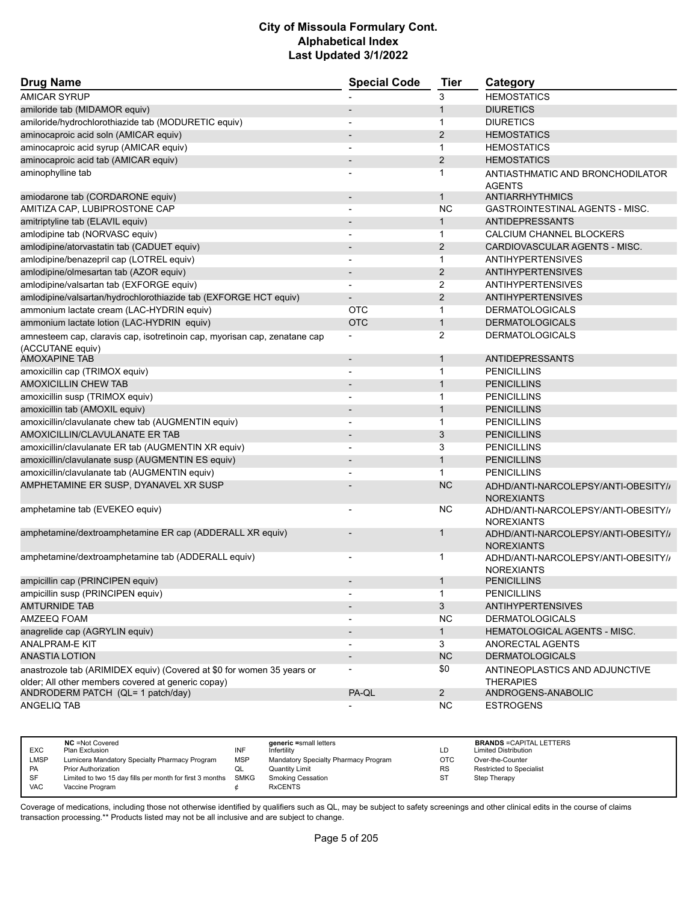# City of Missoula Formulary Cont.
## Alphabetical Index
### Last Updated 3/1/2022

| Drug Name | Special Code | Tier | Category |
|---|---|---|---|
| AMICAR SYRUP | - | 3 | HEMOSTATICS |
| amiloride tab (MIDAMOR equiv) | - | 1 | DIURETICS |
| amiloride/hydrochlorothiazide tab (MODURETIC equiv) | - | 1 | DIURETICS |
| aminocaproic acid soln (AMICAR equiv) | - | 2 | HEMOSTATICS |
| aminocaproic acid syrup (AMICAR equiv) | - | 1 | HEMOSTATICS |
| aminocaproic acid tab (AMICAR equiv) | - | 2 | HEMOSTATICS |
| aminophylline tab | - | 1 | ANTIASTHMATIC AND BRONCHODILATOR AGENTS |
| amiodarone tab (CORDARONE equiv) | - | 1 | ANTIARRHYTHMICS |
| AMITIZA CAP, LUBIPROSTONE CAP | - | NC | GASTROINTESTINAL AGENTS - MISC. |
| amitriptyline tab (ELAVIL equiv) | - | 1 | ANTIDEPRESSANTS |
| amlodipine tab (NORVASC equiv) | - | 1 | CALCIUM CHANNEL BLOCKERS |
| amlodipine/atorvastatin tab (CADUET equiv) | - | 2 | CARDIOVASCULAR AGENTS - MISC. |
| amlodipine/benazepril cap (LOTREL equiv) | - | 1 | ANTIHYPERTENSIVES |
| amlodipine/olmesartan tab (AZOR equiv) | - | 2 | ANTIHYPERTENSIVES |
| amlodipine/valsartan tab (EXFORGE equiv) | - | 2 | ANTIHYPERTENSIVES |
| amlodipine/valsartan/hydrochlorothiazide tab (EXFORGE HCT equiv) | - | 2 | ANTIHYPERTENSIVES |
| ammonium lactate cream (LAC-HYDRIN equiv) | OTC | 1 | DERMATOLOGICALS |
| ammonium lactate lotion (LAC-HYDRIN equiv) | OTC | 1 | DERMATOLOGICALS |
| amnesteem cap, claravis cap, isotretinoin cap, myorisan cap, zenatane cap (ACCUTANE equiv) | - | 2 | DERMATOLOGICALS |
| AMOXAPINE TAB | - | 1 | ANTIDEPRESSANTS |
| amoxicillin cap (TRIMOX equiv) | - | 1 | PENICILLINS |
| AMOXICILLIN CHEW TAB | - | 1 | PENICILLINS |
| amoxicillin susp (TRIMOX equiv) | - | 1 | PENICILLINS |
| amoxicillin tab (AMOXIL equiv) | - | 1 | PENICILLINS |
| amoxicillin/clavulanate chew tab (AUGMENTIN equiv) | - | 1 | PENICILLINS |
| AMOXICILLIN/CLAVULANATE ER TAB | - | 3 | PENICILLINS |
| amoxicillin/clavulanate ER tab (AUGMENTIN XR equiv) | - | 3 | PENICILLINS |
| amoxicillin/clavulanate susp (AUGMENTIN ES equiv) | - | 1 | PENICILLINS |
| amoxicillin/clavulanate tab (AUGMENTIN equiv) | - | 1 | PENICILLINS |
| AMPHETAMINE ER SUSP, DYANAVEL XR SUSP | - | NC | ADHD/ANTI-NARCOLEPSY/ANTI-OBESITY/ANOREXIANTS |
| amphetamine tab (EVEKEO equiv) | - | NC | ADHD/ANTI-NARCOLEPSY/ANTI-OBESITY/ANOREXIANTS |
| amphetamine/dextroamphetamine ER cap (ADDERALL XR equiv) | - | 1 | ADHD/ANTI-NARCOLEPSY/ANTI-OBESITY/ANOREXIANTS |
| amphetamine/dextroamphetamine tab (ADDERALL equiv) | - | 1 | ADHD/ANTI-NARCOLEPSY/ANTI-OBESITY/ANOREXIANTS |
| ampicillin cap (PRINCIPEN equiv) | - | 1 | PENICILLINS |
| ampicillin susp (PRINCIPEN equiv) | - | 1 | PENICILLINS |
| AMTURNIDE TAB | - | 3 | ANTIHYPERTENSIVES |
| AMZEEQ FOAM | - | NC | DERMATOLOGICALS |
| anagrelide cap (AGRYLIN equiv) | - | 1 | HEMATOLOGICAL AGENTS - MISC. |
| ANALPRAM-E KIT | - | 3 | ANORECTAL AGENTS |
| ANASTIA LOTION | - | NC | DERMATOLOGICALS |
| anastrozole tab (ARIMIDEX equiv) (Covered at $0 for women 35 years or older; All other members covered at generic copay) | - | $0 | ANTINEOPLASTICS AND ADJUNCTIVE THERAPIES |
| ANDRODERM PATCH (QL= 1 patch/day) | PA-QL | 2 | ANDROGENS-ANABOLIC |
| ANGELIQ TAB | - | NC | ESTROGENS |

| | | | | | | | |
|---|---|---|---|---|---|---|---|
| EXC | NC =Not Covered Plan Exclusion | INF | generic =small letters Infertility | LD | BRANDS =CAPITAL LETTERS Limited Distribution | | |
| LMSP | Lumicera Mandatory Specialty Pharmacy Program | MSP | Mandatory Specialty Pharmacy Program | OTC | Over-the-Counter | | |
| PA | Prior Authorization | QL | Quantity Limit | RS | Restricted to Specialist | | |
| SF | Limited to two 15 day fills per month for first 3 months | SMKG | Smoking Cessation | ST | Step Therapy | | |
| VAC | Vaccine Program | ¢ | RxCENTS | | | | |

Coverage of medications, including those not otherwise identified by qualifiers such as QL, may be subject to safety screenings and other clinical edits in the course of claims transaction processing.** Products listed may not be all inclusive and are subject to change.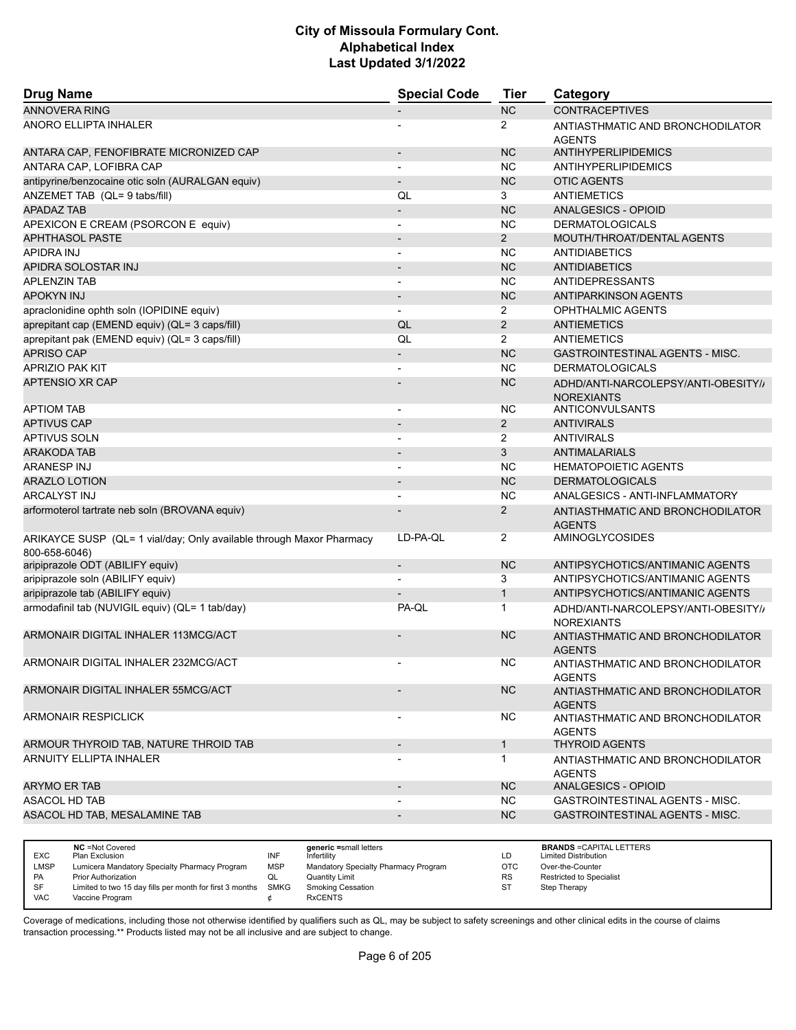# City of Missoula Formulary Cont.
## Alphabetical Index
### Last Updated 3/1/2022

| Drug Name | Special Code | Tier | Category |
|---|---|---|---|
| ANNOVERA RING | - | NC | CONTRACEPTIVES |
| ANORO ELLIPTA INHALER | - | 2 | ANTIASTHMATIC AND BRONCHODILATOR AGENTS |
| ANTARA CAP, FENOFIBRATE MICRONIZED CAP | - | NC | ANTIHYPERLIPIDEMICS |
| ANTARA CAP, LOFIBRA CAP | - | NC | ANTIHYPERLIPIDEMICS |
| antipyrine/benzocaine otic soln (AURALGAN equiv) | - | NC | OTIC AGENTS |
| ANZEMET TAB (QL= 9 tabs/fill) | QL | 3 | ANTIEMETICS |
| APADAZ TAB | - | NC | ANALGESICS - OPIOID |
| APEXICON E CREAM (PSORCON E equiv) | - | NC | DERMATOLOGICALS |
| APHTHASOL PASTE | - | 2 | MOUTH/THROAT/DENTAL AGENTS |
| APIDRA INJ | - | NC | ANTIDIABETICS |
| APIDRA SOLOSTAR INJ | - | NC | ANTIDIABETICS |
| APLENZIN TAB | - | NC | ANTIDEPRESSANTS |
| APOKYN INJ | - | NC | ANTIPARKINSON AGENTS |
| apraclonidine ophth soln (IOPIDINE equiv) | - | 2 | OPHTHALMIC AGENTS |
| aprepitant cap (EMEND equiv) (QL= 3 caps/fill) | QL | 2 | ANTIEMETICS |
| aprepitant pak (EMEND equiv) (QL= 3 caps/fill) | QL | 2 | ANTIEMETICS |
| APRISO CAP | - | NC | GASTROINTESTINAL AGENTS - MISC. |
| APRIZIO PAK KIT | - | NC | DERMATOLOGICALS |
| APTENSIO XR CAP | - | NC | ADHD/ANTI-NARCOLEPSY/ANTI-OBESITY/ANOREXIANTS |
| APTIOM TAB | - | NC | ANTICONVULSANTS |
| APTIVUS CAP | - | 2 | ANTIVIRALS |
| APTIVUS SOLN | - | 2 | ANTIVIRALS |
| ARAKODA TAB | - | 3 | ANTIMALARIALS |
| ARANESP INJ | - | NC | HEMATOPOIETIC AGENTS |
| ARAZLO LOTION | - | NC | DERMATOLOGICALS |
| ARCALYST INJ | - | NC | ANALGESICS - ANTI-INFLAMMATORY |
| arformoterol tartrate neb soln (BROVANA equiv) | - | 2 | ANTIASTHMATIC AND BRONCHODILATOR AGENTS |
| ARIKAYCE SUSP (QL= 1 vial/day; Only available through Maxor Pharmacy 800-658-6046) | LD-PA-QL | 2 | AMINOGLYCOSIDES |
| aripiprazole ODT (ABILIFY equiv) | - | NC | ANTIPSYCHOTICS/ANTIMANIC AGENTS |
| aripiprazole soln (ABILIFY equiv) | - | 3 | ANTIPSYCHOTICS/ANTIMANIC AGENTS |
| aripiprazole tab (ABILIFY equiv) | - | 1 | ANTIPSYCHOTICS/ANTIMANIC AGENTS |
| armodafinil tab (NUVIGIL equiv) (QL= 1 tab/day) | PA-QL | 1 | ADHD/ANTI-NARCOLEPSY/ANTI-OBESITY/ANOREXIANTS |
| ARMONAIR DIGITAL INHALER 113MCG/ACT | - | NC | ANTIASTHMATIC AND BRONCHODILATOR AGENTS |
| ARMONAIR DIGITAL INHALER 232MCG/ACT | - | NC | ANTIASTHMATIC AND BRONCHODILATOR AGENTS |
| ARMONAIR DIGITAL INHALER 55MCG/ACT | - | NC | ANTIASTHMATIC AND BRONCHODILATOR AGENTS |
| ARMONAIR RESPICLICK | - | NC | ANTIASTHMATIC AND BRONCHODILATOR AGENTS |
| ARMOUR THYROID TAB, NATURE THROID TAB | - | 1 | THYROID AGENTS |
| ARNUITY ELLIPTA INHALER | - | 1 | ANTIASTHMATIC AND BRONCHODILATOR AGENTS |
| ARYMO ER TAB | - | NC | ANALGESICS - OPIOID |
| ASACOL HD TAB | - | NC | GASTROINTESTINAL AGENTS - MISC. |
| ASACOL HD TAB, MESALAMINE TAB | - | NC | GASTROINTESTINAL AGENTS - MISC. |

| | | | | | |
|---|---|---|---|---|---|
| | **NC** =Not Covered | | **generic** =small letters | | **BRANDS** =CAPITAL LETTERS |
| EXC | Plan Exclusion | INF | Infertility | LD | Limited Distribution |
| LMSP | Lumicera Mandatory Specialty Pharmacy Program | MSP | Mandatory Specialty Pharmacy Program | OTC | Over-the-Counter |
| PA | Prior Authorization | QL | Quantity Limit | RS | Restricted to Specialist |
| SF | Limited to two 15 day fills per month for first 3 months | SMKG | Smoking Cessation | ST | Step Therapy |
| VAC | Vaccine Program | ¢ | RxCENTS | | |

Coverage of medications, including those not otherwise identified by qualifiers such as QL, may be subject to safety screenings and other clinical edits in the course of claims transaction processing.** Products listed may not be all inclusive and are subject to change.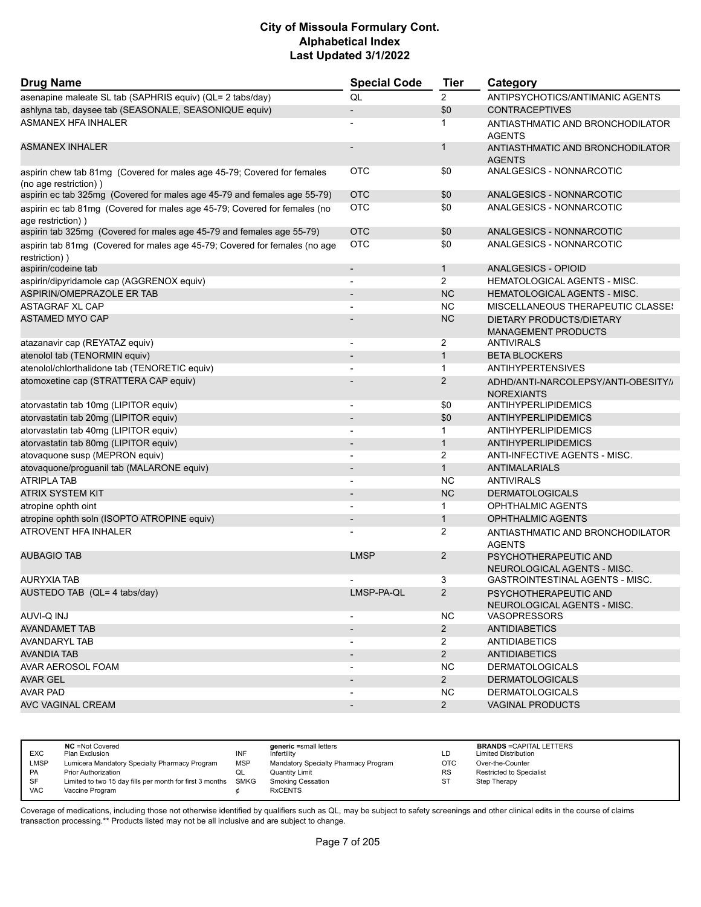# City of Missoula Formulary Cont.
## Alphabetical Index
### Last Updated 3/1/2022

| Drug Name | Special Code | Tier | Category |
|---|---|---|---|
| asenapine maleate SL tab (SAPHRIS equiv) (QL= 2 tabs/day) | QL | 2 | ANTIPSYCHOTICS/ANTIMANIC AGENTS |
| ashlyna tab, daysee tab (SEASONALE, SEASONIQUE equiv) | - | $0 | CONTRACEPTIVES |
| ASMANEX HFA INHALER | - | 1 | ANTIASTHMATIC AND BRONCHODILATOR AGENTS |
| ASMANEX INHALER | - | 1 | ANTIASTHMATIC AND BRONCHODILATOR AGENTS |
| aspirin chew tab 81mg (Covered for males age 45-79; Covered for females (no age restriction) ) | OTC | $0 | ANALGESICS - NONNARCOTIC |
| aspirin ec tab 325mg (Covered for males age 45-79 and females age 55-79) | OTC | $0 | ANALGESICS - NONNARCOTIC |
| aspirin ec tab 81mg (Covered for males age 45-79; Covered for females (no age restriction) ) | OTC | $0 | ANALGESICS - NONNARCOTIC |
| aspirin tab 325mg (Covered for males age 45-79 and females age 55-79) | OTC | $0 | ANALGESICS - NONNARCOTIC |
| aspirin tab 81mg (Covered for males age 45-79; Covered for females (no age restriction) ) | OTC | $0 | ANALGESICS - NONNARCOTIC |
| aspirin/codeine tab | - | 1 | ANALGESICS - OPIOID |
| aspirin/dipyridamole cap (AGGRENOX equiv) | - | 2 | HEMATOLOGICAL AGENTS - MISC. |
| ASPIRIN/OMEPRAZOLE ER TAB | - | NC | HEMATOLOGICAL AGENTS - MISC. |
| ASTAGRAF XL CAP | - | NC | MISCELLANEOUS THERAPEUTIC CLASSES |
| ASTAMED MYO CAP | - | NC | DIETARY PRODUCTS/DIETARY MANAGEMENT PRODUCTS |
| atazanavir cap (REYATAZ equiv) | - | 2 | ANTIVIRALS |
| atenolol tab (TENORMIN equiv) | - | 1 | BETA BLOCKERS |
| atenolol/chlorthalidone tab (TENORETIC equiv) | - | 1 | ANTIHYPERTENSIVES |
| atomoxetine cap (STRATTERA CAP equiv) | - | 2 | ADHD/ANTI-NARCOLEPSY/ANTI-OBESITY/ANOREXIANTS |
| atorvastatin tab 10mg (LIPITOR equiv) | - | $0 | ANTIHYPERLIPIDEMICS |
| atorvastatin tab 20mg (LIPITOR equiv) | - | $0 | ANTIHYPERLIPIDEMICS |
| atorvastatin tab 40mg (LIPITOR equiv) | - | 1 | ANTIHYPERLIPIDEMICS |
| atorvastatin tab 80mg (LIPITOR equiv) | - | 1 | ANTIHYPERLIPIDEMICS |
| atovaquone susp (MEPRON equiv) | - | 2 | ANTI-INFECTIVE AGENTS - MISC. |
| atovaquone/proguanil tab (MALARONE equiv) | - | 1 | ANTIMALARIALS |
| ATRIPLA TAB | - | NC | ANTIVIRALS |
| ATRIX SYSTEM KIT | - | NC | DERMATOLOGICALS |
| atropine ophth oint | - | 1 | OPHTHALMIC AGENTS |
| atropine ophth soln (ISOPTO ATROPINE equiv) | - | 1 | OPHTHALMIC AGENTS |
| ATROVENT HFA INHALER | - | 2 | ANTIASTHMATIC AND BRONCHODILATOR AGENTS |
| AUBAGIO TAB | LMSP | 2 | PSYCHOTHERAPEUTIC AND NEUROLOGICAL AGENTS - MISC. |
| AURYXIA TAB | - | 3 | GASTROINTESTINAL AGENTS - MISC. |
| AUSTEDO TAB (QL= 4 tabs/day) | LMSP-PA-QL | 2 | PSYCHOTHERAPEUTIC AND NEUROLOGICAL AGENTS - MISC. |
| AUVI-Q INJ | - | NC | VASOPRESSORS |
| AVANDAMET TAB | - | 2 | ANTIDIABETICS |
| AVANDARYL TAB | - | 2 | ANTIDIABETICS |
| AVANDIA TAB | - | 2 | ANTIDIABETICS |
| AVAR AEROSOL FOAM | - | NC | DERMATOLOGICALS |
| AVAR GEL | - | 2 | DERMATOLOGICALS |
| AVAR PAD | - | NC | DERMATOLOGICALS |
| AVC VAGINAL CREAM | - | 2 | VAGINAL PRODUCTS |

| | | | | | |
|---|---|---|---|---|---|
| **NC** =Not Covered | | **generic** =small letters | | **BRANDS** =CAPITAL LETTERS | |
| EXC | Plan Exclusion | INF | Infertility | LD | Limited Distribution |
| LMSP | Lumicera Mandatory Specialty Pharmacy Program | MSP | Mandatory Specialty Pharmacy Program | OTC | Over-the-Counter |
| PA | Prior Authorization | QL | Quantity Limit | RS | Restricted to Specialist |
| SF | Limited to two 15 day fills per month for first 3 months | SMKG | Smoking Cessation | ST | Step Therapy |
| VAC | Vaccine Program | ¢ | RxCENTS | | |

Coverage of medications, including those not otherwise identified by qualifiers such as QL, may be subject to safety screenings and other clinical edits in the course of claims transaction processing.** Products listed may not be all inclusive and are subject to change.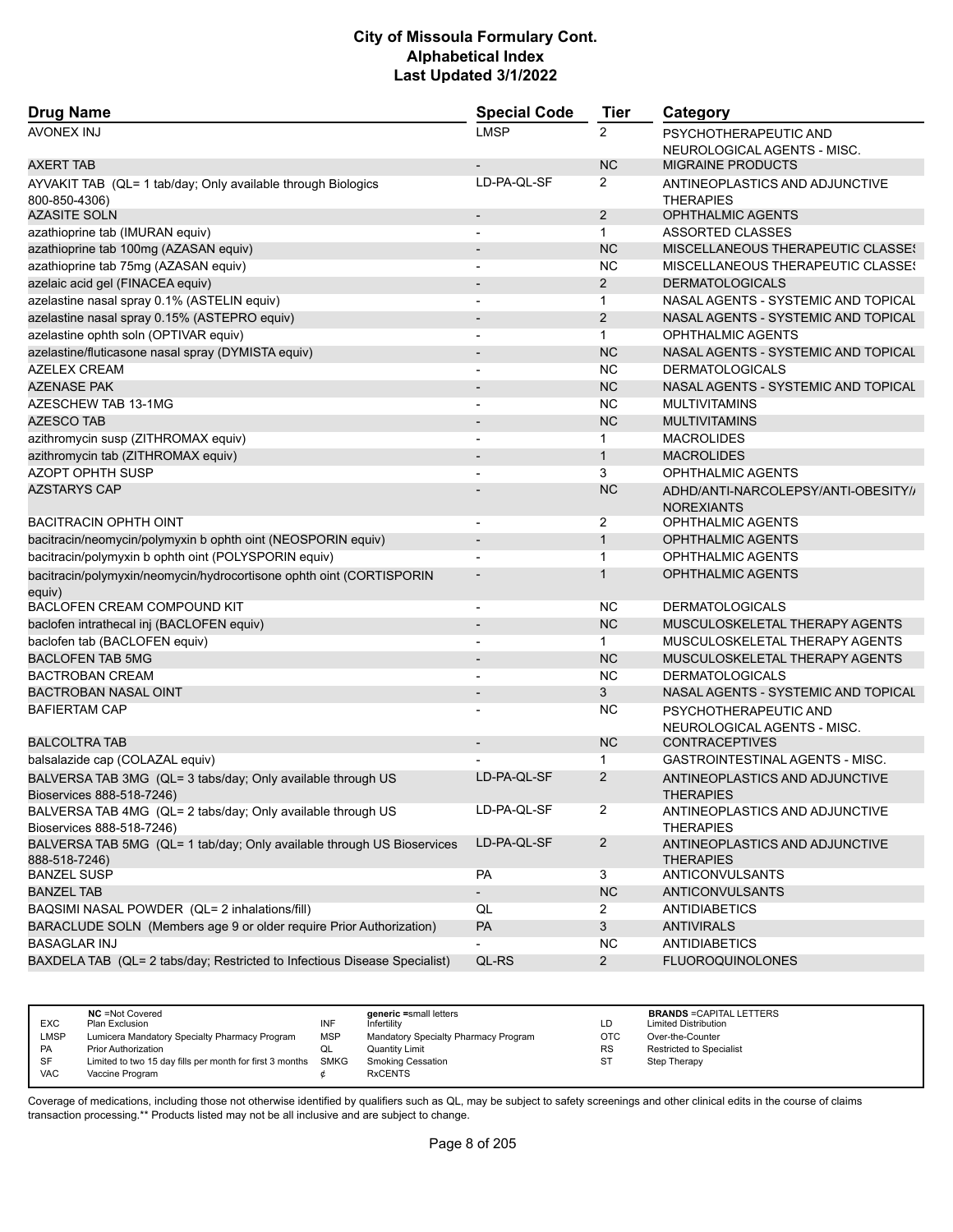# City of Missoula Formulary Cont.
## Alphabetical Index
### Last Updated 3/1/2022

| Drug Name | Special Code | Tier | Category |
|---|---|---|---|
| AVONEX INJ | LMSP | 2 | PSYCHOTHERAPEUTIC AND NEUROLOGICAL AGENTS - MISC. |
| AXERT TAB | - | NC | MIGRAINE PRODUCTS |
| AYVAKIT TAB (QL= 1 tab/day; Only available through Biologics 800-850-4306) | LD-PA-QL-SF | 2 | ANTINEOPLASTICS AND ADJUNCTIVE THERAPIES |
| AZASITE SOLN | - | 2 | OPHTHALMIC AGENTS |
| azathioprine tab (IMURAN equiv) | - | 1 | ASSORTED CLASSES |
| azathioprine tab 100mg (AZASAN equiv) | - | NC | MISCELLANEOUS THERAPEUTIC CLASSES |
| azathioprine tab 75mg (AZASAN equiv) | - | NC | MISCELLANEOUS THERAPEUTIC CLASSES |
| azelaic acid gel (FINACEA equiv) | - | 2 | DERMATOLOGICALS |
| azelastine nasal spray 0.1% (ASTELIN equiv) | - | 1 | NASAL AGENTS - SYSTEMIC AND TOPICAL |
| azelastine nasal spray 0.15% (ASTEPRO equiv) | - | 2 | NASAL AGENTS - SYSTEMIC AND TOPICAL |
| azelastine ophth soln (OPTIVAR equiv) | - | 1 | OPHTHALMIC AGENTS |
| azelastine/fluticasone nasal spray (DYMISTA equiv) | - | NC | NASAL AGENTS - SYSTEMIC AND TOPICAL |
| AZELEX CREAM | - | NC | DERMATOLOGICALS |
| AZENASE PAK | - | NC | NASAL AGENTS - SYSTEMIC AND TOPICAL |
| AZESCHEW TAB 13-1MG | - | NC | MULTIVITAMINS |
| AZESCO TAB | - | NC | MULTIVITAMINS |
| azithromycin susp (ZITHROMAX equiv) | - | 1 | MACROLIDES |
| azithromycin tab (ZITHROMAX equiv) | - | 1 | MACROLIDES |
| AZOPT OPHTH SUSP | - | 3 | OPHTHALMIC AGENTS |
| AZSTARYS CAP | - | NC | ADHD/ANTI-NARCOLEPSY/ANTI-OBESITY/ANOREXIANTS |
| BACITRACIN OPHTH OINT | - | 2 | OPHTHALMIC AGENTS |
| bacitracin/neomycin/polymyxin b ophth oint (NEOSPORIN equiv) | - | 1 | OPHTHALMIC AGENTS |
| bacitracin/polymyxin b ophth oint (POLYSPORIN equiv) | - | 1 | OPHTHALMIC AGENTS |
| bacitracin/polymyxin/neomycin/hydrocortisone ophth oint (CORTISPORIN equiv) | - | 1 | OPHTHALMIC AGENTS |
| BACLOFEN CREAM COMPOUND KIT | - | NC | DERMATOLOGICALS |
| baclofen intrathecal inj (BACLOFEN equiv) | - | NC | MUSCULOSKELETAL THERAPY AGENTS |
| baclofen tab (BACLOFEN equiv) | - | 1 | MUSCULOSKELETAL THERAPY AGENTS |
| BACLOFEN TAB 5MG | - | NC | MUSCULOSKELETAL THERAPY AGENTS |
| BACTROBAN CREAM | - | NC | DERMATOLOGICALS |
| BACTROBAN NASAL OINT | - | 3 | NASAL AGENTS - SYSTEMIC AND TOPICAL |
| BAFIERTAM CAP | - | NC | PSYCHOTHERAPEUTIC AND NEUROLOGICAL AGENTS - MISC. |
| BALCOLTRA TAB | - | NC | CONTRACEPTIVES |
| balsalazide cap (COLAZAL equiv) | - | 1 | GASTROINTESTINAL AGENTS - MISC. |
| BALVERSA TAB 3MG (QL= 3 tabs/day; Only available through US Bioservices 888-518-7246) | LD-PA-QL-SF | 2 | ANTINEOPLASTICS AND ADJUNCTIVE THERAPIES |
| BALVERSA TAB 4MG (QL= 2 tabs/day; Only available through US Bioservices 888-518-7246) | LD-PA-QL-SF | 2 | ANTINEOPLASTICS AND ADJUNCTIVE THERAPIES |
| BALVERSA TAB 5MG (QL= 1 tab/day; Only available through US Bioservices 888-518-7246) | LD-PA-QL-SF | 2 | ANTINEOPLASTICS AND ADJUNCTIVE THERAPIES |
| BANZEL SUSP | PA | 3 | ANTICONVULSANTS |
| BANZEL TAB | - | NC | ANTICONVULSANTS |
| BAQSIMI NASAL POWDER (QL= 2 inhalations/fill) | QL | 2 | ANTIDIABETICS |
| BARACLUDE SOLN (Members age 9 or older require Prior Authorization) | PA | 3 | ANTIVIRALS |
| BASAGLAR INJ | - | NC | ANTIDIABETICS |
| BAXDELA TAB (QL= 2 tabs/day; Restricted to Infectious Disease Specialist) | QL-RS | 2 | FLUOROQUINOLONES |

| | | | | | |
|---|---|---|---|---|---|
| | **NC** =Not Covered | | **generic** =small letters | | **BRANDS** =CAPITAL LETTERS |
| EXC | Plan Exclusion | INF | Infertility | LD | Limited Distribution |
| LMSP | Lumicera Mandatory Specialty Pharmacy Program | MSP | Mandatory Specialty Pharmacy Program | OTC | Over-the-Counter |
| PA | Prior Authorization | QL | Quantity Limit | RS | Restricted to Specialist |
| SF | Limited to two 15 day fills per month for first 3 months | SMKG | Smoking Cessation | ST | Step Therapy |
| VAC | Vaccine Program | ¢ | RxCENTS | | |

Coverage of medications, including those not otherwise identified by qualifiers such as QL, may be subject to safety screenings and other clinical edits in the course of claims transaction processing.** Products listed may not be all inclusive and are subject to change.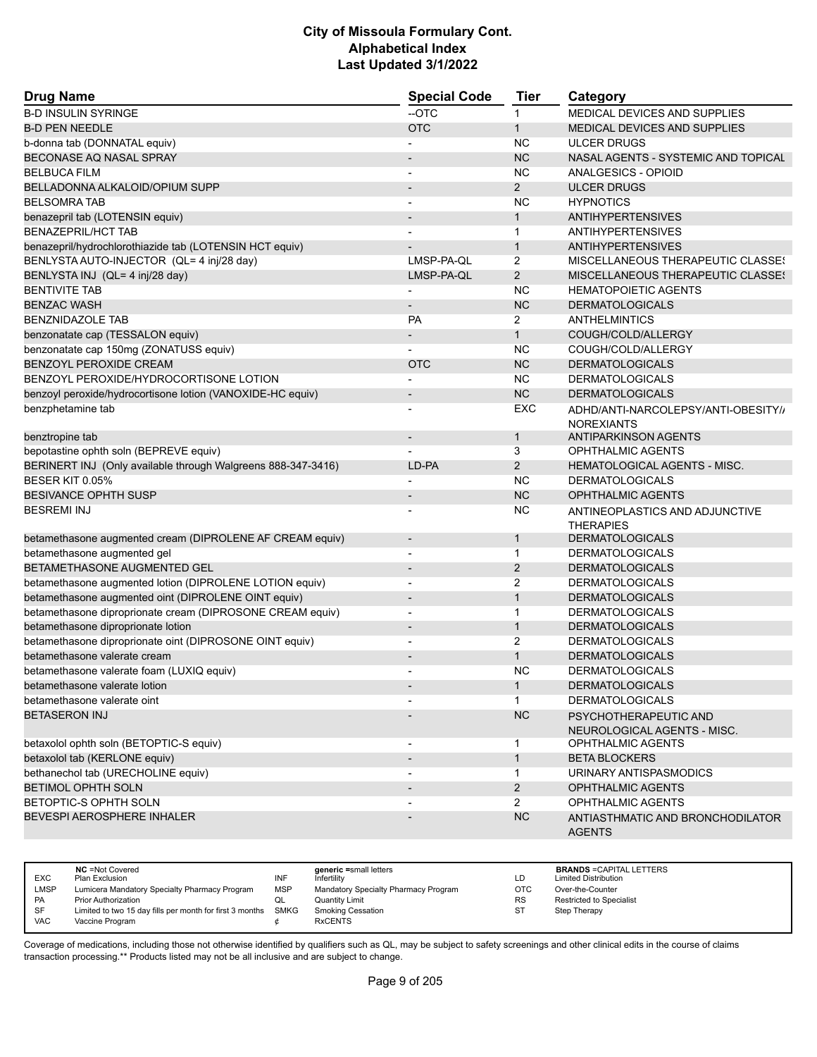# City of Missoula Formulary Cont.
## Alphabetical Index
### Last Updated 3/1/2022

| Drug Name | Special Code | Tier | Category |
|---|---|---|---|
| B-D INSULIN SYRINGE | --OTC | 1 | MEDICAL DEVICES AND SUPPLIES |
| B-D PEN NEEDLE | OTC | 1 | MEDICAL DEVICES AND SUPPLIES |
| b-donna tab (DONNATAL equiv) | - | NC | ULCER DRUGS |
| BECONASE AQ NASAL SPRAY | - | NC | NASAL AGENTS - SYSTEMIC AND TOPICAL |
| BELBUCA FILM | - | NC | ANALGESICS - OPIOID |
| BELLADONNA ALKALOID/OPIUM SUPP | - | 2 | ULCER DRUGS |
| BELSOMRA TAB | - | NC | HYPNOTICS |
| benazepril tab (LOTENSIN equiv) | - | 1 | ANTIHYPERTENSIVES |
| BENAZEPRIL/HCT TAB | - | 1 | ANTIHYPERTENSIVES |
| benazepril/hydrochlorothiazide tab (LOTENSIN HCT equiv) | - | 1 | ANTIHYPERTENSIVES |
| BENLYSTA AUTO-INJECTOR (QL= 4 inj/28 day) | LMSP-PA-QL | 2 | MISCELLANEOUS THERAPEUTIC CLASSES |
| BENLYSTA INJ (QL= 4 inj/28 day) | LMSP-PA-QL | 2 | MISCELLANEOUS THERAPEUTIC CLASSES |
| BENTIVITE TAB | - | NC | HEMATOPOIETIC AGENTS |
| BENZAC WASH | - | NC | DERMATOLOGICALS |
| BENZNIDAZOLE TAB | PA | 2 | ANTHELMINTICS |
| benzonatate cap (TESSALON equiv) | - | 1 | COUGH/COLD/ALLERGY |
| benzonatate cap 150mg (ZONATUSS equiv) | - | NC | COUGH/COLD/ALLERGY |
| BENZOYL PEROXIDE CREAM | OTC | NC | DERMATOLOGICALS |
| BENZOYL PEROXIDE/HYDROCORTISONE LOTION | - | NC | DERMATOLOGICALS |
| benzoyl peroxide/hydrocortisone lotion (VANOXIDE-HC equiv) | - | NC | DERMATOLOGICALS |
| benzphetamine tab | - | EXC | ADHD/ANTI-NARCOLEPSY/ANTI-OBESITY/ANOREXIANTS |
| benztropine tab | - | 1 | ANTIPARKINSON AGENTS |
| bepotastine ophth soln (BEPREVE equiv) | - | 3 | OPHTHALMIC AGENTS |
| BERINERT INJ (Only available through Walgreens 888-347-3416) | LD-PA | 2 | HEMATOLOGICAL AGENTS - MISC. |
| BESER KIT 0.05% | - | NC | DERMATOLOGICALS |
| BESIVANCE OPHTH SUSP | - | NC | OPHTHALMIC AGENTS |
| BESREMI INJ | - | NC | ANTINEOPLASTICS AND ADJUNCTIVE THERAPIES |
| betamethasone augmented cream (DIPROLENE AF CREAM equiv) | - | 1 | DERMATOLOGICALS |
| betamethasone augmented gel | - | 1 | DERMATOLOGICALS |
| BETAMETHASONE AUGMENTED GEL | - | 2 | DERMATOLOGICALS |
| betamethasone augmented lotion (DIPROLENE LOTION equiv) | - | 2 | DERMATOLOGICALS |
| betamethasone augmented oint (DIPROLENE OINT equiv) | - | 1 | DERMATOLOGICALS |
| betamethasone diproprionate cream (DIPROSONE CREAM equiv) | - | 1 | DERMATOLOGICALS |
| betamethasone diproprionate lotion | - | 1 | DERMATOLOGICALS |
| betamethasone diproprionate oint (DIPROSONE OINT equiv) | - | 2 | DERMATOLOGICALS |
| betamethasone valerate cream | - | 1 | DERMATOLOGICALS |
| betamethasone valerate foam (LUXIQ equiv) | - | NC | DERMATOLOGICALS |
| betamethasone valerate lotion | - | 1 | DERMATOLOGICALS |
| betamethasone valerate oint | - | 1 | DERMATOLOGICALS |
| BETASERON INJ | - | NC | PSYCHOTHERAPEUTIC AND NEUROLOGICAL AGENTS - MISC. |
| betaxolol ophth soln (BETOPTIC-S equiv) | - | 1 | OPHTHALMIC AGENTS |
| betaxolol tab (KERLONE equiv) | - | 1 | BETA BLOCKERS |
| bethanechol tab (URECHOLINE equiv) | - | 1 | URINARY ANTISPASMODICS |
| BETIMOL OPHTH SOLN | - | 2 | OPHTHALMIC AGENTS |
| BETOPTIC-S OPHTH SOLN | - | 2 | OPHTHALMIC AGENTS |
| BEVESPI AEROSPHERE INHALER | - | NC | ANTIASTHMATIC AND BRONCHODILATOR AGENTS |

| | | | | | |
|---|---|---|---|---|---|
| **NC** =Not Covered | | **generic** =small letters | | **BRANDS** =CAPITAL LETTERS | |
| EXC | Plan Exclusion | INF | Infertility | LD | Limited Distribution |
| LMSP | Lumicera Mandatory Specialty Pharmacy Program | MSP | Mandatory Specialty Pharmacy Program | OTC | Over-the-Counter |
| PA | Prior Authorization | QL | Quantity Limit | RS | Restricted to Specialist |
| SF | Limited to two 15 day fills per month for first 3 months | SMKG | Smoking Cessation | ST | Step Therapy |
| VAC | Vaccine Program | ¢ | RxCENTS | | |

Coverage of medications, including those not otherwise identified by qualifiers such as QL, may be subject to safety screenings and other clinical edits in the course of claims transaction processing.** Products listed may not be all inclusive and are subject to change.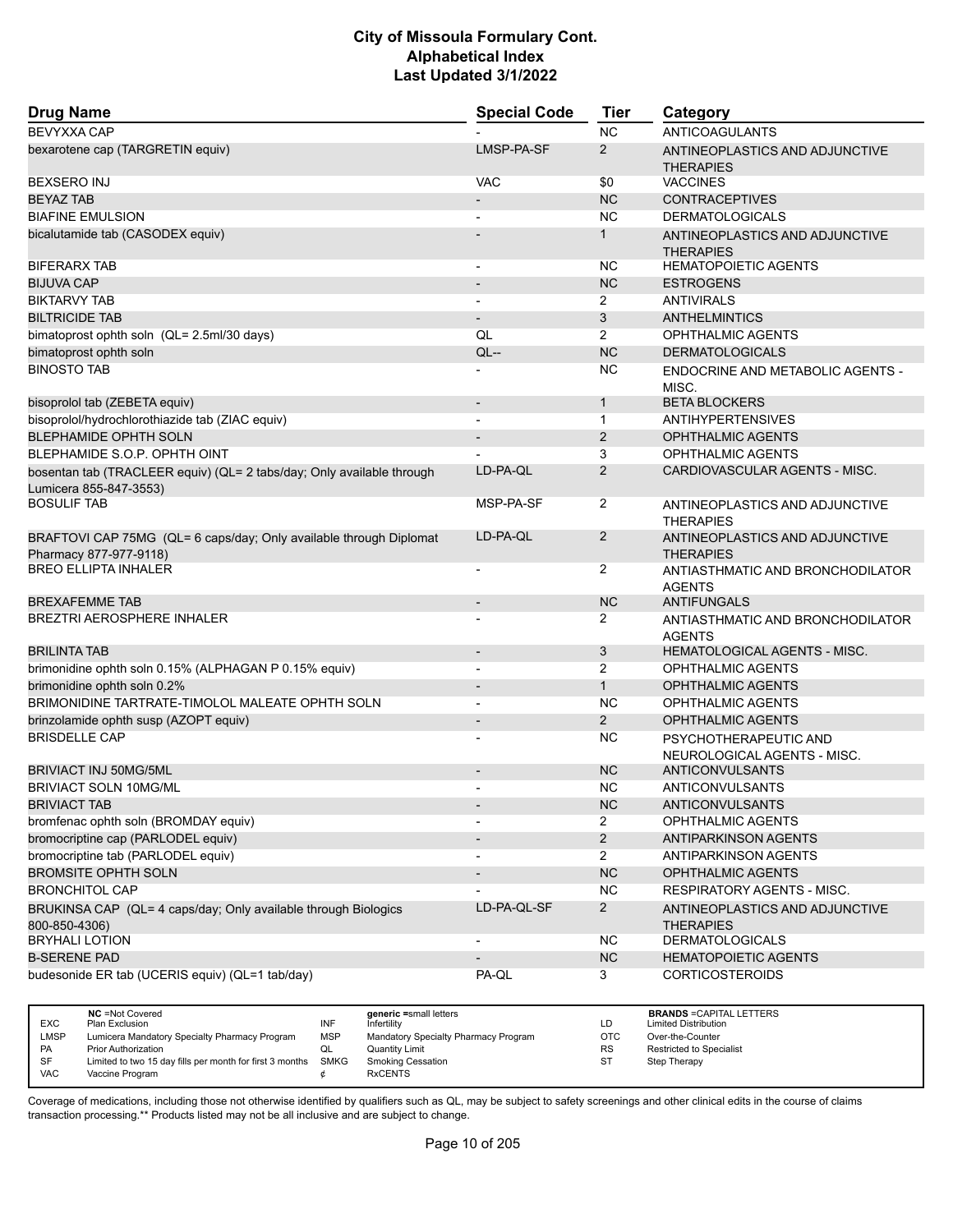# City of Missoula Formulary Cont.
# Alphabetical Index
# Last Updated 3/1/2022

| Drug Name | Special Code | Tier | Category |
|---|---|---|---|
| BEVYXXA CAP | - | NC | ANTICOAGULANTS |
| bexarotene cap (TARGRETIN equiv) | LMSP-PA-SF | 2 | ANTINEOPLASTICS AND ADJUNCTIVE THERAPIES |
| BEXSERO INJ | VAC | $0 | VACCINES |
| BEYAZ TAB | - | NC | CONTRACEPTIVES |
| BIAFINE EMULSION | - | NC | DERMATOLOGICALS |
| bicalutamide tab (CASODEX equiv) | - | 1 | ANTINEOPLASTICS AND ADJUNCTIVE THERAPIES |
| BIFERARX TAB | - | NC | HEMATOPOIETIC AGENTS |
| BIJUVA CAP | - | NC | ESTROGENS |
| BIKTARVY TAB | - | 2 | ANTIVIRALS |
| BILTRICIDE TAB | - | 3 | ANTHELMINTICS |
| bimatoprost ophth soln (QL= 2.5ml/30 days) | QL | 2 | OPHTHALMIC AGENTS |
| bimatoprost ophth soln | QL-- | NC | DERMATOLOGICALS |
| BINOSTO TAB | - | NC | ENDOCRINE AND METABOLIC AGENTS - MISC. |
| bisoprolol tab (ZEBETA equiv) | - | 1 | BETA BLOCKERS |
| bisoprolol/hydrochlorothiazide tab (ZIAC equiv) | - | 1 | ANTIHYPERTENSIVES |
| BLEPHAMIDE OPHTH SOLN | - | 2 | OPHTHALMIC AGENTS |
| BLEPHAMIDE S.O.P. OPHTH OINT | - | 3 | OPHTHALMIC AGENTS |
| bosentan tab (TRACLEER equiv) (QL= 2 tabs/day; Only available through Lumicera 855-847-3553) | LD-PA-QL | 2 | CARDIOVASCULAR AGENTS - MISC. |
| BOSULIF TAB | MSP-PA-SF | 2 | ANTINEOPLASTICS AND ADJUNCTIVE THERAPIES |
| BRAFTOVI CAP 75MG (QL= 6 caps/day; Only available through Diplomat Pharmacy 877-977-9118) | LD-PA-QL | 2 | ANTINEOPLASTICS AND ADJUNCTIVE THERAPIES |
| BREO ELLIPTA INHALER | - | 2 | ANTIASTHMATIC AND BRONCHODILATOR AGENTS |
| BREXAFEMME TAB | - | NC | ANTIFUNGALS |
| BREZTRI AEROSPHERE INHALER | - | 2 | ANTIASTHMATIC AND BRONCHODILATOR AGENTS |
| BRILINTA TAB | - | 3 | HEMATOLOGICAL AGENTS - MISC. |
| brimonidine ophth soln 0.15% (ALPHAGAN P 0.15% equiv) | - | 2 | OPHTHALMIC AGENTS |
| brimonidine ophth soln 0.2% | - | 1 | OPHTHALMIC AGENTS |
| BRIMONIDINE TARTRATE-TIMOLOL MALEATE OPHTH SOLN | - | NC | OPHTHALMIC AGENTS |
| brinzolamide ophth susp (AZOPT equiv) | - | 2 | OPHTHALMIC AGENTS |
| BRISDELLE CAP | - | NC | PSYCHOTHERAPEUTIC AND NEUROLOGICAL AGENTS - MISC. |
| BRIVIACT INJ 50MG/5ML | - | NC | ANTICONVULSANTS |
| BRIVIACT SOLN 10MG/ML | - | NC | ANTICONVULSANTS |
| BRIVIACT TAB | - | NC | ANTICONVULSANTS |
| bromfenac ophth soln (BROMDAY equiv) | - | 2 | OPHTHALMIC AGENTS |
| bromocriptine cap (PARLODEL equiv) | - | 2 | ANTIPARKINSON AGENTS |
| bromocriptine tab (PARLODEL equiv) | - | 2 | ANTIPARKINSON AGENTS |
| BROMSITE OPHTH SOLN | - | NC | OPHTHALMIC AGENTS |
| BRONCHITOL CAP | - | NC | RESPIRATORY AGENTS - MISC. |
| BRUKINSA CAP (QL= 4 caps/day; Only available through Biologics 800-850-4306) | LD-PA-QL-SF | 2 | ANTINEOPLASTICS AND ADJUNCTIVE THERAPIES |
| BRYHALI LOTION | - | NC | DERMATOLOGICALS |
| B-SERENE PAD | - | NC | HEMATOPOIETIC AGENTS |
| budesonide ER tab (UCERIS equiv) (QL=1 tab/day) | PA-QL | 3 | CORTICOSTEROIDS |

| | | | | | | | |
|---|---|---|---|---|---|---|---|
| | **NC** =Not Covered | | **generic** =small letters | | | | **BRANDS** =CAPITAL LETTERS |
| EXC | Plan Exclusion | INF | Infertility | LD | | Limited Distribution | |
| LMSP | Lumicera Mandatory Specialty Pharmacy Program | MSP | Mandatory Specialty Pharmacy Program | OTC | | Over-the-Counter | |
| PA | Prior Authorization | QL | Quantity Limit | RS | | Restricted to Specialist | |
| SF | Limited to two 15 day fills per month for first 3 months | SMKG | Smoking Cessation | ST | | Step Therapy | |
| VAC | Vaccine Program | ¢ | RxCENTS | | | | |

Coverage of medications, including those not otherwise identified by qualifiers such as QL, may be subject to safety screenings and other clinical edits in the course of claims transaction processing.** Products listed may not be all inclusive and are subject to change.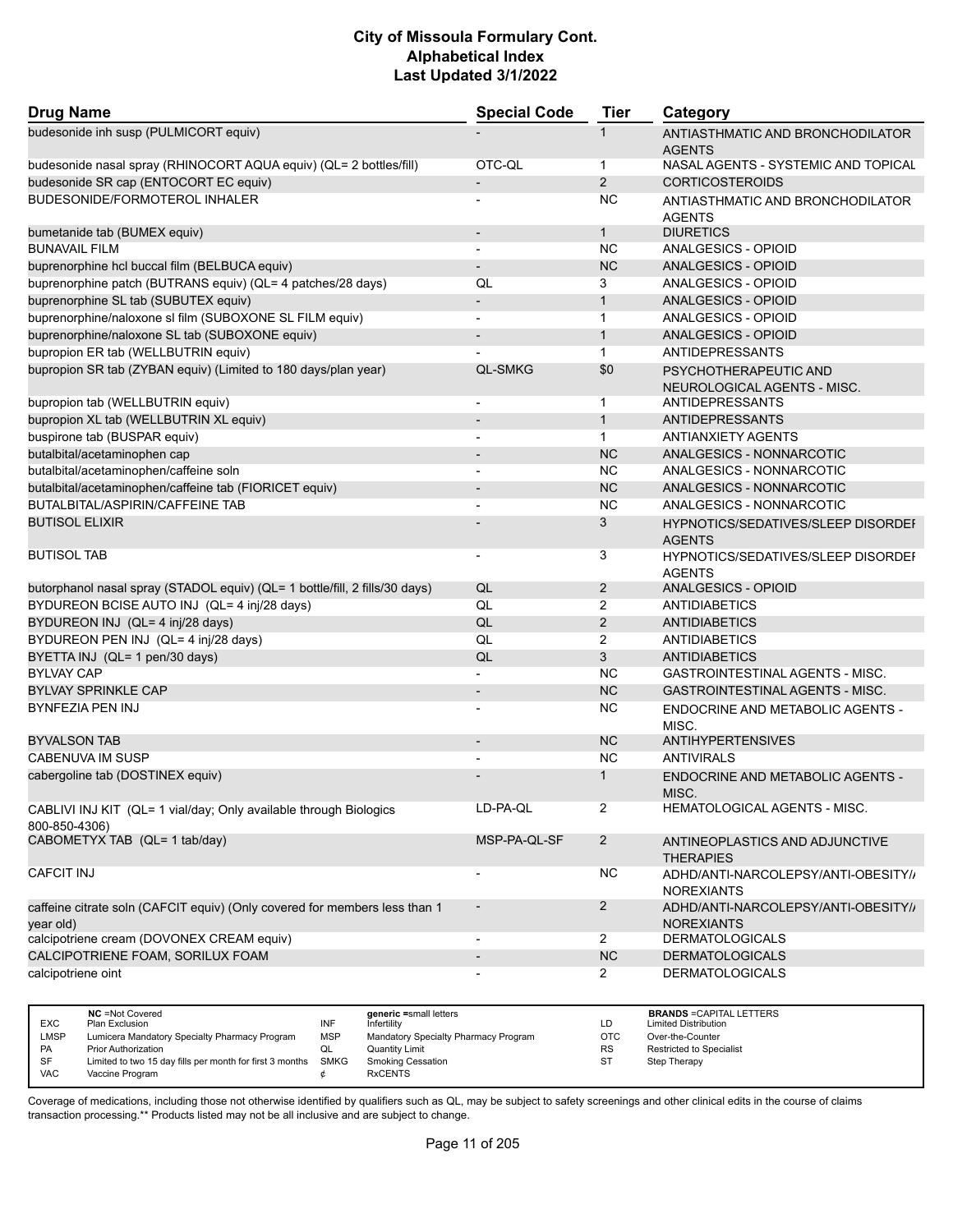# City of Missoula Formulary Cont.
# Alphabetical Index
# Last Updated 3/1/2022

| Drug Name | Special Code | Tier | Category |
|---|---|---|---|
| budesonide inh susp (PULMICORT equiv) | - | 1 | ANTIASTHMATIC AND BRONCHODILATOR AGENTS |
| budesonide nasal spray (RHINOCORT AQUA equiv) (QL= 2 bottles/fill) | OTC-QL | 1 | NASAL AGENTS - SYSTEMIC AND TOPICAL |
| budesonide SR cap (ENTOCORT EC equiv) | - | 2 | CORTICOSTEROIDS |
| BUDESONIDE/FORMOTEROL INHALER | - | NC | ANTIASTHMATIC AND BRONCHODILATOR AGENTS |
| bumetanide tab (BUMEX equiv) | - | 1 | DIURETICS |
| BUNAVAIL FILM | - | NC | ANALGESICS - OPIOID |
| buprenorphine hcl buccal film (BELBUCA equiv) | - | NC | ANALGESICS - OPIOID |
| buprenorphine patch (BUTRANS equiv) (QL= 4 patches/28 days) | QL | 3 | ANALGESICS - OPIOID |
| buprenorphine SL tab (SUBUTEX equiv) | - | 1 | ANALGESICS - OPIOID |
| buprenorphine/naloxone sl film (SUBOXONE SL FILM equiv) | - | 1 | ANALGESICS - OPIOID |
| buprenorphine/naloxone SL tab (SUBOXONE equiv) | - | 1 | ANALGESICS - OPIOID |
| bupropion ER tab (WELLBUTRIN equiv) | - | 1 | ANTIDEPRESSANTS |
| bupropion SR tab (ZYBAN equiv) (Limited to 180 days/plan year) | QL-SMKG | $0 | PSYCHOTHERAPEUTIC AND NEUROLOGICAL AGENTS - MISC. |
| bupropion tab (WELLBUTRIN equiv) | - | 1 | ANTIDEPRESSANTS |
| bupropion XL tab (WELLBUTRIN XL equiv) | - | 1 | ANTIDEPRESSANTS |
| buspirone tab (BUSPAR equiv) | - | 1 | ANTIANXIETY AGENTS |
| butalbital/acetaminophen cap | - | NC | ANALGESICS - NONNARCOTIC |
| butalbital/acetaminophen/caffeine soln | - | NC | ANALGESICS - NONNARCOTIC |
| butalbital/acetaminophen/caffeine tab (FIORICET equiv) | - | NC | ANALGESICS - NONNARCOTIC |
| BUTALBITAL/ASPIRIN/CAFFEINE TAB | - | NC | ANALGESICS - NONNARCOTIC |
| BUTISOL ELIXIR | - | 3 | HYPNOTICS/SEDATIVES/SLEEP DISORDER AGENTS |
| BUTISOL TAB | - | 3 | HYPNOTICS/SEDATIVES/SLEEP DISORDER AGENTS |
| butorphanol nasal spray (STADOL equiv) (QL= 1 bottle/fill, 2 fills/30 days) | QL | 2 | ANALGESICS - OPIOID |
| BYDUREON BCISE AUTO INJ (QL= 4 inj/28 days) | QL | 2 | ANTIDIABETICS |
| BYDUREON INJ (QL= 4 inj/28 days) | QL | 2 | ANTIDIABETICS |
| BYDUREON PEN INJ (QL= 4 inj/28 days) | QL | 2 | ANTIDIABETICS |
| BYETTA INJ (QL= 1 pen/30 days) | QL | 3 | ANTIDIABETICS |
| BYLVAY CAP | - | NC | GASTROINTESTINAL AGENTS - MISC. |
| BYLVAY SPRINKLE CAP | - | NC | GASTROINTESTINAL AGENTS - MISC. |
| BYNFEZIA PEN INJ | - | NC | ENDOCRINE AND METABOLIC AGENTS - MISC. |
| BYVALSON TAB | - | NC | ANTIHYPERTENSIVES |
| CABENUVA IM SUSP | - | NC | ANTIVIRALS |
| cabergoline tab (DOSTINEX equiv) | - | 1 | ENDOCRINE AND METABOLIC AGENTS - MISC. |
| CABLIVI INJ KIT (QL= 1 vial/day; Only available through Biologics 800-850-4306) | LD-PA-QL | 2 | HEMATOLOGICAL AGENTS - MISC. |
| CABOMETYX TAB (QL= 1 tab/day) | MSP-PA-QL-SF | 2 | ANTINEOPLASTICS AND ADJUNCTIVE THERAPIES |
| CAFCIT INJ | - | NC | ADHD/ANTI-NARCOLEPSY/ANTI-OBESITY/ANOREXIANTS |
| caffeine citrate soln (CAFCIT equiv) (Only covered for members less than 1 year old) | - | 2 | ADHD/ANTI-NARCOLEPSY/ANTI-OBESITY/ANOREXIANTS |
| calcipotriene cream (DOVONEX CREAM equiv) | - | 2 | DERMATOLOGICALS |
| CALCIPOTRIENE FOAM, SORILUX FOAM | - | NC | DERMATOLOGICALS |
| calcipotriene oint | - | 2 | DERMATOLOGICALS |

| | | | | | | |
|---|---|---|---|---|---|---|
| | **NC** =Not Covered | | **generic** =small letters | | **BRANDS** =CAPITAL LETTERS | |
| EXC | Plan Exclusion | INF | Infertility | LD | Limited Distribution |
| LMSP | Lumicera Mandatory Specialty Pharmacy Program | MSP | Mandatory Specialty Pharmacy Program | OTC | Over-the-Counter |
| PA | Prior Authorization | QL | Quantity Limit | RS | Restricted to Specialist |
| SF | Limited to two 15 day fills per month for first 3 months | SMKG | Smoking Cessation | ST | Step Therapy |
| VAC | Vaccine Program | ¢ | RxCENTS | | |

Coverage of medications, including those not otherwise identified by qualifiers such as QL, may be subject to safety screenings and other clinical edits in the course of claims transaction processing.** Products listed may not be all inclusive and are subject to change.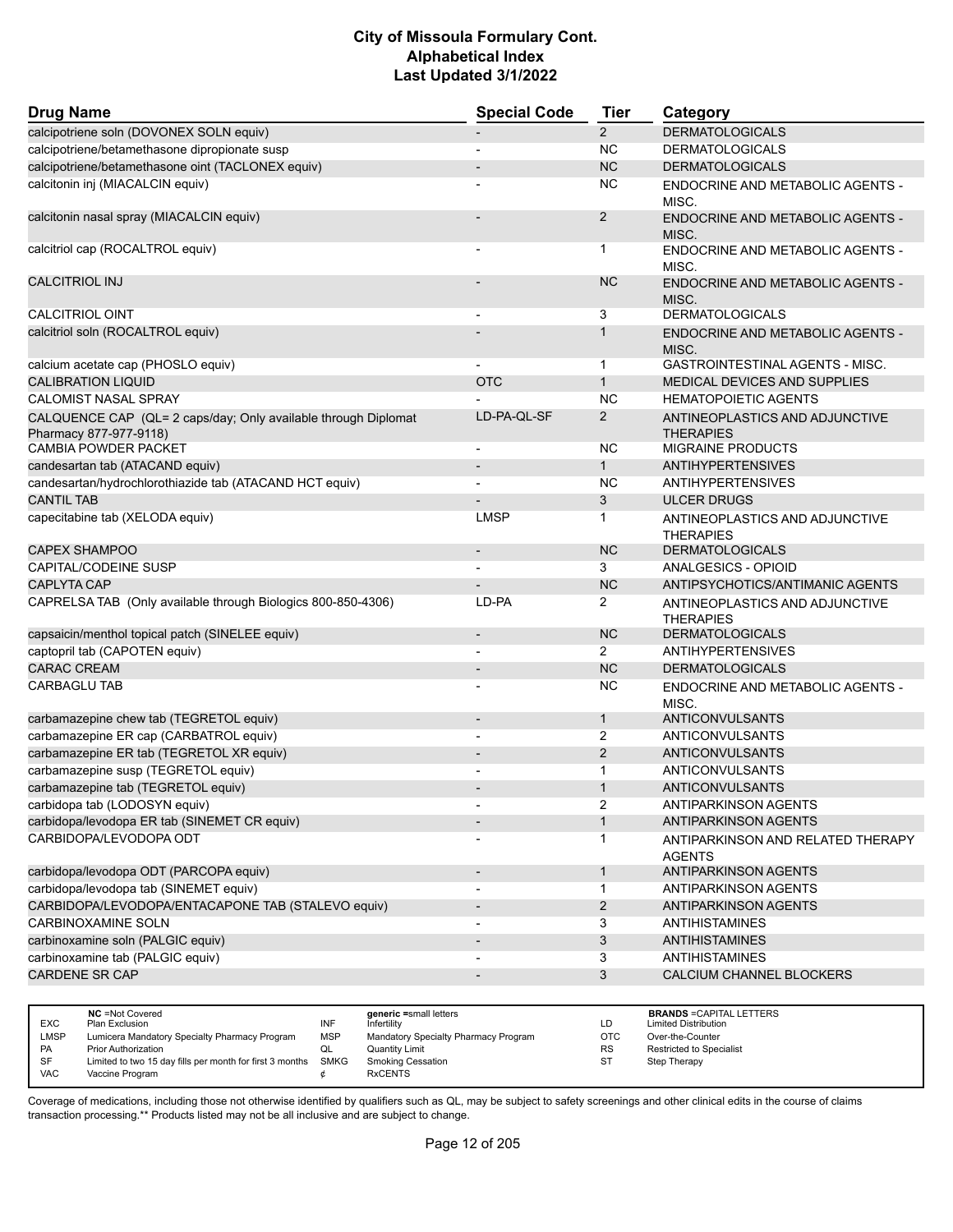# City of Missoula Formulary Cont.
## Alphabetical Index
### Last Updated 3/1/2022

| Drug Name | Special Code | Tier | Category |
|---|---|---|---|
| calcipotriene soln (DOVONEX SOLN equiv) | - | 2 | DERMATOLOGICALS |
| calcipotriene/betamethasone dipropionate susp | - | NC | DERMATOLOGICALS |
| calcipotriene/betamethasone oint (TACLONEX equiv) | - | NC | DERMATOLOGICALS |
| calcitonin inj (MIACALCIN equiv) | - | NC | ENDOCRINE AND METABOLIC AGENTS - MISC. |
| calcitonin nasal spray (MIACALCIN equiv) | - | 2 | ENDOCRINE AND METABOLIC AGENTS - MISC. |
| calcitriol cap (ROCALTROL equiv) | - | 1 | ENDOCRINE AND METABOLIC AGENTS - MISC. |
| CALCITRIOL INJ | - | NC | ENDOCRINE AND METABOLIC AGENTS - MISC. |
| CALCITRIOL OINT | - | 3 | DERMATOLOGICALS |
| calcitriol soln (ROCALTROL equiv) | - | 1 | ENDOCRINE AND METABOLIC AGENTS - MISC. |
| calcium acetate cap (PHOSLO equiv) | - | 1 | GASTROINTESTINAL AGENTS - MISC. |
| CALIBRATION LIQUID | OTC | 1 | MEDICAL DEVICES AND SUPPLIES |
| CALOMIST NASAL SPRAY | - | NC | HEMATOPOIETIC AGENTS |
| CALQUENCE CAP (QL= 2 caps/day; Only available through Diplomat Pharmacy 877-977-9118) | LD-PA-QL-SF | 2 | ANTINEOPLASTICS AND ADJUNCTIVE THERAPIES |
| CAMBIA POWDER PACKET | - | NC | MIGRAINE PRODUCTS |
| candesartan tab (ATACAND equiv) | - | 1 | ANTIHYPERTENSIVES |
| candesartan/hydrochlorothiazide tab (ATACAND HCT equiv) | - | NC | ANTIHYPERTENSIVES |
| CANTIL TAB | - | 3 | ULCER DRUGS |
| capecitabine tab (XELODA equiv) | LMSP | 1 | ANTINEOPLASTICS AND ADJUNCTIVE THERAPIES |
| CAPEX SHAMPOO | - | NC | DERMATOLOGICALS |
| CAPITAL/CODEINE SUSP | - | 3 | ANALGESICS - OPIOID |
| CAPLYTA CAP | - | NC | ANTIPSYCHOTICS/ANTIMANIC AGENTS |
| CAPRELSA TAB (Only available through Biologics 800-850-4306) | LD-PA | 2 | ANTINEOPLASTICS AND ADJUNCTIVE THERAPIES |
| capsaicin/menthol topical patch (SINELEE equiv) | - | NC | DERMATOLOGICALS |
| captopril tab (CAPOTEN equiv) | - | 2 | ANTIHYPERTENSIVES |
| CARAC CREAM | - | NC | DERMATOLOGICALS |
| CARBAGLU TAB | - | NC | ENDOCRINE AND METABOLIC AGENTS - MISC. |
| carbamazepine chew tab (TEGRETOL equiv) | - | 1 | ANTICONVULSANTS |
| carbamazepine ER cap (CARBATROL equiv) | - | 2 | ANTICONVULSANTS |
| carbamazepine ER tab (TEGRETOL XR equiv) | - | 2 | ANTICONVULSANTS |
| carbamazepine susp (TEGRETOL equiv) | - | 1 | ANTICONVULSANTS |
| carbamazepine tab (TEGRETOL equiv) | - | 1 | ANTICONVULSANTS |
| carbidopa tab (LODOSYN equiv) | - | 2 | ANTIPARKINSON AGENTS |
| carbidopa/levodopa ER tab (SINEMET CR equiv) | - | 1 | ANTIPARKINSON AGENTS |
| CARBIDOPA/LEVODOPA ODT | - | 1 | ANTIPARKINSON AND RELATED THERAPY AGENTS |
| carbidopa/levodopa ODT (PARCOPA equiv) | - | 1 | ANTIPARKINSON AGENTS |
| carbidopa/levodopa tab (SINEMET equiv) | - | 1 | ANTIPARKINSON AGENTS |
| CARBIDOPA/LEVODOPA/ENTACAPONE TAB (STALEVO equiv) | - | 2 | ANTIPARKINSON AGENTS |
| CARBINOXAMINE SOLN | - | 3 | ANTIHISTAMINES |
| carbinoxamine soln (PALGIC equiv) | - | 3 | ANTIHISTAMINES |
| carbinoxamine tab (PALGIC equiv) | - | 3 | ANTIHISTAMINES |
| CARDENE SR CAP | - | 3 | CALCIUM CHANNEL BLOCKERS |

| | | | | | |
|---|---|---|---|---|---|
| EXC | **NC** =Not Covered<br>Plan Exclusion | INF | **generic** =small letters<br>Infertility | LD | **BRANDS** =CAPITAL LETTERS<br>Limited Distribution |
| LMSP | Lumicera Mandatory Specialty Pharmacy Program | MSP | Mandatory Specialty Pharmacy Program | OTC | Over-the-Counter |
| PA | Prior Authorization | QL | Quantity Limit | RS | Restricted to Specialist |
| SF | Limited to two 15 day fills per month for first 3 months | SMKG | Smoking Cessation | ST | Step Therapy |
| VAC | Vaccine Program | ¢ | RxCENTS | | |

Coverage of medications, including those not otherwise identified by qualifiers such as QL, may be subject to safety screenings and other clinical edits in the course of claims transaction processing.** Products listed may not be all inclusive and are subject to change.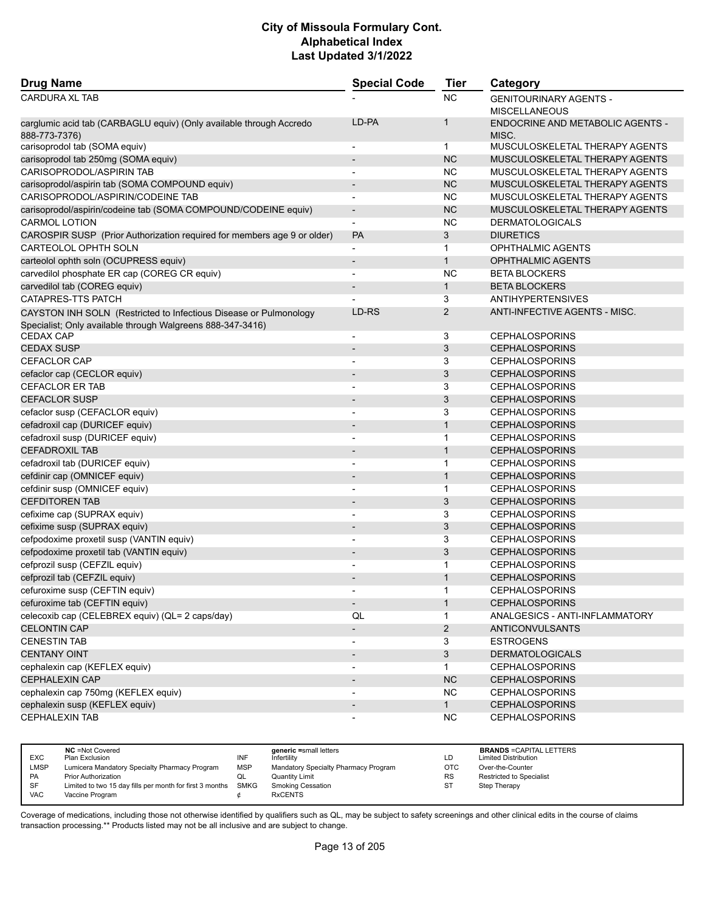# City of Missoula Formulary Cont.
## Alphabetical Index
### Last Updated 3/1/2022

| Drug Name | Special Code | Tier | Category |
|---|---|---|---|
| CARDURA XL TAB | - | NC | GENITOURINARY AGENTS - MISCELLANEOUS |
| carglumic acid tab (CARBAGLU equiv) (Only available through Accredo 888-773-7376) | LD-PA | 1 | ENDOCRINE AND METABOLIC AGENTS - MISC. |
| carisoprodol tab (SOMA equiv) | - | 1 | MUSCULOSKELETAL THERAPY AGENTS |
| carisoprodol tab 250mg (SOMA equiv) | - | NC | MUSCULOSKELETAL THERAPY AGENTS |
| CARISOPRODOL/ASPIRIN TAB | - | NC | MUSCULOSKELETAL THERAPY AGENTS |
| carisoprodol/aspirin tab (SOMA COMPOUND equiv) | - | NC | MUSCULOSKELETAL THERAPY AGENTS |
| CARISOPRODOL/ASPIRIN/CODEINE TAB | - | NC | MUSCULOSKELETAL THERAPY AGENTS |
| carisoprodol/aspirin/codeine tab (SOMA COMPOUND/CODEINE equiv) | - | NC | MUSCULOSKELETAL THERAPY AGENTS |
| CARMOL LOTION | - | NC | DERMATOLOGICALS |
| CAROSPIR SUSP (Prior Authorization required for members age 9 or older) | PA | 3 | DIURETICS |
| CARTEOLOL OPHTH SOLN | - | 1 | OPHTHALMIC AGENTS |
| carteolol ophth soln (OCUPRESS equiv) | - | 1 | OPHTHALMIC AGENTS |
| carvedilol phosphate ER cap (COREG CR equiv) | - | NC | BETA BLOCKERS |
| carvedilol tab (COREG equiv) | - | 1 | BETA BLOCKERS |
| CATAPRES-TTS PATCH | - | 3 | ANTIHYPERTENSIVES |
| CAYSTON INH SOLN (Restricted to Infectious Disease or Pulmonology Specialist; Only available through Walgreens 888-347-3416) | LD-RS | 2 | ANTI-INFECTIVE AGENTS - MISC. |
| CEDAX CAP | - | 3 | CEPHALOSPORINS |
| CEDAX SUSP | - | 3 | CEPHALOSPORINS |
| CEFACLOR CAP | - | 3 | CEPHALOSPORINS |
| cefaclor cap (CECLOR equiv) | - | 3 | CEPHALOSPORINS |
| CEFACLOR ER TAB | - | 3 | CEPHALOSPORINS |
| CEFACLOR SUSP | - | 3 | CEPHALOSPORINS |
| cefaclor susp (CEFACLOR equiv) | - | 3 | CEPHALOSPORINS |
| cefadroxil cap (DURICEF equiv) | - | 1 | CEPHALOSPORINS |
| cefadroxil susp (DURICEF equiv) | - | 1 | CEPHALOSPORINS |
| CEFADROXIL TAB | - | 1 | CEPHALOSPORINS |
| cefadroxil tab (DURICEF equiv) | - | 1 | CEPHALOSPORINS |
| cefdinir cap (OMNICEF equiv) | - | 1 | CEPHALOSPORINS |
| cefdinir susp (OMNICEF equiv) | - | 1 | CEPHALOSPORINS |
| CEFDITOREN TAB | - | 3 | CEPHALOSPORINS |
| cefixime cap (SUPRAX equiv) | - | 3 | CEPHALOSPORINS |
| cefixime susp (SUPRAX equiv) | - | 3 | CEPHALOSPORINS |
| cefpodoxime proxetil susp (VANTIN equiv) | - | 3 | CEPHALOSPORINS |
| cefpodoxime proxetil tab (VANTIN equiv) | - | 3 | CEPHALOSPORINS |
| cefprozil susp (CEFZIL equiv) | - | 1 | CEPHALOSPORINS |
| cefprozil tab (CEFZIL equiv) | - | 1 | CEPHALOSPORINS |
| cefuroxime susp (CEFTIN equiv) | - | 1 | CEPHALOSPORINS |
| cefuroxime tab (CEFTIN equiv) | - | 1 | CEPHALOSPORINS |
| celecoxib cap (CELEBREX equiv) (QL= 2 caps/day) | QL | 1 | ANALGESICS - ANTI-INFLAMMATORY |
| CELONTIN CAP | - | 2 | ANTICONVULSANTS |
| CENESTIN TAB | - | 3 | ESTROGENS |
| CENTANY OINT | - | 3 | DERMATOLOGICALS |
| cephalexin cap (KEFLEX equiv) | - | 1 | CEPHALOSPORINS |
| CEPHALEXIN CAP | - | NC | CEPHALOSPORINS |
| cephalexin cap 750mg (KEFLEX equiv) | - | NC | CEPHALOSPORINS |
| cephalexin susp (KEFLEX equiv) | - | 1 | CEPHALOSPORINS |
| CEPHALEXIN TAB | - | NC | CEPHALOSPORINS |

| | | | | | |
|---|---|---|---|---|---|
| | **NC** =Not Covered | | **generic** =small letters | | **BRANDS** =CAPITAL LETTERS |
| EXC | Plan Exclusion | INF | Infertility | LD | Limited Distribution |
| LMSP | Lumicera Mandatory Specialty Pharmacy Program | MSP | Mandatory Specialty Pharmacy Program | OTC | Over-the-Counter |
| PA | Prior Authorization | QL | Quantity Limit | RS | Restricted to Specialist |
| SF | Limited to two 15 day fills per month for first 3 months | SMKG | Smoking Cessation | ST | Step Therapy |
| VAC | Vaccine Program | ¢ | RxCENTS | | |

Coverage of medications, including those not otherwise identified by qualifiers such as QL, may be subject to safety screenings and other clinical edits in the course of claims transaction processing.** Products listed may not be all inclusive and are subject to change.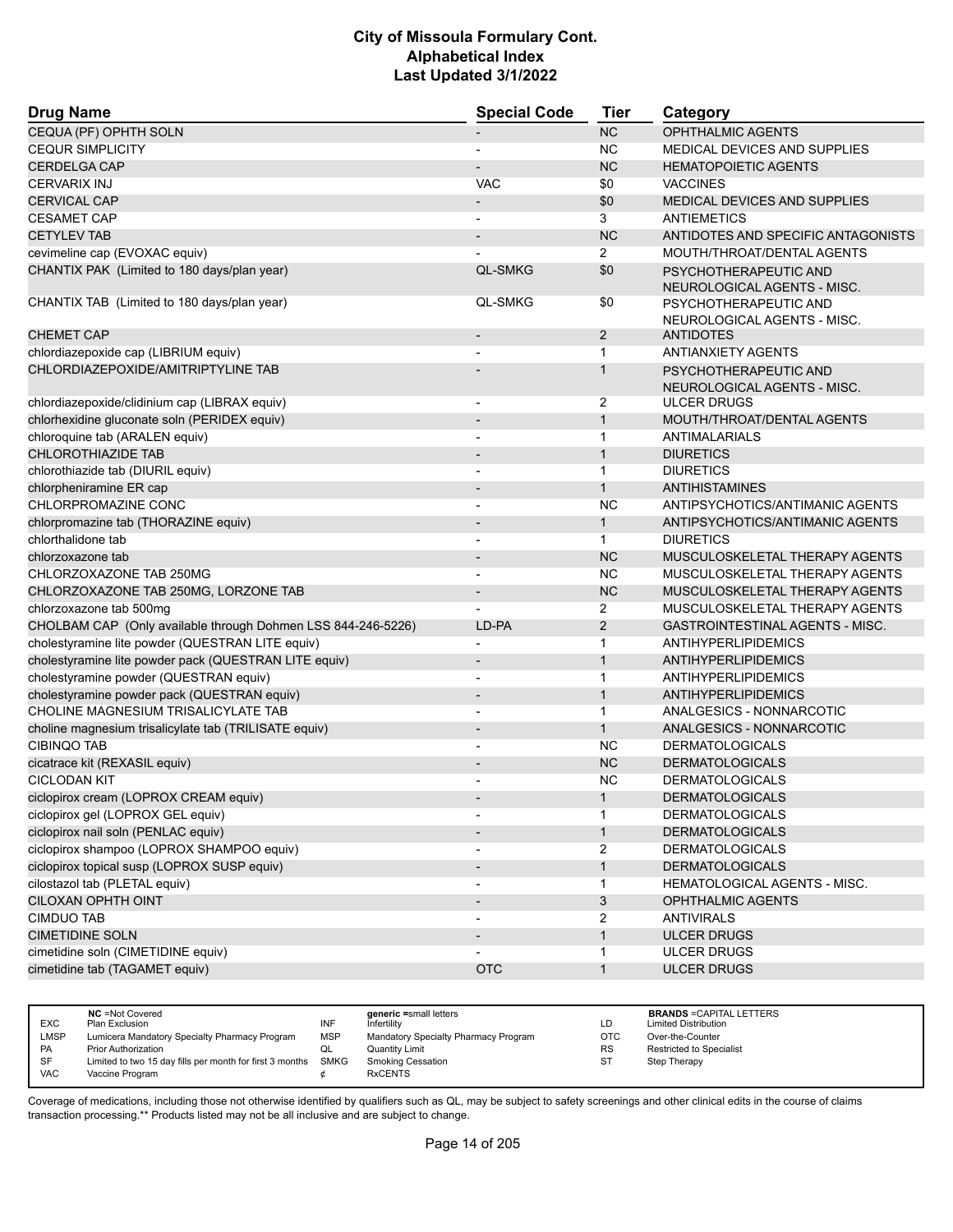# City of Missoula Formulary Cont.
# Alphabetical Index
# Last Updated 3/1/2022

| Drug Name | Special Code | Tier | Category |
|---|---|---|---|
| CEQUA (PF) OPHTH SOLN | - | NC | OPHTHALMIC AGENTS |
| CEQUR SIMPLICITY | - | NC | MEDICAL DEVICES AND SUPPLIES |
| CERDELGA CAP | - | NC | HEMATOPOIETIC AGENTS |
| CERVARIX INJ | VAC | $0 | VACCINES |
| CERVICAL CAP | - | $0 | MEDICAL DEVICES AND SUPPLIES |
| CESAMET CAP | - | 3 | ANTIEMETICS |
| CETYLEV TAB | - | NC | ANTIDOTES AND SPECIFIC ANTAGONISTS |
| cevimeline cap (EVOXAC equiv) | - | 2 | MOUTH/THROAT/DENTAL AGENTS |
| CHANTIX PAK (Limited to 180 days/plan year) | QL-SMKG | $0 | PSYCHOTHERAPEUTIC AND NEUROLOGICAL AGENTS - MISC. |
| CHANTIX TAB (Limited to 180 days/plan year) | QL-SMKG | $0 | PSYCHOTHERAPEUTIC AND NEUROLOGICAL AGENTS - MISC. |
| CHEMET CAP | - | 2 | ANTIDOTES |
| chlordiazepoxide cap (LIBRIUM equiv) | - | 1 | ANTIANXIETY AGENTS |
| CHLORDIAZEPOXIDE/AMITRIPTYLINE TAB | - | 1 | PSYCHOTHERAPEUTIC AND NEUROLOGICAL AGENTS - MISC. |
| chlordiazepoxide/clidinium cap (LIBRAX equiv) | - | 2 | ULCER DRUGS |
| chlorhexidine gluconate soln (PERIDEX equiv) | - | 1 | MOUTH/THROAT/DENTAL AGENTS |
| chloroquine tab (ARALEN equiv) | - | 1 | ANTIMALARIALS |
| CHLOROTHIAZIDE TAB | - | 1 | DIURETICS |
| chlorothiazide tab (DIURIL equiv) | - | 1 | DIURETICS |
| chlorpheniramine ER cap | - | 1 | ANTIHISTAMINES |
| CHLORPROMAZINE CONC | - | NC | ANTIPSYCHOTICS/ANTIMANIC AGENTS |
| chlorpromazine tab (THORAZINE equiv) | - | 1 | ANTIPSYCHOTICS/ANTIMANIC AGENTS |
| chlorthalidone tab | - | 1 | DIURETICS |
| chlorzoxazone tab | - | NC | MUSCULOSKELETAL THERAPY AGENTS |
| CHLORZOXAZONE TAB 250MG | - | NC | MUSCULOSKELETAL THERAPY AGENTS |
| CHLORZOXAZONE TAB 250MG, LORZONE TAB | - | NC | MUSCULOSKELETAL THERAPY AGENTS |
| chlorzoxazone tab 500mg | - | 2 | MUSCULOSKELETAL THERAPY AGENTS |
| CHOLBAM CAP (Only available through Dohmen LSS 844-246-5226) | LD-PA | 2 | GASTROINTESTINAL AGENTS - MISC. |
| cholestyramine lite powder (QUESTRAN LITE equiv) | - | 1 | ANTIHYPERLIPIDEMICS |
| cholestyramine lite powder pack (QUESTRAN LITE equiv) | - | 1 | ANTIHYPERLIPIDEMICS |
| cholestyramine powder (QUESTRAN equiv) | - | 1 | ANTIHYPERLIPIDEMICS |
| cholestyramine powder pack (QUESTRAN equiv) | - | 1 | ANTIHYPERLIPIDEMICS |
| CHOLINE MAGNESIUM TRISALICYLATE TAB | - | 1 | ANALGESICS - NONNARCOTIC |
| choline magnesium trisalicylate tab (TRILISATE equiv) | - | 1 | ANALGESICS - NONNARCOTIC |
| CIBINQO TAB | - | NC | DERMATOLOGICALS |
| cicatrace kit (REXASIL equiv) | - | NC | DERMATOLOGICALS |
| CICLODAN KIT | - | NC | DERMATOLOGICALS |
| ciclopirox cream (LOPROX CREAM equiv) | - | 1 | DERMATOLOGICALS |
| ciclopirox gel (LOPROX GEL equiv) | - | 1 | DERMATOLOGICALS |
| ciclopirox nail soln (PENLAC equiv) | - | 1 | DERMATOLOGICALS |
| ciclopirox shampoo (LOPROX SHAMPOO equiv) | - | 2 | DERMATOLOGICALS |
| ciclopirox topical susp (LOPROX SUSP equiv) | - | 1 | DERMATOLOGICALS |
| cilostazol tab (PLETAL equiv) | - | 1 | HEMATOLOGICAL AGENTS - MISC. |
| CILOXAN OPHTH OINT | - | 3 | OPHTHALMIC AGENTS |
| CIMDUO TAB | - | 2 | ANTIVIRALS |
| CIMETIDINE SOLN | - | 1 | ULCER DRUGS |
| cimetidine soln (CIMETIDINE equiv) | - | 1 | ULCER DRUGS |
| cimetidine tab (TAGAMET equiv) | OTC | 1 | ULCER DRUGS |

| | | | | | |
|---|---|---|---|---|---|
| **NC** =Not Covered | | **generic** =small letters | | **BRANDS** =CAPITAL LETTERS | |
| EXC | Plan Exclusion | INF | Infertility | LD | Limited Distribution |
| LMSP | Lumicera Mandatory Specialty Pharmacy Program | MSP | Mandatory Specialty Pharmacy Program | OTC | Over-the-Counter |
| PA | Prior Authorization | QL | Quantity Limit | RS | Restricted to Specialist |
| SF | Limited to two 15 day fills per month for first 3 months | SMKG | Smoking Cessation | ST | Step Therapy |
| VAC | Vaccine Program | ¢ | RxCENTS | | |

Coverage of medications, including those not otherwise identified by qualifiers such as QL, may be subject to safety screenings and other clinical edits in the course of claims transaction processing.** Products listed may not be all inclusive and are subject to change.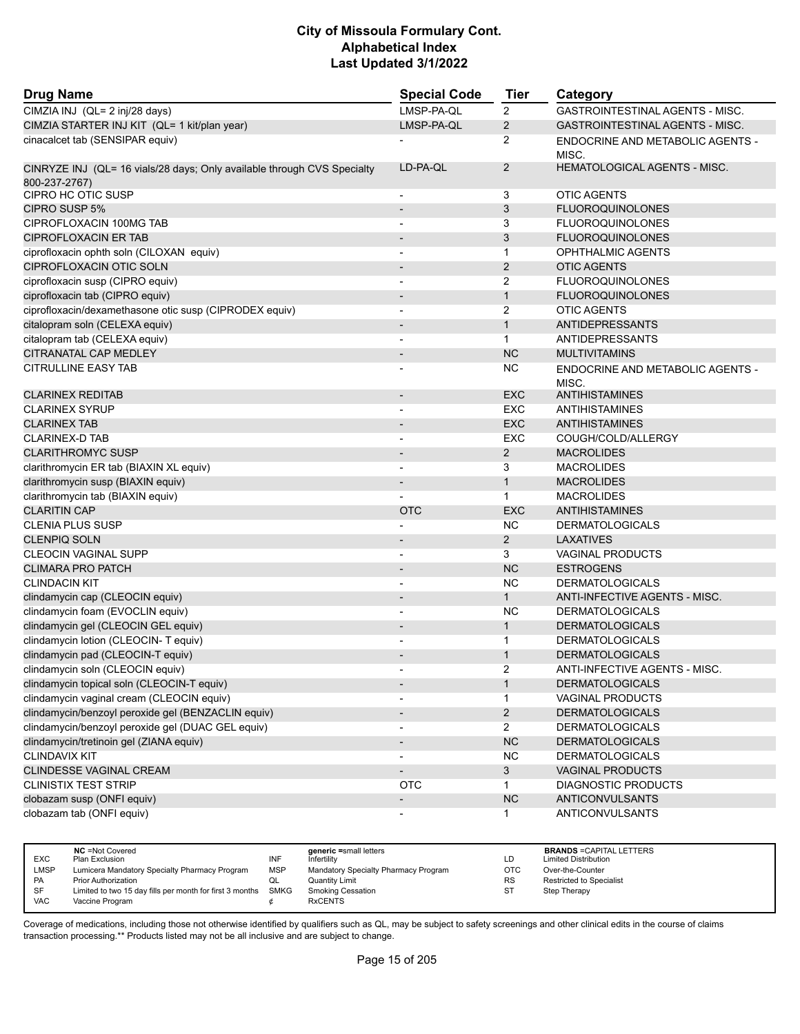# City of Missoula Formulary Cont.
## Alphabetical Index
### Last Updated 3/1/2022

| Drug Name | Special Code | Tier | Category |
|---|---|---|---|
| CIMZIA INJ (QL= 2 inj/28 days) | LMSP-PA-QL | 2 | GASTROINTESTINAL AGENTS - MISC. |
| CIMZIA STARTER INJ KIT (QL= 1 kit/plan year) | LMSP-PA-QL | 2 | GASTROINTESTINAL AGENTS - MISC. |
| cinacalcet tab (SENSIPAR equiv) | - | 2 | ENDOCRINE AND METABOLIC AGENTS - MISC. |
| CINRYZE INJ (QL= 16 vials/28 days; Only available through CVS Specialty 800-237-2767) | LD-PA-QL | 2 | HEMATOLOGICAL AGENTS - MISC. |
| CIPRO HC OTIC SUSP | - | 3 | OTIC AGENTS |
| CIPRO SUSP 5% | - | 3 | FLUOROQUINOLONES |
| CIPROFLOXACIN 100MG TAB | - | 3 | FLUOROQUINOLONES |
| CIPROFLOXACIN ER TAB | - | 3 | FLUOROQUINOLONES |
| ciprofloxacin ophth soln (CILOXAN equiv) | - | 1 | OPHTHALMIC AGENTS |
| CIPROFLOXACIN OTIC SOLN | - | 2 | OTIC AGENTS |
| ciprofloxacin susp (CIPRO equiv) | - | 2 | FLUOROQUINOLONES |
| ciprofloxacin tab (CIPRO equiv) | - | 1 | FLUOROQUINOLONES |
| ciprofloxacin/dexamethasone otic susp (CIPRODEX equiv) | - | 2 | OTIC AGENTS |
| citalopram soln (CELEXA equiv) | - | 1 | ANTIDEPRESSANTS |
| citalopram tab (CELEXA equiv) | - | 1 | ANTIDEPRESSANTS |
| CITRANATAL CAP MEDLEY | - | NC | MULTIVITAMINS |
| CITRULLINE EASY TAB | - | NC | ENDOCRINE AND METABOLIC AGENTS - MISC. |
| CLARINEX REDITAB | - | EXC | ANTIHISTAMINES |
| CLARINEX SYRUP | - | EXC | ANTIHISTAMINES |
| CLARINEX TAB | - | EXC | ANTIHISTAMINES |
| CLARINEX-D TAB | - | EXC | COUGH/COLD/ALLERGY |
| CLARITHROMYC SUSP | - | 2 | MACROLIDES |
| clarithromycin ER tab (BIAXIN XL equiv) | - | 3 | MACROLIDES |
| clarithromycin susp (BIAXIN equiv) | - | 1 | MACROLIDES |
| clarithromycin tab (BIAXIN equiv) | - | 1 | MACROLIDES |
| CLARITIN CAP | OTC | EXC | ANTIHISTAMINES |
| CLENIA PLUS SUSP | - | NC | DERMATOLOGICALS |
| CLENPIQ SOLN | - | 2 | LAXATIVES |
| CLEOCIN VAGINAL SUPP | - | 3 | VAGINAL PRODUCTS |
| CLIMARA PRO PATCH | - | NC | ESTROGENS |
| CLINDACIN KIT | - | NC | DERMATOLOGICALS |
| clindamycin cap (CLEOCIN equiv) | - | 1 | ANTI-INFECTIVE AGENTS - MISC. |
| clindamycin foam (EVOCLIN equiv) | - | NC | DERMATOLOGICALS |
| clindamycin gel (CLEOCIN GEL equiv) | - | 1 | DERMATOLOGICALS |
| clindamycin lotion (CLEOCIN- T equiv) | - | 1 | DERMATOLOGICALS |
| clindamycin pad (CLEOCIN-T equiv) | - | 1 | DERMATOLOGICALS |
| clindamycin soln (CLEOCIN equiv) | - | 2 | ANTI-INFECTIVE AGENTS - MISC. |
| clindamycin topical soln (CLEOCIN-T equiv) | - | 1 | DERMATOLOGICALS |
| clindamycin vaginal cream (CLEOCIN equiv) | - | 1 | VAGINAL PRODUCTS |
| clindamycin/benzoyl peroxide gel (BENZACLIN equiv) | - | 2 | DERMATOLOGICALS |
| clindamycin/benzoyl peroxide gel (DUAC GEL equiv) | - | 2 | DERMATOLOGICALS |
| clindamycin/tretinoin gel (ZIANA equiv) | - | NC | DERMATOLOGICALS |
| CLINDAVIX KIT | - | NC | DERMATOLOGICALS |
| CLINDESSE VAGINAL CREAM | - | 3 | VAGINAL PRODUCTS |
| CLINISTIX TEST STRIP | OTC | 1 | DIAGNOSTIC PRODUCTS |
| clobazam susp (ONFI equiv) | - | NC | ANTICONVULSANTS |
| clobazam tab (ONFI equiv) | - | 1 | ANTICONVULSANTS |

| Code | Description | Code | Description | Code | Description |
|---|---|---|---|---|---|
| NC | =Not Covered | | generic =small letters | | BRANDS =CAPITAL LETTERS |
| EXC | Plan Exclusion | INF | Infertility | LD | Limited Distribution |
| LMSP | Lumicera Mandatory Specialty Pharmacy Program | MSP | Mandatory Specialty Pharmacy Program | OTC | Over-the-Counter |
| PA | Prior Authorization | QL | Quantity Limit | RS | Restricted to Specialist |
| SF | Limited to two 15 day fills per month for first 3 months | SMKG | Smoking Cessation | ST | Step Therapy |
| VAC | Vaccine Program | ¢ | RxCENTS | | |

Coverage of medications, including those not otherwise identified by qualifiers such as QL, may be subject to safety screenings and other clinical edits in the course of claims transaction processing.** Products listed may not be all inclusive and are subject to change.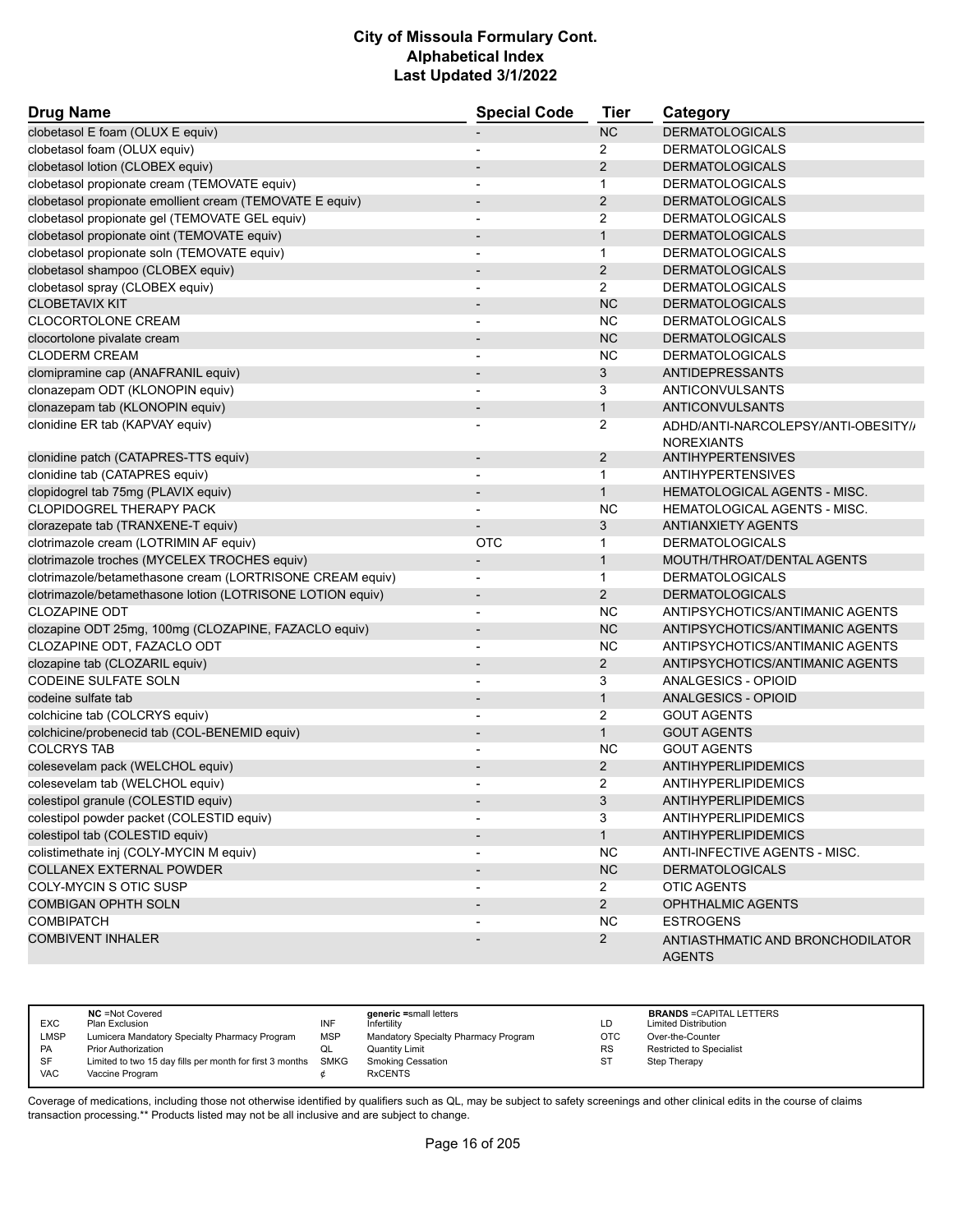# City of Missoula Formulary Cont.
# Alphabetical Index
# Last Updated 3/1/2022

| Drug Name | Special Code | Tier | Category |
|---|---|---|---|
| clobetasol E foam (OLUX E equiv) | - | NC | DERMATOLOGICALS |
| clobetasol foam (OLUX equiv) | - | 2 | DERMATOLOGICALS |
| clobetasol lotion (CLOBEX equiv) | - | 2 | DERMATOLOGICALS |
| clobetasol propionate cream (TEMOVATE equiv) | - | 1 | DERMATOLOGICALS |
| clobetasol propionate emollient cream (TEMOVATE E equiv) | - | 2 | DERMATOLOGICALS |
| clobetasol propionate gel (TEMOVATE GEL equiv) | - | 2 | DERMATOLOGICALS |
| clobetasol propionate oint (TEMOVATE equiv) | - | 1 | DERMATOLOGICALS |
| clobetasol propionate soln (TEMOVATE equiv) | - | 1 | DERMATOLOGICALS |
| clobetasol shampoo (CLOBEX equiv) | - | 2 | DERMATOLOGICALS |
| clobetasol spray (CLOBEX equiv) | - | 2 | DERMATOLOGICALS |
| CLOBETAVIX KIT | - | NC | DERMATOLOGICALS |
| CLOCORTOLONE CREAM | - | NC | DERMATOLOGICALS |
| clocortolone pivalate cream | - | NC | DERMATOLOGICALS |
| CLODERM CREAM | - | NC | DERMATOLOGICALS |
| clomipramine cap (ANAFRANIL equiv) | - | 3 | ANTIDEPRESSANTS |
| clonazepam ODT (KLONOPIN equiv) | - | 3 | ANTICONVULSANTS |
| clonazepam tab (KLONOPIN equiv) | - | 1 | ANTICONVULSANTS |
| clonidine ER tab (KAPVAY equiv) | - | 2 | ADHD/ANTI-NARCOLEPSY/ANTI-OBESITY/ NOREXIANTS |
| clonidine patch (CATAPRES-TTS equiv) | - | 2 | ANTIHYPERTENSIVES |
| clonidine tab (CATAPRES equiv) | - | 1 | ANTIHYPERTENSIVES |
| clopidogrel tab 75mg (PLAVIX equiv) | - | 1 | HEMATOLOGICAL AGENTS - MISC. |
| CLOPIDOGREL THERAPY PACK | - | NC | HEMATOLOGICAL AGENTS - MISC. |
| clorazepate tab (TRANXENE-T equiv) | - | 3 | ANTIANXIETY AGENTS |
| clotrimazole cream (LOTRIMIN AF equiv) | OTC | 1 | DERMATOLOGICALS |
| clotrimazole troches (MYCELEX TROCHES equiv) | - | 1 | MOUTH/THROAT/DENTAL AGENTS |
| clotrimazole/betamethasone cream (LORTRISONE CREAM equiv) | - | 1 | DERMATOLOGICALS |
| clotrimazole/betamethasone lotion (LOTRISONE LOTION equiv) | - | 2 | DERMATOLOGICALS |
| CLOZAPINE ODT | - | NC | ANTIPSYCHOTICS/ANTIMANIC AGENTS |
| clozapine ODT 25mg, 100mg (CLOZAPINE, FAZACLO equiv) | - | NC | ANTIPSYCHOTICS/ANTIMANIC AGENTS |
| CLOZAPINE ODT, FAZACLO ODT | - | NC | ANTIPSYCHOTICS/ANTIMANIC AGENTS |
| clozapine tab (CLOZARIL equiv) | - | 2 | ANTIPSYCHOTICS/ANTIMANIC AGENTS |
| CODEINE SULFATE SOLN | - | 3 | ANALGESICS - OPIOID |
| codeine sulfate tab | - | 1 | ANALGESICS - OPIOID |
| colchicine tab (COLCRYS equiv) | - | 2 | GOUT AGENTS |
| colchicine/probenecid tab (COL-BENEMID equiv) | - | 1 | GOUT AGENTS |
| COLCRYS TAB | - | NC | GOUT AGENTS |
| colesevelam pack (WELCHOL equiv) | - | 2 | ANTIHYPERLIPIDEMICS |
| colesevelam tab (WELCHOL equiv) | - | 2 | ANTIHYPERLIPIDEMICS |
| colestipol granule (COLESTID equiv) | - | 3 | ANTIHYPERLIPIDEMICS |
| colestipol powder packet (COLESTID equiv) | - | 3 | ANTIHYPERLIPIDEMICS |
| colestipol tab (COLESTID equiv) | - | 1 | ANTIHYPERLIPIDEMICS |
| colistimethate inj (COLY-MYCIN M equiv) | - | NC | ANTI-INFECTIVE AGENTS - MISC. |
| COLLANEX EXTERNAL POWDER | - | NC | DERMATOLOGICALS |
| COLY-MYCIN S OTIC SUSP | - | 2 | OTIC AGENTS |
| COMBIGAN OPHTH SOLN | - | 2 | OPHTHALMIC AGENTS |
| COMBIPATCH | - | NC | ESTROGENS |
| COMBIVENT INHALER | - | 2 | ANTIASTHMATIC AND BRONCHODILATOR AGENTS |

| | | | | | |
|---|---|---|---|---|---|
| NC | =Not Covered | | generic =small letters | | BRANDS =CAPITAL LETTERS |
| EXC | Plan Exclusion | INF | Infertility | LD | Limited Distribution |
| LMSP | Lumicera Mandatory Specialty Pharmacy Program | MSP | Mandatory Specialty Pharmacy Program | OTC | Over-the-Counter |
| PA | Prior Authorization | QL | Quantity Limit | RS | Restricted to Specialist |
| SF | Limited to two 15 day fills per month for first 3 months | SMKG | Smoking Cessation | ST | Step Therapy |
| VAC | Vaccine Program | ¢ | RxCENTS | | |

Coverage of medications, including those not otherwise identified by qualifiers such as QL, may be subject to safety screenings and other clinical edits in the course of claims transaction processing.** Products listed may not be all inclusive and are subject to change.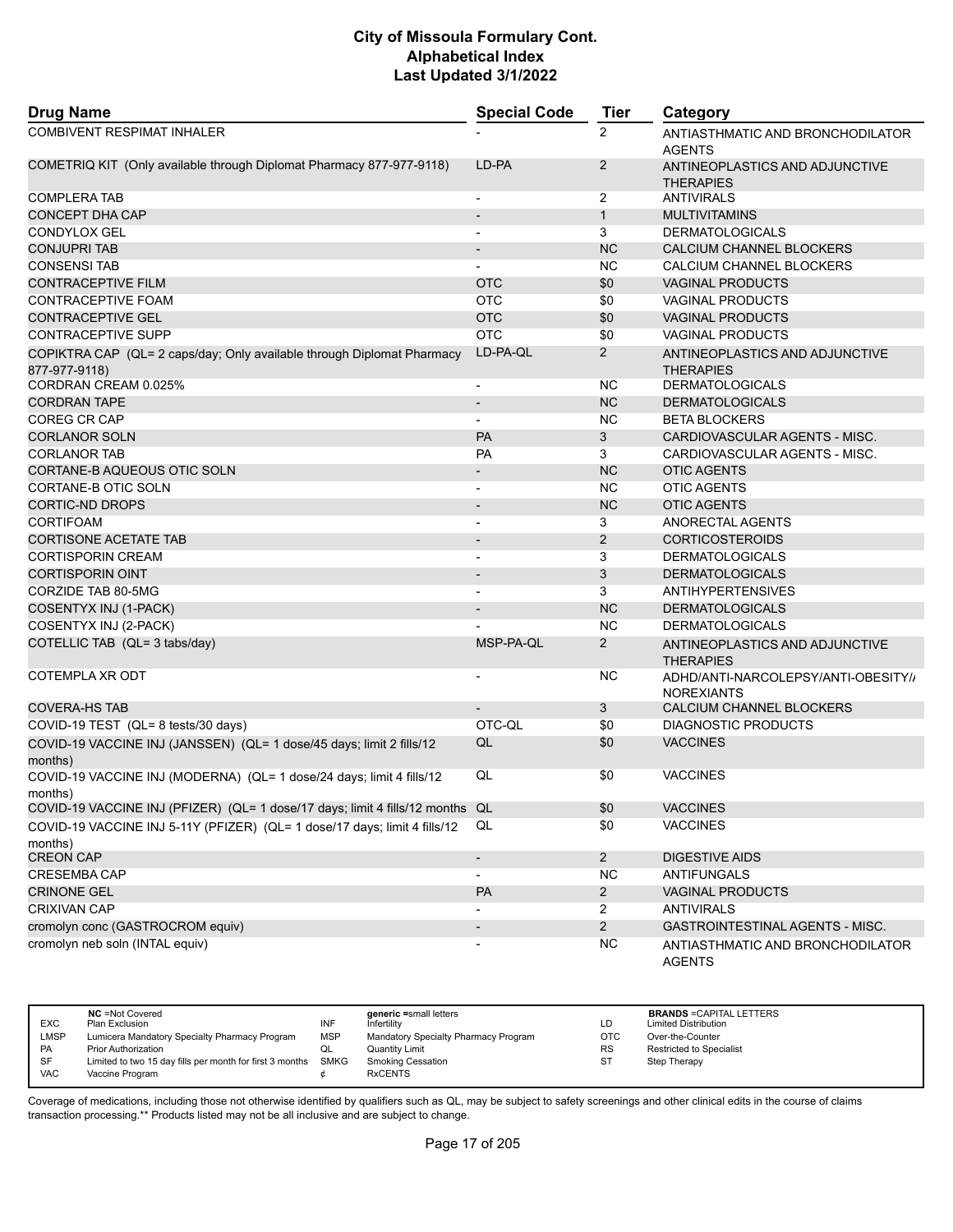# City of Missoula Formulary Cont.
## Alphabetical Index
### Last Updated 3/1/2022

| Drug Name | Special Code | Tier | Category |
|---|---|---|---|
| COMBIVENT RESPIMAT INHALER | - | 2 | ANTIASTHMATIC AND BRONCHODILATOR AGENTS |
| COMETRIQ KIT (Only available through Diplomat Pharmacy 877-977-9118) | LD-PA | 2 | ANTINEOPLASTICS AND ADJUNCTIVE THERAPIES |
| COMPLERA TAB | - | 2 | ANTIVIRALS |
| CONCEPT DHA CAP | - | 1 | MULTIVITAMINS |
| CONDYLOX GEL | - | 3 | DERMATOLOGICALS |
| CONJUPRI TAB | - | NC | CALCIUM CHANNEL BLOCKERS |
| CONSENSI TAB | - | NC | CALCIUM CHANNEL BLOCKERS |
| CONTRACEPTIVE FILM | OTC | $0 | VAGINAL PRODUCTS |
| CONTRACEPTIVE FOAM | OTC | $0 | VAGINAL PRODUCTS |
| CONTRACEPTIVE GEL | OTC | $0 | VAGINAL PRODUCTS |
| CONTRACEPTIVE SUPP | OTC | $0 | VAGINAL PRODUCTS |
| COPIKTRA CAP (QL= 2 caps/day; Only available through Diplomat Pharmacy 877-977-9118) | LD-PA-QL | 2 | ANTINEOPLASTICS AND ADJUNCTIVE THERAPIES |
| CORDRAN CREAM 0.025% | - | NC | DERMATOLOGICALS |
| CORDRAN TAPE | - | NC | DERMATOLOGICALS |
| COREG CR CAP | - | NC | BETA BLOCKERS |
| CORLANOR SOLN | PA | 3 | CARDIOVASCULAR AGENTS - MISC. |
| CORLANOR TAB | PA | 3 | CARDIOVASCULAR AGENTS - MISC. |
| CORTANE-B AQUEOUS OTIC SOLN | - | NC | OTIC AGENTS |
| CORTANE-B OTIC SOLN | - | NC | OTIC AGENTS |
| CORTIC-ND DROPS | - | NC | OTIC AGENTS |
| CORTIFOAM | - | 3 | ANORECTAL AGENTS |
| CORTISONE ACETATE TAB | - | 2 | CORTICOSTEROIDS |
| CORTISPORIN CREAM | - | 3 | DERMATOLOGICALS |
| CORTISPORIN OINT | - | 3 | DERMATOLOGICALS |
| CORZIDE TAB 80-5MG | - | 3 | ANTIHYPERTENSIVES |
| COSENTYX INJ (1-PACK) | - | NC | DERMATOLOGICALS |
| COSENTYX INJ (2-PACK) | - | NC | DERMATOLOGICALS |
| COTELLIC TAB (QL= 3 tabs/day) | MSP-PA-QL | 2 | ANTINEOPLASTICS AND ADJUNCTIVE THERAPIES |
| COTEMPLA XR ODT | - | NC | ADHD/ANTI-NARCOLEPSY/ANTI-OBESITY/ANOREXIANTS |
| COVERA-HS TAB | - | 3 | CALCIUM CHANNEL BLOCKERS |
| COVID-19 TEST (QL= 8 tests/30 days) | OTC-QL | $0 | DIAGNOSTIC PRODUCTS |
| COVID-19 VACCINE INJ (JANSSEN) (QL= 1 dose/45 days; limit 2 fills/12 months) | QL | $0 | VACCINES |
| COVID-19 VACCINE INJ (MODERNA) (QL= 1 dose/24 days; limit 4 fills/12 months) | QL | $0 | VACCINES |
| COVID-19 VACCINE INJ (PFIZER) (QL= 1 dose/17 days; limit 4 fills/12 months) | QL | $0 | VACCINES |
| COVID-19 VACCINE INJ 5-11Y (PFIZER) (QL= 1 dose/17 days; limit 4 fills/12 months) | QL | $0 | VACCINES |
| CREON CAP | - | 2 | DIGESTIVE AIDS |
| CRESEMBA CAP | - | NC | ANTIFUNGALS |
| CRINONE GEL | PA | 2 | VAGINAL PRODUCTS |
| CRIXIVAN CAP | - | 2 | ANTIVIRALS |
| cromolyn conc (GASTROCROM equiv) | - | 2 | GASTROINTESTINAL AGENTS - MISC. |
| cromolyn neb soln (INTAL equiv) | - | NC | ANTIASTHMATIC AND BRONCHODILATOR AGENTS |

| | | | | | |
|---|---|---|---|---|---|
| **NC** =Not Covered | | **generic** =small letters | | **BRANDS** =CAPITAL LETTERS | |
| EXC | Plan Exclusion | INF | Infertility | LD | Limited Distribution |
| LMSP | Lumicera Mandatory Specialty Pharmacy Program | MSP | Mandatory Specialty Pharmacy Program | OTC | Over-the-Counter |
| PA | Prior Authorization | QL | Quantity Limit | RS | Restricted to Specialist |
| SF | Limited to two 15 day fills per month for first 3 months | SMKG | Smoking Cessation | ST | Step Therapy |
| VAC | Vaccine Program | ¢ | RxCENTS | | |

Coverage of medications, including those not otherwise identified by qualifiers such as QL, may be subject to safety screenings and other clinical edits in the course of claims transaction processing.** Products listed may not be all inclusive and are subject to change.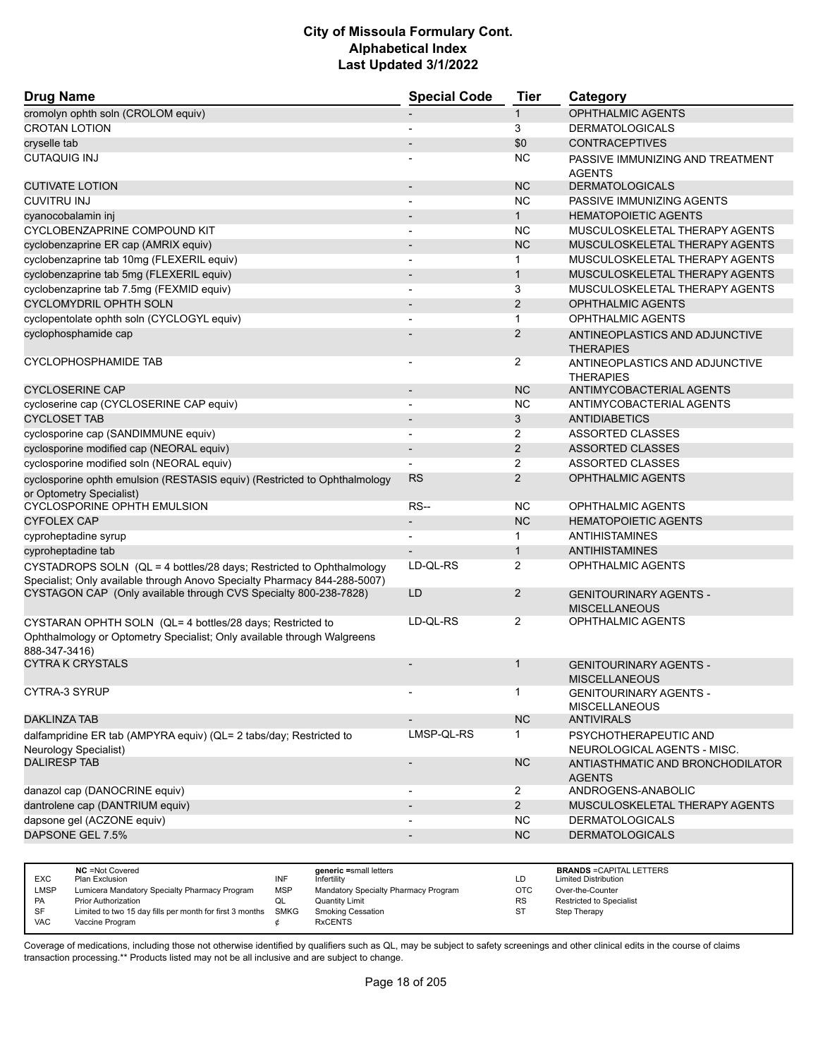| Drug Name | Special Code | Tier | Category |
|---|---|---|---|
| cromolyn ophth soln (CROLOM equiv) | - | 1 | OPHTHALMIC AGENTS |
| CROTAN LOTION | - | 3 | DERMATOLOGICALS |
| cryselle tab | - | $0 | CONTRACEPTIVES |
| CUTAQUIG INJ | - | NC | PASSIVE IMMUNIZING AND TREATMENT AGENTS |
| CUTIVATE LOTION | - | NC | DERMATOLOGICALS |
| CUVITRU INJ | - | NC | PASSIVE IMMUNIZING AGENTS |
| cyanocobalamin inj | - | 1 | HEMATOPOIETIC AGENTS |
| CYCLOBENZAPRINE COMPOUND KIT | - | NC | MUSCULOSKELETAL THERAPY AGENTS |
| cyclobenzaprine ER cap (AMRIX equiv) | - | NC | MUSCULOSKELETAL THERAPY AGENTS |
| cyclobenzaprine tab 10mg (FLEXERIL equiv) | - | 1 | MUSCULOSKELETAL THERAPY AGENTS |
| cyclobenzaprine tab 5mg (FLEXERIL equiv) | - | 1 | MUSCULOSKELETAL THERAPY AGENTS |
| cyclobenzaprine tab 7.5mg (FEXMID equiv) | - | 3 | MUSCULOSKELETAL THERAPY AGENTS |
| CYCLOMYDRIL OPHTH SOLN | - | 2 | OPHTHALMIC AGENTS |
| cyclopentolate ophth soln (CYCLOGYL equiv) | - | 1 | OPHTHALMIC AGENTS |
| cyclophosphamide cap | - | 2 | ANTINEOPLASTICS AND ADJUNCTIVE THERAPIES |
| CYCLOPHOSPHAMIDE TAB | - | 2 | ANTINEOPLASTICS AND ADJUNCTIVE THERAPIES |
| CYCLOSERINE CAP | - | NC | ANTIMYCOBACTERIAL AGENTS |
| cycloserine cap (CYCLOSERINE CAP equiv) | - | NC | ANTIMYCOBACTERIAL AGENTS |
| CYCLOSET TAB | - | 3 | ANTIDIABETICS |
| cyclosporine cap (SANDIMMUNE equiv) | - | 2 | ASSORTED CLASSES |
| cyclosporine modified cap (NEORAL equiv) | - | 2 | ASSORTED CLASSES |
| cyclosporine modified soln (NEORAL equiv) | - | 2 | ASSORTED CLASSES |
| cyclosporine ophth emulsion (RESTASIS equiv) (Restricted to Ophthalmology or Optometry Specialist) | RS | 2 | OPHTHALMIC AGENTS |
| CYCLOSPORINE OPHTH EMULSION | RS-- | NC | OPHTHALMIC AGENTS |
| CYFOLEX CAP | - | NC | HEMATOPOIETIC AGENTS |
| cyproheptadine syrup | - | 1 | ANTIHISTAMINES |
| cyproheptadine tab | - | 1 | ANTIHISTAMINES |
| CYSTADROPS SOLN (QL = 4 bottles/28 days; Restricted to Ophthalmology Specialist; Only available through Anovo Specialty Pharmacy 844-288-5007) | LD-QL-RS | 2 | OPHTHALMIC AGENTS |
| CYSTAGON CAP (Only available through CVS Specialty 800-238-7828) | LD | 2 | GENITOURINARY AGENTS - MISCELLANEOUS |
| CYSTARAN OPHTH SOLN (QL= 4 bottles/28 days; Restricted to Ophthalmology or Optometry Specialist; Only available through Walgreens 888-347-3416) | LD-QL-RS | 2 | OPHTHALMIC AGENTS |
| CYTRA K CRYSTALS | - | 1 | GENITOURINARY AGENTS - MISCELLANEOUS |
| CYTRA-3 SYRUP | - | 1 | GENITOURINARY AGENTS - MISCELLANEOUS |
| DAKLINZA TAB | - | NC | ANTIVIRALS |
| dalfampridine ER tab (AMPYRA equiv) (QL= 2 tabs/day; Restricted to Neurology Specialist) | LMSP-QL-RS | 1 | PSYCHOTHERAPEUTIC AND NEUROLOGICAL AGENTS - MISC. |
| DALIRESP TAB | - | NC | ANTIASTHMATIC AND BRONCHODILATOR AGENTS |
| danazol cap (DANOCRINE equiv) | - | 2 | ANDROGENS-ANABOLIC |
| dantrolene cap (DANTRIUM equiv) | - | 2 | MUSCULOSKELETAL THERAPY AGENTS |
| dapsone gel (ACZONE equiv) | - | NC | DERMATOLOGICALS |
| DAPSONE GEL 7.5% | - | NC | DERMATOLOGICALS |

| | NC =Not Covered | | generic =small letters | | BRANDS =CAPITAL LETTERS |
|---|---|---|---|---|---|
| EXC | Plan Exclusion | INF | Infertility | LD | Limited Distribution |
| LMSP | Lumicera Mandatory Specialty Pharmacy Program | MSP | Mandatory Specialty Pharmacy Program | OTC | Over-the-Counter |
| PA | Prior Authorization | QL | Quantity Limit | RS | Restricted to Specialist |
| SF | Limited to two 15 day fills per month for first 3 months | SMKG | Smoking Cessation | ST | Step Therapy |
| VAC | Vaccine Program | ¢ | RxCENTS | | |

Coverage of medications, including those not otherwise identified by qualifiers such as QL, may be subject to safety screenings and other clinical edits in the course of claims transaction processing.** Products listed may not be all inclusive and are subject to change.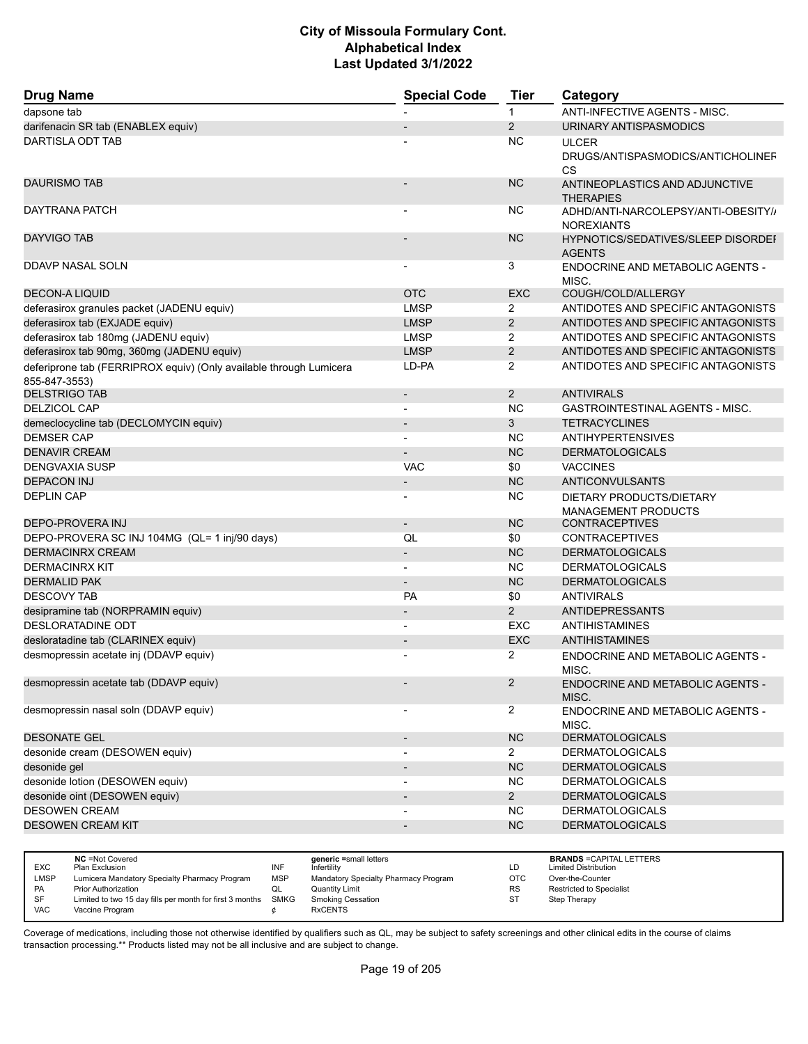# City of Missoula Formulary Cont.
## Alphabetical Index
### Last Updated 3/1/2022

| Drug Name | Special Code | Tier | Category |
|---|---|---|---|
| dapsone tab | - | 1 | ANTI-INFECTIVE AGENTS - MISC. |
| darifenacin SR tab (ENABLEX equiv) | - | 2 | URINARY ANTISPASMODICS |
| DARTISLA ODT TAB | - | NC | ULCER DRUGS/ANTISPASMODICS/ANTICHOLINERGICS |
| DAURISMO TAB | - | NC | ANTINEOPLASTICS AND ADJUNCTIVE THERAPIES |
| DAYTRANA PATCH | - | NC | ADHD/ANTI-NARCOLEPSY/ANTI-OBESITY/ANOREXIANTS |
| DAYVIGO TAB | - | NC | HYPNOTICS/SEDATIVES/SLEEP DISORDER AGENTS |
| DDAVP NASAL SOLN | - | 3 | ENDOCRINE AND METABOLIC AGENTS - MISC. |
| DECON-A LIQUID | OTC | EXC | COUGH/COLD/ALLERGY |
| deferasirox granules packet (JADENU equiv) | LMSP | 2 | ANTIDOTES AND SPECIFIC ANTAGONISTS |
| deferasirox tab (EXJADE equiv) | LMSP | 2 | ANTIDOTES AND SPECIFIC ANTAGONISTS |
| deferasirox tab 180mg (JADENU equiv) | LMSP | 2 | ANTIDOTES AND SPECIFIC ANTAGONISTS |
| deferasirox tab 90mg, 360mg (JADENU equiv) | LMSP | 2 | ANTIDOTES AND SPECIFIC ANTAGONISTS |
| deferiprone tab (FERRIPROX equiv) (Only available through Lumicera 855-847-3553) | LD-PA | 2 | ANTIDOTES AND SPECIFIC ANTAGONISTS |
| DELSTRIGO TAB | - | 2 | ANTIVIRALS |
| DELZICOL CAP | - | NC | GASTROINTESTINAL AGENTS - MISC. |
| demeclocycline tab (DECLOMYCIN equiv) | - | 3 | TETRACYCLINES |
| DEMSER CAP | - | NC | ANTIHYPERTENSIVES |
| DENAVIR CREAM | - | NC | DERMATOLOGICALS |
| DENGVAXIA SUSP | VAC | $0 | VACCINES |
| DEPACON INJ | - | NC | ANTICONVULSANTS |
| DEPLIN CAP | - | NC | DIETARY PRODUCTS/DIETARY MANAGEMENT PRODUCTS |
| DEPO-PROVERA INJ | - | NC | CONTRACEPTIVES |
| DEPO-PROVERA SC INJ 104MG (QL= 1 inj/90 days) | QL | $0 | CONTRACEPTIVES |
| DERMACINRX CREAM | - | NC | DERMATOLOGICALS |
| DERMACINRX KIT | - | NC | DERMATOLOGICALS |
| DERMALID PAK | - | NC | DERMATOLOGICALS |
| DESCOVY TAB | PA | $0 | ANTIVIRALS |
| desipramine tab (NORPRAMIN equiv) | - | 2 | ANTIDEPRESSANTS |
| DESLORATADINE ODT | - | EXC | ANTIHISTAMINES |
| desloratadine tab (CLARINEX equiv) | - | EXC | ANTIHISTAMINES |
| desmopressin acetate inj (DDAVP equiv) | - | 2 | ENDOCRINE AND METABOLIC AGENTS - MISC. |
| desmopressin acetate tab (DDAVP equiv) | - | 2 | ENDOCRINE AND METABOLIC AGENTS - MISC. |
| desmopressin nasal soln (DDAVP equiv) | - | 2 | ENDOCRINE AND METABOLIC AGENTS - MISC. |
| DESONATE GEL | - | NC | DERMATOLOGICALS |
| desonide cream (DESOWEN equiv) | - | 2 | DERMATOLOGICALS |
| desonide gel | - | NC | DERMATOLOGICALS |
| desonide lotion (DESOWEN equiv) | - | NC | DERMATOLOGICALS |
| desonide oint (DESOWEN equiv) | - | 2 | DERMATOLOGICALS |
| DESOWEN CREAM | - | NC | DERMATOLOGICALS |
| DESOWEN CREAM KIT | - | NC | DERMATOLOGICALS |

| Code | Meaning | Code | Meaning | Code | Meaning |
|---|---|---|---|---|---|
| NC | =Not Covered | | generic =small letters | | BRANDS =CAPITAL LETTERS |
| EXC | Plan Exclusion | INF | Infertility | LD | Limited Distribution |
| LMSP | Lumicera Mandatory Specialty Pharmacy Program | MSP | Mandatory Specialty Pharmacy Program | OTC | Over-the-Counter |
| PA | Prior Authorization | QL | Quantity Limit | RS | Restricted to Specialist |
| SF | Limited to two 15 day fills per month for first 3 months | SMKG | Smoking Cessation | ST | Step Therapy |
| VAC | Vaccine Program | ¢ | RxCENTS | | |

Coverage of medications, including those not otherwise identified by qualifiers such as QL, may be subject to safety screenings and other clinical edits in the course of claims transaction processing.** Products listed may not be all inclusive and are subject to change.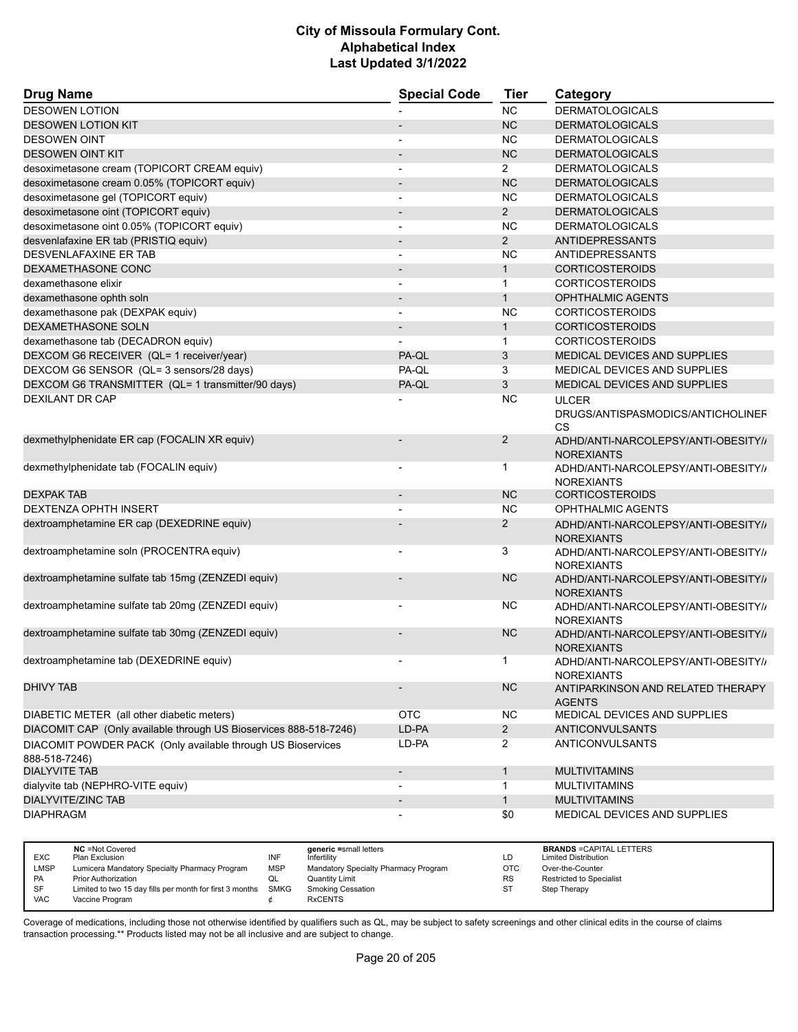# City of Missoula Formulary Cont.
# Alphabetical Index
# Last Updated 3/1/2022

| Drug Name | Special Code | Tier | Category |
|---|---|---|---|
| DESOWEN LOTION | - | NC | DERMATOLOGICALS |
| DESOWEN LOTION KIT | - | NC | DERMATOLOGICALS |
| DESOWEN OINT | - | NC | DERMATOLOGICALS |
| DESOWEN OINT KIT | - | NC | DERMATOLOGICALS |
| desoximetasone cream (TOPICORT CREAM equiv) | - | 2 | DERMATOLOGICALS |
| desoximetasone cream 0.05% (TOPICORT equiv) | - | NC | DERMATOLOGICALS |
| desoximetasone gel (TOPICORT equiv) | - | NC | DERMATOLOGICALS |
| desoximetasone oint (TOPICORT equiv) | - | 2 | DERMATOLOGICALS |
| desoximetasone oint 0.05% (TOPICORT equiv) | - | NC | DERMATOLOGICALS |
| desvenlafaxine ER tab (PRISTIQ equiv) | - | 2 | ANTIDEPRESSANTS |
| DESVENLAFAXINE ER TAB | - | NC | ANTIDEPRESSANTS |
| DEXAMETHASONE CONC | - | 1 | CORTICOSTEROIDS |
| dexamethasone elixir | - | 1 | CORTICOSTEROIDS |
| dexamethasone ophth soln | - | 1 | OPHTHALMIC AGENTS |
| dexamethasone pak (DEXPAK equiv) | - | NC | CORTICOSTEROIDS |
| DEXAMETHASONE SOLN | - | 1 | CORTICOSTEROIDS |
| dexamethasone tab (DECADRON equiv) | - | 1 | CORTICOSTEROIDS |
| DEXCOM G6 RECEIVER (QL= 1 receiver/year) | PA-QL | 3 | MEDICAL DEVICES AND SUPPLIES |
| DEXCOM G6 SENSOR (QL= 3 sensors/28 days) | PA-QL | 3 | MEDICAL DEVICES AND SUPPLIES |
| DEXCOM G6 TRANSMITTER (QL= 1 transmitter/90 days) | PA-QL | 3 | MEDICAL DEVICES AND SUPPLIES |
| DEXILANT DR CAP | - | NC | ULCER DRUGS/ANTISPASMODICS/ANTICHOLINERGICS |
| dexmethylphenidate ER cap (FOCALIN XR equiv) | - | 2 | ADHD/ANTI-NARCOLEPSY/ANTI-OBESITY/ANOREXIANTS |
| dexmethylphenidate tab (FOCALIN equiv) | - | 1 | ADHD/ANTI-NARCOLEPSY/ANTI-OBESITY/ANOREXIANTS |
| DEXPAK TAB | - | NC | CORTICOSTEROIDS |
| DEXTENZA OPHTH INSERT | - | NC | OPHTHALMIC AGENTS |
| dextroamphetamine ER cap (DEXEDRINE equiv) | - | 2 | ADHD/ANTI-NARCOLEPSY/ANTI-OBESITY/ANOREXIANTS |
| dextroamphetamine soln (PROCENTRA equiv) | - | 3 | ADHD/ANTI-NARCOLEPSY/ANTI-OBESITY/ANOREXIANTS |
| dextroamphetamine sulfate tab 15mg (ZENZEDI equiv) | - | NC | ADHD/ANTI-NARCOLEPSY/ANTI-OBESITY/ANOREXIANTS |
| dextroamphetamine sulfate tab 20mg (ZENZEDI equiv) | - | NC | ADHD/ANTI-NARCOLEPSY/ANTI-OBESITY/ANOREXIANTS |
| dextroamphetamine sulfate tab 30mg (ZENZEDI equiv) | - | NC | ADHD/ANTI-NARCOLEPSY/ANTI-OBESITY/ANOREXIANTS |
| dextroamphetamine tab (DEXEDRINE equiv) | - | 1 | ADHD/ANTI-NARCOLEPSY/ANTI-OBESITY/ANOREXIANTS |
| DHIVY TAB | - | NC | ANTIPARKINSON AND RELATED THERAPY AGENTS |
| DIABETIC METER (all other diabetic meters) | OTC | NC | MEDICAL DEVICES AND SUPPLIES |
| DIACOMIT CAP (Only available through US Bioservices 888-518-7246) | LD-PA | 2 | ANTICONVULSANTS |
| DIACOMIT POWDER PACK (Only available through US Bioservices 888-518-7246) | LD-PA | 2 | ANTICONVULSANTS |
| DIALYVITE TAB | - | 1 | MULTIVITAMINS |
| dialyvite tab (NEPHRO-VITE equiv) | - | 1 | MULTIVITAMINS |
| DIALYVITE/ZINC TAB | - | 1 | MULTIVITAMINS |
| DIAPHRAGM | - | $0 | MEDICAL DEVICES AND SUPPLIES |

| | NC =Not Covered | | generic =small letters | | BRANDS =CAPITAL LETTERS |
|---|---|---|---|---|---|
| EXC | Plan Exclusion | INF | Infertility | LD | Limited Distribution |
| LMSP | Lumicera Mandatory Specialty Pharmacy Program | MSP | Mandatory Specialty Pharmacy Program | OTC | Over-the-Counter |
| PA | Prior Authorization | QL | Quantity Limit | RS | Restricted to Specialist |
| SF | Limited to two 15 day fills per month for first 3 months | SMKG | Smoking Cessation | ST | Step Therapy |
| VAC | Vaccine Program | ¢ | RxCENTS | | |

Coverage of medications, including those not otherwise identified by qualifiers such as QL, may be subject to safety screenings and other clinical edits in the course of claims transaction processing.** Products listed may not be all inclusive and are subject to change.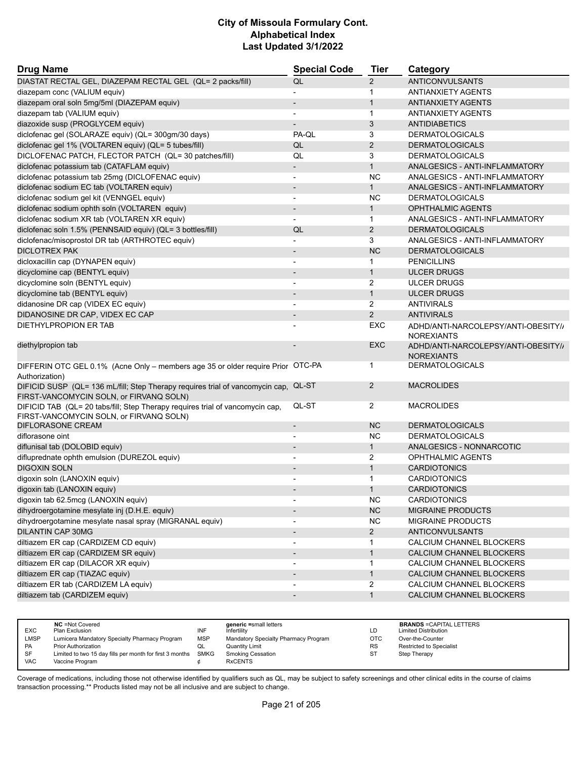# City of Missoula Formulary Cont.
# Alphabetical Index
# Last Updated 3/1/2022

| Drug Name | Special Code | Tier | Category |
|---|---|---|---|
| DIASTAT RECTAL GEL, DIAZEPAM RECTAL GEL (QL= 2 packs/fill) | QL | 2 | ANTICONVULSANTS |
| diazepam conc (VALIUM equiv) | - | 1 | ANTIANXIETY AGENTS |
| diazepam oral soln 5mg/5ml (DIAZEPAM equiv) | - | 1 | ANTIANXIETY AGENTS |
| diazepam tab (VALIUM equiv) | - | 1 | ANTIANXIETY AGENTS |
| diazoxide susp (PROGLYCEM equiv) | - | 3 | ANTIDIABETICS |
| diclofenac gel (SOLARAZE equiv) (QL= 300gm/30 days) | PA-QL | 3 | DERMATOLOGICALS |
| diclofenac gel 1% (VOLTAREN equiv) (QL= 5 tubes/fill) | QL | 2 | DERMATOLOGICALS |
| DICLOFENAC PATCH, FLECTOR PATCH (QL= 30 patches/fill) | QL | 3 | DERMATOLOGICALS |
| diclofenac potassium tab (CATAFLAM equiv) | - | 1 | ANALGESICS - ANTI-INFLAMMATORY |
| diclofenac potassium tab 25mg (DICLOFENAC equiv) | - | NC | ANALGESICS - ANTI-INFLAMMATORY |
| diclofenac sodium EC tab (VOLTAREN equiv) | - | 1 | ANALGESICS - ANTI-INFLAMMATORY |
| diclofenac sodium gel kit (VENNGEL equiv) | - | NC | DERMATOLOGICALS |
| diclofenac sodium ophth soln (VOLTAREN equiv) | - | 1 | OPHTHALMIC AGENTS |
| diclofenac sodium XR tab (VOLTAREN XR equiv) | - | 1 | ANALGESICS - ANTI-INFLAMMATORY |
| diclofenac soln 1.5% (PENNSAID equiv) (QL= 3 bottles/fill) | QL | 2 | DERMATOLOGICALS |
| diclofenac/misoprostol DR tab (ARTHROTEC equiv) | - | 3 | ANALGESICS - ANTI-INFLAMMATORY |
| DICLOTREX PAK | - | NC | DERMATOLOGICALS |
| dicloxacillin cap (DYNAPEN equiv) | - | 1 | PENICILLINS |
| dicyclomine cap (BENTYL equiv) | - | 1 | ULCER DRUGS |
| dicyclomine soln (BENTYL equiv) | - | 2 | ULCER DRUGS |
| dicyclomine tab (BENTYL equiv) | - | 1 | ULCER DRUGS |
| didanosine DR cap (VIDEX EC equiv) | - | 2 | ANTIVIRALS |
| DIDANOSINE DR CAP, VIDEX EC CAP | - | 2 | ANTIVIRALS |
| DIETHYLPROPION ER TAB | - | EXC | ADHD/ANTI-NARCOLEPSY/ANTI-OBESITY/ANOREXIANTS |
| diethylpropion tab | - | EXC | ADHD/ANTI-NARCOLEPSY/ANTI-OBESITY/ANOREXIANTS |
| DIFFERIN OTC GEL 0.1% (Acne Only – members age 35 or older require Prior Authorization) | OTC-PA | 1 | DERMATOLOGICALS |
| DIFICID SUSP (QL= 136 mL/fill; Step Therapy requires trial of vancomycin cap, FIRST-VANCOMYCIN SOLN, or FIRVANQ SOLN) | QL-ST | 2 | MACROLIDES |
| DIFICID TAB (QL= 20 tabs/fill; Step Therapy requires trial of vancomycin cap, FIRST-VANCOMYCIN SOLN, or FIRVANQ SOLN) | QL-ST | 2 | MACROLIDES |
| DIFLORASONE CREAM | - | NC | DERMATOLOGICALS |
| diflorasone oint | - | NC | DERMATOLOGICALS |
| diflunisal tab (DOLOBID equiv) | - | 1 | ANALGESICS - NONNARCOTIC |
| difluprednate ophth emulsion (DUREZOL equiv) | - | 2 | OPHTHALMIC AGENTS |
| DIGOXIN SOLN | - | 1 | CARDIOTONICS |
| digoxin soln (LANOXIN equiv) | - | 1 | CARDIOTONICS |
| digoxin tab (LANOXIN equiv) | - | 1 | CARDIOTONICS |
| digoxin tab 62.5mcg (LANOXIN equiv) | - | NC | CARDIOTONICS |
| dihydroergotamine mesylate inj (D.H.E. equiv) | - | NC | MIGRAINE PRODUCTS |
| dihydroergotamine mesylate nasal spray (MIGRANAL equiv) | - | NC | MIGRAINE PRODUCTS |
| DILANTIN CAP 30MG | - | 2 | ANTICONVULSANTS |
| diltiazem ER cap (CARDIZEM CD equiv) | - | 1 | CALCIUM CHANNEL BLOCKERS |
| diltiazem ER cap (CARDIZEM SR equiv) | - | 1 | CALCIUM CHANNEL BLOCKERS |
| diltiazem ER cap (DILACOR XR equiv) | - | 1 | CALCIUM CHANNEL BLOCKERS |
| diltiazem ER cap (TIAZAC equiv) | - | 1 | CALCIUM CHANNEL BLOCKERS |
| diltiazem ER tab (CARDIZEM LA equiv) | - | 2 | CALCIUM CHANNEL BLOCKERS |
| diltiazem tab (CARDIZEM equiv) | - | 1 | CALCIUM CHANNEL BLOCKERS |

| | | | | | |
|---|---|---|---|---|---|
| EXC | **NC** =Not Covered<br>Plan Exclusion | INF | **generic** =small letters<br>Infertility | LD | **BRANDS** =CAPITAL LETTERS<br>Limited Distribution |
| LMSP | Lumicera Mandatory Specialty Pharmacy Program | MSP | Mandatory Specialty Pharmacy Program | OTC | Over-the-Counter |
| PA | Prior Authorization | QL | Quantity Limit | RS | Restricted to Specialist |
| SF | Limited to two 15 day fills per month for first 3 months | SMKG | Smoking Cessation | ST | Step Therapy |
| VAC | Vaccine Program | ¢ | RxCENTS | | |

Coverage of medications, including those not otherwise identified by qualifiers such as QL, may be subject to safety screenings and other clinical edits in the course of claims transaction processing.** Products listed may not be all inclusive and are subject to change.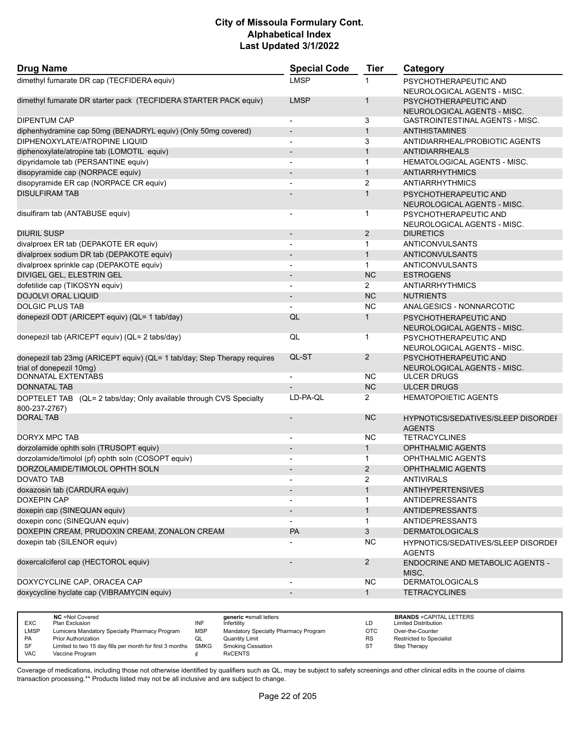# City of Missoula Formulary Cont.
## Alphabetical Index
### Last Updated 3/1/2022

| Drug Name | Special Code | Tier | Category |
|---|---|---|---|
| dimethyl fumarate DR cap (TECFIDERA equiv) | LMSP | 1 | PSYCHOTHERAPEUTIC AND NEUROLOGICAL AGENTS - MISC. |
| dimethyl fumarate DR starter pack (TECFIDERA STARTER PACK equiv) | LMSP | 1 | PSYCHOTHERAPEUTIC AND NEUROLOGICAL AGENTS - MISC. |
| DIPENTUM CAP | - | 3 | GASTROINTESTINAL AGENTS - MISC. |
| diphenhydramine cap 50mg (BENADRYL equiv) (Only 50mg covered) | - | 1 | ANTIHISTAMINES |
| DIPHENOXYLATE/ATROPINE LIQUID | - | 3 | ANTIDIARRHEAL/PROBIOTIC AGENTS |
| diphenoxylate/atropine tab (LOMOTIL equiv) | - | 1 | ANTIDIARRHEALS |
| dipyridamole tab (PERSANTINE equiv) | - | 1 | HEMATOLOGICAL AGENTS - MISC. |
| disopyramide cap (NORPACE equiv) | - | 1 | ANTIARRHYTHMICS |
| disopyramide ER cap (NORPACE CR equiv) | - | 2 | ANTIARRHYTHMICS |
| DISULFIRAM TAB | - | 1 | PSYCHOTHERAPEUTIC AND NEUROLOGICAL AGENTS - MISC. |
| disulfiram tab (ANTABUSE equiv) | - | 1 | PSYCHOTHERAPEUTIC AND NEUROLOGICAL AGENTS - MISC. |
| DIURIL SUSP | - | 2 | DIURETICS |
| divalproex ER tab (DEPAKOTE ER equiv) | - | 1 | ANTICONVULSANTS |
| divalproex sodium DR tab (DEPAKOTE equiv) | - | 1 | ANTICONVULSANTS |
| divalproex sprinkle cap (DEPAKOTE equiv) | - | 1 | ANTICONVULSANTS |
| DIVIGEL GEL, ELESTRIN GEL | - | NC | ESTROGENS |
| dofetilide cap (TIKOSYN equiv) | - | 2 | ANTIARRHYTHMICS |
| DOJOLVI ORAL LIQUID | - | NC | NUTRIENTS |
| DOLGIC PLUS TAB | - | NC | ANALGESICS - NONNARCOTIC |
| donepezil ODT (ARICEPT equiv) (QL= 1 tab/day) | QL | 1 | PSYCHOTHERAPEUTIC AND NEUROLOGICAL AGENTS - MISC. |
| donepezil tab (ARICEPT equiv) (QL= 2 tabs/day) | QL | 1 | PSYCHOTHERAPEUTIC AND NEUROLOGICAL AGENTS - MISC. |
| donepezil tab 23mg (ARICEPT equiv) (QL= 1 tab/day; Step Therapy requires trial of donepezil 10mg) | QL-ST | 2 | PSYCHOTHERAPEUTIC AND NEUROLOGICAL AGENTS - MISC. |
| DONNATAL EXTENTABS | - | NC | ULCER DRUGS |
| DONNATAL TAB | - | NC | ULCER DRUGS |
| DOPTELET TAB (QL= 2 tabs/day; Only available through CVS Specialty 800-237-2767) | LD-PA-QL | 2 | HEMATOPOIETIC AGENTS |
| DORAL TAB | - | NC | HYPNOTICS/SEDATIVES/SLEEP DISORDER AGENTS |
| DORYX MPC TAB | - | NC | TETRACYCLINES |
| dorzolamide ophth soln (TRUSOPT equiv) | - | 1 | OPHTHALMIC AGENTS |
| dorzolamide/timolol (pf) ophth soln (COSOPT equiv) | - | 1 | OPHTHALMIC AGENTS |
| DORZOLAMIDE/TIMOLOL OPHTH SOLN | - | 2 | OPHTHALMIC AGENTS |
| DOVATO TAB | - | 2 | ANTIVIRALS |
| doxazosin tab (CARDURA equiv) | - | 1 | ANTIHYPERTENSIVES |
| DOXEPIN CAP | - | 1 | ANTIDEPRESSANTS |
| doxepin cap (SINEQUAN equiv) | - | 1 | ANTIDEPRESSANTS |
| doxepin conc (SINEQUAN equiv) | - | 1 | ANTIDEPRESSANTS |
| DOXEPIN CREAM, PRUDOXIN CREAM, ZONALON CREAM | PA | 3 | DERMATOLOGICALS |
| doxepin tab (SILENOR equiv) | - | NC | HYPNOTICS/SEDATIVES/SLEEP DISORDER AGENTS |
| doxercalciferol cap (HECTOROL equiv) | - | 2 | ENDOCRINE AND METABOLIC AGENTS - MISC. |
| DOXYCYCLINE CAP, ORACEA CAP | - | NC | DERMATOLOGICALS |
| doxycycline hyclate cap (VIBRAMYCIN equiv) | - | 1 | TETRACYCLINES |

| Code | Description | Code | Description | Code | Description |
|---|---|---|---|---|---|
| NC | =Not Covered | | generic =small letters | | BRANDS =CAPITAL LETTERS |
| EXC | Plan Exclusion | INF | Infertility | LD | Limited Distribution |
| LMSP | Lumicera Mandatory Specialty Pharmacy Program | MSP | Mandatory Specialty Pharmacy Program | OTC | Over-the-Counter |
| PA | Prior Authorization | QL | Quantity Limit | RS | Restricted to Specialist |
| SF | Limited to two 15 day fills per month for first 3 months | SMKG | Smoking Cessation | ST | Step Therapy |
| VAC | Vaccine Program | ¢ | RxCENTS | | |

Coverage of medications, including those not otherwise identified by qualifiers such as QL, may be subject to safety screenings and other clinical edits in the course of claims transaction processing.** Products listed may not be all inclusive and are subject to change.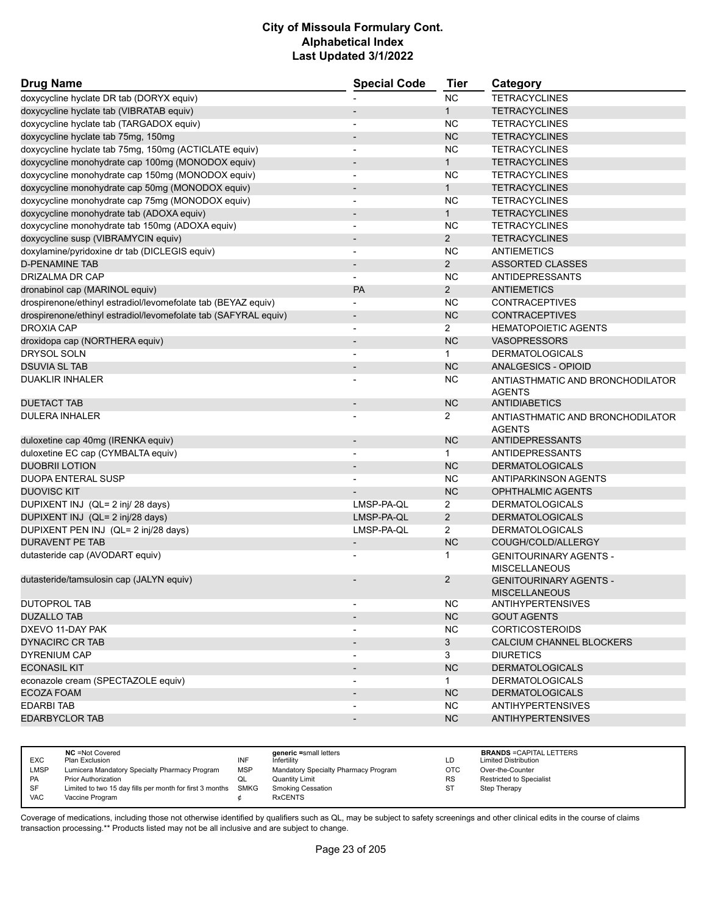| Drug Name | Special Code | Tier | Category |
|---|---|---|---|
| doxycycline hyclate DR tab (DORYX equiv) | - | NC | TETRACYCLINES |
| doxycycline hyclate tab (VIBRATAB equiv) | - | 1 | TETRACYCLINES |
| doxycycline hyclate tab (TARGADOX equiv) | - | NC | TETRACYCLINES |
| doxycycline hyclate tab 75mg, 150mg | - | NC | TETRACYCLINES |
| doxycycline hyclate tab 75mg, 150mg (ACTICLATE equiv) | - | NC | TETRACYCLINES |
| doxycycline monohydrate cap 100mg (MONODOX equiv) | - | 1 | TETRACYCLINES |
| doxycycline monohydrate cap 150mg (MONODOX equiv) | - | NC | TETRACYCLINES |
| doxycycline monohydrate cap 50mg (MONODOX equiv) | - | 1 | TETRACYCLINES |
| doxycycline monohydrate cap 75mg (MONODOX equiv) | - | NC | TETRACYCLINES |
| doxycycline monohydrate tab (ADOXA equiv) | - | 1 | TETRACYCLINES |
| doxycycline monohydrate tab 150mg (ADOXA equiv) | - | NC | TETRACYCLINES |
| doxycycline susp (VIBRAMYCIN equiv) | - | 2 | TETRACYCLINES |
| doxylamine/pyridoxine dr tab (DICLEGIS equiv) | - | NC | ANTIEMETICS |
| D-PENAMINE TAB | - | 2 | ASSORTED CLASSES |
| DRIZALMA DR CAP | - | NC | ANTIDEPRESSANTS |
| dronabinol cap (MARINOL equiv) | PA | 2 | ANTIEMETICS |
| drospirenone/ethinyl estradiol/levomefolate tab (BEYAZ equiv) | - | NC | CONTRACEPTIVES |
| drospirenone/ethinyl estradiol/levomefolate tab (SAFYRAL equiv) | - | NC | CONTRACEPTIVES |
| DROXIA CAP | - | 2 | HEMATOPOIETIC AGENTS |
| droxidopa cap (NORTHERA equiv) | - | NC | VASOPRESSORS |
| DRYSOL SOLN | - | 1 | DERMATOLOGICALS |
| DSUVIA SL TAB | - | NC | ANALGESICS - OPIOID |
| DUAKLIR INHALER | - | NC | ANTIASTHMATIC AND BRONCHODILATOR AGENTS |
| DUETACT TAB | - | NC | ANTIDIABETICS |
| DULERA INHALER | - | 2 | ANTIASTHMATIC AND BRONCHODILATOR AGENTS |
| duloxetine cap 40mg (IRENKA equiv) | - | NC | ANTIDEPRESSANTS |
| duloxetine EC cap (CYMBALTA equiv) | - | 1 | ANTIDEPRESSANTS |
| DUOBRII LOTION | - | NC | DERMATOLOGICALS |
| DUOPA ENTERAL SUSP | - | NC | ANTIPARKINSON AGENTS |
| DUOVISC KIT | - | NC | OPHTHALMIC AGENTS |
| DUPIXENT INJ (QL= 2 inj/ 28 days) | LMSP-PA-QL | 2 | DERMATOLOGICALS |
| DUPIXENT INJ (QL= 2 inj/28 days) | LMSP-PA-QL | 2 | DERMATOLOGICALS |
| DUPIXENT PEN INJ (QL= 2 inj/28 days) | LMSP-PA-QL | 2 | DERMATOLOGICALS |
| DURAVENT PE TAB | - | NC | COUGH/COLD/ALLERGY |
| dutasteride cap (AVODART equiv) | - | 1 | GENITOURINARY AGENTS - MISCELLANEOUS |
| dutasteride/tamsulosin cap (JALYN equiv) | - | 2 | GENITOURINARY AGENTS - MISCELLANEOUS |
| DUTOPROL TAB | - | NC | ANTIHYPERTENSIVES |
| DUZALLO TAB | - | NC | GOUT AGENTS |
| DXEVO 11-DAY PAK | - | NC | CORTICOSTEROIDS |
| DYNACIRC CR TAB | - | 3 | CALCIUM CHANNEL BLOCKERS |
| DYRENIUM CAP | - | 3 | DIURETICS |
| ECONASIL KIT | - | NC | DERMATOLOGICALS |
| econazole cream (SPECTAZOLE equiv) | - | 1 | DERMATOLOGICALS |
| ECOZA FOAM | - | NC | DERMATOLOGICALS |
| EDARBI TAB | - | NC | ANTIHYPERTENSIVES |
| EDARBYCLOR TAB | - | NC | ANTIHYPERTENSIVES |

| | | | | | |
|---|---|---|---|---|---|
| NC | =Not Covered | generic | =small letters | BRANDS | =CAPITAL LETTERS |
| EXC | Plan Exclusion | INF | Infertility | LD | Limited Distribution |
| LMSP | Lumicera Mandatory Specialty Pharmacy Program | MSP | Mandatory Specialty Pharmacy Program | OTC | Over-the-Counter |
| PA | Prior Authorization | QL | Quantity Limit | RS | Restricted to Specialist |
| SF | Limited to two 15 day fills per month for first 3 months | SMKG | Smoking Cessation | ST | Step Therapy |
| VAC | Vaccine Program | ¢ | RxCENTS | | |

Coverage of medications, including those not otherwise identified by qualifiers such as QL, may be subject to safety screenings and other clinical edits in the course of claims transaction processing.** Products listed may not be all inclusive and are subject to change.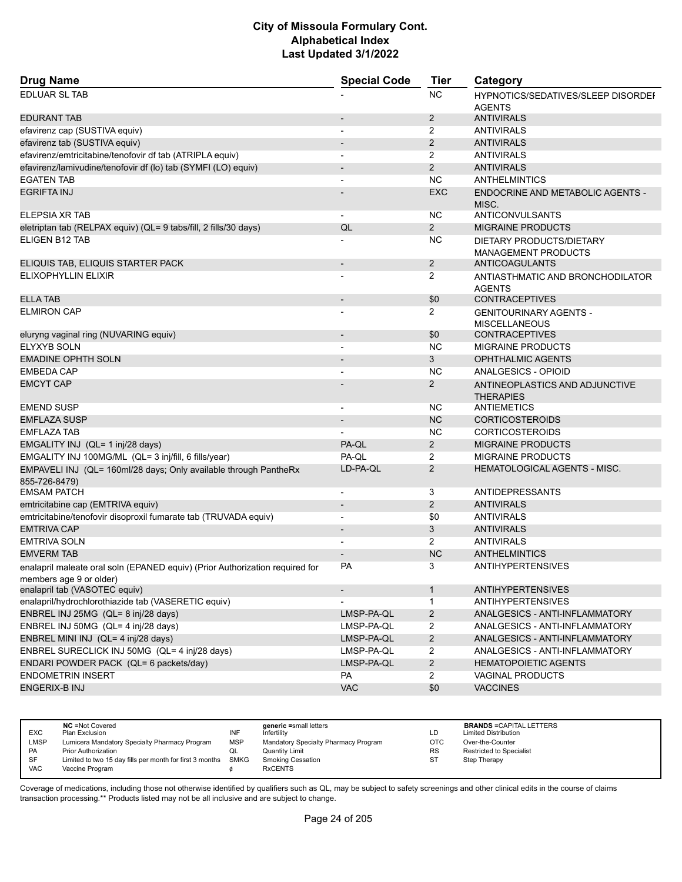# City of Missoula Formulary Cont.
# Alphabetical Index
# Last Updated 3/1/2022

| Drug Name | Special Code | Tier | Category |
|---|---|---|---|
| EDLUAR SL TAB | - | NC | HYPNOTICS/SEDATIVES/SLEEP DISORDER AGENTS |
| EDURANT TAB | - | 2 | ANTIVIRALS |
| efavirenz cap (SUSTIVA equiv) | - | 2 | ANTIVIRALS |
| efavirenz tab (SUSTIVA equiv) | - | 2 | ANTIVIRALS |
| efavirenz/emtricitabine/tenofovir df tab (ATRIPLA equiv) | - | 2 | ANTIVIRALS |
| efavirenz/lamivudine/tenofovir df (lo) tab (SYMFI (LO) equiv) | - | 2 | ANTIVIRALS |
| EGATEN TAB | - | NC | ANTHELMINTICS |
| EGRIFTA INJ | - | EXC | ENDOCRINE AND METABOLIC AGENTS - MISC. |
| ELEPSIA XR TAB | - | NC | ANTICONVULSANTS |
| eletriptan tab (RELPAX equiv) (QL= 9 tabs/fill, 2 fills/30 days) | QL | 2 | MIGRAINE PRODUCTS |
| ELIGEN B12 TAB | - | NC | DIETARY PRODUCTS/DIETARY MANAGEMENT PRODUCTS |
| ELIQUIS TAB, ELIQUIS STARTER PACK | - | 2 | ANTICOAGULANTS |
| ELIXOPHYLLIN ELIXIR | - | 2 | ANTIASTHMATIC AND BRONCHODILATOR AGENTS |
| ELLA TAB | - | $0 | CONTRACEPTIVES |
| ELMIRON CAP | - | 2 | GENITOURINARY AGENTS - MISCELLANEOUS |
| eluryng vaginal ring (NUVARING equiv) | - | $0 | CONTRACEPTIVES |
| ELYXYB SOLN | - | NC | MIGRAINE PRODUCTS |
| EMADINE OPHTH SOLN | - | 3 | OPHTHALMIC AGENTS |
| EMBEDA CAP | - | NC | ANALGESICS - OPIOID |
| EMCYT CAP | - | 2 | ANTINEOPLASTICS AND ADJUNCTIVE THERAPIES |
| EMEND SUSP | - | NC | ANTIEMETICS |
| EMFLAZA SUSP | - | NC | CORTICOSTEROIDS |
| EMFLAZA TAB | - | NC | CORTICOSTEROIDS |
| EMGALITY INJ (QL= 1 inj/28 days) | PA-QL | 2 | MIGRAINE PRODUCTS |
| EMGALITY INJ 100MG/ML (QL= 3 inj/fill, 6 fills/year) | PA-QL | 2 | MIGRAINE PRODUCTS |
| EMPAVELI INJ (QL= 160ml/28 days; Only available through PantheRx 855-726-8479) | LD-PA-QL | 2 | HEMATOLOGICAL AGENTS - MISC. |
| EMSAM PATCH | - | 3 | ANTIDEPRESSANTS |
| emtricitabine cap (EMTRIVA equiv) | - | 2 | ANTIVIRALS |
| emtricitabine/tenofovir disoproxil fumarate tab (TRUVADA equiv) | - | $0 | ANTIVIRALS |
| EMTRIVA CAP | - | 3 | ANTIVIRALS |
| EMTRIVA SOLN | - | 2 | ANTIVIRALS |
| EMVERM TAB | - | NC | ANTHELMINTICS |
| enalapril maleate oral soln (EPANED equiv) (Prior Authorization required for members age 9 or older) | PA | 3 | ANTIHYPERTENSIVES |
| enalapril tab (VASOTEC equiv) | - | 1 | ANTIHYPERTENSIVES |
| enalapril/hydrochlorothiazide tab (VASERETIC equiv) | - | 1 | ANTIHYPERTENSIVES |
| ENBREL INJ 25MG (QL= 8 inj/28 days) | LMSP-PA-QL | 2 | ANALGESICS - ANTI-INFLAMMATORY |
| ENBREL INJ 50MG (QL= 4 inj/28 days) | LMSP-PA-QL | 2 | ANALGESICS - ANTI-INFLAMMATORY |
| ENBREL MINI INJ (QL= 4 inj/28 days) | LMSP-PA-QL | 2 | ANALGESICS - ANTI-INFLAMMATORY |
| ENBREL SURECLICK INJ 50MG (QL= 4 inj/28 days) | LMSP-PA-QL | 2 | ANALGESICS - ANTI-INFLAMMATORY |
| ENDARI POWDER PACK (QL= 6 packets/day) | LMSP-PA-QL | 2 | HEMATOPOIETIC AGENTS |
| ENDOMETRIN INSERT | PA | 2 | VAGINAL PRODUCTS |
| ENGERIX-B INJ | VAC | $0 | VACCINES |

| | | | | | |
|---|---|---|---|---|---|
| | **NC** =Not Covered | | **generic** =small letters | | **BRANDS** =CAPITAL LETTERS |
| EXC | Plan Exclusion | INF | Infertility | LD | Limited Distribution |
| LMSP | Lumicera Mandatory Specialty Pharmacy Program | MSP | Mandatory Specialty Pharmacy Program | OTC | Over-the-Counter |
| PA | Prior Authorization | QL | Quantity Limit | RS | Restricted to Specialist |
| SF | Limited to two 15 day fills per month for first 3 months | SMKG | Smoking Cessation | ST | Step Therapy |
| VAC | Vaccine Program | ¢ | RxCENTS | | |

Coverage of medications, including those not otherwise identified by qualifiers such as QL, may be subject to safety screenings and other clinical edits in the course of claims transaction processing.** Products listed may not be all inclusive and are subject to change.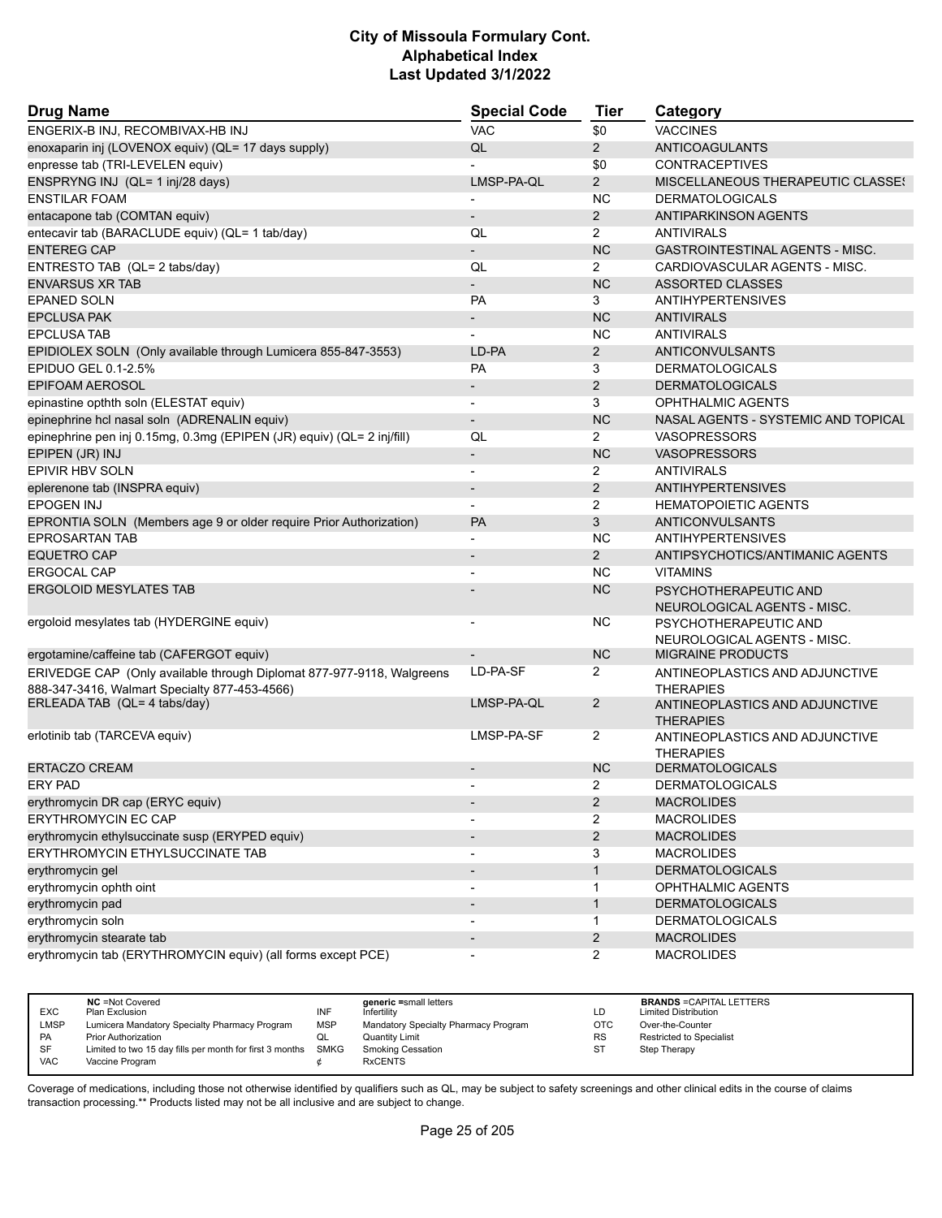| Drug Name | Special Code | Tier | Category |
|---|---|---|---|
| ENGERIX-B INJ, RECOMBIVAX-HB INJ | VAC | $0 | VACCINES |
| enoxaparin inj (LOVENOX equiv) (QL= 17 days supply) | QL | 2 | ANTICOAGULANTS |
| enpresse tab (TRI-LEVELEN equiv) | - | $0 | CONTRACEPTIVES |
| ENSPRYNG INJ (QL= 1 inj/28 days) | LMSP-PA-QL | 2 | MISCELLANEOUS THERAPEUTIC CLASSES |
| ENSTILAR FOAM | - | NC | DERMATOLOGICALS |
| entacapone tab (COMTAN equiv) | - | 2 | ANTIPARKINSON AGENTS |
| entecavir tab (BARACLUDE equiv) (QL= 1 tab/day) | QL | 2 | ANTIVIRALS |
| ENTEREG CAP | - | NC | GASTROINTESTINAL AGENTS - MISC. |
| ENTRESTO TAB (QL= 2 tabs/day) | QL | 2 | CARDIOVASCULAR AGENTS - MISC. |
| ENVARSUS XR TAB | - | NC | ASSORTED CLASSES |
| EPANED SOLN | PA | 3 | ANTIHYPERTENSIVES |
| EPCLUSA PAK | - | NC | ANTIVIRALS |
| EPCLUSA TAB | - | NC | ANTIVIRALS |
| EPIDIOLEX SOLN (Only available through Lumicera 855-847-3553) | LD-PA | 2 | ANTICONVULSANTS |
| EPIDUO GEL 0.1-2.5% | PA | 3 | DERMATOLOGICALS |
| EPIFOAM AEROSOL | - | 2 | DERMATOLOGICALS |
| epinastine opthth soln (ELESTAT equiv) | - | 3 | OPHTHALMIC AGENTS |
| epinephrine hcl nasal soln (ADRENALIN equiv) | - | NC | NASAL AGENTS - SYSTEMIC AND TOPICAL |
| epinephrine pen inj 0.15mg, 0.3mg (EPIPEN (JR) equiv) (QL= 2 inj/fill) | QL | 2 | VASOPRESSORS |
| EPIPEN (JR) INJ | - | NC | VASOPRESSORS |
| EPIVIR HBV SOLN | - | 2 | ANTIVIRALS |
| eplerenone tab (INSPRA equiv) | - | 2 | ANTIHYPERTENSIVES |
| EPOGEN INJ | - | 2 | HEMATOPOIETIC AGENTS |
| EPRONTIA SOLN (Members age 9 or older require Prior Authorization) | PA | 3 | ANTICONVULSANTS |
| EPROSARTAN TAB | - | NC | ANTIHYPERTENSIVES |
| EQUETRO CAP | - | 2 | ANTIPSYCHOTICS/ANTIMANIC AGENTS |
| ERGOCAL CAP | - | NC | VITAMINS |
| ERGOLOID MESYLATES TAB | - | NC | PSYCHOTHERAPEUTIC AND NEUROLOGICAL AGENTS - MISC. |
| ergoloid mesylates tab (HYDERGINE equiv) | - | NC | PSYCHOTHERAPEUTIC AND NEUROLOGICAL AGENTS - MISC. |
| ergotamine/caffeine tab (CAFERGOT equiv) | - | NC | MIGRAINE PRODUCTS |
| ERIVEDGE CAP (Only available through Diplomat 877-977-9118, Walgreens 888-347-3416, Walmart Specialty 877-453-4566) | LD-PA-SF | 2 | ANTINEOPLASTICS AND ADJUNCTIVE THERAPIES |
| ERLEADA TAB (QL= 4 tabs/day) | LMSP-PA-QL | 2 | ANTINEOPLASTICS AND ADJUNCTIVE THERAPIES |
| erlotinib tab (TARCEVA equiv) | LMSP-PA-SF | 2 | ANTINEOPLASTICS AND ADJUNCTIVE THERAPIES |
| ERTACZO CREAM | - | NC | DERMATOLOGICALS |
| ERY PAD | - | 2 | DERMATOLOGICALS |
| erythromycin DR cap (ERYC equiv) | - | 2 | MACROLIDES |
| ERYTHROMYCIN EC CAP | - | 2 | MACROLIDES |
| erythromycin ethylsuccinate susp (ERYPED equiv) | - | 2 | MACROLIDES |
| ERYTHROMYCIN ETHYLSUCCINATE TAB | - | 3 | MACROLIDES |
| erythromycin gel | - | 1 | DERMATOLOGICALS |
| erythromycin ophth oint | - | 1 | OPHTHALMIC AGENTS |
| erythromycin pad | - | 1 | DERMATOLOGICALS |
| erythromycin soln | - | 1 | DERMATOLOGICALS |
| erythromycin stearate tab | - | 2 | MACROLIDES |
| erythromycin tab (ERYTHROMYCIN equiv) (all forms except PCE) | - | 2 | MACROLIDES |

| | | | | | |
|---|---|---|---|---|---|
| NC | =Not Covered | generic | =small letters | BRANDS | =CAPITAL LETTERS |
| EXC | Plan Exclusion | INF | Infertility | LD | Limited Distribution |
| LMSP | Lumicera Mandatory Specialty Pharmacy Program | MSP | Mandatory Specialty Pharmacy Program | OTC | Over-the-Counter |
| PA | Prior Authorization | QL | Quantity Limit | RS | Restricted to Specialist |
| SF | Limited to two 15 day fills per month for first 3 months | SMKG | Smoking Cessation | ST | Step Therapy |
| VAC | Vaccine Program | ¢ | RxCENTS | | |

Coverage of medications, including those not otherwise identified by qualifiers such as QL, may be subject to safety screenings and other clinical edits in the course of claims transaction processing.** Products listed may not be all inclusive and are subject to change.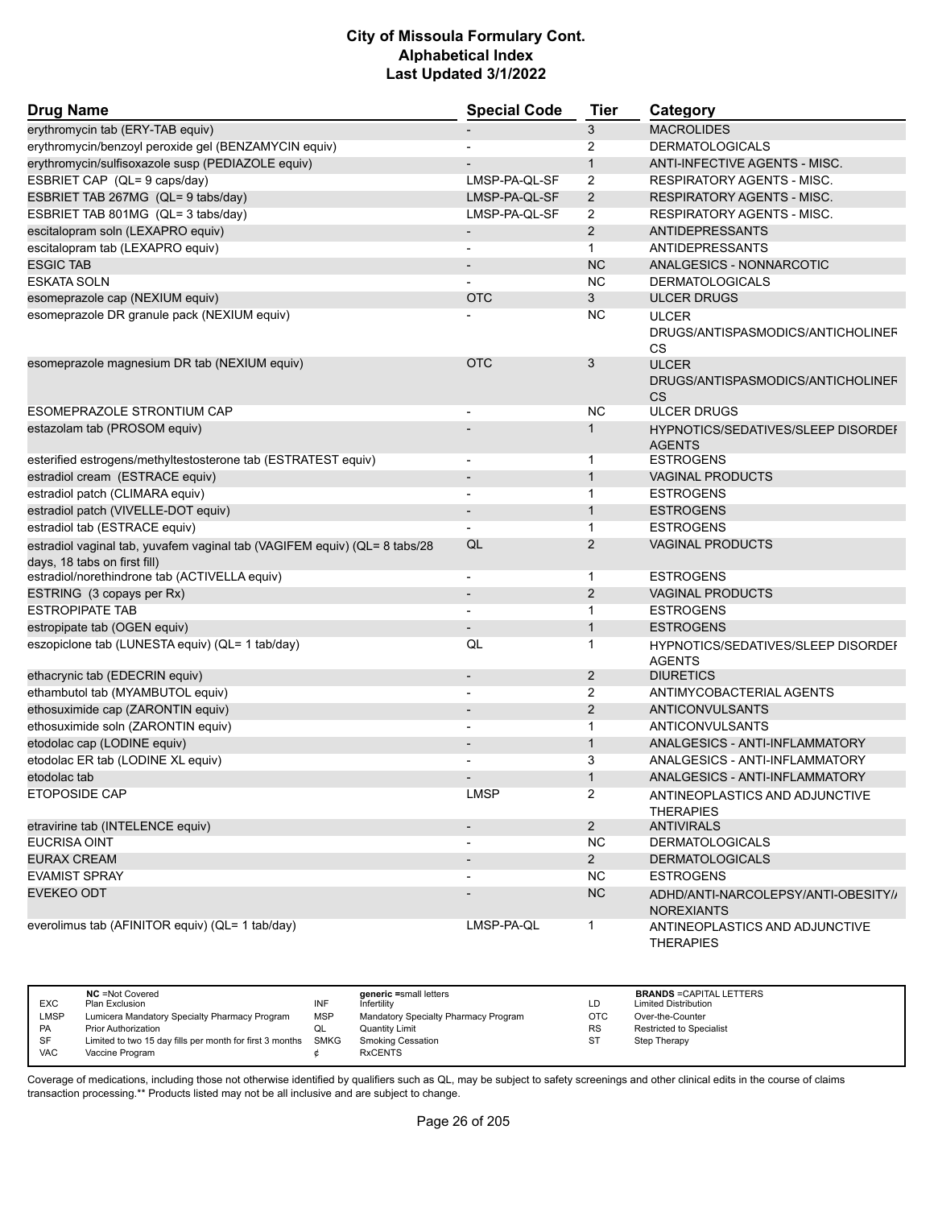# City of Missoula Formulary Cont.
## Alphabetical Index
### Last Updated 3/1/2022

| Drug Name | Special Code | Tier | Category |
|---|---|---|---|
| erythromycin tab (ERY-TAB equiv) | - | 3 | MACROLIDES |
| erythromycin/benzoyl peroxide gel (BENZAMYCIN equiv) | - | 2 | DERMATOLOGICALS |
| erythromycin/sulfisoxazole susp (PEDIAZOLE equiv) | - | 1 | ANTI-INFECTIVE AGENTS - MISC. |
| ESBRIET CAP (QL= 9 caps/day) | LMSP-PA-QL-SF | 2 | RESPIRATORY AGENTS - MISC. |
| ESBRIET TAB 267MG (QL= 9 tabs/day) | LMSP-PA-QL-SF | 2 | RESPIRATORY AGENTS - MISC. |
| ESBRIET TAB 801MG (QL= 3 tabs/day) | LMSP-PA-QL-SF | 2 | RESPIRATORY AGENTS - MISC. |
| escitalopram soln (LEXAPRO equiv) | - | 2 | ANTIDEPRESSANTS |
| escitalopram tab (LEXAPRO equiv) | - | 1 | ANTIDEPRESSANTS |
| ESGIC TAB | - | NC | ANALGESICS - NONNARCOTIC |
| ESKATA SOLN | - | NC | DERMATOLOGICALS |
| esomeprazole cap (NEXIUM equiv) | OTC | 3 | ULCER DRUGS |
| esomeprazole DR granule pack (NEXIUM equiv) | - | NC | ULCER DRUGS/ANTISPASMODICS/ANTICHOLINERGICS |
| esomeprazole magnesium DR tab (NEXIUM equiv) | OTC | 3 | ULCER DRUGS/ANTISPASMODICS/ANTICHOLINERGICS |
| ESOMEPRAZOLE STRONTIUM CAP | - | NC | ULCER DRUGS |
| estazolam tab (PROSOM equiv) | - | 1 | HYPNOTICS/SEDATIVES/SLEEP DISORDER AGENTS |
| esterified estrogens/methyltestosterone tab (ESTRATEST equiv) | - | 1 | ESTROGENS |
| estradiol cream (ESTRACE equiv) | - | 1 | VAGINAL PRODUCTS |
| estradiol patch (CLIMARA equiv) | - | 1 | ESTROGENS |
| estradiol patch (VIVELLE-DOT equiv) | - | 1 | ESTROGENS |
| estradiol tab (ESTRACE equiv) | - | 1 | ESTROGENS |
| estradiol vaginal tab, yuvafem vaginal tab (VAGIFEM equiv) (QL= 8 tabs/28 days, 18 tabs on first fill) | QL | 2 | VAGINAL PRODUCTS |
| estradiol/norethindrone tab (ACTIVELLA equiv) | - | 1 | ESTROGENS |
| ESTRING (3 copays per Rx) | - | 2 | VAGINAL PRODUCTS |
| ESTROPIPATE TAB | - | 1 | ESTROGENS |
| estropipate tab (OGEN equiv) | - | 1 | ESTROGENS |
| eszopiclone tab (LUNESTA equiv) (QL= 1 tab/day) | QL | 1 | HYPNOTICS/SEDATIVES/SLEEP DISORDER AGENTS |
| ethacrynic tab (EDECRIN equiv) | - | 2 | DIURETICS |
| ethambutol tab (MYAMBUTOL equiv) | - | 2 | ANTIMYCOBACTERIAL AGENTS |
| ethosuximide cap (ZARONTIN equiv) | - | 2 | ANTICONVULSANTS |
| ethosuximide soln (ZARONTIN equiv) | - | 1 | ANTICONVULSANTS |
| etodolac cap (LODINE equiv) | - | 1 | ANALGESICS - ANTI-INFLAMMATORY |
| etodolac ER tab (LODINE XL equiv) | - | 3 | ANALGESICS - ANTI-INFLAMMATORY |
| etodolac tab | - | 1 | ANALGESICS - ANTI-INFLAMMATORY |
| ETOPOSIDE CAP | LMSP | 2 | ANTINEOPLASTICS AND ADJUNCTIVE THERAPIES |
| etravirine tab (INTELENCE equiv) | - | 2 | ANTIVIRALS |
| EUCRISA OINT | - | NC | DERMATOLOGICALS |
| EURAX CREAM | - | 2 | DERMATOLOGICALS |
| EVAMIST SPRAY | - | NC | ESTROGENS |
| EVEKEO ODT | - | NC | ADHD/ANTI-NARCOLEPSY/ANTI-OBESITY/ANOREXIANTS |
| everolimus tab (AFINITOR equiv) (QL= 1 tab/day) | LMSP-PA-QL | 1 | ANTINEOPLASTICS AND ADJUNCTIVE THERAPIES |

| | | | | | |
|---|---|---|---|---|---|
| NC | =Not Covered | | generic =small letters | | BRANDS =CAPITAL LETTERS |
| EXC | Plan Exclusion | INF | Infertility | LD | Limited Distribution |
| LMSP | Lumicera Mandatory Specialty Pharmacy Program | MSP | Mandatory Specialty Pharmacy Program | OTC | Over-the-Counter |
| PA | Prior Authorization | QL | Quantity Limit | RS | Restricted to Specialist |
| SF | Limited to two 15 day fills per month for first 3 months | SMKG | Smoking Cessation | ST | Step Therapy |
| VAC | Vaccine Program | ¢ | RxCENTS | | |

Coverage of medications, including those not otherwise identified by qualifiers such as QL, may be subject to safety screenings and other clinical edits in the course of claims transaction processing.** Products listed may not be all inclusive and are subject to change.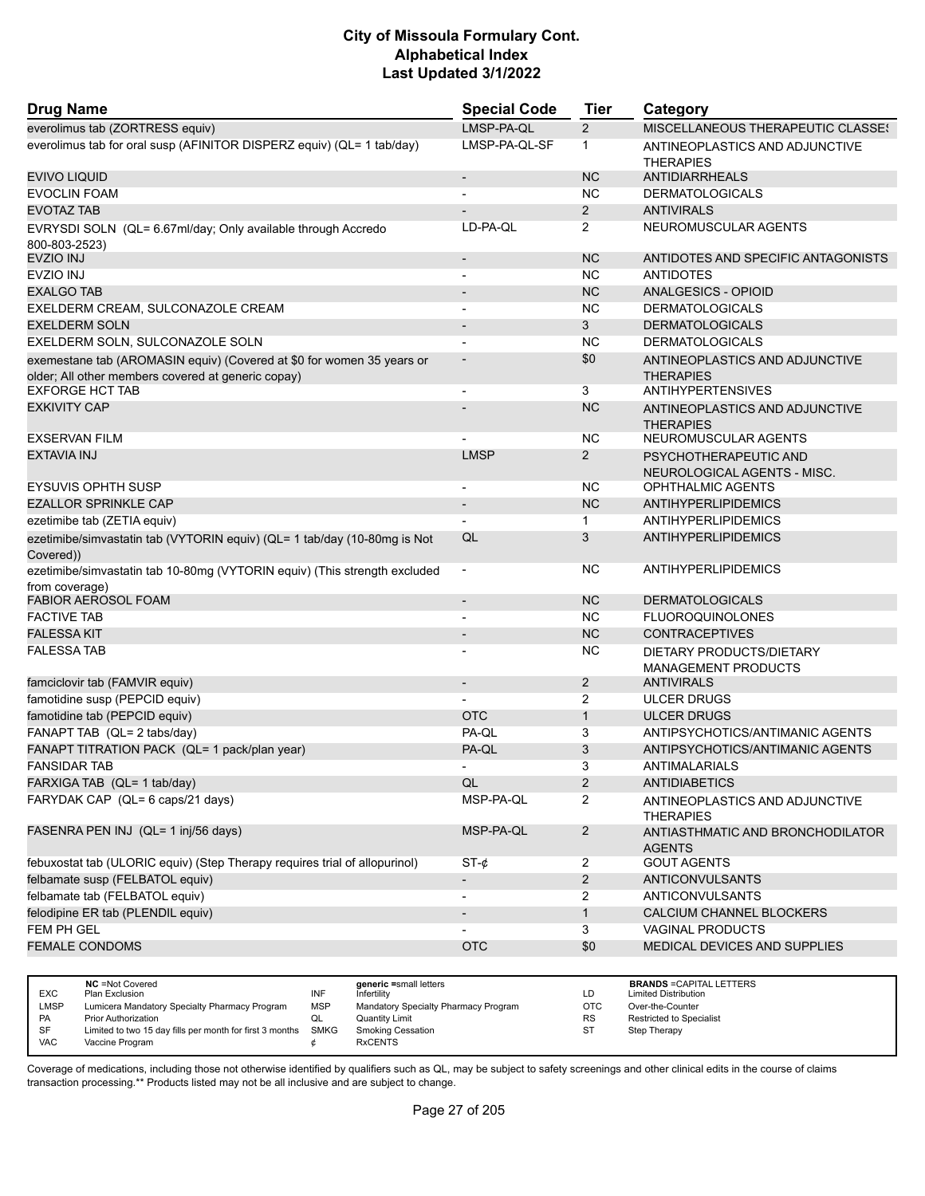# City of Missoula Formulary Cont.
# Alphabetical Index
# Last Updated 3/1/2022

| Drug Name | Special Code | Tier | Category |
|---|---|---|---|
| everolimus tab (ZORTRESS equiv) | LMSP-PA-QL | 2 | MISCELLANEOUS THERAPEUTIC CLASSES |
| everolimus tab for oral susp (AFINITOR DISPERZ equiv) (QL= 1 tab/day) | LMSP-PA-QL-SF | 1 | ANTINEOPLASTICS AND ADJUNCTIVE THERAPIES |
| EVIVO LIQUID | - | NC | ANTIDIARRHEALS |
| EVOCLIN FOAM | - | NC | DERMATOLOGICALS |
| EVOTAZ TAB | - | 2 | ANTIVIRALS |
| EVRYSDI SOLN (QL= 6.67ml/day; Only available through Accredo 800-803-2523) | LD-PA-QL | 2 | NEUROMUSCULAR AGENTS |
| EVZIO INJ | - | NC | ANTIDOTES AND SPECIFIC ANTAGONISTS |
| EVZIO INJ | - | NC | ANTIDOTES |
| EXALGO TAB | - | NC | ANALGESICS - OPIOID |
| EXELDERM CREAM, SULCONAZOLE CREAM | - | NC | DERMATOLOGICALS |
| EXELDERM SOLN | - | 3 | DERMATOLOGICALS |
| EXELDERM SOLN, SULCONAZOLE SOLN | - | NC | DERMATOLOGICALS |
| exemestane tab (AROMASIN equiv) (Covered at $0 for women 35 years or older; All other members covered at generic copay) | - | $0 | ANTINEOPLASTICS AND ADJUNCTIVE THERAPIES |
| EXFORGE HCT TAB | - | 3 | ANTIHYPERTENSIVES |
| EXKIVITY CAP | - | NC | ANTINEOPLASTICS AND ADJUNCTIVE THERAPIES |
| EXSERVAN FILM | - | NC | NEUROMUSCULAR AGENTS |
| EXTAVIA INJ | LMSP | 2 | PSYCHOTHERAPEUTIC AND NEUROLOGICAL AGENTS - MISC. |
| EYSUVIS OPHTH SUSP | - | NC | OPHTHALMIC AGENTS |
| EZALLOR SPRINKLE CAP | - | NC | ANTIHYPERLIPIDEMICS |
| ezetimibe tab (ZETIA equiv) | - | 1 | ANTIHYPERLIPIDEMICS |
| ezetimibe/simvastatin tab (VYTORIN equiv) (QL= 1 tab/day (10-80mg is Not Covered)) | QL | 3 | ANTIHYPERLIPIDEMICS |
| ezetimibe/simvastatin tab 10-80mg (VYTORIN equiv) (This strength excluded from coverage) | - | NC | ANTIHYPERLIPIDEMICS |
| FABIOR AEROSOL FOAM | - | NC | DERMATOLOGICALS |
| FACTIVE TAB | - | NC | FLUOROQUINOLONES |
| FALESSA KIT | - | NC | CONTRACEPTIVES |
| FALESSA TAB | - | NC | DIETARY PRODUCTS/DIETARY MANAGEMENT PRODUCTS |
| famciclovir tab (FAMVIR equiv) | - | 2 | ANTIVIRALS |
| famotidine susp (PEPCID equiv) | - | 2 | ULCER DRUGS |
| famotidine tab (PEPCID equiv) | OTC | 1 | ULCER DRUGS |
| FANAPT TAB (QL= 2 tabs/day) | PA-QL | 3 | ANTIPSYCHOTICS/ANTIMANIC AGENTS |
| FANAPT TITRATION PACK (QL= 1 pack/plan year) | PA-QL | 3 | ANTIPSYCHOTICS/ANTIMANIC AGENTS |
| FANSIDAR TAB | - | 3 | ANTIMALARIALS |
| FARXIGA TAB (QL= 1 tab/day) | QL | 2 | ANTIDIABETICS |
| FARYDAK CAP (QL= 6 caps/21 days) | MSP-PA-QL | 2 | ANTINEOPLASTICS AND ADJUNCTIVE THERAPIES |
| FASENRA PEN INJ (QL= 1 inj/56 days) | MSP-PA-QL | 2 | ANTIASTHMATIC AND BRONCHODILATOR AGENTS |
| febuxostat tab (ULORIC equiv) (Step Therapy requires trial of allopurinol) | ST-¢ | 2 | GOUT AGENTS |
| felbamate susp (FELBATOL equiv) | - | 2 | ANTICONVULSANTS |
| felbamate tab (FELBATOL equiv) | - | 2 | ANTICONVULSANTS |
| felodipine ER tab (PLENDIL equiv) | - | 1 | CALCIUM CHANNEL BLOCKERS |
| FEM PH GEL | - | 3 | VAGINAL PRODUCTS |
| FEMALE CONDOMS | OTC | $0 | MEDICAL DEVICES AND SUPPLIES |

| | | | | | | | |
|---|---|---|---|---|---|---|---|
| EXC | NC =Not Covered Plan Exclusion | INF | generic =small letters Infertility | LD | BRANDS =CAPITAL LETTERS Limited Distribution |
| LMSP | Lumicera Mandatory Specialty Pharmacy Program | MSP | Mandatory Specialty Pharmacy Program | OTC | Over-the-Counter |
| PA | Prior Authorization | QL | Quantity Limit | RS | Restricted to Specialist |
| SF | Limited to two 15 day fills per month for first 3 months | SMKG | Smoking Cessation | ST | Step Therapy |
| VAC | Vaccine Program | ¢ | RxCENTS | | |

Coverage of medications, including those not otherwise identified by qualifiers such as QL, may be subject to safety screenings and other clinical edits in the course of claims transaction processing.** Products listed may not be all inclusive and are subject to change.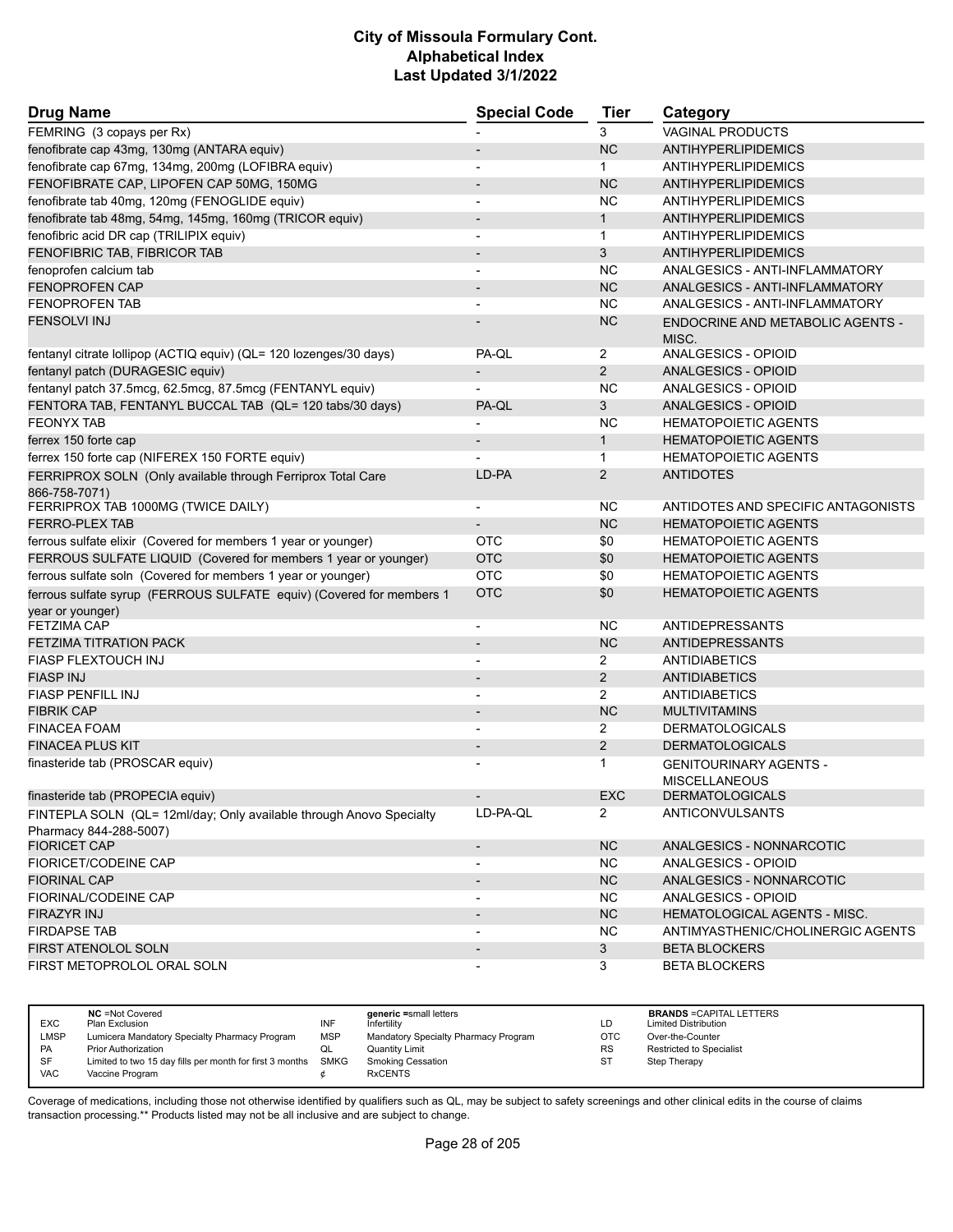# City of Missoula Formulary Cont.
## Alphabetical Index
### Last Updated 3/1/2022

| Drug Name | Special Code | Tier | Category |
|---|---|---|---|
| FEMRING (3 copays per Rx) | - | 3 | VAGINAL PRODUCTS |
| fenofibrate cap 43mg, 130mg (ANTARA equiv) | - | NC | ANTIHYPERLIPIDEMICS |
| fenofibrate cap 67mg, 134mg, 200mg (LOFIBRA equiv) | - | 1 | ANTIHYPERLIPIDEMICS |
| FENOFIBRATE CAP, LIPOFEN CAP 50MG, 150MG | - | NC | ANTIHYPERLIPIDEMICS |
| fenofibrate tab 40mg, 120mg (FENOGLIDE equiv) | - | NC | ANTIHYPERLIPIDEMICS |
| fenofibrate tab 48mg, 54mg, 145mg, 160mg (TRICOR equiv) | - | 1 | ANTIHYPERLIPIDEMICS |
| fenofibric acid DR cap (TRILIPIX equiv) | - | 1 | ANTIHYPERLIPIDEMICS |
| FENOFIBRIC TAB, FIBRICOR TAB | - | 3 | ANTIHYPERLIPIDEMICS |
| fenoprofen calcium tab | - | NC | ANALGESICS - ANTI-INFLAMMATORY |
| FENOPROFEN CAP | - | NC | ANALGESICS - ANTI-INFLAMMATORY |
| FENOPROFEN TAB | - | NC | ANALGESICS - ANTI-INFLAMMATORY |
| FENSOLVI INJ | - | NC | ENDOCRINE AND METABOLIC AGENTS - MISC. |
| fentanyl citrate lollipop (ACTIQ equiv) (QL= 120 lozenges/30 days) | PA-QL | 2 | ANALGESICS - OPIOID |
| fentanyl patch (DURAGESIC equiv) | - | 2 | ANALGESICS - OPIOID |
| fentanyl patch 37.5mcg, 62.5mcg, 87.5mcg (FENTANYL equiv) | - | NC | ANALGESICS - OPIOID |
| FENTORA TAB, FENTANYL BUCCAL TAB (QL= 120 tabs/30 days) | PA-QL | 3 | ANALGESICS - OPIOID |
| FEONYX TAB | - | NC | HEMATOPOIETIC AGENTS |
| ferrex 150 forte cap | - | 1 | HEMATOPOIETIC AGENTS |
| ferrex 150 forte cap (NIFEREX 150 FORTE equiv) | - | 1 | HEMATOPOIETIC AGENTS |
| FERRIPROX SOLN (Only available through Ferriprox Total Care 866-758-7071) | LD-PA | 2 | ANTIDOTES |
| FERRIPROX TAB 1000MG (TWICE DAILY) | - | NC | ANTIDOTES AND SPECIFIC ANTAGONISTS |
| FERRO-PLEX TAB | - | NC | HEMATOPOIETIC AGENTS |
| ferrous sulfate elixir (Covered for members 1 year or younger) | OTC | $0 | HEMATOPOIETIC AGENTS |
| FERROUS SULFATE LIQUID (Covered for members 1 year or younger) | OTC | $0 | HEMATOPOIETIC AGENTS |
| ferrous sulfate soln (Covered for members 1 year or younger) | OTC | $0 | HEMATOPOIETIC AGENTS |
| ferrous sulfate syrup (FERROUS SULFATE equiv) (Covered for members 1 year or younger) | OTC | $0 | HEMATOPOIETIC AGENTS |
| FETZIMA CAP | - | NC | ANTIDEPRESSANTS |
| FETZIMA TITRATION PACK | - | NC | ANTIDEPRESSANTS |
| FIASP FLEXTOUCH INJ | - | 2 | ANTIDIABETICS |
| FIASP INJ | - | 2 | ANTIDIABETICS |
| FIASP PENFILL INJ | - | 2 | ANTIDIABETICS |
| FIBRIK CAP | - | NC | MULTIVITAMINS |
| FINACEA FOAM | - | 2 | DERMATOLOGICALS |
| FINACEA PLUS KIT | - | 2 | DERMATOLOGICALS |
| finasteride tab (PROSCAR equiv) | - | 1 | GENITOURINARY AGENTS - MISCELLANEOUS |
| finasteride tab (PROPECIA equiv) | - | EXC | DERMATOLOGICALS |
| FINTEPLA SOLN (QL= 12ml/day; Only available through Anovo Specialty Pharmacy 844-288-5007) | LD-PA-QL | 2 | ANTICONVULSANTS |
| FIORICET CAP | - | NC | ANALGESICS - NONNARCOTIC |
| FIORICET/CODEINE CAP | - | NC | ANALGESICS - OPIOID |
| FIORINAL CAP | - | NC | ANALGESICS - NONNARCOTIC |
| FIORINAL/CODEINE CAP | - | NC | ANALGESICS - OPIOID |
| FIRAZYR INJ | - | NC | HEMATOLOGICAL AGENTS - MISC. |
| FIRDAPSE TAB | - | NC | ANTIMYASTHENIC/CHOLINERGIC AGENTS |
| FIRST ATENOLOL SOLN | - | 3 | BETA BLOCKERS |
| FIRST METOPROLOL ORAL SOLN | - | 3 | BETA BLOCKERS |

| | | | | | |
|---|---|---|---|---|---|
| NC | =Not Covered | | **generic** =small letters | | **BRANDS** =CAPITAL LETTERS |
| EXC | Plan Exclusion | INF | Infertility | LD | Limited Distribution |
| LMSP | Lumicera Mandatory Specialty Pharmacy Program | MSP | Mandatory Specialty Pharmacy Program | OTC | Over-the-Counter |
| PA | Prior Authorization | QL | Quantity Limit | RS | Restricted to Specialist |
| SF | Limited to two 15 day fills per month for first 3 months | SMKG | Smoking Cessation | ST | Step Therapy |
| VAC | Vaccine Program | ¢ | RxCENTS | | |

Coverage of medications, including those not otherwise identified by qualifiers such as QL, may be subject to safety screenings and other clinical edits in the course of claims transaction processing.** Products listed may not be all inclusive and are subject to change.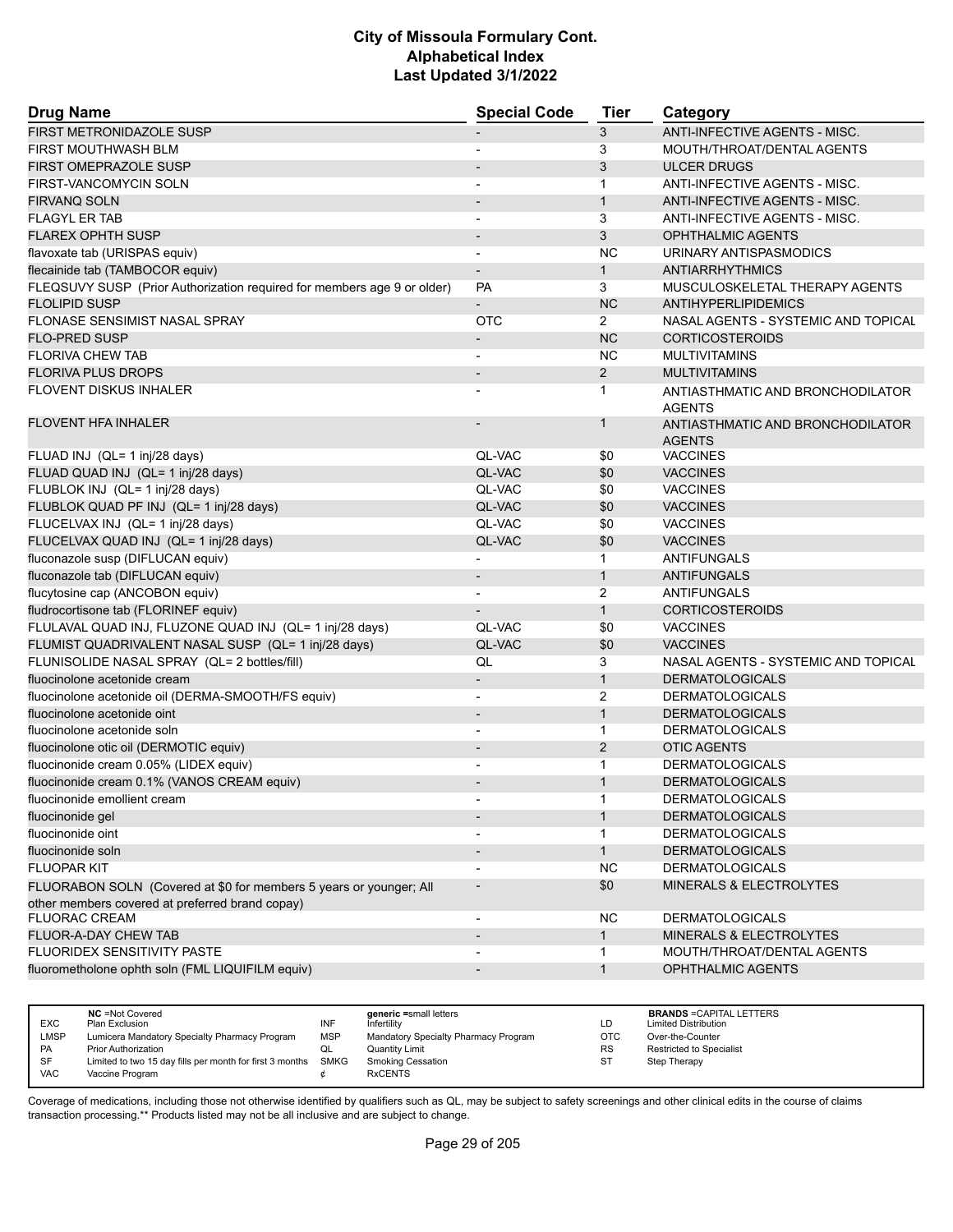# City of Missoula Formulary Cont.
# Alphabetical Index
# Last Updated 3/1/2022

| Drug Name | Special Code | Tier | Category |
|---|---|---|---|
| FIRST METRONIDAZOLE SUSP | - | 3 | ANTI-INFECTIVE AGENTS - MISC. |
| FIRST MOUTHWASH BLM | - | 3 | MOUTH/THROAT/DENTAL AGENTS |
| FIRST OMEPRAZOLE SUSP | - | 3 | ULCER DRUGS |
| FIRST-VANCOMYCIN SOLN | - | 1 | ANTI-INFECTIVE AGENTS - MISC. |
| FIRVANQ SOLN | - | 1 | ANTI-INFECTIVE AGENTS - MISC. |
| FLAGYL ER TAB | - | 3 | ANTI-INFECTIVE AGENTS - MISC. |
| FLAREX OPHTH SUSP | - | 3 | OPHTHALMIC AGENTS |
| flavoxate tab (URISPAS equiv) | - | NC | URINARY ANTISPASMODICS |
| flecainide tab (TAMBOCOR equiv) | - | 1 | ANTIARRHYTHMICS |
| FLEQSUVY SUSP (Prior Authorization required for members age 9 or older) | PA | 3 | MUSCULOSKELETAL THERAPY AGENTS |
| FLOLIPID SUSP | - | NC | ANTIHYPERLIPIDEMICS |
| FLONASE SENSIMIST NASAL SPRAY | OTC | 2 | NASAL AGENTS - SYSTEMIC AND TOPICAL |
| FLO-PRED SUSP | - | NC | CORTICOSTEROIDS |
| FLORIVA CHEW TAB | - | NC | MULTIVITAMINS |
| FLORIVA PLUS DROPS | - | 2 | MULTIVITAMINS |
| FLOVENT DISKUS INHALER | - | 1 | ANTIASTHMATIC AND BRONCHODILATOR AGENTS |
| FLOVENT HFA INHALER | - | 1 | ANTIASTHMATIC AND BRONCHODILATOR AGENTS |
| FLUAD INJ (QL= 1 inj/28 days) | QL-VAC | $0 | VACCINES |
| FLUAD QUAD INJ (QL= 1 inj/28 days) | QL-VAC | $0 | VACCINES |
| FLUBLOK INJ (QL= 1 inj/28 days) | QL-VAC | $0 | VACCINES |
| FLUBLOK QUAD PF INJ (QL= 1 inj/28 days) | QL-VAC | $0 | VACCINES |
| FLUCELVAX INJ (QL= 1 inj/28 days) | QL-VAC | $0 | VACCINES |
| FLUCELVAX QUAD INJ (QL= 1 inj/28 days) | QL-VAC | $0 | VACCINES |
| fluconazole susp (DIFLUCAN equiv) | - | 1 | ANTIFUNGALS |
| fluconazole tab (DIFLUCAN equiv) | - | 1 | ANTIFUNGALS |
| flucytosine cap (ANCOBON equiv) | - | 2 | ANTIFUNGALS |
| fludrocortisone tab (FLORINEF equiv) | - | 1 | CORTICOSTEROIDS |
| FLULAVAL QUAD INJ, FLUZONE QUAD INJ (QL= 1 inj/28 days) | QL-VAC | $0 | VACCINES |
| FLUMIST QUADRIVALENT NASAL SUSP (QL= 1 inj/28 days) | QL-VAC | $0 | VACCINES |
| FLUNISOLIDE NASAL SPRAY (QL= 2 bottles/fill) | QL | 3 | NASAL AGENTS - SYSTEMIC AND TOPICAL |
| fluocinolone acetonide cream | - | 1 | DERMATOLOGICALS |
| fluocinolone acetonide oil (DERMA-SMOOTH/FS equiv) | - | 2 | DERMATOLOGICALS |
| fluocinolone acetonide oint | - | 1 | DERMATOLOGICALS |
| fluocinolone acetonide soln | - | 1 | DERMATOLOGICALS |
| fluocinolone otic oil (DERMOTIC equiv) | - | 2 | OTIC AGENTS |
| fluocinonide cream 0.05% (LIDEX equiv) | - | 1 | DERMATOLOGICALS |
| fluocinonide cream 0.1% (VANOS CREAM equiv) | - | 1 | DERMATOLOGICALS |
| fluocinonide emollient cream | - | 1 | DERMATOLOGICALS |
| fluocinonide gel | - | 1 | DERMATOLOGICALS |
| fluocinonide oint | - | 1 | DERMATOLOGICALS |
| fluocinonide soln | - | 1 | DERMATOLOGICALS |
| FLUOPAR KIT | - | NC | DERMATOLOGICALS |
| FLUORABON SOLN (Covered at $0 for members 5 years or younger; All other members covered at preferred brand copay) | - | $0 | MINERALS & ELECTROLYTES |
| FLUORAC CREAM | - | NC | DERMATOLOGICALS |
| FLUOR-A-DAY CHEW TAB | - | 1 | MINERALS & ELECTROLYTES |
| FLUORIDEX SENSITIVITY PASTE | - | 1 | MOUTH/THROAT/DENTAL AGENTS |
| fluorometholone ophth soln (FML LIQUIFILM equiv) | - | 1 | OPHTHALMIC AGENTS |

| | | | | | |
|---|---|---|---|---|---|
| EXC | NC =Not Covered Plan Exclusion | INF | generic =small letters Infertility | LD | BRANDS =CAPITAL LETTERS Limited Distribution |
| LMSP | Lumicera Mandatory Specialty Pharmacy Program | MSP | Mandatory Specialty Pharmacy Program | OTC | Over-the-Counter |
| PA | Prior Authorization | QL | Quantity Limit | RS | Restricted to Specialist |
| SF | Limited to two 15 day fills per month for first 3 months | SMKG | Smoking Cessation | ST | Step Therapy |
| VAC | Vaccine Program | ¢ | RxCENTS | | |

Coverage of medications, including those not otherwise identified by qualifiers such as QL, may be subject to safety screenings and other clinical edits in the course of claims transaction processing.** Products listed may not be all inclusive and are subject to change.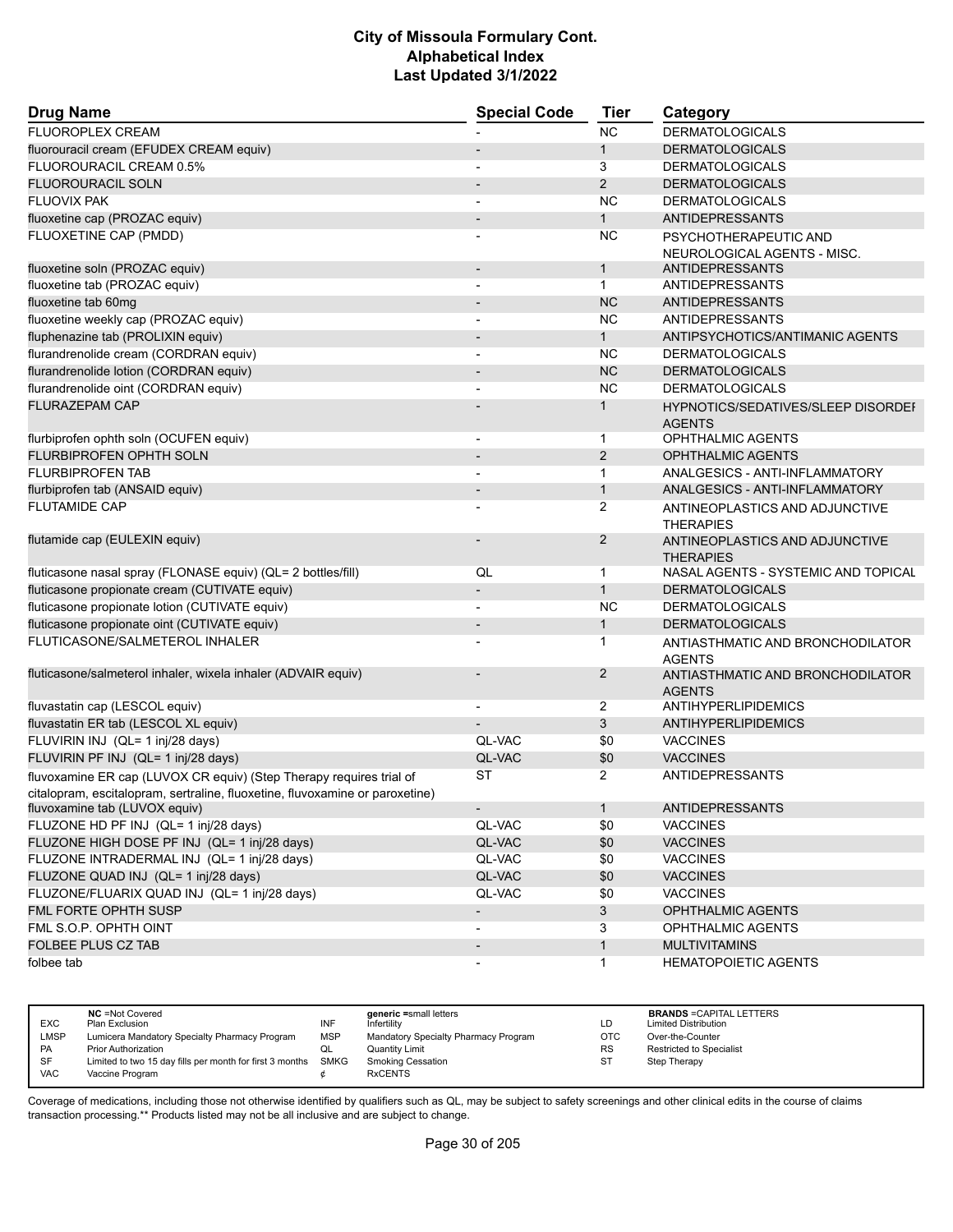# City of Missoula Formulary Cont.
# Alphabetical Index
# Last Updated 3/1/2022

| Drug Name | Special Code | Tier | Category |
|---|---|---|---|
| FLUOROPLEX CREAM | - | NC | DERMATOLOGICALS |
| fluorouracil cream (EFUDEX CREAM equiv) | - | 1 | DERMATOLOGICALS |
| FLUOROURACIL CREAM 0.5% | - | 3 | DERMATOLOGICALS |
| FLUOROURACIL SOLN | - | 2 | DERMATOLOGICALS |
| FLUOVIX PAK | - | NC | DERMATOLOGICALS |
| fluoxetine cap (PROZAC equiv) | - | 1 | ANTIDEPRESSANTS |
| FLUOXETINE CAP (PMDD) | - | NC | PSYCHOTHERAPEUTIC AND NEUROLOGICAL AGENTS - MISC. |
| fluoxetine soln (PROZAC equiv) | - | 1 | ANTIDEPRESSANTS |
| fluoxetine tab (PROZAC equiv) | - | 1 | ANTIDEPRESSANTS |
| fluoxetine tab 60mg | - | NC | ANTIDEPRESSANTS |
| fluoxetine weekly cap (PROZAC equiv) | - | NC | ANTIDEPRESSANTS |
| fluphenazine tab (PROLIXIN equiv) | - | 1 | ANTIPSYCHOTICS/ANTIMANIC AGENTS |
| flurandrenolide cream (CORDRAN equiv) | - | NC | DERMATOLOGICALS |
| flurandrenolide lotion (CORDRAN equiv) | - | NC | DERMATOLOGICALS |
| flurandrenolide oint (CORDRAN equiv) | - | NC | DERMATOLOGICALS |
| FLURAZEPAM CAP | - | 1 | HYPNOTICS/SEDATIVES/SLEEP DISORDER AGENTS |
| flurbiprofen ophth soln (OCUFEN equiv) | - | 1 | OPHTHALMIC AGENTS |
| FLURBIPROFEN OPHTH SOLN | - | 2 | OPHTHALMIC AGENTS |
| FLURBIPROFEN TAB | - | 1 | ANALGESICS - ANTI-INFLAMMATORY |
| flurbiprofen tab (ANSAID equiv) | - | 1 | ANALGESICS - ANTI-INFLAMMATORY |
| FLUTAMIDE CAP | - | 2 | ANTINEOPLASTICS AND ADJUNCTIVE THERAPIES |
| flutamide cap (EULEXIN equiv) | - | 2 | ANTINEOPLASTICS AND ADJUNCTIVE THERAPIES |
| fluticasone nasal spray (FLONASE equiv) (QL= 2 bottles/fill) | QL | 1 | NASAL AGENTS - SYSTEMIC AND TOPICAL |
| fluticasone propionate cream (CUTIVATE equiv) | - | 1 | DERMATOLOGICALS |
| fluticasone propionate lotion (CUTIVATE equiv) | - | NC | DERMATOLOGICALS |
| fluticasone propionate oint (CUTIVATE equiv) | - | 1 | DERMATOLOGICALS |
| FLUTICASONE/SALMETEROL INHALER | - | 1 | ANTIASTHMATIC AND BRONCHODILATOR AGENTS |
| fluticasone/salmeterol inhaler, wixela inhaler (ADVAIR equiv) | - | 2 | ANTIASTHMATIC AND BRONCHODILATOR AGENTS |
| fluvastatin cap (LESCOL equiv) | - | 2 | ANTIHYPERLIPIDEMICS |
| fluvastatin ER tab (LESCOL XL equiv) | - | 3 | ANTIHYPERLIPIDEMICS |
| FLUVIRIN INJ (QL= 1 inj/28 days) | QL-VAC | $0 | VACCINES |
| FLUVIRIN PF INJ (QL= 1 inj/28 days) | QL-VAC | $0 | VACCINES |
| fluvoxamine ER cap (LUVOX CR equiv) (Step Therapy requires trial of citalopram, escitalopram, sertraline, fluoxetine, fluvoxamine or paroxetine) | ST | 2 | ANTIDEPRESSANTS |
| fluvoxamine tab (LUVOX equiv) | - | 1 | ANTIDEPRESSANTS |
| FLUZONE HD PF INJ (QL= 1 inj/28 days) | QL-VAC | $0 | VACCINES |
| FLUZONE HIGH DOSE PF INJ (QL= 1 inj/28 days) | QL-VAC | $0 | VACCINES |
| FLUZONE INTRADERMAL INJ (QL= 1 inj/28 days) | QL-VAC | $0 | VACCINES |
| FLUZONE QUAD INJ (QL= 1 inj/28 days) | QL-VAC | $0 | VACCINES |
| FLUZONE/FLUARIX QUAD INJ (QL= 1 inj/28 days) | QL-VAC | $0 | VACCINES |
| FML FORTE OPHTH SUSP | - | 3 | OPHTHALMIC AGENTS |
| FML S.O.P. OPHTH OINT | - | 3 | OPHTHALMIC AGENTS |
| FOLBEE PLUS CZ TAB | - | 1 | MULTIVITAMINS |
| folbee tab | - | 1 | HEMATOPOIETIC AGENTS |

| | | | | | |
|---|---|---|---|---|---|
| EXC | NC =Not Covered Plan Exclusion | INF | generic =small letters Infertility | LD | BRANDS =CAPITAL LETTERS Limited Distribution |
| LMSP | Lumicera Mandatory Specialty Pharmacy Program | MSP | Mandatory Specialty Pharmacy Program | OTC | Over-the-Counter |
| PA | Prior Authorization | QL | Quantity Limit | RS | Restricted to Specialist |
| SF | Limited to two 15 day fills per month for first 3 months | SMKG | Smoking Cessation | ST | Step Therapy |
| VAC | Vaccine Program | ¢ | RxCENTS | | |

Coverage of medications, including those not otherwise identified by qualifiers such as QL, may be subject to safety screenings and other clinical edits in the course of claims transaction processing.** Products listed may not be all inclusive and are subject to change.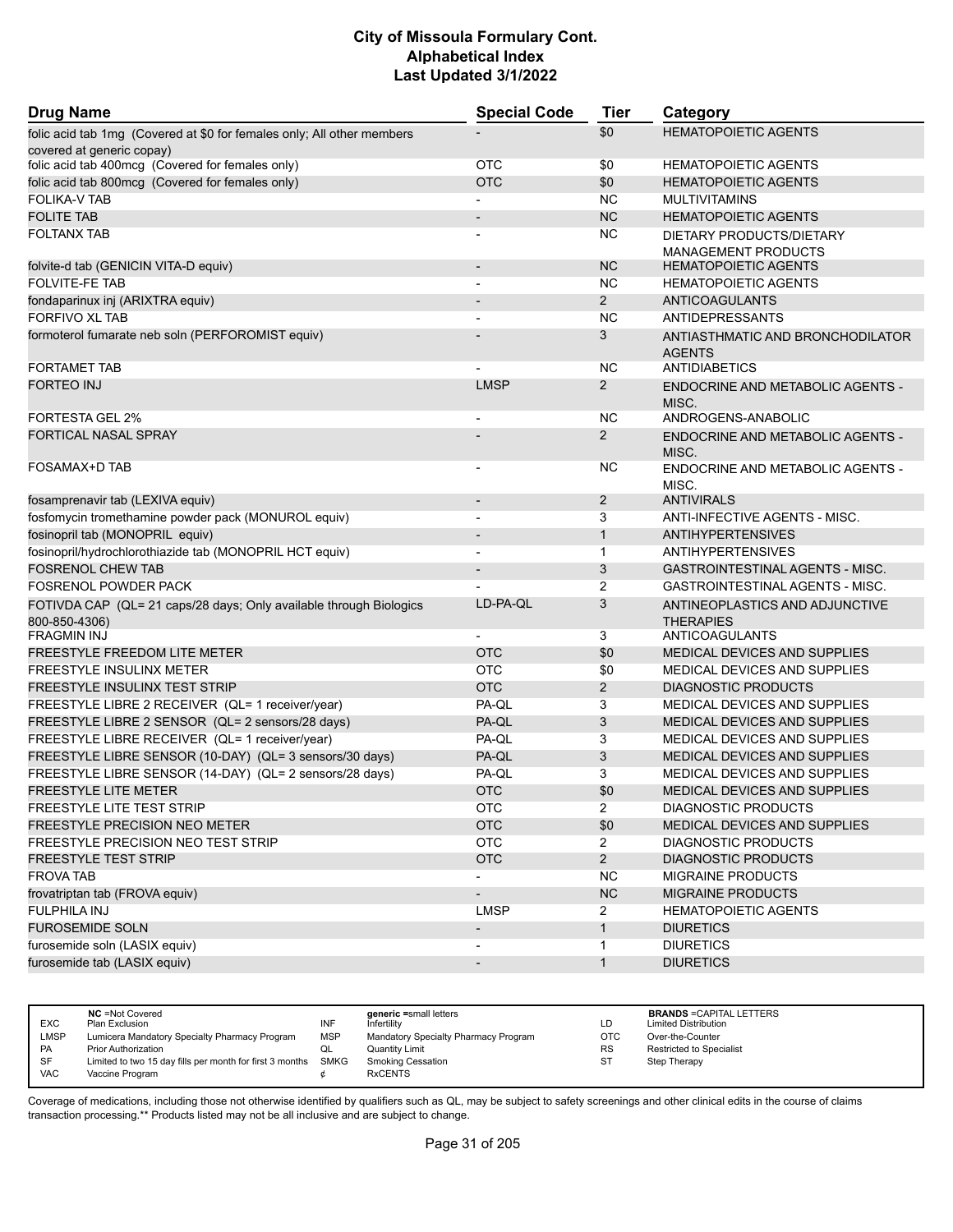| Drug Name | Special Code | Tier | Category |
|---|---|---|---|
| folic acid tab 1mg (Covered at $0 for females only; All other members covered at generic copay) | - | $0 | HEMATOPOIETIC AGENTS |
| folic acid tab 400mcg (Covered for females only) | OTC | $0 | HEMATOPOIETIC AGENTS |
| folic acid tab 800mcg (Covered for females only) | OTC | $0 | HEMATOPOIETIC AGENTS |
| FOLIKA-V TAB | - | NC | MULTIVITAMINS |
| FOLITE TAB | - | NC | HEMATOPOIETIC AGENTS |
| FOLTANX TAB | - | NC | DIETARY PRODUCTS/DIETARY MANAGEMENT PRODUCTS |
| folvite-d tab (GENICIN VITA-D equiv) | - | NC | HEMATOPOIETIC AGENTS |
| FOLVITE-FE TAB | - | NC | HEMATOPOIETIC AGENTS |
| fondaparinux inj (ARIXTRA equiv) | - | 2 | ANTICOAGULANTS |
| FORFIVO XL TAB | - | NC | ANTIDEPRESSANTS |
| formoterol fumarate neb soln (PERFOROMIST equiv) | - | 3 | ANTIASTHMATIC AND BRONCHODILATOR AGENTS |
| FORTAMET TAB | - | NC | ANTIDIABETICS |
| FORTEO INJ | LMSP | 2 | ENDOCRINE AND METABOLIC AGENTS - MISC. |
| FORTESTA GEL 2% | - | NC | ANDROGENS-ANABOLIC |
| FORTICAL NASAL SPRAY | - | 2 | ENDOCRINE AND METABOLIC AGENTS - MISC. |
| FOSAMAX+D TAB | - | NC | ENDOCRINE AND METABOLIC AGENTS - MISC. |
| fosamprenavir tab (LEXIVA equiv) | - | 2 | ANTIVIRALS |
| fosfomycin tromethamine powder pack (MONUROL equiv) | - | 3 | ANTI-INFECTIVE AGENTS - MISC. |
| fosinopril tab (MONOPRIL equiv) | - | 1 | ANTIHYPERTENSIVES |
| fosinopril/hydrochlorothiazide tab (MONOPRIL HCT equiv) | - | 1 | ANTIHYPERTENSIVES |
| FOSRENOL CHEW TAB | - | 3 | GASTROINTESTINAL AGENTS - MISC. |
| FOSRENOL POWDER PACK | - | 2 | GASTROINTESTINAL AGENTS - MISC. |
| FOTIVDA CAP (QL= 21 caps/28 days; Only available through Biologics 800-850-4306) | LD-PA-QL | 3 | ANTINEOPLASTICS AND ADJUNCTIVE THERAPIES |
| FRAGMIN INJ | - | 3 | ANTICOAGULANTS |
| FREESTYLE FREEDOM LITE METER | OTC | $0 | MEDICAL DEVICES AND SUPPLIES |
| FREESTYLE INSULINX METER | OTC | $0 | MEDICAL DEVICES AND SUPPLIES |
| FREESTYLE INSULINX TEST STRIP | OTC | 2 | DIAGNOSTIC PRODUCTS |
| FREESTYLE LIBRE 2 RECEIVER (QL= 1 receiver/year) | PA-QL | 3 | MEDICAL DEVICES AND SUPPLIES |
| FREESTYLE LIBRE 2 SENSOR (QL= 2 sensors/28 days) | PA-QL | 3 | MEDICAL DEVICES AND SUPPLIES |
| FREESTYLE LIBRE RECEIVER (QL= 1 receiver/year) | PA-QL | 3 | MEDICAL DEVICES AND SUPPLIES |
| FREESTYLE LIBRE SENSOR (10-DAY) (QL= 3 sensors/30 days) | PA-QL | 3 | MEDICAL DEVICES AND SUPPLIES |
| FREESTYLE LIBRE SENSOR (14-DAY) (QL= 2 sensors/28 days) | PA-QL | 3 | MEDICAL DEVICES AND SUPPLIES |
| FREESTYLE LITE METER | OTC | $0 | MEDICAL DEVICES AND SUPPLIES |
| FREESTYLE LITE TEST STRIP | OTC | 2 | DIAGNOSTIC PRODUCTS |
| FREESTYLE PRECISION NEO METER | OTC | $0 | MEDICAL DEVICES AND SUPPLIES |
| FREESTYLE PRECISION NEO TEST STRIP | OTC | 2 | DIAGNOSTIC PRODUCTS |
| FREESTYLE TEST STRIP | OTC | 2 | DIAGNOSTIC PRODUCTS |
| FROVA TAB | - | NC | MIGRAINE PRODUCTS |
| frovatriptan tab (FROVA equiv) | - | NC | MIGRAINE PRODUCTS |
| FULPHILA INJ | LMSP | 2 | HEMATOPOIETIC AGENTS |
| FUROSEMIDE SOLN | - | 1 | DIURETICS |
| furosemide soln (LASIX equiv) | - | 1 | DIURETICS |
| furosemide tab (LASIX equiv) | - | 1 | DIURETICS |

| | | | | | |
|---|---|---|---|---|---|
| EXC | NC =Not Covered<br>Plan Exclusion | INF | generic =small letters<br>Infertility | LD | BRANDS =CAPITAL LETTERS<br>Limited Distribution |
| LMSP | Lumicera Mandatory Specialty Pharmacy Program | MSP | Mandatory Specialty Pharmacy Program | OTC | Over-the-Counter |
| PA | Prior Authorization | QL | Quantity Limit | RS | Restricted to Specialist |
| SF | Limited to two 15 day fills per month for first 3 months | SMKG | Smoking Cessation | ST | Step Therapy |
| VAC | Vaccine Program | ¢ | RxCENTS | | |

Coverage of medications, including those not otherwise identified by qualifiers such as QL, may be subject to safety screenings and other clinical edits in the course of claims transaction processing.** Products listed may not be all inclusive and are subject to change.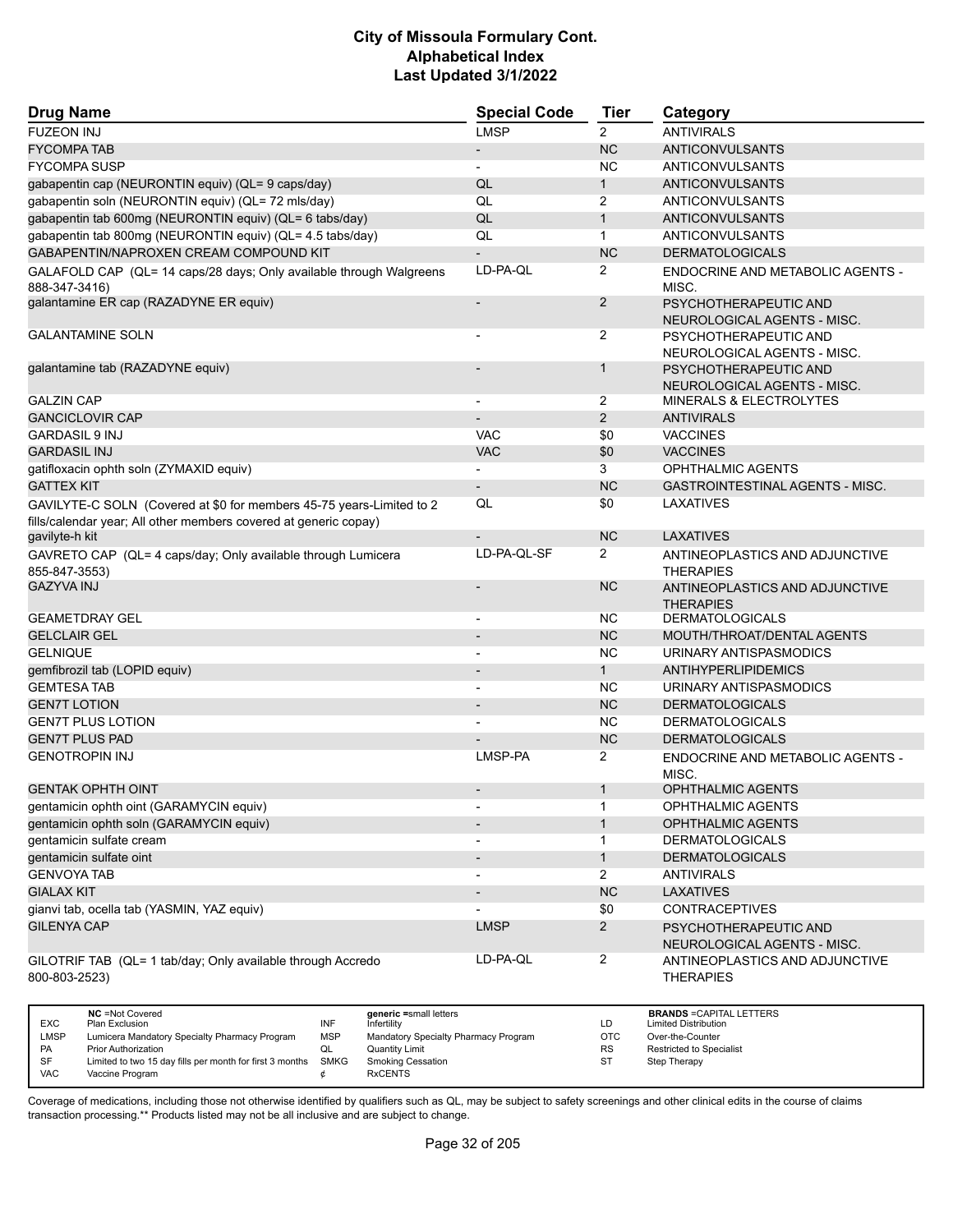# City of Missoula Formulary Cont.
## Alphabetical Index
### Last Updated 3/1/2022

| Drug Name | Special Code | Tier | Category |
|---|---|---|---|
| FUZEON INJ | LMSP | 2 | ANTIVIRALS |
| FYCOMPA TAB | - | NC | ANTICONVULSANTS |
| FYCOMPA SUSP | - | NC | ANTICONVULSANTS |
| gabapentin cap (NEURONTIN equiv) (QL= 9 caps/day) | QL | 1 | ANTICONVULSANTS |
| gabapentin soln (NEURONTIN equiv) (QL= 72 mls/day) | QL | 2 | ANTICONVULSANTS |
| gabapentin tab 600mg (NEURONTIN equiv) (QL= 6 tabs/day) | QL | 1 | ANTICONVULSANTS |
| gabapentin tab 800mg (NEURONTIN equiv) (QL= 4.5 tabs/day) | QL | 1 | ANTICONVULSANTS |
| GABAPENTIN/NAPROXEN CREAM COMPOUND KIT | - | NC | DERMATOLOGICALS |
| GALAFOLD CAP (QL= 14 caps/28 days; Only available through Walgreens 888-347-3416) | LD-PA-QL | 2 | ENDOCRINE AND METABOLIC AGENTS - MISC. |
| galantamine ER cap (RAZADYNE ER equiv) | - | 2 | PSYCHOTHERAPEUTIC AND NEUROLOGICAL AGENTS - MISC. |
| GALANTAMINE SOLN | - | 2 | PSYCHOTHERAPEUTIC AND NEUROLOGICAL AGENTS - MISC. |
| galantamine tab (RAZADYNE equiv) | - | 1 | PSYCHOTHERAPEUTIC AND NEUROLOGICAL AGENTS - MISC. |
| GALZIN CAP | - | 2 | MINERALS & ELECTROLYTES |
| GANCICLOVIR CAP | - | 2 | ANTIVIRALS |
| GARDASIL 9 INJ | VAC | $0 | VACCINES |
| GARDASIL INJ | VAC | $0 | VACCINES |
| gatifloxacin ophth soln (ZYMAXID equiv) | - | 3 | OPHTHALMIC AGENTS |
| GATTEX KIT | - | NC | GASTROINTESTINAL AGENTS - MISC. |
| GAVILYTE-C SOLN (Covered at $0 for members 45-75 years-Limited to 2 fills/calendar year; All other members covered at generic copay) | QL | $0 | LAXATIVES |
| gavilyte-h kit | - | NC | LAXATIVES |
| GAVRETO CAP (QL= 4 caps/day; Only available through Lumicera 855-847-3553) | LD-PA-QL-SF | 2 | ANTINEOPLASTICS AND ADJUNCTIVE THERAPIES |
| GAZYVA INJ | - | NC | ANTINEOPLASTICS AND ADJUNCTIVE THERAPIES |
| GEAMETDRAY GEL | - | NC | DERMATOLOGICALS |
| GELCLAIR GEL | - | NC | MOUTH/THROAT/DENTAL AGENTS |
| GELNIQUE | - | NC | URINARY ANTISPASMODICS |
| gemfibrozil tab (LOPID equiv) | - | 1 | ANTIHYPERLIPIDEMICS |
| GEMTESA TAB | - | NC | URINARY ANTISPASMODICS |
| GEN7T LOTION | - | NC | DERMATOLOGICALS |
| GEN7T PLUS LOTION | - | NC | DERMATOLOGICALS |
| GEN7T PLUS PAD | - | NC | DERMATOLOGICALS |
| GENOTROPIN INJ | LMSP-PA | 2 | ENDOCRINE AND METABOLIC AGENTS - MISC. |
| GENTAK OPHTH OINT | - | 1 | OPHTHALMIC AGENTS |
| gentamicin ophth oint (GARAMYCIN equiv) | - | 1 | OPHTHALMIC AGENTS |
| gentamicin ophth soln (GARAMYCIN equiv) | - | 1 | OPHTHALMIC AGENTS |
| gentamicin sulfate cream | - | 1 | DERMATOLOGICALS |
| gentamicin sulfate oint | - | 1 | DERMATOLOGICALS |
| GENVOYA TAB | - | 2 | ANTIVIRALS |
| GIALAX KIT | - | NC | LAXATIVES |
| gianvi tab, ocella tab (YASMIN, YAZ equiv) | - | $0 | CONTRACEPTIVES |
| GILENYA CAP | LMSP | 2 | PSYCHOTHERAPEUTIC AND NEUROLOGICAL AGENTS - MISC. |
| GILOTRIF TAB (QL= 1 tab/day; Only available through Accredo 800-803-2523) | LD-PA-QL | 2 | ANTINEOPLASTICS AND ADJUNCTIVE THERAPIES |

| | | | | | |
|---|---|---|---|---|---|
| NC | =Not Covered | | **generic** =small letters | | **BRANDS** =CAPITAL LETTERS |
| EXC | Plan Exclusion | INF | Infertility | LD | Limited Distribution |
| LMSP | Lumicera Mandatory Specialty Pharmacy Program | MSP | Mandatory Specialty Pharmacy Program | OTC | Over-the-Counter |
| PA | Prior Authorization | QL | Quantity Limit | RS | Restricted to Specialist |
| SF | Limited to two 15 day fills per month for first 3 months | SMKG | Smoking Cessation | ST | Step Therapy |
| VAC | Vaccine Program | ¢ | RxCENTS | | |

Coverage of medications, including those not otherwise identified by qualifiers such as QL, may be subject to safety screenings and other clinical edits in the course of claims transaction processing.** Products listed may not be all inclusive and are subject to change.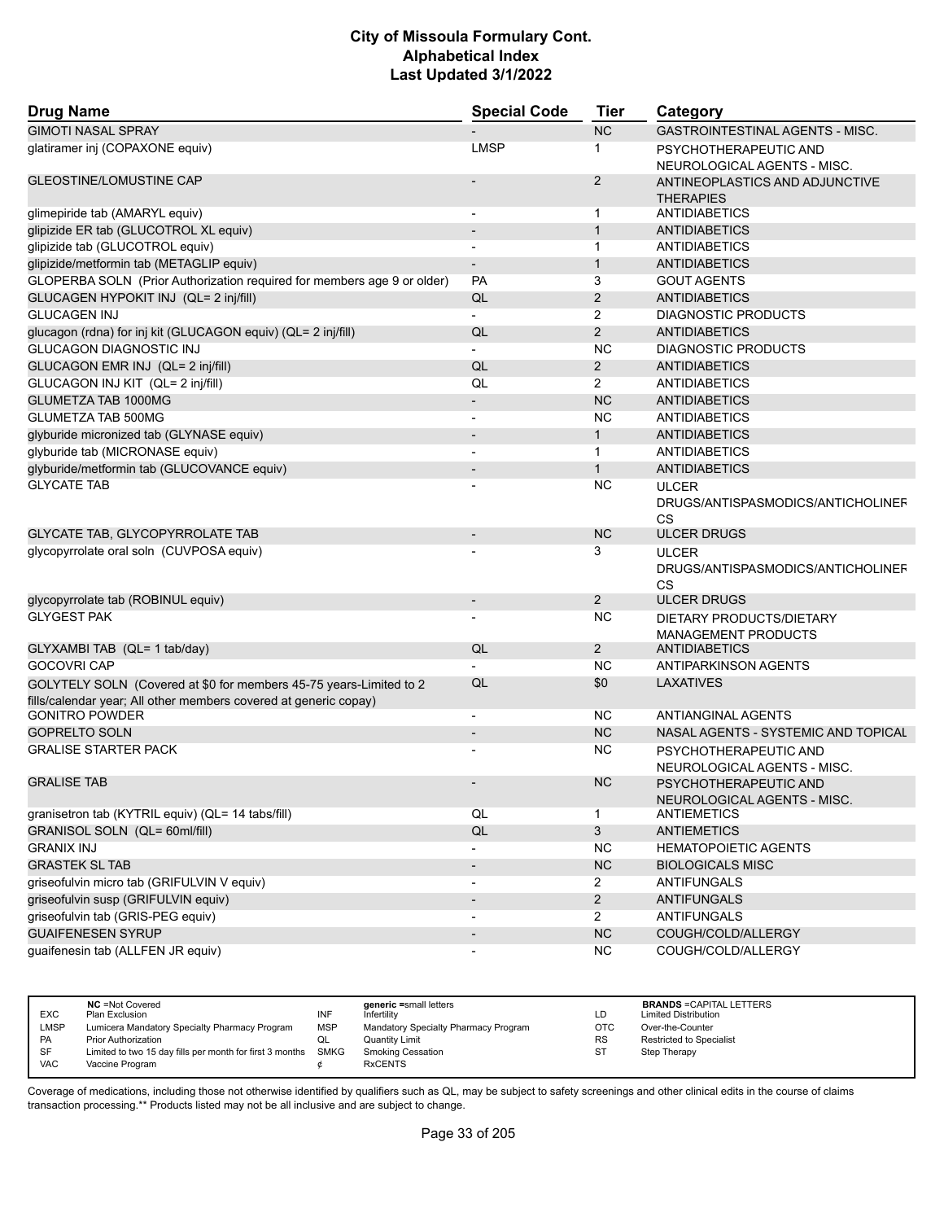# City of Missoula Formulary Cont.
## Alphabetical Index
### Last Updated 3/1/2022

| Drug Name | Special Code | Tier | Category |
|---|---|---|---|
| GIMOTI NASAL SPRAY | - | NC | GASTROINTESTINAL AGENTS - MISC. |
| glatiramer inj (COPAXONE equiv) | LMSP | 1 | PSYCHOTHERAPEUTIC AND NEUROLOGICAL AGENTS - MISC. |
| GLEOSTINE/LOMUSTINE CAP | - | 2 | ANTINEOPLASTICS AND ADJUNCTIVE THERAPIES |
| glimepiride tab (AMARYL equiv) | - | 1 | ANTIDIABETICS |
| glipizide ER tab (GLUCOTROL XL equiv) | - | 1 | ANTIDIABETICS |
| glipizide tab (GLUCOTROL equiv) | - | 1 | ANTIDIABETICS |
| glipizide/metformin tab (METAGLIP equiv) | - | 1 | ANTIDIABETICS |
| GLOPERBA SOLN (Prior Authorization required for members age 9 or older) | PA | 3 | GOUT AGENTS |
| GLUCAGEN HYPOKIT INJ (QL= 2 inj/fill) | QL | 2 | ANTIDIABETICS |
| GLUCAGEN INJ | - | 2 | DIAGNOSTIC PRODUCTS |
| glucagon (rdna) for inj kit (GLUCAGON equiv) (QL= 2 inj/fill) | QL | 2 | ANTIDIABETICS |
| GLUCAGON DIAGNOSTIC INJ | - | NC | DIAGNOSTIC PRODUCTS |
| GLUCAGON EMR INJ (QL= 2 inj/fill) | QL | 2 | ANTIDIABETICS |
| GLUCAGON INJ KIT (QL= 2 inj/fill) | QL | 2 | ANTIDIABETICS |
| GLUMETZA TAB 1000MG | - | NC | ANTIDIABETICS |
| GLUMETZA TAB 500MG | - | NC | ANTIDIABETICS |
| glyburide micronized tab (GLYNASE equiv) | - | 1 | ANTIDIABETICS |
| glyburide tab (MICRONASE equiv) | - | 1 | ANTIDIABETICS |
| glyburide/metformin tab (GLUCOVANCE equiv) | - | 1 | ANTIDIABETICS |
| GLYCATE TAB | - | NC | ULCER DRUGS/ANTISPASMODICS/ANTICHOLINERGICS |
| GLYCATE TAB, GLYCOPYRROLATE TAB | - | NC | ULCER DRUGS |
| glycopyrrolate oral soln (CUVPOSA equiv) | - | 3 | ULCER DRUGS/ANTISPASMODICS/ANTICHOLINERGICS |
| glycopyrrolate tab (ROBINUL equiv) | - | 2 | ULCER DRUGS |
| GLYGEST PAK | - | NC | DIETARY PRODUCTS/DIETARY MANAGEMENT PRODUCTS |
| GLYXAMBI TAB (QL= 1 tab/day) | QL | 2 | ANTIDIABETICS |
| GOCOVRI CAP | - | NC | ANTIPARKINSON AGENTS |
| GOLYTELY SOLN (Covered at $0 for members 45-75 years-Limited to 2 fills/calendar year; All other members covered at generic copay) | QL | $0 | LAXATIVES |
| GONITRO POWDER | - | NC | ANTIANGINAL AGENTS |
| GOPRELTO SOLN | - | NC | NASAL AGENTS - SYSTEMIC AND TOPICAL |
| GRALISE STARTER PACK | - | NC | PSYCHOTHERAPEUTIC AND NEUROLOGICAL AGENTS - MISC. |
| GRALISE TAB | - | NC | PSYCHOTHERAPEUTIC AND NEUROLOGICAL AGENTS - MISC. |
| granisetron tab (KYTRIL equiv) (QL= 14 tabs/fill) | QL | 1 | ANTIEMETICS |
| GRANISOL SOLN (QL= 60ml/fill) | QL | 3 | ANTIEMETICS |
| GRANIX INJ | - | NC | HEMATOPOIETIC AGENTS |
| GRASTEK SL TAB | - | NC | BIOLOGICALS MISC |
| griseofulvin micro tab (GRIFULVIN V equiv) | - | 2 | ANTIFUNGALS |
| griseofulvin susp (GRIFULVIN equiv) | - | 2 | ANTIFUNGALS |
| griseofulvin tab (GRIS-PEG equiv) | - | 2 | ANTIFUNGALS |
| GUAIFENESEN SYRUP | - | NC | COUGH/COLD/ALLERGY |
| guaifenesin tab (ALLFEN JR equiv) | - | NC | COUGH/COLD/ALLERGY |

| | | | | | | | |
|---|---|---|---|---|---|---|---|
| | **NC** =Not Covered | | **generic** =small letters | | | | **BRANDS** =CAPITAL LETTERS |
| EXC | Plan Exclusion | INF | Infertility | | LD | | Limited Distribution |
| LMSP | Lumicera Mandatory Specialty Pharmacy Program | MSP | Mandatory Specialty Pharmacy Program | | OTC | | Over-the-Counter |
| PA | Prior Authorization | QL | Quantity Limit | | RS | | Restricted to Specialist |
| SF | Limited to two 15 day fills per month for first 3 months | SMKG | Smoking Cessation | | ST | | Step Therapy |
| VAC | Vaccine Program | ¢ | RxCENTS | | | | |

Coverage of medications, including those not otherwise identified by qualifiers such as QL, may be subject to safety screenings and other clinical edits in the course of claims transaction processing.** Products listed may not be all inclusive and are subject to change.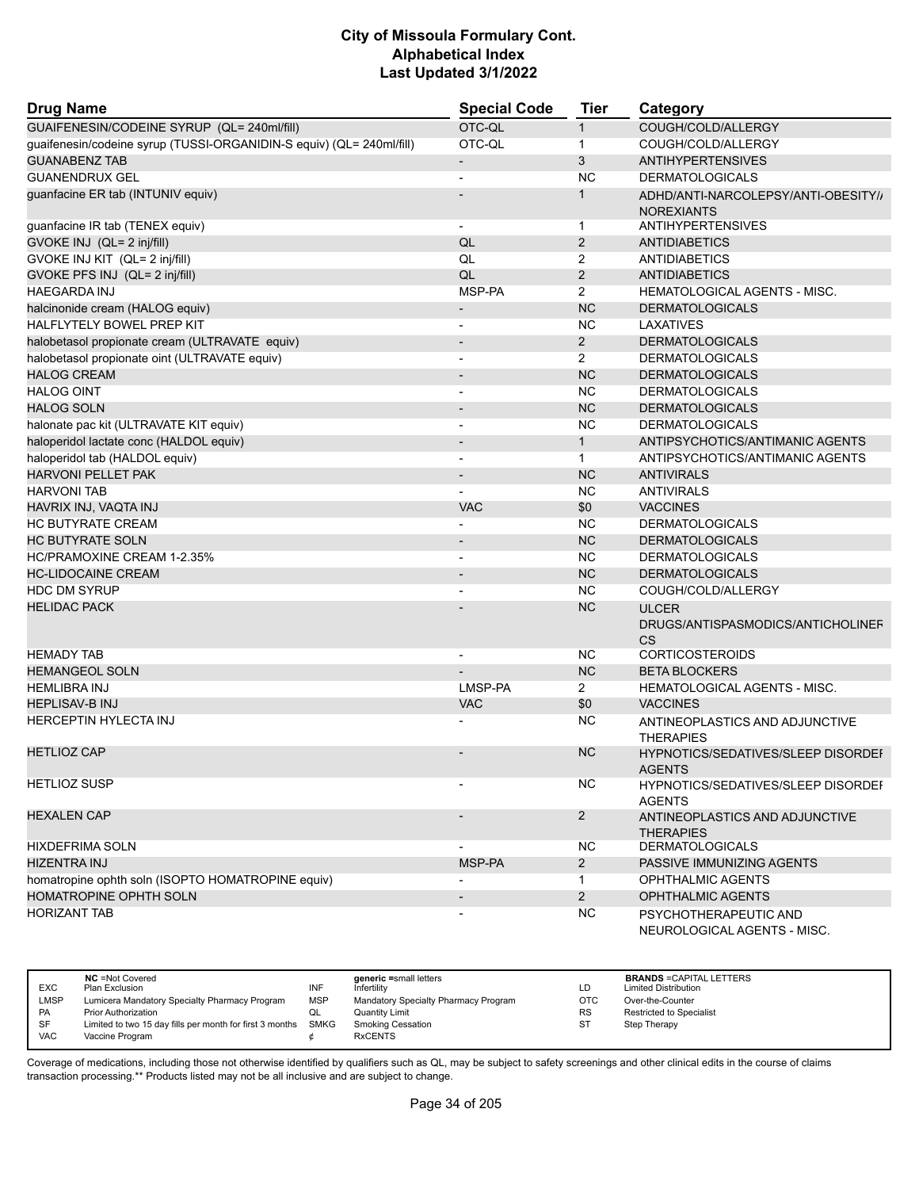# City of Missoula Formulary Cont.
# Alphabetical Index
# Last Updated 3/1/2022

| Drug Name | Special Code | Tier | Category |
|---|---|---|---|
| GUAIFENESIN/CODEINE SYRUP (QL= 240ml/fill) | OTC-QL | 1 | COUGH/COLD/ALLERGY |
| guaifenesin/codeine syrup (TUSSI-ORGANIDIN-S equiv) (QL= 240ml/fill) | OTC-QL | 1 | COUGH/COLD/ALLERGY |
| GUANABENZ TAB | - | 3 | ANTIHYPERTENSIVES |
| GUANENDRUX GEL | - | NC | DERMATOLOGICALS |
| guanfacine ER tab (INTUNIV equiv) | - | 1 | ADHD/ANTI-NARCOLEPSY/ANTI-OBESITY/ANOREXIANTS |
| guanfacine IR tab (TENEX equiv) | - | 1 | ANTIHYPERTENSIVES |
| GVOKE INJ (QL= 2 inj/fill) | QL | 2 | ANTIDIABETICS |
| GVOKE INJ KIT (QL= 2 inj/fill) | QL | 2 | ANTIDIABETICS |
| GVOKE PFS INJ (QL= 2 inj/fill) | QL | 2 | ANTIDIABETICS |
| HAEGARDA INJ | MSP-PA | 2 | HEMATOLOGICAL AGENTS - MISC. |
| halcinonide cream (HALOG equiv) | - | NC | DERMATOLOGICALS |
| HALFLYTELY BOWEL PREP KIT | - | NC | LAXATIVES |
| halobetasol propionate cream (ULTRAVATE equiv) | - | 2 | DERMATOLOGICALS |
| halobetasol propionate oint (ULTRAVATE equiv) | - | 2 | DERMATOLOGICALS |
| HALOG CREAM | - | NC | DERMATOLOGICALS |
| HALOG OINT | - | NC | DERMATOLOGICALS |
| HALOG SOLN | - | NC | DERMATOLOGICALS |
| halonate pac kit (ULTRAVATE KIT equiv) | - | NC | DERMATOLOGICALS |
| haloperidol lactate conc (HALDOL equiv) | - | 1 | ANTIPSYCHOTICS/ANTIMANIC AGENTS |
| haloperidol tab (HALDOL equiv) | - | 1 | ANTIPSYCHOTICS/ANTIMANIC AGENTS |
| HARVONI PELLET PAK | - | NC | ANTIVIRALS |
| HARVONI TAB | - | NC | ANTIVIRALS |
| HAVRIX INJ, VAQTA INJ | VAC | $0 | VACCINES |
| HC BUTYRATE CREAM | - | NC | DERMATOLOGICALS |
| HC BUTYRATE SOLN | - | NC | DERMATOLOGICALS |
| HC/PRAMOXINE CREAM 1-2.35% | - | NC | DERMATOLOGICALS |
| HC-LIDOCAINE CREAM | - | NC | DERMATOLOGICALS |
| HDC DM SYRUP | - | NC | COUGH/COLD/ALLERGY |
| HELIDAC PACK | - | NC | ULCER DRUGS/ANTISPASMODICS/ANTICHOLINERGICS |
| HEMADY TAB | - | NC | CORTICOSTEROIDS |
| HEMANGEOL SOLN | - | NC | BETA BLOCKERS |
| HEMLIBRA INJ | LMSP-PA | 2 | HEMATOLOGICAL AGENTS - MISC. |
| HEPLISAV-B INJ | VAC | $0 | VACCINES |
| HERCEPTIN HYLECTA INJ | - | NC | ANTINEOPLASTICS AND ADJUNCTIVE THERAPIES |
| HETLIOZ CAP | - | NC | HYPNOTICS/SEDATIVES/SLEEP DISORDER AGENTS |
| HETLIOZ SUSP | - | NC | HYPNOTICS/SEDATIVES/SLEEP DISORDER AGENTS |
| HEXALEN CAP | - | 2 | ANTINEOPLASTICS AND ADJUNCTIVE THERAPIES |
| HIXDEFRIMA SOLN | - | NC | DERMATOLOGICALS |
| HIZENTRA INJ | MSP-PA | 2 | PASSIVE IMMUNIZING AGENTS |
| homatropine ophth soln (ISOPTO HOMATROPINE equiv) | - | 1 | OPHTHALMIC AGENTS |
| HOMATROPINE OPHTH SOLN | - | 2 | OPHTHALMIC AGENTS |
| HORIZANT TAB | - | NC | PSYCHOTHERAPEUTIC AND NEUROLOGICAL AGENTS - MISC. |

| | | | | | |
|---|---|---|---|---|---|
| | **NC** =Not Covered | | **generic** =small letters | | **BRANDS** =CAPITAL LETTERS |
| EXC | Plan Exclusion | INF | Infertility | LD | Limited Distribution |
| LMSP | Lumicera Mandatory Specialty Pharmacy Program | MSP | Mandatory Specialty Pharmacy Program | OTC | Over-the-Counter |
| PA | Prior Authorization | QL | Quantity Limit | RS | Restricted to Specialist |
| SF | Limited to two 15 day fills per month for first 3 months | SMKG | Smoking Cessation | ST | Step Therapy |
| VAC | Vaccine Program | ¢ | RxCENTS | | |

Coverage of medications, including those not otherwise identified by qualifiers such as QL, may be subject to safety screenings and other clinical edits in the course of claims transaction processing.** Products listed may not be all inclusive and are subject to change.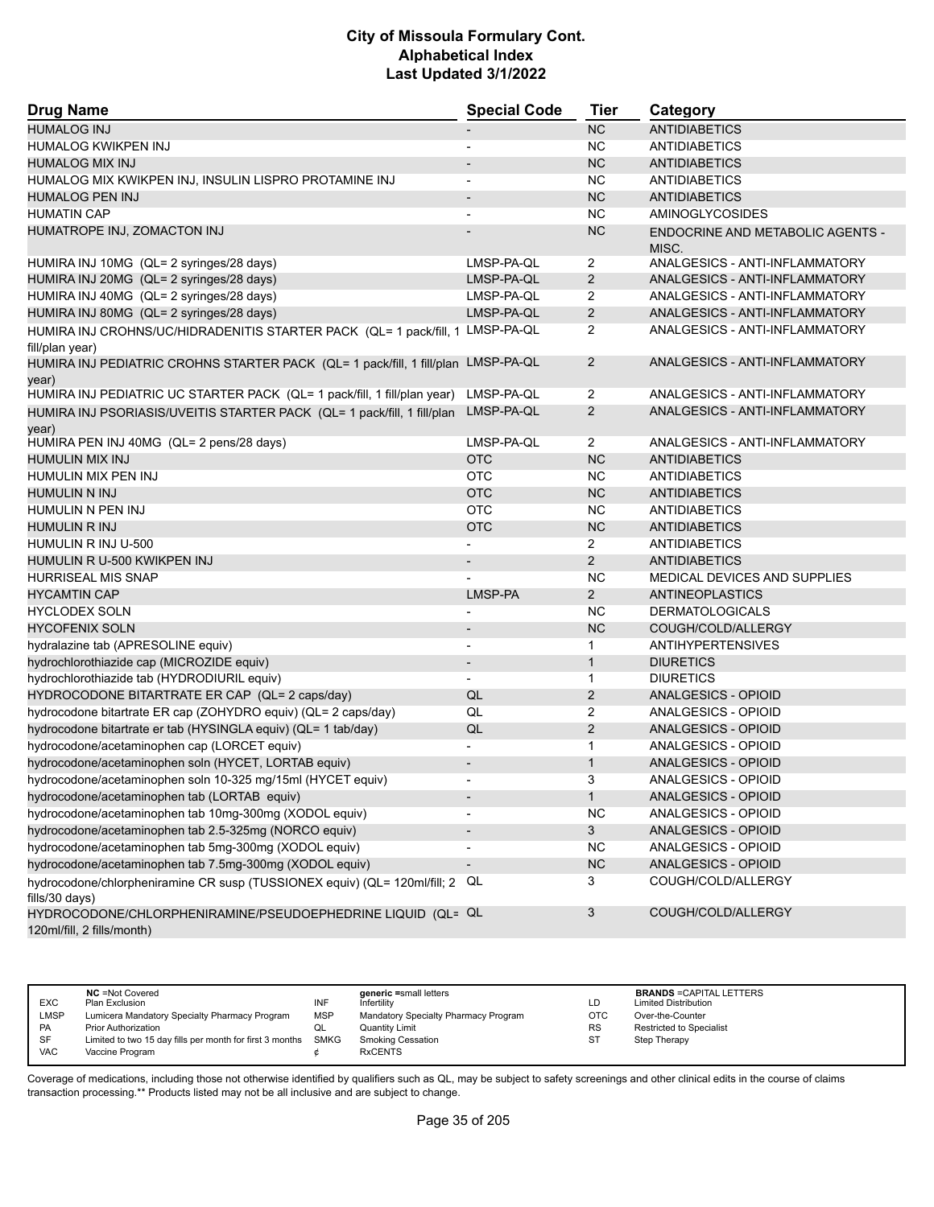# City of Missoula Formulary Cont.
## Alphabetical Index
### Last Updated 3/1/2022

| Drug Name | Special Code | Tier | Category |
|---|---|---|---|
| HUMALOG INJ | - | NC | ANTIDIABETICS |
| HUMALOG KWIKPEN INJ | - | NC | ANTIDIABETICS |
| HUMALOG MIX INJ | - | NC | ANTIDIABETICS |
| HUMALOG MIX KWIKPEN INJ, INSULIN LISPRO PROTAMINE INJ | - | NC | ANTIDIABETICS |
| HUMALOG PEN INJ | - | NC | ANTIDIABETICS |
| HUMATIN CAP | - | NC | AMINOGLYCOSIDES |
| HUMATROPE INJ, ZOMACTON INJ | - | NC | ENDOCRINE AND METABOLIC AGENTS - MISC. |
| HUMIRA INJ 10MG (QL= 2 syringes/28 days) | LMSP-PA-QL | 2 | ANALGESICS - ANTI-INFLAMMATORY |
| HUMIRA INJ 20MG (QL= 2 syringes/28 days) | LMSP-PA-QL | 2 | ANALGESICS - ANTI-INFLAMMATORY |
| HUMIRA INJ 40MG (QL= 2 syringes/28 days) | LMSP-PA-QL | 2 | ANALGESICS - ANTI-INFLAMMATORY |
| HUMIRA INJ 80MG (QL= 2 syringes/28 days) | LMSP-PA-QL | 2 | ANALGESICS - ANTI-INFLAMMATORY |
| HUMIRA INJ CROHNS/UC/HIDRADENITIS STARTER PACK (QL= 1 pack/fill, 1 fill/plan year) | LMSP-PA-QL | 2 | ANALGESICS - ANTI-INFLAMMATORY |
| HUMIRA INJ PEDIATRIC CROHNS STARTER PACK (QL= 1 pack/fill, 1 fill/plan year) | LMSP-PA-QL | 2 | ANALGESICS - ANTI-INFLAMMATORY |
| HUMIRA INJ PEDIATRIC UC STARTER PACK (QL= 1 pack/fill, 1 fill/plan year) | LMSP-PA-QL | 2 | ANALGESICS - ANTI-INFLAMMATORY |
| HUMIRA INJ PSORIASIS/UVEITIS STARTER PACK (QL= 1 pack/fill, 1 fill/plan year) | LMSP-PA-QL | 2 | ANALGESICS - ANTI-INFLAMMATORY |
| HUMIRA PEN INJ 40MG (QL= 2 pens/28 days) | LMSP-PA-QL | 2 | ANALGESICS - ANTI-INFLAMMATORY |
| HUMULIN MIX INJ | OTC | NC | ANTIDIABETICS |
| HUMULIN MIX PEN INJ | OTC | NC | ANTIDIABETICS |
| HUMULIN N INJ | OTC | NC | ANTIDIABETICS |
| HUMULIN N PEN INJ | OTC | NC | ANTIDIABETICS |
| HUMULIN R INJ | OTC | NC | ANTIDIABETICS |
| HUMULIN R INJ U-500 | - | 2 | ANTIDIABETICS |
| HUMULIN R U-500 KWIKPEN INJ | - | 2 | ANTIDIABETICS |
| HURRISEAL MIS SNAP | - | NC | MEDICAL DEVICES AND SUPPLIES |
| HYCAMTIN CAP | LMSP-PA | 2 | ANTINEOPLASTICS |
| HYCLODEX SOLN | - | NC | DERMATOLOGICALS |
| HYCOFENIX SOLN | - | NC | COUGH/COLD/ALLERGY |
| hydralazine tab (APRESOLINE equiv) | - | 1 | ANTIHYPERTENSIVES |
| hydrochlorothiazide cap (MICROZIDE equiv) | - | 1 | DIURETICS |
| hydrochlorothiazide tab (HYDRODIURIL equiv) | - | 1 | DIURETICS |
| HYDROCODONE BITARTRATE ER CAP (QL= 2 caps/day) | QL | 2 | ANALGESICS - OPIOID |
| hydrocodone bitartrate ER cap (ZOHYDRO equiv) (QL= 2 caps/day) | QL | 2 | ANALGESICS - OPIOID |
| hydrocodone bitartrate er tab (HYSINGLA equiv) (QL= 1 tab/day) | QL | 2 | ANALGESICS - OPIOID |
| hydrocodone/acetaminophen cap (LORCET equiv) | - | 1 | ANALGESICS - OPIOID |
| hydrocodone/acetaminophen soln (HYCET, LORTAB equiv) | - | 1 | ANALGESICS - OPIOID |
| hydrocodone/acetaminophen soln 10-325 mg/15ml (HYCET equiv) | - | 3 | ANALGESICS - OPIOID |
| hydrocodone/acetaminophen tab (LORTAB equiv) | - | 1 | ANALGESICS - OPIOID |
| hydrocodone/acetaminophen tab 10mg-300mg (XODOL equiv) | - | NC | ANALGESICS - OPIOID |
| hydrocodone/acetaminophen tab 2.5-325mg (NORCO equiv) | - | 3 | ANALGESICS - OPIOID |
| hydrocodone/acetaminophen tab 5mg-300mg (XODOL equiv) | - | NC | ANALGESICS - OPIOID |
| hydrocodone/acetaminophen tab 7.5mg-300mg (XODOL equiv) | - | NC | ANALGESICS - OPIOID |
| hydrocodone/chlorpheniramine CR susp (TUSSIONEX equiv) (QL= 120ml/fill; 2 fills/30 days) | QL | 3 | COUGH/COLD/ALLERGY |
| HYDROCODONE/CHLORPHENIRAMINE/PSEUDOEPHEDRINE LIQUID (QL= 120ml/fill, 2 fills/month) | QL | 3 | COUGH/COLD/ALLERGY |

| | | | | | |
|---|---|---|---|---|---|
| **NC** = Not Covered | | **generic** = small letters | | **BRANDS** = CAPITAL LETTERS | |
| EXC | Plan Exclusion | INF | Infertility | LD | Limited Distribution |
| LMSP | Lumicera Mandatory Specialty Pharmacy Program | MSP | Mandatory Specialty Pharmacy Program | OTC | Over-the-Counter |
| PA | Prior Authorization | QL | Quantity Limit | RS | Restricted to Specialist |
| SF | Limited to two 15 day fills per month for first 3 months | SMKG | Smoking Cessation | ST | Step Therapy |
| VAC | Vaccine Program | ¢ | RxCENTS | | |

Coverage of medications, including those not otherwise identified by qualifiers such as QL, may be subject to safety screenings and other clinical edits in the course of claims transaction processing.** Products listed may not be all inclusive and are subject to change.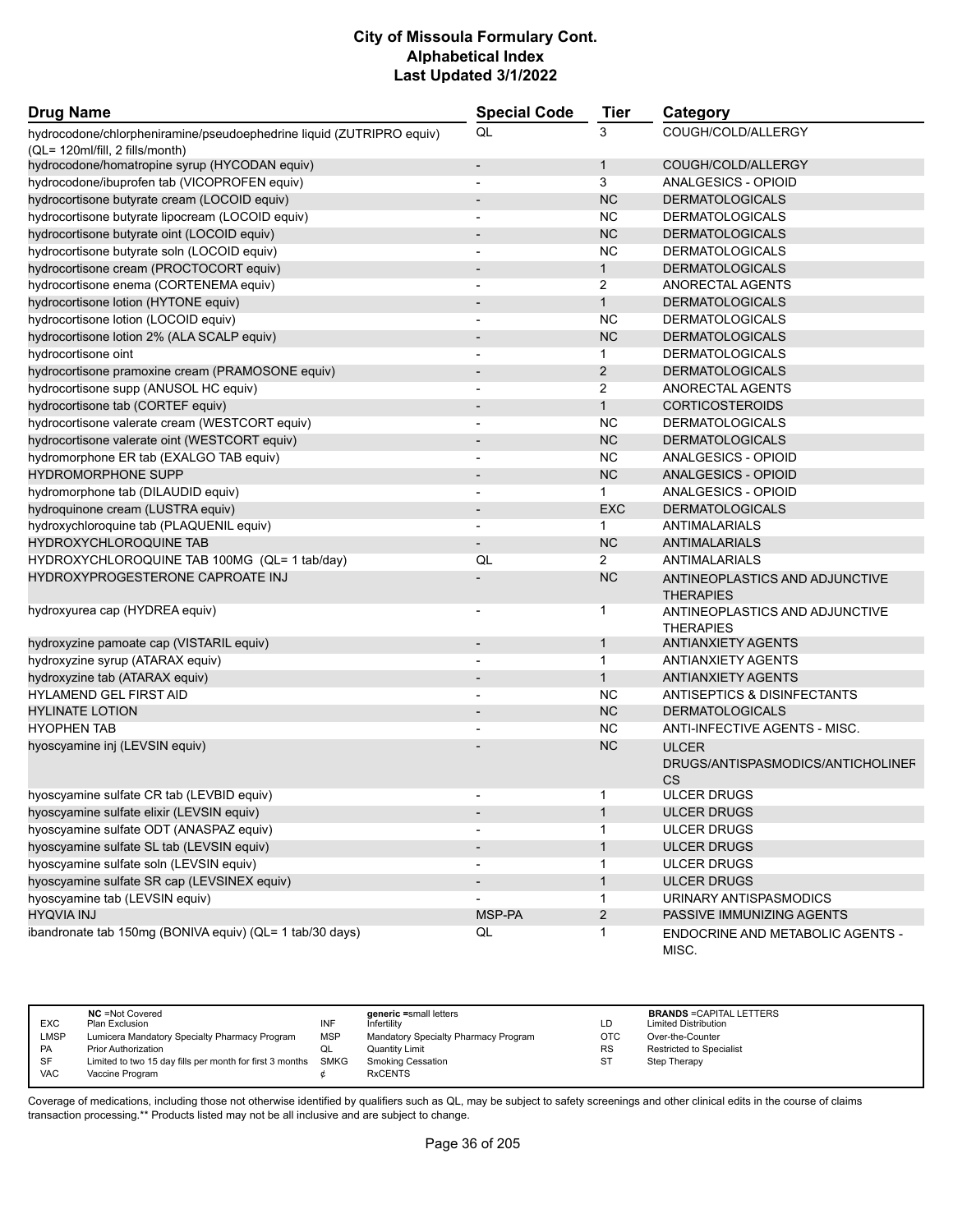# City of Missoula Formulary Cont.
## Alphabetical Index
### Last Updated 3/1/2022

| Drug Name | Special Code | Tier | Category |
|---|---|---|---|
| hydrocodone/chlorpheniramine/pseudoephedrine liquid (ZUTRIPRO equiv) (QL= 120ml/fill, 2 fills/month) | QL | 3 | COUGH/COLD/ALLERGY |
| hydrocodone/homatropine syrup (HYCODAN equiv) | - | 1 | COUGH/COLD/ALLERGY |
| hydrocodone/ibuprofen tab (VICOPROFEN equiv) | - | 3 | ANALGESICS - OPIOID |
| hydrocortisone butyrate cream (LOCOID equiv) | - | NC | DERMATOLOGICALS |
| hydrocortisone butyrate lipocream (LOCOID equiv) | - | NC | DERMATOLOGICALS |
| hydrocortisone butyrate oint (LOCOID equiv) | - | NC | DERMATOLOGICALS |
| hydrocortisone butyrate soln (LOCOID equiv) | - | NC | DERMATOLOGICALS |
| hydrocortisone cream (PROCTOCORT equiv) | - | 1 | DERMATOLOGICALS |
| hydrocortisone enema (CORTENEMA equiv) | - | 2 | ANORECTAL AGENTS |
| hydrocortisone lotion (HYTONE equiv) | - | 1 | DERMATOLOGICALS |
| hydrocortisone lotion (LOCOID equiv) | - | NC | DERMATOLOGICALS |
| hydrocortisone lotion 2% (ALA SCALP equiv) | - | NC | DERMATOLOGICALS |
| hydrocortisone oint | - | 1 | DERMATOLOGICALS |
| hydrocortisone pramoxine cream (PRAMOSONE equiv) | - | 2 | DERMATOLOGICALS |
| hydrocortisone supp (ANUSOL HC equiv) | - | 2 | ANORECTAL AGENTS |
| hydrocortisone tab (CORTEF equiv) | - | 1 | CORTICOSTEROIDS |
| hydrocortisone valerate cream (WESTCORT equiv) | - | NC | DERMATOLOGICALS |
| hydrocortisone valerate oint (WESTCORT equiv) | - | NC | DERMATOLOGICALS |
| hydromorphone ER tab (EXALGO TAB equiv) | - | NC | ANALGESICS - OPIOID |
| HYDROMORPHONE SUPP | - | NC | ANALGESICS - OPIOID |
| hydromorphone tab (DILAUDID equiv) | - | 1 | ANALGESICS - OPIOID |
| hydroquinone cream (LUSTRA equiv) | - | EXC | DERMATOLOGICALS |
| hydroxychloroquine tab (PLAQUENIL equiv) | - | 1 | ANTIMALARIALS |
| HYDROXYCHLOROQUINE TAB | - | NC | ANTIMALARIALS |
| HYDROXYCHLOROQUINE TAB 100MG (QL= 1 tab/day) | QL | 2 | ANTIMALARIALS |
| HYDROXYPROGESTERONE CAPROATE INJ | - | NC | ANTINEOPLASTICS AND ADJUNCTIVE THERAPIES |
| hydroxyurea cap (HYDREA equiv) | - | 1 | ANTINEOPLASTICS AND ADJUNCTIVE THERAPIES |
| hydroxyzine pamoate cap (VISTARIL equiv) | - | 1 | ANTIANXIETY AGENTS |
| hydroxyzine syrup (ATARAX equiv) | - | 1 | ANTIANXIETY AGENTS |
| hydroxyzine tab (ATARAX equiv) | - | 1 | ANTIANXIETY AGENTS |
| HYLAMEND GEL FIRST AID | - | NC | ANTISEPTICS & DISINFECTANTS |
| HYLINATE LOTION | - | NC | DERMATOLOGICALS |
| HYOPHEN TAB | - | NC | ANTI-INFECTIVE AGENTS - MISC. |
| hyoscyamine inj (LEVSIN equiv) | - | NC | ULCER DRUGS/ANTISPASMODICS/ANTICHOLINERGICS |
| hyoscyamine sulfate CR tab (LEVBID equiv) | - | 1 | ULCER DRUGS |
| hyoscyamine sulfate elixir (LEVSIN equiv) | - | 1 | ULCER DRUGS |
| hyoscyamine sulfate ODT (ANASPAZ equiv) | - | 1 | ULCER DRUGS |
| hyoscyamine sulfate SL tab (LEVSIN equiv) | - | 1 | ULCER DRUGS |
| hyoscyamine sulfate soln (LEVSIN equiv) | - | 1 | ULCER DRUGS |
| hyoscyamine sulfate SR cap (LEVSINEX equiv) | - | 1 | ULCER DRUGS |
| hyoscyamine tab (LEVSIN equiv) | - | 1 | URINARY ANTISPASMODICS |
| HYQVIA INJ | MSP-PA | 2 | PASSIVE IMMUNIZING AGENTS |
| ibandronate tab 150mg (BONIVA equiv) (QL= 1 tab/30 days) | QL | 1 | ENDOCRINE AND METABOLIC AGENTS - MISC. |

| | | | | | |
|---|---|---|---|---|---|
| | **NC** =Not Covered | | **generic** =small letters | | **BRANDS** =CAPITAL LETTERS |
| EXC | Plan Exclusion | INF | Infertility | LD | Limited Distribution |
| LMSP | Lumicera Mandatory Specialty Pharmacy Program | MSP | Mandatory Specialty Pharmacy Program | OTC | Over-the-Counter |
| PA | Prior Authorization | QL | Quantity Limit | RS | Restricted to Specialist |
| SF | Limited to two 15 day fills per month for first 3 months | SMKG | Smoking Cessation | ST | Step Therapy |
| VAC | Vaccine Program | ¢ | RxCENTS | | |

Coverage of medications, including those not otherwise identified by qualifiers such as QL, may be subject to safety screenings and other clinical edits in the course of claims transaction processing.** Products listed may not be all inclusive and are subject to change.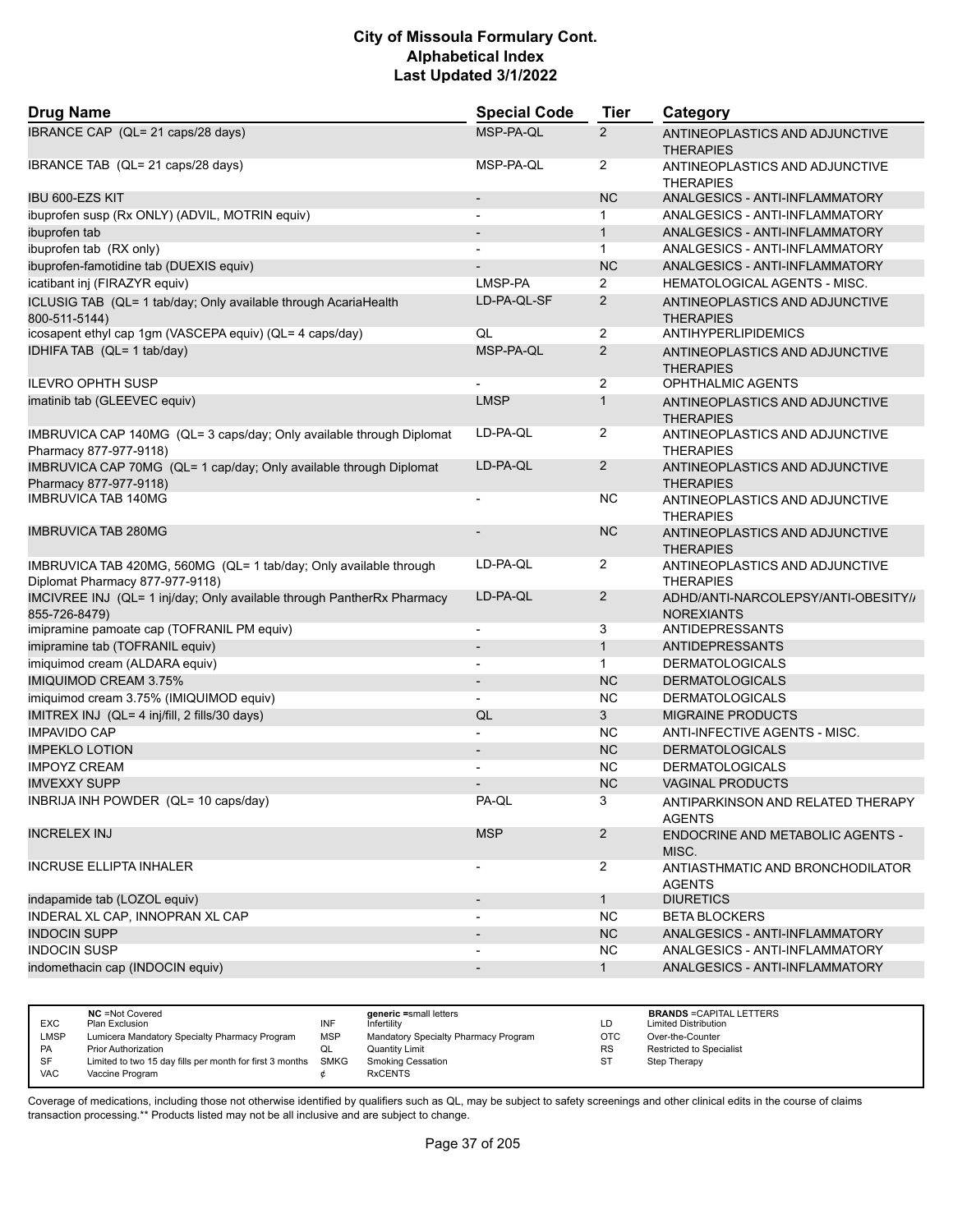# City of Missoula Formulary Cont.
# Alphabetical Index
# Last Updated 3/1/2022

| Drug Name | Special Code | Tier | Category |
|---|---|---|---|
| IBRANCE CAP (QL= 21 caps/28 days) | MSP-PA-QL | 2 | ANTINEOPLASTICS AND ADJUNCTIVE THERAPIES |
| IBRANCE TAB (QL= 21 caps/28 days) | MSP-PA-QL | 2 | ANTINEOPLASTICS AND ADJUNCTIVE THERAPIES |
| IBU 600-EZS KIT | - | NC | ANALGESICS - ANTI-INFLAMMATORY |
| ibuprofen susp (Rx ONLY) (ADVIL, MOTRIN equiv) | - | 1 | ANALGESICS - ANTI-INFLAMMATORY |
| ibuprofen tab | - | 1 | ANALGESICS - ANTI-INFLAMMATORY |
| ibuprofen tab (RX only) | - | 1 | ANALGESICS - ANTI-INFLAMMATORY |
| ibuprofen-famotidine tab (DUEXIS equiv) | - | NC | ANALGESICS - ANTI-INFLAMMATORY |
| icatibant inj (FIRAZYR equiv) | LMSP-PA | 2 | HEMATOLOGICAL AGENTS - MISC. |
| ICLUSIG TAB (QL= 1 tab/day; Only available through AcariaHealth 800-511-5144) | LD-PA-QL-SF | 2 | ANTINEOPLASTICS AND ADJUNCTIVE THERAPIES |
| icosapent ethyl cap 1gm (VASCEPA equiv) (QL= 4 caps/day) | QL | 2 | ANTIHYPERLIPIDEMICS |
| IDHIFA TAB (QL= 1 tab/day) | MSP-PA-QL | 2 | ANTINEOPLASTICS AND ADJUNCTIVE THERAPIES |
| ILEVRO OPHTH SUSP | - | 2 | OPHTHALMIC AGENTS |
| imatinib tab (GLEEVEC equiv) | LMSP | 1 | ANTINEOPLASTICS AND ADJUNCTIVE THERAPIES |
| IMBRUVICA CAP 140MG (QL= 3 caps/day; Only available through Diplomat Pharmacy 877-977-9118) | LD-PA-QL | 2 | ANTINEOPLASTICS AND ADJUNCTIVE THERAPIES |
| IMBRUVICA CAP 70MG (QL= 1 cap/day; Only available through Diplomat Pharmacy 877-977-9118) | LD-PA-QL | 2 | ANTINEOPLASTICS AND ADJUNCTIVE THERAPIES |
| IMBRUVICA TAB 140MG | - | NC | ANTINEOPLASTICS AND ADJUNCTIVE THERAPIES |
| IMBRUVICA TAB 280MG | - | NC | ANTINEOPLASTICS AND ADJUNCTIVE THERAPIES |
| IMBRUVICA TAB 420MG, 560MG (QL= 1 tab/day; Only available through Diplomat Pharmacy 877-977-9118) | LD-PA-QL | 2 | ANTINEOPLASTICS AND ADJUNCTIVE THERAPIES |
| IMCIVREE INJ (QL= 1 inj/day; Only available through PantherRx Pharmacy 855-726-8479) | LD-PA-QL | 2 | ADHD/ANTI-NARCOLEPSY/ANTI-OBESITY/ANOREXIANTS |
| imipramine pamoate cap (TOFRANIL PM equiv) | - | 3 | ANTIDEPRESSANTS |
| imipramine tab (TOFRANIL equiv) | - | 1 | ANTIDEPRESSANTS |
| imiquimod cream (ALDARA equiv) | - | 1 | DERMATOLOGICALS |
| IMIQUIMOD CREAM 3.75% | - | NC | DERMATOLOGICALS |
| imiquimod cream 3.75% (IMIQUIMOD equiv) | - | NC | DERMATOLOGICALS |
| IMITREX INJ (QL= 4 inj/fill, 2 fills/30 days) | QL | 3 | MIGRAINE PRODUCTS |
| IMPAVIDO CAP | - | NC | ANTI-INFECTIVE AGENTS - MISC. |
| IMPEKLO LOTION | - | NC | DERMATOLOGICALS |
| IMPOYZ CREAM | - | NC | DERMATOLOGICALS |
| IMVEXXY SUPP | - | NC | VAGINAL PRODUCTS |
| INBRIJA INH POWDER (QL= 10 caps/day) | PA-QL | 3 | ANTIPARKINSON AND RELATED THERAPY AGENTS |
| INCRELEX INJ | MSP | 2 | ENDOCRINE AND METABOLIC AGENTS - MISC. |
| INCRUSE ELLIPTA INHALER | - | 2 | ANTIASTHMATIC AND BRONCHODILATOR AGENTS |
| indapamide tab (LOZOL equiv) | - | 1 | DIURETICS |
| INDERAL XL CAP, INNOPRAN XL CAP | - | NC | BETA BLOCKERS |
| INDOCIN SUPP | - | NC | ANALGESICS - ANTI-INFLAMMATORY |
| INDOCIN SUSP | - | NC | ANALGESICS - ANTI-INFLAMMATORY |
| indomethacin cap (INDOCIN equiv) | - | 1 | ANALGESICS - ANTI-INFLAMMATORY |

| | | | | | |
|---|---|---|---|---|---|
| NC | =Not Covered | **generic** | =small letters | **BRANDS** | =CAPITAL LETTERS |
| EXC | Plan Exclusion | INF | Infertility | LD | Limited Distribution |
| LMSP | Lumicera Mandatory Specialty Pharmacy Program | MSP | Mandatory Specialty Pharmacy Program | OTC | Over-the-Counter |
| PA | Prior Authorization | QL | Quantity Limit | RS | Restricted to Specialist |
| SF | Limited to two 15 day fills per month for first 3 months | SMKG | Smoking Cessation | ST | Step Therapy |
| VAC | Vaccine Program | ¢ | RxCENTS | | |

Coverage of medications, including those not otherwise identified by qualifiers such as QL, may be subject to safety screenings and other clinical edits in the course of claims transaction processing.** Products listed may not be all inclusive and are subject to change.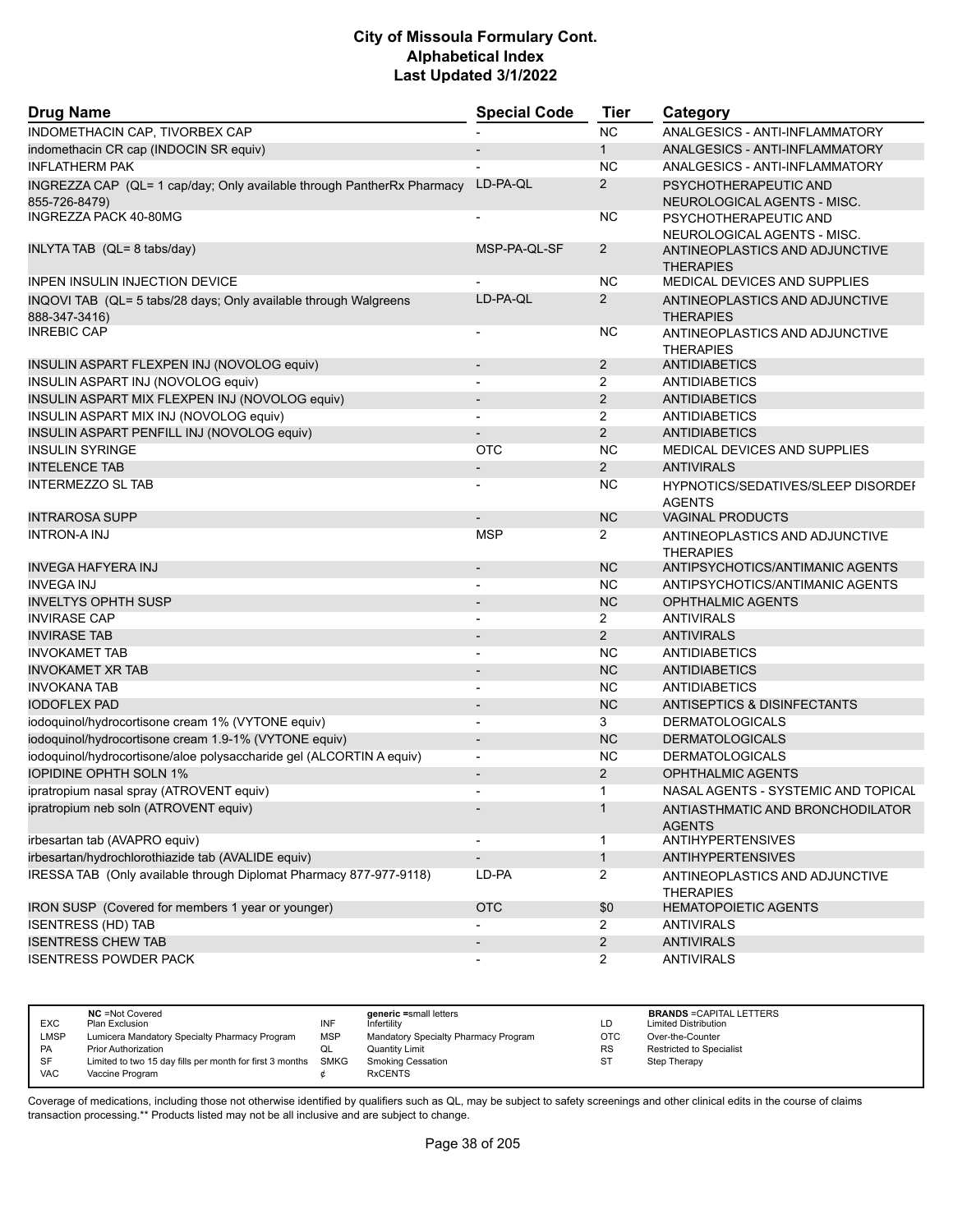# City of Missoula Formulary Cont.
## Alphabetical Index
### Last Updated 3/1/2022

| Drug Name | Special Code | Tier | Category |
|---|---|---|---|
| INDOMETHACIN CAP, TIVORBEX CAP | - | NC | ANALGESICS - ANTI-INFLAMMATORY |
| indomethacin CR cap (INDOCIN SR equiv) | - | 1 | ANALGESICS - ANTI-INFLAMMATORY |
| INFLATHERM PAK | - | NC | ANALGESICS - ANTI-INFLAMMATORY |
| INGREZZA CAP (QL= 1 cap/day; Only available through PantherRx Pharmacy 855-726-8479) | LD-PA-QL | 2 | PSYCHOTHERAPEUTIC AND NEUROLOGICAL AGENTS - MISC. |
| INGREZZA PACK 40-80MG | - | NC | PSYCHOTHERAPEUTIC AND NEUROLOGICAL AGENTS - MISC. |
| INLYTA TAB (QL= 8 tabs/day) | MSP-PA-QL-SF | 2 | ANTINEOPLASTICS AND ADJUNCTIVE THERAPIES |
| INPEN INSULIN INJECTION DEVICE | - | NC | MEDICAL DEVICES AND SUPPLIES |
| INQOVI TAB (QL= 5 tabs/28 days; Only available through Walgreens 888-347-3416) | LD-PA-QL | 2 | ANTINEOPLASTICS AND ADJUNCTIVE THERAPIES |
| INREBIC CAP | - | NC | ANTINEOPLASTICS AND ADJUNCTIVE THERAPIES |
| INSULIN ASPART FLEXPEN INJ (NOVOLOG equiv) | - | 2 | ANTIDIABETICS |
| INSULIN ASPART INJ (NOVOLOG equiv) | - | 2 | ANTIDIABETICS |
| INSULIN ASPART MIX FLEXPEN INJ (NOVOLOG equiv) | - | 2 | ANTIDIABETICS |
| INSULIN ASPART MIX INJ (NOVOLOG equiv) | - | 2 | ANTIDIABETICS |
| INSULIN ASPART PENFILL INJ (NOVOLOG equiv) | - | 2 | ANTIDIABETICS |
| INSULIN SYRINGE | OTC | NC | MEDICAL DEVICES AND SUPPLIES |
| INTELENCE TAB | - | 2 | ANTIVIRALS |
| INTERMEZZO SL TAB | - | NC | HYPNOTICS/SEDATIVES/SLEEP DISORDER AGENTS |
| INTRAROSA SUPP | - | NC | VAGINAL PRODUCTS |
| INTRON-A INJ | MSP | 2 | ANTINEOPLASTICS AND ADJUNCTIVE THERAPIES |
| INVEGA HAFYERA INJ | - | NC | ANTIPSYCHOTICS/ANTIMANIC AGENTS |
| INVEGA INJ | - | NC | ANTIPSYCHOTICS/ANTIMANIC AGENTS |
| INVELTYS OPHTH SUSP | - | NC | OPHTHALMIC AGENTS |
| INVIRASE CAP | - | 2 | ANTIVIRALS |
| INVIRASE TAB | - | 2 | ANTIVIRALS |
| INVOKAMET TAB | - | NC | ANTIDIABETICS |
| INVOKAMET XR TAB | - | NC | ANTIDIABETICS |
| INVOKANA TAB | - | NC | ANTIDIABETICS |
| IODOFLEX PAD | - | NC | ANTISEPTICS & DISINFECTANTS |
| iodoquinol/hydrocortisone cream 1% (VYTONE equiv) | - | 3 | DERMATOLOGICALS |
| iodoquinol/hydrocortisone cream 1.9-1% (VYTONE equiv) | - | NC | DERMATOLOGICALS |
| iodoquinol/hydrocortisone/aloe polysaccharide gel (ALCORTIN A equiv) | - | NC | DERMATOLOGICALS |
| IOPIDINE OPHTH SOLN 1% | - | 2 | OPHTHALMIC AGENTS |
| ipratropium nasal spray (ATROVENT equiv) | - | 1 | NASAL AGENTS - SYSTEMIC AND TOPICAL |
| ipratropium neb soln (ATROVENT equiv) | - | 1 | ANTIASTHMATIC AND BRONCHODILATOR AGENTS |
| irbesartan tab (AVAPRO equiv) | - | 1 | ANTIHYPERTENSIVES |
| irbesartan/hydrochlorothiazide tab (AVALIDE equiv) | - | 1 | ANTIHYPERTENSIVES |
| IRESSA TAB (Only available through Diplomat Pharmacy 877-977-9118) | LD-PA | 2 | ANTINEOPLASTICS AND ADJUNCTIVE THERAPIES |
| IRON SUSP (Covered for members 1 year or younger) | OTC | $0 | HEMATOPOIETIC AGENTS |
| ISENTRESS (HD) TAB | - | 2 | ANTIVIRALS |
| ISENTRESS CHEW TAB | - | 2 | ANTIVIRALS |
| ISENTRESS POWDER PACK | - | 2 | ANTIVIRALS |

| | | | | | |
|---|---|---|---|---|---|
| **NC** = Not Covered | | **generic** = small letters | | **BRANDS** = CAPITAL LETTERS | |
| EXC | Plan Exclusion | INF | Infertility | LD | Limited Distribution |
| LMSP | Lumicera Mandatory Specialty Pharmacy Program | MSP | Mandatory Specialty Pharmacy Program | OTC | Over-the-Counter |
| PA | Prior Authorization | QL | Quantity Limit | RS | Restricted to Specialist |
| SF | Limited to two 15 day fills per month for first 3 months | SMKG | Smoking Cessation | ST | Step Therapy |
| VAC | Vaccine Program | ¢ | RxCENTS | | |

Coverage of medications, including those not otherwise identified by qualifiers such as QL, may be subject to safety screenings and other clinical edits in the course of claims transaction processing.** Products listed may not be all inclusive and are subject to change.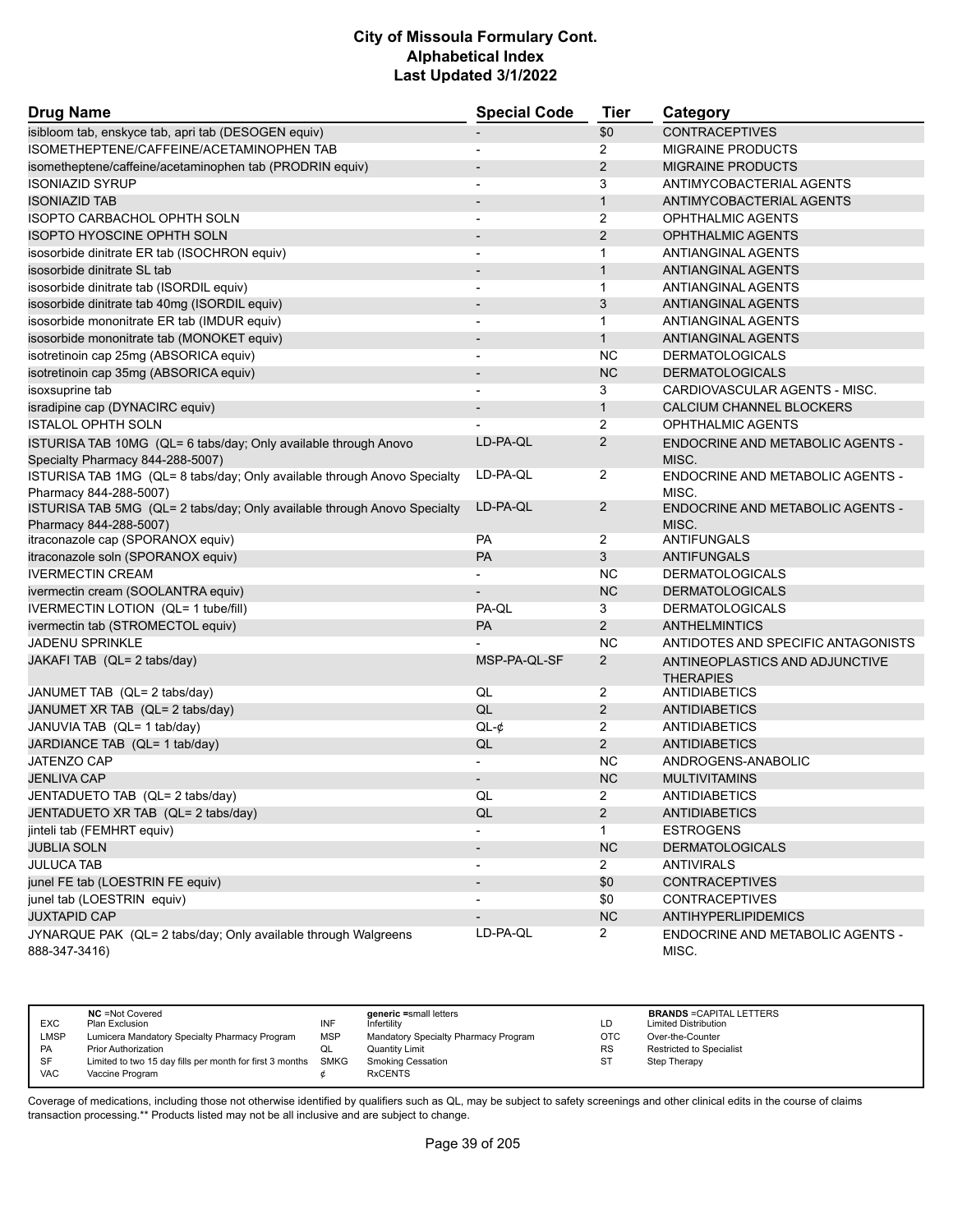# City of Missoula Formulary Cont.
## Alphabetical Index
### Last Updated 3/1/2022

| Drug Name | Special Code | Tier | Category |
|---|---|---|---|
| isibloom tab, enskyce tab, apri tab (DESOGEN equiv) | - | $0 | CONTRACEPTIVES |
| ISOMETHEPTENE/CAFFEINE/ACETAMINOPHEN TAB | - | 2 | MIGRAINE PRODUCTS |
| isometheptene/caffeine/acetaminophen tab (PRODRIN equiv) | - | 2 | MIGRAINE PRODUCTS |
| ISONIAZID SYRUP | - | 3 | ANTIMYCOBACTERIAL AGENTS |
| ISONIAZID TAB | - | 1 | ANTIMYCOBACTERIAL AGENTS |
| ISOPTO CARBACHOL OPHTH SOLN | - | 2 | OPHTHALMIC AGENTS |
| ISOPTO HYOSCINE OPHTH SOLN | - | 2 | OPHTHALMIC AGENTS |
| isosorbide dinitrate ER tab (ISOCHRON equiv) | - | 1 | ANTIANGINAL AGENTS |
| isosorbide dinitrate SL tab | - | 1 | ANTIANGINAL AGENTS |
| isosorbide dinitrate tab (ISORDIL equiv) | - | 1 | ANTIANGINAL AGENTS |
| isosorbide dinitrate tab 40mg (ISORDIL equiv) | - | 3 | ANTIANGINAL AGENTS |
| isosorbide mononitrate ER tab (IMDUR equiv) | - | 1 | ANTIANGINAL AGENTS |
| isosorbide mononitrate tab (MONOKET equiv) | - | 1 | ANTIANGINAL AGENTS |
| isotretinoin cap 25mg (ABSORICA equiv) | - | NC | DERMATOLOGICALS |
| isotretinoin cap 35mg (ABSORICA equiv) | - | NC | DERMATOLOGICALS |
| isoxsuprine tab | - | 3 | CARDIOVASCULAR AGENTS - MISC. |
| isradipine cap (DYNACIRC equiv) | - | 1 | CALCIUM CHANNEL BLOCKERS |
| ISTALOL OPHTH SOLN | - | 2 | OPHTHALMIC AGENTS |
| ISTURISA TAB 10MG (QL= 6 tabs/day; Only available through Anovo Specialty Pharmacy 844-288-5007) | LD-PA-QL | 2 | ENDOCRINE AND METABOLIC AGENTS - MISC. |
| ISTURISA TAB 1MG (QL= 8 tabs/day; Only available through Anovo Specialty Pharmacy 844-288-5007) | LD-PA-QL | 2 | ENDOCRINE AND METABOLIC AGENTS - MISC. |
| ISTURISA TAB 5MG (QL= 2 tabs/day; Only available through Anovo Specialty Pharmacy 844-288-5007) | LD-PA-QL | 2 | ENDOCRINE AND METABOLIC AGENTS - MISC. |
| itraconazole cap (SPORANOX equiv) | PA | 2 | ANTIFUNGALS |
| itraconazole soln (SPORANOX equiv) | PA | 3 | ANTIFUNGALS |
| IVERMECTIN CREAM | - | NC | DERMATOLOGICALS |
| ivermectin cream (SOOLANTRA equiv) | - | NC | DERMATOLOGICALS |
| IVERMECTIN LOTION (QL= 1 tube/fill) | PA-QL | 3 | DERMATOLOGICALS |
| ivermectin tab (STROMECTOL equiv) | PA | 2 | ANTHELMINTICS |
| JADENU SPRINKLE | - | NC | ANTIDOTES AND SPECIFIC ANTAGONISTS |
| JAKAFI TAB (QL= 2 tabs/day) | MSP-PA-QL-SF | 2 | ANTINEOPLASTICS AND ADJUNCTIVE THERAPIES |
| JANUMET TAB (QL= 2 tabs/day) | QL | 2 | ANTIDIABETICS |
| JANUMET XR TAB (QL= 2 tabs/day) | QL | 2 | ANTIDIABETICS |
| JANUVIA TAB (QL= 1 tab/day) | QL-¢ | 2 | ANTIDIABETICS |
| JARDIANCE TAB (QL= 1 tab/day) | QL | 2 | ANTIDIABETICS |
| JATENZO CAP | - | NC | ANDROGENS-ANABOLIC |
| JENLIVA CAP | - | NC | MULTIVITAMINS |
| JENTADUETO TAB (QL= 2 tabs/day) | QL | 2 | ANTIDIABETICS |
| JENTADUETO XR TAB (QL= 2 tabs/day) | QL | 2 | ANTIDIABETICS |
| jinteli tab (FEMHRT equiv) | - | 1 | ESTROGENS |
| JUBLIA SOLN | - | NC | DERMATOLOGICALS |
| JULUCA TAB | - | 2 | ANTIVIRALS |
| junel FE tab (LOESTRIN FE equiv) | - | $0 | CONTRACEPTIVES |
| junel tab (LOESTRIN equiv) | - | $0 | CONTRACEPTIVES |
| JUXTAPID CAP | - | NC | ANTIHYPERLIPIDEMICS |
| JYNARQUE PAK (QL= 2 tabs/day; Only available through Walgreens 888-347-3416) | LD-PA-QL | 2 | ENDOCRINE AND METABOLIC AGENTS - MISC. |

| | | | | | |
|---|---|---|---|---|---|
| **NC** =Not Covered | | **generic** =small letters | | **BRANDS** =CAPITAL LETTERS | |
| EXC | Plan Exclusion | INF | Infertility | LD | Limited Distribution |
| LMSP | Lumicera Mandatory Specialty Pharmacy Program | MSP | Mandatory Specialty Pharmacy Program | OTC | Over-the-Counter |
| PA | Prior Authorization | QL | Quantity Limit | RS | Restricted to Specialist |
| SF | Limited to two 15 day fills per month for first 3 months | SMKG | Smoking Cessation | ST | Step Therapy |
| VAC | Vaccine Program | ¢ | RxCENTS | | |

Coverage of medications, including those not otherwise identified by qualifiers such as QL, may be subject to safety screenings and other clinical edits in the course of claims transaction processing.** Products listed may not be all inclusive and are subject to change.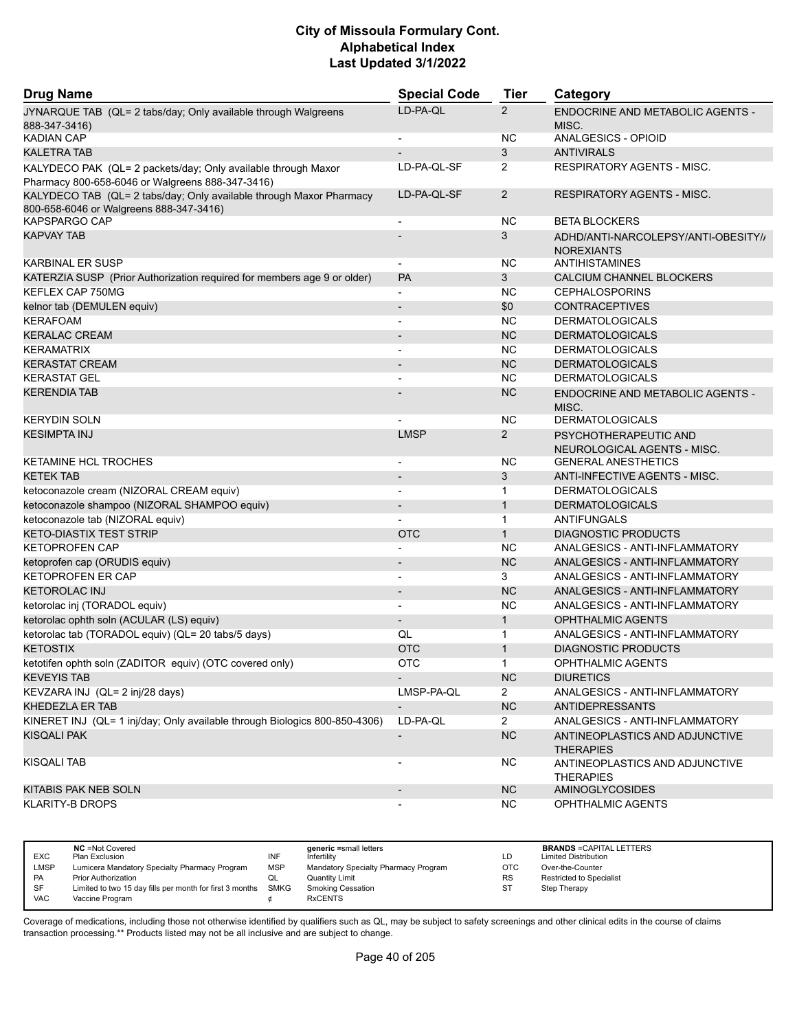# City of Missoula Formulary Cont.
## Alphabetical Index
### Last Updated 3/1/2022

| Drug Name | Special Code | Tier | Category |
|---|---|---|---|
| JYNARQUE TAB (QL= 2 tabs/day; Only available through Walgreens 888-347-3416) | LD-PA-QL | 2 | ENDOCRINE AND METABOLIC AGENTS - MISC. |
| KADIAN CAP | - | NC | ANALGESICS - OPIOID |
| KALETRA TAB | - | 3 | ANTIVIRALS |
| KALYDECO PAK (QL= 2 packets/day; Only available through Maxor Pharmacy 800-658-6046 or Walgreens 888-347-3416) | LD-PA-QL-SF | 2 | RESPIRATORY AGENTS - MISC. |
| KALYDECO TAB (QL= 2 tabs/day; Only available through Maxor Pharmacy 800-658-6046 or Walgreens 888-347-3416) | LD-PA-QL-SF | 2 | RESPIRATORY AGENTS - MISC. |
| KAPSPARGO CAP | - | NC | BETA BLOCKERS |
| KAPVAY TAB | - | 3 | ADHD/ANTI-NARCOLEPSY/ANTI-OBESITY/ANOREXIANTS |
| KARBINAL ER SUSP | - | NC | ANTIHISTAMINES |
| KATERZIA SUSP (Prior Authorization required for members age 9 or older) | PA | 3 | CALCIUM CHANNEL BLOCKERS |
| KEFLEX CAP 750MG | - | NC | CEPHALOSPORINS |
| kelnor tab (DEMULEN equiv) | - | $0 | CONTRACEPTIVES |
| KERAFOAM | - | NC | DERMATOLOGICALS |
| KERALAC CREAM | - | NC | DERMATOLOGICALS |
| KERAMATRIX | - | NC | DERMATOLOGICALS |
| KERASTAT CREAM | - | NC | DERMATOLOGICALS |
| KERASTAT GEL | - | NC | DERMATOLOGICALS |
| KERENDIA TAB | - | NC | ENDOCRINE AND METABOLIC AGENTS - MISC. |
| KERYDIN SOLN | - | NC | DERMATOLOGICALS |
| KESIMPTA INJ | LMSP | 2 | PSYCHOTHERAPEUTIC AND NEUROLOGICAL AGENTS - MISC. |
| KETAMINE HCL TROCHES | - | NC | GENERAL ANESTHETICS |
| KETEK TAB | - | 3 | ANTI-INFECTIVE AGENTS - MISC. |
| ketoconazole cream (NIZORAL CREAM equiv) | - | 1 | DERMATOLOGICALS |
| ketoconazole shampoo (NIZORAL SHAMPOO equiv) | - | 1 | DERMATOLOGICALS |
| ketoconazole tab (NIZORAL equiv) | - | 1 | ANTIFUNGALS |
| KETO-DIASTIX TEST STRIP | OTC | 1 | DIAGNOSTIC PRODUCTS |
| KETOPROFEN CAP | - | NC | ANALGESICS - ANTI-INFLAMMATORY |
| ketoprofen cap (ORUDIS equiv) | - | NC | ANALGESICS - ANTI-INFLAMMATORY |
| KETOPROFEN ER CAP | - | 3 | ANALGESICS - ANTI-INFLAMMATORY |
| KETOROLAC INJ | - | NC | ANALGESICS - ANTI-INFLAMMATORY |
| ketorolac inj (TORADOL equiv) | - | NC | ANALGESICS - ANTI-INFLAMMATORY |
| ketorolac ophth soln (ACULAR (LS) equiv) | - | 1 | OPHTHALMIC AGENTS |
| ketorolac tab (TORADOL equiv) (QL= 20 tabs/5 days) | QL | 1 | ANALGESICS - ANTI-INFLAMMATORY |
| KETOSTIX | OTC | 1 | DIAGNOSTIC PRODUCTS |
| ketotifen ophth soln (ZADITOR equiv) (OTC covered only) | OTC | 1 | OPHTHALMIC AGENTS |
| KEVEYIS TAB | - | NC | DIURETICS |
| KEVZARA INJ (QL= 2 inj/28 days) | LMSP-PA-QL | 2 | ANALGESICS - ANTI-INFLAMMATORY |
| KHEDEZLA ER TAB | - | NC | ANTIDEPRESSANTS |
| KINERET INJ (QL= 1 inj/day; Only available through Biologics 800-850-4306) | LD-PA-QL | 2 | ANALGESICS - ANTI-INFLAMMATORY |
| KISQALI PAK | - | NC | ANTINEOPLASTICS AND ADJUNCTIVE THERAPIES |
| KISQALI TAB | - | NC | ANTINEOPLASTICS AND ADJUNCTIVE THERAPIES |
| KITABIS PAK NEB SOLN | - | NC | AMINOGLYCOSIDES |
| KLARITY-B DROPS | - | NC | OPHTHALMIC AGENTS |

| | | | | | |
|---|---|---|---|---|---|
| EXC | NC =Not Covered Plan Exclusion | INF | generic =small letters Infertility | LD | BRANDS =CAPITAL LETTERS Limited Distribution |
| LMSP | Lumicera Mandatory Specialty Pharmacy Program | MSP | Mandatory Specialty Pharmacy Program | OTC | Over-the-Counter |
| PA | Prior Authorization | QL | Quantity Limit | RS | Restricted to Specialist |
| SF | Limited to two 15 day fills per month for first 3 months | SMKG | Smoking Cessation | ST | Step Therapy |
| VAC | Vaccine Program | ¢ | RxCENTS | | |

Coverage of medications, including those not otherwise identified by qualifiers such as QL, may be subject to safety screenings and other clinical edits in the course of claims transaction processing.** Products listed may not be all inclusive and are subject to change.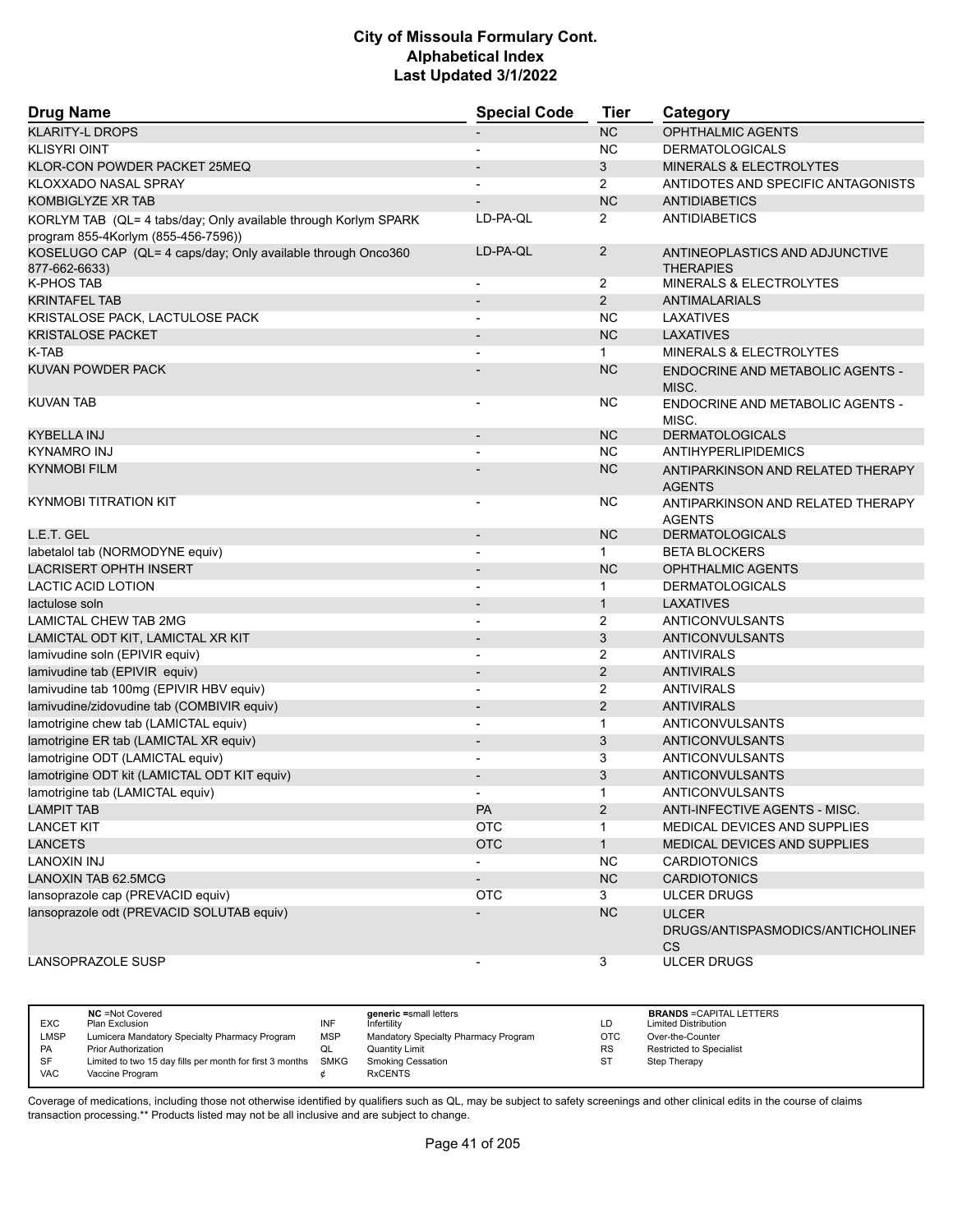# City of Missoula Formulary Cont.
# Alphabetical Index
# Last Updated 3/1/2022

| Drug Name | Special Code | Tier | Category |
|---|---|---|---|
| KLARITY-L DROPS | - | NC | OPHTHALMIC AGENTS |
| KLISYRI OINT | - | NC | DERMATOLOGICALS |
| KLOR-CON POWDER PACKET 25MEQ | - | 3 | MINERALS & ELECTROLYTES |
| KLOXXADO NASAL SPRAY | - | 2 | ANTIDOTES AND SPECIFIC ANTAGONISTS |
| KOMBIGLYZE XR TAB | - | NC | ANTIDIABETICS |
| KORLYM TAB (QL= 4 tabs/day; Only available through Korlym SPARK program 855-4Korlym (855-456-7596)) | LD-PA-QL | 2 | ANTIDIABETICS |
| KOSELUGO CAP (QL= 4 caps/day; Only available through Onco360 877-662-6633) | LD-PA-QL | 2 | ANTINEOPLASTICS AND ADJUNCTIVE THERAPIES |
| K-PHOS TAB | - | 2 | MINERALS & ELECTROLYTES |
| KRINTAFEL TAB | - | 2 | ANTIMALARIALS |
| KRISTALOSE PACK, LACTULOSE PACK | - | NC | LAXATIVES |
| KRISTALOSE PACKET | - | NC | LAXATIVES |
| K-TAB | - | 1 | MINERALS & ELECTROLYTES |
| KUVAN POWDER PACK | - | NC | ENDOCRINE AND METABOLIC AGENTS - MISC. |
| KUVAN TAB | - | NC | ENDOCRINE AND METABOLIC AGENTS - MISC. |
| KYBELLA INJ | - | NC | DERMATOLOGICALS |
| KYNAMRO INJ | - | NC | ANTIHYPERLIPIDEMICS |
| KYNMOBI FILM | - | NC | ANTIPARKINSON AND RELATED THERAPY AGENTS |
| KYNMOBI TITRATION KIT | - | NC | ANTIPARKINSON AND RELATED THERAPY AGENTS |
| L.E.T. GEL | - | NC | DERMATOLOGICALS |
| labetalol tab (NORMODYNE equiv) | - | 1 | BETA BLOCKERS |
| LACRISERT OPHTH INSERT | - | NC | OPHTHALMIC AGENTS |
| LACTIC ACID LOTION | - | 1 | DERMATOLOGICALS |
| lactulose soln | - | 1 | LAXATIVES |
| LAMICTAL CHEW TAB 2MG | - | 2 | ANTICONVULSANTS |
| LAMICTAL ODT KIT, LAMICTAL XR KIT | - | 3 | ANTICONVULSANTS |
| lamivudine soln (EPIVIR equiv) | - | 2 | ANTIVIRALS |
| lamivudine tab (EPIVIR equiv) | - | 2 | ANTIVIRALS |
| lamivudine tab 100mg (EPIVIR HBV equiv) | - | 2 | ANTIVIRALS |
| lamivudine/zidovudine tab (COMBIVIR equiv) | - | 2 | ANTIVIRALS |
| lamotrigine chew tab (LAMICTAL equiv) | - | 1 | ANTICONVULSANTS |
| lamotrigine ER tab (LAMICTAL XR equiv) | - | 3 | ANTICONVULSANTS |
| lamotrigine ODT (LAMICTAL equiv) | - | 3 | ANTICONVULSANTS |
| lamotrigine ODT kit (LAMICTAL ODT KIT equiv) | - | 3 | ANTICONVULSANTS |
| lamotrigine tab (LAMICTAL equiv) | - | 1 | ANTICONVULSANTS |
| LAMPIT TAB | PA | 2 | ANTI-INFECTIVE AGENTS - MISC. |
| LANCET KIT | OTC | 1 | MEDICAL DEVICES AND SUPPLIES |
| LANCETS | OTC | 1 | MEDICAL DEVICES AND SUPPLIES |
| LANOXIN INJ | - | NC | CARDIOTONICS |
| LANOXIN TAB 62.5MCG | - | NC | CARDIOTONICS |
| lansoprazole cap (PREVACID equiv) | OTC | 3 | ULCER DRUGS |
| lansoprazole odt (PREVACID SOLUTAB equiv) | - | NC | ULCER DRUGS/ANTISPASMODICS/ANTICHOLINERGICS |
| LANSOPRAZOLE SUSP | - | 3 | ULCER DRUGS |

| | | | | | |
|---|---|---|---|---|---|
| EXC | NC =Not Covered<br>Plan Exclusion | INF | generic =small letters<br>Infertility | LD | BRANDS =CAPITAL LETTERS<br>Limited Distribution |
| LMSP | Lumicera Mandatory Specialty Pharmacy Program | MSP | Mandatory Specialty Pharmacy Program | OTC | Over-the-Counter |
| PA | Prior Authorization | QL | Quantity Limit | RS | Restricted to Specialist |
| SF | Limited to two 15 day fills per month for first 3 months | SMKG | Smoking Cessation | ST | Step Therapy |
| VAC | Vaccine Program | ¢ | RxCENTS | | |

Coverage of medications, including those not otherwise identified by qualifiers such as QL, may be subject to safety screenings and other clinical edits in the course of claims transaction processing.** Products listed may not be all inclusive and are subject to change.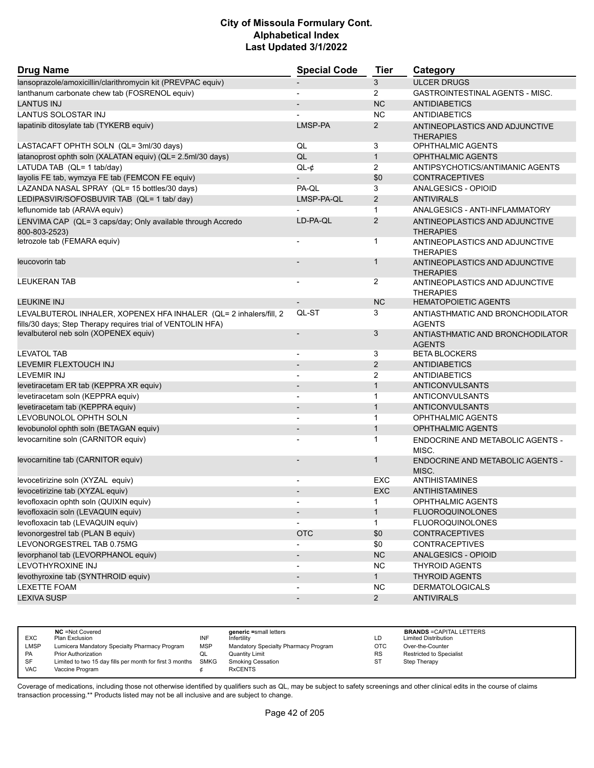# City of Missoula Formulary Cont.
# Alphabetical Index
# Last Updated 3/1/2022

| Drug Name | Special Code | Tier | Category |
|---|---|---|---|
| lansoprazole/amoxicillin/clarithromycin kit (PREVPAC equiv) | - | 3 | ULCER DRUGS |
| lanthanum carbonate chew tab (FOSRENOL equiv) | - | 2 | GASTROINTESTINAL AGENTS - MISC. |
| LANTUS INJ | - | NC | ANTIDIABETICS |
| LANTUS SOLOSTAR INJ | - | NC | ANTIDIABETICS |
| lapatinib ditosylate tab (TYKERB equiv) | LMSP-PA | 2 | ANTINEOPLASTICS AND ADJUNCTIVE THERAPIES |
| LASTACAFT OPHTH SOLN (QL= 3ml/30 days) | QL | 3 | OPHTHALMIC AGENTS |
| latanoprost ophth soln (XALATAN equiv) (QL= 2.5ml/30 days) | QL | 1 | OPHTHALMIC AGENTS |
| LATUDA TAB (QL= 1 tab/day) | QL-¢ | 2 | ANTIPSYCHOTICS/ANTIMANIC AGENTS |
| layolis FE tab, wymzya FE tab (FEMCON FE equiv) | - | $0 | CONTRACEPTIVES |
| LAZANDA NASAL SPRAY (QL= 15 bottles/30 days) | PA-QL | 3 | ANALGESICS - OPIOID |
| LEDIPASVIR/SOFOSBUVIR TAB (QL= 1 tab/ day) | LMSP-PA-QL | 2 | ANTIVIRALS |
| leflunomide tab (ARAVA equiv) | - | 1 | ANALGESICS - ANTI-INFLAMMATORY |
| LENVIMA CAP (QL= 3 caps/day; Only available through Accredo 800-803-2523) | LD-PA-QL | 2 | ANTINEOPLASTICS AND ADJUNCTIVE THERAPIES |
| letrozole tab (FEMARA equiv) | - | 1 | ANTINEOPLASTICS AND ADJUNCTIVE THERAPIES |
| leucovorin tab | - | 1 | ANTINEOPLASTICS AND ADJUNCTIVE THERAPIES |
| LEUKERAN TAB | - | 2 | ANTINEOPLASTICS AND ADJUNCTIVE THERAPIES |
| LEUKINE INJ | - | NC | HEMATOPOIETIC AGENTS |
| LEVALBUTEROL INHALER, XOPENEX HFA INHALER (QL= 2 inhalers/fill, 2 fills/30 days; Step Therapy requires trial of VENTOLIN HFA) | QL-ST | 3 | ANTIASTHMATIC AND BRONCHODILATOR AGENTS |
| levalbuterol neb soln (XOPENEX equiv) | - | 3 | ANTIASTHMATIC AND BRONCHODILATOR AGENTS |
| LEVATOL TAB | - | 3 | BETA BLOCKERS |
| LEVEMIR FLEXTOUCH INJ | - | 2 | ANTIDIABETICS |
| LEVEMIR INJ | - | 2 | ANTIDIABETICS |
| levetiracetam ER tab (KEPPRA XR equiv) | - | 1 | ANTICONVULSANTS |
| levetiracetam soln (KEPPRA equiv) | - | 1 | ANTICONVULSANTS |
| levetiracetam tab (KEPPRA equiv) | - | 1 | ANTICONVULSANTS |
| LEVOBUNOLOL OPHTH SOLN | - | 1 | OPHTHALMIC AGENTS |
| levobunolol ophth soln (BETAGAN equiv) | - | 1 | OPHTHALMIC AGENTS |
| levocarnitine soln (CARNITOR equiv) | - | 1 | ENDOCRINE AND METABOLIC AGENTS - MISC. |
| levocarnitine tab (CARNITOR equiv) | - | 1 | ENDOCRINE AND METABOLIC AGENTS - MISC. |
| levocetirizine soln (XYZAL equiv) | - | EXC | ANTIHISTAMINES |
| levocetirizine tab (XYZAL equiv) | - | EXC | ANTIHISTAMINES |
| levofloxacin ophth soln (QUIXIN equiv) | - | 1 | OPHTHALMIC AGENTS |
| levofloxacin soln (LEVAQUIN equiv) | - | 1 | FLUOROQUINOLONES |
| levofloxacin tab (LEVAQUIN equiv) | - | 1 | FLUOROQUINOLONES |
| levonorgestrel tab (PLAN B equiv) | OTC | $0 | CONTRACEPTIVES |
| LEVONORGESTREL TAB 0.75MG | - | $0 | CONTRACEPTIVES |
| levorphanol tab (LEVORPHANOL equiv) | - | NC | ANALGESICS - OPIOID |
| LEVOTHYROXINE INJ | - | NC | THYROID AGENTS |
| levothyroxine tab (SYNTHROID equiv) | - | 1 | THYROID AGENTS |
| LEXETTE FOAM | - | NC | DERMATOLOGICALS |
| LEXIVA SUSP | - | 2 | ANTIVIRALS |

| | | | | | |
|---|---|---|---|---|---|
| | **NC** =Not Covered | | **generic** =small letters | | **BRANDS** =CAPITAL LETTERS |
| EXC | Plan Exclusion | INF | Infertility | LD | Limited Distribution |
| LMSP | Lumicera Mandatory Specialty Pharmacy Program | MSP | Mandatory Specialty Pharmacy Program | OTC | Over-the-Counter |
| PA | Prior Authorization | QL | Quantity Limit | RS | Restricted to Specialist |
| SF | Limited to two 15 day fills per month for first 3 months | SMKG | Smoking Cessation | ST | Step Therapy |
| VAC | Vaccine Program | ¢ | RxCENTS | | |

Coverage of medications, including those not otherwise identified by qualifiers such as QL, may be subject to safety screenings and other clinical edits in the course of claims transaction processing.** Products listed may not be all inclusive and are subject to change.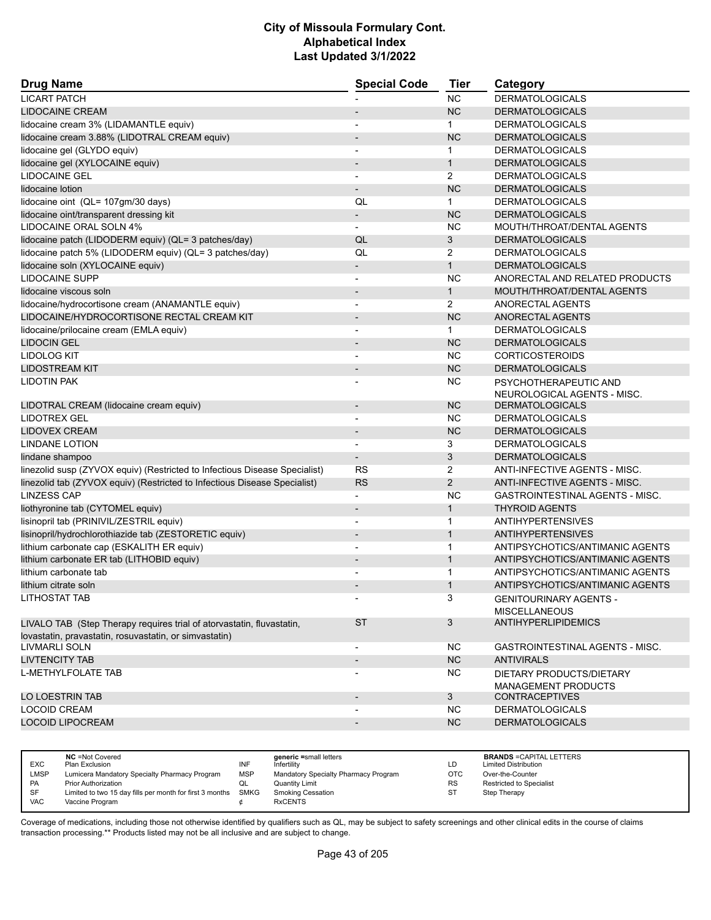# City of Missoula Formulary Cont.
## Alphabetical Index
### Last Updated 3/1/2022

| Drug Name | Special Code | Tier | Category |
|---|---|---|---|
| LICART PATCH | - | NC | DERMATOLOGICALS |
| LIDOCAINE CREAM | - | NC | DERMATOLOGICALS |
| lidocaine cream 3% (LIDAMANTLE equiv) | - | 1 | DERMATOLOGICALS |
| lidocaine cream 3.88% (LIDOTRAL CREAM equiv) | - | NC | DERMATOLOGICALS |
| lidocaine gel (GLYDO equiv) | - | 1 | DERMATOLOGICALS |
| lidocaine gel (XYLOCAINE equiv) | - | 1 | DERMATOLOGICALS |
| LIDOCAINE GEL | - | 2 | DERMATOLOGICALS |
| lidocaine lotion | - | NC | DERMATOLOGICALS |
| lidocaine oint (QL= 107gm/30 days) | QL | 1 | DERMATOLOGICALS |
| lidocaine oint/transparent dressing kit | - | NC | DERMATOLOGICALS |
| LIDOCAINE ORAL SOLN 4% | - | NC | MOUTH/THROAT/DENTAL AGENTS |
| lidocaine patch (LIDODERM equiv) (QL= 3 patches/day) | QL | 3 | DERMATOLOGICALS |
| lidocaine patch 5% (LIDODERM equiv) (QL= 3 patches/day) | QL | 2 | DERMATOLOGICALS |
| lidocaine soln (XYLOCAINE equiv) | - | 1 | DERMATOLOGICALS |
| LIDOCAINE SUPP | - | NC | ANORECTAL AND RELATED PRODUCTS |
| lidocaine viscous soln | - | 1 | MOUTH/THROAT/DENTAL AGENTS |
| lidocaine/hydrocortisone cream (ANAMANTLE equiv) | - | 2 | ANORECTAL AGENTS |
| LIDOCAINE/HYDROCORTISONE RECTAL CREAM KIT | - | NC | ANORECTAL AGENTS |
| lidocaine/prilocaine cream (EMLA equiv) | - | 1 | DERMATOLOGICALS |
| LIDOCIN GEL | - | NC | DERMATOLOGICALS |
| LIDOLOG KIT | - | NC | CORTICOSTEROIDS |
| LIDOSTREAM KIT | - | NC | DERMATOLOGICALS |
| LIDOTIN PAK | - | NC | PSYCHOTHERAPEUTIC AND NEUROLOGICAL AGENTS - MISC. |
| LIDOTRAL CREAM (lidocaine cream equiv) | - | NC | DERMATOLOGICALS |
| LIDOTREX GEL | - | NC | DERMATOLOGICALS |
| LIDOVEX CREAM | - | NC | DERMATOLOGICALS |
| LINDANE LOTION | - | 3 | DERMATOLOGICALS |
| lindane shampoo | - | 3 | DERMATOLOGICALS |
| linezolid susp (ZYVOX equiv) (Restricted to Infectious Disease Specialist) | RS | 2 | ANTI-INFECTIVE AGENTS - MISC. |
| linezolid tab (ZYVOX equiv) (Restricted to Infectious Disease Specialist) | RS | 2 | ANTI-INFECTIVE AGENTS - MISC. |
| LINZESS CAP | - | NC | GASTROINTESTINAL AGENTS - MISC. |
| liothyronine tab (CYTOMEL equiv) | - | 1 | THYROID AGENTS |
| lisinopril tab (PRINIVIL/ZESTRIL equiv) | - | 1 | ANTIHYPERTENSIVES |
| lisinopril/hydrochlorothiazide tab (ZESTORETIC equiv) | - | 1 | ANTIHYPERTENSIVES |
| lithium carbonate cap (ESKALITH ER equiv) | - | 1 | ANTIPSYCHOTICS/ANTIMANIC AGENTS |
| lithium carbonate ER tab (LITHOBID equiv) | - | 1 | ANTIPSYCHOTICS/ANTIMANIC AGENTS |
| lithium carbonate tab | - | 1 | ANTIPSYCHOTICS/ANTIMANIC AGENTS |
| lithium citrate soln | - | 1 | ANTIPSYCHOTICS/ANTIMANIC AGENTS |
| LITHOSTAT TAB | - | 3 | GENITOURINARY AGENTS - MISCELLANEOUS |
| LIVALO TAB (Step Therapy requires trial of atorvastatin, fluvastatin, lovastatin, pravastatin, rosuvastatin, or simvastatin) | ST | 3 | ANTIHYPERLIPIDEMICS |
| LIVMARLI SOLN | - | NC | GASTROINTESTINAL AGENTS - MISC. |
| LIVTENCITY TAB | - | NC | ANTIVIRALS |
| L-METHYLFOLATE TAB | - | NC | DIETARY PRODUCTS/DIETARY MANAGEMENT PRODUCTS |
| LO LOESTRIN TAB | - | 3 | CONTRACEPTIVES |
| LOCOID CREAM | - | NC | DERMATOLOGICALS |
| LOCOID LIPOCREAM | - | NC | DERMATOLOGICALS |

| | | | | | |
|---|---|---|---|---|---|
| **NC** =Not Covered | | **generic** =small letters | | **BRANDS** =CAPITAL LETTERS | |
| EXC | Plan Exclusion | INF | Infertility | LD | Limited Distribution |
| LMSP | Lumicera Mandatory Specialty Pharmacy Program | MSP | Mandatory Specialty Pharmacy Program | OTC | Over-the-Counter |
| PA | Prior Authorization | QL | Quantity Limit | RS | Restricted to Specialist |
| SF | Limited to two 15 day fills per month for first 3 months | SMKG | Smoking Cessation | ST | Step Therapy |
| VAC | Vaccine Program | ¢ | RxCENTS | | |

Coverage of medications, including those not otherwise identified by qualifiers such as QL, may be subject to safety screenings and other clinical edits in the course of claims transaction processing.** Products listed may not be all inclusive and are subject to change.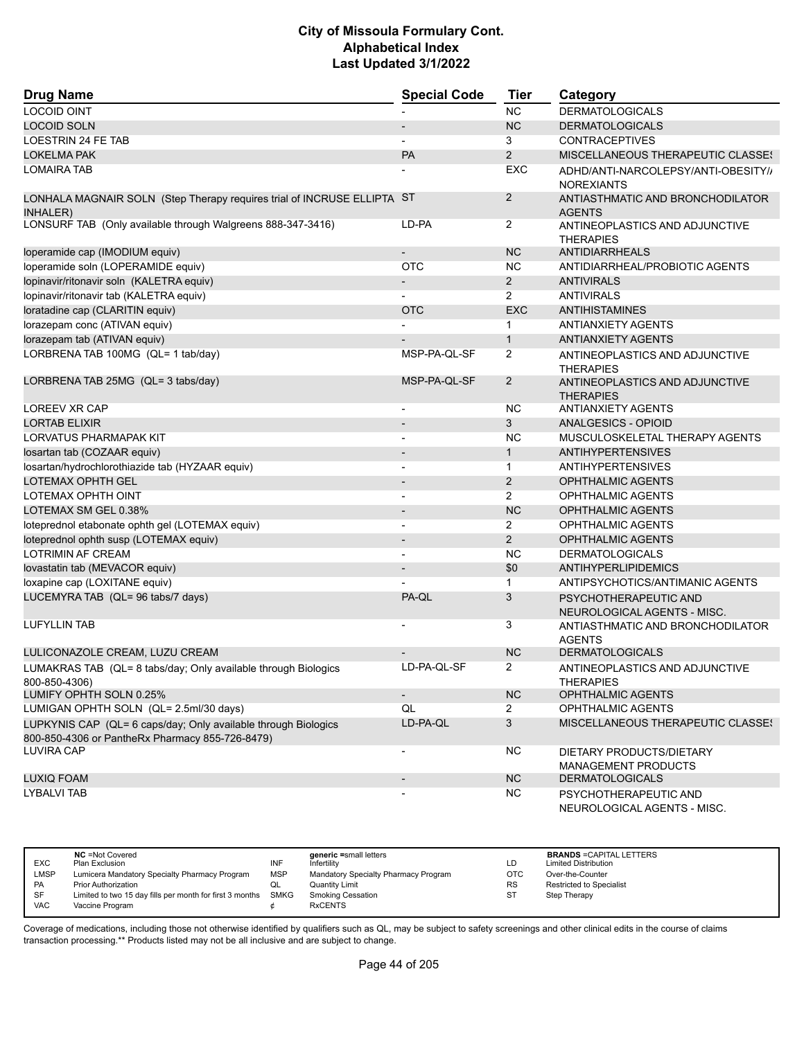# City of Missoula Formulary Cont.
## Alphabetical Index
### Last Updated 3/1/2022

| Drug Name | Special Code | Tier | Category |
|---|---|---|---|
| LOCOID OINT | - | NC | DERMATOLOGICALS |
| LOCOID SOLN | - | NC | DERMATOLOGICALS |
| LOESTRIN 24 FE TAB | - | 3 | CONTRACEPTIVES |
| LOKELMA PAK | PA | 2 | MISCELLANEOUS THERAPEUTIC CLASSES |
| LOMAIRA TAB | - | EXC | ADHD/ANTI-NARCOLEPSY/ANTI-OBESITY/ANOREXIANTS |
| LONHALA MAGNAIR SOLN (Step Therapy requires trial of INCRUSE ELLIPTA INHALER) | ST | 2 | ANTIASTHMATIC AND BRONCHODILATOR AGENTS |
| LONSURF TAB (Only available through Walgreens 888-347-3416) | LD-PA | 2 | ANTINEOPLASTICS AND ADJUNCTIVE THERAPIES |
| loperamide cap (IMODIUM equiv) | - | NC | ANTIDIARRHEALS |
| loperamide soln (LOPERAMIDE equiv) | OTC | NC | ANTIDIARRHEAL/PROBIOTIC AGENTS |
| lopinavir/ritonavir soln (KALETRA equiv) | - | 2 | ANTIVIRALS |
| lopinavir/ritonavir tab (KALETRA equiv) | - | 2 | ANTIVIRALS |
| loratadine cap (CLARITIN equiv) | OTC | EXC | ANTIHISTAMINES |
| lorazepam conc (ATIVAN equiv) | - | 1 | ANTIANXIETY AGENTS |
| lorazepam tab (ATIVAN equiv) | - | 1 | ANTIANXIETY AGENTS |
| LORBRENA TAB 100MG (QL= 1 tab/day) | MSP-PA-QL-SF | 2 | ANTINEOPLASTICS AND ADJUNCTIVE THERAPIES |
| LORBRENA TAB 25MG (QL= 3 tabs/day) | MSP-PA-QL-SF | 2 | ANTINEOPLASTICS AND ADJUNCTIVE THERAPIES |
| LOREEV XR CAP | - | NC | ANTIANXIETY AGENTS |
| LORTAB ELIXIR | - | 3 | ANALGESICS - OPIOID |
| LORVATUS PHARMAPAK KIT | - | NC | MUSCULOSKELETAL THERAPY AGENTS |
| losartan tab (COZAAR equiv) | - | 1 | ANTIHYPERTENSIVES |
| losartan/hydrochlorothiazide tab (HYZAAR equiv) | - | 1 | ANTIHYPERTENSIVES |
| LOTEMAX OPHTH GEL | - | 2 | OPHTHALMIC AGENTS |
| LOTEMAX OPHTH OINT | - | 2 | OPHTHALMIC AGENTS |
| LOTEMAX SM GEL 0.38% | - | NC | OPHTHALMIC AGENTS |
| loteprednol etabonate ophth gel (LOTEMAX equiv) | - | 2 | OPHTHALMIC AGENTS |
| loteprednol ophth susp (LOTEMAX equiv) | - | 2 | OPHTHALMIC AGENTS |
| LOTRIMIN AF CREAM | - | NC | DERMATOLOGICALS |
| lovastatin tab (MEVACOR equiv) | - | $0 | ANTIHYPERLIPIDEMICS |
| loxapine cap (LOXITANE equiv) | - | 1 | ANTIPSYCHOTICS/ANTIMANIC AGENTS |
| LUCEMYRA TAB (QL= 96 tabs/7 days) | PA-QL | 3 | PSYCHOTHERAPEUTIC AND NEUROLOGICAL AGENTS - MISC. |
| LUFYLLIN TAB | - | 3 | ANTIASTHMATIC AND BRONCHODILATOR AGENTS |
| LULICONAZOLE CREAM, LUZU CREAM | - | NC | DERMATOLOGICALS |
| LUMAKRAS TAB (QL= 8 tabs/day; Only available through Biologics 800-850-4306) | LD-PA-QL-SF | 2 | ANTINEOPLASTICS AND ADJUNCTIVE THERAPIES |
| LUMIFY OPHTH SOLN 0.25% | - | NC | OPHTHALMIC AGENTS |
| LUMIGAN OPHTH SOLN (QL= 2.5ml/30 days) | QL | 2 | OPHTHALMIC AGENTS |
| LUPKYNIS CAP (QL= 6 caps/day; Only available through Biologics 800-850-4306 or PantheRx Pharmacy 855-726-8479) | LD-PA-QL | 3 | MISCELLANEOUS THERAPEUTIC CLASSES |
| LUVIRA CAP | - | NC | DIETARY PRODUCTS/DIETARY MANAGEMENT PRODUCTS |
| LUXIQ FOAM | - | NC | DERMATOLOGICALS |
| LYBALVI TAB | - | NC | PSYCHOTHERAPEUTIC AND NEUROLOGICAL AGENTS - MISC. |

| | | | | | |
|---|---|---|---|---|---|
| | **NC** =Not Covered | | **generic** =small letters | | **BRANDS** =CAPITAL LETTERS |
| EXC | Plan Exclusion | INF | Infertility | LD | Limited Distribution |
| LMSP | Lumicera Mandatory Specialty Pharmacy Program | MSP | Mandatory Specialty Pharmacy Program | OTC | Over-the-Counter |
| PA | Prior Authorization | QL | Quantity Limit | RS | Restricted to Specialist |
| SF | Limited to two 15 day fills per month for first 3 months | SMKG | Smoking Cessation | ST | Step Therapy |
| VAC | Vaccine Program | ¢ | RxCENTS | | |

Coverage of medications, including those not otherwise identified by qualifiers such as QL, may be subject to safety screenings and other clinical edits in the course of claims transaction processing.** Products listed may not be all inclusive and are subject to change.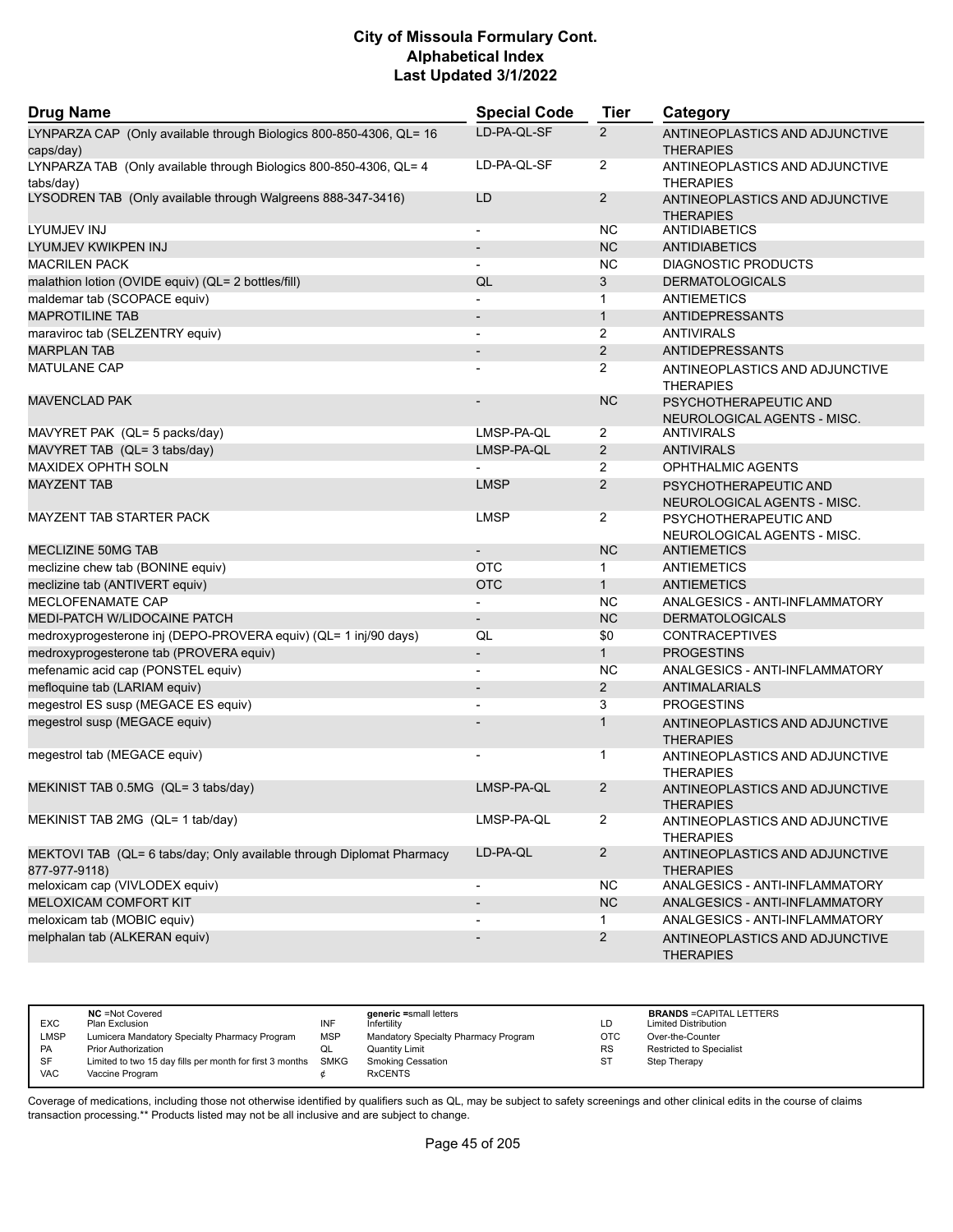# City of Missoula Formulary Cont.
## Alphabetical Index
### Last Updated 3/1/2022

| Drug Name | Special Code | Tier | Category |
|---|---|---|---|
| LYNPARZA CAP (Only available through Biologics 800-850-4306, QL= 16 caps/day) | LD-PA-QL-SF | 2 | ANTINEOPLASTICS AND ADJUNCTIVE THERAPIES |
| LYNPARZA TAB (Only available through Biologics 800-850-4306, QL= 4 tabs/day) | LD-PA-QL-SF | 2 | ANTINEOPLASTICS AND ADJUNCTIVE THERAPIES |
| LYSODREN TAB (Only available through Walgreens 888-347-3416) | LD | 2 | ANTINEOPLASTICS AND ADJUNCTIVE THERAPIES |
| LYUMJEV INJ | - | NC | ANTIDIABETICS |
| LYUMJEV KWIKPEN INJ | - | NC | ANTIDIABETICS |
| MACRILEN PACK | - | NC | DIAGNOSTIC PRODUCTS |
| malathion lotion (OVIDE equiv) (QL= 2 bottles/fill) | QL | 3 | DERMATOLOGICALS |
| maldemar tab (SCOPACE equiv) | - | 1 | ANTIEMETICS |
| MAPROTILINE TAB | - | 1 | ANTIDEPRESSANTS |
| maraviroc tab (SELZENTRY equiv) | - | 2 | ANTIVIRALS |
| MARPLAN TAB | - | 2 | ANTIDEPRESSANTS |
| MATULANE CAP | - | 2 | ANTINEOPLASTICS AND ADJUNCTIVE THERAPIES |
| MAVENCLAD PAK | - | NC | PSYCHOTHERAPEUTIC AND NEUROLOGICAL AGENTS - MISC. |
| MAVYRET PAK (QL= 5 packs/day) | LMSP-PA-QL | 2 | ANTIVIRALS |
| MAVYRET TAB (QL= 3 tabs/day) | LMSP-PA-QL | 2 | ANTIVIRALS |
| MAXIDEX OPHTH SOLN | - | 2 | OPHTHALMIC AGENTS |
| MAYZENT TAB | LMSP | 2 | PSYCHOTHERAPEUTIC AND NEUROLOGICAL AGENTS - MISC. |
| MAYZENT TAB STARTER PACK | LMSP | 2 | PSYCHOTHERAPEUTIC AND NEUROLOGICAL AGENTS - MISC. |
| MECLIZINE 50MG TAB | - | NC | ANTIEMETICS |
| meclizine chew tab (BONINE equiv) | OTC | 1 | ANTIEMETICS |
| meclizine tab (ANTIVERT equiv) | OTC | 1 | ANTIEMETICS |
| MECLOFENAMATE CAP | - | NC | ANALGESICS - ANTI-INFLAMMATORY |
| MEDI-PATCH W/LIDOCAINE PATCH | - | NC | DERMATOLOGICALS |
| medroxyprogesterone inj (DEPO-PROVERA equiv) (QL= 1 inj/90 days) | QL | $0 | CONTRACEPTIVES |
| medroxyprogesterone tab (PROVERA equiv) | - | 1 | PROGESTINS |
| mefenamic acid cap (PONSTEL equiv) | - | NC | ANALGESICS - ANTI-INFLAMMATORY |
| mefloquine tab (LARIAM equiv) | - | 2 | ANTIMALARIALS |
| megestrol ES susp (MEGACE ES equiv) | - | 3 | PROGESTINS |
| megestrol susp (MEGACE equiv) | - | 1 | ANTINEOPLASTICS AND ADJUNCTIVE THERAPIES |
| megestrol tab (MEGACE equiv) | - | 1 | ANTINEOPLASTICS AND ADJUNCTIVE THERAPIES |
| MEKINIST TAB 0.5MG (QL= 3 tabs/day) | LMSP-PA-QL | 2 | ANTINEOPLASTICS AND ADJUNCTIVE THERAPIES |
| MEKINIST TAB 2MG (QL= 1 tab/day) | LMSP-PA-QL | 2 | ANTINEOPLASTICS AND ADJUNCTIVE THERAPIES |
| MEKTOVI TAB (QL= 6 tabs/day; Only available through Diplomat Pharmacy 877-977-9118) | LD-PA-QL | 2 | ANTINEOPLASTICS AND ADJUNCTIVE THERAPIES |
| meloxicam cap (VIVLODEX equiv) | - | NC | ANALGESICS - ANTI-INFLAMMATORY |
| MELOXICAM COMFORT KIT | - | NC | ANALGESICS - ANTI-INFLAMMATORY |
| meloxicam tab (MOBIC equiv) | - | 1 | ANALGESICS - ANTI-INFLAMMATORY |
| melphalan tab (ALKERAN equiv) | - | 2 | ANTINEOPLASTICS AND ADJUNCTIVE THERAPIES |

| | | | | | |
|---|---|---|---|---|---|
| | NC =Not Covered | | generic =small letters | | BRANDS =CAPITAL LETTERS |
| EXC | Plan Exclusion | INF | Infertility | LD | Limited Distribution |
| LMSP | Lumicera Mandatory Specialty Pharmacy Program | MSP | Mandatory Specialty Pharmacy Program | OTC | Over-the-Counter |
| PA | Prior Authorization | QL | Quantity Limit | RS | Restricted to Specialist |
| SF | Limited to two 15 day fills per month for first 3 months | SMKG | Smoking Cessation | ST | Step Therapy |
| VAC | Vaccine Program | ¢ | RxCENTS | | |

Coverage of medications, including those not otherwise identified by qualifiers such as QL, may be subject to safety screenings and other clinical edits in the course of claims transaction processing.** Products listed may not be all inclusive and are subject to change.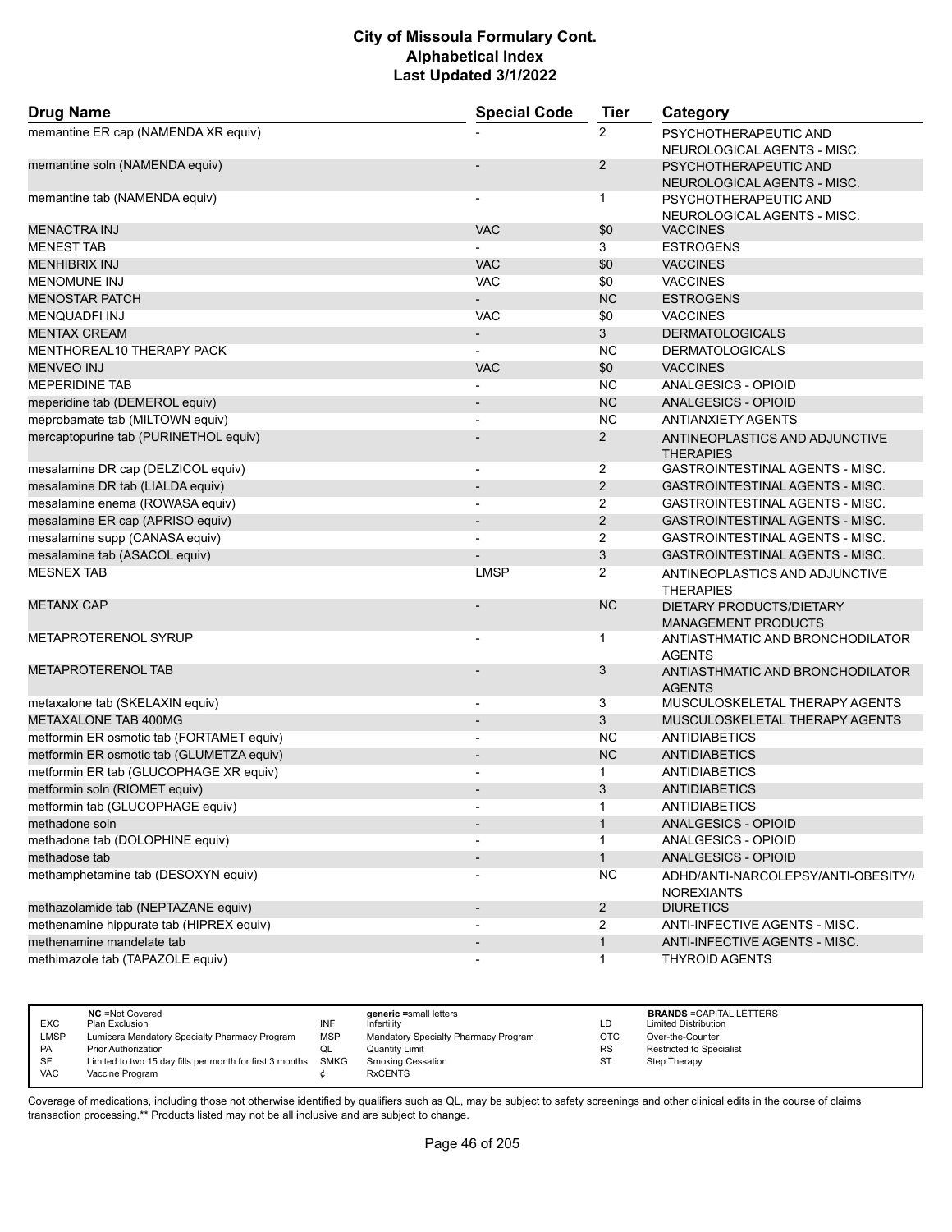# City of Missoula Formulary Cont.
## Alphabetical Index
### Last Updated 3/1/2022

| Drug Name | Special Code | Tier | Category |
|---|---|---|---|
| memantine ER cap (NAMENDA XR equiv) | - | 2 | PSYCHOTHERAPEUTIC AND NEUROLOGICAL AGENTS - MISC. |
| memantine soln (NAMENDA equiv) | - | 2 | PSYCHOTHERAPEUTIC AND NEUROLOGICAL AGENTS - MISC. |
| memantine tab (NAMENDA equiv) | - | 1 | PSYCHOTHERAPEUTIC AND NEUROLOGICAL AGENTS - MISC. |
| MENACTRA INJ | VAC | $0 | VACCINES |
| MENEST TAB | - | 3 | ESTROGENS |
| MENHIBRIX INJ | VAC | $0 | VACCINES |
| MENOMUNE INJ | VAC | $0 | VACCINES |
| MENOSTAR PATCH | - | NC | ESTROGENS |
| MENQUADFI INJ | VAC | $0 | VACCINES |
| MENTAX CREAM | - | 3 | DERMATOLOGICALS |
| MENTHOREAL10 THERAPY PACK | - | NC | DERMATOLOGICALS |
| MENVEO INJ | VAC | $0 | VACCINES |
| MEPERIDINE TAB | - | NC | ANALGESICS - OPIOID |
| meperidine tab (DEMEROL equiv) | - | NC | ANALGESICS - OPIOID |
| meprobamate tab (MILTOWN equiv) | - | NC | ANTIANXIETY AGENTS |
| mercaptopurine tab (PURINETHOL equiv) | - | 2 | ANTINEOPLASTICS AND ADJUNCTIVE THERAPIES |
| mesalamine DR cap (DELZICOL equiv) | - | 2 | GASTROINTESTINAL AGENTS - MISC. |
| mesalamine DR tab (LIALDA equiv) | - | 2 | GASTROINTESTINAL AGENTS - MISC. |
| mesalamine enema (ROWASA equiv) | - | 2 | GASTROINTESTINAL AGENTS - MISC. |
| mesalamine ER cap (APRISO equiv) | - | 2 | GASTROINTESTINAL AGENTS - MISC. |
| mesalamine supp (CANASA equiv) | - | 2 | GASTROINTESTINAL AGENTS - MISC. |
| mesalamine tab (ASACOL equiv) | - | 3 | GASTROINTESTINAL AGENTS - MISC. |
| MESNEX TAB | LMSP | 2 | ANTINEOPLASTICS AND ADJUNCTIVE THERAPIES |
| METANX CAP | - | NC | DIETARY PRODUCTS/DIETARY MANAGEMENT PRODUCTS |
| METAPROTERENOL SYRUP | - | 1 | ANTIASTHMATIC AND BRONCHODILATOR AGENTS |
| METAPROTERENOL TAB | - | 3 | ANTIASTHMATIC AND BRONCHODILATOR AGENTS |
| metaxalone tab (SKELAXIN equiv) | - | 3 | MUSCULOSKELETAL THERAPY AGENTS |
| METAXALONE TAB 400MG | - | 3 | MUSCULOSKELETAL THERAPY AGENTS |
| metformin ER osmotic tab (FORTAMET equiv) | - | NC | ANTIDIABETICS |
| metformin ER osmotic tab (GLUMETZA equiv) | - | NC | ANTIDIABETICS |
| metformin ER tab (GLUCOPHAGE XR equiv) | - | 1 | ANTIDIABETICS |
| metformin soln (RIOMET equiv) | - | 3 | ANTIDIABETICS |
| metformin tab (GLUCOPHAGE equiv) | - | 1 | ANTIDIABETICS |
| methadone soln | - | 1 | ANALGESICS - OPIOID |
| methadone tab (DOLOPHINE equiv) | - | 1 | ANALGESICS - OPIOID |
| methadose tab | - | 1 | ANALGESICS - OPIOID |
| methamphetamine tab (DESOXYN equiv) | - | NC | ADHD/ANTI-NARCOLEPSY/ANTI-OBESITY/ANOREXIANTS |
| methazolamide tab (NEPTAZANE equiv) | - | 2 | DIURETICS |
| methenamine hippurate tab (HIPREX equiv) | - | 2 | ANTI-INFECTIVE AGENTS - MISC. |
| methenamine mandelate tab | - | 1 | ANTI-INFECTIVE AGENTS - MISC. |
| methimazole tab (TAPAZOLE equiv) | - | 1 | THYROID AGENTS |

| | | | | | |
|---|---|---|---|---|---|
| | **NC** =Not Covered | | **generic** =small letters | | **BRANDS** =CAPITAL LETTERS |
| EXC | Plan Exclusion | INF | Infertility | LD | Limited Distribution |
| LMSP | Lumicera Mandatory Specialty Pharmacy Program | MSP | Mandatory Specialty Pharmacy Program | OTC | Over-the-Counter |
| PA | Prior Authorization | QL | Quantity Limit | RS | Restricted to Specialist |
| SF | Limited to two 15 day fills per month for first 3 months | SMKG | Smoking Cessation | ST | Step Therapy |
| VAC | Vaccine Program | ¢ | RxCENTS | | |

Coverage of medications, including those not otherwise identified by qualifiers such as QL, may be subject to safety screenings and other clinical edits in the course of claims transaction processing.** Products listed may not be all inclusive and are subject to change.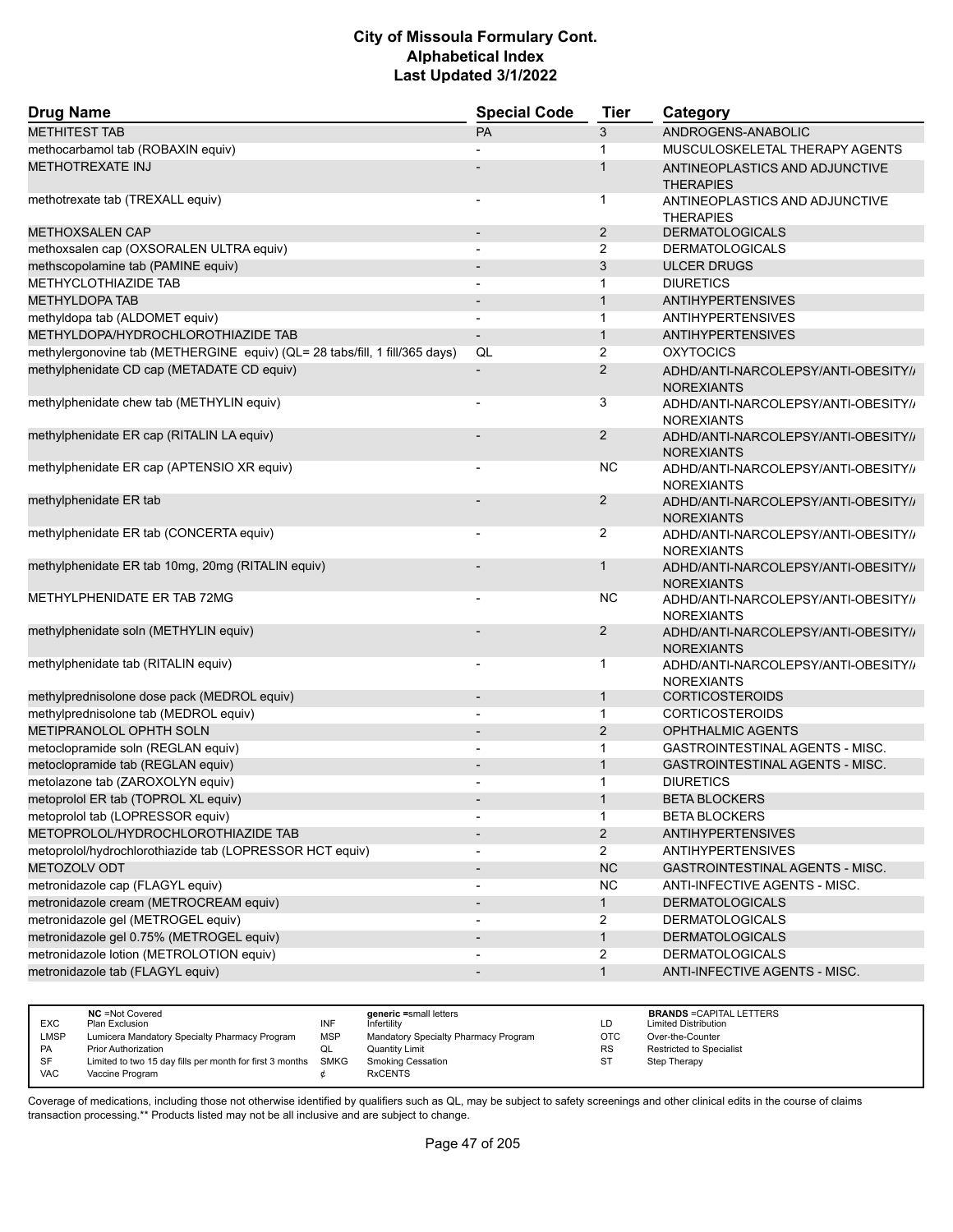# City of Missoula Formulary Cont.
# Alphabetical Index
# Last Updated 3/1/2022

| Drug Name | Special Code | Tier | Category |
|---|---|---|---|
| METHITEST TAB | PA | 3 | ANDROGENS-ANABOLIC |
| methocarbamol tab (ROBAXIN equiv) | - | 1 | MUSCULOSKELETAL THERAPY AGENTS |
| METHOTREXATE INJ | - | 1 | ANTINEOPLASTICS AND ADJUNCTIVE THERAPIES |
| methotrexate tab (TREXALL equiv) | - | 1 | ANTINEOPLASTICS AND ADJUNCTIVE THERAPIES |
| METHOXSALEN CAP | - | 2 | DERMATOLOGICALS |
| methoxsalen cap (OXSORALEN ULTRA equiv) | - | 2 | DERMATOLOGICALS |
| methscopolamine tab (PAMINE equiv) | - | 3 | ULCER DRUGS |
| METHYCLOTHIAZIDE TAB | - | 1 | DIURETICS |
| METHYLDOPA TAB | - | 1 | ANTIHYPERTENSIVES |
| methyldopa tab (ALDOMET equiv) | - | 1 | ANTIHYPERTENSIVES |
| METHYLDOPA/HYDROCHLOROTHIAZIDE TAB | - | 1 | ANTIHYPERTENSIVES |
| methylergonovine tab (METHERGINE equiv) (QL= 28 tabs/fill, 1 fill/365 days) | QL | 2 | OXYTOCICS |
| methylphenidate CD cap (METADATE CD equiv) | - | 2 | ADHD/ANTI-NARCOLEPSY/ANTI-OBESITY/ANOREXIANTS |
| methylphenidate chew tab (METHYLIN equiv) | - | 3 | ADHD/ANTI-NARCOLEPSY/ANTI-OBESITY/ANOREXIANTS |
| methylphenidate ER cap (RITALIN LA equiv) | - | 2 | ADHD/ANTI-NARCOLEPSY/ANTI-OBESITY/ANOREXIANTS |
| methylphenidate ER cap (APTENSIO XR equiv) | - | NC | ADHD/ANTI-NARCOLEPSY/ANTI-OBESITY/ANOREXIANTS |
| methylphenidate ER tab | - | 2 | ADHD/ANTI-NARCOLEPSY/ANTI-OBESITY/ANOREXIANTS |
| methylphenidate ER tab (CONCERTA equiv) | - | 2 | ADHD/ANTI-NARCOLEPSY/ANTI-OBESITY/ANOREXIANTS |
| methylphenidate ER tab 10mg, 20mg (RITALIN equiv) | - | 1 | ADHD/ANTI-NARCOLEPSY/ANTI-OBESITY/ANOREXIANTS |
| METHYLPHENIDATE ER TAB 72MG | - | NC | ADHD/ANTI-NARCOLEPSY/ANTI-OBESITY/ANOREXIANTS |
| methylphenidate soln (METHYLIN equiv) | - | 2 | ADHD/ANTI-NARCOLEPSY/ANTI-OBESITY/ANOREXIANTS |
| methylphenidate tab (RITALIN equiv) | - | 1 | ADHD/ANTI-NARCOLEPSY/ANTI-OBESITY/ANOREXIANTS |
| methylprednisolone dose pack (MEDROL equiv) | - | 1 | CORTICOSTEROIDS |
| methylprednisolone tab (MEDROL equiv) | - | 1 | CORTICOSTEROIDS |
| METIPRANOLOL OPHTH SOLN | - | 2 | OPHTHALMIC AGENTS |
| metoclopramide soln (REGLAN equiv) | - | 1 | GASTROINTESTINAL AGENTS - MISC. |
| metoclopramide tab (REGLAN equiv) | - | 1 | GASTROINTESTINAL AGENTS - MISC. |
| metolazone tab (ZAROXOLYN equiv) | - | 1 | DIURETICS |
| metoprolol ER tab (TOPROL XL equiv) | - | 1 | BETA BLOCKERS |
| metoprolol tab (LOPRESSOR equiv) | - | 1 | BETA BLOCKERS |
| METOPROLOL/HYDROCHLOROTHIAZIDE TAB | - | 2 | ANTIHYPERTENSIVES |
| metoprolol/hydrochlorothiazide tab (LOPRESSOR HCT equiv) | - | 2 | ANTIHYPERTENSIVES |
| METOZOLV ODT | - | NC | GASTROINTESTINAL AGENTS - MISC. |
| metronidazole cap (FLAGYL equiv) | - | NC | ANTI-INFECTIVE AGENTS - MISC. |
| metronidazole cream (METROCREAM equiv) | - | 1 | DERMATOLOGICALS |
| metronidazole gel (METROGEL equiv) | - | 2 | DERMATOLOGICALS |
| metronidazole gel 0.75% (METROGEL equiv) | - | 1 | DERMATOLOGICALS |
| metronidazole lotion (METROLOTION equiv) | - | 2 | DERMATOLOGICALS |
| metronidazole tab (FLAGYL equiv) | - | 1 | ANTI-INFECTIVE AGENTS - MISC. |

| | NC =Not Covered | | generic =small letters | | BRANDS =CAPITAL LETTERS |
|---|---|---|---|---|---|
| EXC | Plan Exclusion | INF | Infertility | LD | Limited Distribution |
| LMSP | Lumicera Mandatory Specialty Pharmacy Program | MSP | Mandatory Specialty Pharmacy Program | OTC | Over-the-Counter |
| PA | Prior Authorization | QL | Quantity Limit | RS | Restricted to Specialist |
| SF | Limited to two 15 day fills per month for first 3 months | SMKG | Smoking Cessation | ST | Step Therapy |
| VAC | Vaccine Program | ¢ | RxCENTS | | |

Coverage of medications, including those not otherwise identified by qualifiers such as QL, may be subject to safety screenings and other clinical edits in the course of claims transaction processing.** Products listed may not be all inclusive and are subject to change.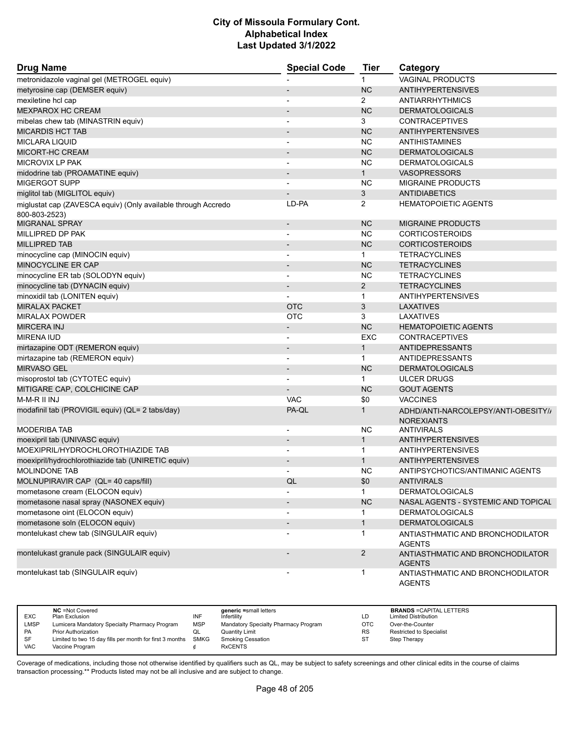# City of Missoula Formulary Cont.
# Alphabetical Index
# Last Updated 3/1/2022

| Drug Name | Special Code | Tier | Category |
|---|---|---|---|
| metronidazole vaginal gel (METROGEL equiv) | - | 1 | VAGINAL PRODUCTS |
| metyrosine cap (DEMSER equiv) | - | NC | ANTIHYPERTENSIVES |
| mexiletine hcl cap | - | 2 | ANTIARRHYTHMICS |
| MEXPAROX HC CREAM | - | NC | DERMATOLOGICALS |
| mibelas chew tab (MINASTRIN equiv) | - | 3 | CONTRACEPTIVES |
| MICARDIS HCT TAB | - | NC | ANTIHYPERTENSIVES |
| MICLARA LIQUID | - | NC | ANTIHISTAMINES |
| MICORT-HC CREAM | - | NC | DERMATOLOGICALS |
| MICROVIX LP PAK | - | NC | DERMATOLOGICALS |
| midodrine tab (PROAMATINE equiv) | - | 1 | VASOPRESSORS |
| MIGERGOT SUPP | - | NC | MIGRAINE PRODUCTS |
| miglitol tab (MIGLITOL equiv) | - | 3 | ANTIDIABETICS |
| miglustat cap (ZAVESCA equiv) (Only available through Accredo 800-803-2523) | LD-PA | 2 | HEMATOPOIETIC AGENTS |
| MIGRANAL SPRAY | - | NC | MIGRAINE PRODUCTS |
| MILLIPRED DP PAK | - | NC | CORTICOSTEROIDS |
| MILLIPRED TAB | - | NC | CORTICOSTEROIDS |
| minocycline cap (MINOCIN equiv) | - | 1 | TETRACYCLINES |
| MINOCYCLINE ER CAP | - | NC | TETRACYCLINES |
| minocycline ER tab (SOLODYN equiv) | - | NC | TETRACYCLINES |
| minocycline tab (DYNACIN equiv) | - | 2 | TETRACYCLINES |
| minoxidil tab (LONITEN equiv) | - | 1 | ANTIHYPERTENSIVES |
| MIRALAX PACKET | OTC | 3 | LAXATIVES |
| MIRALAX POWDER | OTC | 3 | LAXATIVES |
| MIRCERA INJ | - | NC | HEMATOPOIETIC AGENTS |
| MIRENA IUD | - | EXC | CONTRACEPTIVES |
| mirtazapine ODT (REMERON equiv) | - | 1 | ANTIDEPRESSANTS |
| mirtazapine tab (REMERON equiv) | - | 1 | ANTIDEPRESSANTS |
| MIRVASO GEL | - | NC | DERMATOLOGICALS |
| misoprostol tab (CYTOTEC equiv) | - | 1 | ULCER DRUGS |
| MITIGARE CAP, COLCHICINE CAP | - | NC | GOUT AGENTS |
| M-M-R II INJ | VAC | $0 | VACCINES |
| modafinil tab (PROVIGIL equiv) (QL= 2 tabs/day) | PA-QL | 1 | ADHD/ANTI-NARCOLEPSY/ANTI-OBESITY/ANOREXIANTS |
| MODERIBA TAB | - | NC | ANTIVIRALS |
| moexipril tab (UNIVASC equiv) | - | 1 | ANTIHYPERTENSIVES |
| MOEXIPRIL/HYDROCHLOROTHIAZIDE TAB | - | 1 | ANTIHYPERTENSIVES |
| moexipril/hydrochlorothiazide tab (UNIRETIC equiv) | - | 1 | ANTIHYPERTENSIVES |
| MOLINDONE TAB | - | NC | ANTIPSYCHOTICS/ANTIMANIC AGENTS |
| MOLNUPIRAVIR CAP (QL= 40 caps/fill) | QL | $0 | ANTIVIRALS |
| mometasone cream (ELOCON equiv) | - | 1 | DERMATOLOGICALS |
| mometasone nasal spray (NASONEX equiv) | - | NC | NASAL AGENTS - SYSTEMIC AND TOPICAL |
| mometasone oint (ELOCON equiv) | - | 1 | DERMATOLOGICALS |
| mometasone soln (ELOCON equiv) | - | 1 | DERMATOLOGICALS |
| montelukast chew tab (SINGULAIR equiv) | - | 1 | ANTIASTHMATIC AND BRONCHODILATOR AGENTS |
| montelukast granule pack (SINGULAIR equiv) | - | 2 | ANTIASTHMATIC AND BRONCHODILATOR AGENTS |
| montelukast tab (SINGULAIR equiv) | - | 1 | ANTIASTHMATIC AND BRONCHODILATOR AGENTS |

| | | | | | |
|---|---|---|---|---|---|
| NC | =Not Covered | | generic =small letters | | BRANDS =CAPITAL LETTERS |
| EXC | Plan Exclusion | INF | Infertility | LD | Limited Distribution |
| LMSP | Lumicera Mandatory Specialty Pharmacy Program | MSP | Mandatory Specialty Pharmacy Program | OTC | Over-the-Counter |
| PA | Prior Authorization | QL | Quantity Limit | RS | Restricted to Specialist |
| SF | Limited to two 15 day fills per month for first 3 months | SMKG | Smoking Cessation | ST | Step Therapy |
| VAC | Vaccine Program | ¢ | RxCENTS | | |

Coverage of medications, including those not otherwise identified by qualifiers such as QL, may be subject to safety screenings and other clinical edits in the course of claims transaction processing.** Products listed may not be all inclusive and are subject to change.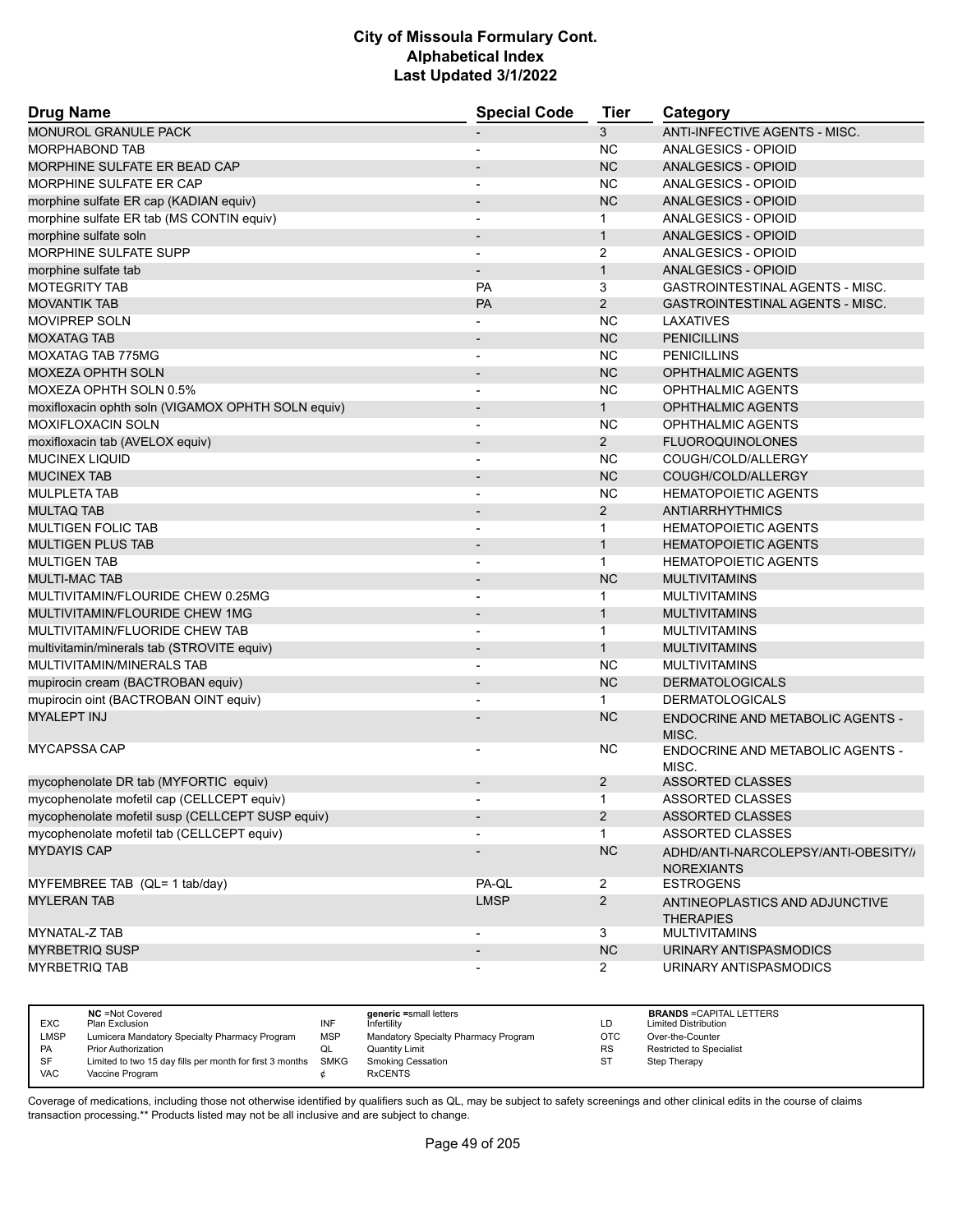# City of Missoula Formulary Cont.
# Alphabetical Index
# Last Updated 3/1/2022

| Drug Name | Special Code | Tier | Category |
|---|---|---|---|
| MONUROL GRANULE PACK | - | 3 | ANTI-INFECTIVE AGENTS - MISC. |
| MORPHABOND TAB | - | NC | ANALGESICS - OPIOID |
| MORPHINE SULFATE ER BEAD CAP | - | NC | ANALGESICS - OPIOID |
| MORPHINE SULFATE ER CAP | - | NC | ANALGESICS - OPIOID |
| morphine sulfate ER cap (KADIAN equiv) | - | NC | ANALGESICS - OPIOID |
| morphine sulfate ER tab (MS CONTIN equiv) | - | 1 | ANALGESICS - OPIOID |
| morphine sulfate soln | - | 1 | ANALGESICS - OPIOID |
| MORPHINE SULFATE SUPP | - | 2 | ANALGESICS - OPIOID |
| morphine sulfate tab | - | 1 | ANALGESICS - OPIOID |
| MOTEGRITY TAB | PA | 3 | GASTROINTESTINAL AGENTS - MISC. |
| MOVANTIK TAB | PA | 2 | GASTROINTESTINAL AGENTS - MISC. |
| MOVIPREP SOLN | - | NC | LAXATIVES |
| MOXATAG TAB | - | NC | PENICILLINS |
| MOXATAG TAB 775MG | - | NC | PENICILLINS |
| MOXEZA OPHTH SOLN | - | NC | OPHTHALMIC AGENTS |
| MOXEZA OPHTH SOLN 0.5% | - | NC | OPHTHALMIC AGENTS |
| moxifloxacin ophth soln (VIGAMOX OPHTH SOLN equiv) | - | 1 | OPHTHALMIC AGENTS |
| MOXIFLOXACIN SOLN | - | NC | OPHTHALMIC AGENTS |
| moxifloxacin tab (AVELOX equiv) | - | 2 | FLUOROQUINOLONES |
| MUCINEX LIQUID | - | NC | COUGH/COLD/ALLERGY |
| MUCINEX TAB | - | NC | COUGH/COLD/ALLERGY |
| MULPLETA TAB | - | NC | HEMATOPOIETIC AGENTS |
| MULTAQ TAB | - | 2 | ANTIARRHYTHMICS |
| MULTIGEN FOLIC TAB | - | 1 | HEMATOPOIETIC AGENTS |
| MULTIGEN PLUS TAB | - | 1 | HEMATOPOIETIC AGENTS |
| MULTIGEN TAB | - | 1 | HEMATOPOIETIC AGENTS |
| MULTI-MAC TAB | - | NC | MULTIVITAMINS |
| MULTIVITAMIN/FLOURIDE CHEW 0.25MG | - | 1 | MULTIVITAMINS |
| MULTIVITAMIN/FLOURIDE CHEW 1MG | - | 1 | MULTIVITAMINS |
| MULTIVITAMIN/FLUORIDE CHEW TAB | - | 1 | MULTIVITAMINS |
| multivitamin/minerals tab (STROVITE equiv) | - | 1 | MULTIVITAMINS |
| MULTIVITAMIN/MINERALS TAB | - | NC | MULTIVITAMINS |
| mupirocin cream (BACTROBAN equiv) | - | NC | DERMATOLOGICALS |
| mupirocin oint (BACTROBAN OINT equiv) | - | 1 | DERMATOLOGICALS |
| MYALEPT INJ | - | NC | ENDOCRINE AND METABOLIC AGENTS - MISC. |
| MYCAPSSA CAP | - | NC | ENDOCRINE AND METABOLIC AGENTS - MISC. |
| mycophenolate DR tab (MYFORTIC equiv) | - | 2 | ASSORTED CLASSES |
| mycophenolate mofetil cap (CELLCEPT equiv) | - | 1 | ASSORTED CLASSES |
| mycophenolate mofetil susp (CELLCEPT SUSP equiv) | - | 2 | ASSORTED CLASSES |
| mycophenolate mofetil tab (CELLCEPT equiv) | - | 1 | ASSORTED CLASSES |
| MYDAYIS CAP | - | NC | ADHD/ANTI-NARCOLEPSY/ANTI-OBESITY/ANOREXIANTS |
| MYFEMBREE TAB (QL= 1 tab/day) | PA-QL | 2 | ESTROGENS |
| MYLERAN TAB | LMSP | 2 | ANTINEOPLASTICS AND ADJUNCTIVE THERAPIES |
| MYNATAL-Z TAB | - | 3 | MULTIVITAMINS |
| MYRBETRIQ SUSP | - | NC | URINARY ANTISPASMODICS |
| MYRBETRIQ TAB | - | 2 | URINARY ANTISPASMODICS |

| | | | | | |
|---|---|---|---|---|---|
| | **NC** =Not Covered | | **generic** =small letters | | **BRANDS** =CAPITAL LETTERS |
| EXC | Plan Exclusion | INF | Infertility | LD | Limited Distribution |
| LMSP | Lumicera Mandatory Specialty Pharmacy Program | MSP | Mandatory Specialty Pharmacy Program | OTC | Over-the-Counter |
| PA | Prior Authorization | QL | Quantity Limit | RS | Restricted to Specialist |
| SF | Limited to two 15 day fills per month for first 3 months | SMKG | Smoking Cessation | ST | Step Therapy |
| VAC | Vaccine Program | ¢ | RxCENTS | | |

Coverage of medications, including those not otherwise identified by qualifiers such as QL, may be subject to safety screenings and other clinical edits in the course of claims transaction processing.** Products listed may not be all inclusive and are subject to change.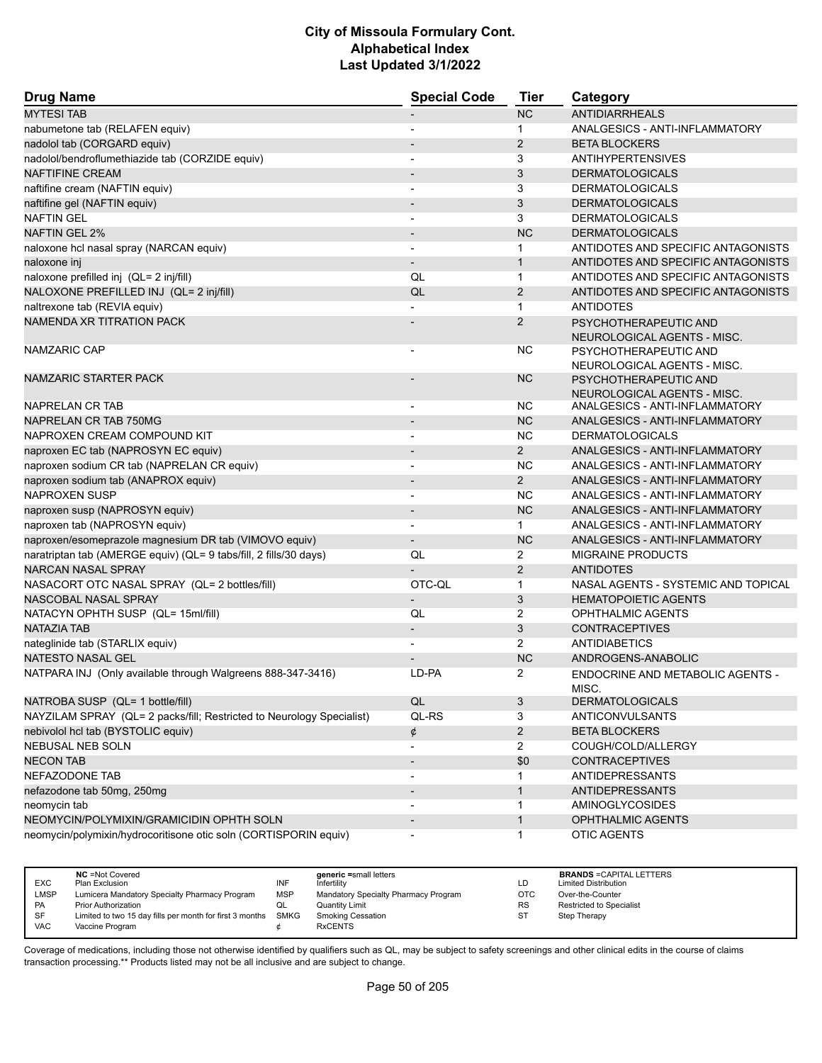# City of Missoula Formulary Cont.
# Alphabetical Index
# Last Updated 3/1/2022

| Drug Name | Special Code | Tier | Category |
|---|---|---|---|
| MYTESI TAB | - | NC | ANTIDIARRHEALS |
| nabumetone tab (RELAFEN equiv) | - | 1 | ANALGESICS - ANTI-INFLAMMATORY |
| nadolol tab (CORGARD equiv) | - | 2 | BETA BLOCKERS |
| nadolol/bendroflumethiazide tab (CORZIDE equiv) | - | 3 | ANTIHYPERTENSIVES |
| NAFTIFINE CREAM | - | 3 | DERMATOLOGICALS |
| naftifine cream (NAFTIN equiv) | - | 3 | DERMATOLOGICALS |
| naftifine gel (NAFTIN equiv) | - | 3 | DERMATOLOGICALS |
| NAFTIN GEL | - | 3 | DERMATOLOGICALS |
| NAFTIN GEL 2% | - | NC | DERMATOLOGICALS |
| naloxone hcl nasal spray (NARCAN equiv) | - | 1 | ANTIDOTES AND SPECIFIC ANTAGONISTS |
| naloxone inj | - | 1 | ANTIDOTES AND SPECIFIC ANTAGONISTS |
| naloxone prefilled inj (QL= 2 inj/fill) | QL | 1 | ANTIDOTES AND SPECIFIC ANTAGONISTS |
| NALOXONE PREFILLED INJ (QL= 2 inj/fill) | QL | 2 | ANTIDOTES AND SPECIFIC ANTAGONISTS |
| naltrexone tab (REVIA equiv) | - | 1 | ANTIDOTES |
| NAMENDA XR TITRATION PACK | - | 2 | PSYCHOTHERAPEUTIC AND NEUROLOGICAL AGENTS - MISC. |
| NAMZARIC CAP | - | NC | PSYCHOTHERAPEUTIC AND NEUROLOGICAL AGENTS - MISC. |
| NAMZARIC STARTER PACK | - | NC | PSYCHOTHERAPEUTIC AND NEUROLOGICAL AGENTS - MISC. |
| NAPRELAN CR TAB | - | NC | ANALGESICS - ANTI-INFLAMMATORY |
| NAPRELAN CR TAB 750MG | - | NC | ANALGESICS - ANTI-INFLAMMATORY |
| NAPROXEN CREAM COMPOUND KIT | - | NC | DERMATOLOGICALS |
| naproxen EC tab (NAPROSYN EC equiv) | - | 2 | ANALGESICS - ANTI-INFLAMMATORY |
| naproxen sodium CR tab (NAPRELAN CR equiv) | - | NC | ANALGESICS - ANTI-INFLAMMATORY |
| naproxen sodium tab (ANAPROX equiv) | - | 2 | ANALGESICS - ANTI-INFLAMMATORY |
| NAPROXEN SUSP | - | NC | ANALGESICS - ANTI-INFLAMMATORY |
| naproxen susp (NAPROSYN equiv) | - | NC | ANALGESICS - ANTI-INFLAMMATORY |
| naproxen tab (NAPROSYN equiv) | - | 1 | ANALGESICS - ANTI-INFLAMMATORY |
| naproxen/esomeprazole magnesium DR tab (VIMOVO equiv) | - | NC | ANALGESICS - ANTI-INFLAMMATORY |
| naratriptan tab (AMERGE equiv) (QL= 9 tabs/fill, 2 fills/30 days) | QL | 2 | MIGRAINE PRODUCTS |
| NARCAN NASAL SPRAY | - | 2 | ANTIDOTES |
| NASACORT OTC NASAL SPRAY (QL= 2 bottles/fill) | OTC-QL | 1 | NASAL AGENTS - SYSTEMIC AND TOPICAL |
| NASCOBAL NASAL SPRAY | - | 3 | HEMATOPOIETIC AGENTS |
| NATACYN OPHTH SUSP (QL= 15ml/fill) | QL | 2 | OPHTHALMIC AGENTS |
| NATAZIA TAB | - | 3 | CONTRACEPTIVES |
| nateglinide tab (STARLIX equiv) | - | 2 | ANTIDIABETICS |
| NATESTO NASAL GEL | - | NC | ANDROGENS-ANABOLIC |
| NATPARA INJ (Only available through Walgreens 888-347-3416) | LD-PA | 2 | ENDOCRINE AND METABOLIC AGENTS - MISC. |
| NATROBA SUSP (QL= 1 bottle/fill) | QL | 3 | DERMATOLOGICALS |
| NAYZILAM SPRAY (QL= 2 packs/fill; Restricted to Neurology Specialist) | QL-RS | 3 | ANTICONVULSANTS |
| nebivolol hcl tab (BYSTOLIC equiv) | ¢ | 2 | BETA BLOCKERS |
| NEBUSAL NEB SOLN | - | 2 | COUGH/COLD/ALLERGY |
| NECON TAB | - | $0 | CONTRACEPTIVES |
| NEFAZODONE TAB | - | 1 | ANTIDEPRESSANTS |
| nefazodone tab 50mg, 250mg | - | 1 | ANTIDEPRESSANTS |
| neomycin tab | - | 1 | AMINOGLYCOSIDES |
| NEOMYCIN/POLYMIXIN/GRAMICIDIN OPHTH SOLN | - | 1 | OPHTHALMIC AGENTS |
| neomycin/polymixin/hydrocoritisone otic soln (CORTISPORIN equiv) | - | 1 | OTIC AGENTS |

| | | | | | |
|---|---|---|---|---|---|
| EXC | NC =Not Covered<br>Plan Exclusion | INF | generic =small letters<br>Infertility | LD | BRANDS =CAPITAL LETTERS<br>Limited Distribution |
| LMSP | Lumicera Mandatory Specialty Pharmacy Program | MSP | Mandatory Specialty Pharmacy Program | OTC | Over-the-Counter |
| PA | Prior Authorization | QL | Quantity Limit | RS | Restricted to Specialist |
| SF | Limited to two 15 day fills per month for first 3 months | SMKG | Smoking Cessation | ST | Step Therapy |
| VAC | Vaccine Program | ¢ | RxCENTS | | |

Coverage of medications, including those not otherwise identified by qualifiers such as QL, may be subject to safety screenings and other clinical edits in the course of claims transaction processing.** Products listed may not be all inclusive and are subject to change.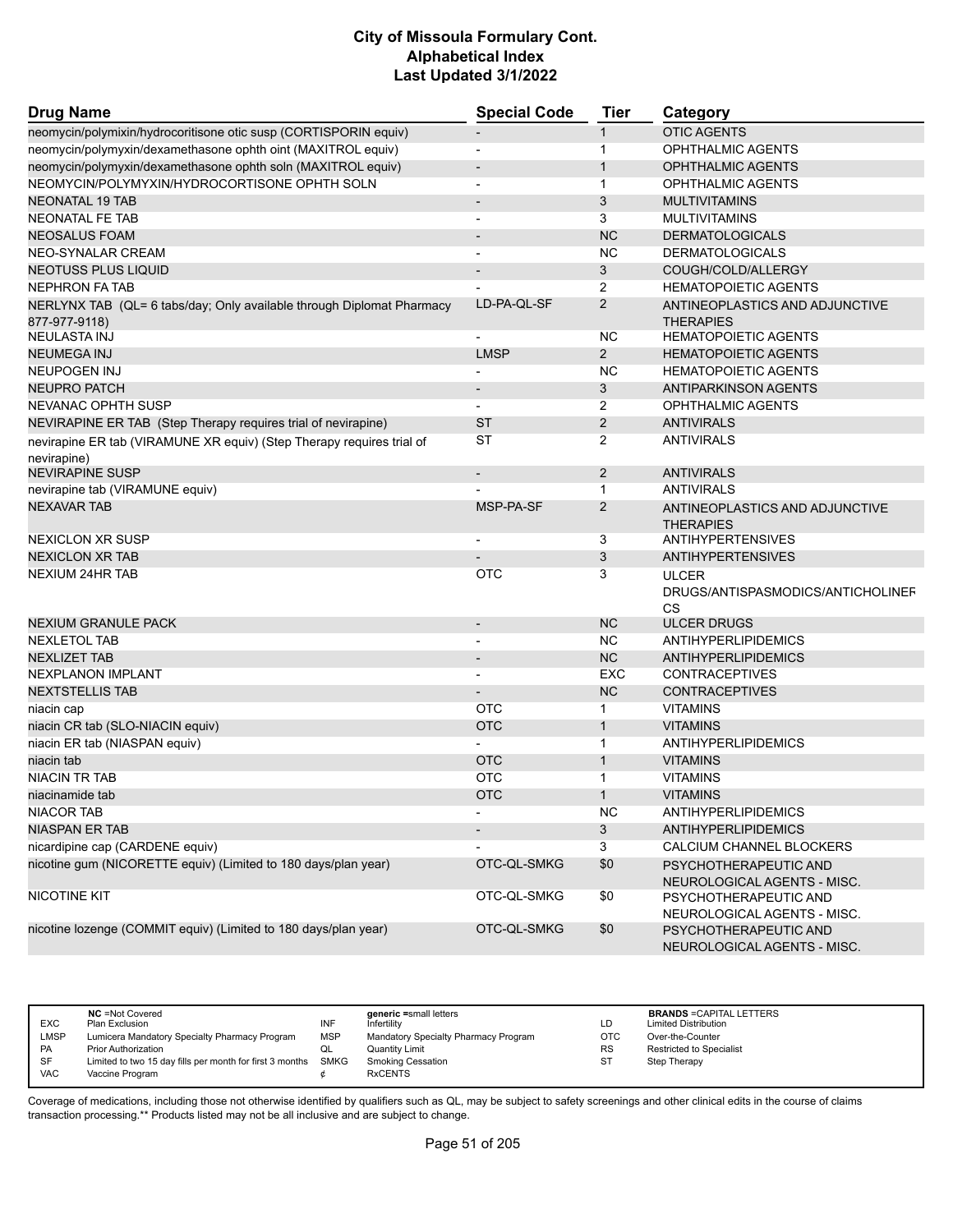| Drug Name | Special Code | Tier | Category |
|---|---|---|---|
| neomycin/polymixin/hydrocoritisone otic susp (CORTISPORIN equiv) | - | 1 | OTIC AGENTS |
| neomycin/polymyxin/dexamethasone ophth oint (MAXITROL equiv) | - | 1 | OPHTHALMIC AGENTS |
| neomycin/polymyxin/dexamethasone ophth soln (MAXITROL equiv) | - | 1 | OPHTHALMIC AGENTS |
| NEOMYCIN/POLYMYXIN/HYDROCORTISONE OPHTH SOLN | - | 1 | OPHTHALMIC AGENTS |
| NEONATAL 19 TAB | - | 3 | MULTIVITAMINS |
| NEONATAL FE TAB | - | 3 | MULTIVITAMINS |
| NEOSALUS FOAM | - | NC | DERMATOLOGICALS |
| NEO-SYNALAR CREAM | - | NC | DERMATOLOGICALS |
| NEOTUSS PLUS LIQUID | - | 3 | COUGH/COLD/ALLERGY |
| NEPHRON FA TAB | - | 2 | HEMATOPOIETIC AGENTS |
| NERLYNX TAB (QL= 6 tabs/day; Only available through Diplomat Pharmacy 877-977-9118) | LD-PA-QL-SF | 2 | ANTINEOPLASTICS AND ADJUNCTIVE THERAPIES |
| NEULASTA INJ | - | NC | HEMATOPOIETIC AGENTS |
| NEUMEGA INJ | LMSP | 2 | HEMATOPOIETIC AGENTS |
| NEUPOGEN INJ | - | NC | HEMATOPOIETIC AGENTS |
| NEUPRO PATCH | - | 3 | ANTIPARKINSON AGENTS |
| NEVANAC OPHTH SUSP | - | 2 | OPHTHALMIC AGENTS |
| NEVIRAPINE ER TAB (Step Therapy requires trial of nevirapine) | ST | 2 | ANTIVIRALS |
| nevirapine ER tab (VIRAMUNE XR equiv) (Step Therapy requires trial of nevirapine) | ST | 2 | ANTIVIRALS |
| NEVIRAPINE SUSP | - | 2 | ANTIVIRALS |
| nevirapine tab (VIRAMUNE equiv) | - | 1 | ANTIVIRALS |
| NEXAVAR TAB | MSP-PA-SF | 2 | ANTINEOPLASTICS AND ADJUNCTIVE THERAPIES |
| NEXICLON XR SUSP | - | 3 | ANTIHYPERTENSIVES |
| NEXICLON XR TAB | - | 3 | ANTIHYPERTENSIVES |
| NEXIUM 24HR TAB | OTC | 3 | ULCER DRUGS/ANTISPASMODICS/ANTICHOLINERGICS |
| NEXIUM GRANULE PACK | - | NC | ULCER DRUGS |
| NEXLETOL TAB | - | NC | ANTIHYPERLIPIDEMICS |
| NEXLIZET TAB | - | NC | ANTIHYPERLIPIDEMICS |
| NEXPLANON IMPLANT | - | EXC | CONTRACEPTIVES |
| NEXTSTELLIS TAB | - | NC | CONTRACEPTIVES |
| niacin cap | OTC | 1 | VITAMINS |
| niacin CR tab (SLO-NIACIN equiv) | OTC | 1 | VITAMINS |
| niacin ER tab (NIASPAN equiv) | - | 1 | ANTIHYPERLIPIDEMICS |
| niacin tab | OTC | 1 | VITAMINS |
| NIACIN TR TAB | OTC | 1 | VITAMINS |
| niacinamide tab | OTC | 1 | VITAMINS |
| NIACOR TAB | - | NC | ANTIHYPERLIPIDEMICS |
| NIASPAN ER TAB | - | 3 | ANTIHYPERLIPIDEMICS |
| nicardipine cap (CARDENE equiv) | - | 3 | CALCIUM CHANNEL BLOCKERS |
| nicotine gum (NICORETTE equiv) (Limited to 180 days/plan year) | OTC-QL-SMKG | $0 | PSYCHOTHERAPEUTIC AND NEUROLOGICAL AGENTS - MISC. |
| NICOTINE KIT | OTC-QL-SMKG | $0 | PSYCHOTHERAPEUTIC AND NEUROLOGICAL AGENTS - MISC. |
| nicotine lozenge (COMMIT equiv) (Limited to 180 days/plan year) | OTC-QL-SMKG | $0 | PSYCHOTHERAPEUTIC AND NEUROLOGICAL AGENTS - MISC. |

| | | | | | |
|---|---|---|---|---|---|
| **NC** =Not Covered | | **generic** =small letters | | **BRANDS** =CAPITAL LETTERS | |
| EXC | Plan Exclusion | INF | Infertility | LD | Limited Distribution |
| LMSP | Lumicera Mandatory Specialty Pharmacy Program | MSP | Mandatory Specialty Pharmacy Program | OTC | Over-the-Counter |
| PA | Prior Authorization | QL | Quantity Limit | RS | Restricted to Specialist |
| SF | Limited to two 15 day fills per month for first 3 months | SMKG | Smoking Cessation | ST | Step Therapy |
| VAC | Vaccine Program | ¢ | RxCENTS | | |

Coverage of medications, including those not otherwise identified by qualifiers such as QL, may be subject to safety screenings and other clinical edits in the course of claims transaction processing.** Products listed may not be all inclusive and are subject to change.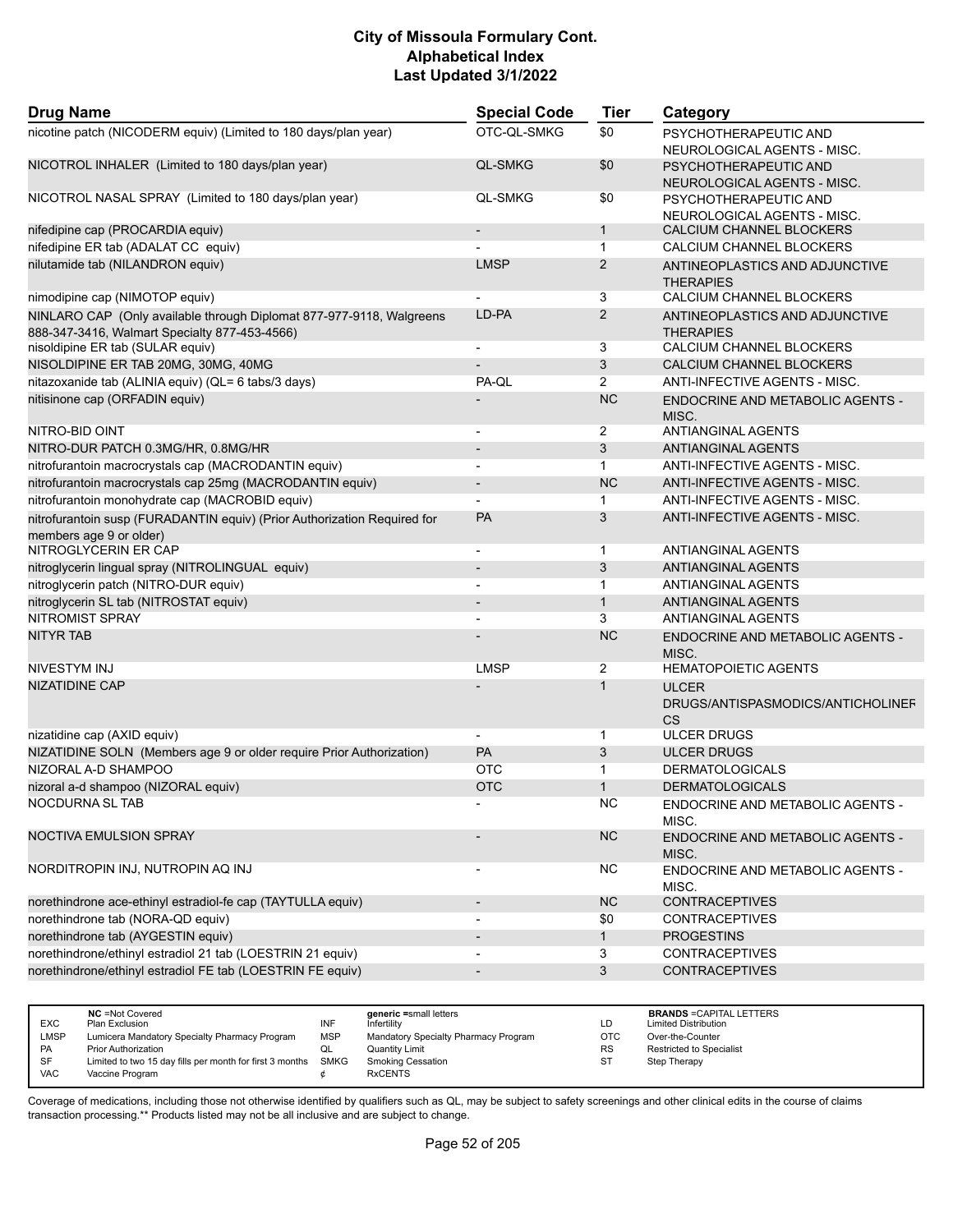# City of Missoula Formulary Cont.
## Alphabetical Index
### Last Updated 3/1/2022

| Drug Name | Special Code | Tier | Category |
|---|---|---|---|
| nicotine patch (NICODERM equiv) (Limited to 180 days/plan year) | OTC-QL-SMKG | $0 | PSYCHOTHERAPEUTIC AND NEUROLOGICAL AGENTS - MISC. |
| NICOTROL INHALER (Limited to 180 days/plan year) | QL-SMKG | $0 | PSYCHOTHERAPEUTIC AND NEUROLOGICAL AGENTS - MISC. |
| NICOTROL NASAL SPRAY (Limited to 180 days/plan year) | QL-SMKG | $0 | PSYCHOTHERAPEUTIC AND NEUROLOGICAL AGENTS - MISC. |
| nifedipine cap (PROCARDIA equiv) | - | 1 | CALCIUM CHANNEL BLOCKERS |
| nifedipine ER tab (ADALAT CC equiv) | - | 1 | CALCIUM CHANNEL BLOCKERS |
| nilutamide tab (NILANDRON equiv) | LMSP | 2 | ANTINEOPLASTICS AND ADJUNCTIVE THERAPIES |
| nimodipine cap (NIMOTOP equiv) | - | 3 | CALCIUM CHANNEL BLOCKERS |
| NINLARO CAP (Only available through Diplomat 877-977-9118, Walgreens 888-347-3416, Walmart Specialty 877-453-4566) | LD-PA | 2 | ANTINEOPLASTICS AND ADJUNCTIVE THERAPIES |
| nisoldipine ER tab (SULAR equiv) | - | 3 | CALCIUM CHANNEL BLOCKERS |
| NISOLDIPINE ER TAB 20MG, 30MG, 40MG | - | 3 | CALCIUM CHANNEL BLOCKERS |
| nitazoxanide tab (ALINIA equiv) (QL= 6 tabs/3 days) | PA-QL | 2 | ANTI-INFECTIVE AGENTS - MISC. |
| nitisinone cap (ORFADIN equiv) | - | NC | ENDOCRINE AND METABOLIC AGENTS - MISC. |
| NITRO-BID OINT | - | 2 | ANTIANGINAL AGENTS |
| NITRO-DUR PATCH 0.3MG/HR, 0.8MG/HR | - | 3 | ANTIANGINAL AGENTS |
| nitrofurantoin macrocrystals cap (MACRODANTIN equiv) | - | 1 | ANTI-INFECTIVE AGENTS - MISC. |
| nitrofurantoin macrocrystals cap 25mg (MACRODANTIN equiv) | - | NC | ANTI-INFECTIVE AGENTS - MISC. |
| nitrofurantoin monohydrate cap (MACROBID equiv) | - | 1 | ANTI-INFECTIVE AGENTS - MISC. |
| nitrofurantoin susp (FURADANTIN equiv) (Prior Authorization Required for members age 9 or older) | PA | 3 | ANTI-INFECTIVE AGENTS - MISC. |
| NITROGLYCERIN ER CAP | - | 1 | ANTIANGINAL AGENTS |
| nitroglycerin lingual spray (NITROLINGUAL equiv) | - | 3 | ANTIANGINAL AGENTS |
| nitroglycerin patch (NITRO-DUR equiv) | - | 1 | ANTIANGINAL AGENTS |
| nitroglycerin SL tab (NITROSTAT equiv) | - | 1 | ANTIANGINAL AGENTS |
| NITROMIST SPRAY | - | 3 | ANTIANGINAL AGENTS |
| NITYR TAB | - | NC | ENDOCRINE AND METABOLIC AGENTS - MISC. |
| NIVESTYM INJ | LMSP | 2 | HEMATOPOIETIC AGENTS |
| NIZATIDINE CAP | - | 1 | ULCER DRUGS/ANTISPASMODICS/ANTICHOLINERGICS |
| nizatidine cap (AXID equiv) | - | 1 | ULCER DRUGS |
| NIZATIDINE SOLN (Members age 9 or older require Prior Authorization) | PA | 3 | ULCER DRUGS |
| NIZORAL A-D SHAMPOO | OTC | 1 | DERMATOLOGICALS |
| nizoral a-d shampoo (NIZORAL equiv) | OTC | 1 | DERMATOLOGICALS |
| NOCDURNA SL TAB | - | NC | ENDOCRINE AND METABOLIC AGENTS - MISC. |
| NOCTIVA EMULSION SPRAY | - | NC | ENDOCRINE AND METABOLIC AGENTS - MISC. |
| NORDITROPIN INJ, NUTROPIN AQ INJ | - | NC | ENDOCRINE AND METABOLIC AGENTS - MISC. |
| norethindrone ace-ethinyl estradiol-fe cap (TAYTULLA equiv) | - | NC | CONTRACEPTIVES |
| norethindrone tab (NORA-QD equiv) | - | $0 | CONTRACEPTIVES |
| norethindrone tab (AYGESTIN equiv) | - | 1 | PROGESTINS |
| norethindrone/ethinyl estradiol 21 tab (LOESTRIN 21 equiv) | - | 3 | CONTRACEPTIVES |
| norethindrone/ethinyl estradiol FE tab (LOESTRIN FE equiv) | - | 3 | CONTRACEPTIVES |

| Code | Description | Code | Description | Code | Description |
|---|---|---|---|---|---|
| NC | =Not Covered | | generic =small letters | | BRANDS =CAPITAL LETTERS |
| EXC | Plan Exclusion | INF | Infertility | LD | Limited Distribution |
| LMSP | Lumicera Mandatory Specialty Pharmacy Program | MSP | Mandatory Specialty Pharmacy Program | OTC | Over-the-Counter |
| PA | Prior Authorization | QL | Quantity Limit | RS | Restricted to Specialist |
| SF | Limited to two 15 day fills per month for first 3 months | SMKG | Smoking Cessation | ST | Step Therapy |
| VAC | Vaccine Program | ¢ | RxCENTS | | |

Coverage of medications, including those not otherwise identified by qualifiers such as QL, may be subject to safety screenings and other clinical edits in the course of claims transaction processing.** Products listed may not be all inclusive and are subject to change.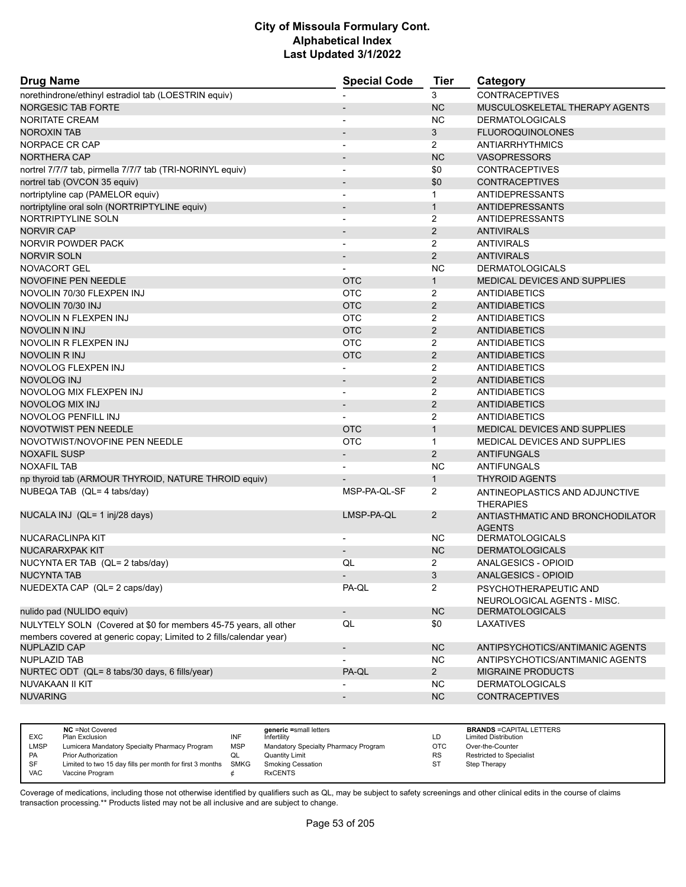# City of Missoula Formulary Cont.
## Alphabetical Index
### Last Updated 3/1/2022

| Drug Name | Special Code | Tier | Category |
|---|---|---|---|
| norethindrone/ethinyl estradiol tab (LOESTRIN equiv) | - | 3 | CONTRACEPTIVES |
| NORGESIC TAB FORTE | - | NC | MUSCULOSKELETAL THERAPY AGENTS |
| NORITATE CREAM | - | NC | DERMATOLOGICALS |
| NOROXIN TAB | - | 3 | FLUOROQUINOLONES |
| NORPACE CR CAP | - | 2 | ANTIARRHYTHMICS |
| NORTHERA CAP | - | NC | VASOPRESSORS |
| nortrel 7/7/7 tab, pirmella 7/7/7 tab (TRI-NORINYL equiv) | - | $0 | CONTRACEPTIVES |
| nortrel tab (OVCON 35 equiv) | - | $0 | CONTRACEPTIVES |
| nortriptyline cap (PAMELOR equiv) | - | 1 | ANTIDEPRESSANTS |
| nortriptyline oral soln (NORTRIPTYLINE equiv) | - | 1 | ANTIDEPRESSANTS |
| NORTRIPTYLINE SOLN | - | 2 | ANTIDEPRESSANTS |
| NORVIR CAP | - | 2 | ANTIVIRALS |
| NORVIR POWDER PACK | - | 2 | ANTIVIRALS |
| NORVIR SOLN | - | 2 | ANTIVIRALS |
| NOVACORT GEL | - | NC | DERMATOLOGICALS |
| NOVOFINE PEN NEEDLE | OTC | 1 | MEDICAL DEVICES AND SUPPLIES |
| NOVOLIN 70/30 FLEXPEN INJ | OTC | 2 | ANTIDIABETICS |
| NOVOLIN 70/30 INJ | OTC | 2 | ANTIDIABETICS |
| NOVOLIN N FLEXPEN INJ | OTC | 2 | ANTIDIABETICS |
| NOVOLIN N INJ | OTC | 2 | ANTIDIABETICS |
| NOVOLIN R FLEXPEN INJ | OTC | 2 | ANTIDIABETICS |
| NOVOLIN R INJ | OTC | 2 | ANTIDIABETICS |
| NOVOLOG FLEXPEN INJ | - | 2 | ANTIDIABETICS |
| NOVOLOG INJ | - | 2 | ANTIDIABETICS |
| NOVOLOG MIX FLEXPEN INJ | - | 2 | ANTIDIABETICS |
| NOVOLOG MIX INJ | - | 2 | ANTIDIABETICS |
| NOVOLOG PENFILL INJ | - | 2 | ANTIDIABETICS |
| NOVOTWIST PEN NEEDLE | OTC | 1 | MEDICAL DEVICES AND SUPPLIES |
| NOVOTWIST/NOVOFINE PEN NEEDLE | OTC | 1 | MEDICAL DEVICES AND SUPPLIES |
| NOXAFIL SUSP | - | 2 | ANTIFUNGALS |
| NOXAFIL TAB | - | NC | ANTIFUNGALS |
| np thyroid tab (ARMOUR THYROID, NATURE THROID equiv) | - | 1 | THYROID AGENTS |
| NUBEQA TAB (QL= 4 tabs/day) | MSP-PA-QL-SF | 2 | ANTINEOPLASTICS AND ADJUNCTIVE THERAPIES |
| NUCALA INJ (QL= 1 inj/28 days) | LMSP-PA-QL | 2 | ANTIASTHMATIC AND BRONCHODILATOR AGENTS |
| NUCARACLINPA KIT | - | NC | DERMATOLOGICALS |
| NUCARARXPAK KIT | - | NC | DERMATOLOGICALS |
| NUCYNTA ER TAB (QL= 2 tabs/day) | QL | 2 | ANALGESICS - OPIOID |
| NUCYNTA TAB | - | 3 | ANALGESICS - OPIOID |
| NUEDEXTA CAP (QL= 2 caps/day) | PA-QL | 2 | PSYCHOTHERAPEUTIC AND NEUROLOGICAL AGENTS - MISC. |
| nulido pad (NULIDO equiv) | - | NC | DERMATOLOGICALS |
| NULYTELY SOLN (Covered at $0 for members 45-75 years, all other members covered at generic copay; Limited to 2 fills/calendar year) | QL | $0 | LAXATIVES |
| NUPLAZID CAP | - | NC | ANTIPSYCHOTICS/ANTIMANIC AGENTS |
| NUPLAZID TAB | - | NC | ANTIPSYCHOTICS/ANTIMANIC AGENTS |
| NURTEC ODT (QL= 8 tabs/30 days, 6 fills/year) | PA-QL | 2 | MIGRAINE PRODUCTS |
| NUVAKAAN II KIT | - | NC | DERMATOLOGICALS |
| NUVARING | - | NC | CONTRACEPTIVES |

| | | | | | |
|---|---|---|---|---|---|
| **NC** =Not Covered | | **generic** =small letters | | **BRANDS** =CAPITAL LETTERS | |
| EXC | Plan Exclusion | INF | Infertility | LD | Limited Distribution |
| LMSP | Lumicera Mandatory Specialty Pharmacy Program | MSP | Mandatory Specialty Pharmacy Program | OTC | Over-the-Counter |
| PA | Prior Authorization | QL | Quantity Limit | RS | Restricted to Specialist |
| SF | Limited to two 15 day fills per month for first 3 months | SMKG | Smoking Cessation | ST | Step Therapy |
| VAC | Vaccine Program | ¢ | RxCENTS | | |

Coverage of medications, including those not otherwise identified by qualifiers such as QL, may be subject to safety screenings and other clinical edits in the course of claims transaction processing.** Products listed may not be all inclusive and are subject to change.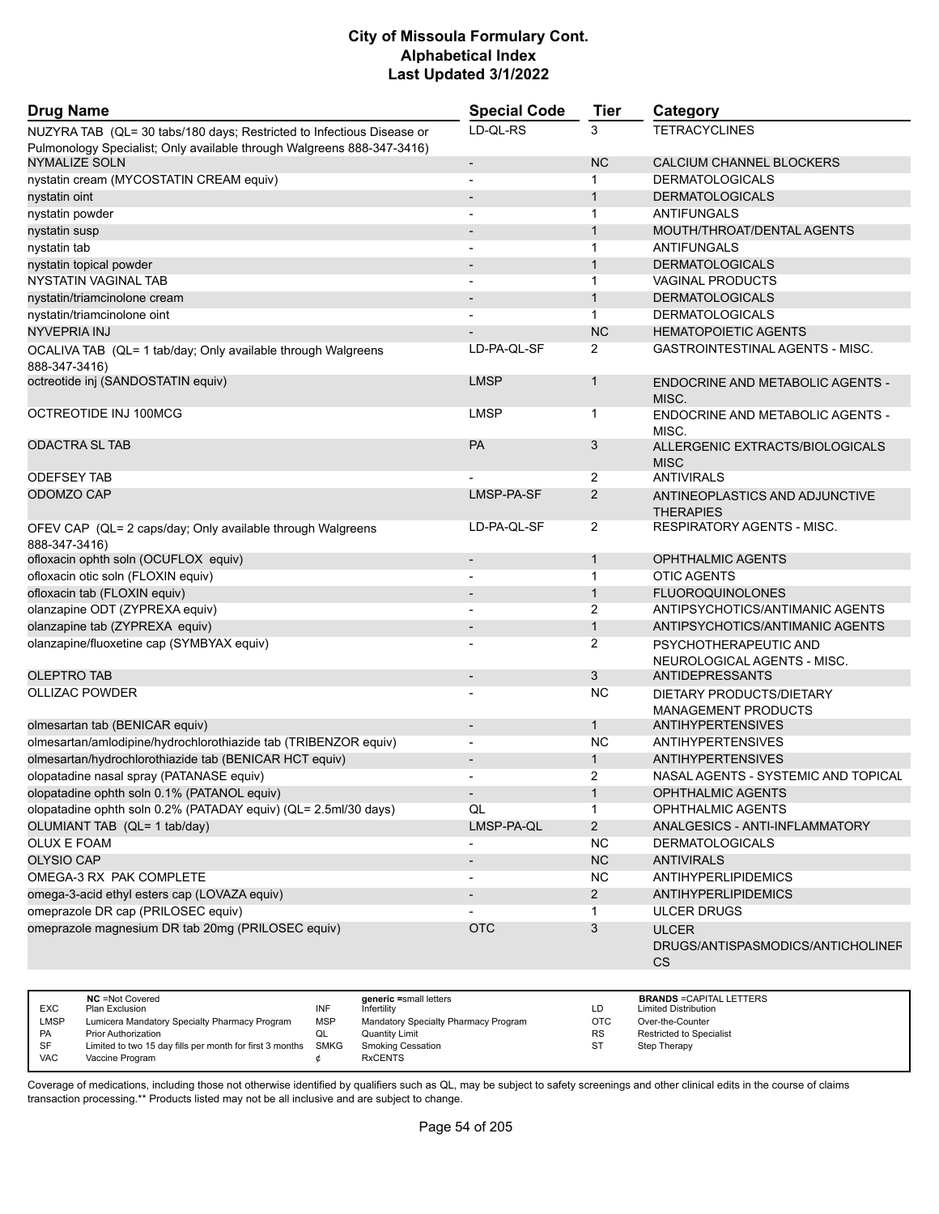| Drug Name | Special Code | Tier | Category |
|---|---|---|---|
| NUZYRA TAB (QL= 30 tabs/180 days; Restricted to Infectious Disease or Pulmonology Specialist; Only available through Walgreens 888-347-3416) | LD-QL-RS | 3 | TETRACYCLINES |
| NYMALIZE SOLN | - | NC | CALCIUM CHANNEL BLOCKERS |
| nystatin cream (MYCOSTATIN CREAM equiv) | - | 1 | DERMATOLOGICALS |
| nystatin oint | - | 1 | DERMATOLOGICALS |
| nystatin powder | - | 1 | ANTIFUNGALS |
| nystatin susp | - | 1 | MOUTH/THROAT/DENTAL AGENTS |
| nystatin tab | - | 1 | ANTIFUNGALS |
| nystatin topical powder | - | 1 | DERMATOLOGICALS |
| NYSTATIN VAGINAL TAB | - | 1 | VAGINAL PRODUCTS |
| nystatin/triamcinolone cream | - | 1 | DERMATOLOGICALS |
| nystatin/triamcinolone oint | - | 1 | DERMATOLOGICALS |
| NYVEPRIA INJ | - | NC | HEMATOPOIETIC AGENTS |
| OCALIVA TAB (QL= 1 tab/day; Only available through Walgreens 888-347-3416) | LD-PA-QL-SF | 2 | GASTROINTESTINAL AGENTS - MISC. |
| octreotide inj (SANDOSTATIN equiv) | LMSP | 1 | ENDOCRINE AND METABOLIC AGENTS - MISC. |
| OCTREOTIDE INJ 100MCG | LMSP | 1 | ENDOCRINE AND METABOLIC AGENTS - MISC. |
| ODACTRA SL TAB | PA | 3 | ALLERGENIC EXTRACTS/BIOLOGICALS MISC |
| ODEFSEY TAB | - | 2 | ANTIVIRALS |
| ODOMZO CAP | LMSP-PA-SF | 2 | ANTINEOPLASTICS AND ADJUNCTIVE THERAPIES |
| OFEV CAP (QL= 2 caps/day; Only available through Walgreens 888-347-3416) | LD-PA-QL-SF | 2 | RESPIRATORY AGENTS - MISC. |
| ofloxacin ophth soln (OCUFLOX equiv) | - | 1 | OPHTHALMIC AGENTS |
| ofloxacin otic soln (FLOXIN equiv) | - | 1 | OTIC AGENTS |
| ofloxacin tab (FLOXIN equiv) | - | 1 | FLUOROQUINOLONES |
| olanzapine ODT (ZYPREXA equiv) | - | 2 | ANTIPSYCHOTICS/ANTIMANIC AGENTS |
| olanzapine tab (ZYPREXA equiv) | - | 1 | ANTIPSYCHOTICS/ANTIMANIC AGENTS |
| olanzapine/fluoxetine cap (SYMBYAX equiv) | - | 2 | PSYCHOTHERAPEUTIC AND NEUROLOGICAL AGENTS - MISC. |
| OLEPTRO TAB | - | 3 | ANTIDEPRESSANTS |
| OLLIZAC POWDER | - | NC | DIETARY PRODUCTS/DIETARY MANAGEMENT PRODUCTS |
| olmesartan tab (BENICAR equiv) | - | 1 | ANTIHYPERTENSIVES |
| olmesartan/amlodipine/hydrochlorothiazide tab (TRIBENZOR equiv) | - | NC | ANTIHYPERTENSIVES |
| olmesartan/hydrochlorothiazide tab (BENICAR HCT equiv) | - | 1 | ANTIHYPERTENSIVES |
| olopatadine nasal spray (PATANASE equiv) | - | 2 | NASAL AGENTS - SYSTEMIC AND TOPICAL |
| olopatadine ophth soln 0.1% (PATANOL equiv) | - | 1 | OPHTHALMIC AGENTS |
| olopatadine ophth soln 0.2% (PATADAY equiv) (QL= 2.5ml/30 days) | QL | 1 | OPHTHALMIC AGENTS |
| OLUMIANT TAB (QL= 1 tab/day) | LMSP-PA-QL | 2 | ANALGESICS - ANTI-INFLAMMATORY |
| OLUX E FOAM | - | NC | DERMATOLOGICALS |
| OLYSIO CAP | - | NC | ANTIVIRALS |
| OMEGA-3 RX PAK COMPLETE | - | NC | ANTIHYPERLIPIDEMICS |
| omega-3-acid ethyl esters cap (LOVAZA equiv) | - | 2 | ANTIHYPERLIPIDEMICS |
| omeprazole DR cap (PRILOSEC equiv) | - | 1 | ULCER DRUGS |
| omeprazole magnesium DR tab 20mg (PRILOSEC equiv) | OTC | 3 | ULCER DRUGS/ANTISPASMODICS/ANTICHOLINERGICS |

| | | | | | |
|---|---|---|---|---|---|
| NC | =Not Covered | generic | =small letters | BRANDS | =CAPITAL LETTERS |
| EXC | Plan Exclusion | INF | Infertility | LD | Limited Distribution |
| LMSP | Lumicera Mandatory Specialty Pharmacy Program | MSP | Mandatory Specialty Pharmacy Program | OTC | Over-the-Counter |
| PA | Prior Authorization | QL | Quantity Limit | RS | Restricted to Specialist |
| SF | Limited to two 15 day fills per month for first 3 months | SMKG | Smoking Cessation | ST | Step Therapy |
| VAC | Vaccine Program | ¢ | RxCENTS | | |

Coverage of medications, including those not otherwise identified by qualifiers such as QL, may be subject to safety screenings and other clinical edits in the course of claims transaction processing.** Products listed may not be all inclusive and are subject to change.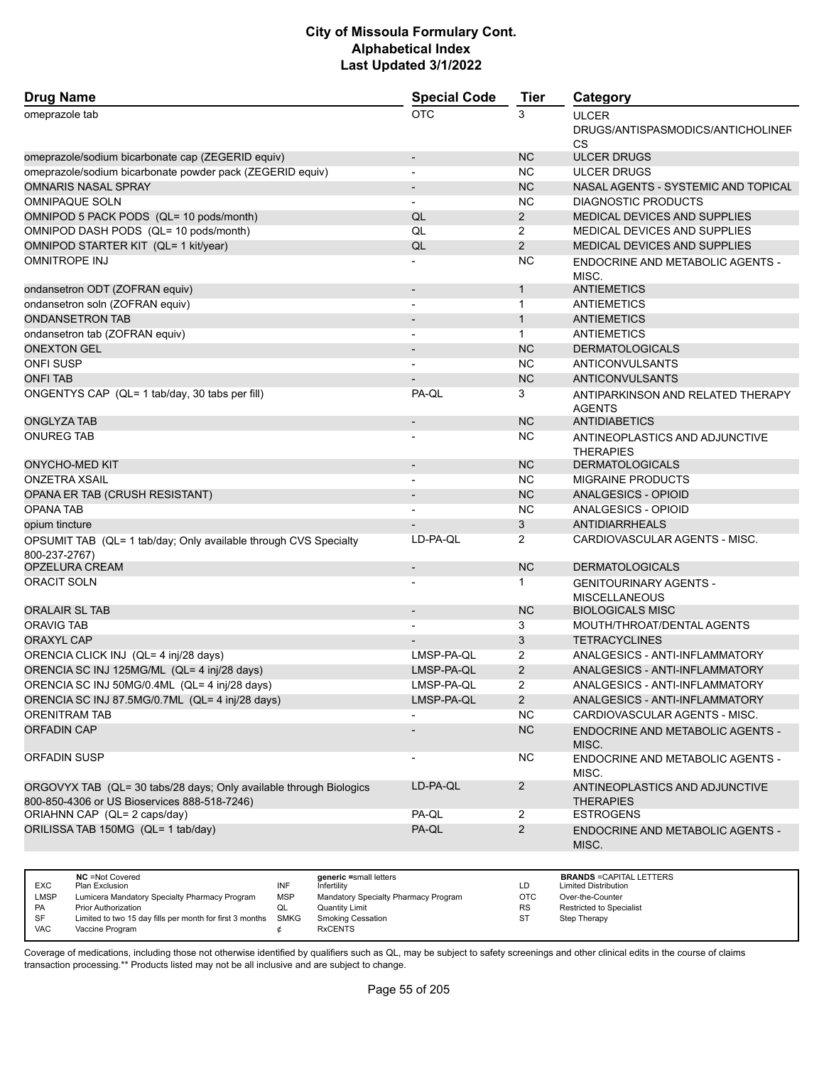# City of Missoula Formulary Cont.
## Alphabetical Index
### Last Updated 3/1/2022

| Drug Name | Special Code | Tier | Category |
|---|---|---|---|
| omeprazole tab | OTC | 3 | ULCER DRUGS/ANTISPASMODICS/ANTICHOLINERGICS |
| omeprazole/sodium bicarbonate cap (ZEGERID equiv) | - | NC | ULCER DRUGS |
| omeprazole/sodium bicarbonate powder pack (ZEGERID equiv) | - | NC | ULCER DRUGS |
| OMNARIS NASAL SPRAY | - | NC | NASAL AGENTS - SYSTEMIC AND TOPICAL |
| OMNIPAQUE SOLN | - | NC | DIAGNOSTIC PRODUCTS |
| OMNIPOD 5 PACK PODS (QL= 10 pods/month) | QL | 2 | MEDICAL DEVICES AND SUPPLIES |
| OMNIPOD DASH PODS (QL= 10 pods/month) | QL | 2 | MEDICAL DEVICES AND SUPPLIES |
| OMNIPOD STARTER KIT (QL= 1 kit/year) | QL | 2 | MEDICAL DEVICES AND SUPPLIES |
| OMNITROPE INJ | - | NC | ENDOCRINE AND METABOLIC AGENTS - MISC. |
| ondansetron ODT (ZOFRAN equiv) | - | 1 | ANTIEMETICS |
| ondansetron soln (ZOFRAN equiv) | - | 1 | ANTIEMETICS |
| ONDANSETRON TAB | - | 1 | ANTIEMETICS |
| ondansetron tab (ZOFRAN equiv) | - | 1 | ANTIEMETICS |
| ONEXTON GEL | - | NC | DERMATOLOGICALS |
| ONFI SUSP | - | NC | ANTICONVULSANTS |
| ONFI TAB | - | NC | ANTICONVULSANTS |
| ONGENTYS CAP (QL= 1 tab/day, 30 tabs per fill) | PA-QL | 3 | ANTIPARKINSON AND RELATED THERAPY AGENTS |
| ONGLYZA TAB | - | NC | ANTIDIABETICS |
| ONUREG TAB | - | NC | ANTINEOPLASTICS AND ADJUNCTIVE THERAPIES |
| ONYCHO-MED KIT | - | NC | DERMATOLOGICALS |
| ONZETRA XSAIL | - | NC | MIGRAINE PRODUCTS |
| OPANA ER TAB (CRUSH RESISTANT) | - | NC | ANALGESICS - OPIOID |
| OPANA TAB | - | NC | ANALGESICS - OPIOID |
| opium tincture | - | 3 | ANTIDIARRHEALS |
| OPSUMIT TAB (QL= 1 tab/day; Only available through CVS Specialty 800-237-2767) | LD-PA-QL | 2 | CARDIOVASCULAR AGENTS - MISC. |
| OPZELURA CREAM | - | NC | DERMATOLOGICALS |
| ORACIT SOLN | - | 1 | GENITOURINARY AGENTS - MISCELLANEOUS |
| ORALAIR SL TAB | - | NC | BIOLOGICALS MISC |
| ORAVIG TAB | - | 3 | MOUTH/THROAT/DENTAL AGENTS |
| ORAXYL CAP | - | 3 | TETRACYCLINES |
| ORENCIA CLICK INJ (QL= 4 inj/28 days) | LMSP-PA-QL | 2 | ANALGESICS - ANTI-INFLAMMATORY |
| ORENCIA SC INJ 125MG/ML (QL= 4 inj/28 days) | LMSP-PA-QL | 2 | ANALGESICS - ANTI-INFLAMMATORY |
| ORENCIA SC INJ 50MG/0.4ML (QL= 4 inj/28 days) | LMSP-PA-QL | 2 | ANALGESICS - ANTI-INFLAMMATORY |
| ORENCIA SC INJ 87.5MG/0.7ML (QL= 4 inj/28 days) | LMSP-PA-QL | 2 | ANALGESICS - ANTI-INFLAMMATORY |
| ORENITRAM TAB | - | NC | CARDIOVASCULAR AGENTS - MISC. |
| ORFADIN CAP | - | NC | ENDOCRINE AND METABOLIC AGENTS - MISC. |
| ORFADIN SUSP | - | NC | ENDOCRINE AND METABOLIC AGENTS - MISC. |
| ORGOVYX TAB (QL= 30 tabs/28 days; Only available through Biologics 800-850-4306 or US Bioservices 888-518-7246) | LD-PA-QL | 2 | ANTINEOPLASTICS AND ADJUNCTIVE THERAPIES |
| ORIAHNN CAP (QL= 2 caps/day) | PA-QL | 2 | ESTROGENS |
| ORILISSA TAB 150MG (QL= 1 tab/day) | PA-QL | 2 | ENDOCRINE AND METABOLIC AGENTS - MISC. |

| | | | | | | | |
|---|---|---|---|---|---|---|---|
| EXC | NC =Not Covered<br>Plan Exclusion | INF | generic =small letters<br>Infertility | LD | BRANDS =CAPITAL LETTERS<br>Limited Distribution |
| LMSP | Lumicera Mandatory Specialty Pharmacy Program | MSP | Mandatory Specialty Pharmacy Program | OTC | Over-the-Counter |
| PA | Prior Authorization | QL | Quantity Limit | RS | Restricted to Specialist |
| SF | Limited to two 15 day fills per month for first 3 months | SMKG | Smoking Cessation | ST | Step Therapy |
| VAC | Vaccine Program | ¢ | RxCENTS | | |

Coverage of medications, including those not otherwise identified by qualifiers such as QL, may be subject to safety screenings and other clinical edits in the course of claims transaction processing.** Products listed may not be all inclusive and are subject to change.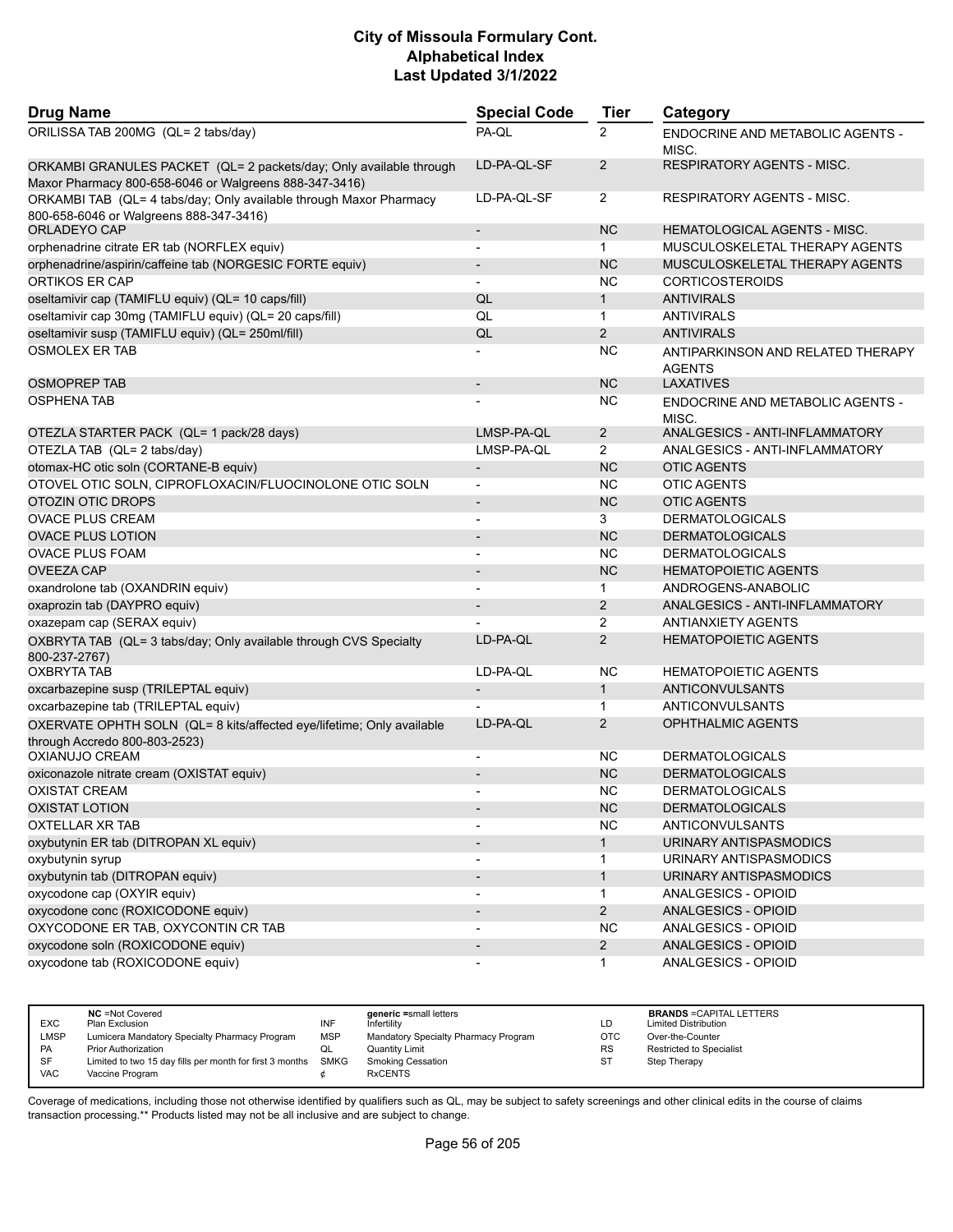# City of Missoula Formulary Cont.
## Alphabetical Index
### Last Updated 3/1/2022

| Drug Name | Special Code | Tier | Category |
|---|---|---|---|
| ORILISSA TAB 200MG (QL= 2 tabs/day) | PA-QL | 2 | ENDOCRINE AND METABOLIC AGENTS - MISC. |
| ORKAMBI GRANULES PACKET (QL= 2 packets/day; Only available through Maxor Pharmacy 800-658-6046 or Walgreens 888-347-3416) | LD-PA-QL-SF | 2 | RESPIRATORY AGENTS - MISC. |
| ORKAMBI TAB (QL= 4 tabs/day; Only available through Maxor Pharmacy 800-658-6046 or Walgreens 888-347-3416) | LD-PA-QL-SF | 2 | RESPIRATORY AGENTS - MISC. |
| ORLADEYO CAP | - | NC | HEMATOLOGICAL AGENTS - MISC. |
| orphenadrine citrate ER tab (NORFLEX equiv) | - | 1 | MUSCULOSKELETAL THERAPY AGENTS |
| orphenadrine/aspirin/caffeine tab (NORGESIC FORTE equiv) | - | NC | MUSCULOSKELETAL THERAPY AGENTS |
| ORTIKOS ER CAP | - | NC | CORTICOSTEROIDS |
| oseltamivir cap (TAMIFLU equiv) (QL= 10 caps/fill) | QL | 1 | ANTIVIRALS |
| oseltamivir cap 30mg (TAMIFLU equiv) (QL= 20 caps/fill) | QL | 1 | ANTIVIRALS |
| oseltamivir susp (TAMIFLU equiv) (QL= 250ml/fill) | QL | 2 | ANTIVIRALS |
| OSMOLEX ER TAB | - | NC | ANTIPARKINSON AND RELATED THERAPY AGENTS |
| OSMOPREP TAB | - | NC | LAXATIVES |
| OSPHENA TAB | - | NC | ENDOCRINE AND METABOLIC AGENTS - MISC. |
| OTEZLA STARTER PACK (QL= 1 pack/28 days) | LMSP-PA-QL | 2 | ANALGESICS - ANTI-INFLAMMATORY |
| OTEZLA TAB (QL= 2 tabs/day) | LMSP-PA-QL | 2 | ANALGESICS - ANTI-INFLAMMATORY |
| otomax-HC otic soln (CORTANE-B equiv) | - | NC | OTIC AGENTS |
| OTOVEL OTIC SOLN, CIPROFLOXACIN/FLUOCINOLONE OTIC SOLN | - | NC | OTIC AGENTS |
| OTOZIN OTIC DROPS | - | NC | OTIC AGENTS |
| OVACE PLUS CREAM | - | 3 | DERMATOLOGICALS |
| OVACE PLUS LOTION | - | NC | DERMATOLOGICALS |
| OVACE PLUS FOAM | - | NC | DERMATOLOGICALS |
| OVEEZA CAP | - | NC | HEMATOPOIETIC AGENTS |
| oxandrolone tab (OXANDRIN equiv) | - | 1 | ANDROGENS-ANABOLIC |
| oxaprozin tab (DAYPRO equiv) | - | 2 | ANALGESICS - ANTI-INFLAMMATORY |
| oxazepam cap (SERAX equiv) | - | 2 | ANTIANXIETY AGENTS |
| OXBRYTA TAB (QL= 3 tabs/day; Only available through CVS Specialty 800-237-2767) | LD-PA-QL | 2 | HEMATOPOIETIC AGENTS |
| OXBRYTA TAB | LD-PA-QL | NC | HEMATOPOIETIC AGENTS |
| oxcarbazepine susp (TRILEPTAL equiv) | - | 1 | ANTICONVULSANTS |
| oxcarbazepine tab (TRILEPTAL equiv) | - | 1 | ANTICONVULSANTS |
| OXERVATE OPHTH SOLN (QL= 8 kits/affected eye/lifetime; Only available through Accredo 800-803-2523) | LD-PA-QL | 2 | OPHTHALMIC AGENTS |
| OXIANUJO CREAM | - | NC | DERMATOLOGICALS |
| oxiconazole nitrate cream (OXISTAT equiv) | - | NC | DERMATOLOGICALS |
| OXISTAT CREAM | - | NC | DERMATOLOGICALS |
| OXISTAT LOTION | - | NC | DERMATOLOGICALS |
| OXTELLAR XR TAB | - | NC | ANTICONVULSANTS |
| oxybutynin ER tab (DITROPAN XL equiv) | - | 1 | URINARY ANTISPASMODICS |
| oxybutynin syrup | - | 1 | URINARY ANTISPASMODICS |
| oxybutynin tab (DITROPAN equiv) | - | 1 | URINARY ANTISPASMODICS |
| oxycodone cap (OXYIR equiv) | - | 1 | ANALGESICS - OPIOID |
| oxycodone conc (ROXICODONE equiv) | - | 2 | ANALGESICS - OPIOID |
| OXYCODONE ER TAB, OXYCONTIN CR TAB | - | NC | ANALGESICS - OPIOID |
| oxycodone soln (ROXICODONE equiv) | - | 2 | ANALGESICS - OPIOID |
| oxycodone tab (ROXICODONE equiv) | - | 1 | ANALGESICS - OPIOID |

| | | | | | | | |
|---|---|---|---|---|---|---|---|
| | **NC** =Not Covered | | **generic** =small letters | | | **BRANDS** =CAPITAL LETTERS | |
| EXC | Plan Exclusion | INF | Infertility | LD | | Limited Distribution | |
| LMSP | Lumicera Mandatory Specialty Pharmacy Program | MSP | Mandatory Specialty Pharmacy Program | OTC | | Over-the-Counter | |
| PA | Prior Authorization | QL | Quantity Limit | RS | | Restricted to Specialist | |
| SF | Limited to two 15 day fills per month for first 3 months | SMKG | Smoking Cessation | ST | | Step Therapy | |
| VAC | Vaccine Program | ¢ | RxCENTS | | | | |

Coverage of medications, including those not otherwise identified by qualifiers such as QL, may be subject to safety screenings and other clinical edits in the course of claims transaction processing.** Products listed may not be all inclusive and are subject to change.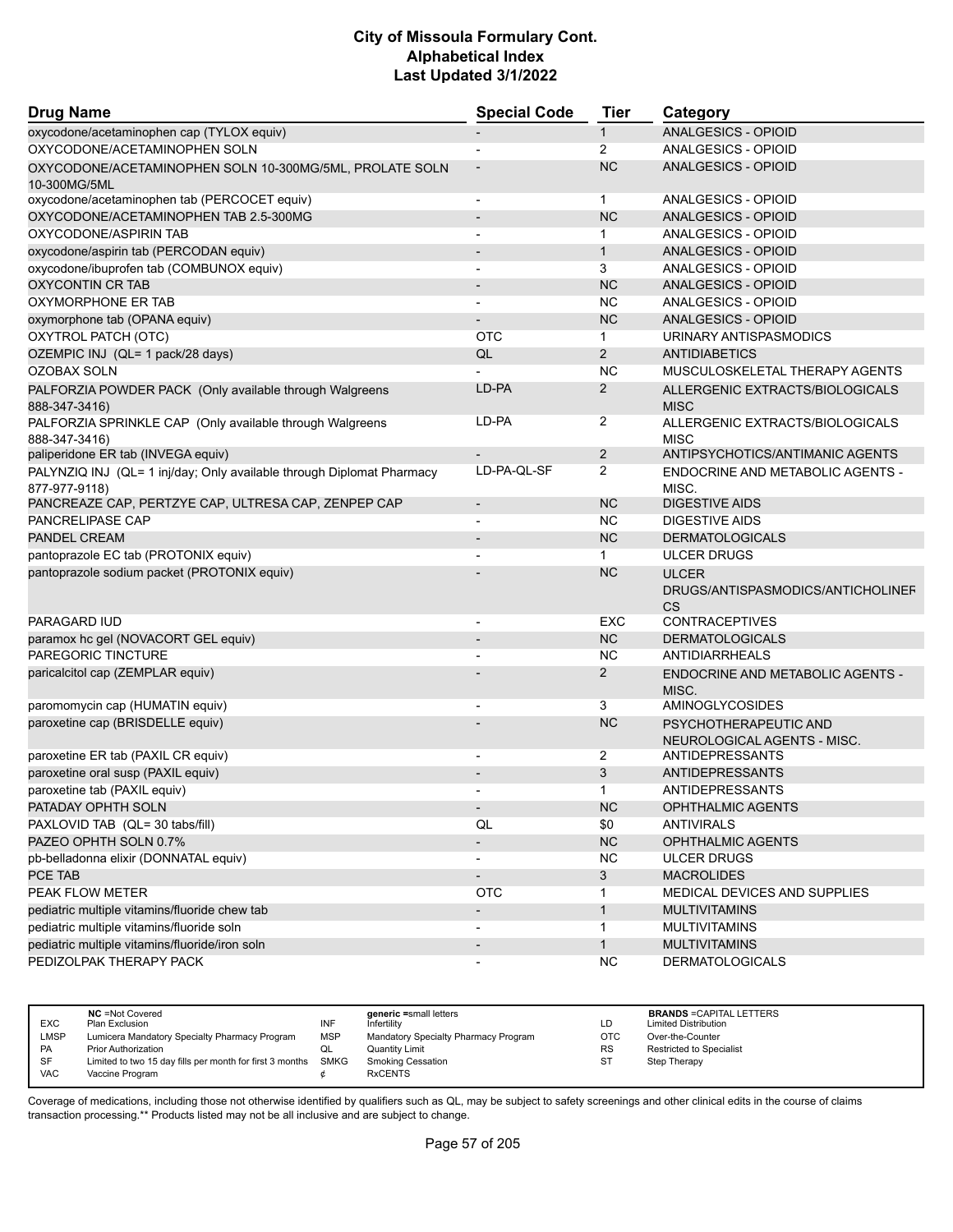# City of Missoula Formulary Cont.
# Alphabetical Index
# Last Updated 3/1/2022

| Drug Name | Special Code | Tier | Category |
|---|---|---|---|
| oxycodone/acetaminophen cap (TYLOX equiv) | - | 1 | ANALGESICS - OPIOID |
| OXYCODONE/ACETAMINOPHEN SOLN | - | 2 | ANALGESICS - OPIOID |
| OXYCODONE/ACETAMINOPHEN SOLN 10-300MG/5ML, PROLATE SOLN 10-300MG/5ML | - | NC | ANALGESICS - OPIOID |
| oxycodone/acetaminophen tab (PERCOCET equiv) | - | 1 | ANALGESICS - OPIOID |
| OXYCODONE/ACETAMINOPHEN TAB 2.5-300MG | - | NC | ANALGESICS - OPIOID |
| OXYCODONE/ASPIRIN TAB | - | 1 | ANALGESICS - OPIOID |
| oxycodone/aspirin tab (PERCODAN equiv) | - | 1 | ANALGESICS - OPIOID |
| oxycodone/ibuprofen tab (COMBUNOX equiv) | - | 3 | ANALGESICS - OPIOID |
| OXYCONTIN CR TAB | - | NC | ANALGESICS - OPIOID |
| OXYMORPHONE ER TAB | - | NC | ANALGESICS - OPIOID |
| oxymorphone tab (OPANA equiv) | - | NC | ANALGESICS - OPIOID |
| OXYTROL PATCH (OTC) | OTC | 1 | URINARY ANTISPASMODICS |
| OZEMPIC INJ (QL= 1 pack/28 days) | QL | 2 | ANTIDIABETICS |
| OZOBAX SOLN | - | NC | MUSCULOSKELETAL THERAPY AGENTS |
| PALFORZIA POWDER PACK (Only available through Walgreens 888-347-3416) | LD-PA | 2 | ALLERGENIC EXTRACTS/BIOLOGICALS MISC |
| PALFORZIA SPRINKLE CAP (Only available through Walgreens 888-347-3416) | LD-PA | 2 | ALLERGENIC EXTRACTS/BIOLOGICALS MISC |
| paliperidone ER tab (INVEGA equiv) | - | 2 | ANTIPSYCHOTICS/ANTIMANIC AGENTS |
| PALYNZIQ INJ (QL= 1 inj/day; Only available through Diplomat Pharmacy 877-977-9118) | LD-PA-QL-SF | 2 | ENDOCRINE AND METABOLIC AGENTS - MISC. |
| PANCREAZE CAP, PERTZYE CAP, ULTRESA CAP, ZENPEP CAP | - | NC | DIGESTIVE AIDS |
| PANCRELIPASE CAP | - | NC | DIGESTIVE AIDS |
| PANDEL CREAM | - | NC | DERMATOLOGICALS |
| pantoprazole EC tab (PROTONIX equiv) | - | 1 | ULCER DRUGS |
| pantoprazole sodium packet (PROTONIX equiv) | - | NC | ULCER DRUGS/ANTISPASMODICS/ANTICHOLINERGICS |
| PARAGARD IUD | - | EXC | CONTRACEPTIVES |
| paramox hc gel (NOVACORT GEL equiv) | - | NC | DERMATOLOGICALS |
| PAREGORIC TINCTURE | - | NC | ANTIDIARRHEALS |
| paricalcitol cap (ZEMPLAR equiv) | - | 2 | ENDOCRINE AND METABOLIC AGENTS - MISC. |
| paromomycin cap (HUMATIN equiv) | - | 3 | AMINOGLYCOSIDES |
| paroxetine cap (BRISDELLE equiv) | - | NC | PSYCHOTHERAPEUTIC AND NEUROLOGICAL AGENTS - MISC. |
| paroxetine ER tab (PAXIL CR equiv) | - | 2 | ANTIDEPRESSANTS |
| paroxetine oral susp (PAXIL equiv) | - | 3 | ANTIDEPRESSANTS |
| paroxetine tab (PAXIL equiv) | - | 1 | ANTIDEPRESSANTS |
| PATADAY OPHTH SOLN | - | NC | OPHTHALMIC AGENTS |
| PAXLOVID TAB (QL= 30 tabs/fill) | QL | $0 | ANTIVIRALS |
| PAZEO OPHTH SOLN 0.7% | - | NC | OPHTHALMIC AGENTS |
| pb-belladonna elixir (DONNATAL equiv) | - | NC | ULCER DRUGS |
| PCE TAB | - | 3 | MACROLIDES |
| PEAK FLOW METER | OTC | 1 | MEDICAL DEVICES AND SUPPLIES |
| pediatric multiple vitamins/fluoride chew tab | - | 1 | MULTIVITAMINS |
| pediatric multiple vitamins/fluoride soln | - | 1 | MULTIVITAMINS |
| pediatric multiple vitamins/fluoride/iron soln | - | 1 | MULTIVITAMINS |
| PEDIZOLPAK THERAPY PACK | - | NC | DERMATOLOGICALS |

| | | | | | |
|---|---|---|---|---|---|
| | **NC** =Not Covered | | **generic** =small letters | | **BRANDS** =CAPITAL LETTERS |
| EXC | Plan Exclusion | INF | Infertility | LD | Limited Distribution |
| LMSP | Lumicera Mandatory Specialty Pharmacy Program | MSP | Mandatory Specialty Pharmacy Program | OTC | Over-the-Counter |
| PA | Prior Authorization | QL | Quantity Limit | RS | Restricted to Specialist |
| SF | Limited to two 15 day fills per month for first 3 months | SMKG | Smoking Cessation | ST | Step Therapy |
| VAC | Vaccine Program | ¢ | RxCENTS | | |

Coverage of medications, including those not otherwise identified by qualifiers such as QL, may be subject to safety screenings and other clinical edits in the course of claims transaction processing.** Products listed may not be all inclusive and are subject to change.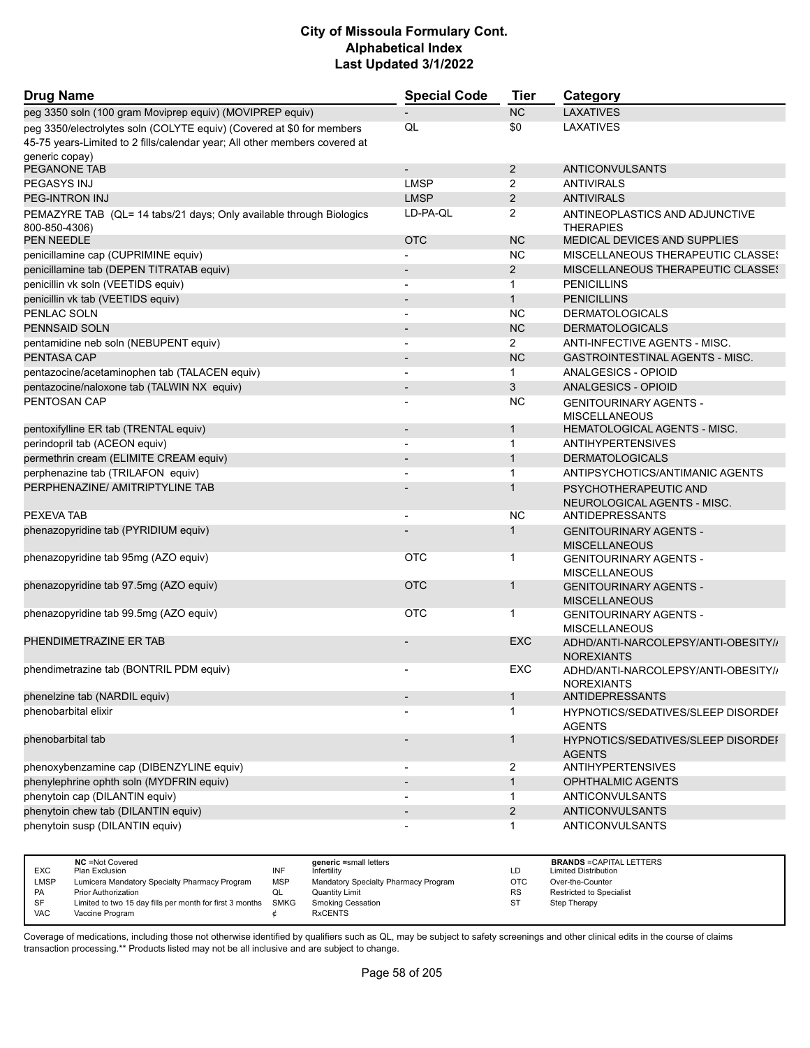# City of Missoula Formulary Cont.
# Alphabetical Index
# Last Updated 3/1/2022

| Drug Name | Special Code | Tier | Category |
|---|---|---|---|
| peg 3350 soln (100 gram Moviprep equiv) (MOVIPREP equiv) | - | NC | LAXATIVES |
| peg 3350/electrolytes soln (COLYTE equiv) (Covered at $0 for members 45-75 years-Limited to 2 fills/calendar year; All other members covered at generic copay) | QL | $0 | LAXATIVES |
| PEGANONE TAB | - | 2 | ANTICONVULSANTS |
| PEGASYS INJ | LMSP | 2 | ANTIVIRALS |
| PEG-INTRON INJ | LMSP | 2 | ANTIVIRALS |
| PEMAZYRE TAB (QL= 14 tabs/21 days; Only available through Biologics 800-850-4306) | LD-PA-QL | 2 | ANTINEOPLASTICS AND ADJUNCTIVE THERAPIES |
| PEN NEEDLE | OTC | NC | MEDICAL DEVICES AND SUPPLIES |
| penicillamine cap (CUPRIMINE equiv) | - | NC | MISCELLANEOUS THERAPEUTIC CLASSES |
| penicillamine tab (DEPEN TITRATAB equiv) | - | 2 | MISCELLANEOUS THERAPEUTIC CLASSES |
| penicillin vk soln (VEETIDS equiv) | - | 1 | PENICILLINS |
| penicillin vk tab (VEETIDS equiv) | - | 1 | PENICILLINS |
| PENLAC SOLN | - | NC | DERMATOLOGICALS |
| PENNSAID SOLN | - | NC | DERMATOLOGICALS |
| pentamidine neb soln (NEBUPENT equiv) | - | 2 | ANTI-INFECTIVE AGENTS - MISC. |
| PENTASA CAP | - | NC | GASTROINTESTINAL AGENTS - MISC. |
| pentazocine/acetaminophen tab (TALACEN equiv) | - | 1 | ANALGESICS - OPIOID |
| pentazocine/naloxone tab (TALWIN NX equiv) | - | 3 | ANALGESICS - OPIOID |
| PENTOSAN CAP | - | NC | GENITOURINARY AGENTS - MISCELLANEOUS |
| pentoxifylline ER tab (TRENTAL equiv) | - | 1 | HEMATOLOGICAL AGENTS - MISC. |
| perindopril tab (ACEON equiv) | - | 1 | ANTIHYPERTENSIVES |
| permethrin cream (ELIMITE CREAM equiv) | - | 1 | DERMATOLOGICALS |
| perphenazine tab (TRILAFON equiv) | - | 1 | ANTIPSYCHOTICS/ANTIMANIC AGENTS |
| PERPHENAZINE/ AMITRIPTYLINE TAB | - | 1 | PSYCHOTHERAPEUTIC AND NEUROLOGICAL AGENTS - MISC. |
| PEXEVA TAB | - | NC | ANTIDEPRESSANTS |
| phenazopyridine tab (PYRIDIUM equiv) | - | 1 | GENITOURINARY AGENTS - MISCELLANEOUS |
| phenazopyridine tab 95mg (AZO equiv) | OTC | 1 | GENITOURINARY AGENTS - MISCELLANEOUS |
| phenazopyridine tab 97.5mg (AZO equiv) | OTC | 1 | GENITOURINARY AGENTS - MISCELLANEOUS |
| phenazopyridine tab 99.5mg (AZO equiv) | OTC | 1 | GENITOURINARY AGENTS - MISCELLANEOUS |
| PHENDIMETRAZINE ER TAB | - | EXC | ADHD/ANTI-NARCOLEPSY/ANTI-OBESITY/ANOREXIANTS |
| phendimetrazine tab (BONTRIL PDM equiv) | - | EXC | ADHD/ANTI-NARCOLEPSY/ANTI-OBESITY/ANOREXIANTS |
| phenelzine tab (NARDIL equiv) | - | 1 | ANTIDEPRESSANTS |
| phenobarbital elixir | - | 1 | HYPNOTICS/SEDATIVES/SLEEP DISORDER AGENTS |
| phenobarbital tab | - | 1 | HYPNOTICS/SEDATIVES/SLEEP DISORDER AGENTS |
| phenoxybenzamine cap (DIBENZYLINE equiv) | - | 2 | ANTIHYPERTENSIVES |
| phenylephrine ophth soln (MYDFRIN equiv) | - | 1 | OPHTHALMIC AGENTS |
| phenytoin cap (DILANTIN equiv) | - | 1 | ANTICONVULSANTS |
| phenytoin chew tab (DILANTIN equiv) | - | 2 | ANTICONVULSANTS |
| phenytoin susp (DILANTIN equiv) | - | 1 | ANTICONVULSANTS |

| | | | | | |
|---|---|---|---|---|---|
| **NC** =Not Covered | | **generic** =small letters | | **BRANDS** =CAPITAL LETTERS | |
| EXC | Plan Exclusion | INF | Infertility | LD | Limited Distribution |
| LMSP | Lumicera Mandatory Specialty Pharmacy Program | MSP | Mandatory Specialty Pharmacy Program | OTC | Over-the-Counter |
| PA | Prior Authorization | QL | Quantity Limit | RS | Restricted to Specialist |
| SF | Limited to two 15 day fills per month for first 3 months | SMKG | Smoking Cessation | ST | Step Therapy |
| VAC | Vaccine Program | ¢ | RxCENTS | | |

Coverage of medications, including those not otherwise identified by qualifiers such as QL, may be subject to safety screenings and other clinical edits in the course of claims transaction processing.** Products listed may not be all inclusive and are subject to change.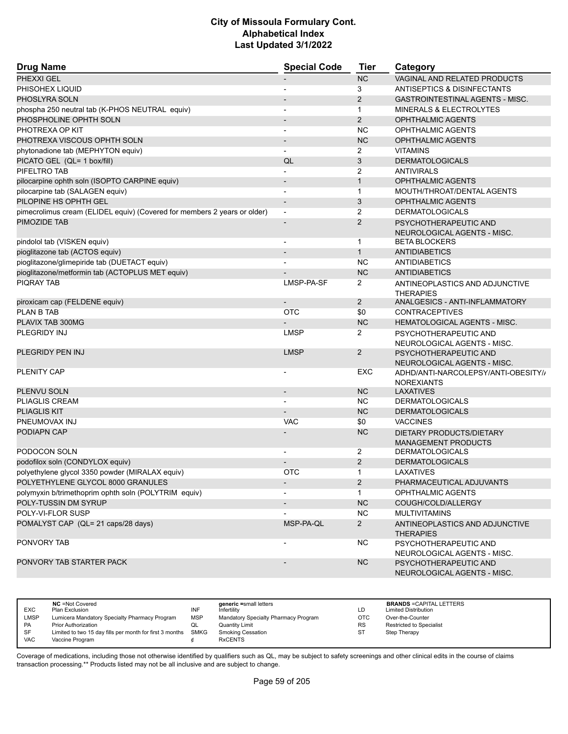# City of Missoula Formulary Cont.
# Alphabetical Index
# Last Updated 3/1/2022

| Drug Name | Special Code | Tier | Category |
|---|---|---|---|
| PHEXXI GEL | - | NC | VAGINAL AND RELATED PRODUCTS |
| PHISOHEX LIQUID | - | 3 | ANTISEPTICS & DISINFECTANTS |
| PHOSLYRA SOLN | - | 2 | GASTROINTESTINAL AGENTS - MISC. |
| phospha 250 neutral tab (K-PHOS NEUTRAL equiv) | - | 1 | MINERALS & ELECTROLYTES |
| PHOSPHOLINE OPHTH SOLN | - | 2 | OPHTHALMIC AGENTS |
| PHOTREXA OP KIT | - | NC | OPHTHALMIC AGENTS |
| PHOTREXA VISCOUS OPHTH SOLN | - | NC | OPHTHALMIC AGENTS |
| phytonadione tab (MEPHYTON equiv) | - | 2 | VITAMINS |
| PICATO GEL (QL= 1 box/fill) | QL | 3 | DERMATOLOGICALS |
| PIFELTRO TAB | - | 2 | ANTIVIRALS |
| pilocarpine ophth soln (ISOPTO CARPINE equiv) | - | 1 | OPHTHALMIC AGENTS |
| pilocarpine tab (SALAGEN equiv) | - | 1 | MOUTH/THROAT/DENTAL AGENTS |
| PILOPINE HS OPHTH GEL | - | 3 | OPHTHALMIC AGENTS |
| pimecrolimus cream (ELIDEL equiv) (Covered for members 2 years or older) | - | 2 | DERMATOLOGICALS |
| PIMOZIDE TAB | - | 2 | PSYCHOTHERAPEUTIC AND NEUROLOGICAL AGENTS - MISC. |
| pindolol tab (VISKEN equiv) | - | 1 | BETA BLOCKERS |
| pioglitazone tab (ACTOS equiv) | - | 1 | ANTIDIABETICS |
| pioglitazone/glimepiride tab (DUETACT equiv) | - | NC | ANTIDIABETICS |
| pioglitazone/metformin tab (ACTOPLUS MET equiv) | - | NC | ANTIDIABETICS |
| PIQRAY TAB | LMSP-PA-SF | 2 | ANTINEOPLASTICS AND ADJUNCTIVE THERAPIES |
| piroxicam cap (FELDENE equiv) | - | 2 | ANALGESICS - ANTI-INFLAMMATORY |
| PLAN B TAB | OTC | $0 | CONTRACEPTIVES |
| PLAVIX TAB 300MG | - | NC | HEMATOLOGICAL AGENTS - MISC. |
| PLEGRIDY INJ | LMSP | 2 | PSYCHOTHERAPEUTIC AND NEUROLOGICAL AGENTS - MISC. |
| PLEGRIDY PEN INJ | LMSP | 2 | PSYCHOTHERAPEUTIC AND NEUROLOGICAL AGENTS - MISC. |
| PLENITY CAP | - | EXC | ADHD/ANTI-NARCOLEPSY/ANTI-OBESITY/ANOREXIANTS |
| PLENVU SOLN | - | NC | LAXATIVES |
| PLIAGLIS CREAM | - | NC | DERMATOLOGICALS |
| PLIAGLIS KIT | - | NC | DERMATOLOGICALS |
| PNEUMOVAX INJ | VAC | $0 | VACCINES |
| PODIAPN CAP | - | NC | DIETARY PRODUCTS/DIETARY MANAGEMENT PRODUCTS |
| PODOCON SOLN | - | 2 | DERMATOLOGICALS |
| podofilox soln (CONDYLOX equiv) | - | 2 | DERMATOLOGICALS |
| polyethylene glycol 3350 powder (MIRALAX equiv) | OTC | 1 | LAXATIVES |
| POLYETHYLENE GLYCOL 8000 GRANULES | - | 2 | PHARMACEUTICAL ADJUVANTS |
| polymyxin b/trimethoprim ophth soln (POLYTRIM equiv) | - | 1 | OPHTHALMIC AGENTS |
| POLY-TUSSIN DM SYRUP | - | NC | COUGH/COLD/ALLERGY |
| POLY-VI-FLOR SUSP | - | NC | MULTIVITAMINS |
| POMALYST CAP (QL= 21 caps/28 days) | MSP-PA-QL | 2 | ANTINEOPLASTICS AND ADJUNCTIVE THERAPIES |
| PONVORY TAB | - | NC | PSYCHOTHERAPEUTIC AND NEUROLOGICAL AGENTS - MISC. |
| PONVORY TAB STARTER PACK | - | NC | PSYCHOTHERAPEUTIC AND NEUROLOGICAL AGENTS - MISC. |

| | | | | | |
|---|---|---|---|---|---|
| EXC | NC =Not Covered<br>Plan Exclusion | INF | generic =small letters<br>Infertility | LD | BRANDS =CAPITAL LETTERS<br>Limited Distribution |
| LMSP | Lumicera Mandatory Specialty Pharmacy Program | MSP | Mandatory Specialty Pharmacy Program | OTC | Over-the-Counter |
| PA | Prior Authorization | QL | Quantity Limit | RS | Restricted to Specialist |
| SF | Limited to two 15 day fills per month for first 3 months | SMKG | Smoking Cessation | ST | Step Therapy |
| VAC | Vaccine Program | ¢ | RxCENTS | | |

Coverage of medications, including those not otherwise identified by qualifiers such as QL, may be subject to safety screenings and other clinical edits in the course of claims transaction processing.** Products listed may not be all inclusive and are subject to change.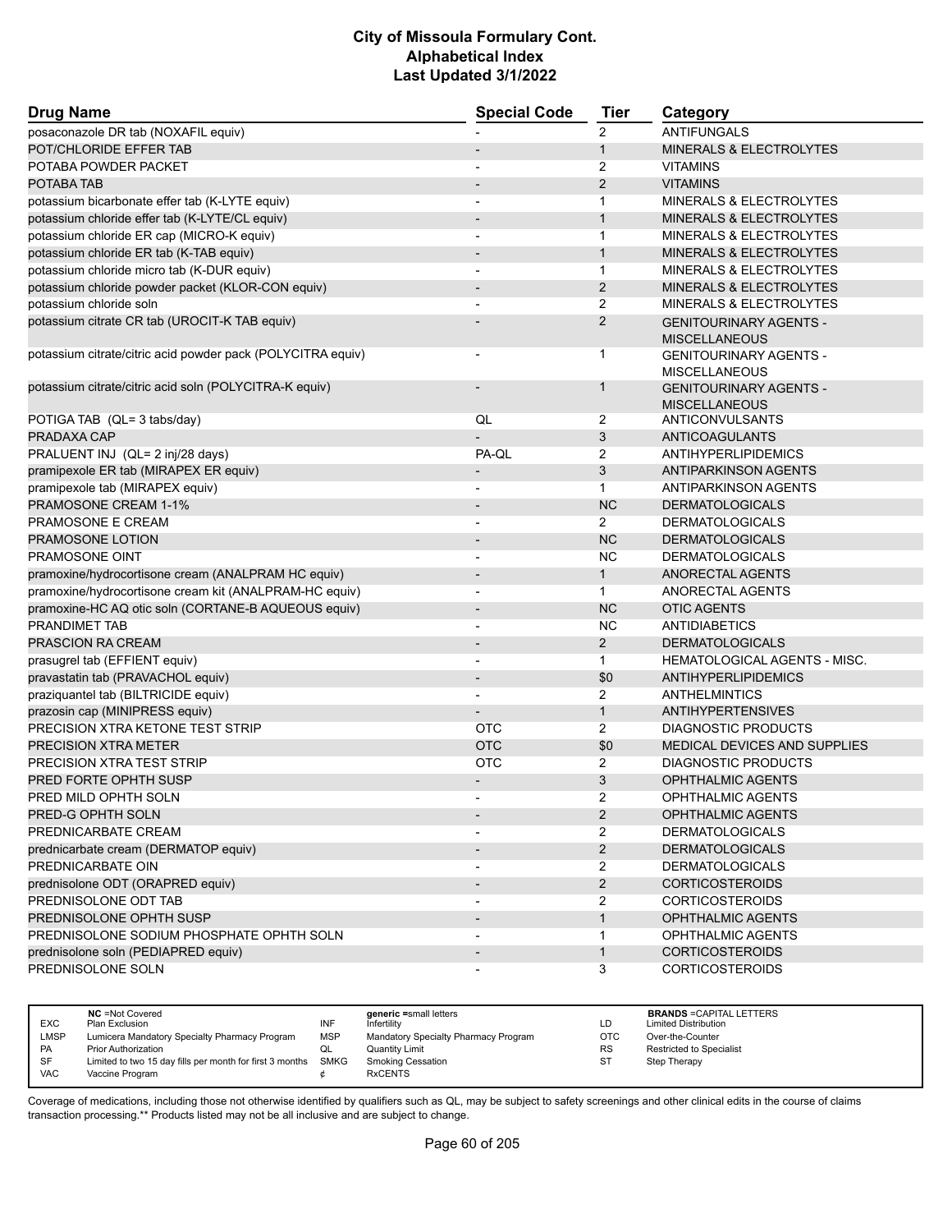# City of Missoula Formulary Cont.
## Alphabetical Index
### Last Updated 3/1/2022

| Drug Name | Special Code | Tier | Category |
|---|---|---|---|
| posaconazole DR tab (NOXAFIL equiv) | - | 2 | ANTIFUNGALS |
| POT/CHLORIDE EFFER TAB | - | 1 | MINERALS & ELECTROLYTES |
| POTABA POWDER PACKET | - | 2 | VITAMINS |
| POTABA TAB | - | 2 | VITAMINS |
| potassium bicarbonate effer tab (K-LYTE equiv) | - | 1 | MINERALS & ELECTROLYTES |
| potassium chloride effer tab (K-LYTE/CL equiv) | - | 1 | MINERALS & ELECTROLYTES |
| potassium chloride ER cap (MICRO-K equiv) | - | 1 | MINERALS & ELECTROLYTES |
| potassium chloride ER tab (K-TAB equiv) | - | 1 | MINERALS & ELECTROLYTES |
| potassium chloride micro tab (K-DUR equiv) | - | 1 | MINERALS & ELECTROLYTES |
| potassium chloride powder packet (KLOR-CON equiv) | - | 2 | MINERALS & ELECTROLYTES |
| potassium chloride soln | - | 2 | MINERALS & ELECTROLYTES |
| potassium citrate CR tab (UROCIT-K TAB equiv) | - | 2 | GENITOURINARY AGENTS - MISCELLANEOUS |
| potassium citrate/citric acid powder pack (POLYCITRA equiv) | - | 1 | GENITOURINARY AGENTS - MISCELLANEOUS |
| potassium citrate/citric acid soln (POLYCITRA-K equiv) | - | 1 | GENITOURINARY AGENTS - MISCELLANEOUS |
| POTIGA TAB (QL= 3 tabs/day) | QL | 2 | ANTICONVULSANTS |
| PRADAXA CAP | - | 3 | ANTICOAGULANTS |
| PRALUENT INJ (QL= 2 inj/28 days) | PA-QL | 2 | ANTIHYPERLIPIDEMICS |
| pramipexole ER tab (MIRAPEX ER equiv) | - | 3 | ANTIPARKINSON AGENTS |
| pramipexole tab (MIRAPEX equiv) | - | 1 | ANTIPARKINSON AGENTS |
| PRAMOSONE CREAM 1-1% | - | NC | DERMATOLOGICALS |
| PRAMOSONE E CREAM | - | 2 | DERMATOLOGICALS |
| PRAMOSONE LOTION | - | NC | DERMATOLOGICALS |
| PRAMOSONE OINT | - | NC | DERMATOLOGICALS |
| pramoxine/hydrocortisone cream (ANALPRAM HC equiv) | - | 1 | ANORECTAL AGENTS |
| pramoxine/hydrocortisone cream kit (ANALPRAM-HC equiv) | - | 1 | ANORECTAL AGENTS |
| pramoxine-HC AQ otic soln (CORTANE-B AQUEOUS equiv) | - | NC | OTIC AGENTS |
| PRANDIMET TAB | - | NC | ANTIDIABETICS |
| PRASCION RA CREAM | - | 2 | DERMATOLOGICALS |
| prasugrel tab (EFFIENT equiv) | - | 1 | HEMATOLOGICAL AGENTS - MISC. |
| pravastatin tab (PRAVACHOL equiv) | - | $0 | ANTIHYPERLIPIDEMICS |
| praziquantel tab (BILTRICIDE equiv) | - | 2 | ANTHELMINTICS |
| prazosin cap (MINIPRESS equiv) | - | 1 | ANTIHYPERTENSIVES |
| PRECISION XTRA KETONE TEST STRIP | OTC | 2 | DIAGNOSTIC PRODUCTS |
| PRECISION XTRA METER | OTC | $0 | MEDICAL DEVICES AND SUPPLIES |
| PRECISION XTRA TEST STRIP | OTC | 2 | DIAGNOSTIC PRODUCTS |
| PRED FORTE OPHTH SUSP | - | 3 | OPHTHALMIC AGENTS |
| PRED MILD OPHTH SOLN | - | 2 | OPHTHALMIC AGENTS |
| PRED-G OPHTH SOLN | - | 2 | OPHTHALMIC AGENTS |
| PREDNICARBATE CREAM | - | 2 | DERMATOLOGICALS |
| prednicarbate cream (DERMATOP equiv) | - | 2 | DERMATOLOGICALS |
| PREDNICARBATE OIN | - | 2 | DERMATOLOGICALS |
| prednisolone ODT (ORAPRED equiv) | - | 2 | CORTICOSTEROIDS |
| PREDNISOLONE ODT TAB | - | 2 | CORTICOSTEROIDS |
| PREDNISOLONE OPHTH SUSP | - | 1 | OPHTHALMIC AGENTS |
| PREDNISOLONE SODIUM PHOSPHATE OPHTH SOLN | - | 1 | OPHTHALMIC AGENTS |
| prednisolone soln (PEDIAPRED equiv) | - | 1 | CORTICOSTEROIDS |
| PREDNISOLONE SOLN | - | 3 | CORTICOSTEROIDS |

| | | | | | |
|---|---|---|---|---|---|
| | **NC** =Not Covered | | **generic** =small letters | | **BRANDS** =CAPITAL LETTERS |
| EXC | Plan Exclusion | INF | Infertility | LD | Limited Distribution |
| LMSP | Lumicera Mandatory Specialty Pharmacy Program | MSP | Mandatory Specialty Pharmacy Program | OTC | Over-the-Counter |
| PA | Prior Authorization | QL | Quantity Limit | RS | Restricted to Specialist |
| SF | Limited to two 15 day fills per month for first 3 months | SMKG | Smoking Cessation | ST | Step Therapy |
| VAC | Vaccine Program | ¢ | RxCENTS | | |

Coverage of medications, including those not otherwise identified by qualifiers such as QL, may be subject to safety screenings and other clinical edits in the course of claims transaction processing.** Products listed may not be all inclusive and are subject to change.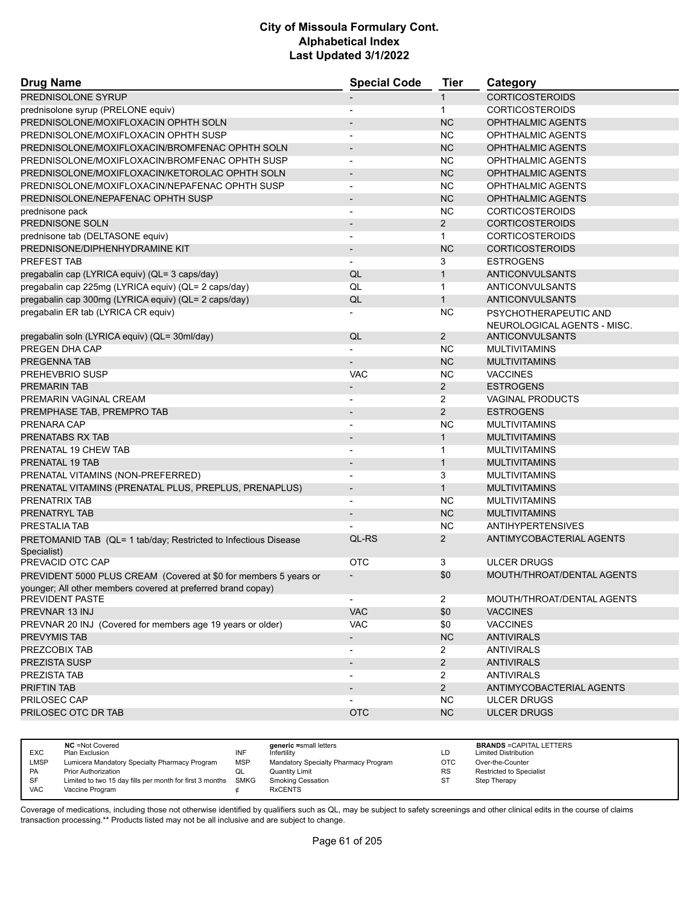# City of Missoula Formulary Cont.
## Alphabetical Index
### Last Updated 3/1/2022

| Drug Name | Special Code | Tier | Category |
|---|---|---|---|
| PREDNISOLONE SYRUP | - | 1 | CORTICOSTEROIDS |
| prednisolone syrup (PRELONE equiv) | - | 1 | CORTICOSTEROIDS |
| PREDNISOLONE/MOXIFLOXACIN OPHTH SOLN | - | NC | OPHTHALMIC AGENTS |
| PREDNISOLONE/MOXIFLOXACIN OPHTH SUSP | - | NC | OPHTHALMIC AGENTS |
| PREDNISOLONE/MOXIFLOXACIN/BROMFENAC OPHTH SOLN | - | NC | OPHTHALMIC AGENTS |
| PREDNISOLONE/MOXIFLOXACIN/BROMFENAC OPHTH SUSP | - | NC | OPHTHALMIC AGENTS |
| PREDNISOLONE/MOXIFLOXACIN/KETOROLAC OPHTH SOLN | - | NC | OPHTHALMIC AGENTS |
| PREDNISOLONE/MOXIFLOXACIN/NEPAFENAC OPHTH SUSP | - | NC | OPHTHALMIC AGENTS |
| PREDNISOLONE/NEPAFENAC OPHTH SUSP | - | NC | OPHTHALMIC AGENTS |
| prednisone pack | - | NC | CORTICOSTEROIDS |
| PREDNISONE SOLN | - | 2 | CORTICOSTEROIDS |
| prednisone tab (DELTASONE equiv) | - | 1 | CORTICOSTEROIDS |
| PREDNISONE/DIPHENHYDRAMINE KIT | - | NC | CORTICOSTEROIDS |
| PREFEST TAB | - | 3 | ESTROGENS |
| pregabalin cap (LYRICA equiv) (QL= 3 caps/day) | QL | 1 | ANTICONVULSANTS |
| pregabalin cap 225mg (LYRICA equiv) (QL= 2 caps/day) | QL | 1 | ANTICONVULSANTS |
| pregabalin cap 300mg (LYRICA equiv) (QL= 2 caps/day) | QL | 1 | ANTICONVULSANTS |
| pregabalin ER tab (LYRICA CR equiv) | - | NC | PSYCHOTHERAPEUTIC AND NEUROLOGICAL AGENTS - MISC. |
| pregabalin soln (LYRICA equiv) (QL= 30ml/day) | QL | 2 | ANTICONVULSANTS |
| PREGEN DHA CAP | - | NC | MULTIVITAMINS |
| PREGENNA TAB | - | NC | MULTIVITAMINS |
| PREHEVBRIO SUSP | VAC | NC | VACCINES |
| PREMARIN TAB | - | 2 | ESTROGENS |
| PREMARIN VAGINAL CREAM | - | 2 | VAGINAL PRODUCTS |
| PREMPHASE TAB, PREMPRO TAB | - | 2 | ESTROGENS |
| PRENARA CAP | - | NC | MULTIVITAMINS |
| PRENATABS RX TAB | - | 1 | MULTIVITAMINS |
| PRENATAL 19 CHEW TAB | - | 1 | MULTIVITAMINS |
| PRENATAL 19 TAB | - | 1 | MULTIVITAMINS |
| PRENATAL VITAMINS (NON-PREFERRED) | - | 3 | MULTIVITAMINS |
| PRENATAL VITAMINS (PRENATAL PLUS, PREPLUS, PRENAPLUS) | - | 1 | MULTIVITAMINS |
| PRENATRIX TAB | - | NC | MULTIVITAMINS |
| PRENATRYL TAB | - | NC | MULTIVITAMINS |
| PRESTALIA TAB | - | NC | ANTIHYPERTENSIVES |
| PRETOMANID TAB (QL= 1 tab/day; Restricted to Infectious Disease Specialist) | QL-RS | 2 | ANTIMYCOBACTERIAL AGENTS |
| PREVACID OTC CAP | OTC | 3 | ULCER DRUGS |
| PREVIDENT 5000 PLUS CREAM (Covered at $0 for members 5 years or younger; All other members covered at preferred brand copay) | - | $0 | MOUTH/THROAT/DENTAL AGENTS |
| PREVIDENT PASTE | - | 2 | MOUTH/THROAT/DENTAL AGENTS |
| PREVNAR 13 INJ | VAC | $0 | VACCINES |
| PREVNAR 20 INJ (Covered for members age 19 years or older) | VAC | $0 | VACCINES |
| PREVYMIS TAB | - | NC | ANTIVIRALS |
| PREZCOBIX TAB | - | 2 | ANTIVIRALS |
| PREZISTA SUSP | - | 2 | ANTIVIRALS |
| PREZISTA TAB | - | 2 | ANTIVIRALS |
| PRIFTIN TAB | - | 2 | ANTIMYCOBACTERIAL AGENTS |
| PRILOSEC CAP | - | NC | ULCER DRUGS |
| PRILOSEC OTC DR TAB | OTC | NC | ULCER DRUGS |

| | | | | | |
|---|---|---|---|---|---|
| EXC | NC =Not Covered Plan Exclusion | INF | generic =small letters Infertility | LD | BRANDS =CAPITAL LETTERS Limited Distribution |
| LMSP | Lumicera Mandatory Specialty Pharmacy Program | MSP | Mandatory Specialty Pharmacy Program | OTC | Over-the-Counter |
| PA | Prior Authorization | QL | Quantity Limit | RS | Restricted to Specialist |
| SF | Limited to two 15 day fills per month for first 3 months | SMKG | Smoking Cessation | ST | Step Therapy |
| VAC | Vaccine Program | ¢ | RxCENTS | | |

Coverage of medications, including those not otherwise identified by qualifiers such as QL, may be subject to safety screenings and other clinical edits in the course of claims transaction processing.** Products listed may not be all inclusive and are subject to change.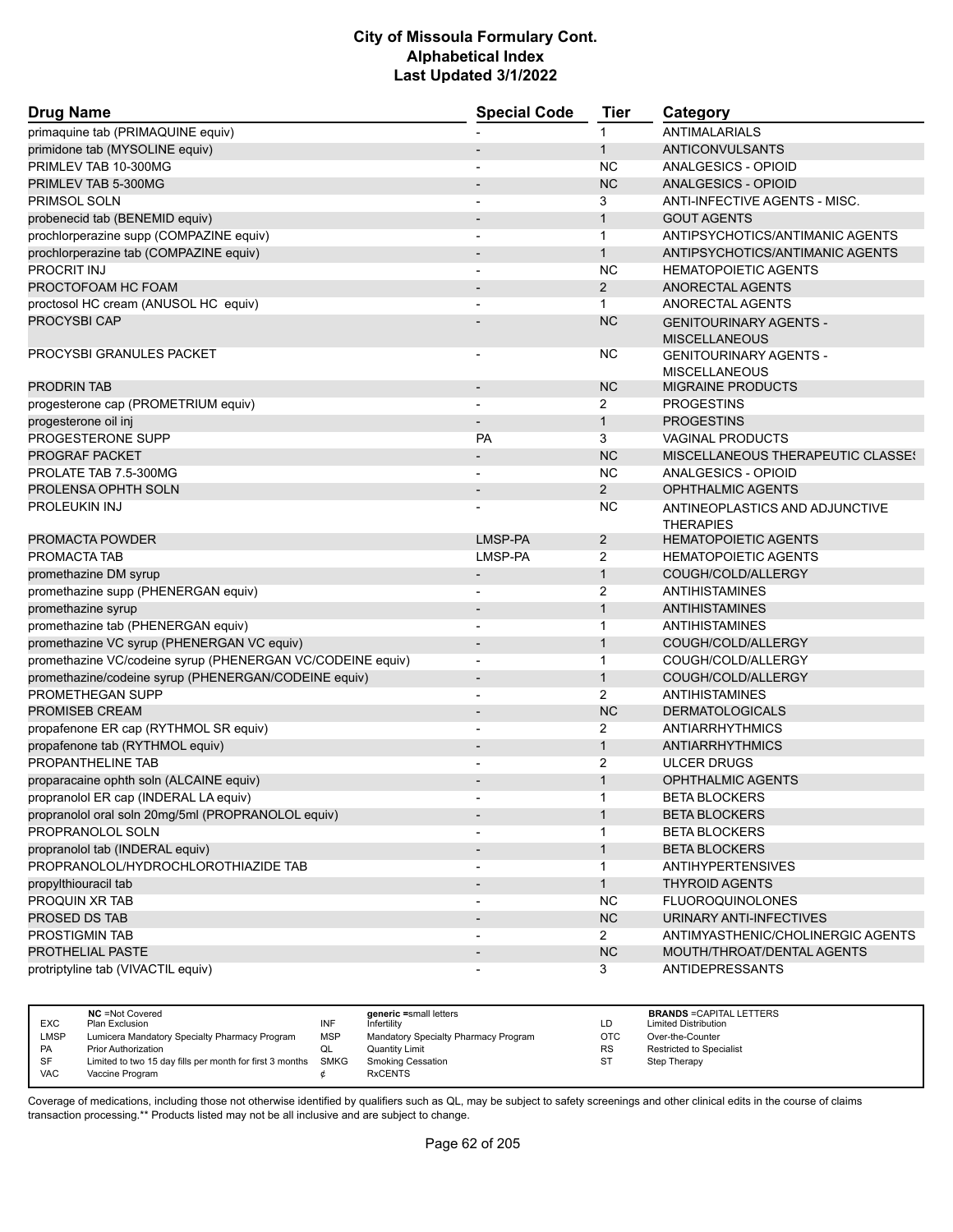# City of Missoula Formulary Cont.
## Alphabetical Index
### Last Updated 3/1/2022

| Drug Name | Special Code | Tier | Category |
|---|---|---|---|
| primaquine tab (PRIMAQUINE equiv) | - | 1 | ANTIMALARIALS |
| primidone tab (MYSOLINE equiv) | - | 1 | ANTICONVULSANTS |
| PRIMLEV TAB 10-300MG | - | NC | ANALGESICS - OPIOID |
| PRIMLEV TAB 5-300MG | - | NC | ANALGESICS - OPIOID |
| PRIMSOL SOLN | - | 3 | ANTI-INFECTIVE AGENTS - MISC. |
| probenecid tab (BENEMID equiv) | - | 1 | GOUT AGENTS |
| prochlorperazine supp (COMPAZINE equiv) | - | 1 | ANTIPSYCHOTICS/ANTIMANIC AGENTS |
| prochlorperazine tab (COMPAZINE equiv) | - | 1 | ANTIPSYCHOTICS/ANTIMANIC AGENTS |
| PROCRIT INJ | - | NC | HEMATOPOIETIC AGENTS |
| PROCTOFOAM HC FOAM | - | 2 | ANORECTAL AGENTS |
| proctosol HC cream (ANUSOL HC equiv) | - | 1 | ANORECTAL AGENTS |
| PROCYSBI CAP | - | NC | GENITOURINARY AGENTS - MISCELLANEOUS |
| PROCYSBI GRANULES PACKET | - | NC | GENITOURINARY AGENTS - MISCELLANEOUS |
| PRODRIN TAB | - | NC | MIGRAINE PRODUCTS |
| progesterone cap (PROMETRIUM equiv) | - | 2 | PROGESTINS |
| progesterone oil inj | - | 1 | PROGESTINS |
| PROGESTERONE SUPP | PA | 3 | VAGINAL PRODUCTS |
| PROGRAF PACKET | - | NC | MISCELLANEOUS THERAPEUTIC CLASSES |
| PROLATE TAB 7.5-300MG | - | NC | ANALGESICS - OPIOID |
| PROLENSA OPHTH SOLN | - | 2 | OPHTHALMIC AGENTS |
| PROLEUKIN INJ | - | NC | ANTINEOPLASTICS AND ADJUNCTIVE THERAPIES |
| PROMACTA POWDER | LMSP-PA | 2 | HEMATOPOIETIC AGENTS |
| PROMACTA TAB | LMSP-PA | 2 | HEMATOPOIETIC AGENTS |
| promethazine DM syrup | - | 1 | COUGH/COLD/ALLERGY |
| promethazine supp (PHENERGAN equiv) | - | 2 | ANTIHISTAMINES |
| promethazine syrup | - | 1 | ANTIHISTAMINES |
| promethazine tab (PHENERGAN equiv) | - | 1 | ANTIHISTAMINES |
| promethazine VC syrup (PHENERGAN VC equiv) | - | 1 | COUGH/COLD/ALLERGY |
| promethazine VC/codeine syrup (PHENERGAN VC/CODEINE equiv) | - | 1 | COUGH/COLD/ALLERGY |
| promethazine/codeine syrup (PHENERGAN/CODEINE equiv) | - | 1 | COUGH/COLD/ALLERGY |
| PROMETHEGAN SUPP | - | 2 | ANTIHISTAMINES |
| PROMISEB CREAM | - | NC | DERMATOLOGICALS |
| propafenone ER cap (RYTHMOL SR equiv) | - | 2 | ANTIARRHYTHMICS |
| propafenone tab (RYTHMOL equiv) | - | 1 | ANTIARRHYTHMICS |
| PROPANTHELINE TAB | - | 2 | ULCER DRUGS |
| proparacaine ophth soln (ALCAINE equiv) | - | 1 | OPHTHALMIC AGENTS |
| propranolol ER cap (INDERAL LA equiv) | - | 1 | BETA BLOCKERS |
| propranolol oral soln 20mg/5ml (PROPRANOLOL equiv) | - | 1 | BETA BLOCKERS |
| PROPRANOLOL SOLN | - | 1 | BETA BLOCKERS |
| propranolol tab (INDERAL equiv) | - | 1 | BETA BLOCKERS |
| PROPRANOLOL/HYDROCHLOROTHIAZIDE TAB | - | 1 | ANTIHYPERTENSIVES |
| propylthiouracil tab | - | 1 | THYROID AGENTS |
| PROQUIN XR TAB | - | NC | FLUOROQUINOLONES |
| PROSED DS TAB | - | NC | URINARY ANTI-INFECTIVES |
| PROSTIGMIN TAB | - | 2 | ANTIMYASTHENIC/CHOLINERGIC AGENTS |
| PROTHELIAL PASTE | - | NC | MOUTH/THROAT/DENTAL AGENTS |
| protriptyline tab (VIVACTIL equiv) | - | 3 | ANTIDEPRESSANTS |

| | | | | | | |
|---|---|---|---|---|---|---|
| | **NC** =Not Covered | | **generic** =small letters | | **BRANDS** =CAPITAL LETTERS | |
| EXC | Plan Exclusion | INF | Infertility | LD | Limited Distribution |
| LMSP | Lumicera Mandatory Specialty Pharmacy Program | MSP | Mandatory Specialty Pharmacy Program | OTC | Over-the-Counter |
| PA | Prior Authorization | QL | Quantity Limit | RS | Restricted to Specialist |
| SF | Limited to two 15 day fills per month for first 3 months | SMKG | Smoking Cessation | ST | Step Therapy |
| VAC | Vaccine Program | ¢ | RxCENTS | | |

Coverage of medications, including those not otherwise identified by qualifiers such as QL, may be subject to safety screenings and other clinical edits in the course of claims transaction processing.** Products listed may not be all inclusive and are subject to change.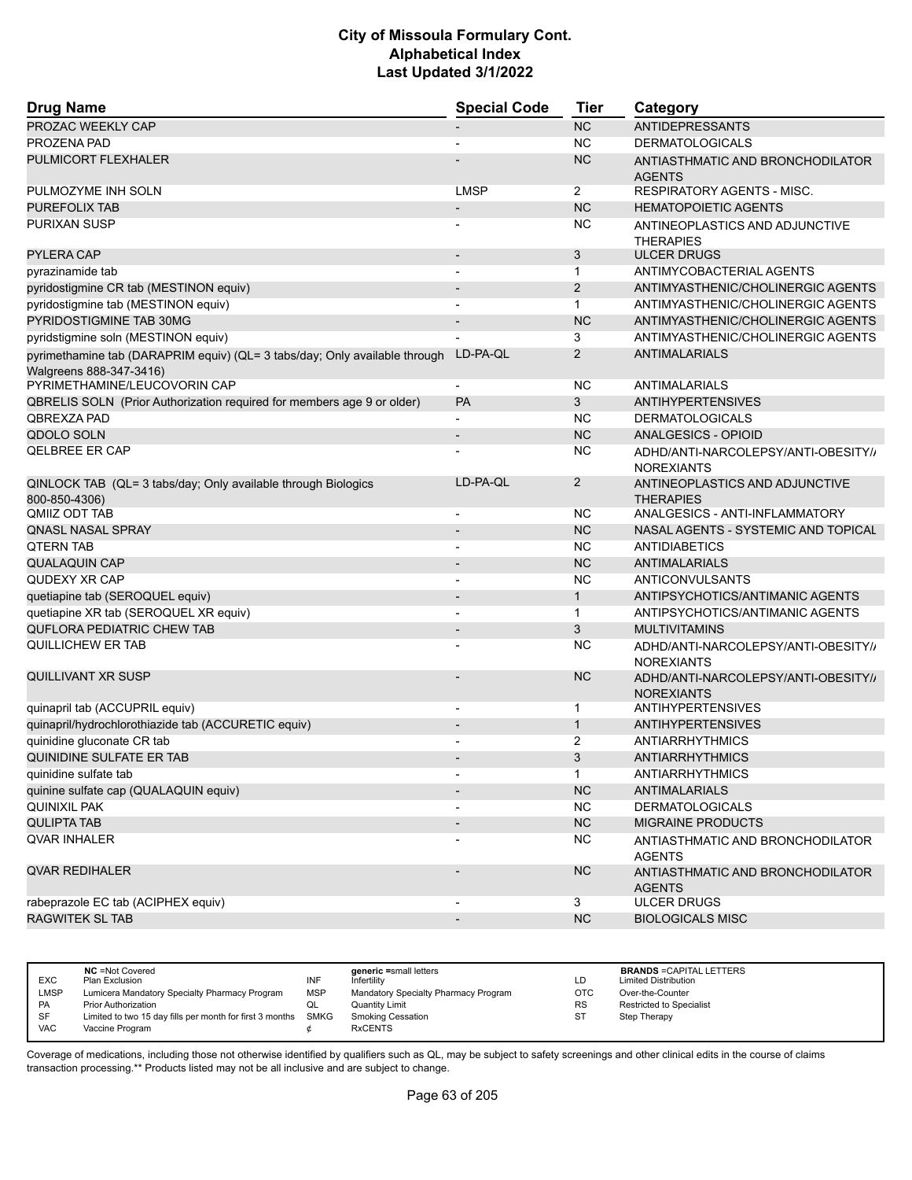# City of Missoula Formulary Cont.
# Alphabetical Index
# Last Updated 3/1/2022

| Drug Name | Special Code | Tier | Category |
|---|---|---|---|
| PROZAC WEEKLY CAP | - | NC | ANTIDEPRESSANTS |
| PROZENA PAD | - | NC | DERMATOLOGICALS |
| PULMICORT FLEXHALER | - | NC | ANTIASTHMATIC AND BRONCHODILATOR AGENTS |
| PULMOZYME INH SOLN | LMSP | 2 | RESPIRATORY AGENTS - MISC. |
| PUREFOLIX TAB | - | NC | HEMATOPOIETIC AGENTS |
| PURIXAN SUSP | - | NC | ANTINEOPLASTICS AND ADJUNCTIVE THERAPIES |
| PYLERA CAP | - | 3 | ULCER DRUGS |
| pyrazinamide tab | - | 1 | ANTIMYCOBACTERIAL AGENTS |
| pyridostigmine CR tab (MESTINON equiv) | - | 2 | ANTIMYASTHENIC/CHOLINERGIC AGENTS |
| pyridostigmine tab (MESTINON equiv) | - | 1 | ANTIMYASTHENIC/CHOLINERGIC AGENTS |
| PYRIDOSTIGMINE TAB 30MG | - | NC | ANTIMYASTHENIC/CHOLINERGIC AGENTS |
| pyridstigmine soln (MESTINON equiv) | - | 3 | ANTIMYASTHENIC/CHOLINERGIC AGENTS |
| pyrimethamine tab (DARAPRIM equiv) (QL= 3 tabs/day; Only available through Walgreens 888-347-3416) | LD-PA-QL | 2 | ANTIMALARIALS |
| PYRIMETHAMINE/LEUCOVORIN CAP | - | NC | ANTIMALARIALS |
| QBRELIS SOLN (Prior Authorization required for members age 9 or older) | PA | 3 | ANTIHYPERTENSIVES |
| QBREXZA PAD | - | NC | DERMATOLOGICALS |
| QDOLO SOLN | - | NC | ANALGESICS - OPIOID |
| QELBREE ER CAP | - | NC | ADHD/ANTI-NARCOLEPSY/ANTI-OBESITY/ANOREXIANTS |
| QINLOCK TAB (QL= 3 tabs/day; Only available through Biologics 800-850-4306) | LD-PA-QL | 2 | ANTINEOPLASTICS AND ADJUNCTIVE THERAPIES |
| QMIIZ ODT TAB | - | NC | ANALGESICS - ANTI-INFLAMMATORY |
| QNASL NASAL SPRAY | - | NC | NASAL AGENTS - SYSTEMIC AND TOPICAL |
| QTERN TAB | - | NC | ANTIDIABETICS |
| QUALAQUIN CAP | - | NC | ANTIMALARIALS |
| QUDEXY XR CAP | - | NC | ANTICONVULSANTS |
| quetiapine tab (SEROQUEL equiv) | - | 1 | ANTIPSYCHOTICS/ANTIMANIC AGENTS |
| quetiapine XR tab (SEROQUEL XR equiv) | - | 1 | ANTIPSYCHOTICS/ANTIMANIC AGENTS |
| QUFLORA PEDIATRIC CHEW TAB | - | 3 | MULTIVITAMINS |
| QUILLICHEW ER TAB | - | NC | ADHD/ANTI-NARCOLEPSY/ANTI-OBESITY/ANOREXIANTS |
| QUILLIVANT XR SUSP | - | NC | ADHD/ANTI-NARCOLEPSY/ANTI-OBESITY/ANOREXIANTS |
| quinapril tab (ACCUPRIL equiv) | - | 1 | ANTIHYPERTENSIVES |
| quinapril/hydrochlorothiazide tab (ACCURETIC equiv) | - | 1 | ANTIHYPERTENSIVES |
| quinidine gluconate CR tab | - | 2 | ANTIARRHYTHMICS |
| QUINIDINE SULFATE ER TAB | - | 3 | ANTIARRHYTHMICS |
| quinidine sulfate tab | - | 1 | ANTIARRHYTHMICS |
| quinine sulfate cap (QUALAQUIN equiv) | - | NC | ANTIMALARIALS |
| QUINIXIL PAK | - | NC | DERMATOLOGICALS |
| QULIPTA TAB | - | NC | MIGRAINE PRODUCTS |
| QVAR INHALER | - | NC | ANTIASTHMATIC AND BRONCHODILATOR AGENTS |
| QVAR REDIHALER | - | NC | ANTIASTHMATIC AND BRONCHODILATOR AGENTS |
| rabeprazole EC tab (ACIPHEX equiv) | - | 3 | ULCER DRUGS |
| RAGWITEK SL TAB | - | NC | BIOLOGICALS MISC |

| | | | | | |
|---|---|---|---|---|---|
| | **NC** =Not Covered | | **generic** =small letters | | **BRANDS** =CAPITAL LETTERS |
| EXC | Plan Exclusion | INF | Infertility | LD | Limited Distribution |
| LMSP | Lumicera Mandatory Specialty Pharmacy Program | MSP | Mandatory Specialty Pharmacy Program | OTC | Over-the-Counter |
| PA | Prior Authorization | QL | Quantity Limit | RS | Restricted to Specialist |
| SF | Limited to two 15 day fills per month for first 3 months | SMKG | Smoking Cessation | ST | Step Therapy |
| VAC | Vaccine Program | ¢ | RxCENTS | | |

Coverage of medications, including those not otherwise identified by qualifiers such as QL, may be subject to safety screenings and other clinical edits in the course of claims transaction processing.** Products listed may not be all inclusive and are subject to change.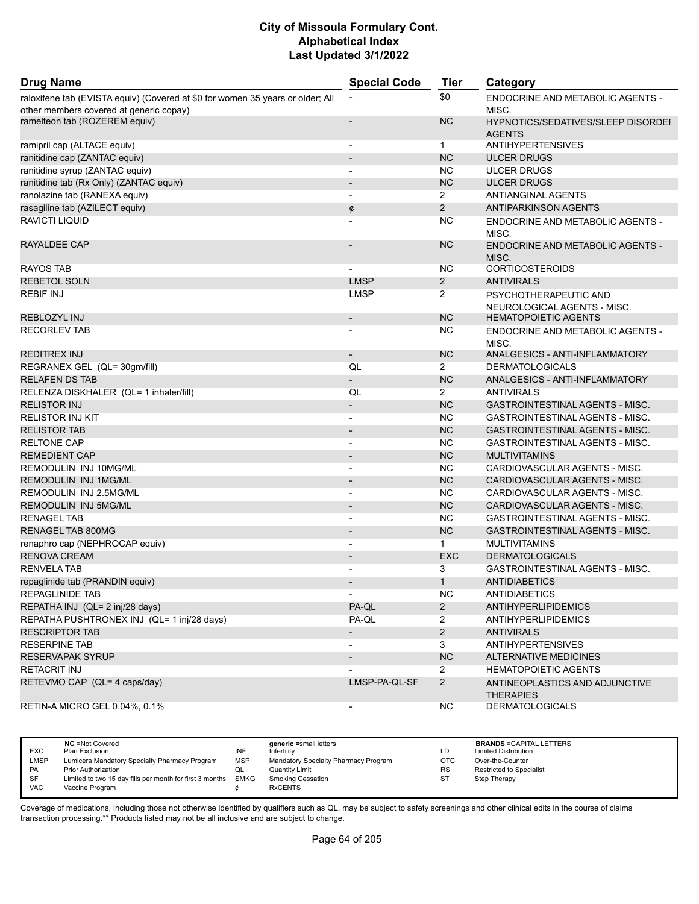# City of Missoula Formulary Cont.
## Alphabetical Index
### Last Updated 3/1/2022

| Drug Name | Special Code | Tier | Category |
|---|---|---|---|
| raloxifene tab (EVISTA equiv) (Covered at $0 for women 35 years or older; All other members covered at generic copay) | - | $0 | ENDOCRINE AND METABOLIC AGENTS - MISC. |
| ramelteon tab (ROZEREM equiv) | - | NC | HYPNOTICS/SEDATIVES/SLEEP DISORDER AGENTS |
| ramipril cap (ALTACE equiv) | - | 1 | ANTIHYPERTENSIVES |
| ranitidine cap (ZANTAC equiv) | - | NC | ULCER DRUGS |
| ranitidine syrup (ZANTAC equiv) | - | NC | ULCER DRUGS |
| ranitidine tab (Rx Only) (ZANTAC equiv) | - | NC | ULCER DRUGS |
| ranolazine tab (RANEXA equiv) | - | 2 | ANTIANGINAL AGENTS |
| rasagiline tab (AZILECT equiv) | ¢ | 2 | ANTIPARKINSON AGENTS |
| RAVICTI LIQUID | - | NC | ENDOCRINE AND METABOLIC AGENTS - MISC. |
| RAYALDEE CAP | - | NC | ENDOCRINE AND METABOLIC AGENTS - MISC. |
| RAYOS TAB | - | NC | CORTICOSTEROIDS |
| REBETOL SOLN | LMSP | 2 | ANTIVIRALS |
| REBIF INJ | LMSP | 2 | PSYCHOTHERAPEUTIC AND NEUROLOGICAL AGENTS - MISC. |
| REBLOZYL INJ | - | NC | HEMATOPOIETIC AGENTS |
| RECORLEV TAB | - | NC | ENDOCRINE AND METABOLIC AGENTS - MISC. |
| REDITREX INJ | - | NC | ANALGESICS - ANTI-INFLAMMATORY |
| REGRANEX GEL (QL= 30gm/fill) | QL | 2 | DERMATOLOGICALS |
| RELAFEN DS TAB | - | NC | ANALGESICS - ANTI-INFLAMMATORY |
| RELENZA DISKHALER (QL= 1 inhaler/fill) | QL | 2 | ANTIVIRALS |
| RELISTOR INJ | - | NC | GASTROINTESTINAL AGENTS - MISC. |
| RELISTOR INJ KIT | - | NC | GASTROINTESTINAL AGENTS - MISC. |
| RELISTOR TAB | - | NC | GASTROINTESTINAL AGENTS - MISC. |
| RELTONE CAP | - | NC | GASTROINTESTINAL AGENTS - MISC. |
| REMEDIENT CAP | - | NC | MULTIVITAMINS |
| REMODULIN INJ 10MG/ML | - | NC | CARDIOVASCULAR AGENTS - MISC. |
| REMODULIN INJ 1MG/ML | - | NC | CARDIOVASCULAR AGENTS - MISC. |
| REMODULIN INJ 2.5MG/ML | - | NC | CARDIOVASCULAR AGENTS - MISC. |
| REMODULIN INJ 5MG/ML | - | NC | CARDIOVASCULAR AGENTS - MISC. |
| RENAGEL TAB | - | NC | GASTROINTESTINAL AGENTS - MISC. |
| RENAGEL TAB 800MG | - | NC | GASTROINTESTINAL AGENTS - MISC. |
| renaphro cap (NEPHROCAP equiv) | - | 1 | MULTIVITAMINS |
| RENOVA CREAM | - | EXC | DERMATOLOGICALS |
| RENVELA TAB | - | 3 | GASTROINTESTINAL AGENTS - MISC. |
| repaglinide tab (PRANDIN equiv) | - | 1 | ANTIDIABETICS |
| REPAGLINIDE TAB | - | NC | ANTIDIABETICS |
| REPATHA INJ (QL= 2 inj/28 days) | PA-QL | 2 | ANTIHYPERLIPIDEMICS |
| REPATHA PUSHTRONEX INJ (QL= 1 inj/28 days) | PA-QL | 2 | ANTIHYPERLIPIDEMICS |
| RESCRIPTOR TAB | - | 2 | ANTIVIRALS |
| RESERPINE TAB | - | 3 | ANTIHYPERTENSIVES |
| RESERVAPAK SYRUP | - | NC | ALTERNATIVE MEDICINES |
| RETACRIT INJ | - | 2 | HEMATOPOIETIC AGENTS |
| RETEVMO CAP (QL= 4 caps/day) | LMSP-PA-QL-SF | 2 | ANTINEOPLASTICS AND ADJUNCTIVE THERAPIES |
| RETIN-A MICRO GEL 0.04%, 0.1% | - | NC | DERMATOLOGICALS |

| | | | | | |
|---|---|---|---|---|---|
| EXC | NC = Not Covered / Plan Exclusion | INF | generic = small letters / Infertility | LD | BRANDS = CAPITAL LETTERS / Limited Distribution |
| LMSP | Lumicera Mandatory Specialty Pharmacy Program | MSP | Mandatory Specialty Pharmacy Program | OTC | Over-the-Counter |
| PA | Prior Authorization | QL | Quantity Limit | RS | Restricted to Specialist |
| SF | Limited to two 15 day fills per month for first 3 months | SMKG | Smoking Cessation | ST | Step Therapy |
| VAC | Vaccine Program | ¢ | RxCENTS | | |

Coverage of medications, including those not otherwise identified by qualifiers such as QL, may be subject to safety screenings and other clinical edits in the course of claims transaction processing.** Products listed may not be all inclusive and are subject to change.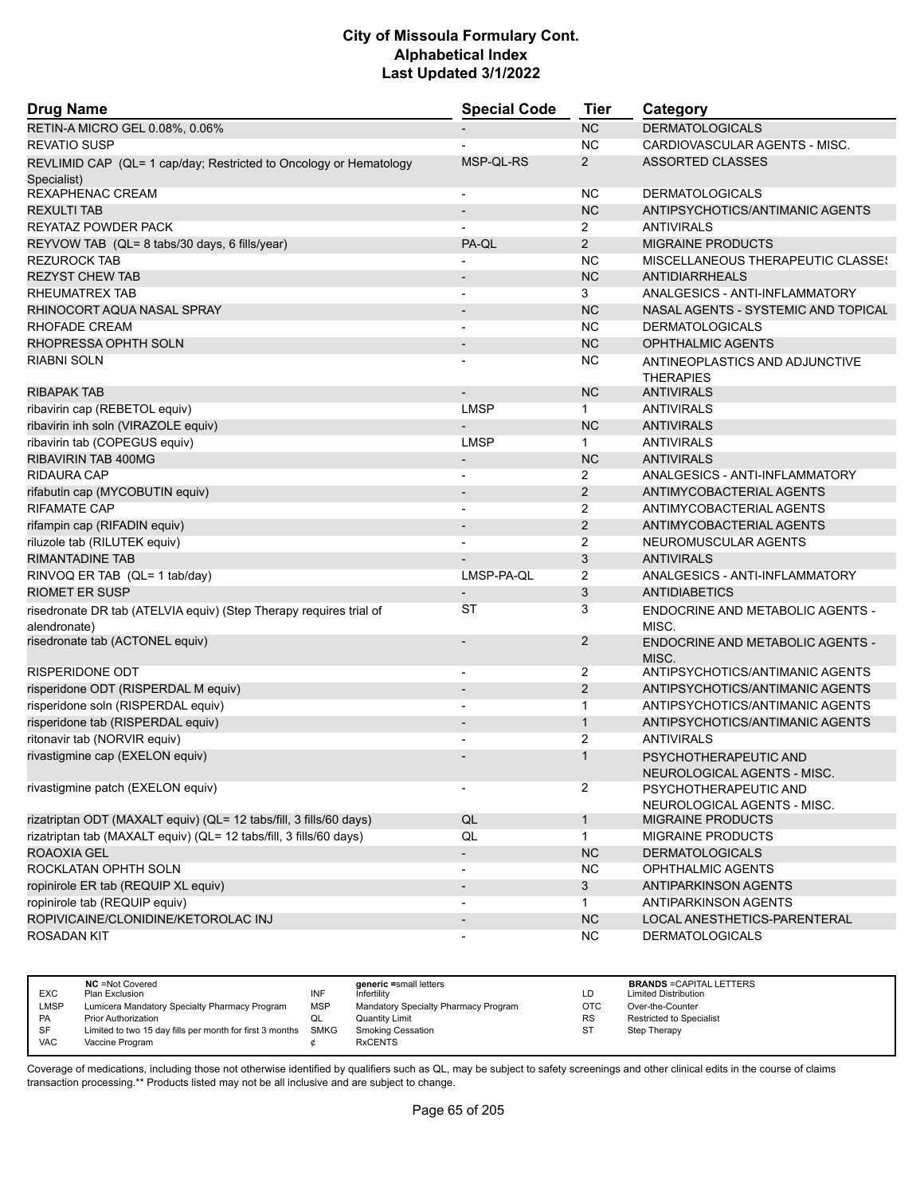# City of Missoula Formulary Cont.
# Alphabetical Index
# Last Updated 3/1/2022

| Drug Name | Special Code | Tier | Category |
|---|---|---|---|
| RETIN-A MICRO GEL 0.08%, 0.06% | - | NC | DERMATOLOGICALS |
| REVATIO SUSP | - | NC | CARDIOVASCULAR AGENTS - MISC. |
| REVLIMID CAP (QL= 1 cap/day; Restricted to Oncology or Hematology Specialist) | MSP-QL-RS | 2 | ASSORTED CLASSES |
| REXAPHENAC CREAM | - | NC | DERMATOLOGICALS |
| REXULTI TAB | - | NC | ANTIPSYCHOTICS/ANTIMANIC AGENTS |
| REYATAZ POWDER PACK | - | 2 | ANTIVIRALS |
| REYVOW TAB (QL= 8 tabs/30 days, 6 fills/year) | PA-QL | 2 | MIGRAINE PRODUCTS |
| REZUROCK TAB | - | NC | MISCELLANEOUS THERAPEUTIC CLASSES |
| REZYST CHEW TAB | - | NC | ANTIDIARRHEALS |
| RHEUMATREX TAB | - | 3 | ANALGESICS - ANTI-INFLAMMATORY |
| RHINOCORT AQUA NASAL SPRAY | - | NC | NASAL AGENTS - SYSTEMIC AND TOPICAL |
| RHOFADE CREAM | - | NC | DERMATOLOGICALS |
| RHOPRESSA OPHTH SOLN | - | NC | OPHTHALMIC AGENTS |
| RIABNI SOLN | - | NC | ANTINEOPLASTICS AND ADJUNCTIVE THERAPIES |
| RIBAPAK TAB | - | NC | ANTIVIRALS |
| ribavirin cap (REBETOL equiv) | LMSP | 1 | ANTIVIRALS |
| ribavirin inh soln (VIRAZOLE equiv) | - | NC | ANTIVIRALS |
| ribavirin tab (COPEGUS equiv) | LMSP | 1 | ANTIVIRALS |
| RIBAVIRIN TAB 400MG | - | NC | ANTIVIRALS |
| RIDAURA CAP | - | 2 | ANALGESICS - ANTI-INFLAMMATORY |
| rifabutin cap (MYCOBUTIN equiv) | - | 2 | ANTIMYCOBACTERIAL AGENTS |
| RIFAMATE CAP | - | 2 | ANTIMYCOBACTERIAL AGENTS |
| rifampin cap (RIFADIN equiv) | - | 2 | ANTIMYCOBACTERIAL AGENTS |
| riluzole tab (RILUTEK equiv) | - | 2 | NEUROMUSCULAR AGENTS |
| RIMANTADINE TAB | - | 3 | ANTIVIRALS |
| RINVOQ ER TAB (QL= 1 tab/day) | LMSP-PA-QL | 2 | ANALGESICS - ANTI-INFLAMMATORY |
| RIOMET ER SUSP | - | 3 | ANTIDIABETICS |
| risedronate DR tab (ATELVIA equiv) (Step Therapy requires trial of alendronate) | ST | 3 | ENDOCRINE AND METABOLIC AGENTS - MISC. |
| risedronate tab (ACTONEL equiv) | - | 2 | ENDOCRINE AND METABOLIC AGENTS - MISC. |
| RISPERIDONE ODT | - | 2 | ANTIPSYCHOTICS/ANTIMANIC AGENTS |
| risperidone ODT (RISPERDAL M equiv) | - | 2 | ANTIPSYCHOTICS/ANTIMANIC AGENTS |
| risperidone soln (RISPERDAL equiv) | - | 1 | ANTIPSYCHOTICS/ANTIMANIC AGENTS |
| risperidone tab (RISPERDAL equiv) | - | 1 | ANTIPSYCHOTICS/ANTIMANIC AGENTS |
| ritonavir tab (NORVIR equiv) | - | 2 | ANTIVIRALS |
| rivastigmine cap (EXELON equiv) | - | 1 | PSYCHOTHERAPEUTIC AND NEUROLOGICAL AGENTS - MISC. |
| rivastigmine patch (EXELON equiv) | - | 2 | PSYCHOTHERAPEUTIC AND NEUROLOGICAL AGENTS - MISC. |
| rizatriptan ODT (MAXALT equiv) (QL= 12 tabs/fill, 3 fills/60 days) | QL | 1 | MIGRAINE PRODUCTS |
| rizatriptan tab (MAXALT equiv) (QL= 12 tabs/fill, 3 fills/60 days) | QL | 1 | MIGRAINE PRODUCTS |
| ROAOXIA GEL | - | NC | DERMATOLOGICALS |
| ROCKLATAN OPHTH SOLN | - | NC | OPHTHALMIC AGENTS |
| ropinirole ER tab (REQUIP XL equiv) | - | 3 | ANTIPARKINSON AGENTS |
| ropinirole tab (REQUIP equiv) | - | 1 | ANTIPARKINSON AGENTS |
| ROPIVICAINE/CLONIDINE/KETOROLAC INJ | - | NC | LOCAL ANESTHETICS-PARENTERAL |
| ROSADAN KIT | - | NC | DERMATOLOGICALS |

| | | | | | |
|---|---|---|---|---|---|
| **NC** =Not Covered | | **generic** =small letters | | **BRANDS** =CAPITAL LETTERS | |
| EXC | Plan Exclusion | INF | Infertility | LD | Limited Distribution |
| LMSP | Lumicera Mandatory Specialty Pharmacy Program | MSP | Mandatory Specialty Pharmacy Program | OTC | Over-the-Counter |
| PA | Prior Authorization | QL | Quantity Limit | RS | Restricted to Specialist |
| SF | Limited to two 15 day fills per month for first 3 months | SMKG | Smoking Cessation | ST | Step Therapy |
| VAC | Vaccine Program | ¢ | RxCENTS | | |

Coverage of medications, including those not otherwise identified by qualifiers such as QL, may be subject to safety screenings and other clinical edits in the course of claims transaction processing.** Products listed may not be all inclusive and are subject to change.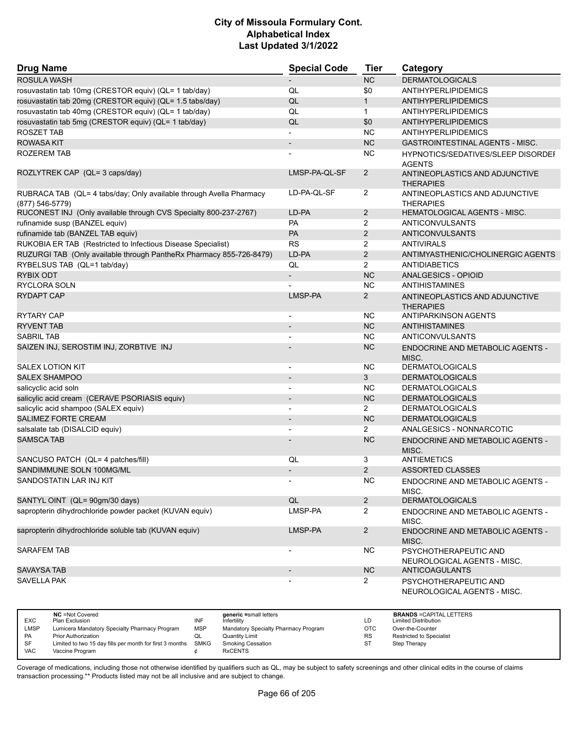# City of Missoula Formulary Cont.
# Alphabetical Index
# Last Updated 3/1/2022

| Drug Name | Special Code | Tier | Category |
|---|---|---|---|
| ROSULA WASH | - | NC | DERMATOLOGICALS |
| rosuvastatin tab 10mg (CRESTOR equiv) (QL= 1 tab/day) | QL | $0 | ANTIHYPERLIPIDEMICS |
| rosuvastatin tab 20mg (CRESTOR equiv) (QL= 1.5 tabs/day) | QL | 1 | ANTIHYPERLIPIDEMICS |
| rosuvastatin tab 40mg (CRESTOR equiv) (QL= 1 tab/day) | QL | 1 | ANTIHYPERLIPIDEMICS |
| rosuvastatin tab 5mg (CRESTOR equiv) (QL= 1 tab/day) | QL | $0 | ANTIHYPERLIPIDEMICS |
| ROSZET TAB | - | NC | ANTIHYPERLIPIDEMICS |
| ROWASA KIT | - | NC | GASTROINTESTINAL AGENTS - MISC. |
| ROZEREM TAB | - | NC | HYPNOTICS/SEDATIVES/SLEEP DISORDER AGENTS |
| ROZLYTREK CAP (QL= 3 caps/day) | LMSP-PA-QL-SF | 2 | ANTINEOPLASTICS AND ADJUNCTIVE THERAPIES |
| RUBRACA TAB (QL= 4 tabs/day; Only available through Avella Pharmacy (877) 546-5779) | LD-PA-QL-SF | 2 | ANTINEOPLASTICS AND ADJUNCTIVE THERAPIES |
| RUCONEST INJ (Only available through CVS Specialty 800-237-2767) | LD-PA | 2 | HEMATOLOGICAL AGENTS - MISC. |
| rufinamide susp (BANZEL equiv) | PA | 2 | ANTICONVULSANTS |
| rufinamide tab (BANZEL TAB equiv) | PA | 2 | ANTICONVULSANTS |
| RUKOBIA ER TAB (Restricted to Infectious Disease Specialist) | RS | 2 | ANTIVIRALS |
| RUZURGI TAB (Only available through PantheRx Pharmacy 855-726-8479) | LD-PA | 2 | ANTIMYASTHENIC/CHOLINERGIC AGENTS |
| RYBELSUS TAB (QL=1 tab/day) | QL | 2 | ANTIDIABETICS |
| RYBIX ODT | - | NC | ANALGESICS - OPIOID |
| RYCLORA SOLN | - | NC | ANTIHISTAMINES |
| RYDAPT CAP | LMSP-PA | 2 | ANTINEOPLASTICS AND ADJUNCTIVE THERAPIES |
| RYTARY CAP | - | NC | ANTIPARKINSON AGENTS |
| RYVENT TAB | - | NC | ANTIHISTAMINES |
| SABRIL TAB | - | NC | ANTICONVULSANTS |
| SAIZEN INJ, SEROSTIM INJ, ZORBTIVE INJ | - | NC | ENDOCRINE AND METABOLIC AGENTS - MISC. |
| SALEX LOTION KIT | - | NC | DERMATOLOGICALS |
| SALEX SHAMPOO | - | 3 | DERMATOLOGICALS |
| salicyclic acid soln | - | NC | DERMATOLOGICALS |
| salicylic acid cream (CERAVE PSORIASIS equiv) | - | NC | DERMATOLOGICALS |
| salicylic acid shampoo (SALEX equiv) | - | 2 | DERMATOLOGICALS |
| SALIMEZ FORTE CREAM | - | NC | DERMATOLOGICALS |
| salsalate tab (DISALCID equiv) | - | 2 | ANALGESICS - NONNARCOTIC |
| SAMSCA TAB | - | NC | ENDOCRINE AND METABOLIC AGENTS - MISC. |
| SANCUSO PATCH (QL= 4 patches/fill) | QL | 3 | ANTIEMETICS |
| SANDIMMUNE SOLN 100MG/ML | - | 2 | ASSORTED CLASSES |
| SANDOSTATIN LAR INJ KIT | - | NC | ENDOCRINE AND METABOLIC AGENTS - MISC. |
| SANTYL OINT (QL= 90gm/30 days) | QL | 2 | DERMATOLOGICALS |
| sapropterin dihydrochloride powder packet (KUVAN equiv) | LMSP-PA | 2 | ENDOCRINE AND METABOLIC AGENTS - MISC. |
| sapropterin dihydrochloride soluble tab (KUVAN equiv) | LMSP-PA | 2 | ENDOCRINE AND METABOLIC AGENTS - MISC. |
| SARAFEM TAB | - | NC | PSYCHOTHERAPEUTIC AND NEUROLOGICAL AGENTS - MISC. |
| SAVAYSA TAB | - | NC | ANTICOAGULANTS |
| SAVELLA PAK | - | 2 | PSYCHOTHERAPEUTIC AND NEUROLOGICAL AGENTS - MISC. |

| | | | | | | |
|---|---|---|---|---|---|---|
| EXC | Plan Exclusion | NC =Not Covered | generic =small letters | | | BRANDS =CAPITAL LETTERS |
| LMSP | Lumicera Mandatory Specialty Pharmacy Program | INF | Infertility | LD | Limited Distribution | |
| PA | Prior Authorization | MSP | Mandatory Specialty Pharmacy Program | OTC | Over-the-Counter | |
| SF | Limited to two 15 day fills per month for first 3 months | QL | Quantity Limit | RS | Restricted to Specialist | |
| VAC | Vaccine Program | SMKG | Smoking Cessation | ST | Step Therapy | |
| | | ¢ | RxCENTS | | | |

Coverage of medications, including those not otherwise identified by qualifiers such as QL, may be subject to safety screenings and other clinical edits in the course of claims transaction processing.** Products listed may not be all inclusive and are subject to change.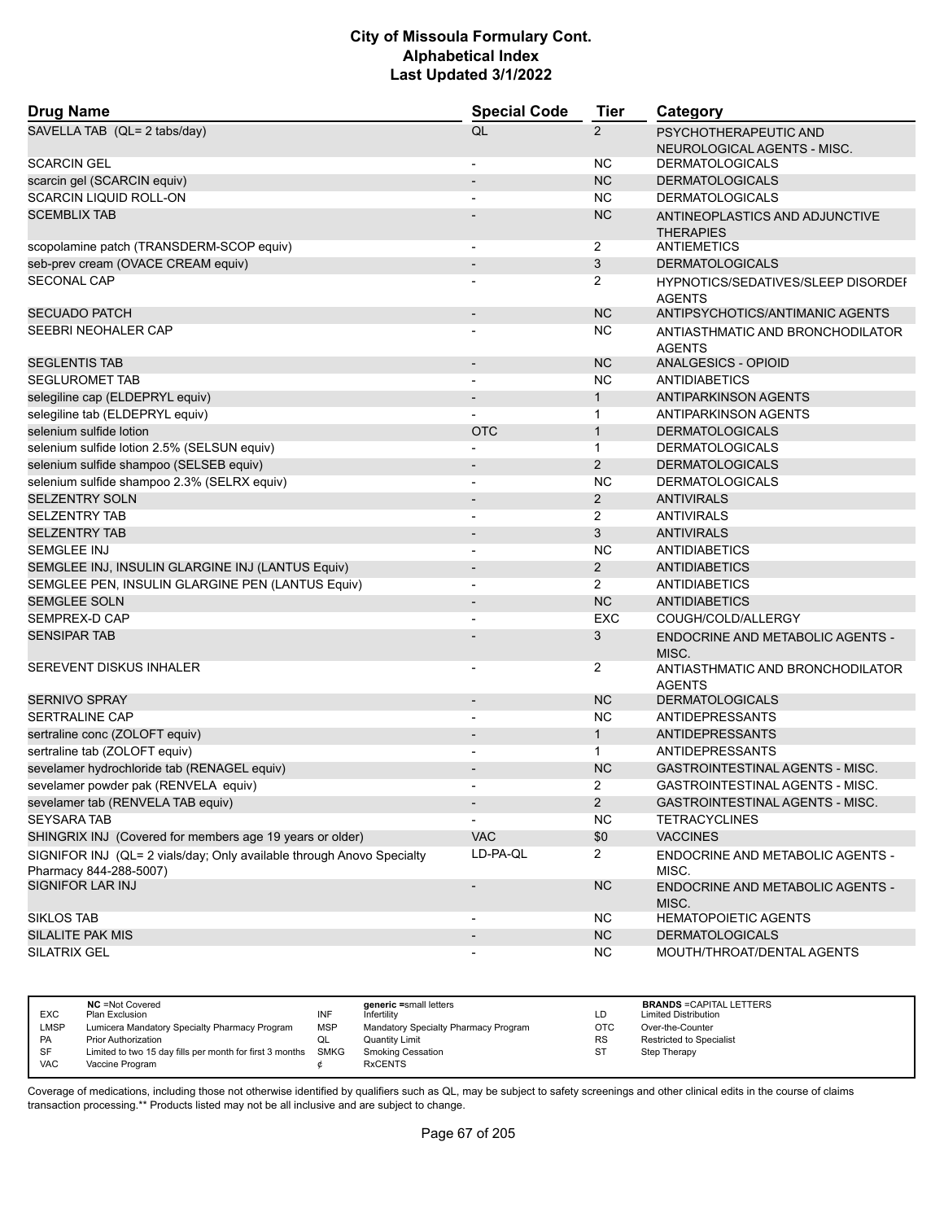# City of Missoula Formulary Cont.
# Alphabetical Index
# Last Updated 3/1/2022

| Drug Name | Special Code | Tier | Category |
|---|---|---|---|
| SAVELLA TAB (QL= 2 tabs/day) | QL | 2 | PSYCHOTHERAPEUTIC AND NEUROLOGICAL AGENTS - MISC. |
| SCARCIN GEL | - | NC | DERMATOLOGICALS |
| scarcin gel (SCARCIN equiv) | - | NC | DERMATOLOGICALS |
| SCARCIN LIQUID ROLL-ON | - | NC | DERMATOLOGICALS |
| SCEMBLIX TAB | - | NC | ANTINEOPLASTICS AND ADJUNCTIVE THERAPIES |
| scopolamine patch (TRANSDERM-SCOP equiv) | - | 2 | ANTIEMETICS |
| seb-prev cream (OVACE CREAM equiv) | - | 3 | DERMATOLOGICALS |
| SECONAL CAP | - | 2 | HYPNOTICS/SEDATIVES/SLEEP DISORDER AGENTS |
| SECUADO PATCH | - | NC | ANTIPSYCHOTICS/ANTIMANIC AGENTS |
| SEEBRI NEOHALER CAP | - | NC | ANTIASTHMATIC AND BRONCHODILATOR AGENTS |
| SEGLENTIS TAB | - | NC | ANALGESICS - OPIOID |
| SEGLUROMET TAB | - | NC | ANTIDIABETICS |
| selegiline cap (ELDEPRYL equiv) | - | 1 | ANTIPARKINSON AGENTS |
| selegiline tab (ELDEPRYL equiv) | - | 1 | ANTIPARKINSON AGENTS |
| selenium sulfide lotion | OTC | 1 | DERMATOLOGICALS |
| selenium sulfide lotion 2.5% (SELSUN equiv) | - | 1 | DERMATOLOGICALS |
| selenium sulfide shampoo (SELSEB equiv) | - | 2 | DERMATOLOGICALS |
| selenium sulfide shampoo 2.3% (SELRX equiv) | - | NC | DERMATOLOGICALS |
| SELZENTRY SOLN | - | 2 | ANTIVIRALS |
| SELZENTRY TAB | - | 2 | ANTIVIRALS |
| SELZENTRY TAB | - | 3 | ANTIVIRALS |
| SEMGLEE INJ | - | NC | ANTIDIABETICS |
| SEMGLEE INJ, INSULIN GLARGINE INJ (LANTUS Equiv) | - | 2 | ANTIDIABETICS |
| SEMGLEE PEN, INSULIN GLARGINE PEN (LANTUS Equiv) | - | 2 | ANTIDIABETICS |
| SEMGLEE SOLN | - | NC | ANTIDIABETICS |
| SEMPREX-D CAP | - | EXC | COUGH/COLD/ALLERGY |
| SENSIPAR TAB | - | 3 | ENDOCRINE AND METABOLIC AGENTS - MISC. |
| SEREVENT DISKUS INHALER | - | 2 | ANTIASTHMATIC AND BRONCHODILATOR AGENTS |
| SERNIVO SPRAY | - | NC | DERMATOLOGICALS |
| SERTRALINE CAP | - | NC | ANTIDEPRESSANTS |
| sertraline conc (ZOLOFT equiv) | - | 1 | ANTIDEPRESSANTS |
| sertraline tab (ZOLOFT equiv) | - | 1 | ANTIDEPRESSANTS |
| sevelamer hydrochloride tab (RENAGEL equiv) | - | NC | GASTROINTESTINAL AGENTS - MISC. |
| sevelamer powder pak (RENVELA equiv) | - | 2 | GASTROINTESTINAL AGENTS - MISC. |
| sevelamer tab (RENVELA TAB equiv) | - | 2 | GASTROINTESTINAL AGENTS - MISC. |
| SEYSARA TAB | - | NC | TETRACYCLINES |
| SHINGRIX INJ (Covered for members age 19 years or older) | VAC | $0 | VACCINES |
| SIGNIFOR INJ (QL= 2 vials/day; Only available through Anovo Specialty Pharmacy 844-288-5007) | LD-PA-QL | 2 | ENDOCRINE AND METABOLIC AGENTS - MISC. |
| SIGNIFOR LAR INJ | - | NC | ENDOCRINE AND METABOLIC AGENTS - MISC. |
| SIKLOS TAB | - | NC | HEMATOPOIETIC AGENTS |
| SILALITE PAK MIS | - | NC | DERMATOLOGICALS |
| SILATRIX GEL | - | NC | MOUTH/THROAT/DENTAL AGENTS |

| | | | | | |
|---|---|---|---|---|---|
| EXC | NC =Not Covered Plan Exclusion | INF | generic =small letters Infertility | LD | BRANDS =CAPITAL LETTERS Limited Distribution |
| LMSP | Lumicera Mandatory Specialty Pharmacy Program | MSP | Mandatory Specialty Pharmacy Program | OTC | Over-the-Counter |
| PA | Prior Authorization | QL | Quantity Limit | RS | Restricted to Specialist |
| SF | Limited to two 15 day fills per month for first 3 months | SMKG | Smoking Cessation | ST | Step Therapy |
| VAC | Vaccine Program | ¢ | RxCENTS | | |

Coverage of medications, including those not otherwise identified by qualifiers such as QL, may be subject to safety screenings and other clinical edits in the course of claims transaction processing.** Products listed may not be all inclusive and are subject to change.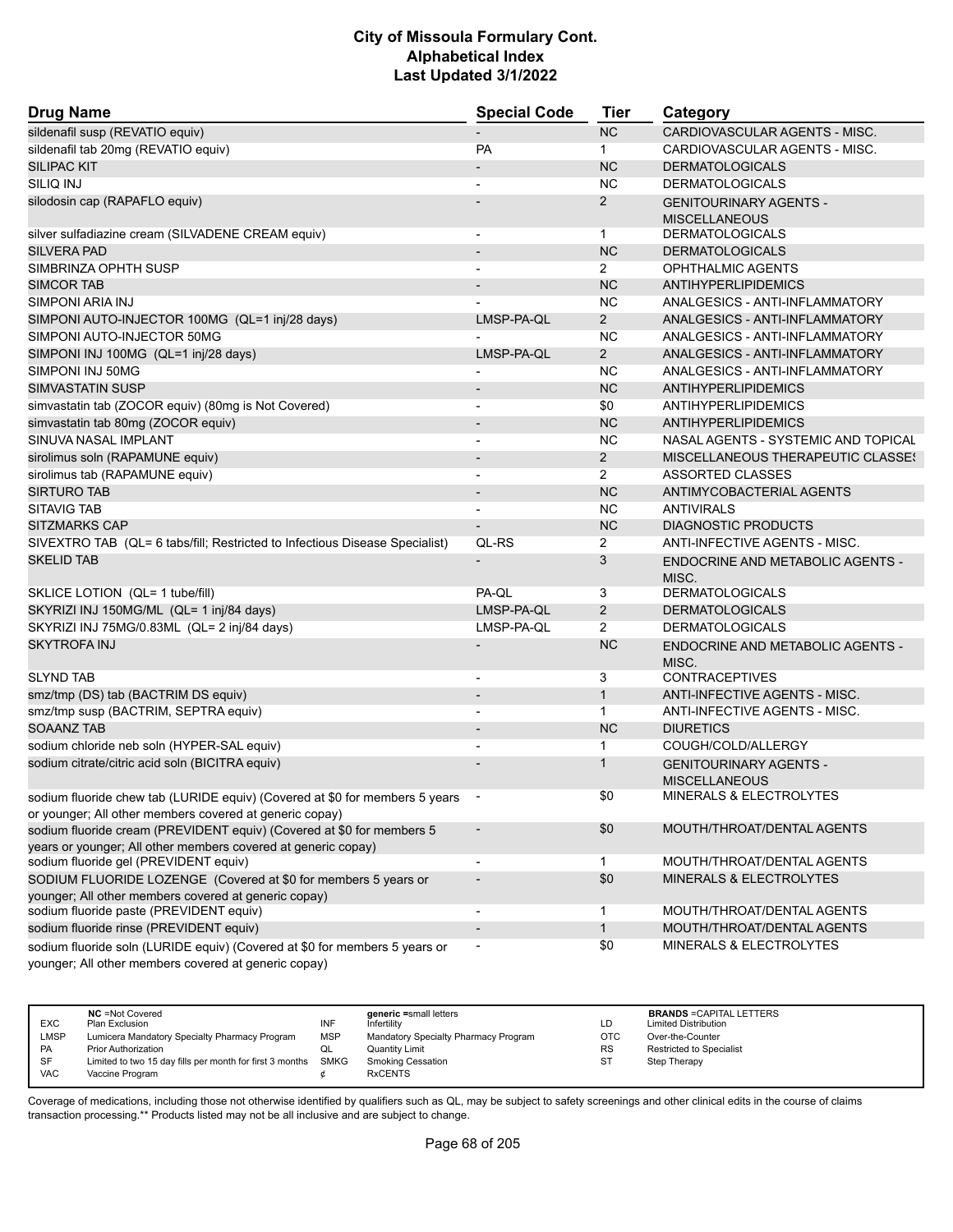# City of Missoula Formulary Cont.
## Alphabetical Index
### Last Updated 3/1/2022

| Drug Name | Special Code | Tier | Category |
|---|---|---|---|
| sildenafil susp (REVATIO equiv) | - | NC | CARDIOVASCULAR AGENTS - MISC. |
| sildenafil tab 20mg (REVATIO equiv) | PA | 1 | CARDIOVASCULAR AGENTS - MISC. |
| SILIPAC KIT | - | NC | DERMATOLOGICALS |
| SILIQ INJ | - | NC | DERMATOLOGICALS |
| silodosin cap (RAPAFLO equiv) | - | 2 | GENITOURINARY AGENTS - MISCELLANEOUS |
| silver sulfadiazine cream (SILVADENE CREAM equiv) | - | 1 | DERMATOLOGICALS |
| SILVERA PAD | - | NC | DERMATOLOGICALS |
| SIMBRINZA OPHTH SUSP | - | 2 | OPHTHALMIC AGENTS |
| SIMCOR TAB | - | NC | ANTIHYPERLIPIDEMICS |
| SIMPONI ARIA INJ | - | NC | ANALGESICS - ANTI-INFLAMMATORY |
| SIMPONI AUTO-INJECTOR 100MG (QL=1 inj/28 days) | LMSP-PA-QL | 2 | ANALGESICS - ANTI-INFLAMMATORY |
| SIMPONI AUTO-INJECTOR 50MG | - | NC | ANALGESICS - ANTI-INFLAMMATORY |
| SIMPONI INJ 100MG (QL=1 inj/28 days) | LMSP-PA-QL | 2 | ANALGESICS - ANTI-INFLAMMATORY |
| SIMPONI INJ 50MG | - | NC | ANALGESICS - ANTI-INFLAMMATORY |
| SIMVASTATIN SUSP | - | NC | ANTIHYPERLIPIDEMICS |
| simvastatin tab (ZOCOR equiv) (80mg is Not Covered) | - | $0 | ANTIHYPERLIPIDEMICS |
| simvastatin tab 80mg (ZOCOR equiv) | - | NC | ANTIHYPERLIPIDEMICS |
| SINUVA NASAL IMPLANT | - | NC | NASAL AGENTS - SYSTEMIC AND TOPICAL |
| sirolimus soln (RAPAMUNE equiv) | - | 2 | MISCELLANEOUS THERAPEUTIC CLASSES |
| sirolimus tab (RAPAMUNE equiv) | - | 2 | ASSORTED CLASSES |
| SIRTURO TAB | - | NC | ANTIMYCOBACTERIAL AGENTS |
| SITAVIG TAB | - | NC | ANTIVIRALS |
| SITZMARKS CAP | - | NC | DIAGNOSTIC PRODUCTS |
| SIVEXTRO TAB (QL= 6 tabs/fill; Restricted to Infectious Disease Specialist) | QL-RS | 2 | ANTI-INFECTIVE AGENTS - MISC. |
| SKELID TAB | - | 3 | ENDOCRINE AND METABOLIC AGENTS - MISC. |
| SKLICE LOTION (QL= 1 tube/fill) | PA-QL | 3 | DERMATOLOGICALS |
| SKYRIZI INJ 150MG/ML (QL= 1 inj/84 days) | LMSP-PA-QL | 2 | DERMATOLOGICALS |
| SKYRIZI INJ 75MG/0.83ML (QL= 2 inj/84 days) | LMSP-PA-QL | 2 | DERMATOLOGICALS |
| SKYTROFA INJ | - | NC | ENDOCRINE AND METABOLIC AGENTS - MISC. |
| SLYND TAB | - | 3 | CONTRACEPTIVES |
| smz/tmp (DS) tab (BACTRIM DS equiv) | - | 1 | ANTI-INFECTIVE AGENTS - MISC. |
| smz/tmp susp (BACTRIM, SEPTRA equiv) | - | 1 | ANTI-INFECTIVE AGENTS - MISC. |
| SOAANZ TAB | - | NC | DIURETICS |
| sodium chloride neb soln (HYPER-SAL equiv) | - | 1 | COUGH/COLD/ALLERGY |
| sodium citrate/citric acid soln (BICITRA equiv) | - | 1 | GENITOURINARY AGENTS - MISCELLANEOUS |
| sodium fluoride chew tab (LURIDE equiv) (Covered at $0 for members 5 years or younger; All other members covered at generic copay) | - | $0 | MINERALS & ELECTROLYTES |
| sodium fluoride cream (PREVIDENT equiv) (Covered at $0 for members 5 years or younger; All other members covered at generic copay) | - | $0 | MOUTH/THROAT/DENTAL AGENTS |
| sodium fluoride gel (PREVIDENT equiv) | - | 1 | MOUTH/THROAT/DENTAL AGENTS |
| SODIUM FLUORIDE LOZENGE (Covered at $0 for members 5 years or younger; All other members covered at generic copay) | - | $0 | MINERALS & ELECTROLYTES |
| sodium fluoride paste (PREVIDENT equiv) | - | 1 | MOUTH/THROAT/DENTAL AGENTS |
| sodium fluoride rinse (PREVIDENT equiv) | - | 1 | MOUTH/THROAT/DENTAL AGENTS |
| sodium fluoride soln (LURIDE equiv) (Covered at $0 for members 5 years or younger; All other members covered at generic copay) | - | $0 | MINERALS & ELECTROLYTES |

| | | | | | |
|---|---|---|---|---|---|
| NC = Not Covered | | generic = small letters | | BRANDS = CAPITAL LETTERS | |
| EXC | Plan Exclusion | INF | Infertility | LD | Limited Distribution |
| LMSP | Lumicera Mandatory Specialty Pharmacy Program | MSP | Mandatory Specialty Pharmacy Program | OTC | Over-the-Counter |
| PA | Prior Authorization | QL | Quantity Limit | RS | Restricted to Specialist |
| SF | Limited to two 15 day fills per month for first 3 months | SMKG | Smoking Cessation | ST | Step Therapy |
| VAC | Vaccine Program | ¢ | RxCENTS | | |

Coverage of medications, including those not otherwise identified by qualifiers such as QL, may be subject to safety screenings and other clinical edits in the course of claims transaction processing.** Products listed may not be all inclusive and are subject to change.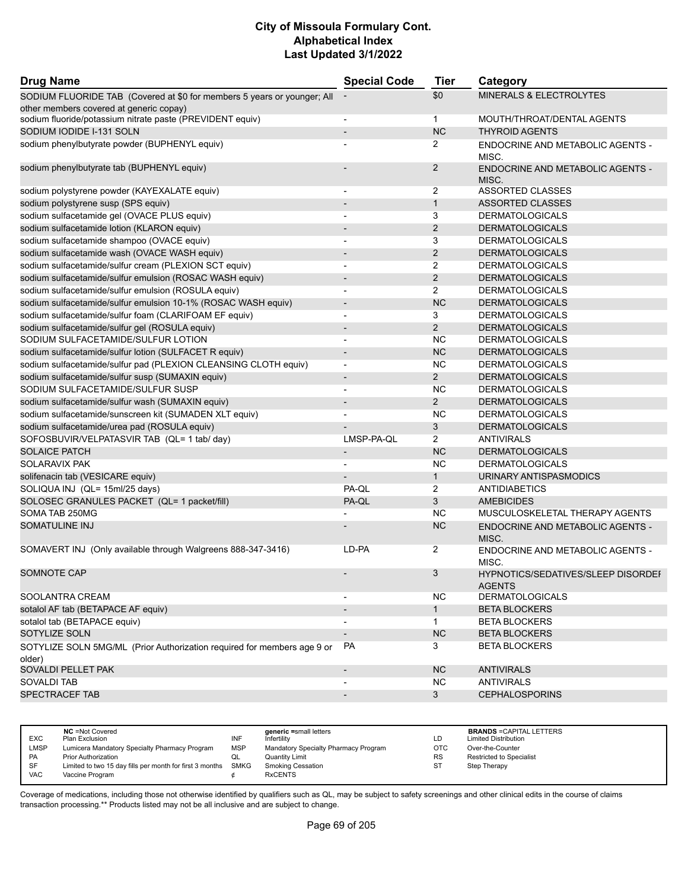# City of Missoula Formulary Cont.
# Alphabetical Index
# Last Updated 3/1/2022

| Drug Name | Special Code | Tier | Category |
|---|---|---|---|
| SODIUM FLUORIDE TAB (Covered at $0 for members 5 years or younger; All other members covered at generic copay) | - | $0 | MINERALS & ELECTROLYTES |
| sodium fluoride/potassium nitrate paste (PREVIDENT equiv) | - | 1 | MOUTH/THROAT/DENTAL AGENTS |
| SODIUM IODIDE I-131 SOLN | - | NC | THYROID AGENTS |
| sodium phenylbutyrate powder (BUPHENYL equiv) | - | 2 | ENDOCRINE AND METABOLIC AGENTS - MISC. |
| sodium phenylbutyrate tab (BUPHENYL equiv) | - | 2 | ENDOCRINE AND METABOLIC AGENTS - MISC. |
| sodium polystyrene powder (KAYEXALATE equiv) | - | 2 | ASSORTED CLASSES |
| sodium polystyrene susp (SPS equiv) | - | 1 | ASSORTED CLASSES |
| sodium sulfacetamide gel (OVACE PLUS equiv) | - | 3 | DERMATOLOGICALS |
| sodium sulfacetamide lotion (KLARON equiv) | - | 2 | DERMATOLOGICALS |
| sodium sulfacetamide shampoo (OVACE equiv) | - | 3 | DERMATOLOGICALS |
| sodium sulfacetamide wash (OVACE WASH equiv) | - | 2 | DERMATOLOGICALS |
| sodium sulfacetamide/sulfur cream (PLEXION SCT equiv) | - | 2 | DERMATOLOGICALS |
| sodium sulfacetamide/sulfur emulsion (ROSAC WASH equiv) | - | 2 | DERMATOLOGICALS |
| sodium sulfacetamide/sulfur emulsion (ROSULA equiv) | - | 2 | DERMATOLOGICALS |
| sodium sulfacetamide/sulfur emulsion 10-1% (ROSAC WASH equiv) | - | NC | DERMATOLOGICALS |
| sodium sulfacetamide/sulfur foam (CLARIFOAM EF equiv) | - | 3 | DERMATOLOGICALS |
| sodium sulfacetamide/sulfur gel (ROSULA equiv) | - | 2 | DERMATOLOGICALS |
| SODIUM SULFACETAMIDE/SULFUR LOTION | - | NC | DERMATOLOGICALS |
| sodium sulfacetamide/sulfur lotion (SULFACET R equiv) | - | NC | DERMATOLOGICALS |
| sodium sulfacetamide/sulfur pad (PLEXION CLEANSING CLOTH equiv) | - | NC | DERMATOLOGICALS |
| sodium sulfacetamide/sulfur susp (SUMAXIN equiv) | - | 2 | DERMATOLOGICALS |
| SODIUM SULFACETAMIDE/SULFUR SUSP | - | NC | DERMATOLOGICALS |
| sodium sulfacetamide/sulfur wash (SUMAXIN equiv) | - | 2 | DERMATOLOGICALS |
| sodium sulfacetamide/sunscreen kit (SUMADEN XLT equiv) | - | NC | DERMATOLOGICALS |
| sodium sulfacetamide/urea pad (ROSULA equiv) | - | 3 | DERMATOLOGICALS |
| SOFOSBUVIR/VELPATASVIR TAB (QL= 1 tab/ day) | LMSP-PA-QL | 2 | ANTIVIRALS |
| SOLAICE PATCH | - | NC | DERMATOLOGICALS |
| SOLARAVIX PAK | - | NC | DERMATOLOGICALS |
| solifenacin tab (VESICARE equiv) | - | 1 | URINARY ANTISPASMODICS |
| SOLIQUA INJ (QL= 15ml/25 days) | PA-QL | 2 | ANTIDIABETICS |
| SOLOSEC GRANULES PACKET (QL= 1 packet/fill) | PA-QL | 3 | AMEBICIDES |
| SOMA TAB 250MG | - | NC | MUSCULOSKELETAL THERAPY AGENTS |
| SOMATULINE INJ | - | NC | ENDOCRINE AND METABOLIC AGENTS - MISC. |
| SOMAVERT INJ (Only available through Walgreens 888-347-3416) | LD-PA | 2 | ENDOCRINE AND METABOLIC AGENTS - MISC. |
| SOMNOTE CAP | - | 3 | HYPNOTICS/SEDATIVES/SLEEP DISORDEI AGENTS |
| SOOLANTRA CREAM | - | NC | DERMATOLOGICALS |
| sotalol AF tab (BETAPACE AF equiv) | - | 1 | BETA BLOCKERS |
| sotalol tab (BETAPACE equiv) | - | 1 | BETA BLOCKERS |
| SOTYLIZE SOLN | - | NC | BETA BLOCKERS |
| SOTYLIZE SOLN 5MG/ML (Prior Authorization required for members age 9 or older) | PA | 3 | BETA BLOCKERS |
| SOVALDI PELLET PAK | - | NC | ANTIVIRALS |
| SOVALDI TAB | - | NC | ANTIVIRALS |
| SPECTRACEF TAB | - | 3 | CEPHALOSPORINS |

| | | | | | |
|---|---|---|---|---|---|
| | **NC** =Not Covered | | **generic** =small letters | | **BRANDS** =CAPITAL LETTERS |
| EXC | Plan Exclusion | INF | Infertility | LD | Limited Distribution |
| LMSP | Lumicera Mandatory Specialty Pharmacy Program | MSP | Mandatory Specialty Pharmacy Program | OTC | Over-the-Counter |
| PA | Prior Authorization | QL | Quantity Limit | RS | Restricted to Specialist |
| SF | Limited to two 15 day fills per month for first 3 months | SMKG | Smoking Cessation | ST | Step Therapy |
| VAC | Vaccine Program | ¢ | RxCENTS | | |

Coverage of medications, including those not otherwise identified by qualifiers such as QL, may be subject to safety screenings and other clinical edits in the course of claims transaction processing.** Products listed may not be all inclusive and are subject to change.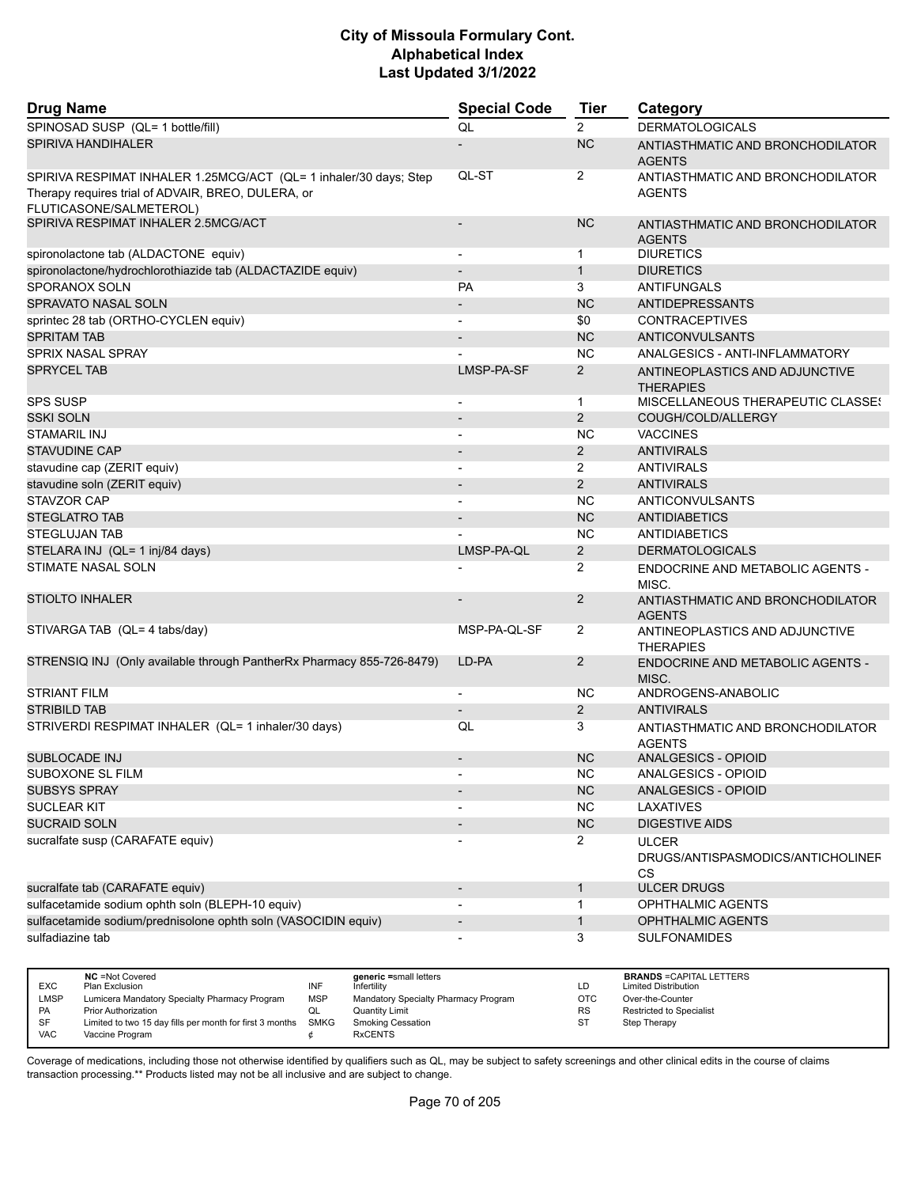# City of Missoula Formulary Cont.
# Alphabetical Index
# Last Updated 3/1/2022

| Drug Name | Special Code | Tier | Category |
|---|---|---|---|
| SPINOSAD SUSP (QL= 1 bottle/fill) | QL | 2 | DERMATOLOGICALS |
| SPIRIVA HANDIHALER | - | NC | ANTIASTHMATIC AND BRONCHODILATOR AGENTS |
| SPIRIVA RESPIMAT INHALER 1.25MCG/ACT (QL= 1 inhaler/30 days; Step Therapy requires trial of ADVAIR, BREO, DULERA, or FLUTICASONE/SALMETEROL) | QL-ST | 2 | ANTIASTHMATIC AND BRONCHODILATOR AGENTS |
| SPIRIVA RESPIMAT INHALER 2.5MCG/ACT | - | NC | ANTIASTHMATIC AND BRONCHODILATOR AGENTS |
| spironolactone tab (ALDACTONE equiv) | - | 1 | DIURETICS |
| spironolactone/hydrochlorothiazide tab (ALDACTAZIDE equiv) | - | 1 | DIURETICS |
| SPORANOX SOLN | PA | 3 | ANTIFUNGALS |
| SPRAVATO NASAL SOLN | - | NC | ANTIDEPRESSANTS |
| sprintec 28 tab (ORTHO-CYCLEN equiv) | - | $0 | CONTRACEPTIVES |
| SPRITAM TAB | - | NC | ANTICONVULSANTS |
| SPRIX NASAL SPRAY | - | NC | ANALGESICS - ANTI-INFLAMMATORY |
| SPRYCEL TAB | LMSP-PA-SF | 2 | ANTINEOPLASTICS AND ADJUNCTIVE THERAPIES |
| SPS SUSP | - | 1 | MISCELLANEOUS THERAPEUTIC CLASSES |
| SSKI SOLN | - | 2 | COUGH/COLD/ALLERGY |
| STAMARIL INJ | - | NC | VACCINES |
| STAVUDINE CAP | - | 2 | ANTIVIRALS |
| stavudine cap (ZERIT equiv) | - | 2 | ANTIVIRALS |
| stavudine soln (ZERIT equiv) | - | 2 | ANTIVIRALS |
| STAVZOR CAP | - | NC | ANTICONVULSANTS |
| STEGLATRO TAB | - | NC | ANTIDIABETICS |
| STEGLUJAN TAB | - | NC | ANTIDIABETICS |
| STELARA INJ (QL= 1 inj/84 days) | LMSP-PA-QL | 2 | DERMATOLOGICALS |
| STIMATE NASAL SOLN | - | 2 | ENDOCRINE AND METABOLIC AGENTS - MISC. |
| STIOLTO INHALER | - | 2 | ANTIASTHMATIC AND BRONCHODILATOR AGENTS |
| STIVARGA TAB (QL= 4 tabs/day) | MSP-PA-QL-SF | 2 | ANTINEOPLASTICS AND ADJUNCTIVE THERAPIES |
| STRENSIQ INJ (Only available through PantherRx Pharmacy 855-726-8479) | LD-PA | 2 | ENDOCRINE AND METABOLIC AGENTS - MISC. |
| STRIANT FILM | - | NC | ANDROGENS-ANABOLIC |
| STRIBILD TAB | - | 2 | ANTIVIRALS |
| STRIVERDI RESPIMAT INHALER (QL= 1 inhaler/30 days) | QL | 3 | ANTIASTHMATIC AND BRONCHODILATOR AGENTS |
| SUBLOCADE INJ | - | NC | ANALGESICS - OPIOID |
| SUBOXONE SL FILM | - | NC | ANALGESICS - OPIOID |
| SUBSYS SPRAY | - | NC | ANALGESICS - OPIOID |
| SUCLEAR KIT | - | NC | LAXATIVES |
| SUCRAID SOLN | - | NC | DIGESTIVE AIDS |
| sucralfate susp (CARAFATE equiv) | - | 2 | ULCER DRUGS/ANTISPASMODICS/ANTICHOLINERGICS |
| sucralfate tab (CARAFATE equiv) | - | 1 | ULCER DRUGS |
| sulfacetamide sodium ophth soln (BLEPH-10 equiv) | - | 1 | OPHTHALMIC AGENTS |
| sulfacetamide sodium/prednisolone ophth soln (VASOCIDIN equiv) | - | 1 | OPHTHALMIC AGENTS |
| sulfadiazine tab | - | 3 | SULFONAMIDES |

| | | | | | |
|---|---|---|---|---|---|
| **NC** =Not Covered | | **generic** =small letters | | **BRANDS** =CAPITAL LETTERS | |
| EXC | Plan Exclusion | INF | Infertility | LD | Limited Distribution |
| LMSP | Lumicera Mandatory Specialty Pharmacy Program | MSP | Mandatory Specialty Pharmacy Program | OTC | Over-the-Counter |
| PA | Prior Authorization | QL | Quantity Limit | RS | Restricted to Specialist |
| SF | Limited to two 15 day fills per month for first 3 months | SMKG | Smoking Cessation | ST | Step Therapy |
| VAC | Vaccine Program | ¢ | RxCENTS | | |

Coverage of medications, including those not otherwise identified by qualifiers such as QL, may be subject to safety screenings and other clinical edits in the course of claims transaction processing.** Products listed may not be all inclusive and are subject to change.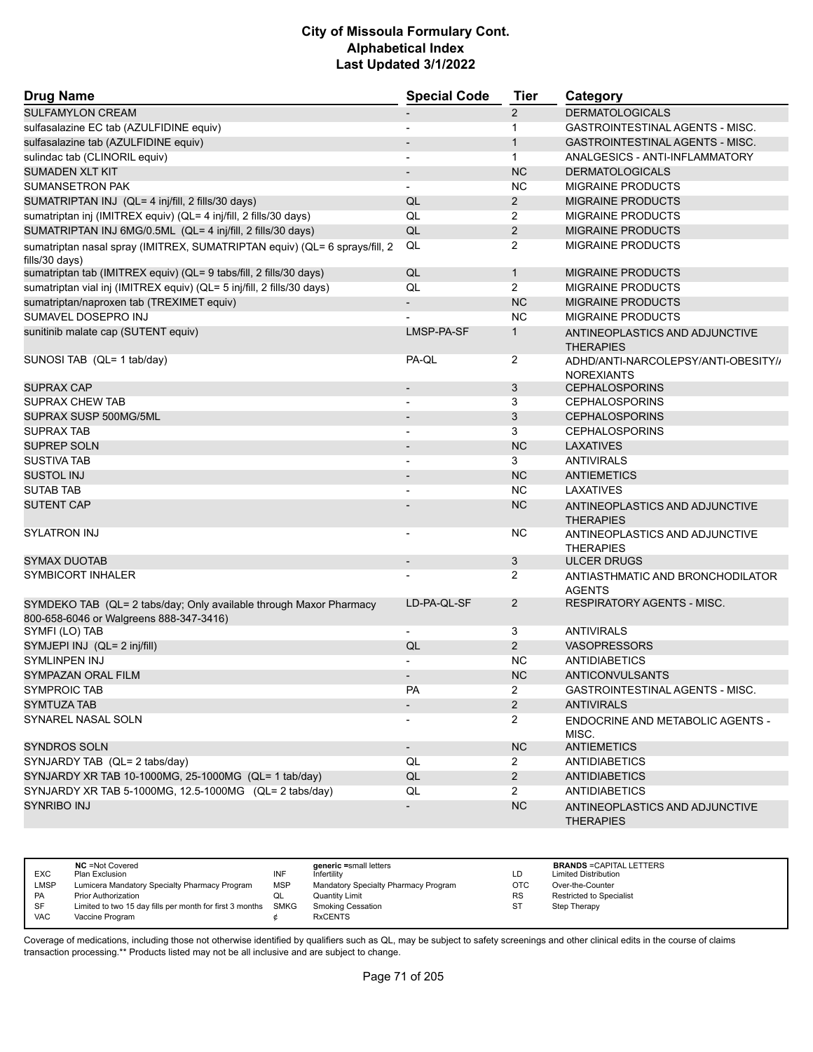| Drug Name | Special Code | Tier | Category |
|---|---|---|---|
| SULFAMYLON CREAM | - | 2 | DERMATOLOGICALS |
| sulfasalazine EC tab (AZULFIDINE equiv) | - | 1 | GASTROINTESTINAL AGENTS - MISC. |
| sulfasalazine tab (AZULFIDINE equiv) | - | 1 | GASTROINTESTINAL AGENTS - MISC. |
| sulindac tab (CLINORIL equiv) | - | 1 | ANALGESICS - ANTI-INFLAMMATORY |
| SUMADEN XLT KIT | - | NC | DERMATOLOGICALS |
| SUMANSETRON PAK | - | NC | MIGRAINE PRODUCTS |
| SUMATRIPTAN INJ (QL= 4 inj/fill, 2 fills/30 days) | QL | 2 | MIGRAINE PRODUCTS |
| sumatriptan inj (IMITREX equiv) (QL= 4 inj/fill, 2 fills/30 days) | QL | 2 | MIGRAINE PRODUCTS |
| SUMATRIPTAN INJ 6MG/0.5ML (QL= 4 inj/fill, 2 fills/30 days) | QL | 2 | MIGRAINE PRODUCTS |
| sumatriptan nasal spray (IMITREX, SUMATRIPTAN equiv) (QL= 6 sprays/fill, 2 fills/30 days) | QL | 2 | MIGRAINE PRODUCTS |
| sumatriptan tab (IMITREX equiv) (QL= 9 tabs/fill, 2 fills/30 days) | QL | 1 | MIGRAINE PRODUCTS |
| sumatriptan vial inj (IMITREX equiv) (QL= 5 inj/fill, 2 fills/30 days) | QL | 2 | MIGRAINE PRODUCTS |
| sumatriptan/naproxen tab (TREXIMET equiv) | - | NC | MIGRAINE PRODUCTS |
| SUMAVEL DOSEPRO INJ | - | NC | MIGRAINE PRODUCTS |
| sunitinib malate cap (SUTENT equiv) | LMSP-PA-SF | 1 | ANTINEOPLASTICS AND ADJUNCTIVE THERAPIES |
| SUNOSI TAB (QL= 1 tab/day) | PA-QL | 2 | ADHD/ANTI-NARCOLEPSY/ANTI-OBESITY/ANOREXIANTS |
| SUPRAX CAP | - | 3 | CEPHALOSPORINS |
| SUPRAX CHEW TAB | - | 3 | CEPHALOSPORINS |
| SUPRAX SUSP 500MG/5ML | - | 3 | CEPHALOSPORINS |
| SUPRAX TAB | - | 3 | CEPHALOSPORINS |
| SUPREP SOLN | - | NC | LAXATIVES |
| SUSTIVA TAB | - | 3 | ANTIVIRALS |
| SUSTOL INJ | - | NC | ANTIEMETICS |
| SUTAB TAB | - | NC | LAXATIVES |
| SUTENT CAP | - | NC | ANTINEOPLASTICS AND ADJUNCTIVE THERAPIES |
| SYLATRON INJ | - | NC | ANTINEOPLASTICS AND ADJUNCTIVE THERAPIES |
| SYMAX DUOTAB | - | 3 | ULCER DRUGS |
| SYMBICORT INHALER | - | 2 | ANTIASTHMATIC AND BRONCHODILATOR AGENTS |
| SYMDEKO TAB (QL= 2 tabs/day; Only available through Maxor Pharmacy 800-658-6046 or Walgreens 888-347-3416) | LD-PA-QL-SF | 2 | RESPIRATORY AGENTS - MISC. |
| SYMFI (LO) TAB | - | 3 | ANTIVIRALS |
| SYMJEPI INJ (QL= 2 inj/fill) | QL | 2 | VASOPRESSORS |
| SYMLINPEN INJ | - | NC | ANTIDIABETICS |
| SYMPAZAN ORAL FILM | - | NC | ANTICONVULSANTS |
| SYMPROIC TAB | PA | 2 | GASTROINTESTINAL AGENTS - MISC. |
| SYMTUZA TAB | - | 2 | ANTIVIRALS |
| SYNAREL NASAL SOLN | - | 2 | ENDOCRINE AND METABOLIC AGENTS - MISC. |
| SYNDROS SOLN | - | NC | ANTIEMETICS |
| SYNJARDY TAB (QL= 2 tabs/day) | QL | 2 | ANTIDIABETICS |
| SYNJARDY XR TAB 10-1000MG, 25-1000MG (QL= 1 tab/day) | QL | 2 | ANTIDIABETICS |
| SYNJARDY XR TAB 5-1000MG, 12.5-1000MG (QL= 2 tabs/day) | QL | 2 | ANTIDIABETICS |
| SYNRIBO INJ | - | NC | ANTINEOPLASTICS AND ADJUNCTIVE THERAPIES |

| | NC =Not Covered | | generic =small letters | | BRANDS =CAPITAL LETTERS |
|---|---|---|---|---|---|
| EXC | Plan Exclusion | INF | Infertility | LD | Limited Distribution |
| LMSP | Lumicera Mandatory Specialty Pharmacy Program | MSP | Mandatory Specialty Pharmacy Program | OTC | Over-the-Counter |
| PA | Prior Authorization | QL | Quantity Limit | RS | Restricted to Specialist |
| SF | Limited to two 15 day fills per month for first 3 months | SMKG | Smoking Cessation | ST | Step Therapy |
| VAC | Vaccine Program | ¢ | RxCENTS | | |

Coverage of medications, including those not otherwise identified by qualifiers such as QL, may be subject to safety screenings and other clinical edits in the course of claims transaction processing.** Products listed may not be all inclusive and are subject to change.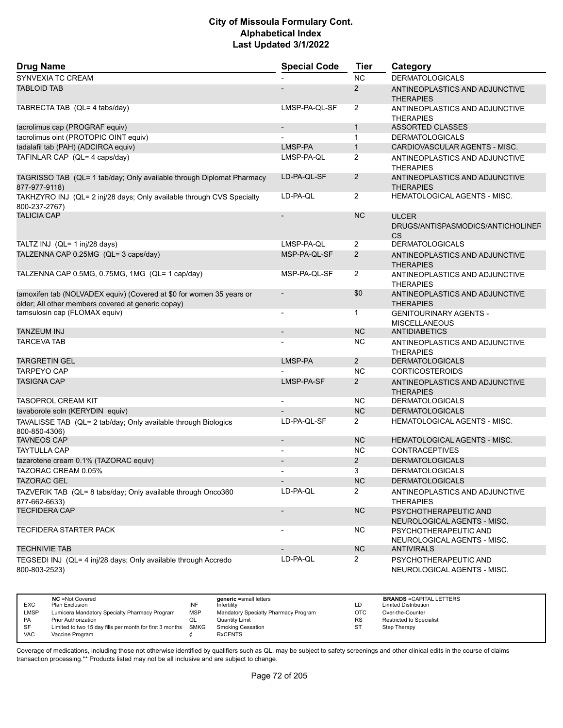# City of Missoula Formulary Cont.
# Alphabetical Index
# Last Updated 3/1/2022

| Drug Name | Special Code | Tier | Category |
|---|---|---|---|
| SYNVEXIA TC CREAM | - | NC | DERMATOLOGICALS |
| TABLOID TAB | - | 2 | ANTINEOPLASTICS AND ADJUNCTIVE THERAPIES |
| TABRECTA TAB (QL= 4 tabs/day) | LMSP-PA-QL-SF | 2 | ANTINEOPLASTICS AND ADJUNCTIVE THERAPIES |
| tacrolimus cap (PROGRAF equiv) | - | 1 | ASSORTED CLASSES |
| tacrolimus oint (PROTOPIC OINT equiv) | - | 1 | DERMATOLOGICALS |
| tadalafil tab (PAH) (ADCIRCA equiv) | LMSP-PA | 1 | CARDIOVASCULAR AGENTS - MISC. |
| TAFINLAR CAP (QL= 4 caps/day) | LMSP-PA-QL | 2 | ANTINEOPLASTICS AND ADJUNCTIVE THERAPIES |
| TAGRISSO TAB (QL= 1 tab/day; Only available through Diplomat Pharmacy 877-977-9118) | LD-PA-QL-SF | 2 | ANTINEOPLASTICS AND ADJUNCTIVE THERAPIES |
| TAKHZYRO INJ (QL= 2 inj/28 days; Only available through CVS Specialty 800-237-2767) | LD-PA-QL | 2 | HEMATOLOGICAL AGENTS - MISC. |
| TALICIA CAP | - | NC | ULCER DRUGS/ANTISPASMODICS/ANTICHOLINERGICS |
| TALTZ INJ (QL= 1 inj/28 days) | LMSP-PA-QL | 2 | DERMATOLOGICALS |
| TALZENNA CAP 0.25MG (QL= 3 caps/day) | MSP-PA-QL-SF | 2 | ANTINEOPLASTICS AND ADJUNCTIVE THERAPIES |
| TALZENNA CAP 0.5MG, 0.75MG, 1MG (QL= 1 cap/day) | MSP-PA-QL-SF | 2 | ANTINEOPLASTICS AND ADJUNCTIVE THERAPIES |
| tamoxifen tab (NOLVADEX equiv) (Covered at $0 for women 35 years or older; All other members covered at generic copay) | - | $0 | ANTINEOPLASTICS AND ADJUNCTIVE THERAPIES |
| tamsulosin cap (FLOMAX equiv) | - | 1 | GENITOURINARY AGENTS - MISCELLANEOUS |
| TANZEUM INJ | - | NC | ANTIDIABETICS |
| TARCEVA TAB | - | NC | ANTINEOPLASTICS AND ADJUNCTIVE THERAPIES |
| TARGRETIN GEL | LMSP-PA | 2 | DERMATOLOGICALS |
| TARPEYO CAP | - | NC | CORTICOSTEROIDS |
| TASIGNA CAP | LMSP-PA-SF | 2 | ANTINEOPLASTICS AND ADJUNCTIVE THERAPIES |
| TASOPROL CREAM KIT | - | NC | DERMATOLOGICALS |
| tavaborole soln (KERYDIN equiv) | - | NC | DERMATOLOGICALS |
| TAVALISSE TAB (QL= 2 tab/day; Only available through Biologics 800-850-4306) | LD-PA-QL-SF | 2 | HEMATOLOGICAL AGENTS - MISC. |
| TAVNEOS CAP | - | NC | HEMATOLOGICAL AGENTS - MISC. |
| TAYTULLA CAP | - | NC | CONTRACEPTIVES |
| tazarotene cream 0.1% (TAZORAC equiv) | - | 2 | DERMATOLOGICALS |
| TAZORAC CREAM 0.05% | - | 3 | DERMATOLOGICALS |
| TAZORAC GEL | - | NC | DERMATOLOGICALS |
| TAZVERIK TAB (QL= 8 tabs/day; Only available through Onco360 877-662-6633) | LD-PA-QL | 2 | ANTINEOPLASTICS AND ADJUNCTIVE THERAPIES |
| TECFIDERA CAP | - | NC | PSYCHOTHERAPEUTIC AND NEUROLOGICAL AGENTS - MISC. |
| TECFIDERA STARTER PACK | - | NC | PSYCHOTHERAPEUTIC AND NEUROLOGICAL AGENTS - MISC. |
| TECHNIVIE TAB | - | NC | ANTIVIRALS |
| TEGSEDI INJ (QL= 4 inj/28 days; Only available through Accredo 800-803-2523) | LD-PA-QL | 2 | PSYCHOTHERAPEUTIC AND NEUROLOGICAL AGENTS - MISC. |

| | | | | | | | |
|---|---|---|---|---|---|---|---|
| | **NC** =Not Covered | | **generic** =small letters | | | | **BRANDS** =CAPITAL LETTERS |
| EXC | Plan Exclusion | INF | Infertility | LD | | | Limited Distribution |
| LMSP | Lumicera Mandatory Specialty Pharmacy Program | MSP | Mandatory Specialty Pharmacy Program | OTC | | | Over-the-Counter |
| PA | Prior Authorization | QL | Quantity Limit | RS | | | Restricted to Specialist |
| SF | Limited to two 15 day fills per month for first 3 months | SMKG | Smoking Cessation | ST | | | Step Therapy |
| VAC | Vaccine Program | ¢ | RxCENTS | | | | |

Coverage of medications, including those not otherwise identified by qualifiers such as QL, may be subject to safety screenings and other clinical edits in the course of claims transaction processing.** Products listed may not be all inclusive and are subject to change.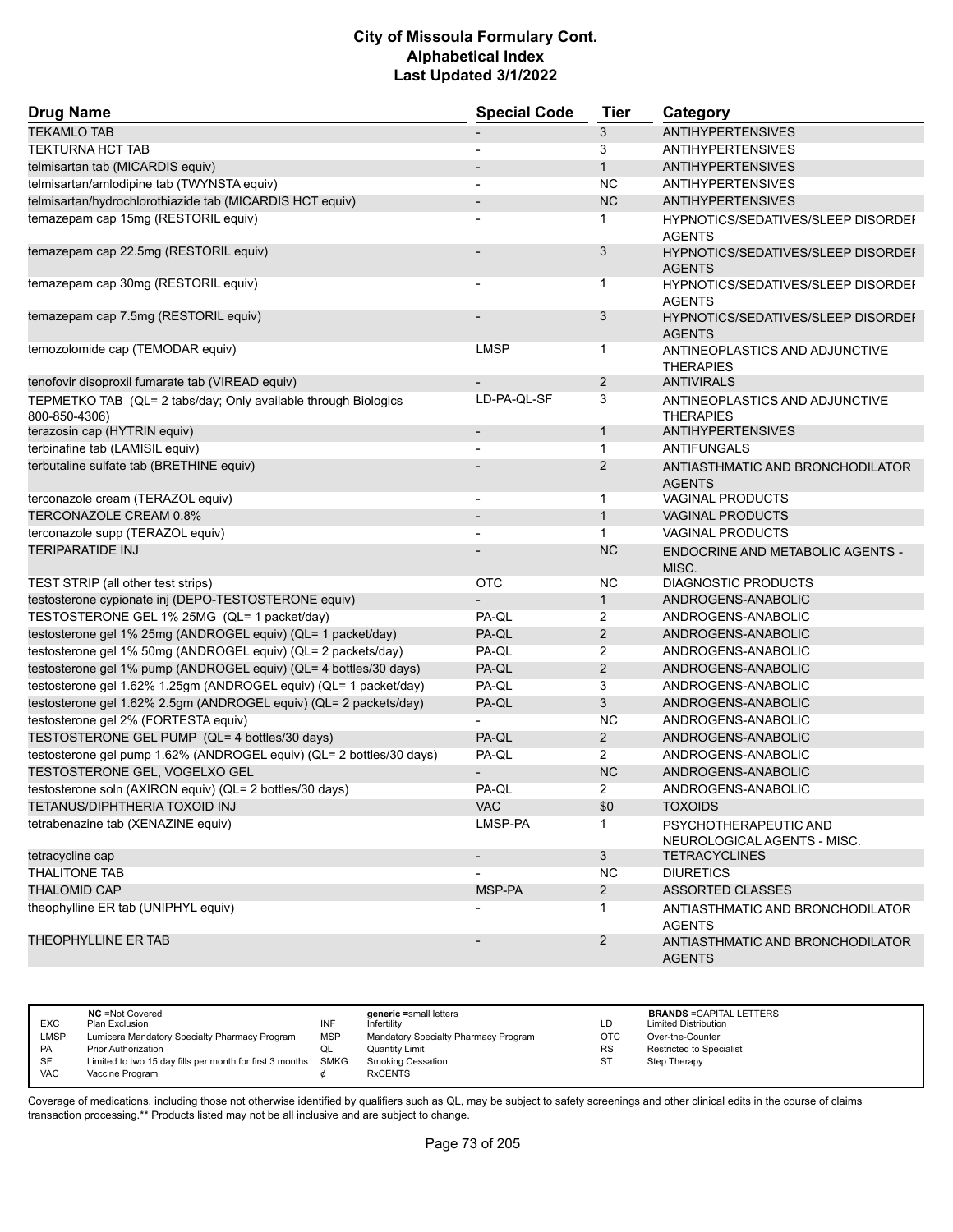| Drug Name | Special Code | Tier | Category |
|---|---|---|---|
| TEKAMLO TAB | - | 3 | ANTIHYPERTENSIVES |
| TEKTURNA HCT TAB | - | 3 | ANTIHYPERTENSIVES |
| telmisartan tab (MICARDIS equiv) | - | 1 | ANTIHYPERTENSIVES |
| telmisartan/amlodipine tab (TWYNSTA equiv) | - | NC | ANTIHYPERTENSIVES |
| telmisartan/hydrochlorothiazide tab (MICARDIS HCT equiv) | - | NC | ANTIHYPERTENSIVES |
| temazepam cap 15mg (RESTORIL equiv) | - | 1 | HYPNOTICS/SEDATIVES/SLEEP DISORDER AGENTS |
| temazepam cap 22.5mg (RESTORIL equiv) | - | 3 | HYPNOTICS/SEDATIVES/SLEEP DISORDER AGENTS |
| temazepam cap 30mg (RESTORIL equiv) | - | 1 | HYPNOTICS/SEDATIVES/SLEEP DISORDER AGENTS |
| temazepam cap 7.5mg (RESTORIL equiv) | - | 3 | HYPNOTICS/SEDATIVES/SLEEP DISORDER AGENTS |
| temozolomide cap (TEMODAR equiv) | LMSP | 1 | ANTINEOPLASTICS AND ADJUNCTIVE THERAPIES |
| tenofovir disoproxil fumarate tab (VIREAD equiv) | - | 2 | ANTIVIRALS |
| TEPMETKO TAB (QL= 2 tabs/day; Only available through Biologics 800-850-4306) | LD-PA-QL-SF | 3 | ANTINEOPLASTICS AND ADJUNCTIVE THERAPIES |
| terazosin cap (HYTRIN equiv) | - | 1 | ANTIHYPERTENSIVES |
| terbinafine tab (LAMISIL equiv) | - | 1 | ANTIFUNGALS |
| terbutaline sulfate tab (BRETHINE equiv) | - | 2 | ANTIASTHMATIC AND BRONCHODILATOR AGENTS |
| terconazole cream (TERAZOL equiv) | - | 1 | VAGINAL PRODUCTS |
| TERCONAZOLE CREAM 0.8% | - | 1 | VAGINAL PRODUCTS |
| terconazole supp (TERAZOL equiv) | - | 1 | VAGINAL PRODUCTS |
| TERIPARATIDE INJ | - | NC | ENDOCRINE AND METABOLIC AGENTS - MISC. |
| TEST STRIP (all other test strips) | OTC | NC | DIAGNOSTIC PRODUCTS |
| testosterone cypionate inj (DEPO-TESTOSTERONE equiv) | - | 1 | ANDROGENS-ANABOLIC |
| TESTOSTERONE GEL 1% 25MG (QL= 1 packet/day) | PA-QL | 2 | ANDROGENS-ANABOLIC |
| testosterone gel 1% 25mg (ANDROGEL equiv) (QL= 1 packet/day) | PA-QL | 2 | ANDROGENS-ANABOLIC |
| testosterone gel 1% 50mg (ANDROGEL equiv) (QL= 2 packets/day) | PA-QL | 2 | ANDROGENS-ANABOLIC |
| testosterone gel 1% pump (ANDROGEL equiv) (QL= 4 bottles/30 days) | PA-QL | 2 | ANDROGENS-ANABOLIC |
| testosterone gel 1.62% 1.25gm (ANDROGEL equiv) (QL= 1 packet/day) | PA-QL | 3 | ANDROGENS-ANABOLIC |
| testosterone gel 1.62% 2.5gm (ANDROGEL equiv) (QL= 2 packets/day) | PA-QL | 3 | ANDROGENS-ANABOLIC |
| testosterone gel 2% (FORTESTA equiv) | - | NC | ANDROGENS-ANABOLIC |
| TESTOSTERONE GEL PUMP (QL= 4 bottles/30 days) | PA-QL | 2 | ANDROGENS-ANABOLIC |
| testosterone gel pump 1.62% (ANDROGEL equiv) (QL= 2 bottles/30 days) | PA-QL | 2 | ANDROGENS-ANABOLIC |
| TESTOSTERONE GEL, VOGELXO GEL | - | NC | ANDROGENS-ANABOLIC |
| testosterone soln (AXIRON equiv) (QL= 2 bottles/30 days) | PA-QL | 2 | ANDROGENS-ANABOLIC |
| TETANUS/DIPHTHERIA TOXOID INJ | VAC | $0 | TOXOIDS |
| tetrabenazine tab (XENAZINE equiv) | LMSP-PA | 1 | PSYCHOTHERAPEUTIC AND NEUROLOGICAL AGENTS - MISC. |
| tetracycline cap | - | 3 | TETRACYCLINES |
| THALITONE TAB | - | NC | DIURETICS |
| THALOMID CAP | MSP-PA | 2 | ASSORTED CLASSES |
| theophylline ER tab (UNIPHYL equiv) | - | 1 | ANTIASTHMATIC AND BRONCHODILATOR AGENTS |
| THEOPHYLLINE ER TAB | - | 2 | ANTIASTHMATIC AND BRONCHODILATOR AGENTS |

| | | | | | |
|---|---|---|---|---|---|
| EXC | NC =Not Covered<br>Plan Exclusion | INF | generic =small letters<br>Infertility | LD | BRANDS =CAPITAL LETTERS<br>Limited Distribution |
| LMSP | Lumicera Mandatory Specialty Pharmacy Program | MSP | Mandatory Specialty Pharmacy Program | OTC | Over-the-Counter |
| PA | Prior Authorization | QL | Quantity Limit | RS | Restricted to Specialist |
| SF | Limited to two 15 day fills per month for first 3 months | SMKG | Smoking Cessation | ST | Step Therapy |
| VAC | Vaccine Program | ¢ | RxCENTS | | |

Coverage of medications, including those not otherwise identified by qualifiers such as QL, may be subject to safety screenings and other clinical edits in the course of claims transaction processing.** Products listed may not be all inclusive and are subject to change.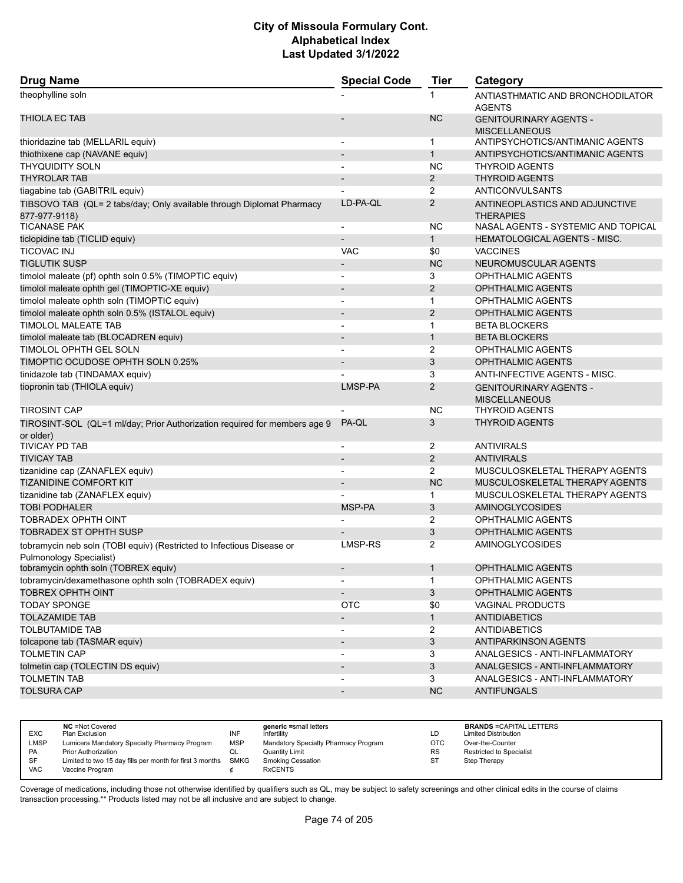| Drug Name | Special Code | Tier | Category |
|---|---|---|---|
| theophylline soln | - | 1 | ANTIASTHMATIC AND BRONCHODILATOR AGENTS |
| THIOLA EC TAB | - | NC | GENITOURINARY AGENTS - MISCELLANEOUS |
| thioridazine tab (MELLARIL equiv) | - | 1 | ANTIPSYCHOTICS/ANTIMANIC AGENTS |
| thiothixene cap (NAVANE equiv) | - | 1 | ANTIPSYCHOTICS/ANTIMANIC AGENTS |
| THYQUIDITY SOLN | - | NC | THYROID AGENTS |
| THYROLAR TAB | - | 2 | THYROID AGENTS |
| tiagabine tab (GABITRIL equiv) | - | 2 | ANTICONVULSANTS |
| TIBSOVO TAB (QL= 2 tabs/day; Only available through Diplomat Pharmacy 877-977-9118) | LD-PA-QL | 2 | ANTINEOPLASTICS AND ADJUNCTIVE THERAPIES |
| TICANASE PAK | - | NC | NASAL AGENTS - SYSTEMIC AND TOPICAL |
| ticlopidine tab (TICLID equiv) | - | 1 | HEMATOLOGICAL AGENTS - MISC. |
| TICOVAC INJ | VAC | $0 | VACCINES |
| TIGLUTIK SUSP | - | NC | NEUROMUSCULAR AGENTS |
| timolol maleate (pf) ophth soln 0.5% (TIMOPTIC equiv) | - | 3 | OPHTHALMIC AGENTS |
| timolol maleate ophth gel (TIMOPTIC-XE equiv) | - | 2 | OPHTHALMIC AGENTS |
| timolol maleate ophth soln (TIMOPTIC equiv) | - | 1 | OPHTHALMIC AGENTS |
| timolol maleate ophth soln 0.5% (ISTALOL equiv) | - | 2 | OPHTHALMIC AGENTS |
| TIMOLOL MALEATE TAB | - | 1 | BETA BLOCKERS |
| timolol maleate tab (BLOCADREN equiv) | - | 1 | BETA BLOCKERS |
| TIMOLOL OPHTH GEL SOLN | - | 2 | OPHTHALMIC AGENTS |
| TIMOPTIC OCUDOSE OPHTH SOLN 0.25% | - | 3 | OPHTHALMIC AGENTS |
| tinidazole tab (TINDAMAX equiv) | - | 3 | ANTI-INFECTIVE AGENTS - MISC. |
| tiopronin tab (THIOLA equiv) | LMSP-PA | 2 | GENITOURINARY AGENTS - MISCELLANEOUS |
| TIROSINT CAP | - | NC | THYROID AGENTS |
| TIROSINT-SOL (QL=1 ml/day; Prior Authorization required for members age 9 or older) | PA-QL | 3 | THYROID AGENTS |
| TIVICAY PD TAB | - | 2 | ANTIVIRALS |
| TIVICAY TAB | - | 2 | ANTIVIRALS |
| tizanidine cap (ZANAFLEX equiv) | - | 2 | MUSCULOSKELETAL THERAPY AGENTS |
| TIZANIDINE COMFORT KIT | - | NC | MUSCULOSKELETAL THERAPY AGENTS |
| tizanidine tab (ZANAFLEX equiv) | - | 1 | MUSCULOSKELETAL THERAPY AGENTS |
| TOBI PODHALER | MSP-PA | 3 | AMINOGLYCOSIDES |
| TOBRADEX OPHTH OINT | - | 2 | OPHTHALMIC AGENTS |
| TOBRADEX ST OPHTH SUSP | - | 3 | OPHTHALMIC AGENTS |
| tobramycin neb soln (TOBI equiv) (Restricted to Infectious Disease or Pulmonology Specialist) | LMSP-RS | 2 | AMINOGLYCOSIDES |
| tobramycin ophth soln (TOBREX equiv) | - | 1 | OPHTHALMIC AGENTS |
| tobramycin/dexamethasone ophth soln (TOBRADEX equiv) | - | 1 | OPHTHALMIC AGENTS |
| TOBREX OPHTH OINT | - | 3 | OPHTHALMIC AGENTS |
| TODAY SPONGE | OTC | $0 | VAGINAL PRODUCTS |
| TOLAZAMIDE TAB | - | 1 | ANTIDIABETICS |
| TOLBUTAMIDE TAB | - | 2 | ANTIDIABETICS |
| tolcapone tab (TASMAR equiv) | - | 3 | ANTIPARKINSON AGENTS |
| TOLMETIN CAP | - | 3 | ANALGESICS - ANTI-INFLAMMATORY |
| tolmetin cap (TOLECTIN DS equiv) | - | 3 | ANALGESICS - ANTI-INFLAMMATORY |
| TOLMETIN TAB | - | 3 | ANALGESICS - ANTI-INFLAMMATORY |
| TOLSURA CAP | - | NC | ANTIFUNGALS |

| | | | | | |
|---|---|---|---|---|---|
| | **NC** =Not Covered | | **generic** =small letters | | **BRANDS** =CAPITAL LETTERS |
| EXC | Plan Exclusion | INF | Infertility | LD | Limited Distribution |
| LMSP | Lumicera Mandatory Specialty Pharmacy Program | MSP | Mandatory Specialty Pharmacy Program | OTC | Over-the-Counter |
| PA | Prior Authorization | QL | Quantity Limit | RS | Restricted to Specialist |
| SF | Limited to two 15 day fills per month for first 3 months | SMKG | Smoking Cessation | ST | Step Therapy |
| VAC | Vaccine Program | ¢ | RxCENTS | | |

Coverage of medications, including those not otherwise identified by qualifiers such as QL, may be subject to safety screenings and other clinical edits in the course of claims transaction processing.** Products listed may not be all inclusive and are subject to change.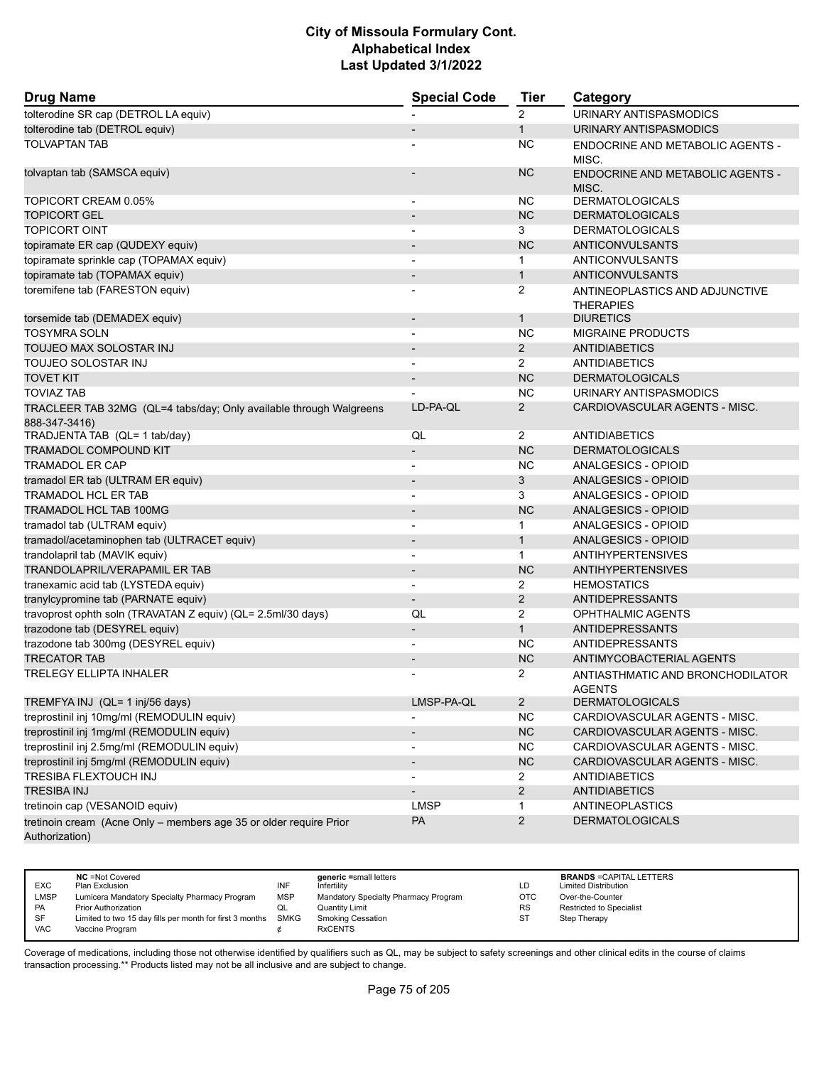| Drug Name | Special Code | Tier | Category |
| --- | --- | --- | --- |
| tolterodine SR cap (DETROL LA equiv) | - | 2 | URINARY ANTISPASMODICS |
| tolterodine tab (DETROL equiv) | - | 1 | URINARY ANTISPASMODICS |
| TOLVAPTAN TAB | - | NC | ENDOCRINE AND METABOLIC AGENTS - MISC. |
| tolvaptan tab (SAMSCA equiv) | - | NC | ENDOCRINE AND METABOLIC AGENTS - MISC. |
| TOPICORT CREAM 0.05% | - | NC | DERMATOLOGICALS |
| TOPICORT GEL | - | NC | DERMATOLOGICALS |
| TOPICORT OINT | - | 3 | DERMATOLOGICALS |
| topiramate ER cap (QUDEXY equiv) | - | NC | ANTICONVULSANTS |
| topiramate sprinkle cap (TOPAMAX equiv) | - | 1 | ANTICONVULSANTS |
| topiramate tab (TOPAMAX equiv) | - | 1 | ANTICONVULSANTS |
| toremifene tab (FARESTON equiv) | - | 2 | ANTINEOPLASTICS AND ADJUNCTIVE THERAPIES |
| torsemide tab (DEMADEX equiv) | - | 1 | DIURETICS |
| TOSYMRA SOLN | - | NC | MIGRAINE PRODUCTS |
| TOUJEO MAX SOLOSTAR INJ | - | 2 | ANTIDIABETICS |
| TOUJEO SOLOSTAR INJ | - | 2 | ANTIDIABETICS |
| TOVET KIT | - | NC | DERMATOLOGICALS |
| TOVIAZ TAB | - | NC | URINARY ANTISPASMODICS |
| TRACLEER TAB 32MG (QL=4 tabs/day; Only available through Walgreens 888-347-3416) | LD-PA-QL | 2 | CARDIOVASCULAR AGENTS - MISC. |
| TRADJENTA TAB (QL= 1 tab/day) | QL | 2 | ANTIDIABETICS |
| TRAMADOL COMPOUND KIT | - | NC | DERMATOLOGICALS |
| TRAMADOL ER CAP | - | NC | ANALGESICS - OPIOID |
| tramadol ER tab (ULTRAM ER equiv) | - | 3 | ANALGESICS - OPIOID |
| TRAMADOL HCL ER TAB | - | 3 | ANALGESICS - OPIOID |
| TRAMADOL HCL TAB 100MG | - | NC | ANALGESICS - OPIOID |
| tramadol tab (ULTRAM equiv) | - | 1 | ANALGESICS - OPIOID |
| tramadol/acetaminophen tab (ULTRACET equiv) | - | 1 | ANALGESICS - OPIOID |
| trandolapril tab (MAVIK equiv) | - | 1 | ANTIHYPERTENSIVES |
| TRANDOLAPRIL/VERAPAMIL ER TAB | - | NC | ANTIHYPERTENSIVES |
| tranexamic acid tab (LYSTEDA equiv) | - | 2 | HEMOSTATICS |
| tranylcypromine tab (PARNATE equiv) | - | 2 | ANTIDEPRESSANTS |
| travoprost ophth soln (TRAVATAN Z equiv) (QL= 2.5ml/30 days) | QL | 2 | OPHTHALMIC AGENTS |
| trazodone tab (DESYREL equiv) | - | 1 | ANTIDEPRESSANTS |
| trazodone tab 300mg (DESYREL equiv) | - | NC | ANTIDEPRESSANTS |
| TRECATOR TAB | - | NC | ANTIMYCOBACTERIAL AGENTS |
| TRELEGY ELLIPTA INHALER | - | 2 | ANTIASTHMATIC AND BRONCHODILATOR AGENTS |
| TREMFYA INJ (QL= 1 inj/56 days) | LMSP-PA-QL | 2 | DERMATOLOGICALS |
| treprostinil inj 10mg/ml (REMODULIN equiv) | - | NC | CARDIOVASCULAR AGENTS - MISC. |
| treprostinil inj 1mg/ml (REMODULIN equiv) | - | NC | CARDIOVASCULAR AGENTS - MISC. |
| treprostinil inj 2.5mg/ml (REMODULIN equiv) | - | NC | CARDIOVASCULAR AGENTS - MISC. |
| treprostinil inj 5mg/ml (REMODULIN equiv) | - | NC | CARDIOVASCULAR AGENTS - MISC. |
| TRESIBA FLEXTOUCH INJ | - | 2 | ANTIDIABETICS |
| TRESIBA INJ | - | 2 | ANTIDIABETICS |
| tretinoin cap (VESANOID equiv) | LMSP | 1 | ANTINEOPLASTICS |
| tretinoin cream (Acne Only – members age 35 or older require Prior Authorization) | PA | 2 | DERMATOLOGICALS |

| | | | | | |
| --- | --- | --- | --- | --- | --- |
| | **NC** =Not Covered | | **generic** =small letters | | **BRANDS** =CAPITAL LETTERS |
| EXC | Plan Exclusion | INF | Infertility | LD | Limited Distribution |
| LMSP | Lumicera Mandatory Specialty Pharmacy Program | MSP | Mandatory Specialty Pharmacy Program | OTC | Over-the-Counter |
| PA | Prior Authorization | QL | Quantity Limit | RS | Restricted to Specialist |
| SF | Limited to two 15 day fills per month for first 3 months | SMKG | Smoking Cessation | ST | Step Therapy |
| VAC | Vaccine Program | ¢ | RxCENTS | | |

Coverage of medications, including those not otherwise identified by qualifiers such as QL, may be subject to safety screenings and other clinical edits in the course of claims transaction processing.** Products listed may not be all inclusive and are subject to change.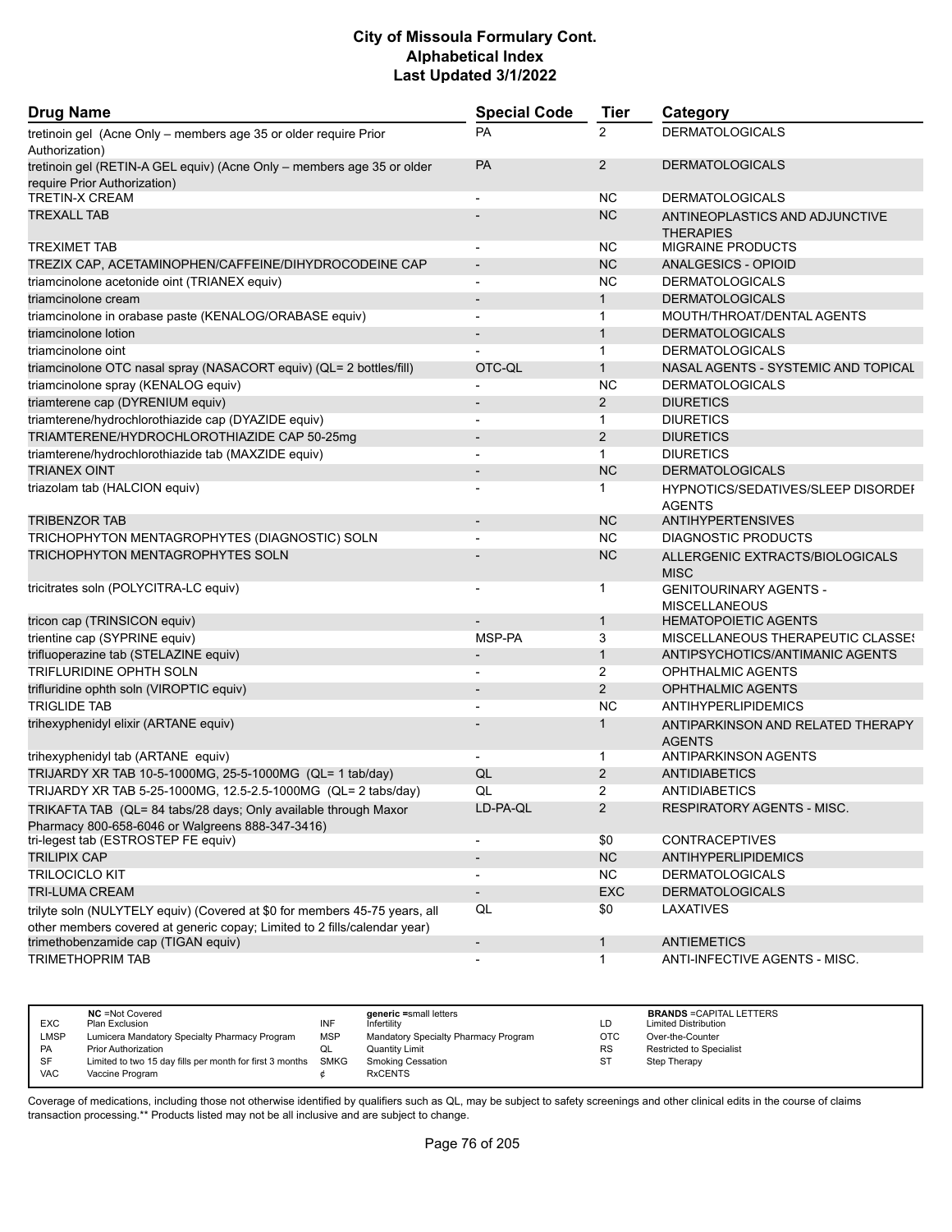# City of Missoula Formulary Cont.
## Alphabetical Index
### Last Updated 3/1/2022

| Drug Name | Special Code | Tier | Category |
|---|---|---|---|
| tretinoin gel (Acne Only – members age 35 or older require Prior Authorization) | PA | 2 | DERMATOLOGICALS |
| tretinoin gel (RETIN-A GEL equiv) (Acne Only – members age 35 or older require Prior Authorization) | PA | 2 | DERMATOLOGICALS |
| TRETIN-X CREAM | - | NC | DERMATOLOGICALS |
| TREXALL TAB | - | NC | ANTINEOPLASTICS AND ADJUNCTIVE THERAPIES |
| TREXIMET TAB | - | NC | MIGRAINE PRODUCTS |
| TREZIX CAP, ACETAMINOPHEN/CAFFEINE/DIHYDROCODEINE CAP | - | NC | ANALGESICS - OPIOID |
| triamcinolone acetonide oint (TRIANEX equiv) | - | NC | DERMATOLOGICALS |
| triamcinolone cream | - | 1 | DERMATOLOGICALS |
| triamcinolone in orabase paste (KENALOG/ORABASE equiv) | - | 1 | MOUTH/THROAT/DENTAL AGENTS |
| triamcinolone lotion | - | 1 | DERMATOLOGICALS |
| triamcinolone oint | - | 1 | DERMATOLOGICALS |
| triamcinolone OTC nasal spray (NASACORT equiv) (QL= 2 bottles/fill) | OTC-QL | 1 | NASAL AGENTS - SYSTEMIC AND TOPICAL |
| triamcinolone spray (KENALOG equiv) | - | NC | DERMATOLOGICALS |
| triamterene cap (DYRENIUM equiv) | - | 2 | DIURETICS |
| triamterene/hydrochlorothiazide cap (DYAZIDE equiv) | - | 1 | DIURETICS |
| TRIAMTERENE/HYDROCHLOROTHIAZIDE CAP 50-25mg | - | 2 | DIURETICS |
| triamterene/hydrochlorothiazide tab (MAXZIDE equiv) | - | 1 | DIURETICS |
| TRIANEX OINT | - | NC | DERMATOLOGICALS |
| triazolam tab (HALCION equiv) | - | 1 | HYPNOTICS/SEDATIVES/SLEEP DISORDER AGENTS |
| TRIBENZOR TAB | - | NC | ANTIHYPERTENSIVES |
| TRICHOPHYTON MENTAGROPHYTES (DIAGNOSTIC) SOLN | - | NC | DIAGNOSTIC PRODUCTS |
| TRICHOPHYTON MENTAGROPHYTES SOLN | - | NC | ALLERGENIC EXTRACTS/BIOLOGICALS MISC |
| tricitrates soln (POLYCITRA-LC equiv) | - | 1 | GENITOURINARY AGENTS - MISCELLANEOUS |
| tricon cap (TRINSICON equiv) | - | 1 | HEMATOPOIETIC AGENTS |
| trientine cap (SYPRINE equiv) | MSP-PA | 3 | MISCELLANEOUS THERAPEUTIC CLASSES |
| trifluoperazine tab (STELAZINE equiv) | - | 1 | ANTIPSYCHOTICS/ANTIMANIC AGENTS |
| TRIFLURIDINE OPHTH SOLN | - | 2 | OPHTHALMIC AGENTS |
| trifluridine ophth soln (VIROPTIC equiv) | - | 2 | OPHTHALMIC AGENTS |
| TRIGLIDE TAB | - | NC | ANTIHYPERLIPIDEMICS |
| trihexyphenidyl elixir (ARTANE equiv) | - | 1 | ANTIPARKINSON AND RELATED THERAPY AGENTS |
| trihexyphenidyl tab (ARTANE equiv) | - | 1 | ANTIPARKINSON AGENTS |
| TRIJARDY XR TAB 10-5-1000MG, 25-5-1000MG (QL= 1 tab/day) | QL | 2 | ANTIDIABETICS |
| TRIJARDY XR TAB 5-25-1000MG, 12.5-2.5-1000MG (QL= 2 tabs/day) | QL | 2 | ANTIDIABETICS |
| TRIKAFTA TAB (QL= 84 tabs/28 days; Only available through Maxor Pharmacy 800-658-6046 or Walgreens 888-347-3416) | LD-PA-QL | 2 | RESPIRATORY AGENTS - MISC. |
| tri-legest tab (ESTROSTEP FE equiv) | - | $0 | CONTRACEPTIVES |
| TRILIPIX CAP | - | NC | ANTIHYPERLIPIDEMICS |
| TRILOCICLO KIT | - | NC | DERMATOLOGICALS |
| TRI-LUMA CREAM | - | EXC | DERMATOLOGICALS |
| trilyte soln (NULYTELY equiv) (Covered at $0 for members 45-75 years, all other members covered at generic copay; Limited to 2 fills/calendar year) | QL | $0 | LAXATIVES |
| trimethobenzamide cap (TIGAN equiv) | - | 1 | ANTIEMETICS |
| TRIMETHOPRIM TAB | - | 1 | ANTI-INFECTIVE AGENTS - MISC. |

| | | | | | |
|---|---|---|---|---|---|
| **NC** =Not Covered | | **generic** =small letters | | **BRANDS** =CAPITAL LETTERS | |
| EXC | Plan Exclusion | INF | Infertility | LD | Limited Distribution |
| LMSP | Lumicera Mandatory Specialty Pharmacy Program | MSP | Mandatory Specialty Pharmacy Program | OTC | Over-the-Counter |
| PA | Prior Authorization | QL | Quantity Limit | RS | Restricted to Specialist |
| SF | Limited to two 15 day fills per month for first 3 months | SMKG | Smoking Cessation | ST | Step Therapy |
| VAC | Vaccine Program | ¢ | RxCENTS | | |

Coverage of medications, including those not otherwise identified by qualifiers such as QL, may be subject to safety screenings and other clinical edits in the course of claims transaction processing.** Products listed may not be all inclusive and are subject to change.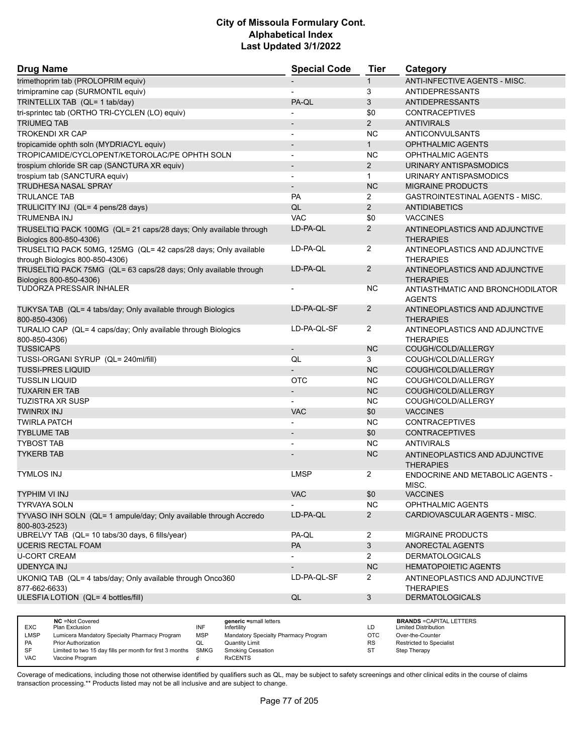# City of Missoula Formulary Cont.
# Alphabetical Index
# Last Updated 3/1/2022

| Drug Name | Special Code | Tier | Category |
|---|---|---|---|
| trimethoprim tab (PROLOPRIM equiv) | - | 1 | ANTI-INFECTIVE AGENTS - MISC. |
| trimipramine cap (SURMONTIL equiv) | - | 3 | ANTIDEPRESSANTS |
| TRINTELLIX TAB (QL= 1 tab/day) | PA-QL | 3 | ANTIDEPRESSANTS |
| tri-sprintec tab (ORTHO TRI-CYCLEN (LO) equiv) | - | $0 | CONTRACEPTIVES |
| TRIUMEQ TAB | - | 2 | ANTIVIRALS |
| TROKENDI XR CAP | - | NC | ANTICONVULSANTS |
| tropicamide ophth soln (MYDRIACYL equiv) | - | 1 | OPHTHALMIC AGENTS |
| TROPICAMIDE/CYCLOPENT/KETOROLAC/PE OPHTH SOLN | - | NC | OPHTHALMIC AGENTS |
| trospium chloride SR cap (SANCTURA XR equiv) | - | 2 | URINARY ANTISPASMODICS |
| trospium tab (SANCTURA equiv) | - | 1 | URINARY ANTISPASMODICS |
| TRUDHESA NASAL SPRAY | - | NC | MIGRAINE PRODUCTS |
| TRULANCE TAB | PA | 2 | GASTROINTESTINAL AGENTS - MISC. |
| TRULICITY INJ (QL= 4 pens/28 days) | QL | 2 | ANTIDIABETICS |
| TRUMENBA INJ | VAC | $0 | VACCINES |
| TRUSELTIQ PACK 100MG (QL= 21 caps/28 days; Only available through Biologics 800-850-4306) | LD-PA-QL | 2 | ANTINEOPLASTICS AND ADJUNCTIVE THERAPIES |
| TRUSELTIQ PACK 50MG, 125MG (QL= 42 caps/28 days; Only available through Biologics 800-850-4306) | LD-PA-QL | 2 | ANTINEOPLASTICS AND ADJUNCTIVE THERAPIES |
| TRUSELTIQ PACK 75MG (QL= 63 caps/28 days; Only available through Biologics 800-850-4306) | LD-PA-QL | 2 | ANTINEOPLASTICS AND ADJUNCTIVE THERAPIES |
| TUDORZA PRESSAIR INHALER | - | NC | ANTIASTHMATIC AND BRONCHODILATOR AGENTS |
| TUKYSA TAB (QL= 4 tabs/day; Only available through Biologics 800-850-4306) | LD-PA-QL-SF | 2 | ANTINEOPLASTICS AND ADJUNCTIVE THERAPIES |
| TURALIO CAP (QL= 4 caps/day; Only available through Biologics 800-850-4306) | LD-PA-QL-SF | 2 | ANTINEOPLASTICS AND ADJUNCTIVE THERAPIES |
| TUSSICAPS | - | NC | COUGH/COLD/ALLERGY |
| TUSSI-ORGANI SYRUP (QL= 240ml/fill) | QL | 3 | COUGH/COLD/ALLERGY |
| TUSSI-PRES LIQUID | - | NC | COUGH/COLD/ALLERGY |
| TUSSLIN LIQUID | OTC | NC | COUGH/COLD/ALLERGY |
| TUXARIN ER TAB | - | NC | COUGH/COLD/ALLERGY |
| TUZISTRA XR SUSP | - | NC | COUGH/COLD/ALLERGY |
| TWINRIX INJ | VAC | $0 | VACCINES |
| TWIRLA PATCH | - | NC | CONTRACEPTIVES |
| TYBLUME TAB | - | $0 | CONTRACEPTIVES |
| TYBOST TAB | - | NC | ANTIVIRALS |
| TYKERB TAB | - | NC | ANTINEOPLASTICS AND ADJUNCTIVE THERAPIES |
| TYMLOS INJ | LMSP | 2 | ENDOCRINE AND METABOLIC AGENTS - MISC. |
| TYPHIM VI INJ | VAC | $0 | VACCINES |
| TYRVAYA SOLN | - | NC | OPHTHALMIC AGENTS |
| TYVASO INH SOLN (QL= 1 ampule/day; Only available through Accredo 800-803-2523) | LD-PA-QL | 2 | CARDIOVASCULAR AGENTS - MISC. |
| UBRELVY TAB (QL= 10 tabs/30 days, 6 fills/year) | PA-QL | 2 | MIGRAINE PRODUCTS |
| UCERIS RECTAL FOAM | PA | 3 | ANORECTAL AGENTS |
| U-CORT CREAM | - | 2 | DERMATOLOGICALS |
| UDENYCA INJ | - | NC | HEMATOPOIETIC AGENTS |
| UKONIQ TAB (QL= 4 tabs/day; Only available through Onco360 877-662-6633) | LD-PA-QL-SF | 2 | ANTINEOPLASTICS AND ADJUNCTIVE THERAPIES |
| ULESFIA LOTION (QL= 4 bottles/fill) | QL | 3 | DERMATOLOGICALS |

| | | | | | |
|---|---|---|---|---|---|
| NC | =Not Covered | | generic =small letters | | BRANDS =CAPITAL LETTERS |
| EXC | Plan Exclusion | INF | Infertility | LD | Limited Distribution |
| LMSP | Lumicera Mandatory Specialty Pharmacy Program | MSP | Mandatory Specialty Pharmacy Program | OTC | Over-the-Counter |
| PA | Prior Authorization | QL | Quantity Limit | RS | Restricted to Specialist |
| SF | Limited to two 15 day fills per month for first 3 months | SMKG | Smoking Cessation | ST | Step Therapy |
| VAC | Vaccine Program | ¢ | RxCENTS | | |

Coverage of medications, including those not otherwise identified by qualifiers such as QL, may be subject to safety screenings and other clinical edits in the course of claims transaction processing.** Products listed may not be all inclusive and are subject to change.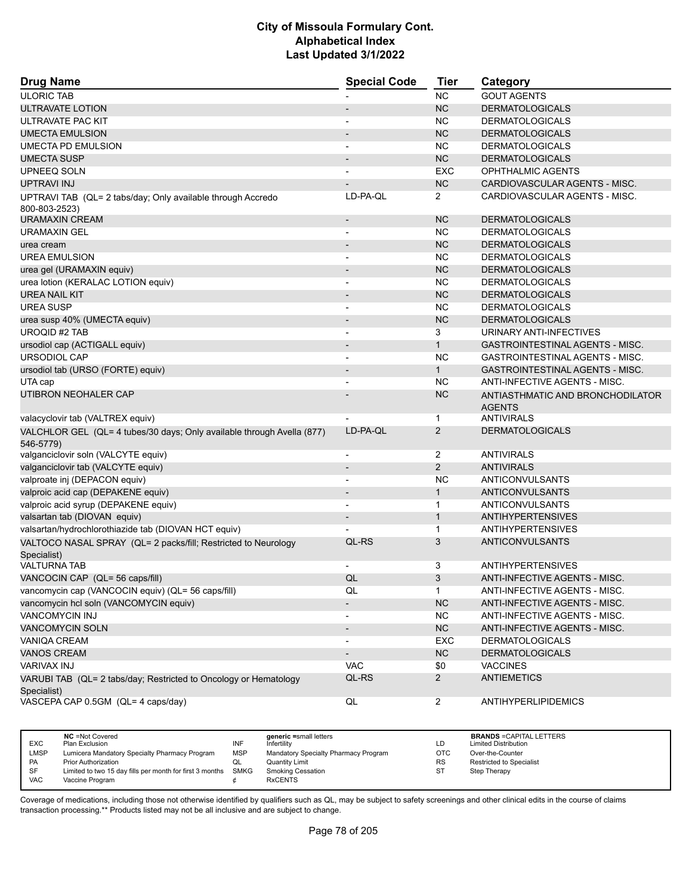# City of Missoula Formulary Cont.
# Alphabetical Index
# Last Updated 3/1/2022

| Drug Name | Special Code | Tier | Category |
|---|---|---|---|
| ULORIC TAB | - | NC | GOUT AGENTS |
| ULTRAVATE LOTION | - | NC | DERMATOLOGICALS |
| ULTRAVATE PAC KIT | - | NC | DERMATOLOGICALS |
| UMECTA EMULSION | - | NC | DERMATOLOGICALS |
| UMECTA PD EMULSION | - | NC | DERMATOLOGICALS |
| UMECTA SUSP | - | NC | DERMATOLOGICALS |
| UPNEEQ SOLN | - | EXC | OPHTHALMIC AGENTS |
| UPTRAVI INJ | - | NC | CARDIOVASCULAR AGENTS - MISC. |
| UPTRAVI TAB (QL= 2 tabs/day; Only available through Accredo 800-803-2523) | LD-PA-QL | 2 | CARDIOVASCULAR AGENTS - MISC. |
| URAMAXIN CREAM | - | NC | DERMATOLOGICALS |
| URAMAXIN GEL | - | NC | DERMATOLOGICALS |
| urea cream | - | NC | DERMATOLOGICALS |
| UREA EMULSION | - | NC | DERMATOLOGICALS |
| urea gel (URAMAXIN equiv) | - | NC | DERMATOLOGICALS |
| urea lotion (KERALAC LOTION equiv) | - | NC | DERMATOLOGICALS |
| UREA NAIL KIT | - | NC | DERMATOLOGICALS |
| UREA SUSP | - | NC | DERMATOLOGICALS |
| urea susp 40% (UMECTA equiv) | - | NC | DERMATOLOGICALS |
| UROQID #2 TAB | - | 3 | URINARY ANTI-INFECTIVES |
| ursodiol cap (ACTIGALL equiv) | - | 1 | GASTROINTESTINAL AGENTS - MISC. |
| URSODIOL CAP | - | NC | GASTROINTESTINAL AGENTS - MISC. |
| ursodiol tab (URSO (FORTE) equiv) | - | 1 | GASTROINTESTINAL AGENTS - MISC. |
| UTA cap | - | NC | ANTI-INFECTIVE AGENTS - MISC. |
| UTIBRON NEOHALER CAP | - | NC | ANTIASTHMATIC AND BRONCHODILATOR AGENTS |
| valacyclovir tab (VALTREX equiv) | - | 1 | ANTIVIRALS |
| VALCHLOR GEL (QL= 4 tubes/30 days; Only available through Avella (877) 546-5779) | LD-PA-QL | 2 | DERMATOLOGICALS |
| valganciclovir soln (VALCYTE equiv) | - | 2 | ANTIVIRALS |
| valganciclovir tab (VALCYTE equiv) | - | 2 | ANTIVIRALS |
| valproate inj (DEPACON equiv) | - | NC | ANTICONVULSANTS |
| valproic acid cap (DEPAKENE equiv) | - | 1 | ANTICONVULSANTS |
| valproic acid syrup (DEPAKENE equiv) | - | 1 | ANTICONVULSANTS |
| valsartan tab (DIOVAN equiv) | - | 1 | ANTIHYPERTENSIVES |
| valsartan/hydrochlorothiazide tab (DIOVAN HCT equiv) | - | 1 | ANTIHYPERTENSIVES |
| VALTOCO NASAL SPRAY (QL= 2 packs/fill; Restricted to Neurology Specialist) | QL-RS | 3 | ANTICONVULSANTS |
| VALTURNA TAB | - | 3 | ANTIHYPERTENSIVES |
| VANCOCIN CAP (QL= 56 caps/fill) | QL | 3 | ANTI-INFECTIVE AGENTS - MISC. |
| vancomycin cap (VANCOCIN equiv) (QL= 56 caps/fill) | QL | 1 | ANTI-INFECTIVE AGENTS - MISC. |
| vancomycin hcl soln (VANCOMYCIN equiv) | - | NC | ANTI-INFECTIVE AGENTS - MISC. |
| VANCOMYCIN INJ | - | NC | ANTI-INFECTIVE AGENTS - MISC. |
| VANCOMYCIN SOLN | - | NC | ANTI-INFECTIVE AGENTS - MISC. |
| VANIQA CREAM | - | EXC | DERMATOLOGICALS |
| VANOS CREAM | - | NC | DERMATOLOGICALS |
| VARIVAX INJ | VAC | $0 | VACCINES |
| VARUBI TAB (QL= 2 tabs/day; Restricted to Oncology or Hematology Specialist) | QL-RS | 2 | ANTIEMETICS |
| VASCEPA CAP 0.5GM (QL= 4 caps/day) | QL | 2 | ANTIHYPERLIPIDEMICS |

| | | | | | |
|---|---|---|---|---|---|
| EXC | NC =Not Covered<br>Plan Exclusion | INF | generic =small letters<br>Infertility | LD | BRANDS =CAPITAL LETTERS<br>Limited Distribution |
| LMSP | Lumicera Mandatory Specialty Pharmacy Program | MSP | Mandatory Specialty Pharmacy Program | OTC | Over-the-Counter |
| PA | Prior Authorization | QL | Quantity Limit | RS | Restricted to Specialist |
| SF | Limited to two 15 day fills per month for first 3 months | SMKG | Smoking Cessation | ST | Step Therapy |
| VAC | Vaccine Program | ¢ | RxCENTS | | |

Coverage of medications, including those not otherwise identified by qualifiers such as QL, may be subject to safety screenings and other clinical edits in the course of claims transaction processing.** Products listed may not be all inclusive and are subject to change.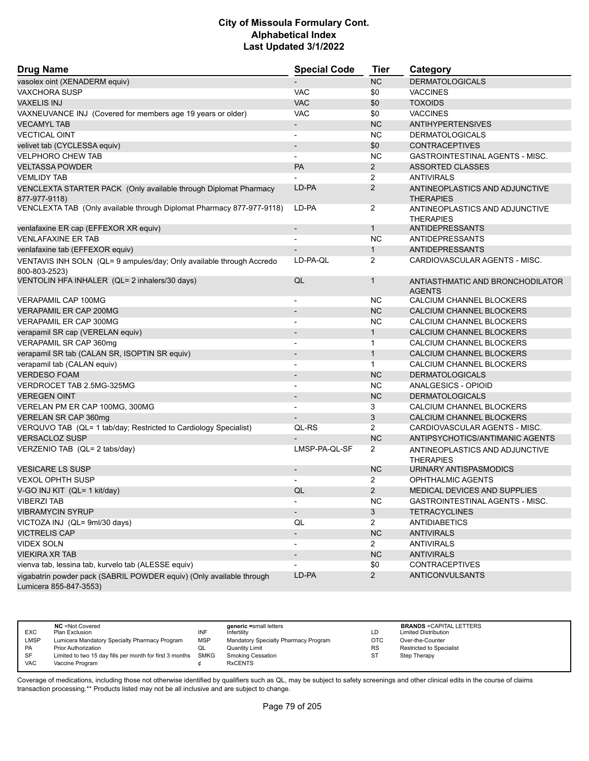# City of Missoula Formulary Cont.
# Alphabetical Index
# Last Updated 3/1/2022

| Drug Name | Special Code | Tier | Category |
|---|---|---|---|
| vasolex oint (XENADERM equiv) | - | NC | DERMATOLOGICALS |
| VAXCHORA SUSP | VAC | $0 | VACCINES |
| VAXELIS INJ | VAC | $0 | TOXOIDS |
| VAXNEUVANCE INJ (Covered for members age 19 years or older) | VAC | $0 | VACCINES |
| VECAMYL TAB | - | NC | ANTIHYPERTENSIVES |
| VECTICAL OINT | - | NC | DERMATOLOGICALS |
| velivet tab (CYCLESSA equiv) | - | $0 | CONTRACEPTIVES |
| VELPHORO CHEW TAB | - | NC | GASTROINTESTINAL AGENTS - MISC. |
| VELTASSA POWDER | PA | 2 | ASSORTED CLASSES |
| VEMLIDY TAB | - | 2 | ANTIVIRALS |
| VENCLEXTA STARTER PACK (Only available through Diplomat Pharmacy 877-977-9118) | LD-PA | 2 | ANTINEOPLASTICS AND ADJUNCTIVE THERAPIES |
| VENCLEXTA TAB (Only available through Diplomat Pharmacy 877-977-9118) | LD-PA | 2 | ANTINEOPLASTICS AND ADJUNCTIVE THERAPIES |
| venlafaxine ER cap (EFFEXOR XR equiv) | - | 1 | ANTIDEPRESSANTS |
| VENLAFAXINE ER TAB | - | NC | ANTIDEPRESSANTS |
| venlafaxine tab (EFFEXOR equiv) | - | 1 | ANTIDEPRESSANTS |
| VENTAVIS INH SOLN (QL= 9 ampules/day; Only available through Accredo 800-803-2523) | LD-PA-QL | 2 | CARDIOVASCULAR AGENTS - MISC. |
| VENTOLIN HFA INHALER (QL= 2 inhalers/30 days) | QL | 1 | ANTIASTHMATIC AND BRONCHODILATOR AGENTS |
| VERAPAMIL CAP 100MG | - | NC | CALCIUM CHANNEL BLOCKERS |
| VERAPAMIL ER CAP 200MG | - | NC | CALCIUM CHANNEL BLOCKERS |
| VERAPAMIL ER CAP 300MG | - | NC | CALCIUM CHANNEL BLOCKERS |
| verapamil SR cap (VERELAN equiv) | - | 1 | CALCIUM CHANNEL BLOCKERS |
| VERAPAMIL SR CAP 360mg | - | 1 | CALCIUM CHANNEL BLOCKERS |
| verapamil SR tab (CALAN SR, ISOPTIN SR equiv) | - | 1 | CALCIUM CHANNEL BLOCKERS |
| verapamil tab (CALAN equiv) | - | 1 | CALCIUM CHANNEL BLOCKERS |
| VERDESO FOAM | - | NC | DERMATOLOGICALS |
| VERDROCET TAB 2.5MG-325MG | - | NC | ANALGESICS - OPIOID |
| VEREGEN OINT | - | NC | DERMATOLOGICALS |
| VERELAN PM ER CAP 100MG, 300MG | - | 3 | CALCIUM CHANNEL BLOCKERS |
| VERELAN SR CAP 360mg | - | 3 | CALCIUM CHANNEL BLOCKERS |
| VERQUVO TAB (QL= 1 tab/day; Restricted to Cardiology Specialist) | QL-RS | 2 | CARDIOVASCULAR AGENTS - MISC. |
| VERSACLOZ SUSP | - | NC | ANTIPSYCHOTICS/ANTIMANIC AGENTS |
| VERZENIO TAB (QL= 2 tabs/day) | LMSP-PA-QL-SF | 2 | ANTINEOPLASTICS AND ADJUNCTIVE THERAPIES |
| VESICARE LS SUSP | - | NC | URINARY ANTISPASMODICS |
| VEXOL OPHTH SUSP | - | 2 | OPHTHALMIC AGENTS |
| V-GO INJ KIT (QL= 1 kit/day) | QL | 2 | MEDICAL DEVICES AND SUPPLIES |
| VIBERZI TAB | - | NC | GASTROINTESTINAL AGENTS - MISC. |
| VIBRAMYCIN SYRUP | - | 3 | TETRACYCLINES |
| VICTOZA INJ (QL= 9ml/30 days) | QL | 2 | ANTIDIABETICS |
| VICTRELIS CAP | - | NC | ANTIVIRALS |
| VIDEX SOLN | - | 2 | ANTIVIRALS |
| VIEKIRA XR TAB | - | NC | ANTIVIRALS |
| vienva tab, lessina tab, kurvelo tab (ALESSE equiv) | - | $0 | CONTRACEPTIVES |
| vigabatrin powder pack (SABRIL POWDER equiv) (Only available through Lumicera 855-847-3553) | LD-PA | 2 | ANTICONVULSANTS |

| | | | | | |
|---|---|---|---|---|---|
| | **NC** =Not Covered | | **generic** =small letters | | **BRANDS** =CAPITAL LETTERS |
| EXC | Plan Exclusion | INF | Infertility | LD | Limited Distribution |
| LMSP | Lumicera Mandatory Specialty Pharmacy Program | MSP | Mandatory Specialty Pharmacy Program | OTC | Over-the-Counter |
| PA | Prior Authorization | QL | Quantity Limit | RS | Restricted to Specialist |
| SF | Limited to two 15 day fills per month for first 3 months | SMKG | Smoking Cessation | ST | Step Therapy |
| VAC | Vaccine Program | ¢ | RxCENTS | | |

Coverage of medications, including those not otherwise identified by qualifiers such as QL, may be subject to safety screenings and other clinical edits in the course of claims transaction processing.** Products listed may not be all inclusive and are subject to change.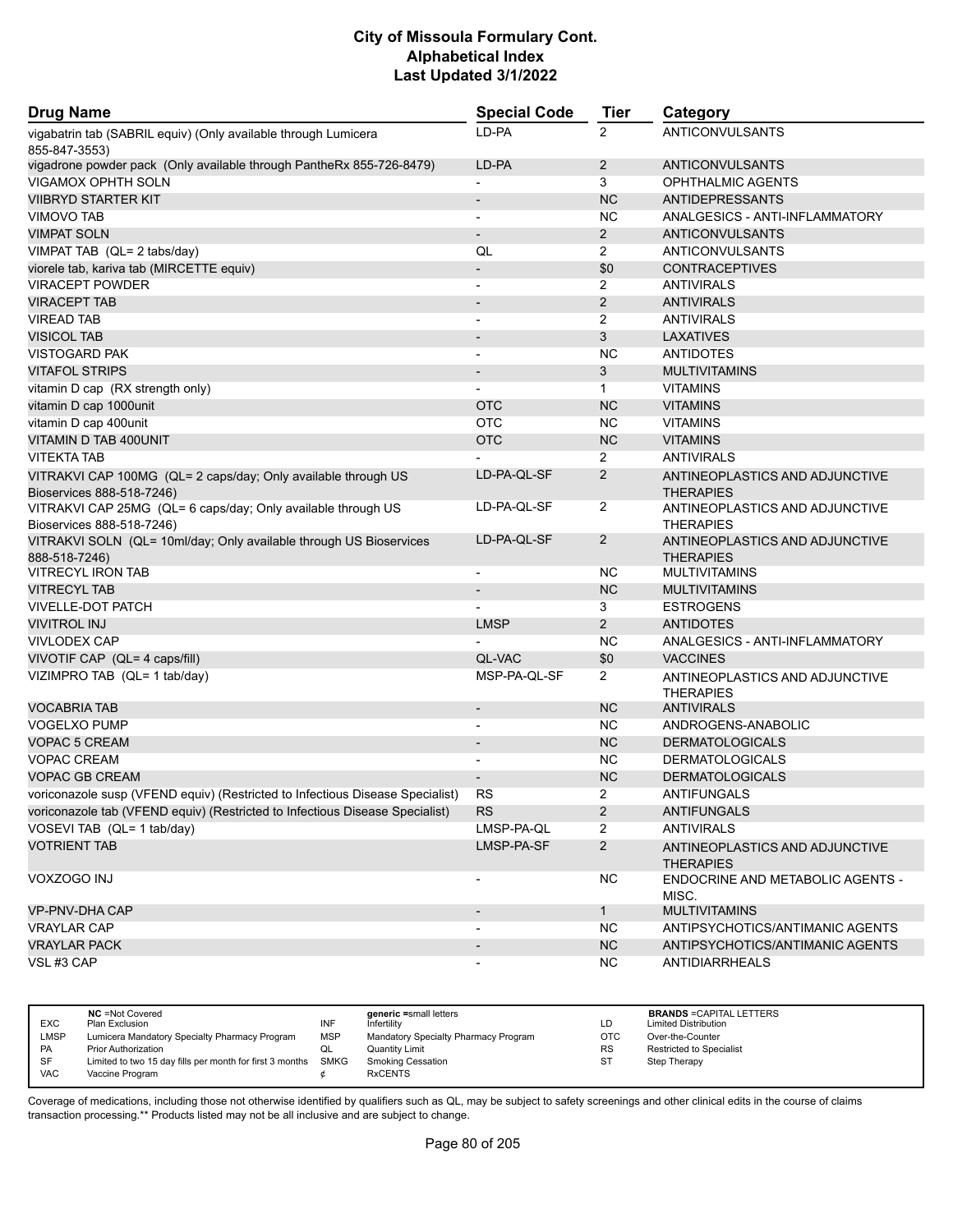# City of Missoula Formulary Cont.
## Alphabetical Index
### Last Updated 3/1/2022

| Drug Name | Special Code | Tier | Category |
|---|---|---|---|
| vigabatrin tab (SABRIL equiv) (Only available through Lumicera 855-847-3553) | LD-PA | 2 | ANTICONVULSANTS |
| vigadrone powder pack (Only available through PantheRx 855-726-8479) | LD-PA | 2 | ANTICONVULSANTS |
| VIGAMOX OPHTH SOLN | - | 3 | OPHTHALMIC AGENTS |
| VIIBRYD STARTER KIT | - | NC | ANTIDEPRESSANTS |
| VIMOVO TAB | - | NC | ANALGESICS - ANTI-INFLAMMATORY |
| VIMPAT SOLN | - | 2 | ANTICONVULSANTS |
| VIMPAT TAB (QL= 2 tabs/day) | QL | 2 | ANTICONVULSANTS |
| viorele tab, kariva tab (MIRCETTE equiv) | - | $0 | CONTRACEPTIVES |
| VIRACEPT POWDER | - | 2 | ANTIVIRALS |
| VIRACEPT TAB | - | 2 | ANTIVIRALS |
| VIREAD TAB | - | 2 | ANTIVIRALS |
| VISICOL TAB | - | 3 | LAXATIVES |
| VISTOGARD PAK | - | NC | ANTIDOTES |
| VITAFOL STRIPS | - | 3 | MULTIVITAMINS |
| vitamin D cap (RX strength only) | - | 1 | VITAMINS |
| vitamin D cap 1000unit | OTC | NC | VITAMINS |
| vitamin D cap 400unit | OTC | NC | VITAMINS |
| VITAMIN D TAB 400UNIT | OTC | NC | VITAMINS |
| VITEKTA TAB | - | 2 | ANTIVIRALS |
| VITRAKVI CAP 100MG (QL= 2 caps/day; Only available through US Bioservices 888-518-7246) | LD-PA-QL-SF | 2 | ANTINEOPLASTICS AND ADJUNCTIVE THERAPIES |
| VITRAKVI CAP 25MG (QL= 6 caps/day; Only available through US Bioservices 888-518-7246) | LD-PA-QL-SF | 2 | ANTINEOPLASTICS AND ADJUNCTIVE THERAPIES |
| VITRAKVI SOLN (QL= 10ml/day; Only available through US Bioservices 888-518-7246) | LD-PA-QL-SF | 2 | ANTINEOPLASTICS AND ADJUNCTIVE THERAPIES |
| VITRECYL IRON TAB | - | NC | MULTIVITAMINS |
| VITRECYL TAB | - | NC | MULTIVITAMINS |
| VIVELLE-DOT PATCH | - | 3 | ESTROGENS |
| VIVITROL INJ | LMSP | 2 | ANTIDOTES |
| VIVLODEX CAP | - | NC | ANALGESICS - ANTI-INFLAMMATORY |
| VIVOTIF CAP (QL= 4 caps/fill) | QL-VAC | $0 | VACCINES |
| VIZIMPRO TAB (QL= 1 tab/day) | MSP-PA-QL-SF | 2 | ANTINEOPLASTICS AND ADJUNCTIVE THERAPIES |
| VOCABRIA TAB | - | NC | ANTIVIRALS |
| VOGELXO PUMP | - | NC | ANDROGENS-ANABOLIC |
| VOPAC 5 CREAM | - | NC | DERMATOLOGICALS |
| VOPAC CREAM | - | NC | DERMATOLOGICALS |
| VOPAC GB CREAM | - | NC | DERMATOLOGICALS |
| voriconazole susp (VFEND equiv) (Restricted to Infectious Disease Specialist) | RS | 2 | ANTIFUNGALS |
| voriconazole tab (VFEND equiv) (Restricted to Infectious Disease Specialist) | RS | 2 | ANTIFUNGALS |
| VOSEVI TAB (QL= 1 tab/day) | LMSP-PA-QL | 2 | ANTIVIRALS |
| VOTRIENT TAB | LMSP-PA-SF | 2 | ANTINEOPLASTICS AND ADJUNCTIVE THERAPIES |
| VOXZOGO INJ | - | NC | ENDOCRINE AND METABOLIC AGENTS - MISC. |
| VP-PNV-DHA CAP | - | 1 | MULTIVITAMINS |
| VRAYLAR CAP | - | NC | ANTIPSYCHOTICS/ANTIMANIC AGENTS |
| VRAYLAR PACK | - | NC | ANTIPSYCHOTICS/ANTIMANIC AGENTS |
| VSL #3 CAP | - | NC | ANTIDIARRHEALS |

| | | | | | |
|---|---|---|---|---|---|
| | **NC** =Not Covered | | **generic** =small letters | | **BRANDS** =CAPITAL LETTERS |
| EXC | Plan Exclusion | INF | Infertility | LD | Limited Distribution |
| LMSP | Lumicera Mandatory Specialty Pharmacy Program | MSP | Mandatory Specialty Pharmacy Program | OTC | Over-the-Counter |
| PA | Prior Authorization | QL | Quantity Limit | RS | Restricted to Specialist |
| SF | Limited to two 15 day fills per month for first 3 months | SMKG | Smoking Cessation | ST | Step Therapy |
| VAC | Vaccine Program | ¢ | RxCENTS | | |

Coverage of medications, including those not otherwise identified by qualifiers such as QL, may be subject to safety screenings and other clinical edits in the course of claims transaction processing.** Products listed may not be all inclusive and are subject to change.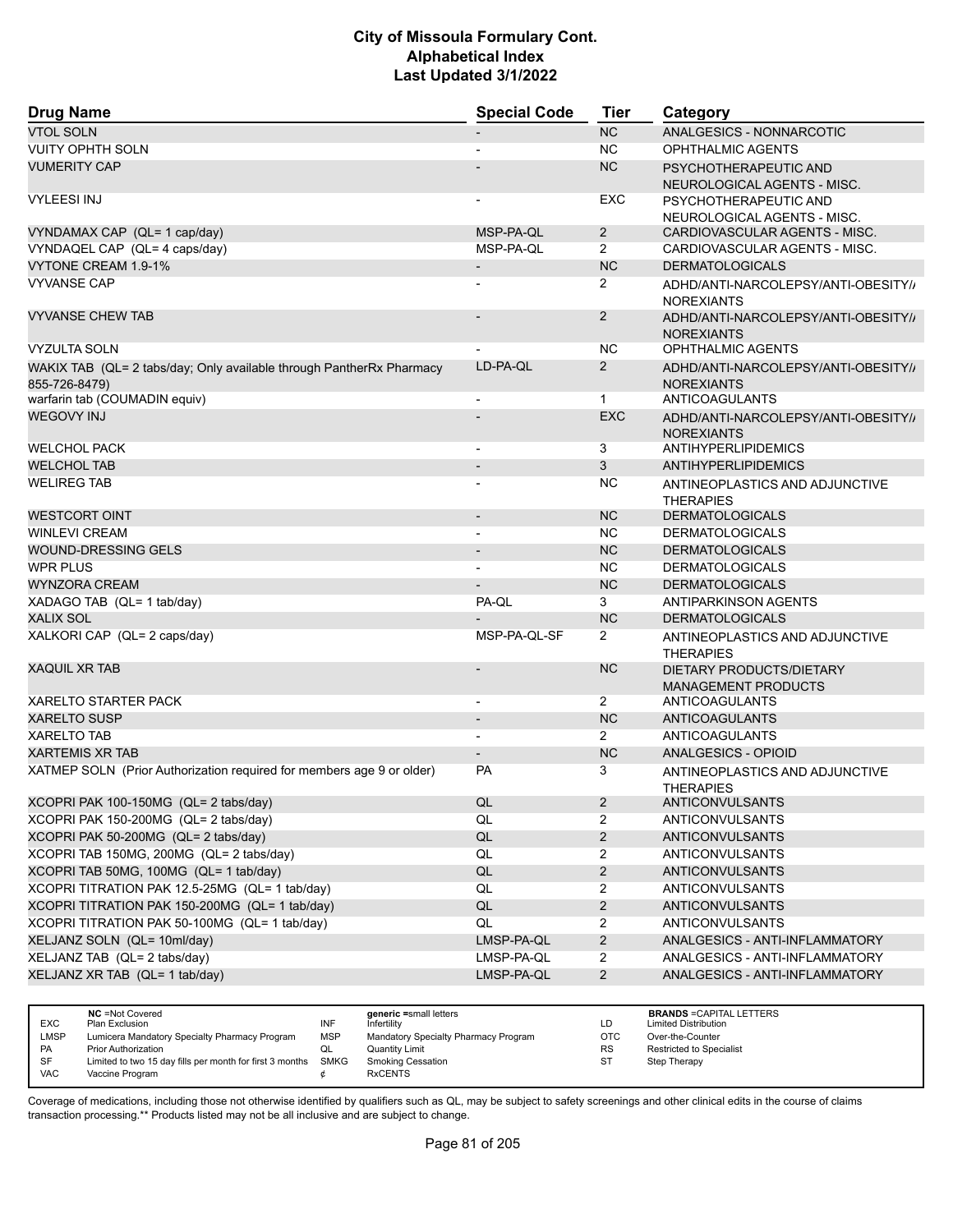# City of Missoula Formulary Cont.
## Alphabetical Index
### Last Updated 3/1/2022

| Drug Name | Special Code | Tier | Category |
|---|---|---|---|
| VTOL SOLN | - | NC | ANALGESICS - NONNARCOTIC |
| VUITY OPHTH SOLN | - | NC | OPHTHALMIC AGENTS |
| VUMERITY CAP | - | NC | PSYCHOTHERAPEUTIC AND NEUROLOGICAL AGENTS - MISC. |
| VYLEESI INJ | - | EXC | PSYCHOTHERAPEUTIC AND NEUROLOGICAL AGENTS - MISC. |
| VYNDAMAX CAP (QL= 1 cap/day) | MSP-PA-QL | 2 | CARDIOVASCULAR AGENTS - MISC. |
| VYNDAQEL CAP (QL= 4 caps/day) | MSP-PA-QL | 2 | CARDIOVASCULAR AGENTS - MISC. |
| VYTONE CREAM 1.9-1% | - | NC | DERMATOLOGICALS |
| VYVANSE CAP | - | 2 | ADHD/ANTI-NARCOLEPSY/ANTI-OBESITY/ANOREXIANTS |
| VYVANSE CHEW TAB | - | 2 | ADHD/ANTI-NARCOLEPSY/ANTI-OBESITY/ANOREXIANTS |
| VYZULTA SOLN | - | NC | OPHTHALMIC AGENTS |
| WAKIX TAB (QL= 2 tabs/day; Only available through PantherRx Pharmacy 855-726-8479) | LD-PA-QL | 2 | ADHD/ANTI-NARCOLEPSY/ANTI-OBESITY/ANOREXIANTS |
| warfarin tab (COUMADIN equiv) | - | 1 | ANTICOAGULANTS |
| WEGOVY INJ | - | EXC | ADHD/ANTI-NARCOLEPSY/ANTI-OBESITY/ANOREXIANTS |
| WELCHOL PACK | - | 3 | ANTIHYPERLIPIDEMICS |
| WELCHOL TAB | - | 3 | ANTIHYPERLIPIDEMICS |
| WELIREG TAB | - | NC | ANTINEOPLASTICS AND ADJUNCTIVE THERAPIES |
| WESTCORT OINT | - | NC | DERMATOLOGICALS |
| WINLEVI CREAM | - | NC | DERMATOLOGICALS |
| WOUND-DRESSING GELS | - | NC | DERMATOLOGICALS |
| WPR PLUS | - | NC | DERMATOLOGICALS |
| WYNZORA CREAM | - | NC | DERMATOLOGICALS |
| XADAGO TAB (QL= 1 tab/day) | PA-QL | 3 | ANTIPARKINSON AGENTS |
| XALIX SOL | - | NC | DERMATOLOGICALS |
| XALKORI CAP (QL= 2 caps/day) | MSP-PA-QL-SF | 2 | ANTINEOPLASTICS AND ADJUNCTIVE THERAPIES |
| XAQUIL XR TAB | - | NC | DIETARY PRODUCTS/DIETARY MANAGEMENT PRODUCTS |
| XARELTO STARTER PACK | - | 2 | ANTICOAGULANTS |
| XARELTO SUSP | - | NC | ANTICOAGULANTS |
| XARELTO TAB | - | 2 | ANTICOAGULANTS |
| XARTEMIS XR TAB | - | NC | ANALGESICS - OPIOID |
| XATMEP SOLN (Prior Authorization required for members age 9 or older) | PA | 3 | ANTINEOPLASTICS AND ADJUNCTIVE THERAPIES |
| XCOPRI PAK 100-150MG (QL= 2 tabs/day) | QL | 2 | ANTICONVULSANTS |
| XCOPRI PAK 150-200MG (QL= 2 tabs/day) | QL | 2 | ANTICONVULSANTS |
| XCOPRI PAK 50-200MG (QL= 2 tabs/day) | QL | 2 | ANTICONVULSANTS |
| XCOPRI TAB 150MG, 200MG (QL= 2 tabs/day) | QL | 2 | ANTICONVULSANTS |
| XCOPRI TAB 50MG, 100MG (QL= 1 tab/day) | QL | 2 | ANTICONVULSANTS |
| XCOPRI TITRATION PAK 12.5-25MG (QL= 1 tab/day) | QL | 2 | ANTICONVULSANTS |
| XCOPRI TITRATION PAK 150-200MG (QL= 1 tab/day) | QL | 2 | ANTICONVULSANTS |
| XCOPRI TITRATION PAK 50-100MG (QL= 1 tab/day) | QL | 2 | ANTICONVULSANTS |
| XELJANZ SOLN (QL= 10ml/day) | LMSP-PA-QL | 2 | ANALGESICS - ANTI-INFLAMMATORY |
| XELJANZ TAB (QL= 2 tabs/day) | LMSP-PA-QL | 2 | ANALGESICS - ANTI-INFLAMMATORY |
| XELJANZ XR TAB (QL= 1 tab/day) | LMSP-PA-QL | 2 | ANALGESICS - ANTI-INFLAMMATORY |

| | | | | | |
|---|---|---|---|---|---|
| NC | =Not Covered | generic | =small letters | BRANDS | =CAPITAL LETTERS |
| EXC | Plan Exclusion | INF | Infertility | LD | Limited Distribution |
| LMSP | Lumicera Mandatory Specialty Pharmacy Program | MSP | Mandatory Specialty Pharmacy Program | OTC | Over-the-Counter |
| PA | Prior Authorization | QL | Quantity Limit | RS | Restricted to Specialist |
| SF | Limited to two 15 day fills per month for first 3 months | SMKG | Smoking Cessation | ST | Step Therapy |
| VAC | Vaccine Program | ¢ | RxCENTS | | |

Coverage of medications, including those not otherwise identified by qualifiers such as QL, may be subject to safety screenings and other clinical edits in the course of claims transaction processing.** Products listed may not be all inclusive and are subject to change.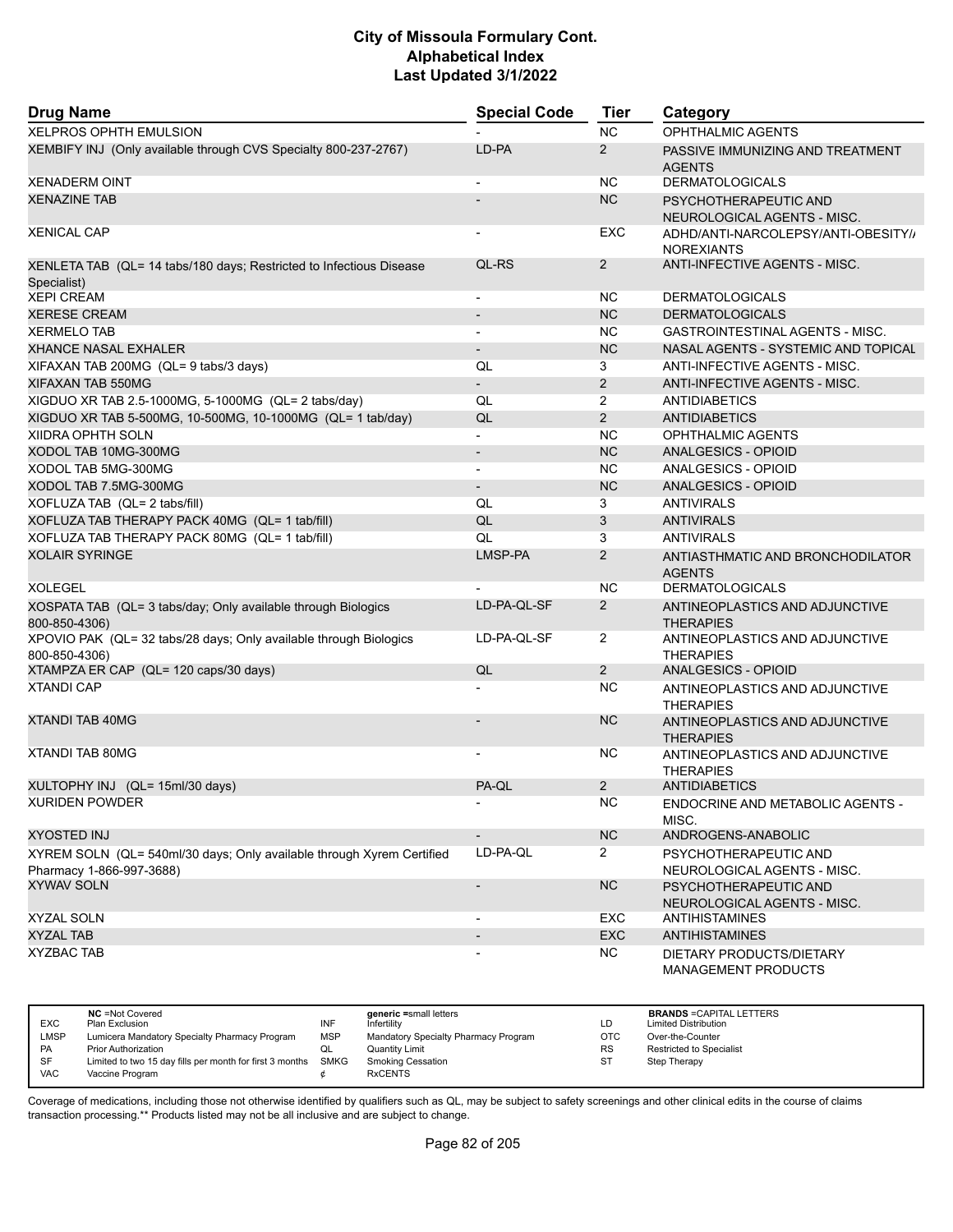# City of Missoula Formulary Cont.
# Alphabetical Index
# Last Updated 3/1/2022

| Drug Name | Special Code | Tier | Category |
|---|---|---|---|
| XELPROS OPHTH EMULSION | - | NC | OPHTHALMIC AGENTS |
| XEMBIFY INJ (Only available through CVS Specialty 800-237-2767) | LD-PA | 2 | PASSIVE IMMUNIZING AND TREATMENT AGENTS |
| XENADERM OINT | - | NC | DERMATOLOGICALS |
| XENAZINE TAB | - | NC | PSYCHOTHERAPEUTIC AND NEUROLOGICAL AGENTS - MISC. |
| XENICAL CAP | - | EXC | ADHD/ANTI-NARCOLEPSY/ANTI-OBESITY/ANOREXIANTS |
| XENLETA TAB (QL= 14 tabs/180 days; Restricted to Infectious Disease Specialist) | QL-RS | 2 | ANTI-INFECTIVE AGENTS - MISC. |
| XEPI CREAM | - | NC | DERMATOLOGICALS |
| XERESE CREAM | - | NC | DERMATOLOGICALS |
| XERMELO TAB | - | NC | GASTROINTESTINAL AGENTS - MISC. |
| XHANCE NASAL EXHALER | - | NC | NASAL AGENTS - SYSTEMIC AND TOPICAL |
| XIFAXAN TAB 200MG (QL= 9 tabs/3 days) | QL | 3 | ANTI-INFECTIVE AGENTS - MISC. |
| XIFAXAN TAB 550MG | - | 2 | ANTI-INFECTIVE AGENTS - MISC. |
| XIGDUO XR TAB 2.5-1000MG, 5-1000MG (QL= 2 tabs/day) | QL | 2 | ANTIDIABETICS |
| XIGDUO XR TAB 5-500MG, 10-500MG, 10-1000MG (QL= 1 tab/day) | QL | 2 | ANTIDIABETICS |
| XIIDRA OPHTH SOLN | - | NC | OPHTHALMIC AGENTS |
| XODOL TAB 10MG-300MG | - | NC | ANALGESICS - OPIOID |
| XODOL TAB 5MG-300MG | - | NC | ANALGESICS - OPIOID |
| XODOL TAB 7.5MG-300MG | - | NC | ANALGESICS - OPIOID |
| XOFLUZA TAB (QL= 2 tabs/fill) | QL | 3 | ANTIVIRALS |
| XOFLUZA TAB THERAPY PACK 40MG (QL= 1 tab/fill) | QL | 3 | ANTIVIRALS |
| XOFLUZA TAB THERAPY PACK 80MG (QL= 1 tab/fill) | QL | 3 | ANTIVIRALS |
| XOLAIR SYRINGE | LMSP-PA | 2 | ANTIASTHMATIC AND BRONCHODILATOR AGENTS |
| XOLEGEL | - | NC | DERMATOLOGICALS |
| XOSPATA TAB (QL= 3 tabs/day; Only available through Biologics 800-850-4306) | LD-PA-QL-SF | 2 | ANTINEOPLASTICS AND ADJUNCTIVE THERAPIES |
| XPOVIO PAK (QL= 32 tabs/28 days; Only available through Biologics 800-850-4306) | LD-PA-QL-SF | 2 | ANTINEOPLASTICS AND ADJUNCTIVE THERAPIES |
| XTAMPZA ER CAP (QL= 120 caps/30 days) | QL | 2 | ANALGESICS - OPIOID |
| XTANDI CAP | - | NC | ANTINEOPLASTICS AND ADJUNCTIVE THERAPIES |
| XTANDI TAB 40MG | - | NC | ANTINEOPLASTICS AND ADJUNCTIVE THERAPIES |
| XTANDI TAB 80MG | - | NC | ANTINEOPLASTICS AND ADJUNCTIVE THERAPIES |
| XULTOPHY INJ (QL= 15ml/30 days) | PA-QL | 2 | ANTIDIABETICS |
| XURIDEN POWDER | - | NC | ENDOCRINE AND METABOLIC AGENTS - MISC. |
| XYOSTED INJ | - | NC | ANDROGENS-ANABOLIC |
| XYREM SOLN (QL= 540ml/30 days; Only available through Xyrem Certified Pharmacy 1-866-997-3688) | LD-PA-QL | 2 | PSYCHOTHERAPEUTIC AND NEUROLOGICAL AGENTS - MISC. |
| XYWAV SOLN | - | NC | PSYCHOTHERAPEUTIC AND NEUROLOGICAL AGENTS - MISC. |
| XYZAL SOLN | - | EXC | ANTIHISTAMINES |
| XYZAL TAB | - | EXC | ANTIHISTAMINES |
| XYZBAC TAB | - | NC | DIETARY PRODUCTS/DIETARY MANAGEMENT PRODUCTS |

| | | | | | |
|---|---|---|---|---|---|
| | **NC** =Not Covered | | **generic** =small letters | | **BRANDS** =CAPITAL LETTERS |
| EXC | Plan Exclusion | INF | Infertility | LD | Limited Distribution |
| LMSP | Lumicera Mandatory Specialty Pharmacy Program | MSP | Mandatory Specialty Pharmacy Program | OTC | Over-the-Counter |
| PA | Prior Authorization | QL | Quantity Limit | RS | Restricted to Specialist |
| SF | Limited to two 15 day fills per month for first 3 months | SMKG | Smoking Cessation | ST | Step Therapy |
| VAC | Vaccine Program | ¢ | RxCENTS | | |

Coverage of medications, including those not otherwise identified by qualifiers such as QL, may be subject to safety screenings and other clinical edits in the course of claims transaction processing.** Products listed may not be all inclusive and are subject to change.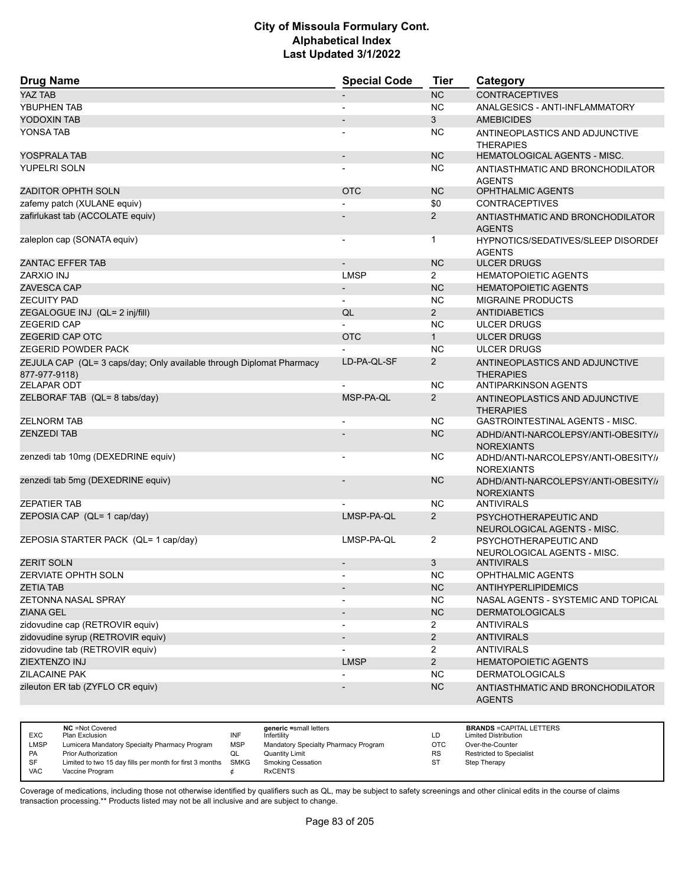| Drug Name | Special Code | Tier | Category |
|---|---|---|---|
| YAZ TAB | - | NC | CONTRACEPTIVES |
| YBUPHEN TAB | - | NC | ANALGESICS - ANTI-INFLAMMATORY |
| YODOXIN TAB | - | 3 | AMEBICIDES |
| YONSA TAB | - | NC | ANTINEOPLASTICS AND ADJUNCTIVE THERAPIES |
| YOSPRALA TAB | - | NC | HEMATOLOGICAL AGENTS - MISC. |
| YUPELRI SOLN | - | NC | ANTIASTHMATIC AND BRONCHODILATOR AGENTS |
| ZADITOR OPHTH SOLN | OTC | NC | OPHTHALMIC AGENTS |
| zafemy patch (XULANE equiv) | - | $0 | CONTRACEPTIVES |
| zafirlukast tab (ACCOLATE equiv) | - | 2 | ANTIASTHMATIC AND BRONCHODILATOR AGENTS |
| zaleplon cap (SONATA equiv) | - | 1 | HYPNOTICS/SEDATIVES/SLEEP DISORDEI AGENTS |
| ZANTAC EFFER TAB | - | NC | ULCER DRUGS |
| ZARXIO INJ | LMSP | 2 | HEMATOPOIETIC AGENTS |
| ZAVESCA CAP | - | NC | HEMATOPOIETIC AGENTS |
| ZECUITY PAD | - | NC | MIGRAINE PRODUCTS |
| ZEGALOGUE INJ (QL= 2 inj/fill) | QL | 2 | ANTIDIABETICS |
| ZEGERID CAP | - | NC | ULCER DRUGS |
| ZEGERID CAP OTC | OTC | 1 | ULCER DRUGS |
| ZEGERID POWDER PACK | - | NC | ULCER DRUGS |
| ZEJULA CAP (QL= 3 caps/day; Only available through Diplomat Pharmacy 877-977-9118) | LD-PA-QL-SF | 2 | ANTINEOPLASTICS AND ADJUNCTIVE THERAPIES |
| ZELAPAR ODT | - | NC | ANTIPARKINSON AGENTS |
| ZELBORAF TAB (QL= 8 tabs/day) | MSP-PA-QL | 2 | ANTINEOPLASTICS AND ADJUNCTIVE THERAPIES |
| ZELNORM TAB | - | NC | GASTROINTESTINAL AGENTS - MISC. |
| ZENZEDI TAB | - | NC | ADHD/ANTI-NARCOLEPSY/ANTI-OBESITY/ NOREXIANTS |
| zenzedi tab 10mg (DEXEDRINE equiv) | - | NC | ADHD/ANTI-NARCOLEPSY/ANTI-OBESITY/ NOREXIANTS |
| zenzedi tab 5mg (DEXEDRINE equiv) | - | NC | ADHD/ANTI-NARCOLEPSY/ANTI-OBESITY/ NOREXIANTS |
| ZEPATIER TAB | - | NC | ANTIVIRALS |
| ZEPOSIA CAP (QL= 1 cap/day) | LMSP-PA-QL | 2 | PSYCHOTHERAPEUTIC AND NEUROLOGICAL AGENTS - MISC. |
| ZEPOSIA STARTER PACK (QL= 1 cap/day) | LMSP-PA-QL | 2 | PSYCHOTHERAPEUTIC AND NEUROLOGICAL AGENTS - MISC. |
| ZERIT SOLN | - | 3 | ANTIVIRALS |
| ZERVIATE OPHTH SOLN | - | NC | OPHTHALMIC AGENTS |
| ZETIA TAB | - | NC | ANTIHYPERLIPIDEMICS |
| ZETONNA NASAL SPRAY | - | NC | NASAL AGENTS - SYSTEMIC AND TOPICAL |
| ZIANA GEL | - | NC | DERMATOLOGICALS |
| zidovudine cap (RETROVIR equiv) | - | 2 | ANTIVIRALS |
| zidovudine syrup (RETROVIR equiv) | - | 2 | ANTIVIRALS |
| zidovudine tab (RETROVIR equiv) | - | 2 | ANTIVIRALS |
| ZIEXTENZO INJ | LMSP | 2 | HEMATOPOIETIC AGENTS |
| ZILACAINE PAK | - | NC | DERMATOLOGICALS |
| zileuton ER tab (ZYFLO CR equiv) | - | NC | ANTIASTHMATIC AND BRONCHODILATOR AGENTS |

| | | | | | |
|---|---|---|---|---|---|
| | **NC** =Not Covered | | **generic** =small letters | | **BRANDS** =CAPITAL LETTERS |
| EXC | Plan Exclusion | INF | Infertility | LD | Limited Distribution |
| LMSP | Lumicera Mandatory Specialty Pharmacy Program | MSP | Mandatory Specialty Pharmacy Program | OTC | Over-the-Counter |
| PA | Prior Authorization | QL | Quantity Limit | RS | Restricted to Specialist |
| SF | Limited to two 15 day fills per month for first 3 months | SMKG | Smoking Cessation | ST | Step Therapy |
| VAC | Vaccine Program | ¢ | RxCENTS | | |

Coverage of medications, including those not otherwise identified by qualifiers such as QL, may be subject to safety screenings and other clinical edits in the course of claims transaction processing.** Products listed may not be all inclusive and are subject to change.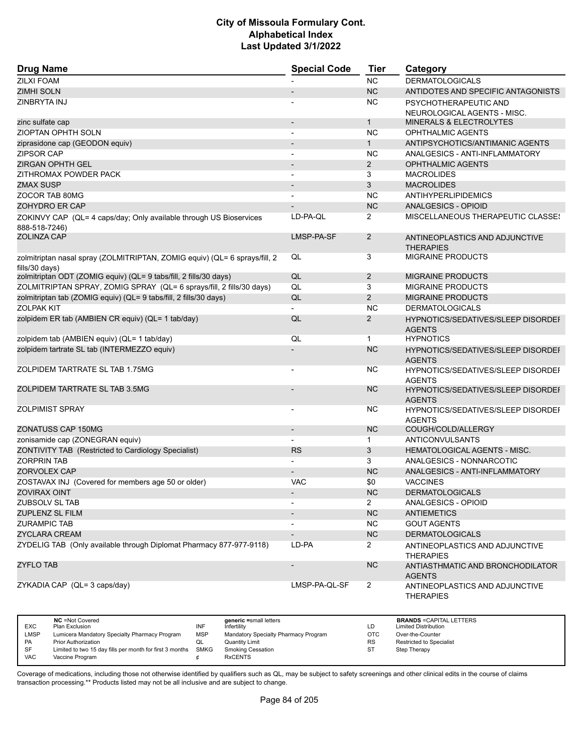| Drug Name | Special Code | Tier | Category |
|---|---|---|---|
| ZILXI FOAM | - | NC | DERMATOLOGICALS |
| ZIMHI SOLN | - | NC | ANTIDOTES AND SPECIFIC ANTAGONISTS |
| ZINBRYTA INJ | - | NC | PSYCHOTHERAPEUTIC AND NEUROLOGICAL AGENTS - MISC. |
| zinc sulfate cap | - | 1 | MINERALS & ELECTROLYTES |
| ZIOPTAN OPHTH SOLN | - | NC | OPHTHALMIC AGENTS |
| ziprasidone cap (GEODON equiv) | - | 1 | ANTIPSYCHOTICS/ANTIMANIC AGENTS |
| ZIPSOR CAP | - | NC | ANALGESICS - ANTI-INFLAMMATORY |
| ZIRGAN OPHTH GEL | - | 2 | OPHTHALMIC AGENTS |
| ZITHROMAX POWDER PACK | - | 3 | MACROLIDES |
| ZMAX SUSP | - | 3 | MACROLIDES |
| ZOCOR TAB 80MG | - | NC | ANTIHYPERLIPIDEMICS |
| ZOHYDRO ER CAP | - | NC | ANALGESICS - OPIOID |
| ZOKINVY CAP (QL= 4 caps/day; Only available through US Bioservices 888-518-7246) | LD-PA-QL | 2 | MISCELLANEOUS THERAPEUTIC CLASSES |
| ZOLINZA CAP | LMSP-PA-SF | 2 | ANTINEOPLASTICS AND ADJUNCTIVE THERAPIES |
| zolmitriptan nasal spray (ZOLMITRIPTAN, ZOMIG equiv) (QL= 6 sprays/fill, 2 fills/30 days) | QL | 3 | MIGRAINE PRODUCTS |
| zolmitriptan ODT (ZOMIG equiv) (QL= 9 tabs/fill, 2 fills/30 days) | QL | 2 | MIGRAINE PRODUCTS |
| ZOLMITRIPTAN SPRAY, ZOMIG SPRAY (QL= 6 sprays/fill, 2 fills/30 days) | QL | 3 | MIGRAINE PRODUCTS |
| zolmitriptan tab (ZOMIG equiv) (QL= 9 tabs/fill, 2 fills/30 days) | QL | 2 | MIGRAINE PRODUCTS |
| ZOLPAK KIT | - | NC | DERMATOLOGICALS |
| zolpidem ER tab (AMBIEN CR equiv) (QL= 1 tab/day) | QL | 2 | HYPNOTICS/SEDATIVES/SLEEP DISORDER AGENTS |
| zolpidem tab (AMBIEN equiv) (QL= 1 tab/day) | QL | 1 | HYPNOTICS |
| zolpidem tartrate SL tab (INTERMEZZO equiv) | - | NC | HYPNOTICS/SEDATIVES/SLEEP DISORDER AGENTS |
| ZOLPIDEM TARTRATE SL TAB 1.75MG | - | NC | HYPNOTICS/SEDATIVES/SLEEP DISORDER AGENTS |
| ZOLPIDEM TARTRATE SL TAB 3.5MG | - | NC | HYPNOTICS/SEDATIVES/SLEEP DISORDER AGENTS |
| ZOLPIMIST SPRAY | - | NC | HYPNOTICS/SEDATIVES/SLEEP DISORDER AGENTS |
| ZONATUSS CAP 150MG | - | NC | COUGH/COLD/ALLERGY |
| zonisamide cap (ZONEGRAN equiv) | - | 1 | ANTICONVULSANTS |
| ZONTIVITY TAB (Restricted to Cardiology Specialist) | RS | 3 | HEMATOLOGICAL AGENTS - MISC. |
| ZORPRIN TAB | - | 3 | ANALGESICS - NONNARCOTIC |
| ZORVOLEX CAP | - | NC | ANALGESICS - ANTI-INFLAMMATORY |
| ZOSTAVAX INJ (Covered for members age 50 or older) | VAC | $0 | VACCINES |
| ZOVIRAX OINT | - | NC | DERMATOLOGICALS |
| ZUBSOLV SL TAB | - | 2 | ANALGESICS - OPIOID |
| ZUPLENZ SL FILM | - | NC | ANTIEMETICS |
| ZURAMPIC TAB | - | NC | GOUT AGENTS |
| ZYCLARA CREAM | - | NC | DERMATOLOGICALS |
| ZYDELIG TAB (Only available through Diplomat Pharmacy 877-977-9118) | LD-PA | 2 | ANTINEOPLASTICS AND ADJUNCTIVE THERAPIES |
| ZYFLO TAB | - | NC | ANTIASTHMATIC AND BRONCHODILATOR AGENTS |
| ZYKADIA CAP (QL= 3 caps/day) | LMSP-PA-QL-SF | 2 | ANTINEOPLASTICS AND ADJUNCTIVE THERAPIES |

| | | | | | |
|---|---|---|---|---|---|
| NC | =Not Covered | generic | =small letters | BRANDS | =CAPITAL LETTERS |
| EXC | Plan Exclusion | INF | Infertility | LD | Limited Distribution |
| LMSP | Lumicera Mandatory Specialty Pharmacy Program | MSP | Mandatory Specialty Pharmacy Program | OTC | Over-the-Counter |
| PA | Prior Authorization | QL | Quantity Limit | RS | Restricted to Specialist |
| SF | Limited to two 15 day fills per month for first 3 months | SMKG | Smoking Cessation | ST | Step Therapy |
| VAC | Vaccine Program | ¢ | RxCENTS | | |

Coverage of medications, including those not otherwise identified by qualifiers such as QL, may be subject to safety screenings and other clinical edits in the course of claims transaction processing.** Products listed may not be all inclusive and are subject to change.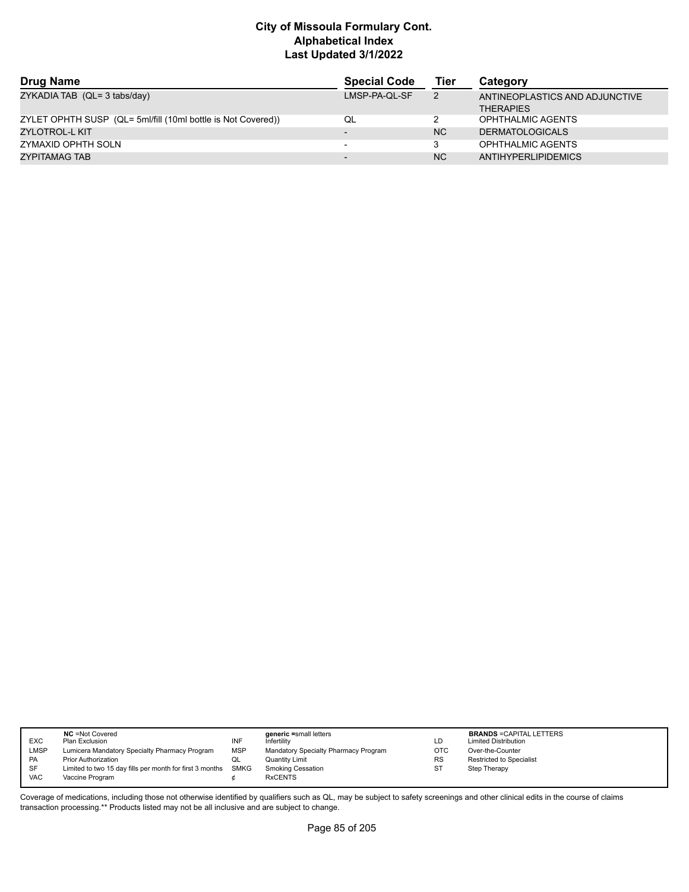## City of Missoula Formulary Cont.
## Alphabetical Index
## Last Updated 3/1/2022

| Drug Name | Special Code | Tier | Category |
|---|---|---|---|
| ZYKADIA TAB (QL= 3 tabs/day) | LMSP-PA-QL-SF | 2 | ANTINEOPLASTICS AND ADJUNCTIVE THERAPIES |
| ZYLET OPHTH SUSP (QL= 5ml/fill (10ml bottle is Not Covered)) | QL | 2 | OPHTHALMIC AGENTS |
| ZYLOTROL-L KIT | - | NC | DERMATOLOGICALS |
| ZYMAXID OPHTH SOLN | - | 3 | OPHTHALMIC AGENTS |
| ZYPITAMAG TAB | - | NC | ANTIHYPERLIPIDEMICS |

| | NC =Not Covered | | generic =small letters | | BRANDS =CAPITAL LETTERS |
|---|---|---|---|---|---|
| EXC | Plan Exclusion | INF | Infertility | LD | Limited Distribution |
| LMSP | Lumicera Mandatory Specialty Pharmacy Program | MSP | Mandatory Specialty Pharmacy Program | OTC | Over-the-Counter |
| PA | Prior Authorization | QL | Quantity Limit | RS | Restricted to Specialist |
| SF | Limited to two 15 day fills per month for first 3 months | SMKG | Smoking Cessation | ST | Step Therapy |
| VAC | Vaccine Program | ¢ | RxCENTS | | |

Coverage of medications, including those not otherwise identified by qualifiers such as QL, may be subject to safety screenings and other clinical edits in the course of claims transaction processing.** Products listed may not be all inclusive and are subject to change.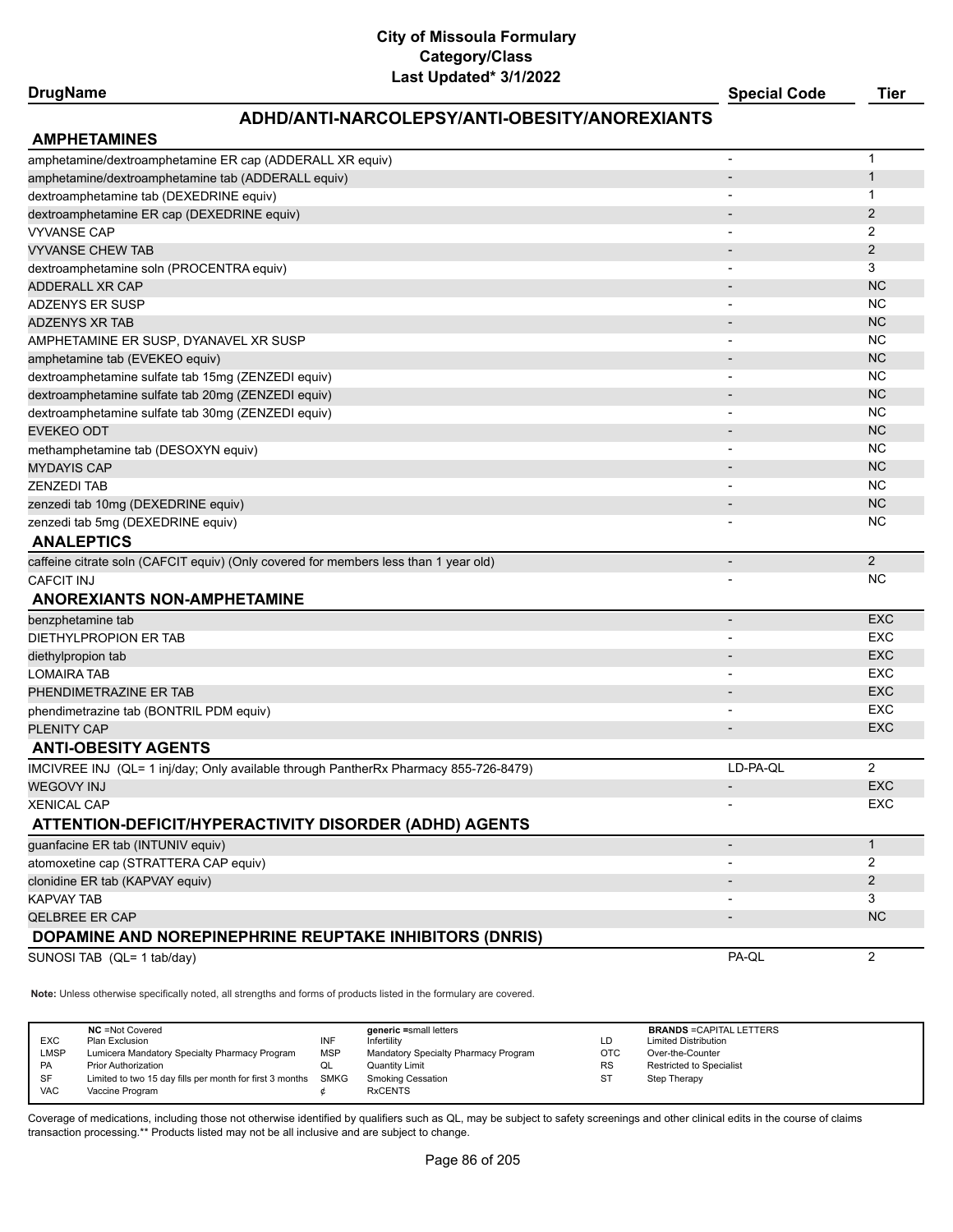# City of Missoula Formulary
## Category/Class
### Last Updated* 3/1/2022

## ADHD/ANTI-NARCOLEPSY/ANTI-OBESITY/ANOREXIANTS

| DrugName | Special Code | Tier |
|---|---|---|
| **AMPHETAMINES** | | |
| amphetamine/dextroamphetamine ER cap (ADDERALL XR equiv) | - | 1 |
| amphetamine/dextroamphetamine tab (ADDERALL equiv) | - | 1 |
| dextroamphetamine tab (DEXEDRINE equiv) | - | 1 |
| dextroamphetamine ER cap (DEXEDRINE equiv) | - | 2 |
| VYVANSE CAP | - | 2 |
| VYVANSE CHEW TAB | - | 2 |
| dextroamphetamine soln (PROCENTRA equiv) | - | 3 |
| ADDERALL XR CAP | - | NC |
| ADZENYS ER SUSP | - | NC |
| ADZENYS XR TAB | - | NC |
| AMPHETAMINE ER SUSP, DYANAVEL XR SUSP | - | NC |
| amphetamine tab (EVEKEO equiv) | - | NC |
| dextroamphetamine sulfate tab 15mg (ZENZEDI equiv) | - | NC |
| dextroamphetamine sulfate tab 20mg (ZENZEDI equiv) | - | NC |
| dextroamphetamine sulfate tab 30mg (ZENZEDI equiv) | - | NC |
| EVEKEO ODT | - | NC |
| methamphetamine tab (DESOXYN equiv) | - | NC |
| MYDAYIS CAP | - | NC |
| ZENZEDI TAB | - | NC |
| zenzedi tab 10mg (DEXEDRINE equiv) | - | NC |
| zenzedi tab 5mg (DEXEDRINE equiv) | - | NC |
| **ANALEPTICS** | | |
| caffeine citrate soln (CAFCIT equiv) (Only covered for members less than 1 year old) | - | 2 |
| CAFCIT INJ | - | NC |
| **ANOREXIANTS NON-AMPHETAMINE** | | |
| benzphetamine tab | - | EXC |
| DIETHYLPROPION ER TAB | - | EXC |
| diethylpropion tab | - | EXC |
| LOMAIRA TAB | - | EXC |
| PHENDIMETRAZINE ER TAB | - | EXC |
| phendimetrazine tab (BONTRIL PDM equiv) | - | EXC |
| PLENITY CAP | - | EXC |
| **ANTI-OBESITY AGENTS** | | |
| IMCIVREE INJ (QL= 1 inj/day; Only available through PantherRx Pharmacy 855-726-8479) | LD-PA-QL | 2 |
| WEGOVY INJ | - | EXC |
| XENICAL CAP | - | EXC |
| **ATTENTION-DEFICIT/HYPERACTIVITY DISORDER (ADHD) AGENTS** | | |
| guanfacine ER tab (INTUNIV equiv) | - | 1 |
| atomoxetine cap (STRATTERA CAP equiv) | - | 2 |
| clonidine ER tab (KAPVAY equiv) | - | 2 |
| KAPVAY TAB | - | 3 |
| QELBREE ER CAP | - | NC |
| **DOPAMINE AND NOREPINEPHRINE REUPTAKE INHIBITORS (DNRIS)** | | |
| SUNOSI TAB (QL= 1 tab/day) | PA-QL | 2 |

**Note:** Unless otherwise specifically noted, all strengths and forms of products listed in the formulary are covered.

| | | | | | |
|---|---|---|---|---|---|
| | **NC** =Not Covered | | **generic** =small letters | | **BRANDS** =CAPITAL LETTERS |
| EXC | Plan Exclusion | INF | Infertility | LD | Limited Distribution |
| LMSP | Lumicera Mandatory Specialty Pharmacy Program | MSP | Mandatory Specialty Pharmacy Program | OTC | Over-the-Counter |
| PA | Prior Authorization | QL | Quantity Limit | RS | Restricted to Specialist |
| SF | Limited to two 15 day fills per month for first 3 months | SMKG | Smoking Cessation | ST | Step Therapy |
| VAC | Vaccine Program | ¢ | RxCENTS | | |

Coverage of medications, including those not otherwise identified by qualifiers such as QL, may be subject to safety screenings and other clinical edits in the course of claims transaction processing.** Products listed may not be all inclusive and are subject to change.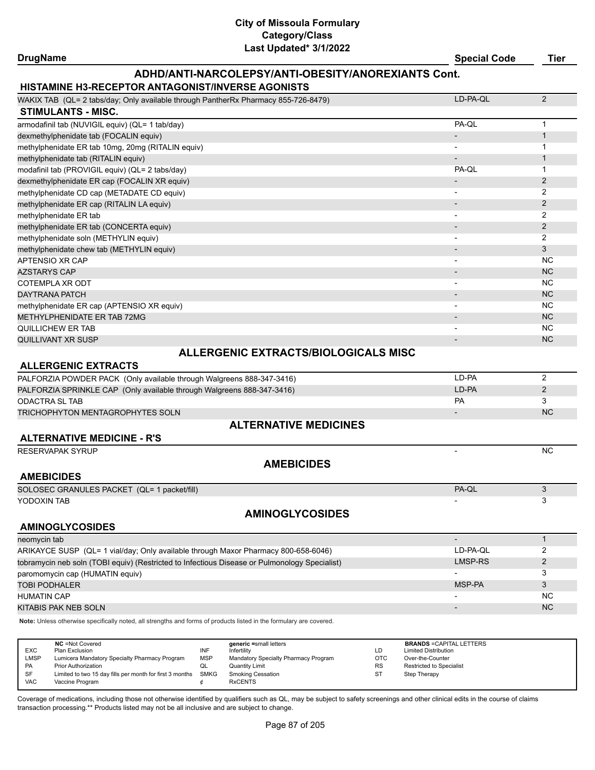**City of Missoula Formulary**
**Category/Class**
**Last Updated* 3/1/2022**

| DrugName | Special Code | Tier |
|---|---|---|
| **ADHD/ANTI-NARCOLEPSY/ANTI-OBESITY/ANOREXIANTS Cont.** | | |
| **HISTAMINE H3-RECEPTOR ANTAGONIST/INVERSE AGONISTS** | | |
| WAKIX TAB (QL= 2 tabs/day; Only available through PantherRx Pharmacy 855-726-8479) | LD-PA-QL | 2 |
| **STIMULANTS - MISC.** | | |
| armodafinil tab (NUVIGIL equiv) (QL= 1 tab/day) | PA-QL | 1 |
| dexmethylphenidate tab (FOCALIN equiv) | - | 1 |
| methylphenidate ER tab 10mg, 20mg (RITALIN equiv) | - | 1 |
| methylphenidate tab (RITALIN equiv) | - | 1 |
| modafinil tab (PROVIGIL equiv) (QL= 2 tabs/day) | PA-QL | 1 |
| dexmethylphenidate ER cap (FOCALIN XR equiv) | - | 2 |
| methylphenidate CD cap (METADATE CD equiv) | - | 2 |
| methylphenidate ER cap (RITALIN LA equiv) | - | 2 |
| methylphenidate ER tab | - | 2 |
| methylphenidate ER tab (CONCERTA equiv) | - | 2 |
| methylphenidate soln (METHYLIN equiv) | - | 2 |
| methylphenidate chew tab (METHYLIN equiv) | - | 3 |
| APTENSIO XR CAP | - | NC |
| AZSTARYS CAP | - | NC |
| COTEMPLA XR ODT | - | NC |
| DAYTRANA PATCH | - | NC |
| methylphenidate ER cap (APTENSIO XR equiv) | - | NC |
| METHYLPHENIDATE ER TAB 72MG | - | NC |
| QUILLICHEW ER TAB | - | NC |
| QUILLIVANT XR SUSP | - | NC |
| **ALLERGENIC EXTRACTS/BIOLOGICALS MISC** | | |
| **ALLERGENIC EXTRACTS** | | |
| PALFORZIA POWDER PACK (Only available through Walgreens 888-347-3416) | LD-PA | 2 |
| PALFORZIA SPRINKLE CAP (Only available through Walgreens 888-347-3416) | LD-PA | 2 |
| ODACTRA SL TAB | PA | 3 |
| TRICHOPHYTON MENTAGROPHYTES SOLN | - | NC |
| **ALTERNATIVE MEDICINES** | | |
| **ALTERNATIVE MEDICINE - R'S** | | |
| RESERVAPAK SYRUP | - | NC |
| **AMEBICIDES** | | |
| **AMEBICIDES** | | |
| SOLOSEC GRANULES PACKET (QL= 1 packet/fill) | PA-QL | 3 |
| YODOXIN TAB | - | 3 |
| **AMINOGLYCOSIDES** | | |
| **AMINOGLYCOSIDES** | | |
| neomycin tab | - | 1 |
| ARIKAYCE SUSP (QL= 1 vial/day; Only available through Maxor Pharmacy 800-658-6046) | LD-PA-QL | 2 |
| tobramycin neb soln (TOBI equiv) (Restricted to Infectious Disease or Pulmonology Specialist) | LMSP-RS | 2 |
| paromomycin cap (HUMATIN equiv) | - | 3 |
| TOBI PODHALER | MSP-PA | 3 |
| HUMATIN CAP | - | NC |
| KITABIS PAK NEB SOLN | - | NC |

**Note:** Unless otherwise specifically noted, all strengths and forms of products listed in the formulary are covered.

| | | | | | |
|---|---|---|---|---|---|
| | **NC** =Not Covered | | **generic** =small letters | | **BRANDS** =CAPITAL LETTERS |
| EXC | Plan Exclusion | INF | Infertility | LD | Limited Distribution |
| LMSP | Lumicera Mandatory Specialty Pharmacy Program | MSP | Mandatory Specialty Pharmacy Program | OTC | Over-the-Counter |
| PA | Prior Authorization | QL | Quantity Limit | RS | Restricted to Specialist |
| SF | Limited to two 15 day fills per month for first 3 months | SMKG | Smoking Cessation | ST | Step Therapy |
| VAC | Vaccine Program | ¢ | RxCENTS | | |

Coverage of medications, including those not otherwise identified by qualifiers such as QL, may be subject to safety screenings and other clinical edits in the course of claims transaction processing.** Products listed may not be all inclusive and are subject to change.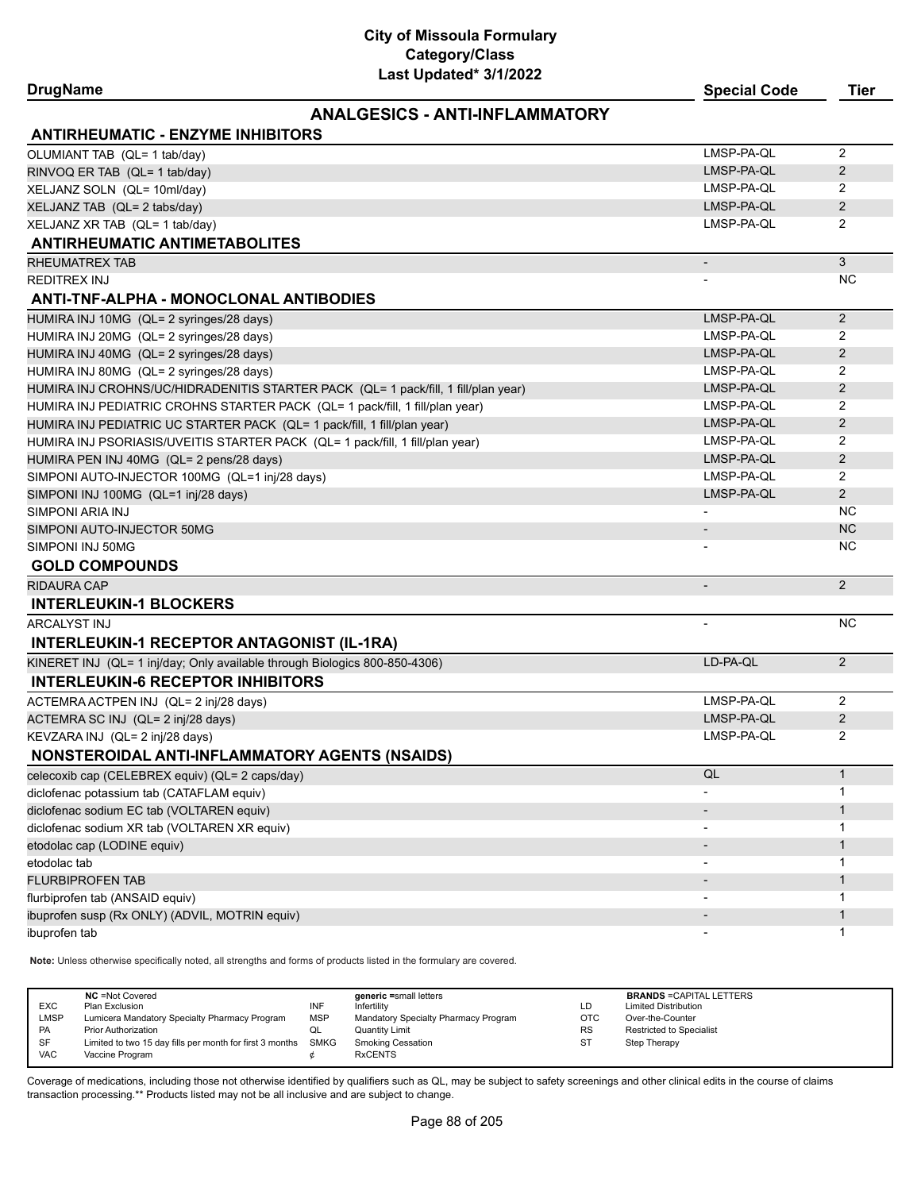# City of Missoula Formulary
## Category/Class
### Last Updated* 3/1/2022

## ANALGESICS - ANTI-INFLAMMATORY

| DrugName | Special Code | Tier |
|---|---|---|
| **ANTIRHEUMATIC - ENZYME INHIBITORS** | | |
| OLUMIANT TAB (QL= 1 tab/day) | LMSP-PA-QL | 2 |
| RINVOQ ER TAB (QL= 1 tab/day) | LMSP-PA-QL | 2 |
| XELJANZ SOLN (QL= 10ml/day) | LMSP-PA-QL | 2 |
| XELJANZ TAB (QL= 2 tabs/day) | LMSP-PA-QL | 2 |
| XELJANZ XR TAB (QL= 1 tab/day) | LMSP-PA-QL | 2 |
| **ANTIRHEUMATIC ANTIMETABOLITES** | | |
| RHEUMATREX TAB | - | 3 |
| REDITREX INJ | - | NC |
| **ANTI-TNF-ALPHA - MONOCLONAL ANTIBODIES** | | |
| HUMIRA INJ 10MG (QL= 2 syringes/28 days) | LMSP-PA-QL | 2 |
| HUMIRA INJ 20MG (QL= 2 syringes/28 days) | LMSP-PA-QL | 2 |
| HUMIRA INJ 40MG (QL= 2 syringes/28 days) | LMSP-PA-QL | 2 |
| HUMIRA INJ 80MG (QL= 2 syringes/28 days) | LMSP-PA-QL | 2 |
| HUMIRA INJ CROHNS/UC/HIDRADENITIS STARTER PACK (QL= 1 pack/fill, 1 fill/plan year) | LMSP-PA-QL | 2 |
| HUMIRA INJ PEDIATRIC CROHNS STARTER PACK (QL= 1 pack/fill, 1 fill/plan year) | LMSP-PA-QL | 2 |
| HUMIRA INJ PEDIATRIC UC STARTER PACK (QL= 1 pack/fill, 1 fill/plan year) | LMSP-PA-QL | 2 |
| HUMIRA INJ PSORIASIS/UVEITIS STARTER PACK (QL= 1 pack/fill, 1 fill/plan year) | LMSP-PA-QL | 2 |
| HUMIRA PEN INJ 40MG (QL= 2 pens/28 days) | LMSP-PA-QL | 2 |
| SIMPONI AUTO-INJECTOR 100MG (QL=1 inj/28 days) | LMSP-PA-QL | 2 |
| SIMPONI INJ 100MG (QL=1 inj/28 days) | LMSP-PA-QL | 2 |
| SIMPONI ARIA INJ | - | NC |
| SIMPONI AUTO-INJECTOR 50MG | - | NC |
| SIMPONI INJ 50MG | - | NC |
| **GOLD COMPOUNDS** | | |
| RIDAURA CAP | - | 2 |
| **INTERLEUKIN-1 BLOCKERS** | | |
| ARCALYST INJ | - | NC |
| **INTERLEUKIN-1 RECEPTOR ANTAGONIST (IL-1RA)** | | |
| KINERET INJ (QL= 1 inj/day; Only available through Biologics 800-850-4306) | LD-PA-QL | 2 |
| **INTERLEUKIN-6 RECEPTOR INHIBITORS** | | |
| ACTEMRA ACTPEN INJ (QL= 2 inj/28 days) | LMSP-PA-QL | 2 |
| ACTEMRA SC INJ (QL= 2 inj/28 days) | LMSP-PA-QL | 2 |
| KEVZARA INJ (QL= 2 inj/28 days) | LMSP-PA-QL | 2 |
| **NONSTEROIDAL ANTI-INFLAMMATORY AGENTS (NSAIDS)** | | |
| celecoxib cap (CELEBREX equiv) (QL= 2 caps/day) | QL | 1 |
| diclofenac potassium tab (CATAFLAM equiv) | - | 1 |
| diclofenac sodium EC tab (VOLTAREN equiv) | - | 1 |
| diclofenac sodium XR tab (VOLTAREN XR equiv) | - | 1 |
| etodolac cap (LODINE equiv) | - | 1 |
| etodolac tab | - | 1 |
| FLURBIPROFEN TAB | - | 1 |
| flurbiprofen tab (ANSAID equiv) | - | 1 |
| ibuprofen susp (Rx ONLY) (ADVIL, MOTRIN equiv) | - | 1 |
| ibuprofen tab | - | 1 |

**Note:** Unless otherwise specifically noted, all strengths and forms of products listed in the formulary are covered.

| | NC =Not Covered | | generic =small letters | | BRANDS =CAPITAL LETTERS |
|---|---|---|---|---|---|
| EXC | Plan Exclusion | INF | Infertility | LD | Limited Distribution |
| LMSP | Lumicera Mandatory Specialty Pharmacy Program | MSP | Mandatory Specialty Pharmacy Program | OTC | Over-the-Counter |
| PA | Prior Authorization | QL | Quantity Limit | RS | Restricted to Specialist |
| SF | Limited to two 15 day fills per month for first 3 months | SMKG | Smoking Cessation | ST | Step Therapy |
| VAC | Vaccine Program | ¢ | RxCENTS | | |

Coverage of medications, including those not otherwise identified by qualifiers such as QL, may be subject to safety screenings and other clinical edits in the course of claims transaction processing.** Products listed may not be all inclusive and are subject to change.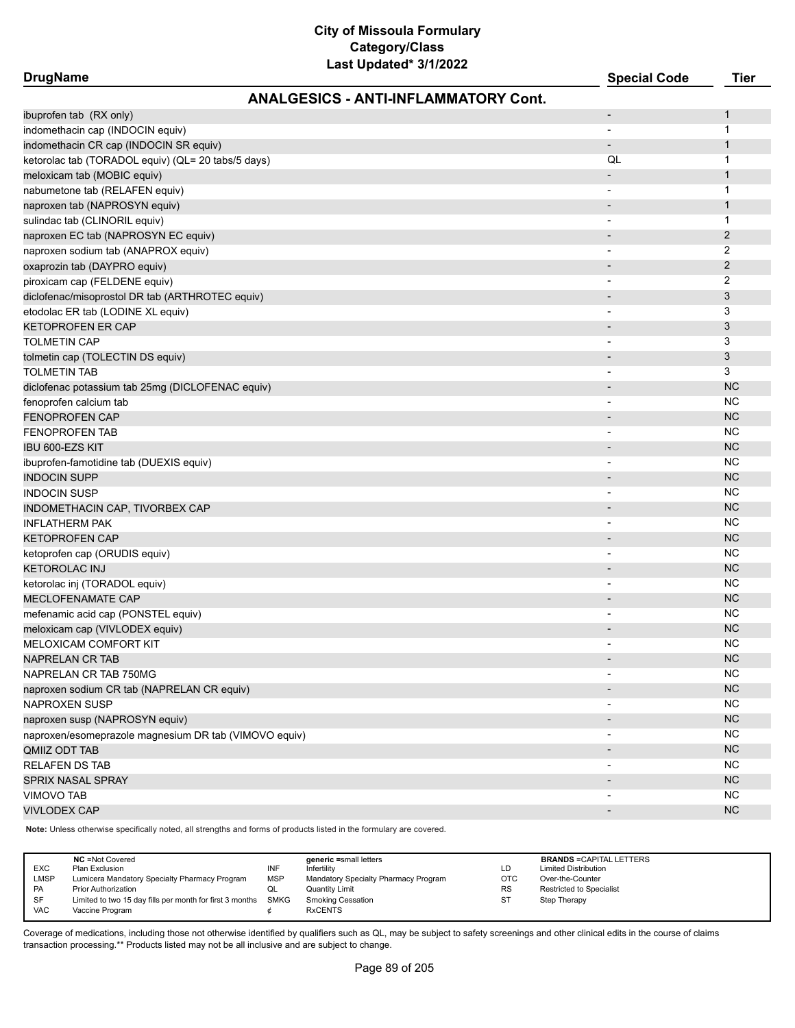# City of Missoula Formulary
## Category/Class
### Last Updated* 3/1/2022

| DrugName | Special Code | Tier |
|---|---|---|
| **ANALGESICS - ANTI-INFLAMMATORY Cont.** | | |
| ibuprofen tab (RX only) | - | 1 |
| indomethacin cap (INDOCIN equiv) | - | 1 |
| indomethacin CR cap (INDOCIN SR equiv) | - | 1 |
| ketorolac tab (TORADOL equiv) (QL= 20 tabs/5 days) | QL | 1 |
| meloxicam tab (MOBIC equiv) | - | 1 |
| nabumetone tab (RELAFEN equiv) | - | 1 |
| naproxen tab (NAPROSYN equiv) | - | 1 |
| sulindac tab (CLINORIL equiv) | - | 1 |
| naproxen EC tab (NAPROSYN EC equiv) | - | 2 |
| naproxen sodium tab (ANAPROX equiv) | - | 2 |
| oxaprozin tab (DAYPRO equiv) | - | 2 |
| piroxicam cap (FELDENE equiv) | - | 2 |
| diclofenac/misoprostol DR tab (ARTHROTEC equiv) | - | 3 |
| etodolac ER tab (LODINE XL equiv) | - | 3 |
| KETOPROFEN ER CAP | - | 3 |
| TOLMETIN CAP | - | 3 |
| tolmetin cap (TOLECTIN DS equiv) | - | 3 |
| TOLMETIN TAB | - | 3 |
| diclofenac potassium tab 25mg (DICLOFENAC equiv) | - | NC |
| fenoprofen calcium tab | - | NC |
| FENOPROFEN CAP | - | NC |
| FENOPROFEN TAB | - | NC |
| IBU 600-EZS KIT | - | NC |
| ibuprofen-famotidine tab (DUEXIS equiv) | - | NC |
| INDOCIN SUPP | - | NC |
| INDOCIN SUSP | - | NC |
| INDOMETHACIN CAP, TIVORBEX CAP | - | NC |
| INFLATHERM PAK | - | NC |
| KETOPROFEN CAP | - | NC |
| ketoprofen cap (ORUDIS equiv) | - | NC |
| KETOROLAC INJ | - | NC |
| ketorolac inj (TORADOL equiv) | - | NC |
| MECLOFENAMATE CAP | - | NC |
| mefenamic acid cap (PONSTEL equiv) | - | NC |
| meloxicam cap (VIVLODEX equiv) | - | NC |
| MELOXICAM COMFORT KIT | - | NC |
| NAPRELAN CR TAB | - | NC |
| NAPRELAN CR TAB 750MG | - | NC |
| naproxen sodium CR tab (NAPRELAN CR equiv) | - | NC |
| NAPROXEN SUSP | - | NC |
| naproxen susp (NAPROSYN equiv) | - | NC |
| naproxen/esomeprazole magnesium DR tab (VIMOVO equiv) | - | NC |
| QMIIZ ODT TAB | - | NC |
| RELAFEN DS TAB | - | NC |
| SPRIX NASAL SPRAY | - | NC |
| VIMOVO TAB | - | NC |
| VIVLODEX CAP | - | NC |

**Note:** Unless otherwise specifically noted, all strengths and forms of products listed in the formulary are covered.

| | NC =Not Covered | | generic =small letters | | BRANDS =CAPITAL LETTERS |
|---|---|---|---|---|---|
| EXC | Plan Exclusion | INF | Infertility | LD | Limited Distribution |
| LMSP | Lumicera Mandatory Specialty Pharmacy Program | MSP | Mandatory Specialty Pharmacy Program | OTC | Over-the-Counter |
| PA | Prior Authorization | QL | Quantity Limit | RS | Restricted to Specialist |
| SF | Limited to two 15 day fills per month for first 3 months | SMKG | Smoking Cessation | ST | Step Therapy |
| VAC | Vaccine Program | ¢ | RxCENTS | | |

Coverage of medications, including those not otherwise identified by qualifiers such as QL, may be subject to safety screenings and other clinical edits in the course of claims transaction processing.** Products listed may not be all inclusive and are subject to change.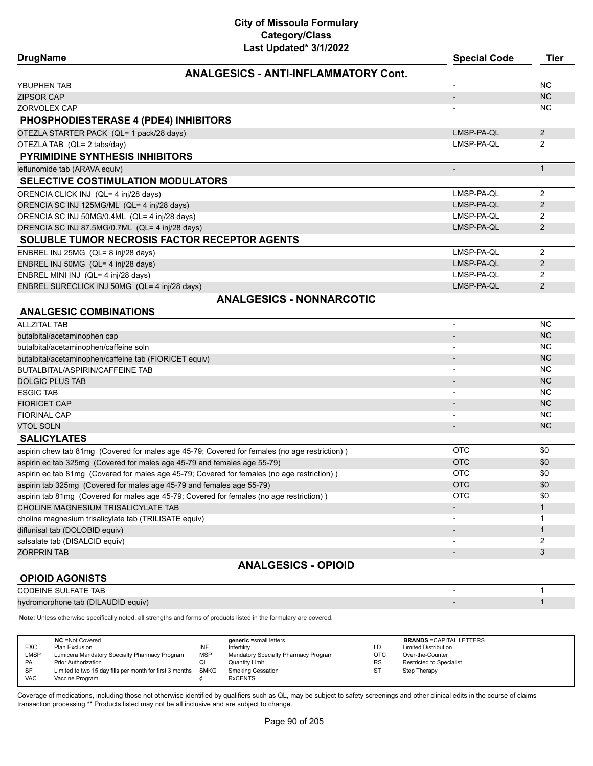# City of Missoula Formulary
## Category/Class
### Last Updated* 3/1/2022

| DrugName | Special Code | Tier |
|---|---|---|
| **ANALGESICS - ANTI-INFLAMMATORY Cont.** | | |
| YBUPHEN TAB | - | NC |
| ZIPSOR CAP | - | NC |
| ZORVOLEX CAP | - | NC |
| **PHOSPHODIESTERASE 4 (PDE4) INHIBITORS** | | |
| OTEZLA STARTER PACK (QL= 1 pack/28 days) | LMSP-PA-QL | 2 |
| OTEZLA TAB (QL= 2 tabs/day) | LMSP-PA-QL | 2 |
| **PYRIMIDINE SYNTHESIS INHIBITORS** | | |
| leflunomide tab (ARAVA equiv) | - | 1 |
| **SELECTIVE COSTIMULATION MODULATORS** | | |
| ORENCIA CLICK INJ (QL= 4 inj/28 days) | LMSP-PA-QL | 2 |
| ORENCIA SC INJ 125MG/ML (QL= 4 inj/28 days) | LMSP-PA-QL | 2 |
| ORENCIA SC INJ 50MG/0.4ML (QL= 4 inj/28 days) | LMSP-PA-QL | 2 |
| ORENCIA SC INJ 87.5MG/0.7ML (QL= 4 inj/28 days) | LMSP-PA-QL | 2 |
| **SOLUBLE TUMOR NECROSIS FACTOR RECEPTOR AGENTS** | | |
| ENBREL INJ 25MG (QL= 8 inj/28 days) | LMSP-PA-QL | 2 |
| ENBREL INJ 50MG (QL= 4 inj/28 days) | LMSP-PA-QL | 2 |
| ENBREL MINI INJ (QL= 4 inj/28 days) | LMSP-PA-QL | 2 |
| ENBREL SURECLICK INJ 50MG (QL= 4 inj/28 days) | LMSP-PA-QL | 2 |
| **ANALGESICS - NONNARCOTIC** | | |
| **ANALGESIC COMBINATIONS** | | |
| ALLZITAL TAB | - | NC |
| butalbital/acetaminophen cap | - | NC |
| butalbital/acetaminophen/caffeine soln | - | NC |
| butalbital/acetaminophen/caffeine tab (FIORICET equiv) | - | NC |
| BUTALBITAL/ASPIRIN/CAFFEINE TAB | - | NC |
| DOLGIC PLUS TAB | - | NC |
| ESGIC TAB | - | NC |
| FIORICET CAP | - | NC |
| FIORINAL CAP | - | NC |
| VTOL SOLN | - | NC |
| **SALICYLATES** | | |
| aspirin chew tab 81mg (Covered for males age 45-79; Covered for females (no age restriction) ) | OTC | $0 |
| aspirin ec tab 325mg (Covered for males age 45-79 and females age 55-79) | OTC | $0 |
| aspirin ec tab 81mg (Covered for males age 45-79; Covered for females (no age restriction) ) | OTC | $0 |
| aspirin tab 325mg (Covered for males age 45-79 and females age 55-79) | OTC | $0 |
| aspirin tab 81mg (Covered for males age 45-79; Covered for females (no age restriction) ) | OTC | $0 |
| CHOLINE MAGNESIUM TRISALICYLATE TAB | - | 1 |
| choline magnesium trisalicylate tab (TRILISATE equiv) | - | 1 |
| diflunisal tab (DOLOBID equiv) | - | 1 |
| salsalate tab (DISALCID equiv) | - | 2 |
| ZORPRIN TAB | - | 3 |
| **ANALGESICS - OPIOID** | | |
| **OPIOID AGONISTS** | | |
| CODEINE SULFATE TAB | - | 1 |
| hydromorphone tab (DILAUDID equiv) | - | 1 |

**Note:** Unless otherwise specifically noted, all strengths and forms of products listed in the formulary are covered.

| | | | | | |
|---|---|---|---|---|---|
| | **NC** =Not Covered | | **generic** =small letters | | **BRANDS** =CAPITAL LETTERS |
| EXC | Plan Exclusion | INF | Infertility | LD | Limited Distribution |
| LMSP | Lumicera Mandatory Specialty Pharmacy Program | MSP | Mandatory Specialty Pharmacy Program | OTC | Over-the-Counter |
| PA | Prior Authorization | QL | Quantity Limit | RS | Restricted to Specialist |
| SF | Limited to two 15 day fills per month for first 3 months | SMKG | Smoking Cessation | ST | Step Therapy |
| VAC | Vaccine Program | ¢ | RxCENTS | | |

Coverage of medications, including those not otherwise identified by qualifiers such as QL, may be subject to safety screenings and other clinical edits in the course of claims transaction processing.** Products listed may not be all inclusive and are subject to change.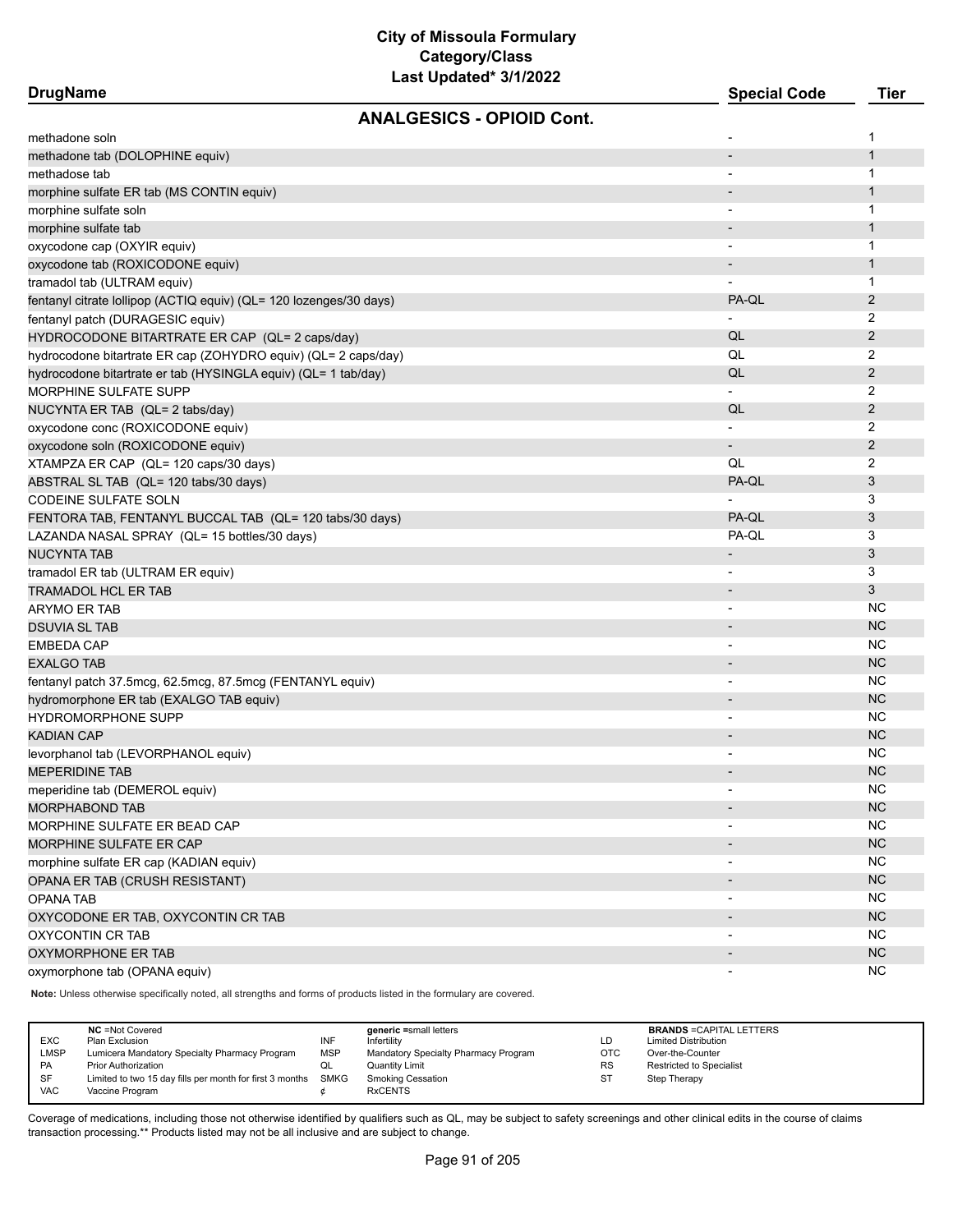# City of Missoula Formulary
## Category/Class
### Last Updated* 3/1/2022

| DrugName | Special Code | Tier |
|---|---|---|
| **ANALGESICS - OPIOID Cont.** | | |
| methadone soln | - | 1 |
| methadone tab (DOLOPHINE equiv) | - | 1 |
| methadose tab | - | 1 |
| morphine sulfate ER tab (MS CONTIN equiv) | - | 1 |
| morphine sulfate soln | - | 1 |
| morphine sulfate tab | - | 1 |
| oxycodone cap (OXYIR equiv) | - | 1 |
| oxycodone tab (ROXICODONE equiv) | - | 1 |
| tramadol tab (ULTRAM equiv) | - | 1 |
| fentanyl citrate lollipop (ACTIQ equiv) (QL= 120 lozenges/30 days) | PA-QL | 2 |
| fentanyl patch (DURAGESIC equiv) | - | 2 |
| HYDROCODONE BITARTRATE ER CAP (QL= 2 caps/day) | QL | 2 |
| hydrocodone bitartrate ER cap (ZOHYDRO equiv) (QL= 2 caps/day) | QL | 2 |
| hydrocodone bitartrate er tab (HYSINGLA equiv) (QL= 1 tab/day) | QL | 2 |
| MORPHINE SULFATE SUPP | - | 2 |
| NUCYNTA ER TAB (QL= 2 tabs/day) | QL | 2 |
| oxycodone conc (ROXICODONE equiv) | - | 2 |
| oxycodone soln (ROXICODONE equiv) | - | 2 |
| XTAMPZA ER CAP (QL= 120 caps/30 days) | QL | 2 |
| ABSTRAL SL TAB (QL= 120 tabs/30 days) | PA-QL | 3 |
| CODEINE SULFATE SOLN | - | 3 |
| FENTORA TAB, FENTANYL BUCCAL TAB (QL= 120 tabs/30 days) | PA-QL | 3 |
| LAZANDA NASAL SPRAY (QL= 15 bottles/30 days) | PA-QL | 3 |
| NUCYNTA TAB | - | 3 |
| tramadol ER tab (ULTRAM ER equiv) | - | 3 |
| TRAMADOL HCL ER TAB | - | 3 |
| ARYMO ER TAB | - | NC |
| DSUVIA SL TAB | - | NC |
| EMBEDA CAP | - | NC |
| EXALGO TAB | - | NC |
| fentanyl patch 37.5mcg, 62.5mcg, 87.5mcg (FENTANYL equiv) | - | NC |
| hydromorphone ER tab (EXALGO TAB equiv) | - | NC |
| HYDROMORPHONE SUPP | - | NC |
| KADIAN CAP | - | NC |
| levorphanol tab (LEVORPHANOL equiv) | - | NC |
| MEPERIDINE TAB | - | NC |
| meperidine tab (DEMEROL equiv) | - | NC |
| MORPHABOND TAB | - | NC |
| MORPHINE SULFATE ER BEAD CAP | - | NC |
| MORPHINE SULFATE ER CAP | - | NC |
| morphine sulfate ER cap (KADIAN equiv) | - | NC |
| OPANA ER TAB (CRUSH RESISTANT) | - | NC |
| OPANA TAB | - | NC |
| OXYCODONE ER TAB, OXYCONTIN CR TAB | - | NC |
| OXYCONTIN CR TAB | - | NC |
| OXYMORPHONE ER TAB | - | NC |
| oxymorphone tab (OPANA equiv) | - | NC |

**Note:** Unless otherwise specifically noted, all strengths and forms of products listed in the formulary are covered.

| | NC =Not Covered | | generic =small letters | | BRANDS =CAPITAL LETTERS |
|---|---|---|---|---|---|
| EXC | Plan Exclusion | INF | Infertility | LD | Limited Distribution |
| LMSP | Lumicera Mandatory Specialty Pharmacy Program | MSP | Mandatory Specialty Pharmacy Program | OTC | Over-the-Counter |
| PA | Prior Authorization | QL | Quantity Limit | RS | Restricted to Specialist |
| SF | Limited to two 15 day fills per month for first 3 months | SMKG | Smoking Cessation | ST | Step Therapy |
| VAC | Vaccine Program | ¢ | RxCENTS | | |

Coverage of medications, including those not otherwise identified by qualifiers such as QL, may be subject to safety screenings and other clinical edits in the course of claims transaction processing.** Products listed may not be all inclusive and are subject to change.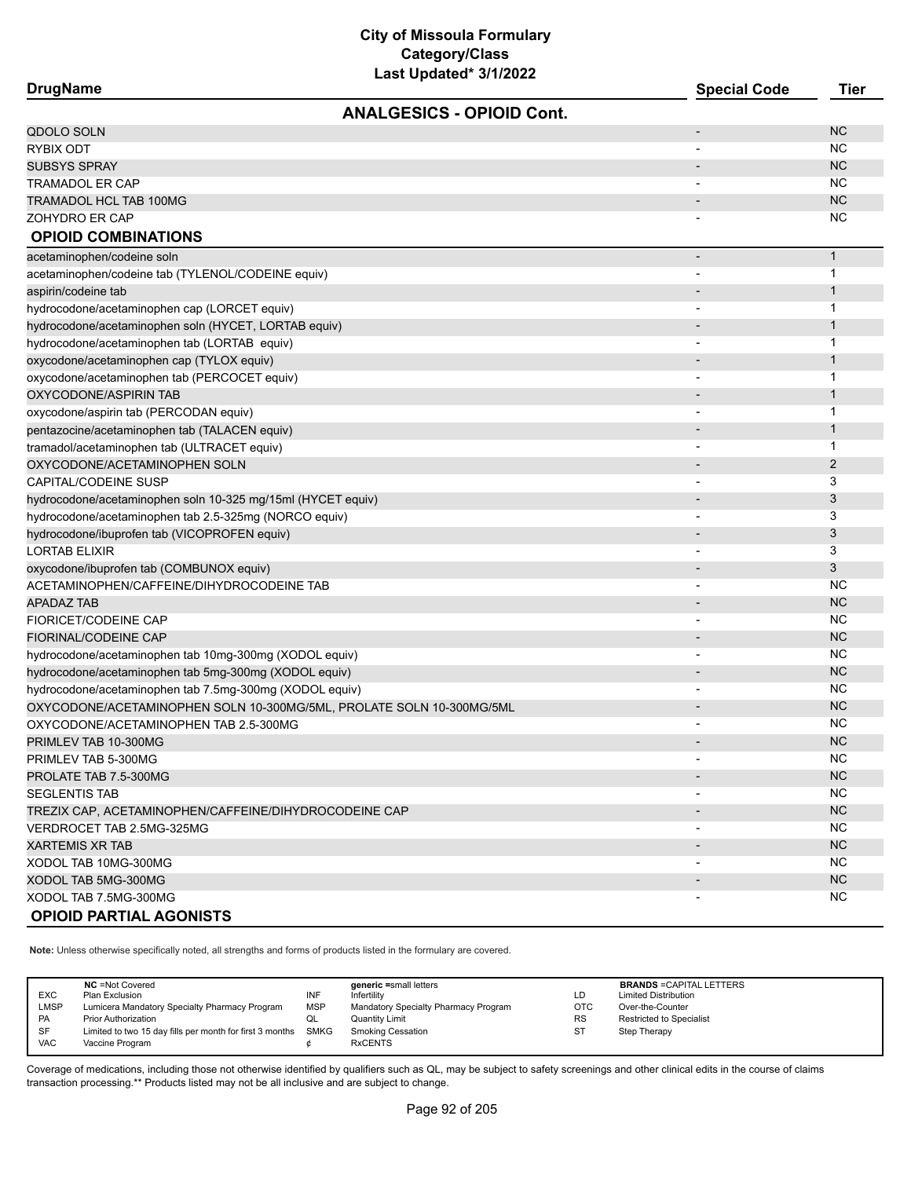# City of Missoula Formulary
## Category/Class
### Last Updated* 3/1/2022

| DrugName | Special Code | Tier |
|---|---|---|
| **ANALGESICS - OPIOID Cont.** | | |
| QDOLO SOLN | - | NC |
| RYBIX ODT | - | NC |
| SUBSYS SPRAY | - | NC |
| TRAMADOL ER CAP | - | NC |
| TRAMADOL HCL TAB 100MG | - | NC |
| ZOHYDRO ER CAP | - | NC |
| **OPIOID COMBINATIONS** | | |
| acetaminophen/codeine soln | - | 1 |
| acetaminophen/codeine tab (TYLENOL/CODEINE equiv) | - | 1 |
| aspirin/codeine tab | - | 1 |
| hydrocodone/acetaminophen cap (LORCET equiv) | - | 1 |
| hydrocodone/acetaminophen soln (HYCET, LORTAB equiv) | - | 1 |
| hydrocodone/acetaminophen tab (LORTAB equiv) | - | 1 |
| oxycodone/acetaminophen cap (TYLOX equiv) | - | 1 |
| oxycodone/acetaminophen tab (PERCOCET equiv) | - | 1 |
| OXYCODONE/ASPIRIN TAB | - | 1 |
| oxycodone/aspirin tab (PERCODAN equiv) | - | 1 |
| pentazocine/acetaminophen tab (TALACEN equiv) | - | 1 |
| tramadol/acetaminophen tab (ULTRACET equiv) | - | 1 |
| OXYCODONE/ACETAMINOPHEN SOLN | - | 2 |
| CAPITAL/CODEINE SUSP | - | 3 |
| hydrocodone/acetaminophen soln 10-325 mg/15ml (HYCET equiv) | - | 3 |
| hydrocodone/acetaminophen tab 2.5-325mg (NORCO equiv) | - | 3 |
| hydrocodone/ibuprofen tab (VICOPROFEN equiv) | - | 3 |
| LORTAB ELIXIR | - | 3 |
| oxycodone/ibuprofen tab (COMBUNOX equiv) | - | 3 |
| ACETAMINOPHEN/CAFFEINE/DIHYDROCODEINE TAB | - | NC |
| APADAZ TAB | - | NC |
| FIORICET/CODEINE CAP | - | NC |
| FIORINAL/CODEINE CAP | - | NC |
| hydrocodone/acetaminophen tab 10mg-300mg (XODOL equiv) | - | NC |
| hydrocodone/acetaminophen tab 5mg-300mg (XODOL equiv) | - | NC |
| hydrocodone/acetaminophen tab 7.5mg-300mg (XODOL equiv) | - | NC |
| OXYCODONE/ACETAMINOPHEN SOLN 10-300MG/5ML, PROLATE SOLN 10-300MG/5ML | - | NC |
| OXYCODONE/ACETAMINOPHEN TAB 2.5-300MG | - | NC |
| PRIMLEV TAB 10-300MG | - | NC |
| PRIMLEV TAB 5-300MG | - | NC |
| PROLATE TAB 7.5-300MG | - | NC |
| SEGLENTIS TAB | - | NC |
| TREZIX CAP, ACETAMINOPHEN/CAFFEINE/DIHYDROCODEINE CAP | - | NC |
| VERDROCET TAB 2.5MG-325MG | - | NC |
| XARTEMIS XR TAB | - | NC |
| XODOL TAB 10MG-300MG | - | NC |
| XODOL TAB 5MG-300MG | - | NC |
| XODOL TAB 7.5MG-300MG | - | NC |
| **OPIOID PARTIAL AGONISTS** | | |

**Note:** Unless otherwise specifically noted, all strengths and forms of products listed in the formulary are covered.

| | NC =Not Covered | | generic =small letters | | BRANDS =CAPITAL LETTERS |
|---|---|---|---|---|---|
| EXC | Plan Exclusion | INF | Infertility | LD | Limited Distribution |
| LMSP | Lumicera Mandatory Specialty Pharmacy Program | MSP | Mandatory Specialty Pharmacy Program | OTC | Over-the-Counter |
| PA | Prior Authorization | QL | Quantity Limit | RS | Restricted to Specialist |
| SF | Limited to two 15 day fills per month for first 3 months | SMKG | Smoking Cessation | ST | Step Therapy |
| VAC | Vaccine Program | ¢ | RxCENTS | | |

Coverage of medications, including those not otherwise identified by qualifiers such as QL, may be subject to safety screenings and other clinical edits in the course of claims transaction processing.** Products listed may not be all inclusive and are subject to change.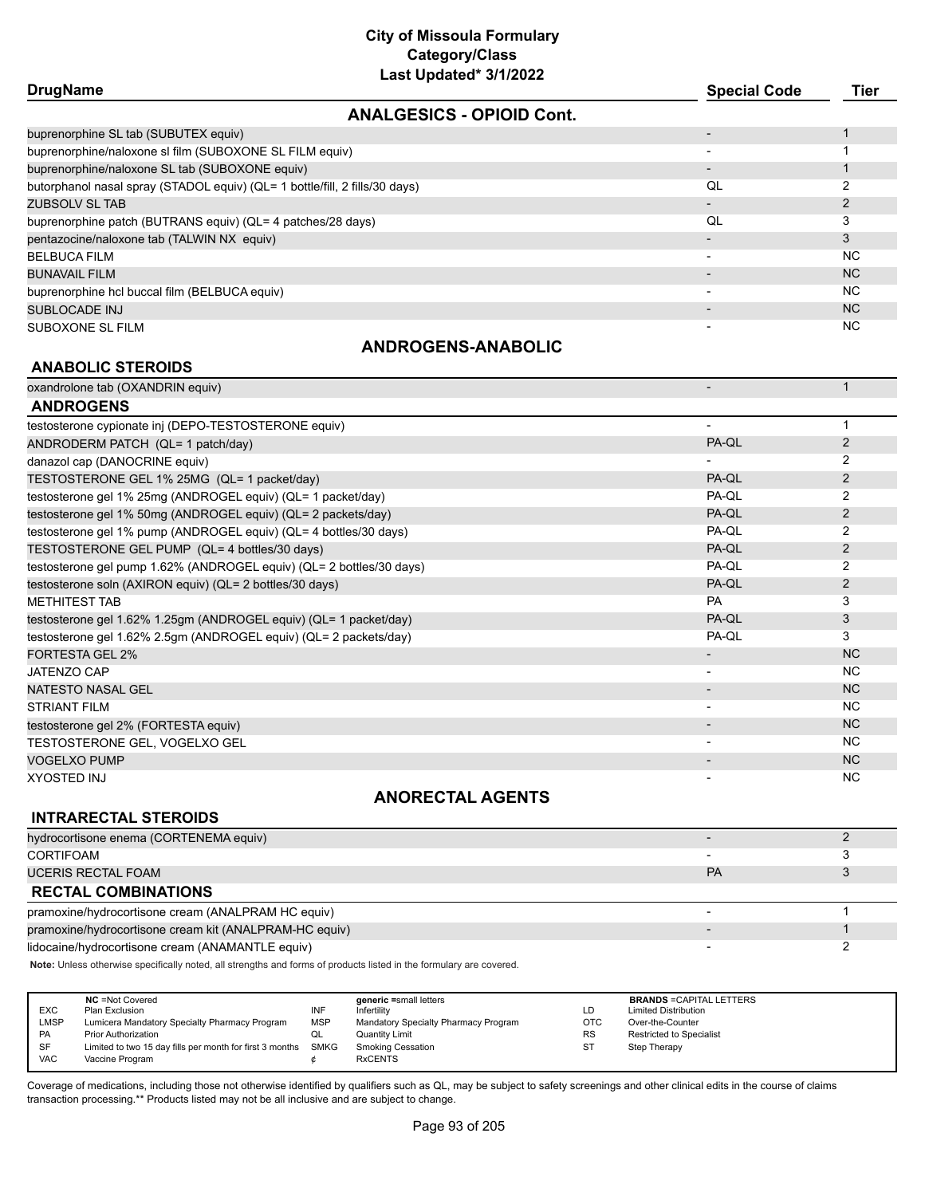# City of Missoula Formulary
## Category/Class
### Last Updated* 3/1/2022

| DrugName | Special Code | Tier |
|---|---|---|
| **ANALGESICS - OPIOID Cont.** | | |
| buprenorphine SL tab (SUBUTEX equiv) | - | 1 |
| buprenorphine/naloxone sl film (SUBOXONE SL FILM equiv) | - | 1 |
| buprenorphine/naloxone SL tab (SUBOXONE equiv) | - | 1 |
| butorphanol nasal spray (STADOL equiv) (QL= 1 bottle/fill, 2 fills/30 days) | QL | 2 |
| ZUBSOLV SL TAB | - | 2 |
| buprenorphine patch (BUTRANS equiv) (QL= 4 patches/28 days) | QL | 3 |
| pentazocine/naloxone tab (TALWIN NX equiv) | - | 3 |
| BELBUCA FILM | - | NC |
| BUNAVAIL FILM | - | NC |
| buprenorphine hcl buccal film (BELBUCA equiv) | - | NC |
| SUBLOCADE INJ | - | NC |
| SUBOXONE SL FILM | - | NC |
| **ANDROGENS-ANABOLIC** | | |
| **ANABOLIC STEROIDS** | | |
| oxandrolone tab (OXANDRIN equiv) | - | 1 |
| **ANDROGENS** | | |
| testosterone cypionate inj (DEPO-TESTOSTERONE equiv) | - | 1 |
| ANDRODERM PATCH (QL= 1 patch/day) | PA-QL | 2 |
| danazol cap (DANOCRINE equiv) | - | 2 |
| TESTOSTERONE GEL 1% 25MG (QL= 1 packet/day) | PA-QL | 2 |
| testosterone gel 1% 25mg (ANDROGEL equiv) (QL= 1 packet/day) | PA-QL | 2 |
| testosterone gel 1% 50mg (ANDROGEL equiv) (QL= 2 packets/day) | PA-QL | 2 |
| testosterone gel 1% pump (ANDROGEL equiv) (QL= 4 bottles/30 days) | PA-QL | 2 |
| TESTOSTERONE GEL PUMP (QL= 4 bottles/30 days) | PA-QL | 2 |
| testosterone gel pump 1.62% (ANDROGEL equiv) (QL= 2 bottles/30 days) | PA-QL | 2 |
| testosterone soln (AXIRON equiv) (QL= 2 bottles/30 days) | PA-QL | 2 |
| METHITEST TAB | PA | 3 |
| testosterone gel 1.62% 1.25gm (ANDROGEL equiv) (QL= 1 packet/day) | PA-QL | 3 |
| testosterone gel 1.62% 2.5gm (ANDROGEL equiv) (QL= 2 packets/day) | PA-QL | 3 |
| FORTESTA GEL 2% | - | NC |
| JATENZO CAP | - | NC |
| NATESTO NASAL GEL | - | NC |
| STRIANT FILM | - | NC |
| testosterone gel 2% (FORTESTA equiv) | - | NC |
| TESTOSTERONE GEL, VOGELXO GEL | - | NC |
| VOGELXO PUMP | - | NC |
| XYOSTED INJ | - | NC |
| **ANORECTAL AGENTS** | | |
| **INTRARECTAL STEROIDS** | | |
| hydrocortisone enema (CORTENEMA equiv) | - | 2 |
| CORTIFOAM | - | 3 |
| UCERIS RECTAL FOAM | PA | 3 |
| **RECTAL COMBINATIONS** | | |
| pramoxine/hydrocortisone cream (ANALPRAM HC equiv) | - | 1 |
| pramoxine/hydrocortisone cream kit (ANALPRAM-HC equiv) | - | 1 |
| lidocaine/hydrocortisone cream (ANAMANTLE equiv) | - | 2 |

**Note:** Unless otherwise specifically noted, all strengths and forms of products listed in the formulary are covered.

| | NC =Not Covered | | generic =small letters | | BRANDS =CAPITAL LETTERS |
|---|---|---|---|---|---|
| EXC | Plan Exclusion | INF | Infertility | LD | Limited Distribution |
| LMSP | Lumicera Mandatory Specialty Pharmacy Program | MSP | Mandatory Specialty Pharmacy Program | OTC | Over-the-Counter |
| PA | Prior Authorization | QL | Quantity Limit | RS | Restricted to Specialist |
| SF | Limited to two 15 day fills per month for first 3 months | SMKG | Smoking Cessation | ST | Step Therapy |
| VAC | Vaccine Program | ¢ | RxCENTS | | |

Coverage of medications, including those not otherwise identified by qualifiers such as QL, may be subject to safety screenings and other clinical edits in the course of claims transaction processing.** Products listed may not be all inclusive and are subject to change.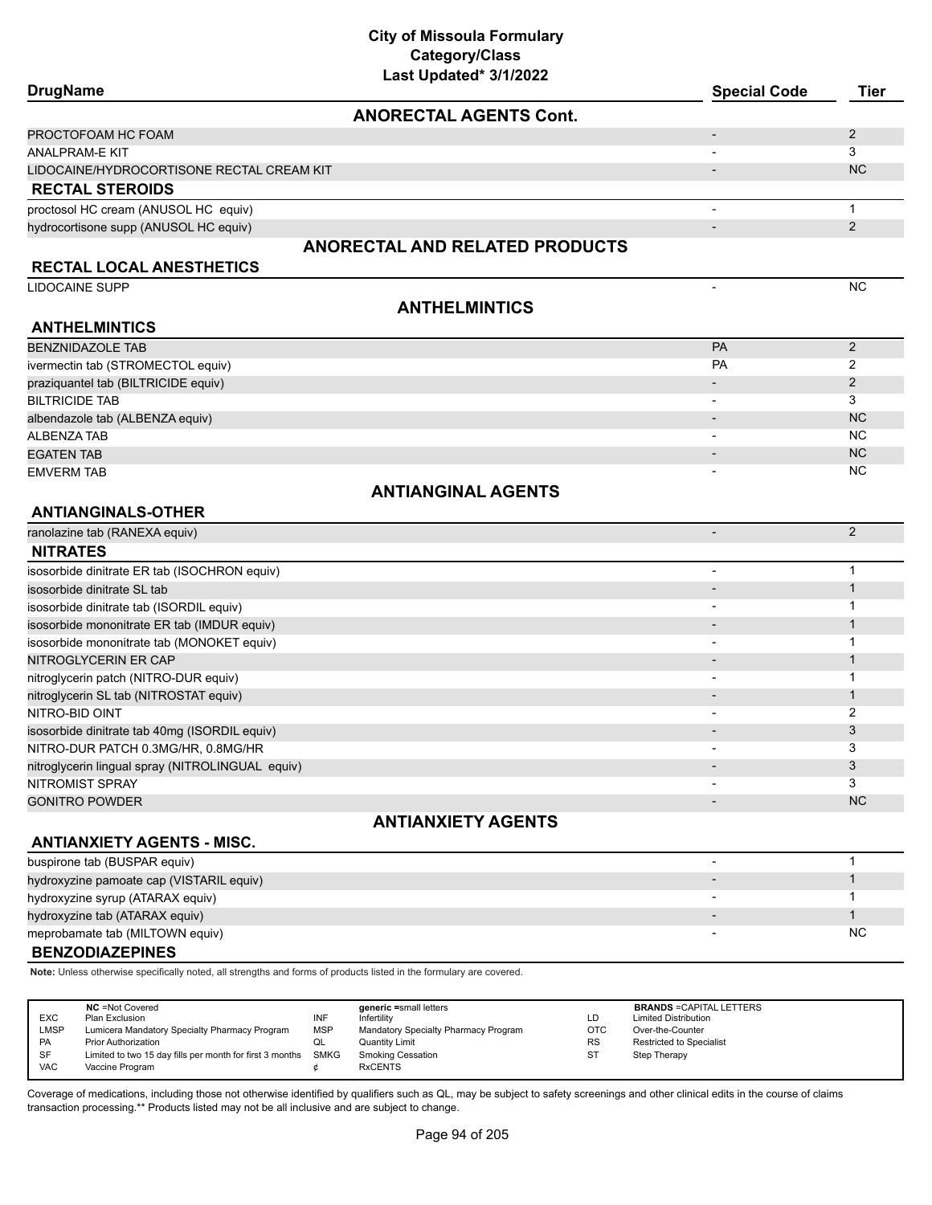# City of Missoula Formulary
## Category/Class
### Last Updated* 3/1/2022

| DrugName | Special Code | Tier |
|---|---|---|
| **ANORECTAL AGENTS Cont.** | | |
| PROCTOFOAM HC FOAM | - | 2 |
| ANALPRAM-E KIT | - | 3 |
| LIDOCAINE/HYDROCORTISONE RECTAL CREAM KIT | - | NC |
| **RECTAL STEROIDS** | | |
| proctosol HC cream (ANUSOL HC equiv) | - | 1 |
| hydrocortisone supp (ANUSOL HC equiv) | - | 2 |
| **ANORECTAL AND RELATED PRODUCTS** | | |
| **RECTAL LOCAL ANESTHETICS** | | |
| LIDOCAINE SUPP | - | NC |
| **ANTHELMINTICS** | | |
| **ANTHELMINTICS** | | |
| BENZNIDAZOLE TAB | PA | 2 |
| ivermectin tab (STROMECTOL equiv) | PA | 2 |
| praziquantel tab (BILTRICIDE equiv) | - | 2 |
| BILTRICIDE TAB | - | 3 |
| albendazole tab (ALBENZA equiv) | - | NC |
| ALBENZA TAB | - | NC |
| EGATEN TAB | - | NC |
| EMVERM TAB | - | NC |
| **ANTIANGINAL AGENTS** | | |
| **ANTIANGINALS-OTHER** | | |
| ranolazine tab (RANEXA equiv) | - | 2 |
| **NITRATES** | | |
| isosorbide dinitrate ER tab (ISOCHRON equiv) | - | 1 |
| isosorbide dinitrate SL tab | - | 1 |
| isosorbide dinitrate tab (ISORDIL equiv) | - | 1 |
| isosorbide mononitrate ER tab (IMDUR equiv) | - | 1 |
| isosorbide mononitrate tab (MONOKET equiv) | - | 1 |
| NITROGLYCERIN ER CAP | - | 1 |
| nitroglycerin patch (NITRO-DUR equiv) | - | 1 |
| nitroglycerin SL tab (NITROSTAT equiv) | - | 1 |
| NITRO-BID OINT | - | 2 |
| isosorbide dinitrate tab 40mg (ISORDIL equiv) | - | 3 |
| NITRO-DUR PATCH 0.3MG/HR, 0.8MG/HR | - | 3 |
| nitroglycerin lingual spray (NITROLINGUAL equiv) | - | 3 |
| NITROMIST SPRAY | - | 3 |
| GONITRO POWDER | - | NC |
| **ANTIANXIETY AGENTS** | | |
| **ANTIANXIETY AGENTS - MISC.** | | |
| buspirone tab (BUSPAR equiv) | - | 1 |
| hydroxyzine pamoate cap (VISTARIL equiv) | - | 1 |
| hydroxyzine syrup (ATARAX equiv) | - | 1 |
| hydroxyzine tab (ATARAX equiv) | - | 1 |
| meprobamate tab (MILTOWN equiv) | - | NC |
| **BENZODIAZEPINES** | | |

**Note:** Unless otherwise specifically noted, all strengths and forms of products listed in the formulary are covered.

| | NC =Not Covered | | generic =small letters | | BRANDS =CAPITAL LETTERS |
|---|---|---|---|---|---|
| EXC | Plan Exclusion | INF | Infertility | LD | Limited Distribution |
| LMSP | Lumicera Mandatory Specialty Pharmacy Program | MSP | Mandatory Specialty Pharmacy Program | OTC | Over-the-Counter |
| PA | Prior Authorization | QL | Quantity Limit | RS | Restricted to Specialist |
| SF | Limited to two 15 day fills per month for first 3 months | SMKG | Smoking Cessation | ST | Step Therapy |
| VAC | Vaccine Program | ¢ | RxCENTS | | |

Coverage of medications, including those not otherwise identified by qualifiers such as QL, may be subject to safety screenings and other clinical edits in the course of claims transaction processing.** Products listed may not be all inclusive and are subject to change.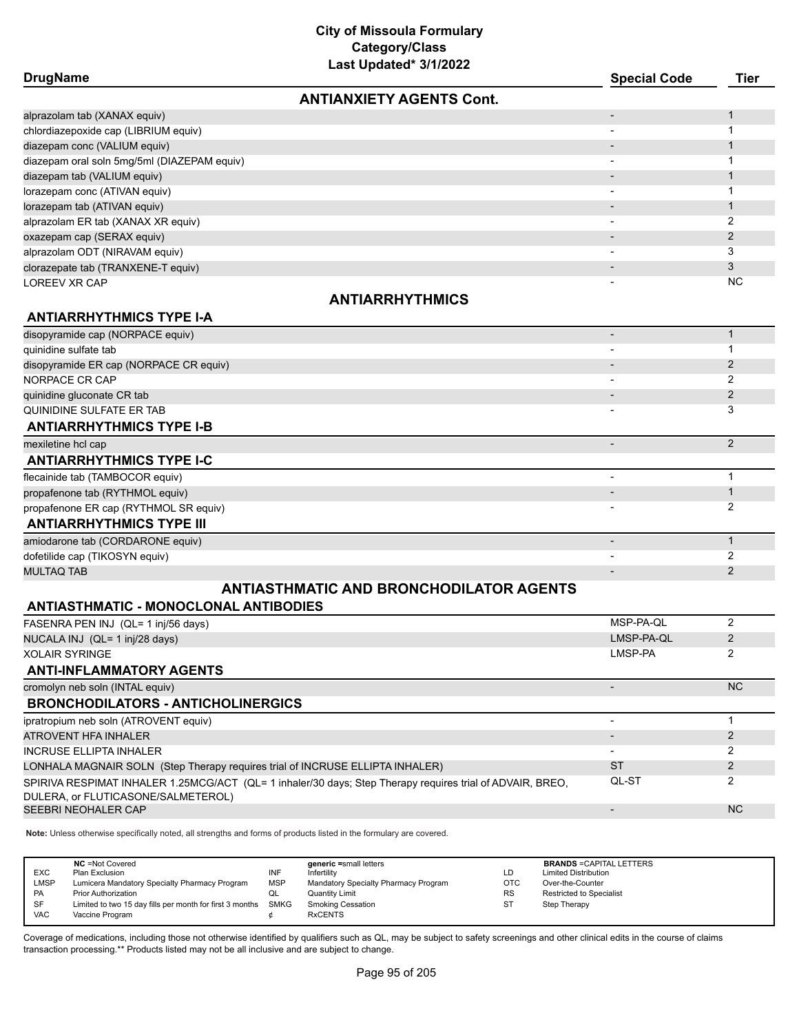# City of Missoula Formulary
## Category/Class
### Last Updated* 3/1/2022

| DrugName | Special Code | Tier |
|---|---|---|
| **ANTIANXIETY AGENTS Cont.** | | |
| alprazolam tab (XANAX equiv) | - | 1 |
| chlordiazepoxide cap (LIBRIUM equiv) | - | 1 |
| diazepam conc (VALIUM equiv) | - | 1 |
| diazepam oral soln 5mg/5ml (DIAZEPAM equiv) | - | 1 |
| diazepam tab (VALIUM equiv) | - | 1 |
| lorazepam conc (ATIVAN equiv) | - | 1 |
| lorazepam tab (ATIVAN equiv) | - | 1 |
| alprazolam ER tab (XANAX XR equiv) | - | 2 |
| oxazepam cap (SERAX equiv) | - | 2 |
| alprazolam ODT (NIRAVAM equiv) | - | 3 |
| clorazepate tab (TRANXENE-T equiv) | - | 3 |
| LOREEV XR CAP | - | NC |
| **ANTIARRHYTHMICS** | | |
| **ANTIARRHYTHMICS TYPE I-A** | | |
| disopyramide cap (NORPACE equiv) | - | 1 |
| quinidine sulfate tab | - | 1 |
| disopyramide ER cap (NORPACE CR equiv) | - | 2 |
| NORPACE CR CAP | - | 2 |
| quinidine gluconate CR tab | - | 2 |
| QUINIDINE SULFATE ER TAB | - | 3 |
| **ANTIARRHYTHMICS TYPE I-B** | | |
| mexiletine hcl cap | - | 2 |
| **ANTIARRHYTHMICS TYPE I-C** | | |
| flecainide tab (TAMBOCOR equiv) | - | 1 |
| propafenone tab (RYTHMOL equiv) | - | 1 |
| propafenone ER cap (RYTHMOL SR equiv) | - | 2 |
| **ANTIARRHYTHMICS TYPE III** | | |
| amiodarone tab (CORDARONE equiv) | - | 1 |
| dofetilide cap (TIKOSYN equiv) | - | 2 |
| MULTAQ TAB | - | 2 |
| **ANTIASTHMATIC AND BRONCHODILATOR AGENTS** | | |
| **ANTIASTHMATIC - MONOCLONAL ANTIBODIES** | | |
| FASENRA PEN INJ (QL= 1 inj/56 days) | MSP-PA-QL | 2 |
| NUCALA INJ (QL= 1 inj/28 days) | LMSP-PA-QL | 2 |
| XOLAIR SYRINGE | LMSP-PA | 2 |
| **ANTI-INFLAMMATORY AGENTS** | | |
| cromolyn neb soln (INTAL equiv) | - | NC |
| **BRONCHODILATORS - ANTICHOLINERGICS** | | |
| ipratropium neb soln (ATROVENT equiv) | - | 1 |
| ATROVENT HFA INHALER | - | 2 |
| INCRUSE ELLIPTA INHALER | - | 2 |
| LONHALA MAGNAIR SOLN (Step Therapy requires trial of INCRUSE ELLIPTA INHALER) | ST | 2 |
| SPIRIVA RESPIMAT INHALER 1.25MCG/ACT (QL= 1 inhaler/30 days; Step Therapy requires trial of ADVAIR, BREO, DULERA, or FLUTICASONE/SALMETEROL) | QL-ST | 2 |
| SEEBRI NEOHALER CAP | - | NC |

**Note:** Unless otherwise specifically noted, all strengths and forms of products listed in the formulary are covered.

| | NC =Not Covered | | generic =small letters | | BRANDS =CAPITAL LETTERS |
|---|---|---|---|---|---|
| EXC | Plan Exclusion | INF | Infertility | LD | Limited Distribution |
| LMSP | Lumicera Mandatory Specialty Pharmacy Program | MSP | Mandatory Specialty Pharmacy Program | OTC | Over-the-Counter |
| PA | Prior Authorization | QL | Quantity Limit | RS | Restricted to Specialist |
| SF | Limited to two 15 day fills per month for first 3 months | SMKG | Smoking Cessation | ST | Step Therapy |
| VAC | Vaccine Program | ¢ | RxCENTS | | |

Coverage of medications, including those not otherwise identified by qualifiers such as QL, may be subject to safety screenings and other clinical edits in the course of claims transaction processing.** Products listed may not be all inclusive and are subject to change.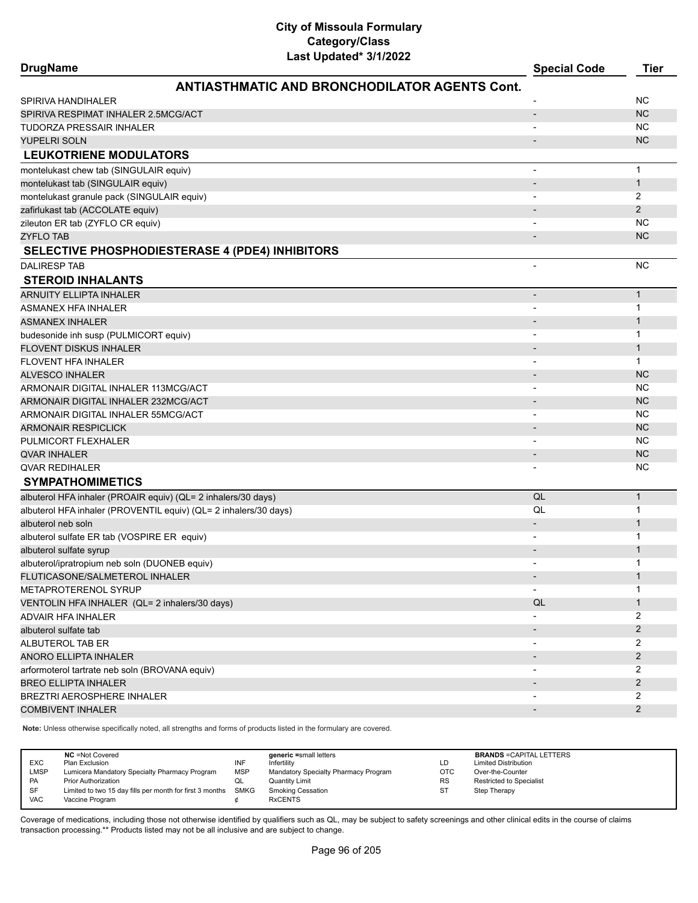# City of Missoula Formulary
## Category/Class
### Last Updated* 3/1/2022

| DrugName | Special Code | Tier |
|---|---|---|
| **ANTIASTHMATIC AND BRONCHODILATOR AGENTS Cont.** | | |
| SPIRIVA HANDIHALER | - | NC |
| SPIRIVA RESPIMAT INHALER 2.5MCG/ACT | - | NC |
| TUDORZA PRESSAIR INHALER | - | NC |
| YUPELRI SOLN | - | NC |
| **LEUKOTRIENE MODULATORS** | | |
| montelukast chew tab (SINGULAIR equiv) | - | 1 |
| montelukast tab (SINGULAIR equiv) | - | 1 |
| montelukast granule pack (SINGULAIR equiv) | - | 2 |
| zafirlukast tab (ACCOLATE equiv) | - | 2 |
| zileuton ER tab (ZYFLO CR equiv) | - | NC |
| ZYFLO TAB | - | NC |
| **SELECTIVE PHOSPHODIESTERASE 4 (PDE4) INHIBITORS** | | |
| DALIRESP TAB | - | NC |
| **STEROID INHALANTS** | | |
| ARNUITY ELLIPTA INHALER | - | 1 |
| ASMANEX HFA INHALER | - | 1 |
| ASMANEX INHALER | - | 1 |
| budesonide inh susp (PULMICORT equiv) | - | 1 |
| FLOVENT DISKUS INHALER | - | 1 |
| FLOVENT HFA INHALER | - | 1 |
| ALVESCO INHALER | - | NC |
| ARMONAIR DIGITAL INHALER 113MCG/ACT | - | NC |
| ARMONAIR DIGITAL INHALER 232MCG/ACT | - | NC |
| ARMONAIR DIGITAL INHALER 55MCG/ACT | - | NC |
| ARMONAIR RESPICLICK | - | NC |
| PULMICORT FLEXHALER | - | NC |
| QVAR INHALER | - | NC |
| QVAR REDIHALER | - | NC |
| **SYMPATHOMIMETICS** | | |
| albuterol HFA inhaler (PROAIR equiv) (QL= 2 inhalers/30 days) | QL | 1 |
| albuterol HFA inhaler (PROVENTIL equiv) (QL= 2 inhalers/30 days) | QL | 1 |
| albuterol neb soln | - | 1 |
| albuterol sulfate ER tab (VOSPIRE ER equiv) | - | 1 |
| albuterol sulfate syrup | - | 1 |
| albuterol/ipratropium neb soln (DUONEB equiv) | - | 1 |
| FLUTICASONE/SALMETEROL INHALER | - | 1 |
| METAPROTERENOL SYRUP | - | 1 |
| VENTOLIN HFA INHALER (QL= 2 inhalers/30 days) | QL | 1 |
| ADVAIR HFA INHALER | - | 2 |
| albuterol sulfate tab | - | 2 |
| ALBUTEROL TAB ER | - | 2 |
| ANORO ELLIPTA INHALER | - | 2 |
| arformoterol tartrate neb soln (BROVANA equiv) | - | 2 |
| BREO ELLIPTA INHALER | - | 2 |
| BREZTRI AEROSPHERE INHALER | - | 2 |
| COMBIVENT INHALER | - | 2 |

**Note:** Unless otherwise specifically noted, all strengths and forms of products listed in the formulary are covered.

| | NC =Not Covered | | generic =small letters | | BRANDS =CAPITAL LETTERS |
|---|---|---|---|---|---|
| EXC | Plan Exclusion | INF | Infertility | LD | Limited Distribution |
| LMSP | Lumicera Mandatory Specialty Pharmacy Program | MSP | Mandatory Specialty Pharmacy Program | OTC | Over-the-Counter |
| PA | Prior Authorization | QL | Quantity Limit | RS | Restricted to Specialist |
| SF | Limited to two 15 day fills per month for first 3 months | SMKG | Smoking Cessation | ST | Step Therapy |
| VAC | Vaccine Program | ¢ | RxCENTS | | |

Coverage of medications, including those not otherwise identified by qualifiers such as QL, may be subject to safety screenings and other clinical edits in the course of claims transaction processing.** Products listed may not be all inclusive and are subject to change.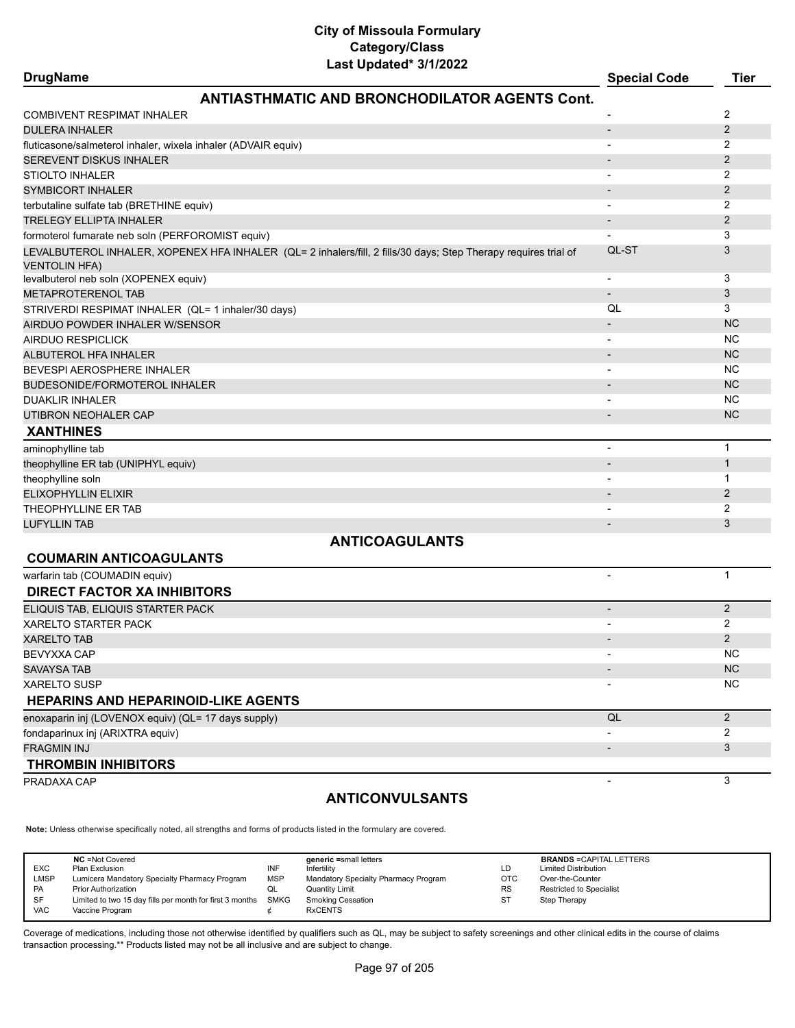# City of Missoula Formulary
## Category/Class
### Last Updated* 3/1/2022

| DrugName | Special Code | Tier |
|---|---|---|
| **ANTIASTHMATIC AND BRONCHODILATOR AGENTS Cont.** | | |
| COMBIVENT RESPIMAT INHALER | - | 2 |
| DULERA INHALER | - | 2 |
| fluticasone/salmeterol inhaler, wixela inhaler (ADVAIR equiv) | - | 2 |
| SEREVENT DISKUS INHALER | - | 2 |
| STIOLTO INHALER | - | 2 |
| SYMBICORT INHALER | - | 2 |
| terbutaline sulfate tab (BRETHINE equiv) | - | 2 |
| TRELEGY ELLIPTA INHALER | - | 2 |
| formoterol fumarate neb soln (PERFOROMIST equiv) | - | 3 |
| LEVALBUTEROL INHALER, XOPENEX HFA INHALER (QL= 2 inhalers/fill, 2 fills/30 days; Step Therapy requires trial of VENTOLIN HFA) | QL-ST | 3 |
| levalbuterol neb soln (XOPENEX equiv) | - | 3 |
| METAPROTERENOL TAB | - | 3 |
| STRIVERDI RESPIMAT INHALER (QL= 1 inhaler/30 days) | QL | 3 |
| AIRDUO POWDER INHALER W/SENSOR | - | NC |
| AIRDUO RESPICLICK | - | NC |
| ALBUTEROL HFA INHALER | - | NC |
| BEVESPI AEROSPHERE INHALER | - | NC |
| BUDESONIDE/FORMOTEROL INHALER | - | NC |
| DUAKLIR INHALER | - | NC |
| UTIBRON NEOHALER CAP | - | NC |
| **XANTHINES** | | |
| aminophylline tab | - | 1 |
| theophylline ER tab (UNIPHYL equiv) | - | 1 |
| theophylline soln | - | 1 |
| ELIXOPHYLLIN ELIXIR | - | 2 |
| THEOPHYLLINE ER TAB | - | 2 |
| LUFYLLIN TAB | - | 3 |

## ANTICOAGULANTS

| DrugName | Special Code | Tier |
|---|---|---|
| **COUMARIN ANTICOAGULANTS** | | |
| warfarin tab (COUMADIN equiv) | - | 1 |
| **DIRECT FACTOR XA INHIBITORS** | | |
| ELIQUIS TAB, ELIQUIS STARTER PACK | - | 2 |
| XARELTO STARTER PACK | - | 2 |
| XARELTO TAB | - | 2 |
| BEVYXXA CAP | - | NC |
| SAVAYSA TAB | - | NC |
| XARELTO SUSP | - | NC |
| **HEPARINS AND HEPARINOID-LIKE AGENTS** | | |
| enoxaparin inj (LOVENOX equiv) (QL= 17 days supply) | QL | 2 |
| fondaparinux inj (ARIXTRA equiv) | - | 2 |
| FRAGMIN INJ | - | 3 |
| **THROMBIN INHIBITORS** | | |
| PRADAXA CAP | - | 3 |

## ANTICONVULSANTS

**Note:** Unless otherwise specifically noted, all strengths and forms of products listed in the formulary are covered.

| | NC =Not Covered | | generic =small letters | | BRANDS =CAPITAL LETTERS |
|---|---|---|---|---|---|
| EXC | Plan Exclusion | INF | Infertility | LD | Limited Distribution |
| LMSP | Lumicera Mandatory Specialty Pharmacy Program | MSP | Mandatory Specialty Pharmacy Program | OTC | Over-the-Counter |
| PA | Prior Authorization | QL | Quantity Limit | RS | Restricted to Specialist |
| SF | Limited to two 15 day fills per month for first 3 months | SMKG | Smoking Cessation | ST | Step Therapy |
| VAC | Vaccine Program | ¢ | RxCENTS | | |

Coverage of medications, including those not otherwise identified by qualifiers such as QL, may be subject to safety screenings and other clinical edits in the course of claims transaction processing.** Products listed may not be all inclusive and are subject to change.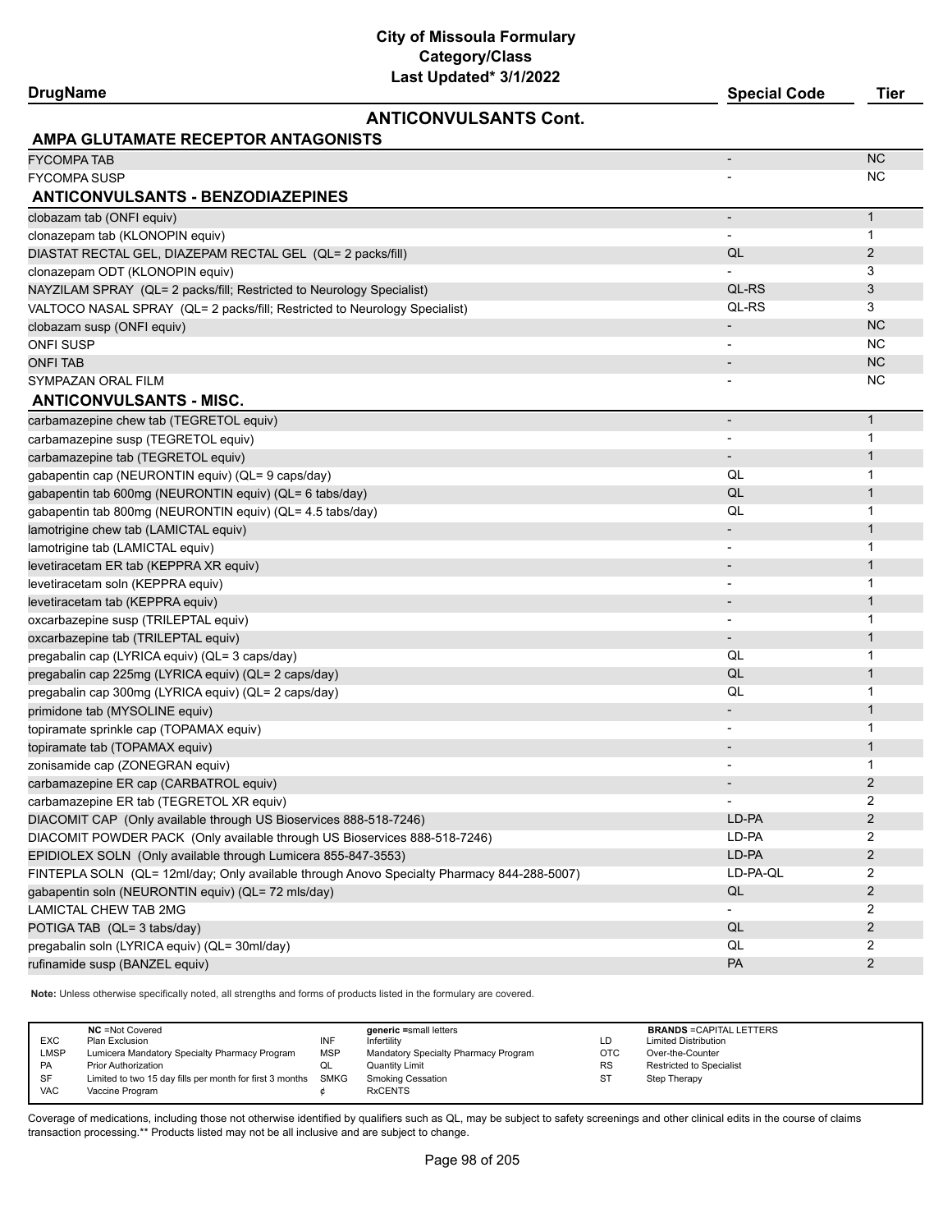# City of Missoula Formulary
## Category/Class
### Last Updated* 3/1/2022

| DrugName | Special Code | Tier |
|---|---|---|
| **ANTICONVULSANTS Cont.** | | |
| **AMPA GLUTAMATE RECEPTOR ANTAGONISTS** | | |
| FYCOMPA TAB | - | NC |
| FYCOMPA SUSP | - | NC |
| **ANTICONVULSANTS - BENZODIAZEPINES** | | |
| clobazam tab (ONFI equiv) | - | 1 |
| clonazepam tab (KLONOPIN equiv) | - | 1 |
| DIASTAT RECTAL GEL, DIAZEPAM RECTAL GEL (QL= 2 packs/fill) | QL | 2 |
| clonazepam ODT (KLONOPIN equiv) | - | 3 |
| NAYZILAM SPRAY (QL= 2 packs/fill; Restricted to Neurology Specialist) | QL-RS | 3 |
| VALTOCO NASAL SPRAY (QL= 2 packs/fill; Restricted to Neurology Specialist) | QL-RS | 3 |
| clobazam susp (ONFI equiv) | - | NC |
| ONFI SUSP | - | NC |
| ONFI TAB | - | NC |
| SYMPAZAN ORAL FILM | - | NC |
| **ANTICONVULSANTS - MISC.** | | |
| carbamazepine chew tab (TEGRETOL equiv) | - | 1 |
| carbamazepine susp (TEGRETOL equiv) | - | 1 |
| carbamazepine tab (TEGRETOL equiv) | - | 1 |
| gabapentin cap (NEURONTIN equiv) (QL= 9 caps/day) | QL | 1 |
| gabapentin tab 600mg (NEURONTIN equiv) (QL= 6 tabs/day) | QL | 1 |
| gabapentin tab 800mg (NEURONTIN equiv) (QL= 4.5 tabs/day) | QL | 1 |
| lamotrigine chew tab (LAMICTAL equiv) | - | 1 |
| lamotrigine tab (LAMICTAL equiv) | - | 1 |
| levetiracetam ER tab (KEPPRA XR equiv) | - | 1 |
| levetiracetam soln (KEPPRA equiv) | - | 1 |
| levetiracetam tab (KEPPRA equiv) | - | 1 |
| oxcarbazepine susp (TRILEPTAL equiv) | - | 1 |
| oxcarbazepine tab (TRILEPTAL equiv) | - | 1 |
| pregabalin cap (LYRICA equiv) (QL= 3 caps/day) | QL | 1 |
| pregabalin cap 225mg (LYRICA equiv) (QL= 2 caps/day) | QL | 1 |
| pregabalin cap 300mg (LYRICA equiv) (QL= 2 caps/day) | QL | 1 |
| primidone tab (MYSOLINE equiv) | - | 1 |
| topiramate sprinkle cap (TOPAMAX equiv) | - | 1 |
| topiramate tab (TOPAMAX equiv) | - | 1 |
| zonisamide cap (ZONEGRAN equiv) | - | 1 |
| carbamazepine ER cap (CARBATROL equiv) | - | 2 |
| carbamazepine ER tab (TEGRETOL XR equiv) | - | 2 |
| DIACOMIT CAP (Only available through US Bioservices 888-518-7246) | LD-PA | 2 |
| DIACOMIT POWDER PACK (Only available through US Bioservices 888-518-7246) | LD-PA | 2 |
| EPIDIOLEX SOLN (Only available through Lumicera 855-847-3553) | LD-PA | 2 |
| FINTEPLA SOLN (QL= 12ml/day; Only available through Anovo Specialty Pharmacy 844-288-5007) | LD-PA-QL | 2 |
| gabapentin soln (NEURONTIN equiv) (QL= 72 mls/day) | QL | 2 |
| LAMICTAL CHEW TAB 2MG | - | 2 |
| POTIGA TAB (QL= 3 tabs/day) | QL | 2 |
| pregabalin soln (LYRICA equiv) (QL= 30ml/day) | QL | 2 |
| rufinamide susp (BANZEL equiv) | PA | 2 |

**Note:** Unless otherwise specifically noted, all strengths and forms of products listed in the formulary are covered.

| | | | | | |
|---|---|---|---|---|---|
| **NC** =Not Covered | | **generic** =small letters | | **BRANDS** =CAPITAL LETTERS | |
| EXC | Plan Exclusion | INF | Infertility | LD | Limited Distribution |
| LMSP | Lumicera Mandatory Specialty Pharmacy Program | MSP | Mandatory Specialty Pharmacy Program | OTC | Over-the-Counter |
| PA | Prior Authorization | QL | Quantity Limit | RS | Restricted to Specialist |
| SF | Limited to two 15 day fills per month for first 3 months | SMKG | Smoking Cessation | ST | Step Therapy |
| VAC | Vaccine Program | ¢ | RxCENTS | | |

Coverage of medications, including those not otherwise identified by qualifiers such as QL, may be subject to safety screenings and other clinical edits in the course of claims transaction processing.** Products listed may not be all inclusive and are subject to change.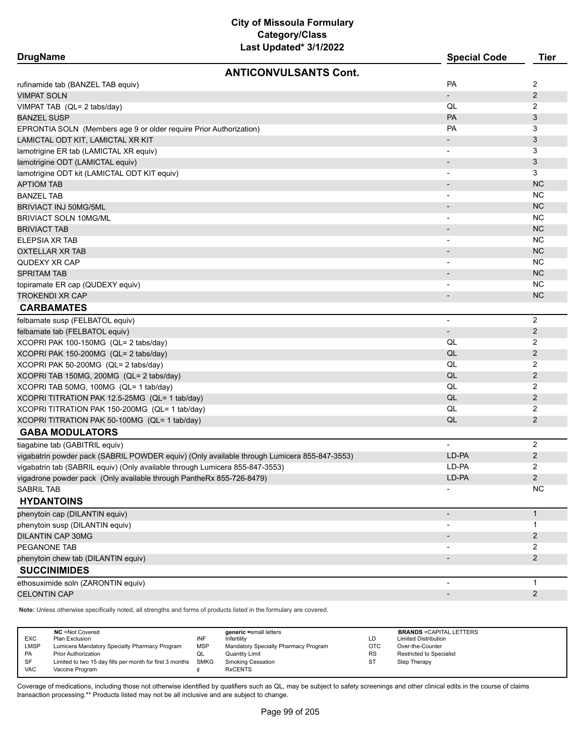# City of Missoula Formulary
## Category/Class
### Last Updated* 3/1/2022

| DrugName | Special Code | Tier |
|---|---|---|
| **ANTICONVULSANTS Cont.** | | |
| rufinamide tab (BANZEL TAB equiv) | PA | 2 |
| VIMPAT SOLN | - | 2 |
| VIMPAT TAB (QL= 2 tabs/day) | QL | 2 |
| BANZEL SUSP | PA | 3 |
| EPRONTIA SOLN (Members age 9 or older require Prior Authorization) | PA | 3 |
| LAMICTAL ODT KIT, LAMICTAL XR KIT | - | 3 |
| lamotrigine ER tab (LAMICTAL XR equiv) | - | 3 |
| lamotrigine ODT (LAMICTAL equiv) | - | 3 |
| lamotrigine ODT kit (LAMICTAL ODT KIT equiv) | - | 3 |
| APTIOM TAB | - | NC |
| BANZEL TAB | - | NC |
| BRIVIACT INJ 50MG/5ML | - | NC |
| BRIVIACT SOLN 10MG/ML | - | NC |
| BRIVIACT TAB | - | NC |
| ELEPSIA XR TAB | - | NC |
| OXTELLAR XR TAB | - | NC |
| QUDEXY XR CAP | - | NC |
| SPRITAM TAB | - | NC |
| topiramate ER cap (QUDEXY equiv) | - | NC |
| TROKENDI XR CAP | - | NC |
| **CARBAMATES** | | |
| felbamate susp (FELBATOL equiv) | - | 2 |
| felbamate tab (FELBATOL equiv) | - | 2 |
| XCOPRI PAK 100-150MG (QL= 2 tabs/day) | QL | 2 |
| XCOPRI PAK 150-200MG (QL= 2 tabs/day) | QL | 2 |
| XCOPRI PAK 50-200MG (QL= 2 tabs/day) | QL | 2 |
| XCOPRI TAB 150MG, 200MG (QL= 2 tabs/day) | QL | 2 |
| XCOPRI TAB 50MG, 100MG (QL= 1 tab/day) | QL | 2 |
| XCOPRI TITRATION PAK 12.5-25MG (QL= 1 tab/day) | QL | 2 |
| XCOPRI TITRATION PAK 150-200MG (QL= 1 tab/day) | QL | 2 |
| XCOPRI TITRATION PAK 50-100MG (QL= 1 tab/day) | QL | 2 |
| **GABA MODULATORS** | | |
| tiagabine tab (GABITRIL equiv) | - | 2 |
| vigabatrin powder pack (SABRIL POWDER equiv) (Only available through Lumicera 855-847-3553) | LD-PA | 2 |
| vigabatrin tab (SABRIL equiv) (Only available through Lumicera 855-847-3553) | LD-PA | 2 |
| vigadrone powder pack (Only available through PantheRx 855-726-8479) | LD-PA | 2 |
| SABRIL TAB | - | NC |
| **HYDANTOINS** | | |
| phenytoin cap (DILANTIN equiv) | - | 1 |
| phenytoin susp (DILANTIN equiv) | - | 1 |
| DILANTIN CAP 30MG | - | 2 |
| PEGANONE TAB | - | 2 |
| phenytoin chew tab (DILANTIN equiv) | - | 2 |
| **SUCCINIMIDES** | | |
| ethosuximide soln (ZARONTIN equiv) | - | 1 |
| CELONTIN CAP | - | 2 |

**Note:** Unless otherwise specifically noted, all strengths and forms of products listed in the formulary are covered.

| | NC =Not Covered | | generic =small letters | | BRANDS =CAPITAL LETTERS |
|---|---|---|---|---|---|
| EXC | Plan Exclusion | INF | Infertility | LD | Limited Distribution |
| LMSP | Lumicera Mandatory Specialty Pharmacy Program | MSP | Mandatory Specialty Pharmacy Program | OTC | Over-the-Counter |
| PA | Prior Authorization | QL | Quantity Limit | RS | Restricted to Specialist |
| SF | Limited to two 15 day fills per month for first 3 months | SMKG | Smoking Cessation | ST | Step Therapy |
| VAC | Vaccine Program | ¢ | RxCENTS | | |

Coverage of medications, including those not otherwise identified by qualifiers such as QL, may be subject to safety screenings and other clinical edits in the course of claims transaction processing.** Products listed may not be all inclusive and are subject to change.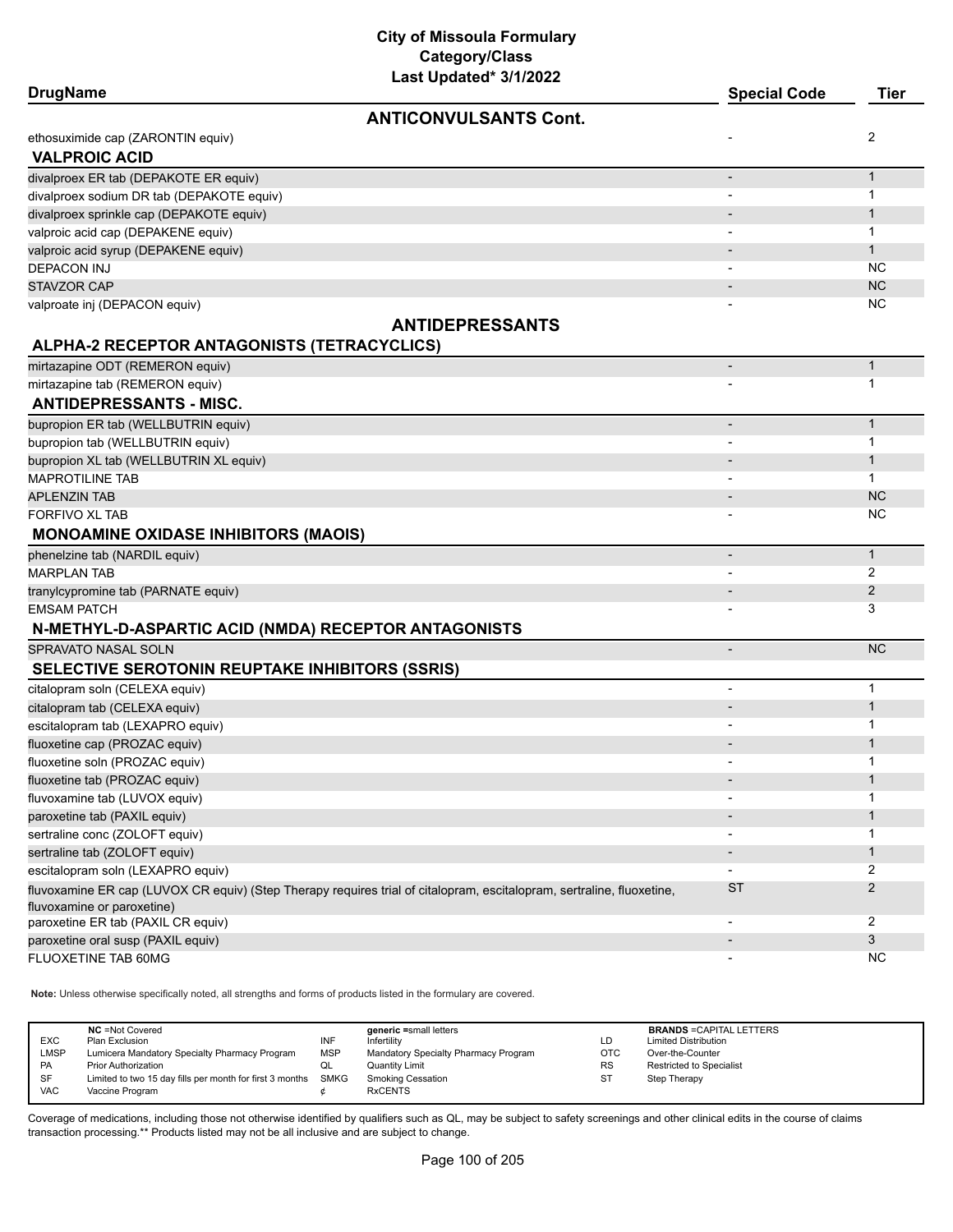# City of Missoula Formulary
## Category/Class
### Last Updated* 3/1/2022

| DrugName | Special Code | Tier |
|---|---|---|
| **ANTICONVULSANTS Cont.** | | |
| ethosuximide cap (ZARONTIN equiv) | - | 2 |
| **VALPROIC ACID** | | |
| divalproex ER tab (DEPAKOTE ER equiv) | - | 1 |
| divalproex sodium DR tab (DEPAKOTE equiv) | - | 1 |
| divalproex sprinkle cap (DEPAKOTE equiv) | - | 1 |
| valproic acid cap (DEPAKENE equiv) | - | 1 |
| valproic acid syrup (DEPAKENE equiv) | - | 1 |
| DEPACON INJ | - | NC |
| STAVZOR CAP | - | NC |
| valproate inj (DEPACON equiv) | - | NC |
| **ANTIDEPRESSANTS** | | |
| **ALPHA-2 RECEPTOR ANTAGONISTS (TETRACYCLICS)** | | |
| mirtazapine ODT (REMERON equiv) | - | 1 |
| mirtazapine tab (REMERON equiv) | - | 1 |
| **ANTIDEPRESSANTS - MISC.** | | |
| bupropion ER tab (WELLBUTRIN equiv) | - | 1 |
| bupropion tab (WELLBUTRIN equiv) | - | 1 |
| bupropion XL tab (WELLBUTRIN XL equiv) | - | 1 |
| MAPROTILINE TAB | - | 1 |
| APLENZIN TAB | - | NC |
| FORFIVO XL TAB | - | NC |
| **MONOAMINE OXIDASE INHIBITORS (MAOIS)** | | |
| phenelzine tab (NARDIL equiv) | - | 1 |
| MARPLAN TAB | - | 2 |
| tranylcypromine tab (PARNATE equiv) | - | 2 |
| EMSAM PATCH | - | 3 |
| **N-METHYL-D-ASPARTIC ACID (NMDA) RECEPTOR ANTAGONISTS** | | |
| SPRAVATO NASAL SOLN | - | NC |
| **SELECTIVE SEROTONIN REUPTAKE INHIBITORS (SSRIS)** | | |
| citalopram soln (CELEXA equiv) | - | 1 |
| citalopram tab (CELEXA equiv) | - | 1 |
| escitalopram tab (LEXAPRO equiv) | - | 1 |
| fluoxetine cap (PROZAC equiv) | - | 1 |
| fluoxetine soln (PROZAC equiv) | - | 1 |
| fluoxetine tab (PROZAC equiv) | - | 1 |
| fluvoxamine tab (LUVOX equiv) | - | 1 |
| paroxetine tab (PAXIL equiv) | - | 1 |
| sertraline conc (ZOLOFT equiv) | - | 1 |
| sertraline tab (ZOLOFT equiv) | - | 1 |
| escitalopram soln (LEXAPRO equiv) | - | 2 |
| fluvoxamine ER cap (LUVOX CR equiv) (Step Therapy requires trial of citalopram, escitalopram, sertraline, fluoxetine, fluvoxamine or paroxetine) | ST | 2 |
| paroxetine ER tab (PAXIL CR equiv) | - | 2 |
| paroxetine oral susp (PAXIL equiv) | - | 3 |
| FLUOXETINE TAB 60MG | - | NC |

**Note:** Unless otherwise specifically noted, all strengths and forms of products listed in the formulary are covered.

| | NC =Not Covered | | generic =small letters | | BRANDS =CAPITAL LETTERS |
|---|---|---|---|---|---|
| EXC | Plan Exclusion | INF | Infertility | LD | Limited Distribution |
| LMSP | Lumicera Mandatory Specialty Pharmacy Program | MSP | Mandatory Specialty Pharmacy Program | OTC | Over-the-Counter |
| PA | Prior Authorization | QL | Quantity Limit | RS | Restricted to Specialist |
| SF | Limited to two 15 day fills per month for first 3 months | SMKG | Smoking Cessation | ST | Step Therapy |
| VAC | Vaccine Program | ¢ | RxCENTS | | |

Coverage of medications, including those not otherwise identified by qualifiers such as QL, may be subject to safety screenings and other clinical edits in the course of claims transaction processing.** Products listed may not be all inclusive and are subject to change.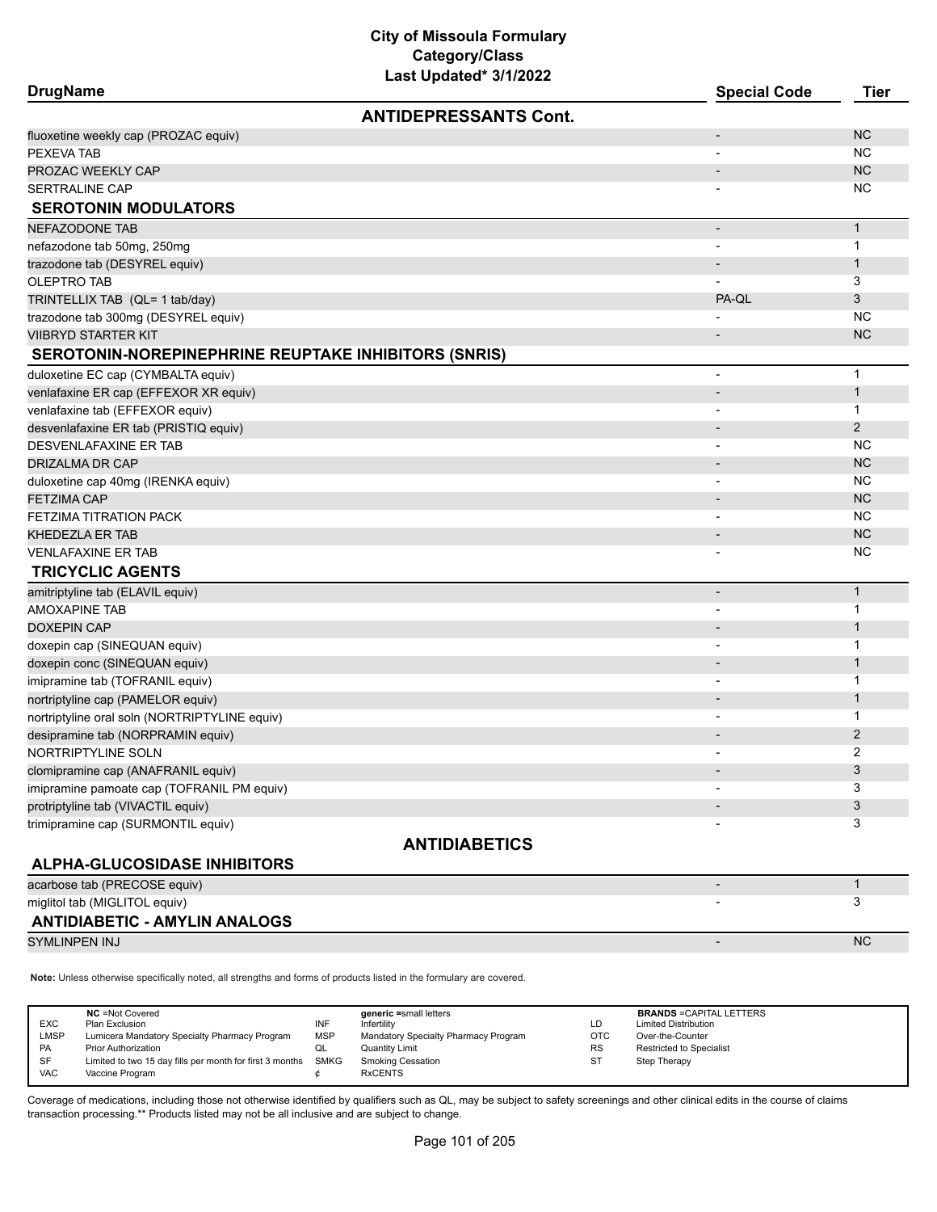# City of Missoula Formulary
## Category/Class
### Last Updated* 3/1/2022

| DrugName | Special Code | Tier |
|---|---|---|
| **ANTIDEPRESSANTS Cont.** | | |
| fluoxetine weekly cap (PROZAC equiv) | - | NC |
| PEXEVA TAB | - | NC |
| PROZAC WEEKLY CAP | - | NC |
| SERTRALINE CAP | - | NC |
| **SEROTONIN MODULATORS** | | |
| NEFAZODONE TAB | - | 1 |
| nefazodone tab 50mg, 250mg | - | 1 |
| trazodone tab (DESYREL equiv) | - | 1 |
| OLEPTRO TAB | - | 3 |
| TRINTELLIX TAB (QL= 1 tab/day) | PA-QL | 3 |
| trazodone tab 300mg (DESYREL equiv) | - | NC |
| VIIBRYD STARTER KIT | - | NC |
| **SEROTONIN-NOREPINEPHRINE REUPTAKE INHIBITORS (SNRIS)** | | |
| duloxetine EC cap (CYMBALTA equiv) | - | 1 |
| venlafaxine ER cap (EFFEXOR XR equiv) | - | 1 |
| venlafaxine tab (EFFEXOR equiv) | - | 1 |
| desvenlafaxine ER tab (PRISTIQ equiv) | - | 2 |
| DESVENLAFAXINE ER TAB | - | NC |
| DRIZALMA DR CAP | - | NC |
| duloxetine cap 40mg (IRENKA equiv) | - | NC |
| FETZIMA CAP | - | NC |
| FETZIMA TITRATION PACK | - | NC |
| KHEDEZLA ER TAB | - | NC |
| VENLAFAXINE ER TAB | - | NC |
| **TRICYCLIC AGENTS** | | |
| amitriptyline tab (ELAVIL equiv) | - | 1 |
| AMOXAPINE TAB | - | 1 |
| DOXEPIN CAP | - | 1 |
| doxepin cap (SINEQUAN equiv) | - | 1 |
| doxepin conc (SINEQUAN equiv) | - | 1 |
| imipramine tab (TOFRANIL equiv) | - | 1 |
| nortriptyline cap (PAMELOR equiv) | - | 1 |
| nortriptyline oral soln (NORTRIPTYLINE equiv) | - | 1 |
| desipramine tab (NORPRAMIN equiv) | - | 2 |
| NORTRIPTYLINE SOLN | - | 2 |
| clomipramine cap (ANAFRANIL equiv) | - | 3 |
| imipramine pamoate cap (TOFRANIL PM equiv) | - | 3 |
| protriptyline tab (VIVACTIL equiv) | - | 3 |
| trimipramine cap (SURMONTIL equiv) | - | 3 |
| **ANTIDIABETICS** | | |
| **ALPHA-GLUCOSIDASE INHIBITORS** | | |
| acarbose tab (PRECOSE equiv) | - | 1 |
| miglitol tab (MIGLITOL equiv) | - | 3 |
| **ANTIDIABETIC - AMYLIN ANALOGS** | | |
| SYMLINPEN INJ | - | NC |

**Note:** Unless otherwise specifically noted, all strengths and forms of products listed in the formulary are covered.

| | NC =Not Covered | | generic =small letters | | BRANDS =CAPITAL LETTERS |
|---|---|---|---|---|---|
| EXC | Plan Exclusion | INF | Infertility | LD | Limited Distribution |
| LMSP | Lumicera Mandatory Specialty Pharmacy Program | MSP | Mandatory Specialty Pharmacy Program | OTC | Over-the-Counter |
| PA | Prior Authorization | QL | Quantity Limit | RS | Restricted to Specialist |
| SF | Limited to two 15 day fills per month for first 3 months | SMKG | Smoking Cessation | ST | Step Therapy |
| VAC | Vaccine Program | ¢ | RxCENTS | | |

Coverage of medications, including those not otherwise identified by qualifiers such as QL, may be subject to safety screenings and other clinical edits in the course of claims transaction processing.** Products listed may not be all inclusive and are subject to change.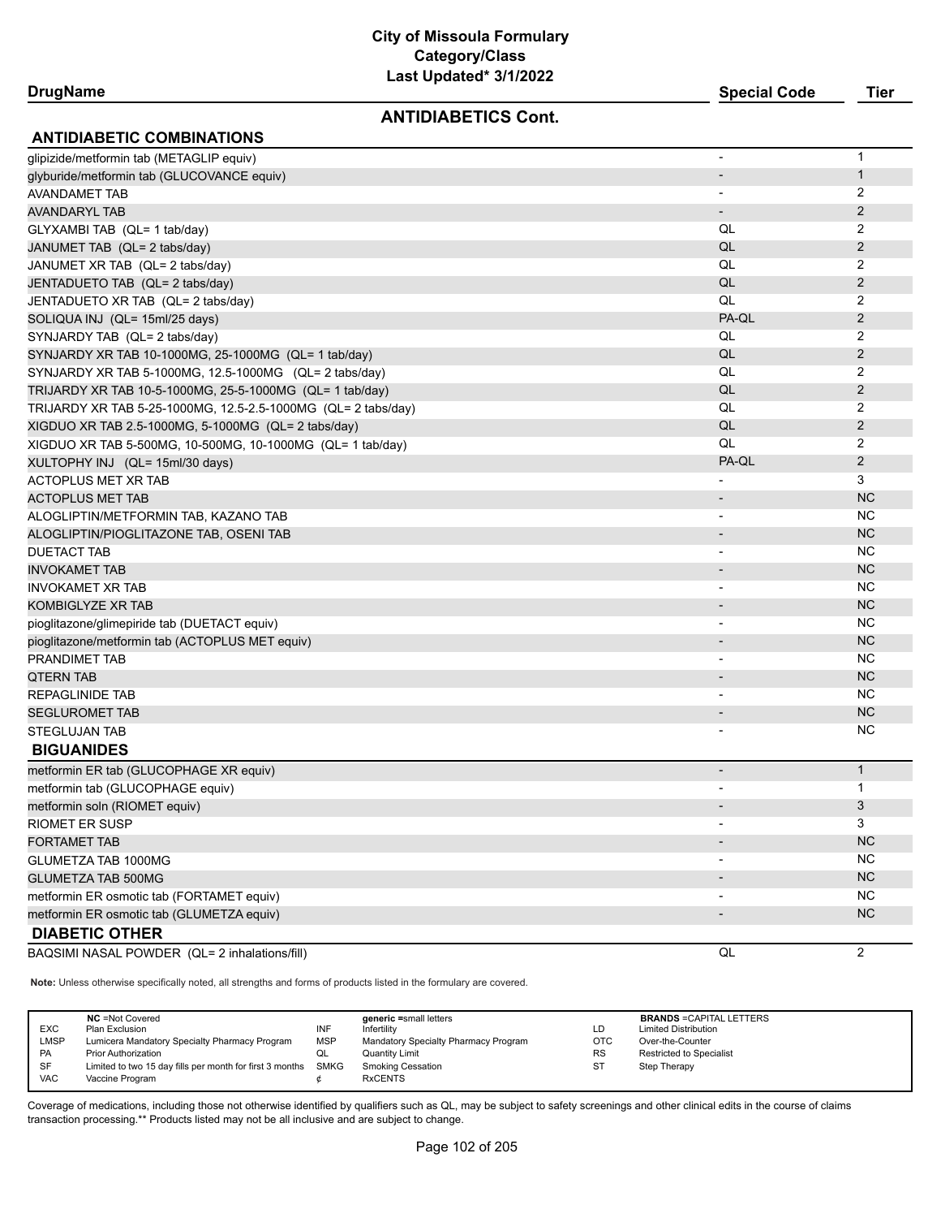# City of Missoula Formulary
## Category/Class
### Last Updated* 3/1/2022

## ANTIDIABETICS Cont.

| DrugName | Special Code | Tier |
|---|---|---|
| **ANTIDIABETIC COMBINATIONS** | | |
| glipizide/metformin tab (METAGLIP equiv) | - | 1 |
| glyburide/metformin tab (GLUCOVANCE equiv) | - | 1 |
| AVANDAMET TAB | - | 2 |
| AVANDARYL TAB | - | 2 |
| GLYXAMBI TAB (QL= 1 tab/day) | QL | 2 |
| JANUMET TAB (QL= 2 tabs/day) | QL | 2 |
| JANUMET XR TAB (QL= 2 tabs/day) | QL | 2 |
| JENTADUETO TAB (QL= 2 tabs/day) | QL | 2 |
| JENTADUETO XR TAB (QL= 2 tabs/day) | QL | 2 |
| SOLIQUA INJ (QL= 15ml/25 days) | PA-QL | 2 |
| SYNJARDY TAB (QL= 2 tabs/day) | QL | 2 |
| SYNJARDY XR TAB 10-1000MG, 25-1000MG (QL= 1 tab/day) | QL | 2 |
| SYNJARDY XR TAB 5-1000MG, 12.5-1000MG (QL= 2 tabs/day) | QL | 2 |
| TRIJARDY XR TAB 10-5-1000MG, 25-5-1000MG (QL= 1 tab/day) | QL | 2 |
| TRIJARDY XR TAB 5-25-1000MG, 12.5-2.5-1000MG (QL= 2 tabs/day) | QL | 2 |
| XIGDUO XR TAB 2.5-1000MG, 5-1000MG (QL= 2 tabs/day) | QL | 2 |
| XIGDUO XR TAB 5-500MG, 10-500MG, 10-1000MG (QL= 1 tab/day) | QL | 2 |
| XULTOPHY INJ (QL= 15ml/30 days) | PA-QL | 2 |
| ACTOPLUS MET XR TAB | - | 3 |
| ACTOPLUS MET TAB | - | NC |
| ALOGLIPTIN/METFORMIN TAB, KAZANO TAB | - | NC |
| ALOGLIPTIN/PIOGLITAZONE TAB, OSENI TAB | - | NC |
| DUETACT TAB | - | NC |
| INVOKAMET TAB | - | NC |
| INVOKAMET XR TAB | - | NC |
| KOMBIGLYZE XR TAB | - | NC |
| pioglitazone/glimepiride tab (DUETACT equiv) | - | NC |
| pioglitazone/metformin tab (ACTOPLUS MET equiv) | - | NC |
| PRANDIMET TAB | - | NC |
| QTERN TAB | - | NC |
| REPAGLINIDE TAB | - | NC |
| SEGLUROMET TAB | - | NC |
| STEGLUJAN TAB | - | NC |
| **BIGUANIDES** | | |
| metformin ER tab (GLUCOPHAGE XR equiv) | - | 1 |
| metformin tab (GLUCOPHAGE equiv) | - | 1 |
| metformin soln (RIOMET equiv) | - | 3 |
| RIOMET ER SUSP | - | 3 |
| FORTAMET TAB | - | NC |
| GLUMETZA TAB 1000MG | - | NC |
| GLUMETZA TAB 500MG | - | NC |
| metformin ER osmotic tab (FORTAMET equiv) | - | NC |
| metformin ER osmotic tab (GLUMETZA equiv) | - | NC |
| **DIABETIC OTHER** | | |
| BAQSIMI NASAL POWDER (QL= 2 inhalations/fill) | QL | 2 |

**Note:** Unless otherwise specifically noted, all strengths and forms of products listed in the formulary are covered.

| | NC =Not Covered | | generic =small letters | | BRANDS =CAPITAL LETTERS |
|---|---|---|---|---|---|
| EXC | Plan Exclusion | INF | Infertility | LD | Limited Distribution |
| LMSP | Lumicera Mandatory Specialty Pharmacy Program | MSP | Mandatory Specialty Pharmacy Program | OTC | Over-the-Counter |
| PA | Prior Authorization | QL | Quantity Limit | RS | Restricted to Specialist |
| SF | Limited to two 15 day fills per month for first 3 months | SMKG | Smoking Cessation | ST | Step Therapy |
| VAC | Vaccine Program | ¢ | RxCENTS | | |

Coverage of medications, including those not otherwise identified by qualifiers such as QL, may be subject to safety screenings and other clinical edits in the course of claims transaction processing.** Products listed may not be all inclusive and are subject to change.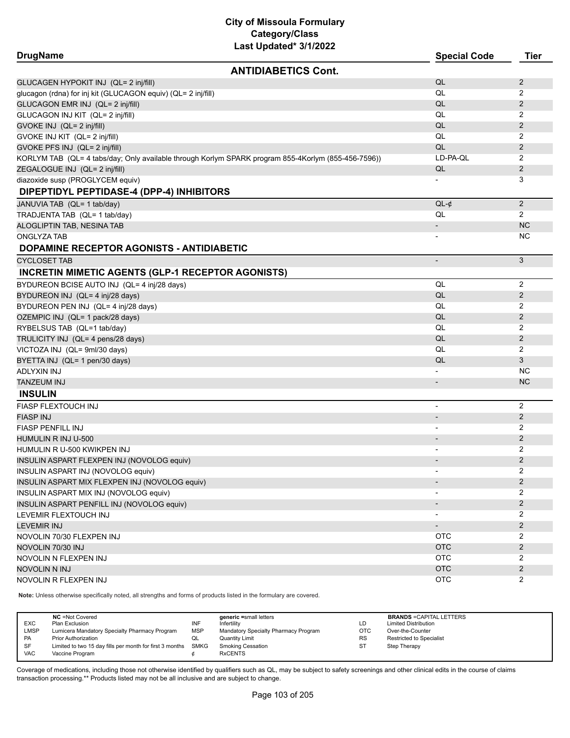# City of Missoula Formulary
## Category/Class
### Last Updated* 3/1/2022

| DrugName | Special Code | Tier |
|---|---|---|
| **ANTIDIABETICS Cont.** | | |
| GLUCAGEN HYPOKIT INJ (QL= 2 inj/fill) | QL | 2 |
| glucagon (rdna) for inj kit (GLUCAGON equiv) (QL= 2 inj/fill) | QL | 2 |
| GLUCAGON EMR INJ (QL= 2 inj/fill) | QL | 2 |
| GLUCAGON INJ KIT (QL= 2 inj/fill) | QL | 2 |
| GVOKE INJ (QL= 2 inj/fill) | QL | 2 |
| GVOKE INJ KIT (QL= 2 inj/fill) | QL | 2 |
| GVOKE PFS INJ (QL= 2 inj/fill) | QL | 2 |
| KORLYM TAB (QL= 4 tabs/day; Only available through Korlym SPARK program 855-4Korlym (855-456-7596)) | LD-PA-QL | 2 |
| ZEGALOGUE INJ (QL= 2 inj/fill) | QL | 2 |
| diazoxide susp (PROGLYCEM equiv) | - | 3 |
| **DIPEPTIDYL PEPTIDASE-4 (DPP-4) INHIBITORS** | | |
| JANUVIA TAB (QL= 1 tab/day) | QL-¢ | 2 |
| TRADJENTA TAB (QL= 1 tab/day) | QL | 2 |
| ALOGLIPTIN TAB, NESINA TAB | - | NC |
| ONGLYZA TAB | - | NC |
| **DOPAMINE RECEPTOR AGONISTS - ANTIDIABETIC** | | |
| CYCLOSET TAB | - | 3 |
| **INCRETIN MIMETIC AGENTS (GLP-1 RECEPTOR AGONISTS)** | | |
| BYDUREON BCISE AUTO INJ (QL= 4 inj/28 days) | QL | 2 |
| BYDUREON INJ (QL= 4 inj/28 days) | QL | 2 |
| BYDUREON PEN INJ (QL= 4 inj/28 days) | QL | 2 |
| OZEMPIC INJ (QL= 1 pack/28 days) | QL | 2 |
| RYBELSUS TAB (QL=1 tab/day) | QL | 2 |
| TRULICITY INJ (QL= 4 pens/28 days) | QL | 2 |
| VICTOZA INJ (QL= 9ml/30 days) | QL | 2 |
| BYETTA INJ (QL= 1 pen/30 days) | QL | 3 |
| ADLYXIN INJ | - | NC |
| TANZEUM INJ | - | NC |
| **INSULIN** | | |
| FIASP FLEXTOUCH INJ | - | 2 |
| FIASP INJ | - | 2 |
| FIASP PENFILL INJ | - | 2 |
| HUMULIN R INJ U-500 | - | 2 |
| HUMULIN R U-500 KWIKPEN INJ | - | 2 |
| INSULIN ASPART FLEXPEN INJ (NOVOLOG equiv) | - | 2 |
| INSULIN ASPART INJ (NOVOLOG equiv) | - | 2 |
| INSULIN ASPART MIX FLEXPEN INJ (NOVOLOG equiv) | - | 2 |
| INSULIN ASPART MIX INJ (NOVOLOG equiv) | - | 2 |
| INSULIN ASPART PENFILL INJ (NOVOLOG equiv) | - | 2 |
| LEVEMIR FLEXTOUCH INJ | - | 2 |
| LEVEMIR INJ | - | 2 |
| NOVOLIN 70/30 FLEXPEN INJ | OTC | 2 |
| NOVOLIN 70/30 INJ | OTC | 2 |
| NOVOLIN N FLEXPEN INJ | OTC | 2 |
| NOVOLIN N INJ | OTC | 2 |
| NOVOLIN R FLEXPEN INJ | OTC | 2 |

**Note:** Unless otherwise specifically noted, all strengths and forms of products listed in the formulary are covered.

| | NC =Not Covered | | generic =small letters | | BRANDS =CAPITAL LETTERS |
|---|---|---|---|---|---|
| EXC | Plan Exclusion | INF | Infertility | LD | Limited Distribution |
| LMSP | Lumicera Mandatory Specialty Pharmacy Program | MSP | Mandatory Specialty Pharmacy Program | OTC | Over-the-Counter |
| PA | Prior Authorization | QL | Quantity Limit | RS | Restricted to Specialist |
| SF | Limited to two 15 day fills per month for first 3 months | SMKG | Smoking Cessation | ST | Step Therapy |
| VAC | Vaccine Program | ¢ | RxCENTS | | |

Coverage of medications, including those not otherwise identified by qualifiers such as QL, may be subject to safety screenings and other clinical edits in the course of claims transaction processing.** Products listed may not be all inclusive and are subject to change.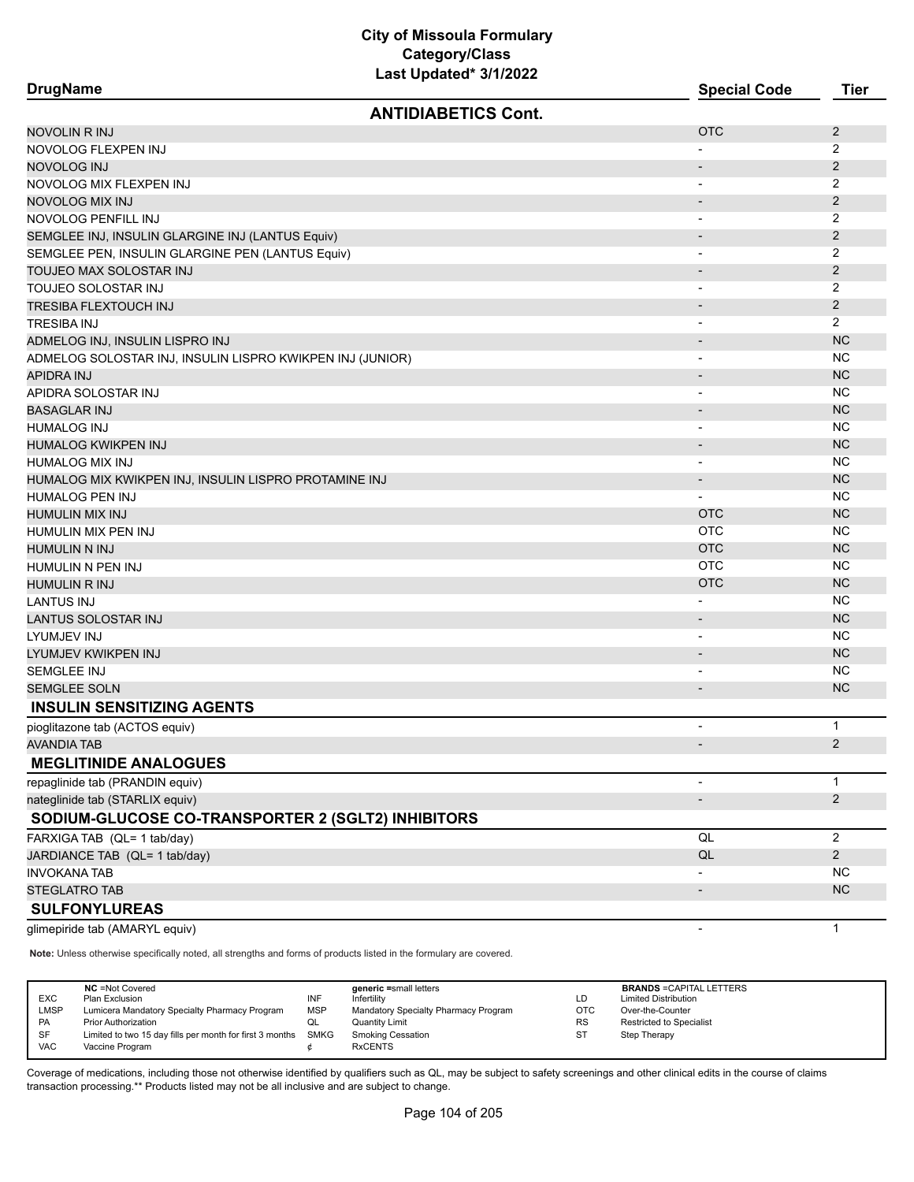# City of Missoula Formulary
## Category/Class
### Last Updated* 3/1/2022

| DrugName | Special Code | Tier |
|---|---|---|
| **ANTIDIABETICS Cont.** | | |
| NOVOLIN R INJ | OTC | 2 |
| NOVOLOG FLEXPEN INJ | - | 2 |
| NOVOLOG INJ | - | 2 |
| NOVOLOG MIX FLEXPEN INJ | - | 2 |
| NOVOLOG MIX INJ | - | 2 |
| NOVOLOG PENFILL INJ | - | 2 |
| SEMGLEE INJ, INSULIN GLARGINE INJ (LANTUS Equiv) | - | 2 |
| SEMGLEE PEN, INSULIN GLARGINE PEN (LANTUS Equiv) | - | 2 |
| TOUJEO MAX SOLOSTAR INJ | - | 2 |
| TOUJEO SOLOSTAR INJ | - | 2 |
| TRESIBA FLEXTOUCH INJ | - | 2 |
| TRESIBA INJ | - | 2 |
| ADMELOG INJ, INSULIN LISPRO INJ | - | NC |
| ADMELOG SOLOSTAR INJ, INSULIN LISPRO KWIKPEN INJ (JUNIOR) | - | NC |
| APIDRA INJ | - | NC |
| APIDRA SOLOSTAR INJ | - | NC |
| BASAGLAR INJ | - | NC |
| HUMALOG INJ | - | NC |
| HUMALOG KWIKPEN INJ | - | NC |
| HUMALOG MIX INJ | - | NC |
| HUMALOG MIX KWIKPEN INJ, INSULIN LISPRO PROTAMINE INJ | - | NC |
| HUMALOG PEN INJ | - | NC |
| HUMULIN MIX INJ | OTC | NC |
| HUMULIN MIX PEN INJ | OTC | NC |
| HUMULIN N INJ | OTC | NC |
| HUMULIN N PEN INJ | OTC | NC |
| HUMULIN R INJ | OTC | NC |
| LANTUS INJ | - | NC |
| LANTUS SOLOSTAR INJ | - | NC |
| LYUMJEV INJ | - | NC |
| LYUMJEV KWIKPEN INJ | - | NC |
| SEMGLEE INJ | - | NC |
| SEMGLEE SOLN | - | NC |
| **INSULIN SENSITIZING AGENTS** | | |
| pioglitazone tab (ACTOS equiv) | - | 1 |
| AVANDIA TAB | - | 2 |
| **MEGLITINIDE ANALOGUES** | | |
| repaglinide tab (PRANDIN equiv) | - | 1 |
| nateglinide tab (STARLIX equiv) | - | 2 |
| **SODIUM-GLUCOSE CO-TRANSPORTER 2 (SGLT2) INHIBITORS** | | |
| FARXIGA TAB (QL= 1 tab/day) | QL | 2 |
| JARDIANCE TAB (QL= 1 tab/day) | QL | 2 |
| INVOKANA TAB | - | NC |
| STEGLATRO TAB | - | NC |
| **SULFONYLUREAS** | | |
| glimepiride tab (AMARYL equiv) | - | 1 |

**Note:** Unless otherwise specifically noted, all strengths and forms of products listed in the formulary are covered.

| | NC =Not Covered | | generic =small letters | | BRANDS =CAPITAL LETTERS |
|---|---|---|---|---|---|
| EXC | Plan Exclusion | INF | Infertility | LD | Limited Distribution |
| LMSP | Lumicera Mandatory Specialty Pharmacy Program | MSP | Mandatory Specialty Pharmacy Program | OTC | Over-the-Counter |
| PA | Prior Authorization | QL | Quantity Limit | RS | Restricted to Specialist |
| SF | Limited to two 15 day fills per month for first 3 months | SMKG | Smoking Cessation | ST | Step Therapy |
| VAC | Vaccine Program | ¢ | RxCENTS | | |

Coverage of medications, including those not otherwise identified by qualifiers such as QL, may be subject to safety screenings and other clinical edits in the course of claims transaction processing.** Products listed may not be all inclusive and are subject to change.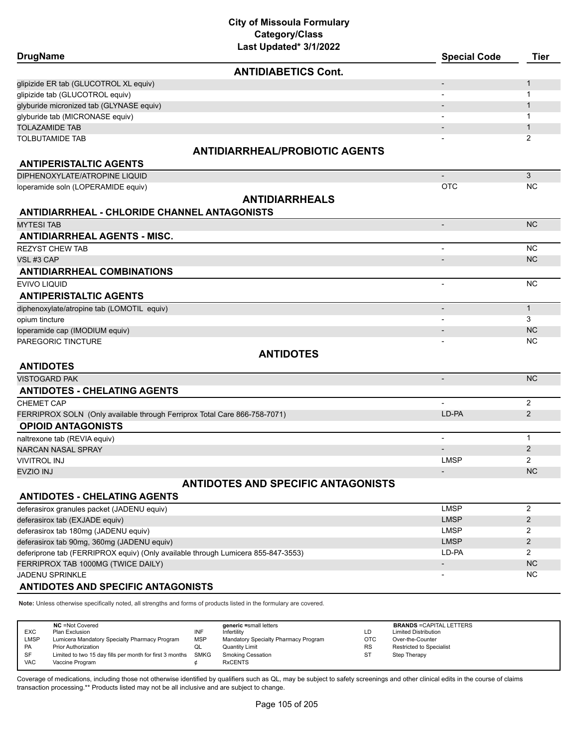# City of Missoula Formulary
## Category/Class
### Last Updated* 3/1/2022

| DrugName | Special Code | Tier |
|---|---|---|
| **ANTIDIABETICS Cont.** | | |
| glipizide ER tab (GLUCOTROL XL equiv) | - | 1 |
| glipizide tab (GLUCOTROL equiv) | - | 1 |
| glyburide micronized tab (GLYNASE equiv) | - | 1 |
| glyburide tab (MICRONASE equiv) | - | 1 |
| TOLAZAMIDE TAB | - | 1 |
| TOLBUTAMIDE TAB | - | 2 |
| **ANTIDIARRHEAL/PROBIOTIC AGENTS** | | |
| **ANTIPERISTALTIC AGENTS** | | |
| DIPHENOXYLATE/ATROPINE LIQUID | - | 3 |
| loperamide soln (LOPERAMIDE equiv) | OTC | NC |
| **ANTIDIARRHEALS** | | |
| **ANTIDIARRHEAL - CHLORIDE CHANNEL ANTAGONISTS** | | |
| MYTESI TAB | - | NC |
| **ANTIDIARRHEAL AGENTS - MISC.** | | |
| REZYST CHEW TAB | - | NC |
| VSL #3 CAP | - | NC |
| **ANTIDIARRHEAL COMBINATIONS** | | |
| EVIVO LIQUID | - | NC |
| **ANTIPERISTALTIC AGENTS** | | |
| diphenoxylate/atropine tab (LOMOTIL equiv) | - | 1 |
| opium tincture | - | 3 |
| loperamide cap (IMODIUM equiv) | - | NC |
| PAREGORIC TINCTURE | - | NC |
| **ANTIDOTES** | | |
| **ANTIDOTES** | | |
| VISTOGARD PAK | - | NC |
| **ANTIDOTES - CHELATING AGENTS** | | |
| CHEMET CAP | - | 2 |
| FERRIPROX SOLN (Only available through Ferriprox Total Care 866-758-7071) | LD-PA | 2 |
| **OPIOID ANTAGONISTS** | | |
| naltrexone tab (REVIA equiv) | - | 1 |
| NARCAN NASAL SPRAY | - | 2 |
| VIVITROL INJ | LMSP | 2 |
| EVZIO INJ | - | NC |
| **ANTIDOTES AND SPECIFIC ANTAGONISTS** | | |
| **ANTIDOTES - CHELATING AGENTS** | | |
| deferasirox granules packet (JADENU equiv) | LMSP | 2 |
| deferasirox tab (EXJADE equiv) | LMSP | 2 |
| deferasirox tab 180mg (JADENU equiv) | LMSP | 2 |
| deferasirox tab 90mg, 360mg (JADENU equiv) | LMSP | 2 |
| deferiprone tab (FERRIPROX equiv) (Only available through Lumicera 855-847-3553) | LD-PA | 2 |
| FERRIPROX TAB 1000MG (TWICE DAILY) | - | NC |
| JADENU SPRINKLE | - | NC |
| **ANTIDOTES AND SPECIFIC ANTAGONISTS** | | |

**Note:** Unless otherwise specifically noted, all strengths and forms of products listed in the formulary are covered.

| | NC =Not Covered | | generic =small letters | | BRANDS =CAPITAL LETTERS |
|---|---|---|---|---|---|
| EXC | Plan Exclusion | INF | Infertility | LD | Limited Distribution |
| LMSP | Lumicera Mandatory Specialty Pharmacy Program | MSP | Mandatory Specialty Pharmacy Program | OTC | Over-the-Counter |
| PA | Prior Authorization | QL | Quantity Limit | RS | Restricted to Specialist |
| SF | Limited to two 15 day fills per month for first 3 months | SMKG | Smoking Cessation | ST | Step Therapy |
| VAC | Vaccine Program | ¢ | RxCENTS | | |

Coverage of medications, including those not otherwise identified by qualifiers such as QL, may be subject to safety screenings and other clinical edits in the course of claims transaction processing.** Products listed may not be all inclusive and are subject to change.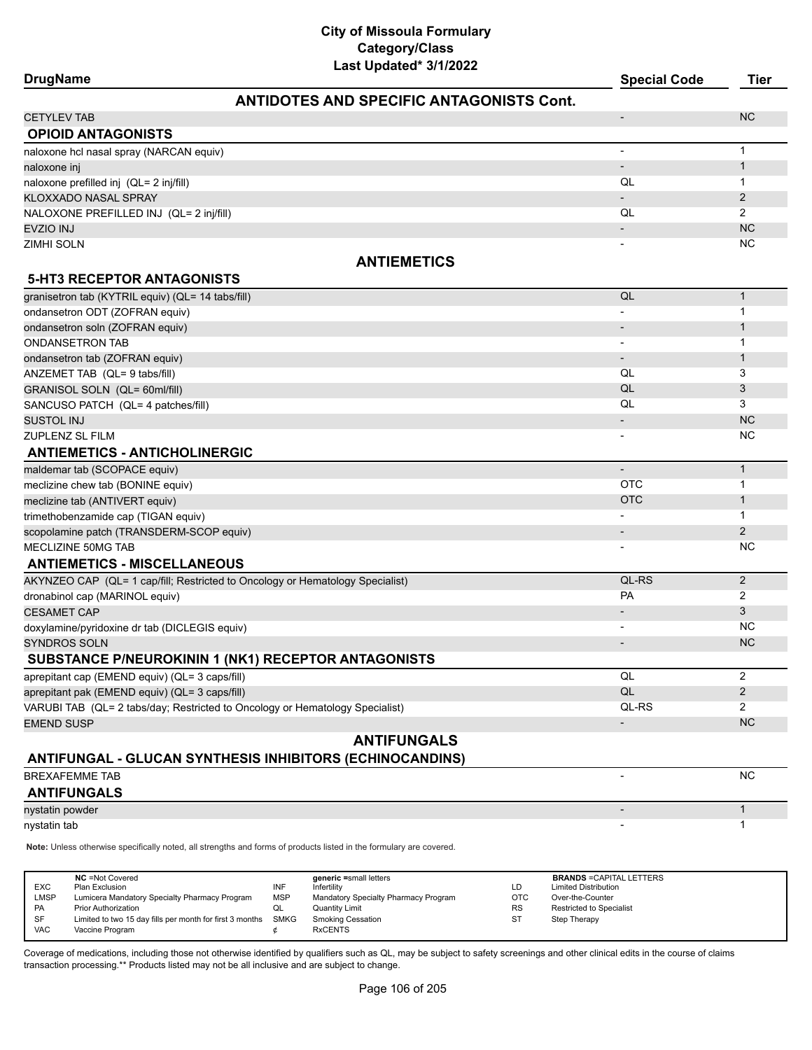# City of Missoula Formulary
## Category/Class
### Last Updated* 3/1/2022

| DrugName | Special Code | Tier |
|---|---|---|
| **ANTIDOTES AND SPECIFIC ANTAGONISTS Cont.** | | |
| CETYLEV TAB | - | NC |
| **OPIOID ANTAGONISTS** | | |
| naloxone hcl nasal spray (NARCAN equiv) | - | 1 |
| naloxone inj | - | 1 |
| naloxone prefilled inj (QL= 2 inj/fill) | QL | 1 |
| KLOXXADO NASAL SPRAY | - | 2 |
| NALOXONE PREFILLED INJ (QL= 2 inj/fill) | QL | 2 |
| EVZIO INJ | - | NC |
| ZIMHI SOLN | - | NC |
| **ANTIEMETICS** | | |
| **5-HT3 RECEPTOR ANTAGONISTS** | | |
| granisetron tab (KYTRIL equiv) (QL= 14 tabs/fill) | QL | 1 |
| ondansetron ODT (ZOFRAN equiv) | - | 1 |
| ondansetron soln (ZOFRAN equiv) | - | 1 |
| ONDANSETRON TAB | - | 1 |
| ondansetron tab (ZOFRAN equiv) | - | 1 |
| ANZEMET TAB (QL= 9 tabs/fill) | QL | 3 |
| GRANISOL SOLN (QL= 60ml/fill) | QL | 3 |
| SANCUSO PATCH (QL= 4 patches/fill) | QL | 3 |
| SUSTOL INJ | - | NC |
| ZUPLENZ SL FILM | - | NC |
| **ANTIEMETICS - ANTICHOLINERGIC** | | |
| maldemar tab (SCOPACE equiv) | - | 1 |
| meclizine chew tab (BONINE equiv) | OTC | 1 |
| meclizine tab (ANTIVERT equiv) | OTC | 1 |
| trimethobenzamide cap (TIGAN equiv) | - | 1 |
| scopolamine patch (TRANSDERM-SCOP equiv) | - | 2 |
| MECLIZINE 50MG TAB | - | NC |
| **ANTIEMETICS - MISCELLANEOUS** | | |
| AKYNZEO CAP (QL= 1 cap/fill; Restricted to Oncology or Hematology Specialist) | QL-RS | 2 |
| dronabinol cap (MARINOL equiv) | PA | 2 |
| CESAMET CAP | - | 3 |
| doxylamine/pyridoxine dr tab (DICLEGIS equiv) | - | NC |
| SYNDROS SOLN | - | NC |
| **SUBSTANCE P/NEUROKININ 1 (NK1) RECEPTOR ANTAGONISTS** | | |
| aprepitant cap (EMEND equiv) (QL= 3 caps/fill) | QL | 2 |
| aprepitant pak (EMEND equiv) (QL= 3 caps/fill) | QL | 2 |
| VARUBI TAB (QL= 2 tabs/day; Restricted to Oncology or Hematology Specialist) | QL-RS | 2 |
| EMEND SUSP | - | NC |
| **ANTIFUNGALS** | | |
| **ANTIFUNGAL - GLUCAN SYNTHESIS INHIBITORS (ECHINOCANDINS)** | | |
| BREXAFEMME TAB | - | NC |
| **ANTIFUNGALS** | | |
| nystatin powder | - | 1 |
| nystatin tab | - | 1 |

**Note:** Unless otherwise specifically noted, all strengths and forms of products listed in the formulary are covered.

| | | | | | |
|---|---|---|---|---|---|
| **NC** =Not Covered | | **generic** =small letters | | **BRANDS** =CAPITAL LETTERS | |
| EXC | Plan Exclusion | INF | Infertility | LD | Limited Distribution |
| LMSP | Lumicera Mandatory Specialty Pharmacy Program | MSP | Mandatory Specialty Pharmacy Program | OTC | Over-the-Counter |
| PA | Prior Authorization | QL | Quantity Limit | RS | Restricted to Specialist |
| SF | Limited to two 15 day fills per month for first 3 months | SMKG | Smoking Cessation | ST | Step Therapy |
| VAC | Vaccine Program | ¢ | RxCENTS | | |

Coverage of medications, including those not otherwise identified by qualifiers such as QL, may be subject to safety screenings and other clinical edits in the course of claims transaction processing.** Products listed may not be all inclusive and are subject to change.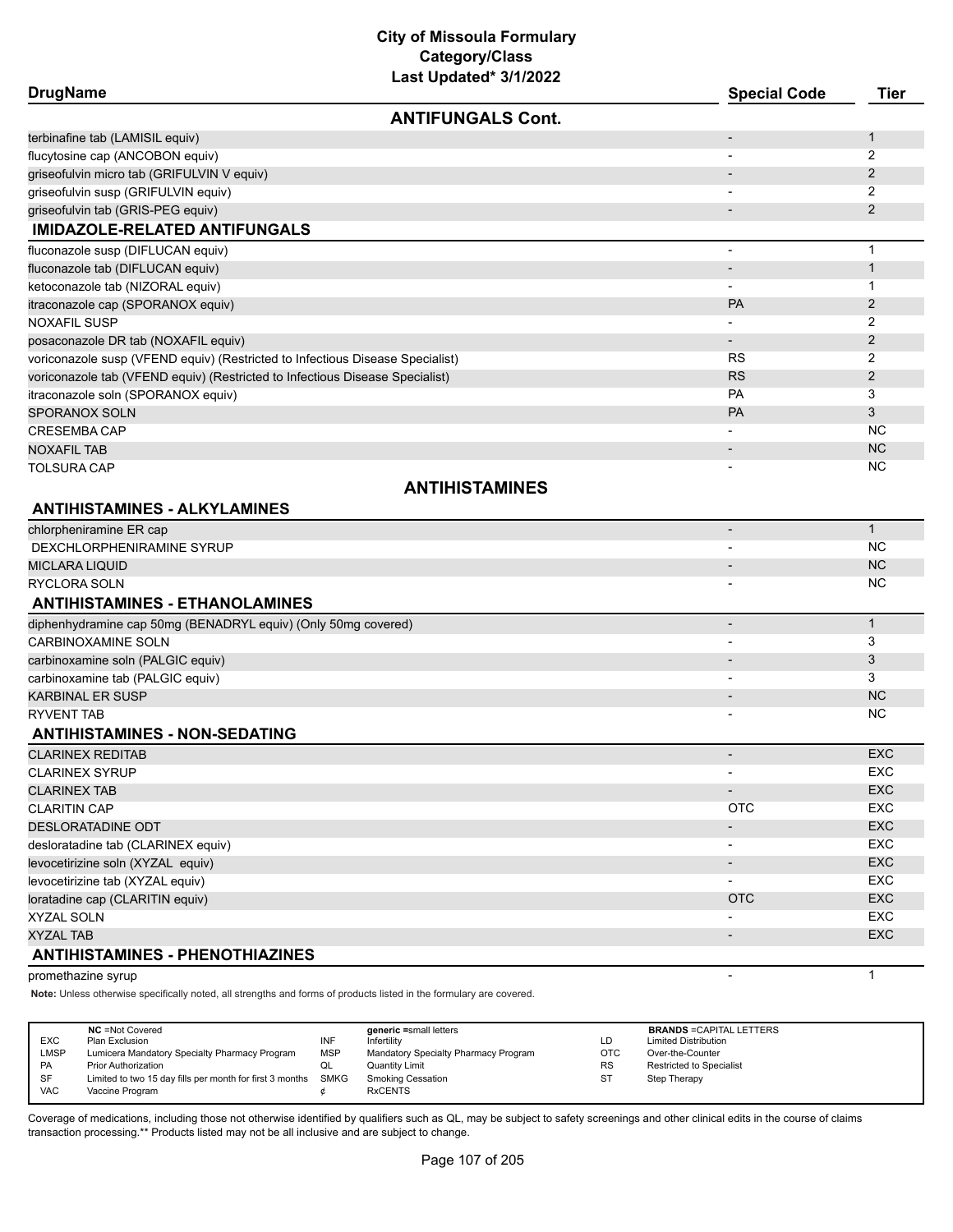# City of Missoula Formulary
## Category/Class
### Last Updated* 3/1/2022

| DrugName | Special Code | Tier |
|---|---|---|
| **ANTIFUNGALS Cont.** | | |
| terbinafine tab (LAMISIL equiv) | - | 1 |
| flucytosine cap (ANCOBON equiv) | - | 2 |
| griseofulvin micro tab (GRIFULVIN V equiv) | - | 2 |
| griseofulvin susp (GRIFULVIN equiv) | - | 2 |
| griseofulvin tab (GRIS-PEG equiv) | - | 2 |
| **IMIDAZOLE-RELATED ANTIFUNGALS** | | |
| fluconazole susp (DIFLUCAN equiv) | - | 1 |
| fluconazole tab (DIFLUCAN equiv) | - | 1 |
| ketoconazole tab (NIZORAL equiv) | - | 1 |
| itraconazole cap (SPORANOX equiv) | PA | 2 |
| NOXAFIL SUSP | - | 2 |
| posaconazole DR tab (NOXAFIL equiv) | - | 2 |
| voriconazole susp (VFEND equiv) (Restricted to Infectious Disease Specialist) | RS | 2 |
| voriconazole tab (VFEND equiv) (Restricted to Infectious Disease Specialist) | RS | 2 |
| itraconazole soln (SPORANOX equiv) | PA | 3 |
| SPORANOX SOLN | PA | 3 |
| CRESEMBA CAP | - | NC |
| NOXAFIL TAB | - | NC |
| TOLSURA CAP | - | NC |
| **ANTIHISTAMINES** | | |
| **ANTIHISTAMINES - ALKYLAMINES** | | |
| chlorpheniramine ER cap | - | 1 |
| DEXCHLORPHENIRAMINE SYRUP | - | NC |
| MICLARA LIQUID | - | NC |
| RYCLORA SOLN | - | NC |
| **ANTIHISTAMINES - ETHANOLAMINES** | | |
| diphenhydramine cap 50mg (BENADRYL equiv) (Only 50mg covered) | - | 1 |
| CARBINOXAMINE SOLN | - | 3 |
| carbinoxamine soln (PALGIC equiv) | - | 3 |
| carbinoxamine tab (PALGIC equiv) | - | 3 |
| KARBINAL ER SUSP | - | NC |
| RYVENT TAB | - | NC |
| **ANTIHISTAMINES - NON-SEDATING** | | |
| CLARINEX REDITAB | - | EXC |
| CLARINEX SYRUP | - | EXC |
| CLARINEX TAB | - | EXC |
| CLARITIN CAP | OTC | EXC |
| DESLORATADINE ODT | - | EXC |
| desloratadine tab (CLARINEX equiv) | - | EXC |
| levocetirizine soln (XYZAL equiv) | - | EXC |
| levocetirizine tab (XYZAL equiv) | - | EXC |
| loratadine cap (CLARITIN equiv) | OTC | EXC |
| XYZAL SOLN | - | EXC |
| XYZAL TAB | - | EXC |
| **ANTIHISTAMINES - PHENOTHIAZINES** | | |
| promethazine syrup | - | 1 |

**Note:** Unless otherwise specifically noted, all strengths and forms of products listed in the formulary are covered.

| | NC =Not Covered | | generic =small letters | | BRANDS =CAPITAL LETTERS |
|---|---|---|---|---|---|
| EXC | Plan Exclusion | INF | Infertility | LD | Limited Distribution |
| LMSP | Lumicera Mandatory Specialty Pharmacy Program | MSP | Mandatory Specialty Pharmacy Program | OTC | Over-the-Counter |
| PA | Prior Authorization | QL | Quantity Limit | RS | Restricted to Specialist |
| SF | Limited to two 15 day fills per month for first 3 months | SMKG | Smoking Cessation | ST | Step Therapy |
| VAC | Vaccine Program | ¢ | RxCENTS | | |

Coverage of medications, including those not otherwise identified by qualifiers such as QL, may be subject to safety screenings and other clinical edits in the course of claims transaction processing.** Products listed may not be all inclusive and are subject to change.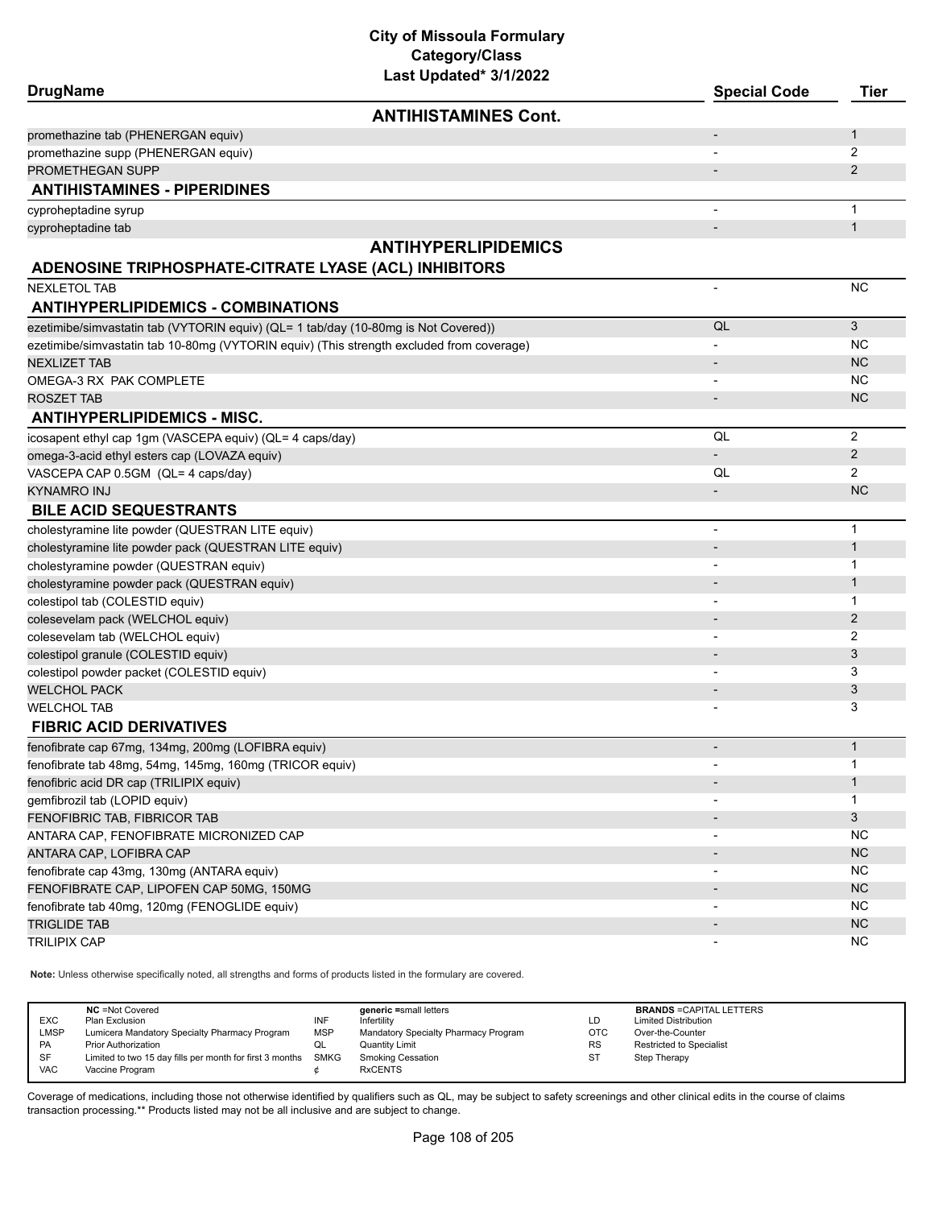# City of Missoula Formulary
## Category/Class
### Last Updated* 3/1/2022

| DrugName | Special Code | Tier |
|---|---|---|
| **ANTIHISTAMINES Cont.** | | |
| promethazine tab (PHENERGAN equiv) | - | 1 |
| promethazine supp (PHENERGAN equiv) | - | 2 |
| PROMETHEGAN SUPP | - | 2 |
| **ANTIHISTAMINES - PIPERIDINES** | | |
| cyproheptadine syrup | - | 1 |
| cyproheptadine tab | - | 1 |
| **ANTIHYPERLIPIDEMICS** | | |
| **ADENOSINE TRIPHOSPHATE-CITRATE LYASE (ACL) INHIBITORS** | | |
| NEXLETOL TAB | - | NC |
| **ANTIHYPERLIPIDEMICS - COMBINATIONS** | | |
| ezetimibe/simvastatin tab (VYTORIN equiv) (QL= 1 tab/day (10-80mg is Not Covered)) | QL | 3 |
| ezetimibe/simvastatin tab 10-80mg (VYTORIN equiv) (This strength excluded from coverage) | - | NC |
| NEXLIZET TAB | - | NC |
| OMEGA-3 RX PAK COMPLETE | - | NC |
| ROSZET TAB | - | NC |
| **ANTIHYPERLIPIDEMICS - MISC.** | | |
| icosapent ethyl cap 1gm (VASCEPA equiv) (QL= 4 caps/day) | QL | 2 |
| omega-3-acid ethyl esters cap (LOVAZA equiv) | - | 2 |
| VASCEPA CAP 0.5GM (QL= 4 caps/day) | QL | 2 |
| KYNAMRO INJ | - | NC |
| **BILE ACID SEQUESTRANTS** | | |
| cholestyramine lite powder (QUESTRAN LITE equiv) | - | 1 |
| cholestyramine lite powder pack (QUESTRAN LITE equiv) | - | 1 |
| cholestyramine powder (QUESTRAN equiv) | - | 1 |
| cholestyramine powder pack (QUESTRAN equiv) | - | 1 |
| colestipol tab (COLESTID equiv) | - | 1 |
| colesevelam pack (WELCHOL equiv) | - | 2 |
| colesevelam tab (WELCHOL equiv) | - | 2 |
| colestipol granule (COLESTID equiv) | - | 3 |
| colestipol powder packet (COLESTID equiv) | - | 3 |
| WELCHOL PACK | - | 3 |
| WELCHOL TAB | - | 3 |
| **FIBRIC ACID DERIVATIVES** | | |
| fenofibrate cap 67mg, 134mg, 200mg (LOFIBRA equiv) | - | 1 |
| fenofibrate tab 48mg, 54mg, 145mg, 160mg (TRICOR equiv) | - | 1 |
| fenofibric acid DR cap (TRILIPIX equiv) | - | 1 |
| gemfibrozil tab (LOPID equiv) | - | 1 |
| FENOFIBRIC TAB, FIBRICOR TAB | - | 3 |
| ANTARA CAP, FENOFIBRATE MICRONIZED CAP | - | NC |
| ANTARA CAP, LOFIBRA CAP | - | NC |
| fenofibrate cap 43mg, 130mg (ANTARA equiv) | - | NC |
| FENOFIBRATE CAP, LIPOFEN CAP 50MG, 150MG | - | NC |
| fenofibrate tab 40mg, 120mg (FENOGLIDE equiv) | - | NC |
| TRIGLIDE TAB | - | NC |
| TRILIPIX CAP | - | NC |

**Note:** Unless otherwise specifically noted, all strengths and forms of products listed in the formulary are covered.

| | NC =Not Covered | | generic =small letters | | BRANDS =CAPITAL LETTERS |
|---|---|---|---|---|---|
| EXC | Plan Exclusion | INF | Infertility | LD | Limited Distribution |
| LMSP | Lumicera Mandatory Specialty Pharmacy Program | MSP | Mandatory Specialty Pharmacy Program | OTC | Over-the-Counter |
| PA | Prior Authorization | QL | Quantity Limit | RS | Restricted to Specialist |
| SF | Limited to two 15 day fills per month for first 3 months | SMKG | Smoking Cessation | ST | Step Therapy |
| VAC | Vaccine Program | ¢ | RxCENTS | | |

Coverage of medications, including those not otherwise identified by qualifiers such as QL, may be subject to safety screenings and other clinical edits in the course of claims transaction processing.** Products listed may not be all inclusive and are subject to change.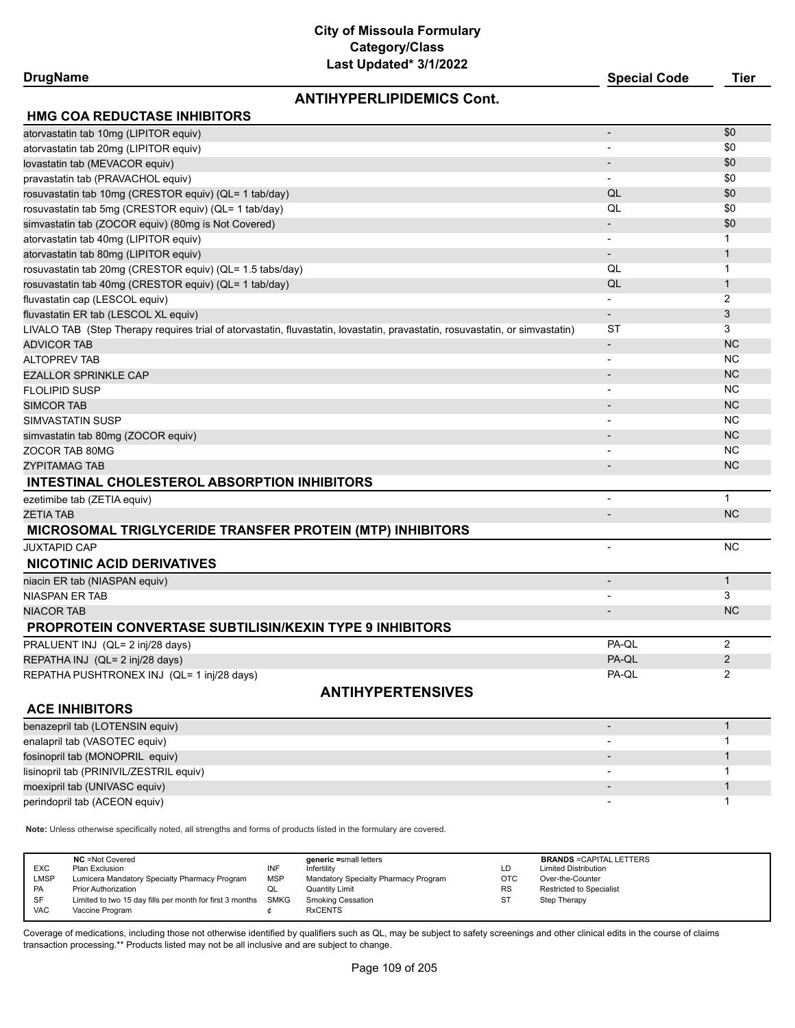# City of Missoula Formulary
## Category/Class
### Last Updated* 3/1/2022

## ANTIHYPERLIPIDEMICS Cont.

### HMG COA REDUCTASE INHIBITORS

| DrugName | Special Code | Tier |
|---|---|---|
| atorvastatin tab 10mg (LIPITOR equiv) | - | $0 |
| atorvastatin tab 20mg (LIPITOR equiv) | - | $0 |
| lovastatin tab (MEVACOR equiv) | - | $0 |
| pravastatin tab (PRAVACHOL equiv) | - | $0 |
| rosuvastatin tab 10mg (CRESTOR equiv) (QL= 1 tab/day) | QL | $0 |
| rosuvastatin tab 5mg (CRESTOR equiv) (QL= 1 tab/day) | QL | $0 |
| simvastatin tab (ZOCOR equiv) (80mg is Not Covered) | - | $0 |
| atorvastatin tab 40mg (LIPITOR equiv) | - | 1 |
| atorvastatin tab 80mg (LIPITOR equiv) | - | 1 |
| rosuvastatin tab 20mg (CRESTOR equiv) (QL= 1.5 tabs/day) | QL | 1 |
| rosuvastatin tab 40mg (CRESTOR equiv) (QL= 1 tab/day) | QL | 1 |
| fluvastatin cap (LESCOL equiv) | - | 2 |
| fluvastatin ER tab (LESCOL XL equiv) | - | 3 |
| LIVALO TAB (Step Therapy requires trial of atorvastatin, fluvastatin, lovastatin, pravastatin, rosuvastatin, or simvastatin) | ST | 3 |
| ADVICOR TAB | - | NC |
| ALTOPREV TAB | - | NC |
| EZALLOR SPRINKLE CAP | - | NC |
| FLOLIPID SUSP | - | NC |
| SIMCOR TAB | - | NC |
| SIMVASTATIN SUSP | - | NC |
| simvastatin tab 80mg (ZOCOR equiv) | - | NC |
| ZOCOR TAB 80MG | - | NC |
| ZYPITAMAG TAB | - | NC |

### INTESTINAL CHOLESTEROL ABSORPTION INHIBITORS

| DrugName | Special Code | Tier |
|---|---|---|
| ezetimibe tab (ZETIA equiv) | - | 1 |
| ZETIA TAB | - | NC |

### MICROSOMAL TRIGLYCERIDE TRANSFER PROTEIN (MTP) INHIBITORS

| DrugName | Special Code | Tier |
|---|---|---|
| JUXTAPID CAP | - | NC |

### NICOTINIC ACID DERIVATIVES

| DrugName | Special Code | Tier |
|---|---|---|
| niacin ER tab (NIASPAN equiv) | - | 1 |
| NIASPAN ER TAB | - | 3 |
| NIACOR TAB | - | NC |

### PROPROTEIN CONVERTASE SUBTILISIN/KEXIN TYPE 9 INHIBITORS

| DrugName | Special Code | Tier |
|---|---|---|
| PRALUENT INJ (QL= 2 inj/28 days) | PA-QL | 2 |
| REPATHA INJ (QL= 2 inj/28 days) | PA-QL | 2 |
| REPATHA PUSHTRONEX INJ (QL= 1 inj/28 days) | PA-QL | 2 |

## ANTIHYPERTENSIVES

### ACE INHIBITORS

| DrugName | Special Code | Tier |
|---|---|---|
| benazepril tab (LOTENSIN equiv) | - | 1 |
| enalapril tab (VASOTEC equiv) | - | 1 |
| fosinopril tab (MONOPRIL equiv) | - | 1 |
| lisinopril tab (PRINIVIL/ZESTRIL equiv) | - | 1 |
| moexipril tab (UNIVASC equiv) | - | 1 |
| perindopril tab (ACEON equiv) | - | 1 |

**Note:** Unless otherwise specifically noted, all strengths and forms of products listed in the formulary are covered.

| | NC =Not Covered | | generic =small letters | | BRANDS =CAPITAL LETTERS |
|---|---|---|---|---|---|
| EXC | Plan Exclusion | INF | Infertility | LD | Limited Distribution |
| LMSP | Lumicera Mandatory Specialty Pharmacy Program | MSP | Mandatory Specialty Pharmacy Program | OTC | Over-the-Counter |
| PA | Prior Authorization | QL | Quantity Limit | RS | Restricted to Specialist |
| SF | Limited to two 15 day fills per month for first 3 months | SMKG | Smoking Cessation | ST | Step Therapy |
| VAC | Vaccine Program | ¢ | RxCENTS | | |

Coverage of medications, including those not otherwise identified by qualifiers such as QL, may be subject to safety screenings and other clinical edits in the course of claims transaction processing.** Products listed may not be all inclusive and are subject to change.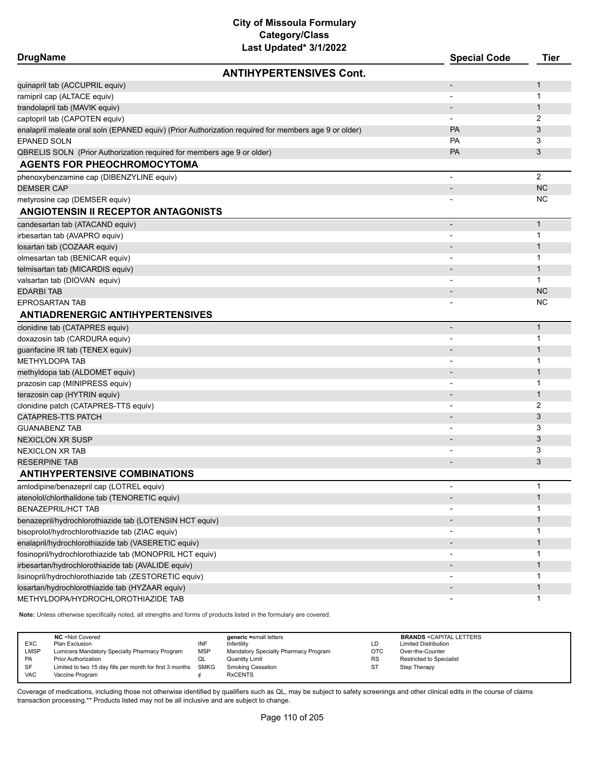# City of Missoula Formulary
## Category/Class
### Last Updated* 3/1/2022

| DrugName | Special Code | Tier |
|---|---|---|
| **ANTIHYPERTENSIVES Cont.** | | |
| quinapril tab (ACCUPRIL equiv) | - | 1 |
| ramipril cap (ALTACE equiv) | - | 1 |
| trandolapril tab (MAVIK equiv) | - | 1 |
| captopril tab (CAPOTEN equiv) | - | 2 |
| enalapril maleate oral soln (EPANED equiv) (Prior Authorization required for members age 9 or older) | PA | 3 |
| EPANED SOLN | PA | 3 |
| QBRELIS SOLN (Prior Authorization required for members age 9 or older) | PA | 3 |
| **AGENTS FOR PHEOCHROMOCYTOMA** | | |
| phenoxybenzamine cap (DIBENZYLINE equiv) | - | 2 |
| DEMSER CAP | - | NC |
| metyrosine cap (DEMSER equiv) | - | NC |
| **ANGIOTENSIN II RECEPTOR ANTAGONISTS** | | |
| candesartan tab (ATACAND equiv) | - | 1 |
| irbesartan tab (AVAPRO equiv) | - | 1 |
| losartan tab (COZAAR equiv) | - | 1 |
| olmesartan tab (BENICAR equiv) | - | 1 |
| telmisartan tab (MICARDIS equiv) | - | 1 |
| valsartan tab (DIOVAN equiv) | - | 1 |
| EDARBI TAB | - | NC |
| EPROSARTAN TAB | - | NC |
| **ANTIADRENERGIC ANTIHYPERTENSIVES** | | |
| clonidine tab (CATAPRES equiv) | - | 1 |
| doxazosin tab (CARDURA equiv) | - | 1 |
| guanfacine IR tab (TENEX equiv) | - | 1 |
| METHYLDOPA TAB | - | 1 |
| methyldopa tab (ALDOMET equiv) | - | 1 |
| prazosin cap (MINIPRESS equiv) | - | 1 |
| terazosin cap (HYTRIN equiv) | - | 1 |
| clonidine patch (CATAPRES-TTS equiv) | - | 2 |
| CATAPRES-TTS PATCH | - | 3 |
| GUANABENZ TAB | - | 3 |
| NEXICLON XR SUSP | - | 3 |
| NEXICLON XR TAB | - | 3 |
| RESERPINE TAB | - | 3 |
| **ANTIHYPERTENSIVE COMBINATIONS** | | |
| amlodipine/benazepril cap (LOTREL equiv) | - | 1 |
| atenolol/chlorthalidone tab (TENORETIC equiv) | - | 1 |
| BENAZEPRIL/HCT TAB | - | 1 |
| benazepril/hydrochlorothiazide tab (LOTENSIN HCT equiv) | - | 1 |
| bisoprolol/hydrochlorothiazide tab (ZIAC equiv) | - | 1 |
| enalapril/hydrochlorothiazide tab (VASERETIC equiv) | - | 1 |
| fosinopril/hydrochlorothiazide tab (MONOPRIL HCT equiv) | - | 1 |
| irbesartan/hydrochlorothiazide tab (AVALIDE equiv) | - | 1 |
| lisinopril/hydrochlorothiazide tab (ZESTORETIC equiv) | - | 1 |
| losartan/hydrochlorothiazide tab (HYZAAR equiv) | - | 1 |
| METHYLDOPA/HYDROCHLOROTHIAZIDE TAB | - | 1 |

**Note:** Unless otherwise specifically noted, all strengths and forms of products listed in the formulary are covered.

| | NC =Not Covered | | generic =small letters | | BRANDS =CAPITAL LETTERS |
|---|---|---|---|---|---|
| EXC | Plan Exclusion | INF | Infertility | LD | Limited Distribution |
| LMSP | Lumicera Mandatory Specialty Pharmacy Program | MSP | Mandatory Specialty Pharmacy Program | OTC | Over-the-Counter |
| PA | Prior Authorization | QL | Quantity Limit | RS | Restricted to Specialist |
| SF | Limited to two 15 day fills per month for first 3 months | SMKG | Smoking Cessation | ST | Step Therapy |
| VAC | Vaccine Program | ¢ | RxCENTS | | |

Coverage of medications, including those not otherwise identified by qualifiers such as QL, may be subject to safety screenings and other clinical edits in the course of claims transaction processing.** Products listed may not be all inclusive and are subject to change.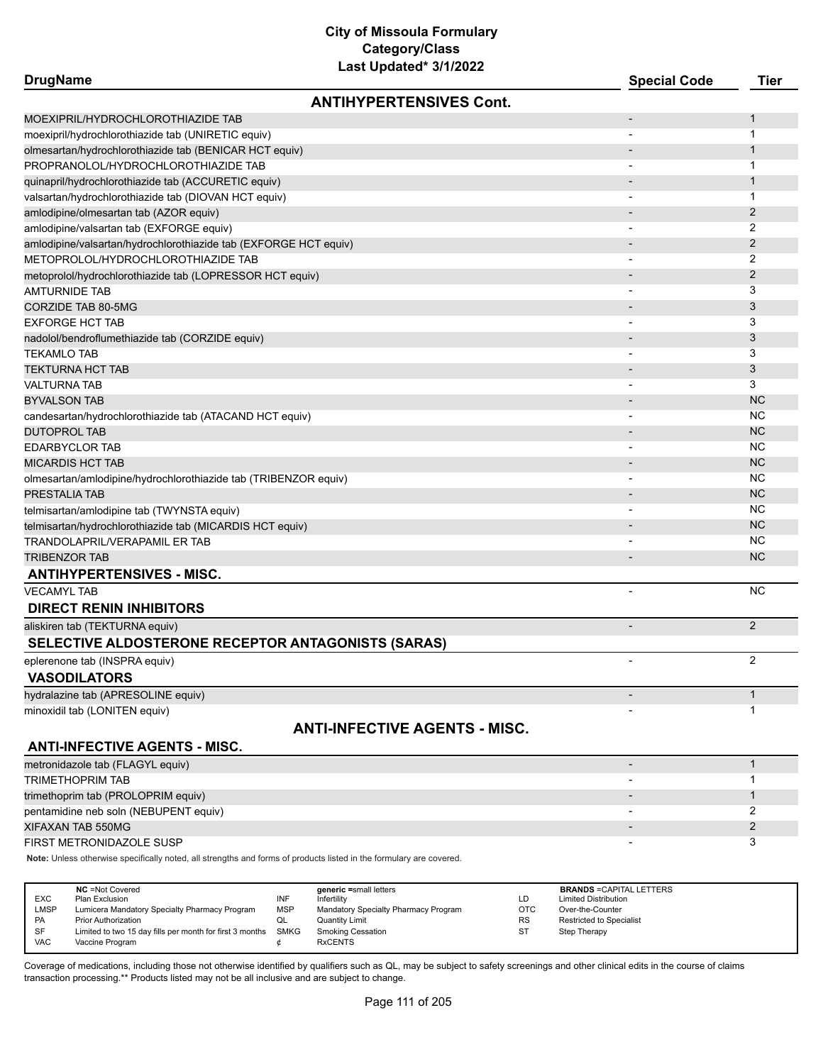# City of Missoula Formulary
## Category/Class
### Last Updated* 3/1/2022

| DrugName | Special Code | Tier |
|---|---|---|
| **ANTIHYPERTENSIVES Cont.** | | |
| MOEXIPRIL/HYDROCHLOROTHIAZIDE TAB | - | 1 |
| moexipril/hydrochlorothiazide tab (UNIRETIC equiv) | - | 1 |
| olmesartan/hydrochlorothiazide tab (BENICAR HCT equiv) | - | 1 |
| PROPRANOLOL/HYDROCHLOROTHIAZIDE TAB | - | 1 |
| quinapril/hydrochlorothiazide tab (ACCURETIC equiv) | - | 1 |
| valsartan/hydrochlorothiazide tab (DIOVAN HCT equiv) | - | 1 |
| amlodipine/olmesartan tab (AZOR equiv) | - | 2 |
| amlodipine/valsartan tab (EXFORGE equiv) | - | 2 |
| amlodipine/valsartan/hydrochlorothiazide tab (EXFORGE HCT equiv) | - | 2 |
| METOPROLOL/HYDROCHLOROTHIAZIDE TAB | - | 2 |
| metoprolol/hydrochlorothiazide tab (LOPRESSOR HCT equiv) | - | 2 |
| AMTURNIDE TAB | - | 3 |
| CORZIDE TAB 80-5MG | - | 3 |
| EXFORGE HCT TAB | - | 3 |
| nadolol/bendroflumethiazide tab (CORZIDE equiv) | - | 3 |
| TEKAMLO TAB | - | 3 |
| TEKTURNA HCT TAB | - | 3 |
| VALTURNA TAB | - | 3 |
| BYVALSON TAB | - | NC |
| candesartan/hydrochlorothiazide tab (ATACAND HCT equiv) | - | NC |
| DUTOPROL TAB | - | NC |
| EDARBYCLOR TAB | - | NC |
| MICARDIS HCT TAB | - | NC |
| olmesartan/amlodipine/hydrochlorothiazide tab (TRIBENZOR equiv) | - | NC |
| PRESTALIA TAB | - | NC |
| telmisartan/amlodipine tab (TWYNSTA equiv) | - | NC |
| telmisartan/hydrochlorothiazide tab (MICARDIS HCT equiv) | - | NC |
| TRANDOLAPRIL/VERAPAMIL ER TAB | - | NC |
| TRIBENZOR TAB | - | NC |
| **ANTIHYPERTENSIVES - MISC.** | | |
| VECAMYL TAB | - | NC |
| **DIRECT RENIN INHIBITORS** | | |
| aliskiren tab (TEKTURNA equiv) | - | 2 |
| **SELECTIVE ALDOSTERONE RECEPTOR ANTAGONISTS (SARAS)** | | |
| eplerenone tab (INSPRA equiv) | - | 2 |
| **VASODILATORS** | | |
| hydralazine tab (APRESOLINE equiv) | - | 1 |
| minoxidil tab (LONITEN equiv) | - | 1 |

## ANTI-INFECTIVE AGENTS - MISC.

| DrugName | Special Code | Tier |
|---|---|---|
| **ANTI-INFECTIVE AGENTS - MISC.** | | |
| metronidazole tab (FLAGYL equiv) | - | 1 |
| TRIMETHOPRIM TAB | - | 1 |
| trimethoprim tab (PROLOPRIM equiv) | - | 1 |
| pentamidine neb soln (NEBUPENT equiv) | - | 2 |
| XIFAXAN TAB 550MG | - | 2 |
| FIRST METRONIDAZOLE SUSP | - | 3 |

**Note:** Unless otherwise specifically noted, all strengths and forms of products listed in the formulary are covered.

| | NC =Not Covered | | generic =small letters | | BRANDS =CAPITAL LETTERS |
|---|---|---|---|---|---|
| EXC | Plan Exclusion | INF | Infertility | LD | Limited Distribution |
| LMSP | Lumicera Mandatory Specialty Pharmacy Program | MSP | Mandatory Specialty Pharmacy Program | OTC | Over-the-Counter |
| PA | Prior Authorization | QL | Quantity Limit | RS | Restricted to Specialist |
| SF | Limited to two 15 day fills per month for first 3 months | SMKG | Smoking Cessation | ST | Step Therapy |
| VAC | Vaccine Program | ¢ | RxCENTS | | |

Coverage of medications, including those not otherwise identified by qualifiers such as QL, may be subject to safety screenings and other clinical edits in the course of claims transaction processing.** Products listed may not be all inclusive and are subject to change.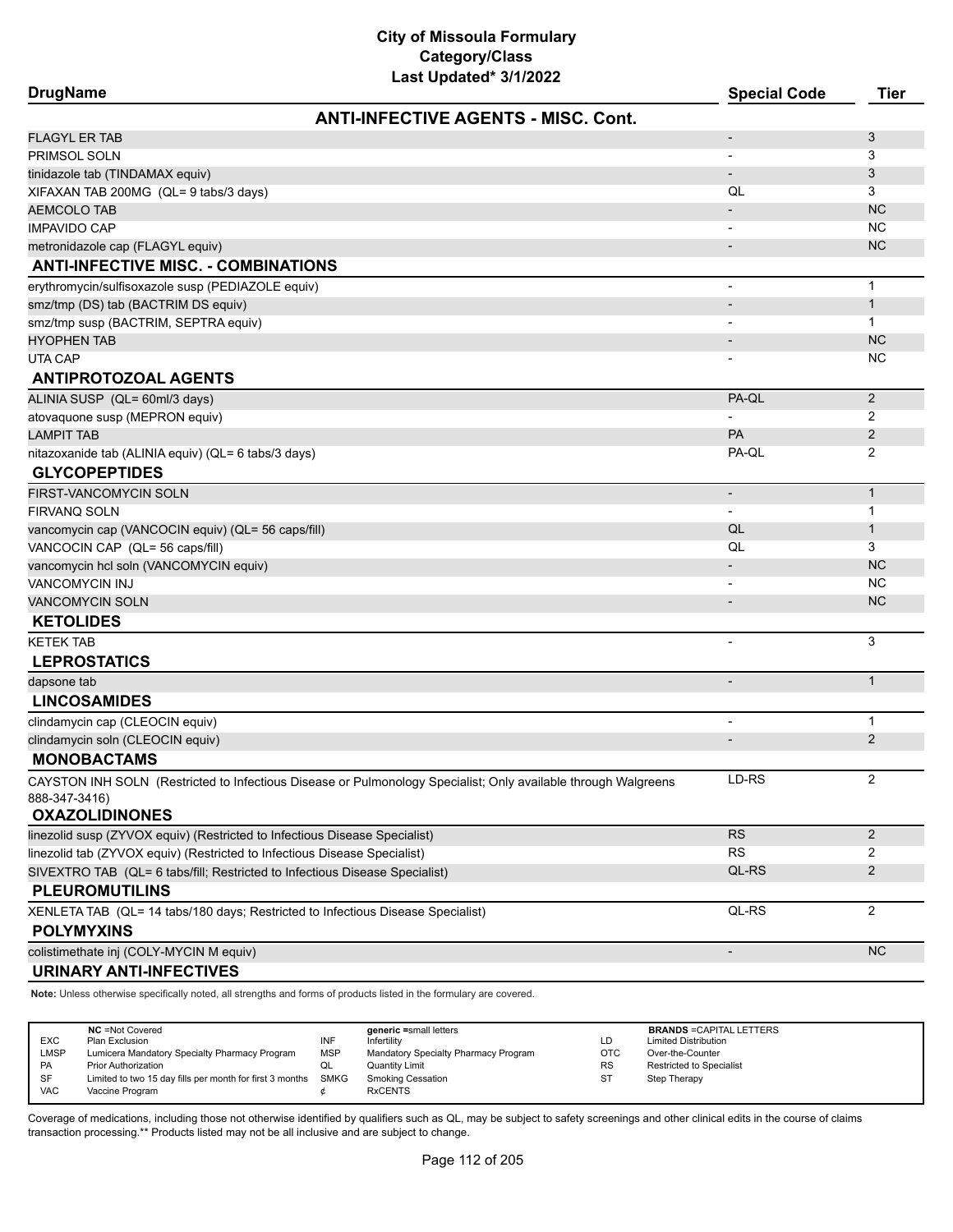# City of Missoula Formulary
## Category/Class
### Last Updated* 3/1/2022

| DrugName | Special Code | Tier |
|---|---|---|
| **ANTI-INFECTIVE AGENTS - MISC. Cont.** | | |
| FLAGYL ER TAB | - | 3 |
| PRIMSOL SOLN | - | 3 |
| tinidazole tab (TINDAMAX equiv) | - | 3 |
| XIFAXAN TAB 200MG (QL= 9 tabs/3 days) | QL | 3 |
| AEMCOLO TAB | - | NC |
| IMPAVIDO CAP | - | NC |
| metronidazole cap (FLAGYL equiv) | - | NC |
| **ANTI-INFECTIVE MISC. - COMBINATIONS** | | |
| erythromycin/sulfisoxazole susp (PEDIAZOLE equiv) | - | 1 |
| smz/tmp (DS) tab (BACTRIM DS equiv) | - | 1 |
| smz/tmp susp (BACTRIM, SEPTRA equiv) | - | 1 |
| HYOPHEN TAB | - | NC |
| UTA CAP | - | NC |
| **ANTIPROTOZOAL AGENTS** | | |
| ALINIA SUSP (QL= 60ml/3 days) | PA-QL | 2 |
| atovaquone susp (MEPRON equiv) | - | 2 |
| LAMPIT TAB | PA | 2 |
| nitazoxanide tab (ALINIA equiv) (QL= 6 tabs/3 days) | PA-QL | 2 |
| **GLYCOPEPTIDES** | | |
| FIRST-VANCOMYCIN SOLN | - | 1 |
| FIRVANQ SOLN | - | 1 |
| vancomycin cap (VANCOCIN equiv) (QL= 56 caps/fill) | QL | 1 |
| VANCOCIN CAP (QL= 56 caps/fill) | QL | 3 |
| vancomycin hcl soln (VANCOMYCIN equiv) | - | NC |
| VANCOMYCIN INJ | - | NC |
| VANCOMYCIN SOLN | - | NC |
| **KETOLIDES** | | |
| KETEK TAB | - | 3 |
| **LEPROSTATICS** | | |
| dapsone tab | - | 1 |
| **LINCOSAMIDES** | | |
| clindamycin cap (CLEOCIN equiv) | - | 1 |
| clindamycin soln (CLEOCIN equiv) | - | 2 |
| **MONOBACTAMS** | | |
| CAYSTON INH SOLN (Restricted to Infectious Disease or Pulmonology Specialist; Only available through Walgreens 888-347-3416) | LD-RS | 2 |
| **OXAZOLIDINONES** | | |
| linezolid susp (ZYVOX equiv) (Restricted to Infectious Disease Specialist) | RS | 2 |
| linezolid tab (ZYVOX equiv) (Restricted to Infectious Disease Specialist) | RS | 2 |
| SIVEXTRO TAB (QL= 6 tabs/fill; Restricted to Infectious Disease Specialist) | QL-RS | 2 |
| **PLEUROMUTILINS** | | |
| XENLETA TAB (QL= 14 tabs/180 days; Restricted to Infectious Disease Specialist) | QL-RS | 2 |
| **POLYMYXINS** | | |
| colistimethate inj (COLY-MYCIN M equiv) | - | NC |
| **URINARY ANTI-INFECTIVES** | | |

**Note:** Unless otherwise specifically noted, all strengths and forms of products listed in the formulary are covered.

| | | | | | |
|---|---|---|---|---|---|
| NC | =Not Covered | generic | =small letters | BRANDS | =CAPITAL LETTERS |
| EXC | Plan Exclusion | INF | Infertility | LD | Limited Distribution |
| LMSP | Lumicera Mandatory Specialty Pharmacy Program | MSP | Mandatory Specialty Pharmacy Program | OTC | Over-the-Counter |
| PA | Prior Authorization | QL | Quantity Limit | RS | Restricted to Specialist |
| SF | Limited to two 15 day fills per month for first 3 months | SMKG | Smoking Cessation | ST | Step Therapy |
| VAC | Vaccine Program | ¢ | RxCENTS | | |

Coverage of medications, including those not otherwise identified by qualifiers such as QL, may be subject to safety screenings and other clinical edits in the course of claims transaction processing.** Products listed may not be all inclusive and are subject to change.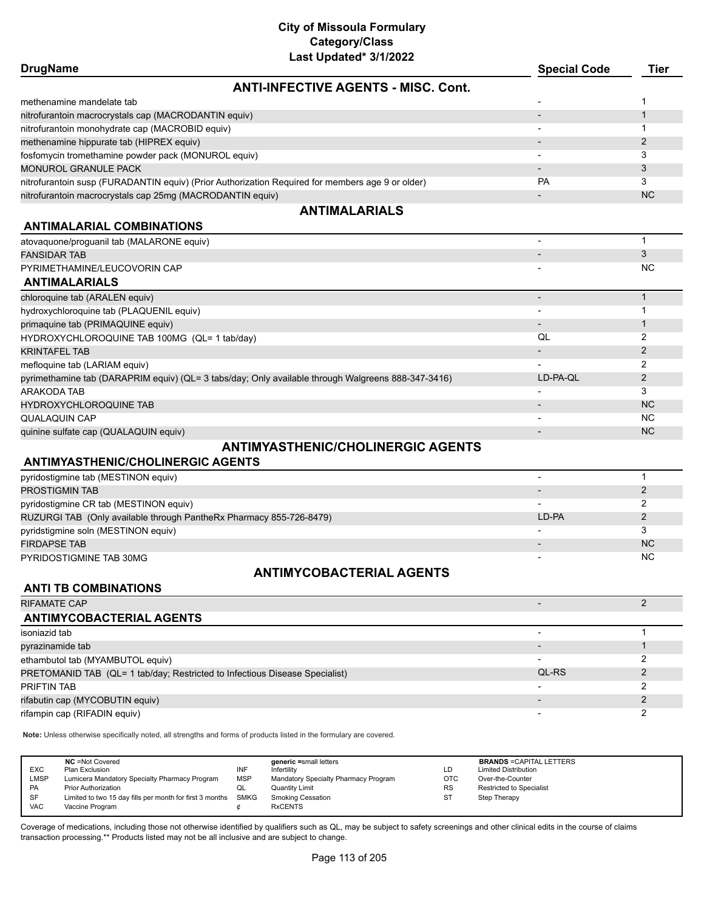# City of Missoula Formulary
## Category/Class
### Last Updated* 3/1/2022

| DrugName | Special Code | Tier |
|---|---|---|
| **ANTI-INFECTIVE AGENTS - MISC. Cont.** | | |
| methenamine mandelate tab | - | 1 |
| nitrofurantoin macrocrystals cap (MACRODANTIN equiv) | - | 1 |
| nitrofurantoin monohydrate cap (MACROBID equiv) | - | 1 |
| methenamine hippurate tab (HIPREX equiv) | - | 2 |
| fosfomycin tromethamine powder pack (MONUROL equiv) | - | 3 |
| MONUROL GRANULE PACK | - | 3 |
| nitrofurantoin susp (FURADANTIN equiv) (Prior Authorization Required for members age 9 or older) | PA | 3 |
| nitrofurantoin macrocrystals cap 25mg (MACRODANTIN equiv) | - | NC |
| **ANTIMALARIALS** | | |
| **ANTIMALARIAL COMBINATIONS** | | |
| atovaquone/proguanil tab (MALARONE equiv) | - | 1 |
| FANSIDAR TAB | - | 3 |
| PYRIMETHAMINE/LEUCOVORIN CAP | - | NC |
| **ANTIMALARIALS** | | |
| chloroquine tab (ARALEN equiv) | - | 1 |
| hydroxychloroquine tab (PLAQUENIL equiv) | - | 1 |
| primaquine tab (PRIMAQUINE equiv) | - | 1 |
| HYDROXYCHLOROQUINE TAB 100MG (QL= 1 tab/day) | QL | 2 |
| KRINTAFEL TAB | - | 2 |
| mefloquine tab (LARIAM equiv) | - | 2 |
| pyrimethamine tab (DARAPRIM equiv) (QL= 3 tabs/day; Only available through Walgreens 888-347-3416) | LD-PA-QL | 2 |
| ARAKODA TAB | - | 3 |
| HYDROXYCHLOROQUINE TAB | - | NC |
| QUALAQUIN CAP | - | NC |
| quinine sulfate cap (QUALAQUIN equiv) | - | NC |
| **ANTIMYASTHENIC/CHOLINERGIC AGENTS** | | |
| **ANTIMYASTHENIC/CHOLINERGIC AGENTS** | | |
| pyridostigmine tab (MESTINON equiv) | - | 1 |
| PROSTIGMIN TAB | - | 2 |
| pyridostigmine CR tab (MESTINON equiv) | - | 2 |
| RUZURGI TAB (Only available through PantheRx Pharmacy 855-726-8479) | LD-PA | 2 |
| pyridstigmine soln (MESTINON equiv) | - | 3 |
| FIRDAPSE TAB | - | NC |
| PYRIDOSTIGMINE TAB 30MG | - | NC |
| **ANTIMYCOBACTERIAL AGENTS** | | |
| **ANTI TB COMBINATIONS** | | |
| RIFAMATE CAP | - | 2 |
| **ANTIMYCOBACTERIAL AGENTS** | | |
| isoniazid tab | - | 1 |
| pyrazinamide tab | - | 1 |
| ethambutol tab (MYAMBUTOL equiv) | - | 2 |
| PRETOMANID TAB (QL= 1 tab/day; Restricted to Infectious Disease Specialist) | QL-RS | 2 |
| PRIFTIN TAB | - | 2 |
| rifabutin cap (MYCOBUTIN equiv) | - | 2 |
| rifampin cap (RIFADIN equiv) | - | 2 |

**Note:** Unless otherwise specifically noted, all strengths and forms of products listed in the formulary are covered.

| | NC =Not Covered | | generic =small letters | | BRANDS =CAPITAL LETTERS |
|---|---|---|---|---|---|
| EXC | Plan Exclusion | INF | Infertility | LD | Limited Distribution |
| LMSP | Lumicera Mandatory Specialty Pharmacy Program | MSP | Mandatory Specialty Pharmacy Program | OTC | Over-the-Counter |
| PA | Prior Authorization | QL | Quantity Limit | RS | Restricted to Specialist |
| SF | Limited to two 15 day fills per month for first 3 months | SMKG | Smoking Cessation | ST | Step Therapy |
| VAC | Vaccine Program | ¢ | RxCENTS | | |

Coverage of medications, including those not otherwise identified by qualifiers such as QL, may be subject to safety screenings and other clinical edits in the course of claims transaction processing.** Products listed may not be all inclusive and are subject to change.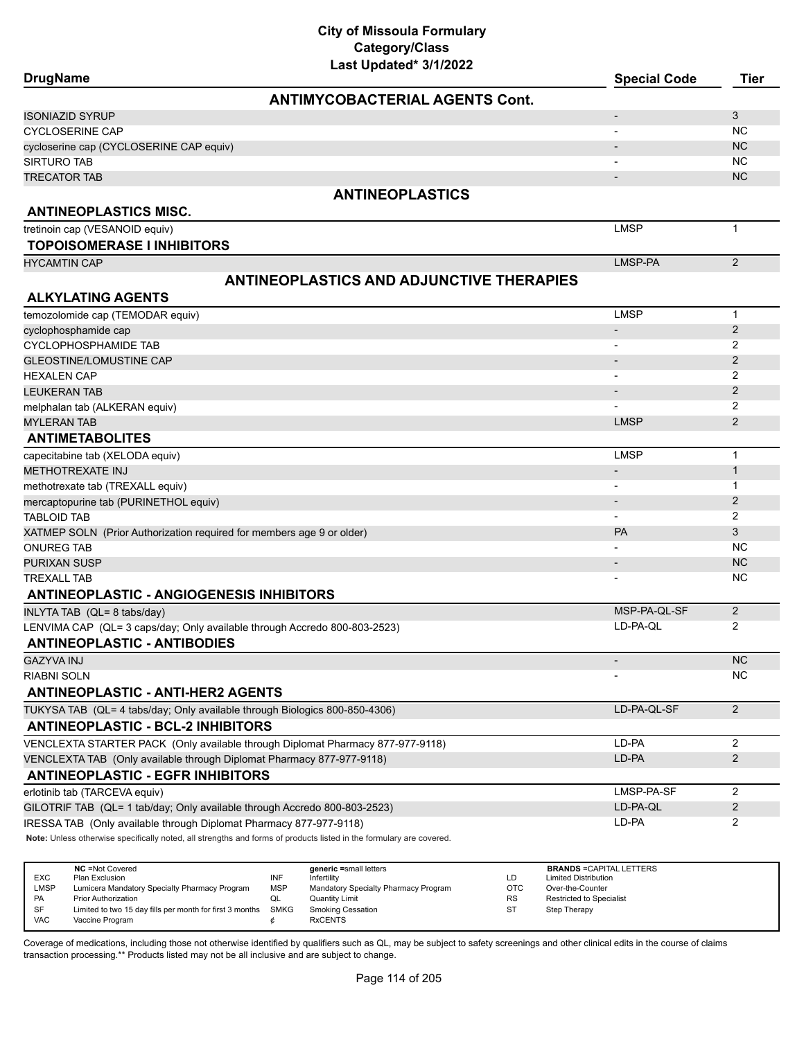# City of Missoula Formulary
## Category/Class
### Last Updated* 3/1/2022

| DrugName | Special Code | Tier |
|---|---|---|
| **ANTIMYCOBACTERIAL AGENTS Cont.** | | |
| ISONIAZID SYRUP | - | 3 |
| CYCLOSERINE CAP | - | NC |
| cycloserine cap (CYCLOSERINE CAP equiv) | - | NC |
| SIRTURO TAB | - | NC |
| TRECATOR TAB | - | NC |
| **ANTINEOPLASTICS** | | |
| **ANTINEOPLASTICS MISC.** | | |
| tretinoin cap (VESANOID equiv) | LMSP | 1 |
| **TOPOISOMERASE I INHIBITORS** | | |
| HYCAMTIN CAP | LMSP-PA | 2 |
| **ANTINEOPLASTICS AND ADJUNCTIVE THERAPIES** | | |
| **ALKYLATING AGENTS** | | |
| temozolomide cap (TEMODAR equiv) | LMSP | 1 |
| cyclophosphamide cap | - | 2 |
| CYCLOPHOSPHAMIDE TAB | - | 2 |
| GLEOSTINE/LOMUSTINE CAP | - | 2 |
| HEXALEN CAP | - | 2 |
| LEUKERAN TAB | - | 2 |
| melphalan tab (ALKERAN equiv) | - | 2 |
| MYLERAN TAB | LMSP | 2 |
| **ANTIMETABOLITES** | | |
| capecitabine tab (XELODA equiv) | LMSP | 1 |
| METHOTREXATE INJ | - | 1 |
| methotrexate tab (TREXALL equiv) | - | 1 |
| mercaptopurine tab (PURINETHOL equiv) | - | 2 |
| TABLOID TAB | - | 2 |
| XATMEP SOLN (Prior Authorization required for members age 9 or older) | PA | 3 |
| ONUREG TAB | - | NC |
| PURIXAN SUSP | - | NC |
| TREXALL TAB | - | NC |
| **ANTINEOPLASTIC - ANGIOGENESIS INHIBITORS** | | |
| INLYTA TAB (QL= 8 tabs/day) | MSP-PA-QL-SF | 2 |
| LENVIMA CAP (QL= 3 caps/day; Only available through Accredo 800-803-2523) | LD-PA-QL | 2 |
| **ANTINEOPLASTIC - ANTIBODIES** | | |
| GAZYVA INJ | - | NC |
| RIABNI SOLN | - | NC |
| **ANTINEOPLASTIC - ANTI-HER2 AGENTS** | | |
| TUKYSA TAB (QL= 4 tabs/day; Only available through Biologics 800-850-4306) | LD-PA-QL-SF | 2 |
| **ANTINEOPLASTIC - BCL-2 INHIBITORS** | | |
| VENCLEXTA STARTER PACK (Only available through Diplomat Pharmacy 877-977-9118) | LD-PA | 2 |
| VENCLEXTA TAB (Only available through Diplomat Pharmacy 877-977-9118) | LD-PA | 2 |
| **ANTINEOPLASTIC - EGFR INHIBITORS** | | |
| erlotinib tab (TARCEVA equiv) | LMSP-PA-SF | 2 |
| GILOTRIF TAB (QL= 1 tab/day; Only available through Accredo 800-803-2523) | LD-PA-QL | 2 |
| IRESSA TAB (Only available through Diplomat Pharmacy 877-977-9118) | LD-PA | 2 |

**Note:** Unless otherwise specifically noted, all strengths and forms of products listed in the formulary are covered.

| | | | | | |
|---|---|---|---|---|---|
| | **NC** =Not Covered | | **generic** =small letters | | **BRANDS** =CAPITAL LETTERS |
| EXC | Plan Exclusion | INF | Infertility | LD | Limited Distribution |
| LMSP | Lumicera Mandatory Specialty Pharmacy Program | MSP | Mandatory Specialty Pharmacy Program | OTC | Over-the-Counter |
| PA | Prior Authorization | QL | Quantity Limit | RS | Restricted to Specialist |
| SF | Limited to two 15 day fills per month for first 3 months | SMKG | Smoking Cessation | ST | Step Therapy |
| VAC | Vaccine Program | ¢ | RxCENTS | | |

Coverage of medications, including those not otherwise identified by qualifiers such as QL, may be subject to safety screenings and other clinical edits in the course of claims transaction processing.** Products listed may not be all inclusive and are subject to change.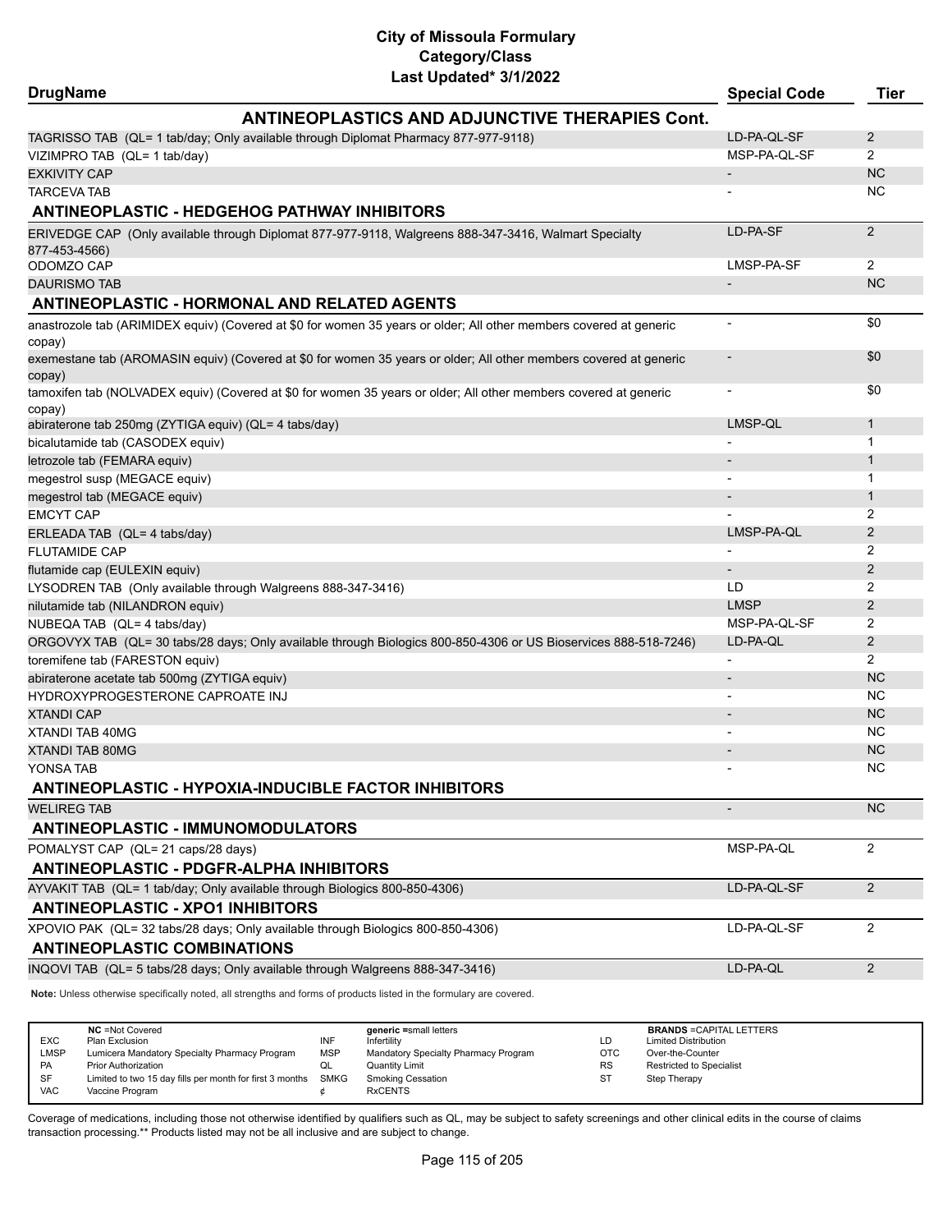# City of Missoula Formulary
## Category/Class
### Last Updated* 3/1/2022

| DrugName | Special Code | Tier |
|---|---|---|
| **ANTINEOPLASTICS AND ADJUNCTIVE THERAPIES Cont.** | | |
| TAGRISSO TAB (QL= 1 tab/day; Only available through Diplomat Pharmacy 877-977-9118) | LD-PA-QL-SF | 2 |
| VIZIMPRO TAB (QL= 1 tab/day) | MSP-PA-QL-SF | 2 |
| EXKIVITY CAP | - | NC |
| TARCEVA TAB | - | NC |
| **ANTINEOPLASTIC - HEDGEHOG PATHWAY INHIBITORS** | | |
| ERIVEDGE CAP (Only available through Diplomat 877-977-9118, Walgreens 888-347-3416, Walmart Specialty 877-453-4566) | LD-PA-SF | 2 |
| ODOMZO CAP | LMSP-PA-SF | 2 |
| DAURISMO TAB | - | NC |
| **ANTINEOPLASTIC - HORMONAL AND RELATED AGENTS** | | |
| anastrozole tab (ARIMIDEX equiv) (Covered at $0 for women 35 years or older; All other members covered at generic copay) | - | $0 |
| exemestane tab (AROMASIN equiv) (Covered at $0 for women 35 years or older; All other members covered at generic copay) | - | $0 |
| tamoxifen tab (NOLVADEX equiv) (Covered at $0 for women 35 years or older; All other members covered at generic copay) | - | $0 |
| abiraterone tab 250mg (ZYTIGA equiv) (QL= 4 tabs/day) | LMSP-QL | 1 |
| bicalutamide tab (CASODEX equiv) | - | 1 |
| letrozole tab (FEMARA equiv) | - | 1 |
| megestrol susp (MEGACE equiv) | - | 1 |
| megestrol tab (MEGACE equiv) | - | 1 |
| EMCYT CAP | - | 2 |
| ERLEADA TAB (QL= 4 tabs/day) | LMSP-PA-QL | 2 |
| FLUTAMIDE CAP | - | 2 |
| flutamide cap (EULEXIN equiv) | - | 2 |
| LYSODREN TAB (Only available through Walgreens 888-347-3416) | LD | 2 |
| nilutamide tab (NILANDRON equiv) | LMSP | 2 |
| NUBEQA TAB (QL= 4 tabs/day) | MSP-PA-QL-SF | 2 |
| ORGOVYX TAB (QL= 30 tabs/28 days; Only available through Biologics 800-850-4306 or US Bioservices 888-518-7246) | LD-PA-QL | 2 |
| toremifene tab (FARESTON equiv) | - | 2 |
| abiraterone acetate tab 500mg (ZYTIGA equiv) | - | NC |
| HYDROXYPROGESTERONE CAPROATE INJ | - | NC |
| XTANDI CAP | - | NC |
| XTANDI TAB 40MG | - | NC |
| XTANDI TAB 80MG | - | NC |
| YONSA TAB | - | NC |
| **ANTINEOPLASTIC - HYPOXIA-INDUCIBLE FACTOR INHIBITORS** | | |
| WELIREG TAB | - | NC |
| **ANTINEOPLASTIC - IMMUNOMODULATORS** | | |
| POMALYST CAP (QL= 21 caps/28 days) | MSP-PA-QL | 2 |
| **ANTINEOPLASTIC - PDGFR-ALPHA INHIBITORS** | | |
| AYVAKIT TAB (QL= 1 tab/day; Only available through Biologics 800-850-4306) | LD-PA-QL-SF | 2 |
| **ANTINEOPLASTIC - XPO1 INHIBITORS** | | |
| XPOVIO PAK (QL= 32 tabs/28 days; Only available through Biologics 800-850-4306) | LD-PA-QL-SF | 2 |
| **ANTINEOPLASTIC COMBINATIONS** | | |
| INQOVI TAB (QL= 5 tabs/28 days; Only available through Walgreens 888-347-3416) | LD-PA-QL | 2 |

**Note:** Unless otherwise specifically noted, all strengths and forms of products listed in the formulary are covered.

| | NC =Not Covered | | generic =small letters | | BRANDS =CAPITAL LETTERS |
|---|---|---|---|---|---|
| EXC | Plan Exclusion | INF | Infertility | LD | Limited Distribution |
| LMSP | Lumicera Mandatory Specialty Pharmacy Program | MSP | Mandatory Specialty Pharmacy Program | OTC | Over-the-Counter |
| PA | Prior Authorization | QL | Quantity Limit | RS | Restricted to Specialist |
| SF | Limited to two 15 day fills per month for first 3 months | SMKG | Smoking Cessation | ST | Step Therapy |
| VAC | Vaccine Program | ¢ | RxCENTS | | |

Coverage of medications, including those not otherwise identified by qualifiers such as QL, may be subject to safety screenings and other clinical edits in the course of claims transaction processing.** Products listed may not be all inclusive and are subject to change.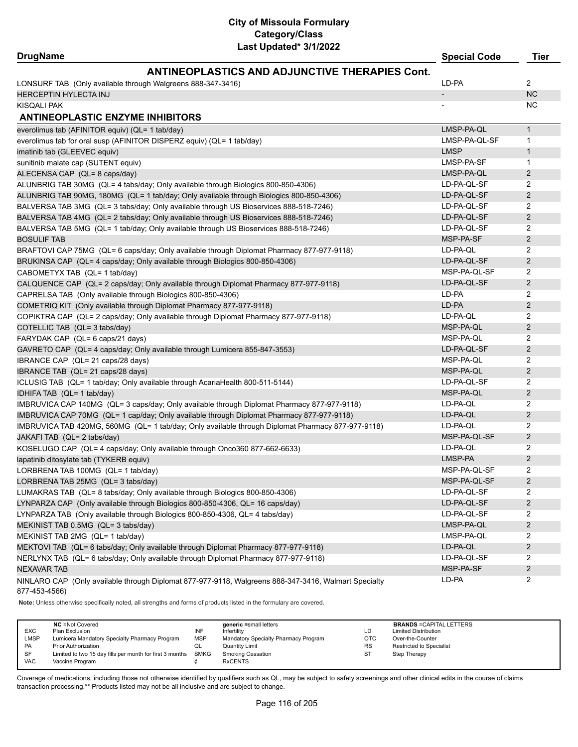# City of Missoula Formulary
## Category/Class
### Last Updated* 3/1/2022

| DrugName | Special Code | Tier |
|---|---|---|
| **ANTINEOPLASTICS AND ADJUNCTIVE THERAPIES Cont.** | | |
| LONSURF TAB (Only available through Walgreens 888-347-3416) | LD-PA | 2 |
| HERCEPTIN HYLECTA INJ | - | NC |
| KISQALI PAK | - | NC |
| **ANTINEOPLASTIC ENZYME INHIBITORS** | | |
| everolimus tab (AFINITOR equiv) (QL= 1 tab/day) | LMSP-PA-QL | 1 |
| everolimus tab for oral susp (AFINITOR DISPERZ equiv) (QL= 1 tab/day) | LMSP-PA-QL-SF | 1 |
| imatinib tab (GLEEVEC equiv) | LMSP | 1 |
| sunitinib malate cap (SUTENT equiv) | LMSP-PA-SF | 1 |
| ALECENSA CAP (QL= 8 caps/day) | LMSP-PA-QL | 2 |
| ALUNBRIG TAB 30MG (QL= 4 tabs/day; Only available through Biologics 800-850-4306) | LD-PA-QL-SF | 2 |
| ALUNBRIG TAB 90MG, 180MG (QL= 1 tab/day; Only available through Biologics 800-850-4306) | LD-PA-QL-SF | 2 |
| BALVERSA TAB 3MG (QL= 3 tabs/day; Only available through US Bioservices 888-518-7246) | LD-PA-QL-SF | 2 |
| BALVERSA TAB 4MG (QL= 2 tabs/day; Only available through US Bioservices 888-518-7246) | LD-PA-QL-SF | 2 |
| BALVERSA TAB 5MG (QL= 1 tab/day; Only available through US Bioservices 888-518-7246) | LD-PA-QL-SF | 2 |
| BOSULIF TAB | MSP-PA-SF | 2 |
| BRAFTOVI CAP 75MG (QL= 6 caps/day; Only available through Diplomat Pharmacy 877-977-9118) | LD-PA-QL | 2 |
| BRUKINSA CAP (QL= 4 caps/day; Only available through Biologics 800-850-4306) | LD-PA-QL-SF | 2 |
| CABOMETYX TAB (QL= 1 tab/day) | MSP-PA-QL-SF | 2 |
| CALQUENCE CAP (QL= 2 caps/day; Only available through Diplomat Pharmacy 877-977-9118) | LD-PA-QL-SF | 2 |
| CAPRELSA TAB (Only available through Biologics 800-850-4306) | LD-PA | 2 |
| COMETRIQ KIT (Only available through Diplomat Pharmacy 877-977-9118) | LD-PA | 2 |
| COPIKTRA CAP (QL= 2 caps/day; Only available through Diplomat Pharmacy 877-977-9118) | LD-PA-QL | 2 |
| COTELLIC TAB (QL= 3 tabs/day) | MSP-PA-QL | 2 |
| FARYDAK CAP (QL= 6 caps/21 days) | MSP-PA-QL | 2 |
| GAVRETO CAP (QL= 4 caps/day; Only available through Lumicera 855-847-3553) | LD-PA-QL-SF | 2 |
| IBRANCE CAP (QL= 21 caps/28 days) | MSP-PA-QL | 2 |
| IBRANCE TAB (QL= 21 caps/28 days) | MSP-PA-QL | 2 |
| ICLUSIG TAB (QL= 1 tab/day; Only available through AcariaHealth 800-511-5144) | LD-PA-QL-SF | 2 |
| IDHIFA TAB (QL= 1 tab/day) | MSP-PA-QL | 2 |
| IMBRUVICA CAP 140MG (QL= 3 caps/day; Only available through Diplomat Pharmacy 877-977-9118) | LD-PA-QL | 2 |
| IMBRUVICA CAP 70MG (QL= 1 cap/day; Only available through Diplomat Pharmacy 877-977-9118) | LD-PA-QL | 2 |
| IMBRUVICA TAB 420MG, 560MG (QL= 1 tab/day; Only available through Diplomat Pharmacy 877-977-9118) | LD-PA-QL | 2 |
| JAKAFI TAB (QL= 2 tabs/day) | MSP-PA-QL-SF | 2 |
| KOSELUGO CAP (QL= 4 caps/day; Only available through Onco360 877-662-6633) | LD-PA-QL | 2 |
| lapatinib ditosylate tab (TYKERB equiv) | LMSP-PA | 2 |
| LORBRENA TAB 100MG (QL= 1 tab/day) | MSP-PA-QL-SF | 2 |
| LORBRENA TAB 25MG (QL= 3 tabs/day) | MSP-PA-QL-SF | 2 |
| LUMAKRAS TAB (QL= 8 tabs/day; Only available through Biologics 800-850-4306) | LD-PA-QL-SF | 2 |
| LYNPARZA CAP (Only available through Biologics 800-850-4306, QL= 16 caps/day) | LD-PA-QL-SF | 2 |
| LYNPARZA TAB (Only available through Biologics 800-850-4306, QL= 4 tabs/day) | LD-PA-QL-SF | 2 |
| MEKINIST TAB 0.5MG (QL= 3 tabs/day) | LMSP-PA-QL | 2 |
| MEKINIST TAB 2MG (QL= 1 tab/day) | LMSP-PA-QL | 2 |
| MEKTOVI TAB (QL= 6 tabs/day; Only available through Diplomat Pharmacy 877-977-9118) | LD-PA-QL | 2 |
| NERLYNX TAB (QL= 6 tabs/day; Only available through Diplomat Pharmacy 877-977-9118) | LD-PA-QL-SF | 2 |
| NEXAVAR TAB | MSP-PA-SF | 2 |
| NINLARO CAP (Only available through Diplomat 877-977-9118, Walgreens 888-347-3416, Walmart Specialty 877-453-4566) | LD-PA | 2 |

**Note:** Unless otherwise specifically noted, all strengths and forms of products listed in the formulary are covered.

| | NC =Not Covered | | generic =small letters | | BRANDS =CAPITAL LETTERS |
|---|---|---|---|---|---|
| EXC | Plan Exclusion | INF | Infertility | LD | Limited Distribution |
| LMSP | Lumicera Mandatory Specialty Pharmacy Program | MSP | Mandatory Specialty Pharmacy Program | OTC | Over-the-Counter |
| PA | Prior Authorization | QL | Quantity Limit | RS | Restricted to Specialist |
| SF | Limited to two 15 day fills per month for first 3 months | SMKG | Smoking Cessation | ST | Step Therapy |
| VAC | Vaccine Program | ¢ | RxCENTS | | |

Coverage of medications, including those not otherwise identified by qualifiers such as QL, may be subject to safety screenings and other clinical edits in the course of claims transaction processing.** Products listed may not be all inclusive and are subject to change.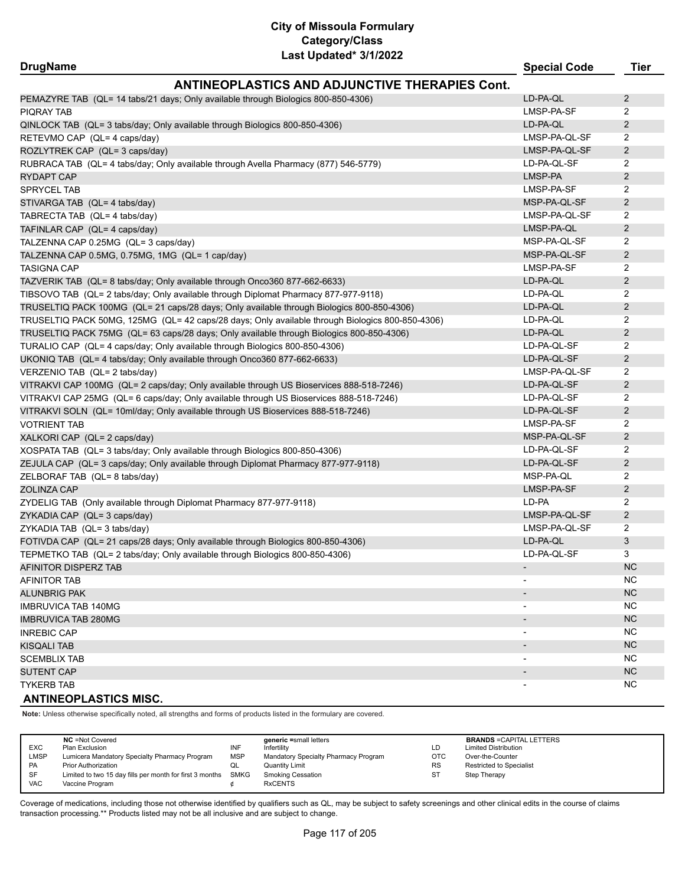# City of Missoula Formulary
## Category/Class
### Last Updated* 3/1/2022

| DrugName | Special Code | Tier |
|---|---|---|
| **ANTINEOPLASTICS AND ADJUNCTIVE THERAPIES Cont.** | | |
| PEMAZYRE TAB (QL= 14 tabs/21 days; Only available through Biologics 800-850-4306) | LD-PA-QL | 2 |
| PIQRAY TAB | LMSP-PA-SF | 2 |
| QINLOCK TAB (QL= 3 tabs/day; Only available through Biologics 800-850-4306) | LD-PA-QL | 2 |
| RETEVMO CAP (QL= 4 caps/day) | LMSP-PA-QL-SF | 2 |
| ROZLYTREK CAP (QL= 3 caps/day) | LMSP-PA-QL-SF | 2 |
| RUBRACA TAB (QL= 4 tabs/day; Only available through Avella Pharmacy (877) 546-5779) | LD-PA-QL-SF | 2 |
| RYDAPT CAP | LMSP-PA | 2 |
| SPRYCEL TAB | LMSP-PA-SF | 2 |
| STIVARGA TAB (QL= 4 tabs/day) | MSP-PA-QL-SF | 2 |
| TABRECTA TAB (QL= 4 tabs/day) | LMSP-PA-QL-SF | 2 |
| TAFINLAR CAP (QL= 4 caps/day) | LMSP-PA-QL | 2 |
| TALZENNA CAP 0.25MG (QL= 3 caps/day) | MSP-PA-QL-SF | 2 |
| TALZENNA CAP 0.5MG, 0.75MG, 1MG (QL= 1 cap/day) | MSP-PA-QL-SF | 2 |
| TASIGNA CAP | LMSP-PA-SF | 2 |
| TAZVERIK TAB (QL= 8 tabs/day; Only available through Onco360 877-662-6633) | LD-PA-QL | 2 |
| TIBSOVO TAB (QL= 2 tabs/day; Only available through Diplomat Pharmacy 877-977-9118) | LD-PA-QL | 2 |
| TRUSELTIQ PACK 100MG (QL= 21 caps/28 days; Only available through Biologics 800-850-4306) | LD-PA-QL | 2 |
| TRUSELTIQ PACK 50MG, 125MG (QL= 42 caps/28 days; Only available through Biologics 800-850-4306) | LD-PA-QL | 2 |
| TRUSELTIQ PACK 75MG (QL= 63 caps/28 days; Only available through Biologics 800-850-4306) | LD-PA-QL | 2 |
| TURALIO CAP (QL= 4 caps/day; Only available through Biologics 800-850-4306) | LD-PA-QL-SF | 2 |
| UKONIQ TAB (QL= 4 tabs/day; Only available through Onco360 877-662-6633) | LD-PA-QL-SF | 2 |
| VERZENIO TAB (QL= 2 tabs/day) | LMSP-PA-QL-SF | 2 |
| VITRAKVI CAP 100MG (QL= 2 caps/day; Only available through US Bioservices 888-518-7246) | LD-PA-QL-SF | 2 |
| VITRAKVI CAP 25MG (QL= 6 caps/day; Only available through US Bioservices 888-518-7246) | LD-PA-QL-SF | 2 |
| VITRAKVI SOLN (QL= 10ml/day; Only available through US Bioservices 888-518-7246) | LD-PA-QL-SF | 2 |
| VOTRIENT TAB | LMSP-PA-SF | 2 |
| XALKORI CAP (QL= 2 caps/day) | MSP-PA-QL-SF | 2 |
| XOSPATA TAB (QL= 3 tabs/day; Only available through Biologics 800-850-4306) | LD-PA-QL-SF | 2 |
| ZEJULA CAP (QL= 3 caps/day; Only available through Diplomat Pharmacy 877-977-9118) | LD-PA-QL-SF | 2 |
| ZELBORAF TAB (QL= 8 tabs/day) | MSP-PA-QL | 2 |
| ZOLINZA CAP | LMSP-PA-SF | 2 |
| ZYDELIG TAB (Only available through Diplomat Pharmacy 877-977-9118) | LD-PA | 2 |
| ZYKADIA CAP (QL= 3 caps/day) | LMSP-PA-QL-SF | 2 |
| ZYKADIA TAB (QL= 3 tabs/day) | LMSP-PA-QL-SF | 2 |
| FOTIVDA CAP (QL= 21 caps/28 days; Only available through Biologics 800-850-4306) | LD-PA-QL | 3 |
| TEPMETKO TAB (QL= 2 tabs/day; Only available through Biologics 800-850-4306) | LD-PA-QL-SF | 3 |
| AFINITOR DISPERZ TAB | - | NC |
| AFINITOR TAB | - | NC |
| ALUNBRIG PAK | - | NC |
| IMBRUVICA TAB 140MG | - | NC |
| IMBRUVICA TAB 280MG | - | NC |
| INREBIC CAP | - | NC |
| KISQALI TAB | - | NC |
| SCEMBLIX TAB | - | NC |
| SUTENT CAP | - | NC |
| TYKERB TAB | - | NC |
| **ANTINEOPLASTICS MISC.** | | |

**Note:** Unless otherwise specifically noted, all strengths and forms of products listed in the formulary are covered.

| | | | | | |
|---|---|---|---|---|---|
| **NC** =Not Covered | | **generic** =small letters | | **BRANDS** =CAPITAL LETTERS | |
| EXC | Plan Exclusion | INF | Infertility | LD | Limited Distribution |
| LMSP | Lumicera Mandatory Specialty Pharmacy Program | MSP | Mandatory Specialty Pharmacy Program | OTC | Over-the-Counter |
| PA | Prior Authorization | QL | Quantity Limit | RS | Restricted to Specialist |
| SF | Limited to two 15 day fills per month for first 3 months | SMKG | Smoking Cessation | ST | Step Therapy |
| VAC | Vaccine Program | ¢ | RxCENTS | | |

Coverage of medications, including those not otherwise identified by qualifiers such as QL, may be subject to safety screenings and other clinical edits in the course of claims transaction processing.** Products listed may not be all inclusive and are subject to change.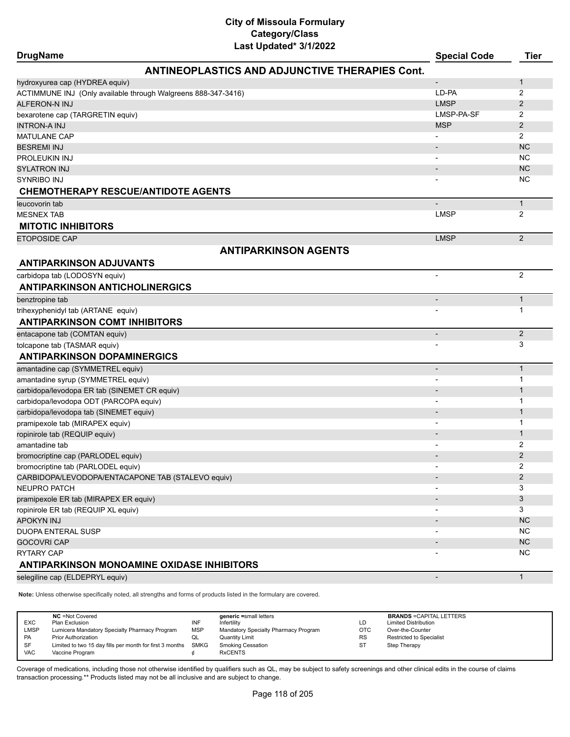# City of Missoula Formulary
## Category/Class
### Last Updated* 3/1/2022

| DrugName | Special Code | Tier |
|---|---|---|
| **ANTINEOPLASTICS AND ADJUNCTIVE THERAPIES Cont.** | | |
| hydroxyurea cap (HYDREA equiv) | - | 1 |
| ACTIMMUNE INJ (Only available through Walgreens 888-347-3416) | LD-PA | 2 |
| ALFERON-N INJ | LMSP | 2 |
| bexarotene cap (TARGRETIN equiv) | LMSP-PA-SF | 2 |
| INTRON-A INJ | MSP | 2 |
| MATULANE CAP | - | 2 |
| BESREMI INJ | - | NC |
| PROLEUKIN INJ | - | NC |
| SYLATRON INJ | - | NC |
| SYNRIBO INJ | - | NC |
| **CHEMOTHERAPY RESCUE/ANTIDOTE AGENTS** | | |
| leucovorin tab | - | 1 |
| MESNEX TAB | LMSP | 2 |
| **MITOTIC INHIBITORS** | | |
| ETOPOSIDE CAP | LMSP | 2 |
| **ANTIPARKINSON AGENTS** | | |
| **ANTIPARKINSON ADJUVANTS** | | |
| carbidopa tab (LODOSYN equiv) | - | 2 |
| **ANTIPARKINSON ANTICHOLINERGICS** | | |
| benztropine tab | - | 1 |
| trihexyphenidyl tab (ARTANE equiv) | - | 1 |
| **ANTIPARKINSON COMT INHIBITORS** | | |
| entacapone tab (COMTAN equiv) | - | 2 |
| tolcapone tab (TASMAR equiv) | - | 3 |
| **ANTIPARKINSON DOPAMINERGICS** | | |
| amantadine cap (SYMMETREL equiv) | - | 1 |
| amantadine syrup (SYMMETREL equiv) | - | 1 |
| carbidopa/levodopa ER tab (SINEMET CR equiv) | - | 1 |
| carbidopa/levodopa ODT (PARCOPA equiv) | - | 1 |
| carbidopa/levodopa tab (SINEMET equiv) | - | 1 |
| pramipexole tab (MIRAPEX equiv) | - | 1 |
| ropinirole tab (REQUIP equiv) | - | 1 |
| amantadine tab | - | 2 |
| bromocriptine cap (PARLODEL equiv) | - | 2 |
| bromocriptine tab (PARLODEL equiv) | - | 2 |
| CARBIDOPA/LEVODOPA/ENTACAPONE TAB (STALEVO equiv) | - | 2 |
| NEUPRO PATCH | - | 3 |
| pramipexole ER tab (MIRAPEX ER equiv) | - | 3 |
| ropinirole ER tab (REQUIP XL equiv) | - | 3 |
| APOKYN INJ | - | NC |
| DUOPA ENTERAL SUSP | - | NC |
| GOCOVRI CAP | - | NC |
| RYTARY CAP | - | NC |
| **ANTIPARKINSON MONOAMINE OXIDASE INHIBITORS** | | |
| selegiline cap (ELDEPRYL equiv) | - | 1 |

**Note:** Unless otherwise specifically noted, all strengths and forms of products listed in the formulary are covered.

| | NC =Not Covered | | generic =small letters | | BRANDS =CAPITAL LETTERS |
|---|---|---|---|---|---|
| EXC | Plan Exclusion | INF | Infertility | LD | Limited Distribution |
| LMSP | Lumicera Mandatory Specialty Pharmacy Program | MSP | Mandatory Specialty Pharmacy Program | OTC | Over-the-Counter |
| PA | Prior Authorization | QL | Quantity Limit | RS | Restricted to Specialist |
| SF | Limited to two 15 day fills per month for first 3 months | SMKG | Smoking Cessation | ST | Step Therapy |
| VAC | Vaccine Program | ¢ | RxCENTS | | |

Coverage of medications, including those not otherwise identified by qualifiers such as QL, may be subject to safety screenings and other clinical edits in the course of claims transaction processing.** Products listed may not be all inclusive and are subject to change.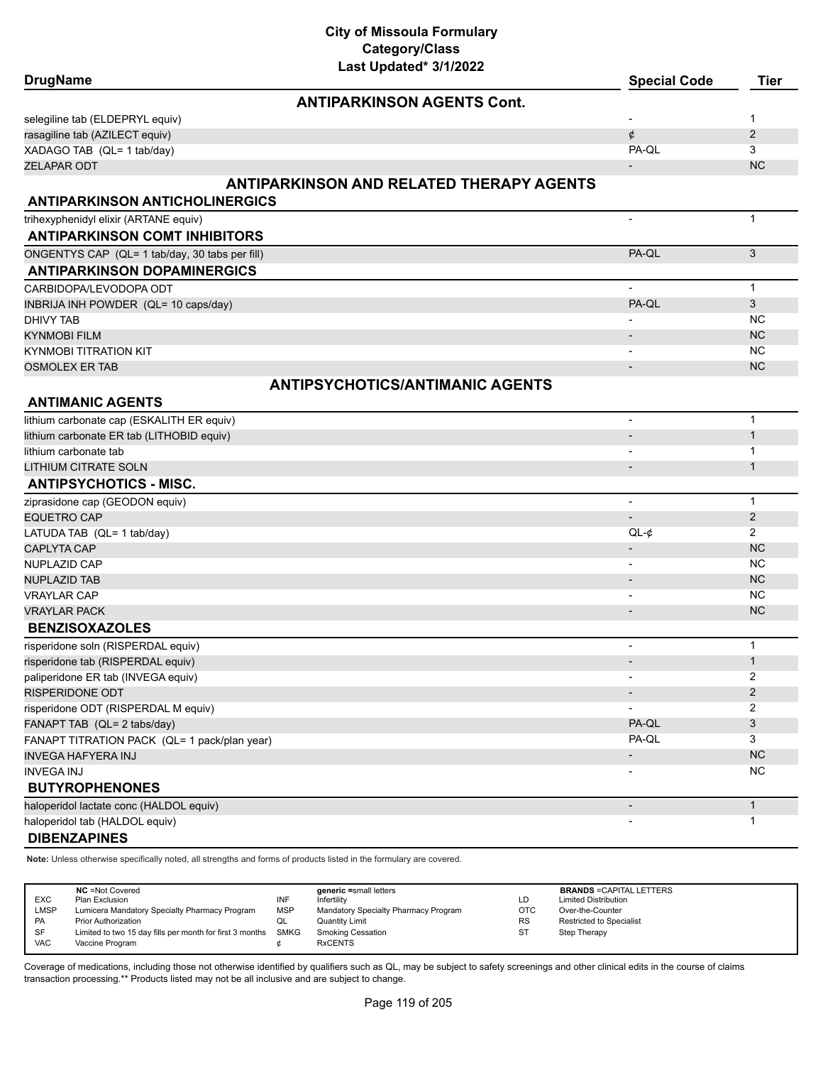# City of Missoula Formulary
## Category/Class
### Last Updated* 3/1/2022

| DrugName | Special Code | Tier |
|---|---|---|
| **ANTIPARKINSON AGENTS Cont.** | | |
| selegiline tab (ELDEPRYL equiv) | - | 1 |
| rasagiline tab (AZILECT equiv) | ¢ | 2 |
| XADAGO TAB (QL= 1 tab/day) | PA-QL | 3 |
| ZELAPAR ODT | - | NC |
| **ANTIPARKINSON AND RELATED THERAPY AGENTS** | | |
| **ANTIPARKINSON ANTICHOLINERGICS** | | |
| trihexyphenidyl elixir (ARTANE equiv) | - | 1 |
| **ANTIPARKINSON COMT INHIBITORS** | | |
| ONGENTYS CAP (QL= 1 tab/day, 30 tabs per fill) | PA-QL | 3 |
| **ANTIPARKINSON DOPAMINERGICS** | | |
| CARBIDOPA/LEVODOPA ODT | - | 1 |
| INBRIJA INH POWDER (QL= 10 caps/day) | PA-QL | 3 |
| DHIVY TAB | - | NC |
| KYNMOBI FILM | - | NC |
| KYNMOBI TITRATION KIT | - | NC |
| OSMOLEX ER TAB | - | NC |
| **ANTIPSYCHOTICS/ANTIMANIC AGENTS** | | |
| **ANTIMANIC AGENTS** | | |
| lithium carbonate cap (ESKALITH ER equiv) | - | 1 |
| lithium carbonate ER tab (LITHOBID equiv) | - | 1 |
| lithium carbonate tab | - | 1 |
| LITHIUM CITRATE SOLN | - | 1 |
| **ANTIPSYCHOTICS - MISC.** | | |
| ziprasidone cap (GEODON equiv) | - | 1 |
| EQUETRO CAP | - | 2 |
| LATUDA TAB (QL= 1 tab/day) | QL-¢ | 2 |
| CAPLYTA CAP | - | NC |
| NUPLAZID CAP | - | NC |
| NUPLAZID TAB | - | NC |
| VRAYLAR CAP | - | NC |
| VRAYLAR PACK | - | NC |
| **BENZISOXAZOLES** | | |
| risperidone soln (RISPERDAL equiv) | - | 1 |
| risperidone tab (RISPERDAL equiv) | - | 1 |
| paliperidone ER tab (INVEGA equiv) | - | 2 |
| RISPERIDONE ODT | - | 2 |
| risperidone ODT (RISPERDAL M equiv) | - | 2 |
| FANAPT TAB (QL= 2 tabs/day) | PA-QL | 3 |
| FANAPT TITRATION PACK (QL= 1 pack/plan year) | PA-QL | 3 |
| INVEGA HAFYERA INJ | - | NC |
| INVEGA INJ | - | NC |
| **BUTYROPHENONES** | | |
| haloperidol lactate conc (HALDOL equiv) | - | 1 |
| haloperidol tab (HALDOL equiv) | - | 1 |
| **DIBENZAPINES** | | |

**Note:** Unless otherwise specifically noted, all strengths and forms of products listed in the formulary are covered.

| | NC =Not Covered | | generic =small letters | | BRANDS =CAPITAL LETTERS |
|---|---|---|---|---|---|
| EXC | Plan Exclusion | INF | Infertility | LD | Limited Distribution |
| LMSP | Lumicera Mandatory Specialty Pharmacy Program | MSP | Mandatory Specialty Pharmacy Program | OTC | Over-the-Counter |
| PA | Prior Authorization | QL | Quantity Limit | RS | Restricted to Specialist |
| SF | Limited to two 15 day fills per month for first 3 months | SMKG | Smoking Cessation | ST | Step Therapy |
| VAC | Vaccine Program | ¢ | RxCENTS | | |

Coverage of medications, including those not otherwise identified by qualifiers such as QL, may be subject to safety screenings and other clinical edits in the course of claims transaction processing.** Products listed may not be all inclusive and are subject to change.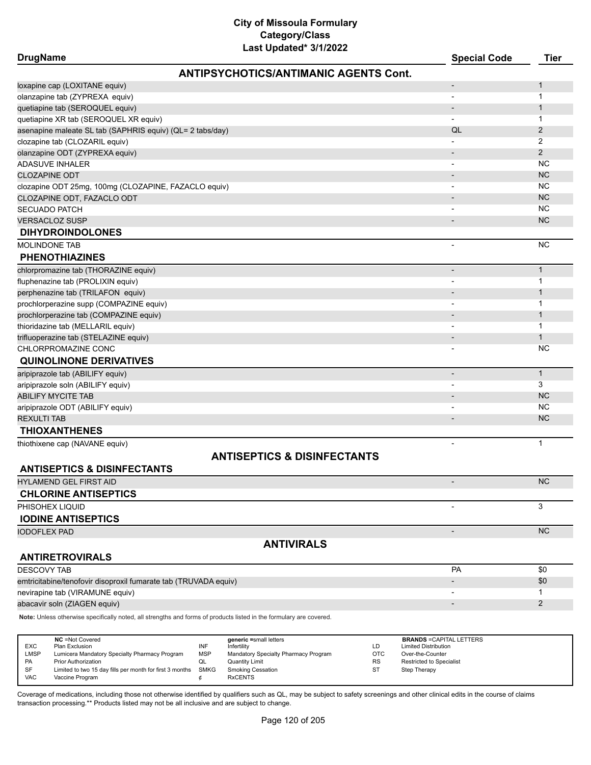# City of Missoula Formulary
## Category/Class
### Last Updated* 3/1/2022

| DrugName | Special Code | Tier |
| --- | --- | --- |
| **ANTIPSYCHOTICS/ANTIMANIC AGENTS Cont.** | | |
| loxapine cap (LOXITANE equiv) | - | 1 |
| olanzapine tab (ZYPREXA equiv) | - | 1 |
| quetiapine tab (SEROQUEL equiv) | - | 1 |
| quetiapine XR tab (SEROQUEL XR equiv) | - | 1 |
| asenapine maleate SL tab (SAPHRIS equiv) (QL= 2 tabs/day) | QL | 2 |
| clozapine tab (CLOZARIL equiv) | - | 2 |
| olanzapine ODT (ZYPREXA equiv) | - | 2 |
| ADASUVE INHALER | - | NC |
| CLOZAPINE ODT | - | NC |
| clozapine ODT 25mg, 100mg (CLOZAPINE, FAZACLO equiv) | - | NC |
| CLOZAPINE ODT, FAZACLO ODT | - | NC |
| SECUADO PATCH | - | NC |
| VERSACLOZ SUSP | - | NC |
| **DIHYDROINDOLONES** | | |
| MOLINDONE TAB | - | NC |
| **PHENOTHIAZINES** | | |
| chlorpromazine tab (THORAZINE equiv) | - | 1 |
| fluphenazine tab (PROLIXIN equiv) | - | 1 |
| perphenazine tab (TRILAFON equiv) | - | 1 |
| prochlorperazine supp (COMPAZINE equiv) | - | 1 |
| prochlorperazine tab (COMPAZINE equiv) | - | 1 |
| thioridazine tab (MELLARIL equiv) | - | 1 |
| trifluoperazine tab (STELAZINE equiv) | - | 1 |
| CHLORPROMAZINE CONC | - | NC |
| **QUINOLINONE DERIVATIVES** | | |
| aripiprazole tab (ABILIFY equiv) | - | 1 |
| aripiprazole soln (ABILIFY equiv) | - | 3 |
| ABILIFY MYCITE TAB | - | NC |
| aripiprazole ODT (ABILIFY equiv) | - | NC |
| REXULTI TAB | - | NC |
| **THIOXANTHENES** | | |
| thiothixene cap (NAVANE equiv) | - | 1 |
| **ANTISEPTICS & DISINFECTANTS** | | |
| **ANTISEPTICS & DISINFECTANTS** | | |
| HYLAMEND GEL FIRST AID | - | NC |
| **CHLORINE ANTISEPTICS** | | |
| PHISOHEX LIQUID | - | 3 |
| **IODINE ANTISEPTICS** | | |
| IODOFLEX PAD | - | NC |
| **ANTIVIRALS** | | |
| **ANTIRETROVIRALS** | | |
| DESCOVY TAB | PA | $0 |
| emtricitabine/tenofovir disoproxil fumarate tab (TRUVADA equiv) | - | $0 |
| nevirapine tab (VIRAMUNE equiv) | - | 1 |
| abacavir soln (ZIAGEN equiv) | - | 2 |

**Note:** Unless otherwise specifically noted, all strengths and forms of products listed in the formulary are covered.

| | NC =Not Covered | | generic =small letters | | BRANDS =CAPITAL LETTERS |
| --- | --- | --- | --- | --- | --- |
| EXC | Plan Exclusion | INF | Infertility | LD | Limited Distribution |
| LMSP | Lumicera Mandatory Specialty Pharmacy Program | MSP | Mandatory Specialty Pharmacy Program | OTC | Over-the-Counter |
| PA | Prior Authorization | QL | Quantity Limit | RS | Restricted to Specialist |
| SF | Limited to two 15 day fills per month for first 3 months | SMKG | Smoking Cessation | ST | Step Therapy |
| VAC | Vaccine Program | ¢ | RxCENTS | | |

Coverage of medications, including those not otherwise identified by qualifiers such as QL, may be subject to safety screenings and other clinical edits in the course of claims transaction processing.** Products listed may not be all inclusive and are subject to change.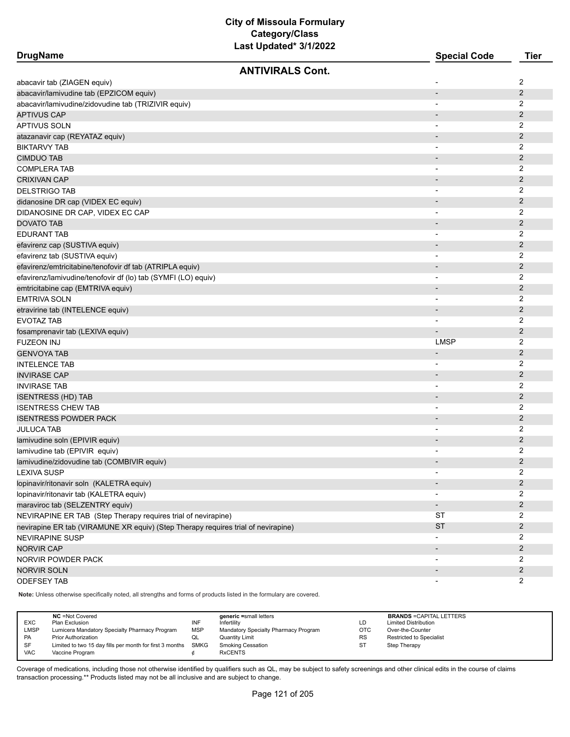# City of Missoula Formulary
## Category/Class
### Last Updated* 3/1/2022

| DrugName | Special Code | Tier |
|---|---|---|
| **ANTIVIRALS Cont.** | | |
| abacavir tab (ZIAGEN equiv) | - | 2 |
| abacavir/lamivudine tab (EPZICOM equiv) | - | 2 |
| abacavir/lamivudine/zidovudine tab (TRIZIVIR equiv) | - | 2 |
| APTIVUS CAP | - | 2 |
| APTIVUS SOLN | - | 2 |
| atazanavir cap (REYATAZ equiv) | - | 2 |
| BIKTARVY TAB | - | 2 |
| CIMDUO TAB | - | 2 |
| COMPLERA TAB | - | 2 |
| CRIXIVAN CAP | - | 2 |
| DELSTRIGO TAB | - | 2 |
| didanosine DR cap (VIDEX EC equiv) | - | 2 |
| DIDANOSINE DR CAP, VIDEX EC CAP | - | 2 |
| DOVATO TAB | - | 2 |
| EDURANT TAB | - | 2 |
| efavirenz cap (SUSTIVA equiv) | - | 2 |
| efavirenz tab (SUSTIVA equiv) | - | 2 |
| efavirenz/emtricitabine/tenofovir df tab (ATRIPLA equiv) | - | 2 |
| efavirenz/lamivudine/tenofovir df (lo) tab (SYMFI (LO) equiv) | - | 2 |
| emtricitabine cap (EMTRIVA equiv) | - | 2 |
| EMTRIVA SOLN | - | 2 |
| etravirine tab (INTELENCE equiv) | - | 2 |
| EVOTAZ TAB | - | 2 |
| fosamprenavir tab (LEXIVA equiv) | - | 2 |
| FUZEON INJ | LMSP | 2 |
| GENVOYA TAB | - | 2 |
| INTELENCE TAB | - | 2 |
| INVIRASE CAP | - | 2 |
| INVIRASE TAB | - | 2 |
| ISENTRESS (HD) TAB | - | 2 |
| ISENTRESS CHEW TAB | - | 2 |
| ISENTRESS POWDER PACK | - | 2 |
| JULUCA TAB | - | 2 |
| lamivudine soln (EPIVIR equiv) | - | 2 |
| lamivudine tab (EPIVIR equiv) | - | 2 |
| lamivudine/zidovudine tab (COMBIVIR equiv) | - | 2 |
| LEXIVA SUSP | - | 2 |
| lopinavir/ritonavir soln (KALETRA equiv) | - | 2 |
| lopinavir/ritonavir tab (KALETRA equiv) | - | 2 |
| maraviroc tab (SELZENTRY equiv) | - | 2 |
| NEVIRAPINE ER TAB (Step Therapy requires trial of nevirapine) | ST | 2 |
| nevirapine ER tab (VIRAMUNE XR equiv) (Step Therapy requires trial of nevirapine) | ST | 2 |
| NEVIRAPINE SUSP | - | 2 |
| NORVIR CAP | - | 2 |
| NORVIR POWDER PACK | - | 2 |
| NORVIR SOLN | - | 2 |
| ODEFSEY TAB | - | 2 |

**Note:** Unless otherwise specifically noted, all strengths and forms of products listed in the formulary are covered.

| | NC =Not Covered | | generic =small letters | | BRANDS =CAPITAL LETTERS |
|---|---|---|---|---|---|
| EXC | Plan Exclusion | INF | Infertility | LD | Limited Distribution |
| LMSP | Lumicera Mandatory Specialty Pharmacy Program | MSP | Mandatory Specialty Pharmacy Program | OTC | Over-the-Counter |
| PA | Prior Authorization | QL | Quantity Limit | RS | Restricted to Specialist |
| SF | Limited to two 15 day fills per month for first 3 months | SMKG | Smoking Cessation | ST | Step Therapy |
| VAC | Vaccine Program | ¢ | RxCENTS | | |

Coverage of medications, including those not otherwise identified by qualifiers such as QL, may be subject to safety screenings and other clinical edits in the course of claims transaction processing.** Products listed may not be all inclusive and are subject to change.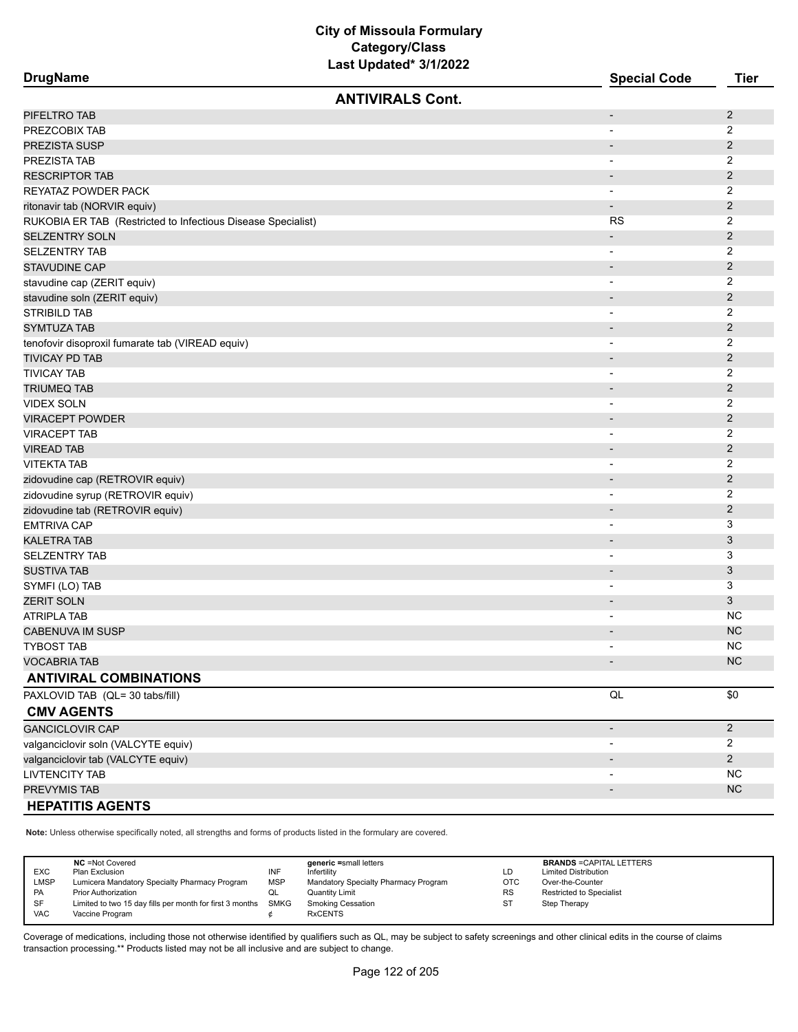# City of Missoula Formulary
## Category/Class
### Last Updated* 3/1/2022

| DrugName | Special Code | Tier |
|---|---|---|
| **ANTIVIRALS Cont.** | | |
| PIFELTRO TAB | - | 2 |
| PREZCOBIX TAB | - | 2 |
| PREZISTA SUSP | - | 2 |
| PREZISTA TAB | - | 2 |
| RESCRIPTOR TAB | - | 2 |
| REYATAZ POWDER PACK | - | 2 |
| ritonavir tab (NORVIR equiv) | - | 2 |
| RUKOBIA ER TAB (Restricted to Infectious Disease Specialist) | RS | 2 |
| SELZENTRY SOLN | - | 2 |
| SELZENTRY TAB | - | 2 |
| STAVUDINE CAP | - | 2 |
| stavudine cap (ZERIT equiv) | - | 2 |
| stavudine soln (ZERIT equiv) | - | 2 |
| STRIBILD TAB | - | 2 |
| SYMTUZA TAB | - | 2 |
| tenofovir disoproxil fumarate tab (VIREAD equiv) | - | 2 |
| TIVICAY PD TAB | - | 2 |
| TIVICAY TAB | - | 2 |
| TRIUMEQ TAB | - | 2 |
| VIDEX SOLN | - | 2 |
| VIRACEPT POWDER | - | 2 |
| VIRACEPT TAB | - | 2 |
| VIREAD TAB | - | 2 |
| VITEKTA TAB | - | 2 |
| zidovudine cap (RETROVIR equiv) | - | 2 |
| zidovudine syrup (RETROVIR equiv) | - | 2 |
| zidovudine tab (RETROVIR equiv) | - | 2 |
| EMTRIVA CAP | - | 3 |
| KALETRA TAB | - | 3 |
| SELZENTRY TAB | - | 3 |
| SUSTIVA TAB | - | 3 |
| SYMFI (LO) TAB | - | 3 |
| ZERIT SOLN | - | 3 |
| ATRIPLA TAB | - | NC |
| CABENUVA IM SUSP | - | NC |
| TYBOST TAB | - | NC |
| VOCABRIA TAB | - | NC |
| **ANTIVIRAL COMBINATIONS** | | |
| PAXLOVID TAB (QL= 30 tabs/fill) | QL | $0 |
| **CMV AGENTS** | | |
| GANCICLOVIR CAP | - | 2 |
| valganciclovir soln (VALCYTE equiv) | - | 2 |
| valganciclovir tab (VALCYTE equiv) | - | 2 |
| LIVTENCITY TAB | - | NC |
| PREVYMIS TAB | - | NC |
| **HEPATITIS AGENTS** | | |

**Note:** Unless otherwise specifically noted, all strengths and forms of products listed in the formulary are covered.

| | NC =Not Covered | | generic =small letters | | BRANDS =CAPITAL LETTERS |
|---|---|---|---|---|---|
| EXC | Plan Exclusion | INF | Infertility | LD | Limited Distribution |
| LMSP | Lumicera Mandatory Specialty Pharmacy Program | MSP | Mandatory Specialty Pharmacy Program | OTC | Over-the-Counter |
| PA | Prior Authorization | QL | Quantity Limit | RS | Restricted to Specialist |
| SF | Limited to two 15 day fills per month for first 3 months | SMKG | Smoking Cessation | ST | Step Therapy |
| VAC | Vaccine Program | ¢ | RxCENTS | | |

Coverage of medications, including those not otherwise identified by qualifiers such as QL, may be subject to safety screenings and other clinical edits in the course of claims transaction processing.** Products listed may not be all inclusive and are subject to change.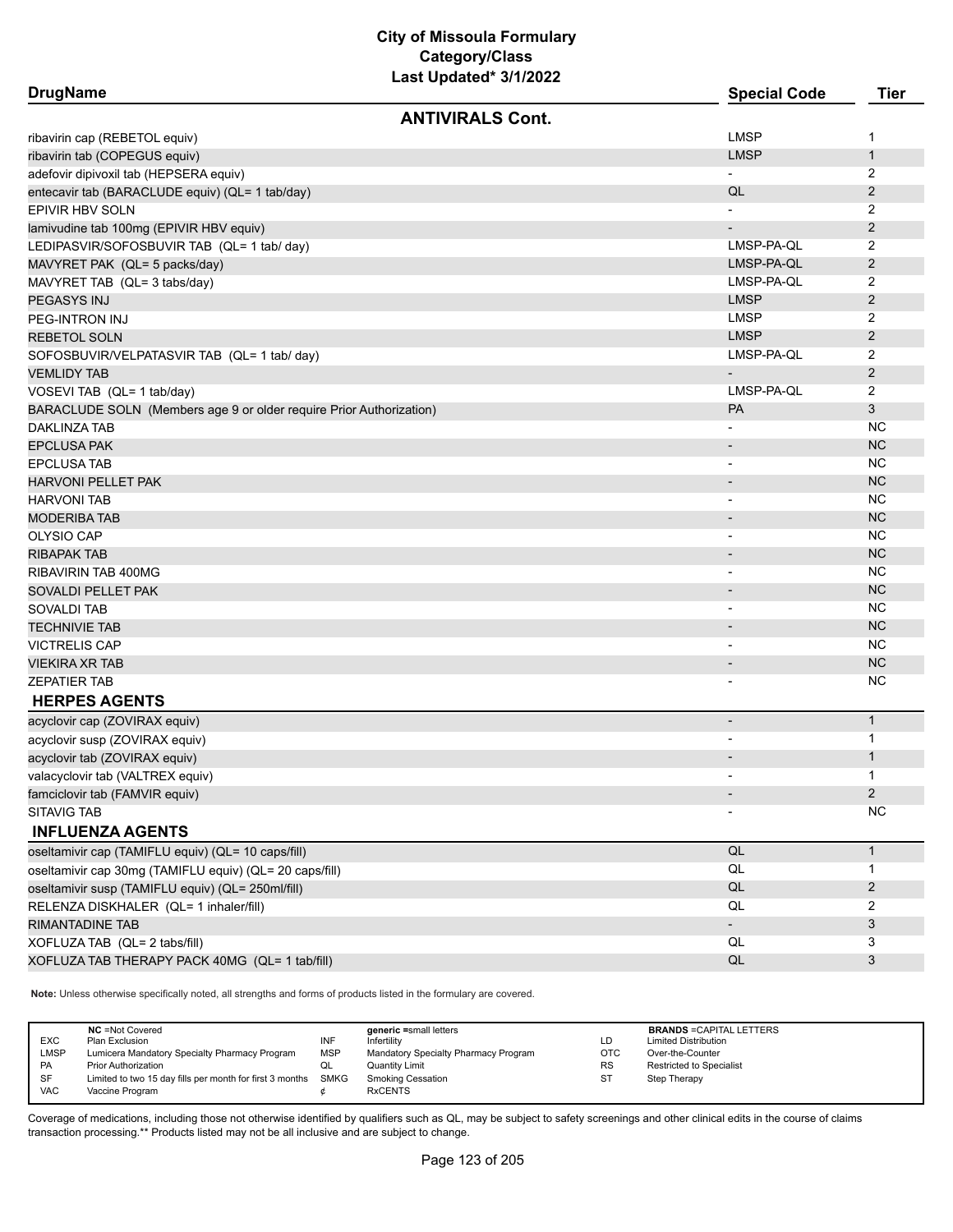# City of Missoula Formulary
## Category/Class
### Last Updated* 3/1/2022

| DrugName | Special Code | Tier |
|---|---|---|
| **ANTIVIRALS Cont.** | | |
| ribavirin cap (REBETOL equiv) | LMSP | 1 |
| ribavirin tab (COPEGUS equiv) | LMSP | 1 |
| adefovir dipivoxil tab (HEPSERA equiv) | - | 2 |
| entecavir tab (BARACLUDE equiv) (QL= 1 tab/day) | QL | 2 |
| EPIVIR HBV SOLN | - | 2 |
| lamivudine tab 100mg (EPIVIR HBV equiv) | - | 2 |
| LEDIPASVIR/SOFOSBUVIR TAB (QL= 1 tab/ day) | LMSP-PA-QL | 2 |
| MAVYRET PAK (QL= 5 packs/day) | LMSP-PA-QL | 2 |
| MAVYRET TAB (QL= 3 tabs/day) | LMSP-PA-QL | 2 |
| PEGASYS INJ | LMSP | 2 |
| PEG-INTRON INJ | LMSP | 2 |
| REBETOL SOLN | LMSP | 2 |
| SOFOSBUVIR/VELPATASVIR TAB (QL= 1 tab/ day) | LMSP-PA-QL | 2 |
| VEMLIDY TAB | - | 2 |
| VOSEVI TAB (QL= 1 tab/day) | LMSP-PA-QL | 2 |
| BARACLUDE SOLN (Members age 9 or older require Prior Authorization) | PA | 3 |
| DAKLINZA TAB | - | NC |
| EPCLUSA PAK | - | NC |
| EPCLUSA TAB | - | NC |
| HARVONI PELLET PAK | - | NC |
| HARVONI TAB | - | NC |
| MODERIBA TAB | - | NC |
| OLYSIO CAP | - | NC |
| RIBAPAK TAB | - | NC |
| RIBAVIRIN TAB 400MG | - | NC |
| SOVALDI PELLET PAK | - | NC |
| SOVALDI TAB | - | NC |
| TECHNIVIE TAB | - | NC |
| VICTRELIS CAP | - | NC |
| VIEKIRA XR TAB | - | NC |
| ZEPATIER TAB | - | NC |
| **HERPES AGENTS** | | |
| acyclovir cap (ZOVIRAX equiv) | - | 1 |
| acyclovir susp (ZOVIRAX equiv) | - | 1 |
| acyclovir tab (ZOVIRAX equiv) | - | 1 |
| valacyclovir tab (VALTREX equiv) | - | 1 |
| famciclovir tab (FAMVIR equiv) | - | 2 |
| SITAVIG TAB | - | NC |
| **INFLUENZA AGENTS** | | |
| oseltamivir cap (TAMIFLU equiv) (QL= 10 caps/fill) | QL | 1 |
| oseltamivir cap 30mg (TAMIFLU equiv) (QL= 20 caps/fill) | QL | 1 |
| oseltamivir susp (TAMIFLU equiv) (QL= 250ml/fill) | QL | 2 |
| RELENZA DISKHALER (QL= 1 inhaler/fill) | QL | 2 |
| RIMANTADINE TAB | - | 3 |
| XOFLUZA TAB (QL= 2 tabs/fill) | QL | 3 |
| XOFLUZA TAB THERAPY PACK 40MG (QL= 1 tab/fill) | QL | 3 |

**Note:** Unless otherwise specifically noted, all strengths and forms of products listed in the formulary are covered.

| | NC =Not Covered | | generic =small letters | | BRANDS =CAPITAL LETTERS |
|---|---|---|---|---|---|
| EXC | Plan Exclusion | INF | Infertility | LD | Limited Distribution |
| LMSP | Lumicera Mandatory Specialty Pharmacy Program | MSP | Mandatory Specialty Pharmacy Program | OTC | Over-the-Counter |
| PA | Prior Authorization | QL | Quantity Limit | RS | Restricted to Specialist |
| SF | Limited to two 15 day fills per month for first 3 months | SMKG | Smoking Cessation | ST | Step Therapy |
| VAC | Vaccine Program | ¢ | RxCENTS | | |

Coverage of medications, including those not otherwise identified by qualifiers such as QL, may be subject to safety screenings and other clinical edits in the course of claims transaction processing.** Products listed may not be all inclusive and are subject to change.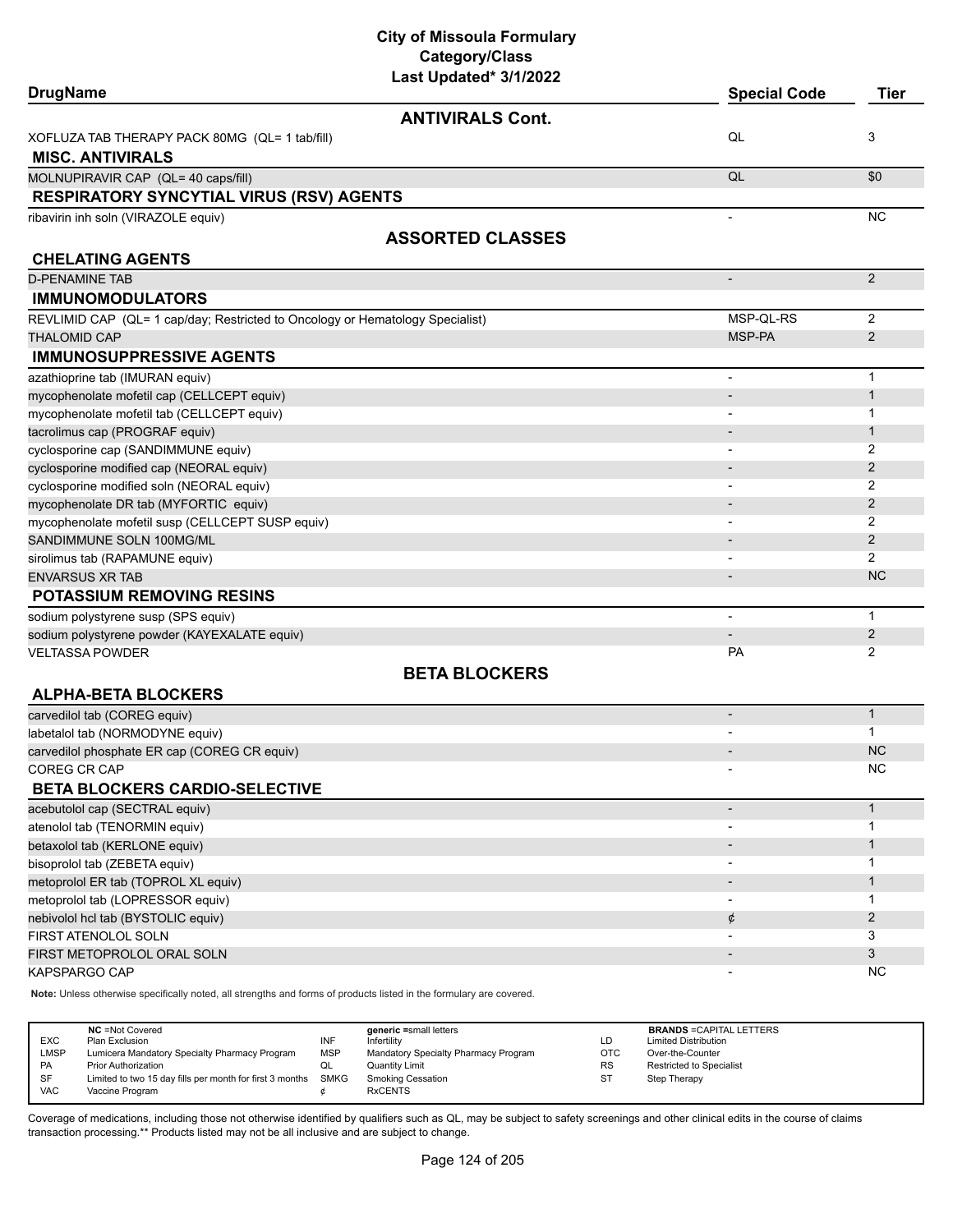# City of Missoula Formulary

## Category/Class

### Last Updated* 3/1/2022

| DrugName | Special Code | Tier |
|---|---|---|
| **ANTIVIRALS Cont.** | | |
| XOFLUZA TAB THERAPY PACK 80MG (QL= 1 tab/fill) | QL | 3 |
| **MISC. ANTIVIRALS** | | |
| MOLNUPIRAVIR CAP (QL= 40 caps/fill) | QL | $0 |
| **RESPIRATORY SYNCYTIAL VIRUS (RSV) AGENTS** | | |
| ribavirin inh soln (VIRAZOLE equiv) | - | NC |
| **ASSORTED CLASSES** | | |
| **CHELATING AGENTS** | | |
| D-PENAMINE TAB | - | 2 |
| **IMMUNOMODULATORS** | | |
| REVLIMID CAP (QL= 1 cap/day; Restricted to Oncology or Hematology Specialist) | MSP-QL-RS | 2 |
| THALOMID CAP | MSP-PA | 2 |
| **IMMUNOSUPPRESSIVE AGENTS** | | |
| azathioprine tab (IMURAN equiv) | - | 1 |
| mycophenolate mofetil cap (CELLCEPT equiv) | - | 1 |
| mycophenolate mofetil tab (CELLCEPT equiv) | - | 1 |
| tacrolimus cap (PROGRAF equiv) | - | 1 |
| cyclosporine cap (SANDIMMUNE equiv) | - | 2 |
| cyclosporine modified cap (NEORAL equiv) | - | 2 |
| cyclosporine modified soln (NEORAL equiv) | - | 2 |
| mycophenolate DR tab (MYFORTIC equiv) | - | 2 |
| mycophenolate mofetil susp (CELLCEPT SUSP equiv) | - | 2 |
| SANDIMMUNE SOLN 100MG/ML | - | 2 |
| sirolimus tab (RAPAMUNE equiv) | - | 2 |
| ENVARSUS XR TAB | - | NC |
| **POTASSIUM REMOVING RESINS** | | |
| sodium polystyrene susp (SPS equiv) | - | 1 |
| sodium polystyrene powder (KAYEXALATE equiv) | - | 2 |
| VELTASSA POWDER | PA | 2 |
| **BETA BLOCKERS** | | |
| **ALPHA-BETA BLOCKERS** | | |
| carvedilol tab (COREG equiv) | - | 1 |
| labetalol tab (NORMODYNE equiv) | - | 1 |
| carvedilol phosphate ER cap (COREG CR equiv) | - | NC |
| COREG CR CAP | - | NC |
| **BETA BLOCKERS CARDIO-SELECTIVE** | | |
| acebutolol cap (SECTRAL equiv) | - | 1 |
| atenolol tab (TENORMIN equiv) | - | 1 |
| betaxolol tab (KERLONE equiv) | - | 1 |
| bisoprolol tab (ZEBETA equiv) | - | 1 |
| metoprolol ER tab (TOPROL XL equiv) | - | 1 |
| metoprolol tab (LOPRESSOR equiv) | - | 1 |
| nebivolol hcl tab (BYSTOLIC equiv) | ¢ | 2 |
| FIRST ATENOLOL SOLN | - | 3 |
| FIRST METOPROLOL ORAL SOLN | - | 3 |
| KAPSPARGO CAP | - | NC |

**Note:** Unless otherwise specifically noted, all strengths and forms of products listed in the formulary are covered.

| | | | | | | | |
|---|---|---|---|---|---|---|---|
| | **NC** =Not Covered | | **generic** =small letters | | | | **BRANDS** =CAPITAL LETTERS |
| EXC | Plan Exclusion | INF | Infertility | LD | Limited Distribution | | |
| LMSP | Lumicera Mandatory Specialty Pharmacy Program | MSP | Mandatory Specialty Pharmacy Program | OTC | Over-the-Counter | | |
| PA | Prior Authorization | QL | Quantity Limit | RS | Restricted to Specialist | | |
| SF | Limited to two 15 day fills per month for first 3 months | SMKG | Smoking Cessation | ST | Step Therapy | | |
| VAC | Vaccine Program | ¢ | RxCENTS | | | | |

Coverage of medications, including those not otherwise identified by qualifiers such as QL, may be subject to safety screenings and other clinical edits in the course of claims transaction processing.** Products listed may not be all inclusive and are subject to change.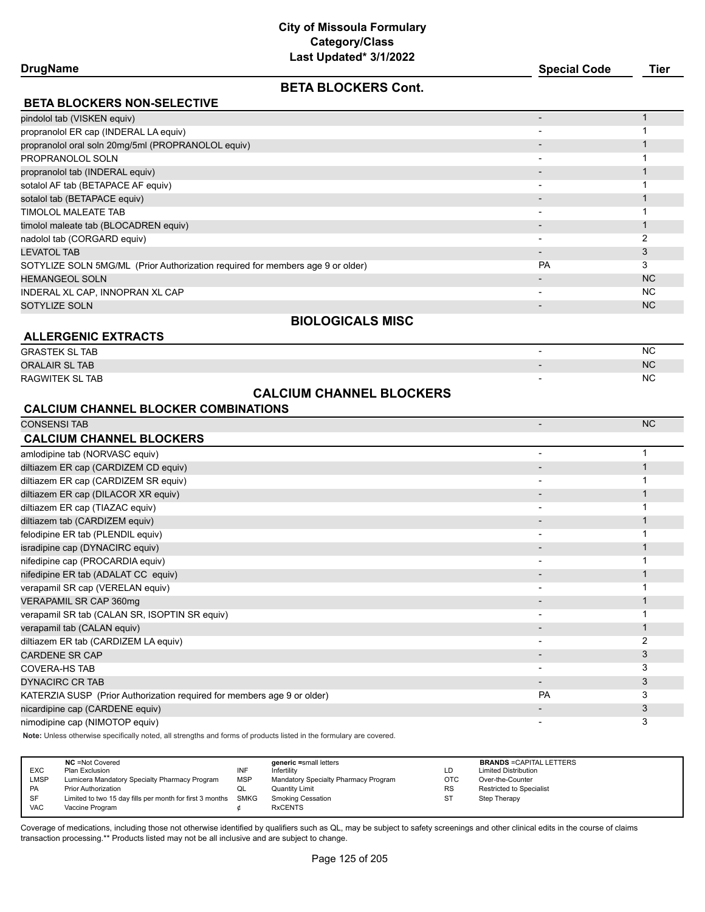# City of Missoula Formulary
## Category/Class
### Last Updated* 3/1/2022

| DrugName | Special Code | Tier |
|---|---|---|
| **BETA BLOCKERS Cont.** | | |
| **BETA BLOCKERS NON-SELECTIVE** | | |
| pindolol tab (VISKEN equiv) | - | 1 |
| propranolol ER cap (INDERAL LA equiv) | - | 1 |
| propranolol oral soln 20mg/5ml (PROPRANOLOL equiv) | - | 1 |
| PROPRANOLOL SOLN | - | 1 |
| propranolol tab (INDERAL equiv) | - | 1 |
| sotalol AF tab (BETAPACE AF equiv) | - | 1 |
| sotalol tab (BETAPACE equiv) | - | 1 |
| TIMOLOL MALEATE TAB | - | 1 |
| timolol maleate tab (BLOCADREN equiv) | - | 1 |
| nadolol tab (CORGARD equiv) | - | 2 |
| LEVATOL TAB | - | 3 |
| SOTYLIZE SOLN 5MG/ML (Prior Authorization required for members age 9 or older) | PA | 3 |
| HEMANGEOL SOLN | - | NC |
| INDERAL XL CAP, INNOPRAN XL CAP | - | NC |
| SOTYLIZE SOLN | - | NC |
| **BIOLOGICALS MISC** | | |
| **ALLERGENIC EXTRACTS** | | |
| GRASTEK SL TAB | - | NC |
| ORALAIR SL TAB | - | NC |
| RAGWITEK SL TAB | - | NC |
| **CALCIUM CHANNEL BLOCKERS** | | |
| **CALCIUM CHANNEL BLOCKER COMBINATIONS** | | |
| CONSENSI TAB | - | NC |
| **CALCIUM CHANNEL BLOCKERS** | | |
| amlodipine tab (NORVASC equiv) | - | 1 |
| diltiazem ER cap (CARDIZEM CD equiv) | - | 1 |
| diltiazem ER cap (CARDIZEM SR equiv) | - | 1 |
| diltiazem ER cap (DILACOR XR equiv) | - | 1 |
| diltiazem ER cap (TIAZAC equiv) | - | 1 |
| diltiazem tab (CARDIZEM equiv) | - | 1 |
| felodipine ER tab (PLENDIL equiv) | - | 1 |
| isradipine cap (DYNACIRC equiv) | - | 1 |
| nifedipine cap (PROCARDIA equiv) | - | 1 |
| nifedipine ER tab (ADALAT CC equiv) | - | 1 |
| verapamil SR cap (VERELAN equiv) | - | 1 |
| VERAPAMIL SR CAP 360mg | - | 1 |
| verapamil SR tab (CALAN SR, ISOPTIN SR equiv) | - | 1 |
| verapamil tab (CALAN equiv) | - | 1 |
| diltiazem ER tab (CARDIZEM LA equiv) | - | 2 |
| CARDENE SR CAP | - | 3 |
| COVERA-HS TAB | - | 3 |
| DYNACIRC CR TAB | - | 3 |
| KATERZIA SUSP (Prior Authorization required for members age 9 or older) | PA | 3 |
| nicardipine cap (CARDENE equiv) | - | 3 |
| nimodipine cap (NIMOTOP equiv) | - | 3 |

**Note:** Unless otherwise specifically noted, all strengths and forms of products listed in the formulary are covered.

| | NC =Not Covered | | generic =small letters | | BRANDS =CAPITAL LETTERS |
|---|---|---|---|---|---|
| EXC | Plan Exclusion | INF | Infertility | LD | Limited Distribution |
| LMSP | Lumicera Mandatory Specialty Pharmacy Program | MSP | Mandatory Specialty Pharmacy Program | OTC | Over-the-Counter |
| PA | Prior Authorization | QL | Quantity Limit | RS | Restricted to Specialist |
| SF | Limited to two 15 day fills per month for first 3 months | SMKG | Smoking Cessation | ST | Step Therapy |
| VAC | Vaccine Program | ¢ | RxCENTS | | |

Coverage of medications, including those not otherwise identified by qualifiers such as QL, may be subject to safety screenings and other clinical edits in the course of claims transaction processing.** Products listed may not be all inclusive and are subject to change.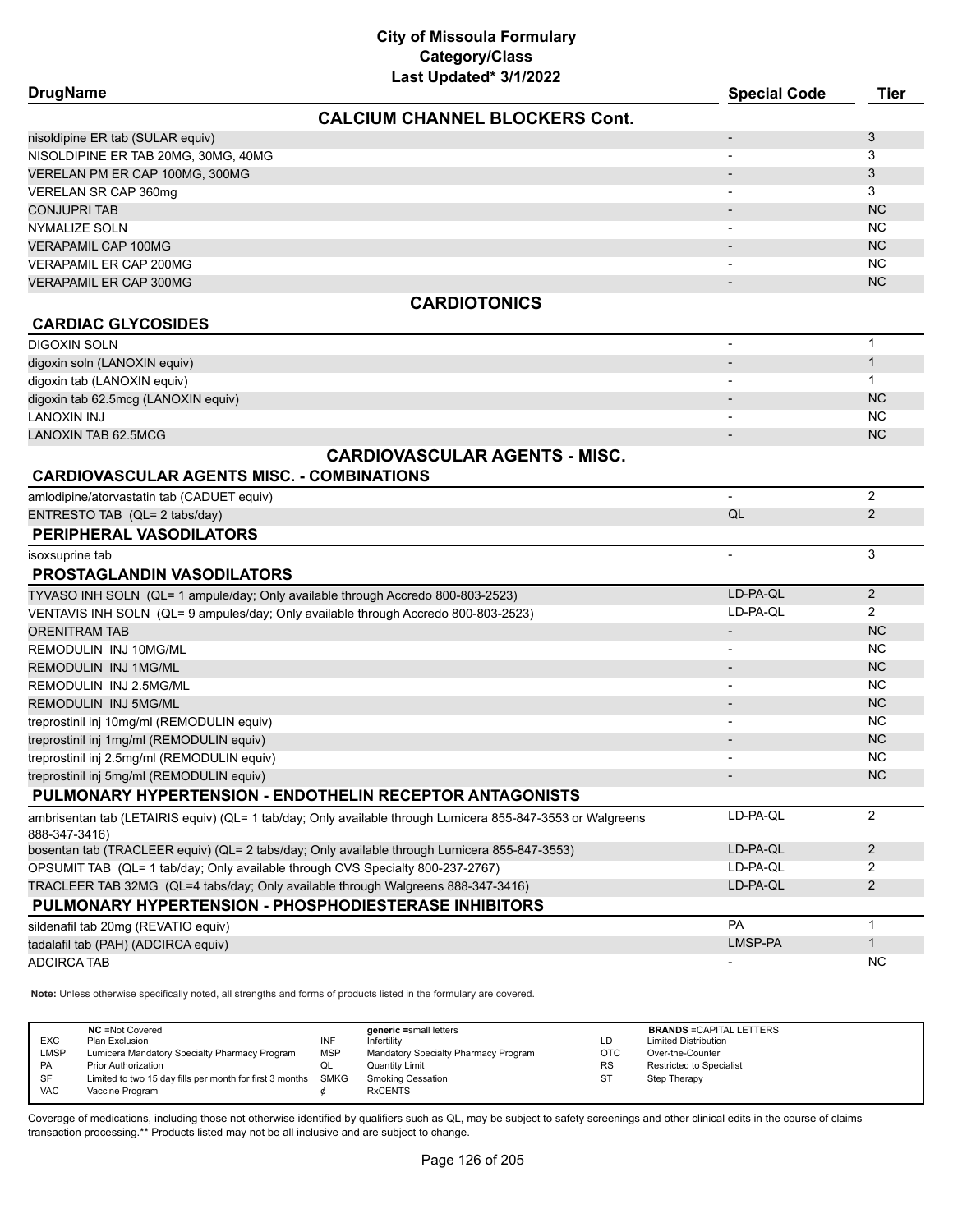# City of Missoula Formulary
## Category/Class
### Last Updated* 3/1/2022

| DrugName | Special Code | Tier |
|---|---|---|
| **CALCIUM CHANNEL BLOCKERS Cont.** | | |
| nisoldipine ER tab (SULAR equiv) | - | 3 |
| NISOLDIPINE ER TAB 20MG, 30MG, 40MG | - | 3 |
| VERELAN PM ER CAP 100MG, 300MG | - | 3 |
| VERELAN SR CAP 360mg | - | 3 |
| CONJUPRI TAB | - | NC |
| NYMALIZE SOLN | - | NC |
| VERAPAMIL CAP 100MG | - | NC |
| VERAPAMIL ER CAP 200MG | - | NC |
| VERAPAMIL ER CAP 300MG | - | NC |
| **CARDIOTONICS** | | |
| **CARDIAC GLYCOSIDES** | | |
| DIGOXIN SOLN | - | 1 |
| digoxin soln (LANOXIN equiv) | - | 1 |
| digoxin tab (LANOXIN equiv) | - | 1 |
| digoxin tab 62.5mcg (LANOXIN equiv) | - | NC |
| LANOXIN INJ | - | NC |
| LANOXIN TAB 62.5MCG | - | NC |
| **CARDIOVASCULAR AGENTS - MISC.** | | |
| **CARDIOVASCULAR AGENTS MISC. - COMBINATIONS** | | |
| amlodipine/atorvastatin tab (CADUET equiv) | - | 2 |
| ENTRESTO TAB (QL= 2 tabs/day) | QL | 2 |
| **PERIPHERAL VASODILATORS** | | |
| isoxsuprine tab | - | 3 |
| **PROSTAGLANDIN VASODILATORS** | | |
| TYVASO INH SOLN (QL= 1 ampule/day; Only available through Accredo 800-803-2523) | LD-PA-QL | 2 |
| VENTAVIS INH SOLN (QL= 9 ampules/day; Only available through Accredo 800-803-2523) | LD-PA-QL | 2 |
| ORENITRAM TAB | - | NC |
| REMODULIN INJ 10MG/ML | - | NC |
| REMODULIN INJ 1MG/ML | - | NC |
| REMODULIN INJ 2.5MG/ML | - | NC |
| REMODULIN INJ 5MG/ML | - | NC |
| treprostinil inj 10mg/ml (REMODULIN equiv) | - | NC |
| treprostinil inj 1mg/ml (REMODULIN equiv) | - | NC |
| treprostinil inj 2.5mg/ml (REMODULIN equiv) | - | NC |
| treprostinil inj 5mg/ml (REMODULIN equiv) | - | NC |
| **PULMONARY HYPERTENSION - ENDOTHELIN RECEPTOR ANTAGONISTS** | | |
| ambrisentan tab (LETAIRIS equiv) (QL= 1 tab/day; Only available through Lumicera 855-847-3553 or Walgreens 888-347-3416) | LD-PA-QL | 2 |
| bosentan tab (TRACLEER equiv) (QL= 2 tabs/day; Only available through Lumicera 855-847-3553) | LD-PA-QL | 2 |
| OPSUMIT TAB (QL= 1 tab/day; Only available through CVS Specialty 800-237-2767) | LD-PA-QL | 2 |
| TRACLEER TAB 32MG (QL=4 tabs/day; Only available through Walgreens 888-347-3416) | LD-PA-QL | 2 |
| **PULMONARY HYPERTENSION - PHOSPHODIESTERASE INHIBITORS** | | |
| sildenafil tab 20mg (REVATIO equiv) | PA | 1 |
| tadalafil tab (PAH) (ADCIRCA equiv) | LMSP-PA | 1 |
| ADCIRCA TAB | - | NC |

**Note:** Unless otherwise specifically noted, all strengths and forms of products listed in the formulary are covered.

| | NC =Not Covered | | generic =small letters | | BRANDS =CAPITAL LETTERS |
|---|---|---|---|---|---|
| EXC | Plan Exclusion | INF | Infertility | LD | Limited Distribution |
| LMSP | Lumicera Mandatory Specialty Pharmacy Program | MSP | Mandatory Specialty Pharmacy Program | OTC | Over-the-Counter |
| PA | Prior Authorization | QL | Quantity Limit | RS | Restricted to Specialist |
| SF | Limited to two 15 day fills per month for first 3 months | SMKG | Smoking Cessation | ST | Step Therapy |
| VAC | Vaccine Program | ¢ | RxCENTS | | |

Coverage of medications, including those not otherwise identified by qualifiers such as QL, may be subject to safety screenings and other clinical edits in the course of claims transaction processing.** Products listed may not be all inclusive and are subject to change.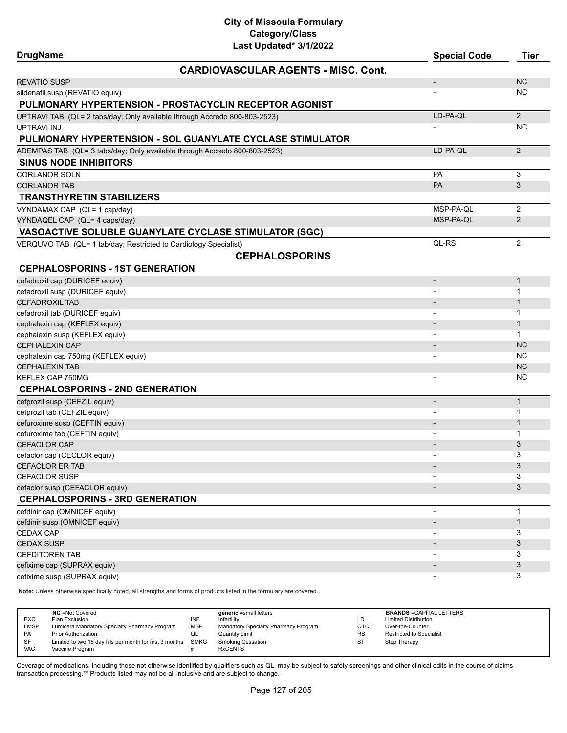# City of Missoula Formulary
## Category/Class
### Last Updated* 3/1/2022

| DrugName | Special Code | Tier |
|---|---|---|
| **CARDIOVASCULAR AGENTS - MISC. Cont.** | | |
| REVATIO SUSP | - | NC |
| sildenafil susp (REVATIO equiv) | - | NC |
| **PULMONARY HYPERTENSION - PROSTACYCLIN RECEPTOR AGONIST** | | |
| UPTRAVI TAB (QL= 2 tabs/day; Only available through Accredo 800-803-2523) | LD-PA-QL | 2 |
| UPTRAVI INJ | - | NC |
| **PULMONARY HYPERTENSION - SOL GUANYLATE CYCLASE STIMULATOR** | | |
| ADEMPAS TAB (QL= 3 tabs/day; Only available through Accredo 800-803-2523) | LD-PA-QL | 2 |
| **SINUS NODE INHIBITORS** | | |
| CORLANOR SOLN | PA | 3 |
| CORLANOR TAB | PA | 3 |
| **TRANSTHYRETIN STABILIZERS** | | |
| VYNDAMAX CAP (QL= 1 cap/day) | MSP-PA-QL | 2 |
| VYNDAQEL CAP (QL= 4 caps/day) | MSP-PA-QL | 2 |
| **VASOACTIVE SOLUBLE GUANYLATE CYCLASE STIMULATOR (SGC)** | | |
| VERQUVO TAB (QL= 1 tab/day; Restricted to Cardiology Specialist) | QL-RS | 2 |
| **CEPHALOSPORINS** | | |
| **CEPHALOSPORINS - 1ST GENERATION** | | |
| cefadroxil cap (DURICEF equiv) | - | 1 |
| cefadroxil susp (DURICEF equiv) | - | 1 |
| CEFADROXIL TAB | - | 1 |
| cefadroxil tab (DURICEF equiv) | - | 1 |
| cephalexin cap (KEFLEX equiv) | - | 1 |
| cephalexin susp (KEFLEX equiv) | - | 1 |
| CEPHALEXIN CAP | - | NC |
| cephalexin cap 750mg (KEFLEX equiv) | - | NC |
| CEPHALEXIN TAB | - | NC |
| KEFLEX CAP 750MG | - | NC |
| **CEPHALOSPORINS - 2ND GENERATION** | | |
| cefprozil susp (CEFZIL equiv) | - | 1 |
| cefprozil tab (CEFZIL equiv) | - | 1 |
| cefuroxime susp (CEFTIN equiv) | - | 1 |
| cefuroxime tab (CEFTIN equiv) | - | 1 |
| CEFACLOR CAP | - | 3 |
| cefaclor cap (CECLOR equiv) | - | 3 |
| CEFACLOR ER TAB | - | 3 |
| CEFACLOR SUSP | - | 3 |
| cefaclor susp (CEFACLOR equiv) | - | 3 |
| **CEPHALOSPORINS - 3RD GENERATION** | | |
| cefdinir cap (OMNICEF equiv) | - | 1 |
| cefdinir susp (OMNICEF equiv) | - | 1 |
| CEDAX CAP | - | 3 |
| CEDAX SUSP | - | 3 |
| CEFDITOREN TAB | - | 3 |
| cefixime cap (SUPRAX equiv) | - | 3 |
| cefixime susp (SUPRAX equiv) | - | 3 |

**Note:** Unless otherwise specifically noted, all strengths and forms of products listed in the formulary are covered.

| | NC =Not Covered | | generic =small letters | | BRANDS =CAPITAL LETTERS |
|---|---|---|---|---|---|
| EXC | Plan Exclusion | INF | Infertility | LD | Limited Distribution |
| LMSP | Lumicera Mandatory Specialty Pharmacy Program | MSP | Mandatory Specialty Pharmacy Program | OTC | Over-the-Counter |
| PA | Prior Authorization | QL | Quantity Limit | RS | Restricted to Specialist |
| SF | Limited to two 15 day fills per month for first 3 months | SMKG | Smoking Cessation | ST | Step Therapy |
| VAC | Vaccine Program | ¢ | RxCENTS | | |

Coverage of medications, including those not otherwise identified by qualifiers such as QL, may be subject to safety screenings and other clinical edits in the course of claims transaction processing.** Products listed may not be all inclusive and are subject to change.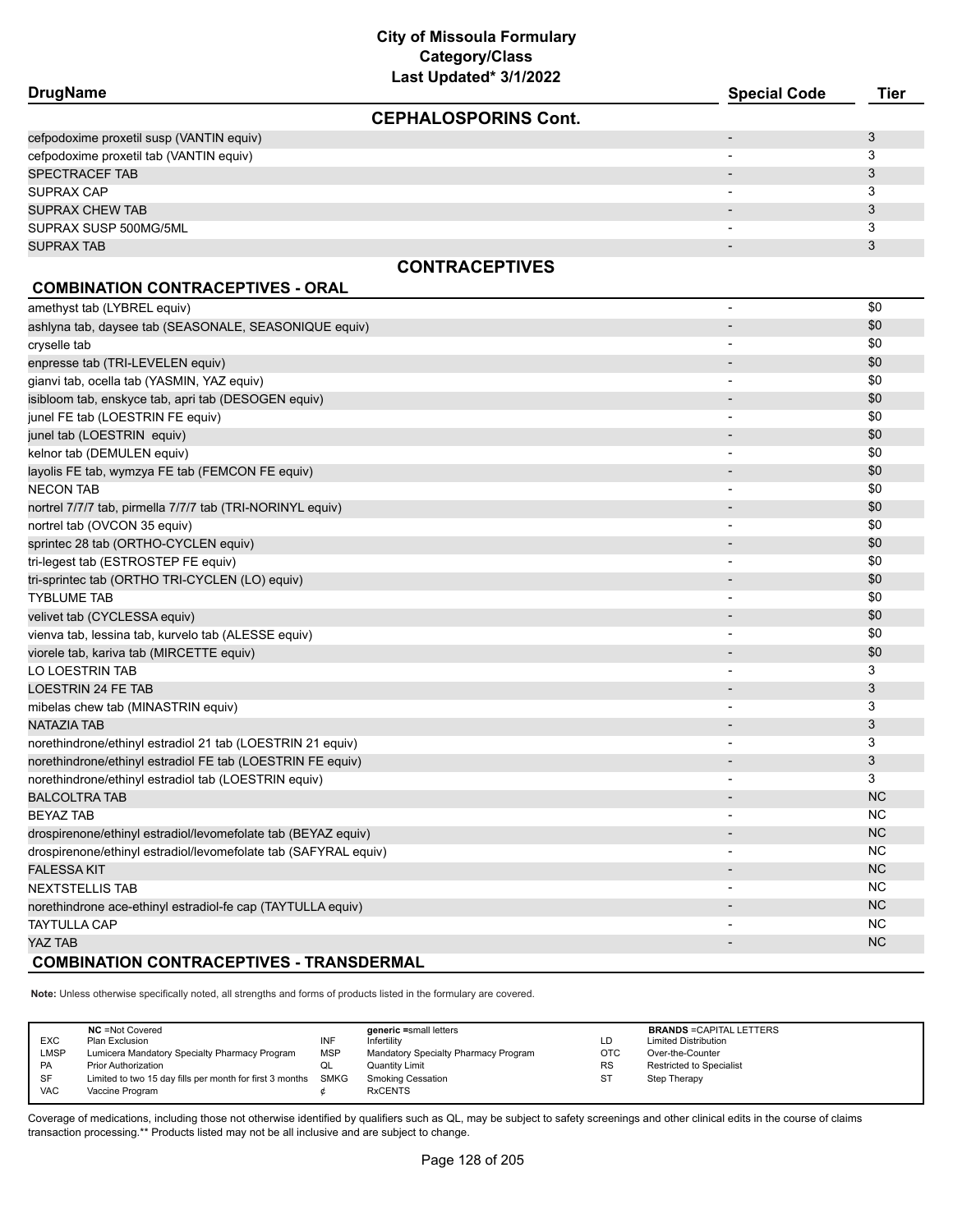# City of Missoula Formulary
## Category/Class
### Last Updated* 3/1/2022

| DrugName | Special Code | Tier |
|---|---|---|
| **CEPHALOSPORINS Cont.** | | |
| cefpodoxime proxetil susp (VANTIN equiv) | - | 3 |
| cefpodoxime proxetil tab (VANTIN equiv) | - | 3 |
| SPECTRACEF TAB | - | 3 |
| SUPRAX CAP | - | 3 |
| SUPRAX CHEW TAB | - | 3 |
| SUPRAX SUSP 500MG/5ML | - | 3 |
| SUPRAX TAB | - | 3 |
| **CONTRACEPTIVES** | | |
| **COMBINATION CONTRACEPTIVES - ORAL** | | |
| amethyst tab (LYBREL equiv) | - | $0 |
| ashlyna tab, daysee tab (SEASONALE, SEASONIQUE equiv) | - | $0 |
| cryselle tab | - | $0 |
| enpresse tab (TRI-LEVELEN equiv) | - | $0 |
| gianvi tab, ocella tab (YASMIN, YAZ equiv) | - | $0 |
| isibloom tab, enskyce tab, apri tab (DESOGEN equiv) | - | $0 |
| junel FE tab (LOESTRIN FE equiv) | - | $0 |
| junel tab (LOESTRIN equiv) | - | $0 |
| kelnor tab (DEMULEN equiv) | - | $0 |
| layolis FE tab, wymzya FE tab (FEMCON FE equiv) | - | $0 |
| NECON TAB | - | $0 |
| nortrel 7/7/7 tab, pirmella 7/7/7 tab (TRI-NORINYL equiv) | - | $0 |
| nortrel tab (OVCON 35 equiv) | - | $0 |
| sprintec 28 tab (ORTHO-CYCLEN equiv) | - | $0 |
| tri-legest tab (ESTROSTEP FE equiv) | - | $0 |
| tri-sprintec tab (ORTHO TRI-CYCLEN (LO) equiv) | - | $0 |
| TYBLUME TAB | - | $0 |
| velivet tab (CYCLESSA equiv) | - | $0 |
| vienva tab, lessina tab, kurvelo tab (ALESSE equiv) | - | $0 |
| viorele tab, kariva tab (MIRCETTE equiv) | - | $0 |
| LO LOESTRIN TAB | - | 3 |
| LOESTRIN 24 FE TAB | - | 3 |
| mibelas chew tab (MINASTRIN equiv) | - | 3 |
| NATAZIA TAB | - | 3 |
| norethindrone/ethinyl estradiol 21 tab (LOESTRIN 21 equiv) | - | 3 |
| norethindrone/ethinyl estradiol FE tab (LOESTRIN FE equiv) | - | 3 |
| norethindrone/ethinyl estradiol tab (LOESTRIN equiv) | - | 3 |
| BALCOLTRA TAB | - | NC |
| BEYAZ TAB | - | NC |
| drospirenone/ethinyl estradiol/levomefolate tab (BEYAZ equiv) | - | NC |
| drospirenone/ethinyl estradiol/levomefolate tab (SAFYRAL equiv) | - | NC |
| FALESSA KIT | - | NC |
| NEXTSTELLIS TAB | - | NC |
| norethindrone ace-ethinyl estradiol-fe cap (TAYTULLA equiv) | - | NC |
| TAYTULLA CAP | - | NC |
| YAZ TAB | - | NC |
| **COMBINATION CONTRACEPTIVES - TRANSDERMAL** | | |

**Note:** Unless otherwise specifically noted, all strengths and forms of products listed in the formulary are covered.

| Code | Meaning | Code | Meaning | Code | Meaning |
|---|---|---|---|---|---|
| NC | =Not Covered | | generic =small letters | | BRANDS =CAPITAL LETTERS |
| EXC | Plan Exclusion | INF | Infertility | LD | Limited Distribution |
| LMSP | Lumicera Mandatory Specialty Pharmacy Program | MSP | Mandatory Specialty Pharmacy Program | OTC | Over-the-Counter |
| PA | Prior Authorization | QL | Quantity Limit | RS | Restricted to Specialist |
| SF | Limited to two 15 day fills per month for first 3 months | SMKG | Smoking Cessation | ST | Step Therapy |
| VAC | Vaccine Program | ¢ | RxCENTS | | |

Coverage of medications, including those not otherwise identified by qualifiers such as QL, may be subject to safety screenings and other clinical edits in the course of claims transaction processing.** Products listed may not be all inclusive and are subject to change.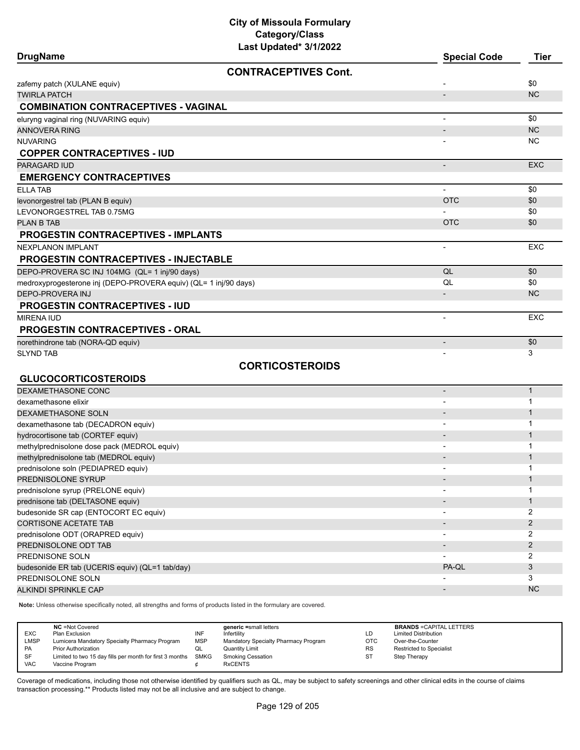# City of Missoula Formulary
## Category/Class
### Last Updated* 3/1/2022

| DrugName | Special Code | Tier |
|---|---|---|
| **CONTRACEPTIVES Cont.** | | |
| zafemy patch (XULANE equiv) | - | $0 |
| TWIRLA PATCH | - | NC |
| **COMBINATION CONTRACEPTIVES - VAGINAL** | | |
| eluryng vaginal ring (NUVARING equiv) | - | $0 |
| ANNOVERA RING | - | NC |
| NUVARING | - | NC |
| **COPPER CONTRACEPTIVES - IUD** | | |
| PARAGARD IUD | - | EXC |
| **EMERGENCY CONTRACEPTIVES** | | |
| ELLA TAB | - | $0 |
| levonorgestrel tab (PLAN B equiv) | OTC | $0 |
| LEVONORGESTREL TAB 0.75MG | - | $0 |
| PLAN B TAB | OTC | $0 |
| **PROGESTIN CONTRACEPTIVES - IMPLANTS** | | |
| NEXPLANON IMPLANT | - | EXC |
| **PROGESTIN CONTRACEPTIVES - INJECTABLE** | | |
| DEPO-PROVERA SC INJ 104MG (QL= 1 inj/90 days) | QL | $0 |
| medroxyprogesterone inj (DEPO-PROVERA equiv) (QL= 1 inj/90 days) | QL | $0 |
| DEPO-PROVERA INJ | - | NC |
| **PROGESTIN CONTRACEPTIVES - IUD** | | |
| MIRENA IUD | - | EXC |
| **PROGESTIN CONTRACEPTIVES - ORAL** | | |
| norethindrone tab (NORA-QD equiv) | - | $0 |
| SLYND TAB | - | 3 |
| **CORTICOSTEROIDS** | | |
| **GLUCOCORTICOSTEROIDS** | | |
| DEXAMETHASONE CONC | - | 1 |
| dexamethasone elixir | - | 1 |
| DEXAMETHASONE SOLN | - | 1 |
| dexamethasone tab (DECADRON equiv) | - | 1 |
| hydrocortisone tab (CORTEF equiv) | - | 1 |
| methylprednisolone dose pack (MEDROL equiv) | - | 1 |
| methylprednisolone tab (MEDROL equiv) | - | 1 |
| prednisolone soln (PEDIAPRED equiv) | - | 1 |
| PREDNISOLONE SYRUP | - | 1 |
| prednisolone syrup (PRELONE equiv) | - | 1 |
| prednisone tab (DELTASONE equiv) | - | 1 |
| budesonide SR cap (ENTOCORT EC equiv) | - | 2 |
| CORTISONE ACETATE TAB | - | 2 |
| prednisolone ODT (ORAPRED equiv) | - | 2 |
| PREDNISOLONE ODT TAB | - | 2 |
| PREDNISONE SOLN | - | 2 |
| budesonide ER tab (UCERIS equiv) (QL=1 tab/day) | PA-QL | 3 |
| PREDNISOLONE SOLN | - | 3 |
| ALKINDI SPRINKLE CAP | - | NC |

**Note:** Unless otherwise specifically noted, all strengths and forms of products listed in the formulary are covered.

| | | | | | |
|---|---|---|---|---|---|
| NC | =Not Covered | generic | =small letters | BRANDS | =CAPITAL LETTERS |
| EXC | Plan Exclusion | INF | Infertility | LD | Limited Distribution |
| LMSP | Lumicera Mandatory Specialty Pharmacy Program | MSP | Mandatory Specialty Pharmacy Program | OTC | Over-the-Counter |
| PA | Prior Authorization | QL | Quantity Limit | RS | Restricted to Specialist |
| SF | Limited to two 15 day fills per month for first 3 months | SMKG | Smoking Cessation | ST | Step Therapy |
| VAC | Vaccine Program | ¢ | RxCENTS | | |

Coverage of medications, including those not otherwise identified by qualifiers such as QL, may be subject to safety screenings and other clinical edits in the course of claims transaction processing.** Products listed may not be all inclusive and are subject to change.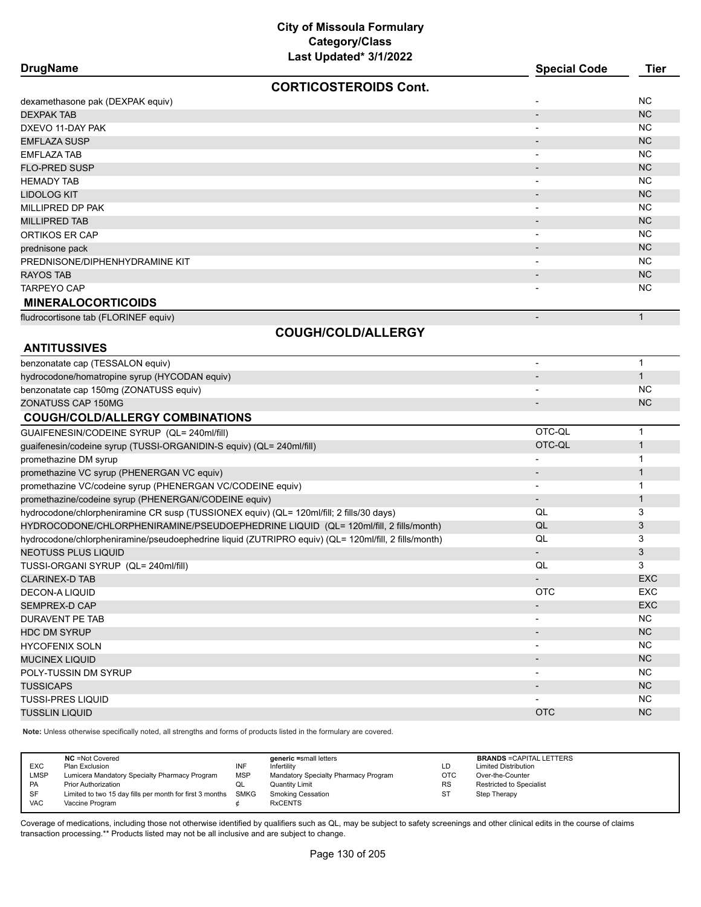# City of Missoula Formulary
## Category/Class
### Last Updated* 3/1/2022

| DrugName | Special Code | Tier |
|---|---|---|
| **CORTICOSTEROIDS Cont.** | | |
| dexamethasone pak (DEXPAK equiv) | - | NC |
| DEXPAK TAB | - | NC |
| DXEVO 11-DAY PAK | - | NC |
| EMFLAZA SUSP | - | NC |
| EMFLAZA TAB | - | NC |
| FLO-PRED SUSP | - | NC |
| HEMADY TAB | - | NC |
| LIDOLOG KIT | - | NC |
| MILLIPRED DP PAK | - | NC |
| MILLIPRED TAB | - | NC |
| ORTIKOS ER CAP | - | NC |
| prednisone pack | - | NC |
| PREDNISONE/DIPHENHYDRAMINE KIT | - | NC |
| RAYOS TAB | - | NC |
| TARPEYO CAP | - | NC |
| **MINERALOCORTICOIDS** | | |
| fludrocortisone tab (FLORINEF equiv) | - | 1 |
| **COUGH/COLD/ALLERGY** | | |
| **ANTITUSSIVES** | | |
| benzonatate cap (TESSALON equiv) | - | 1 |
| hydrocodone/homatropine syrup (HYCODAN equiv) | - | 1 |
| benzonatate cap 150mg (ZONATUSS equiv) | - | NC |
| ZONATUSS CAP 150MG | - | NC |
| **COUGH/COLD/ALLERGY COMBINATIONS** | | |
| GUAIFENESIN/CODEINE SYRUP (QL= 240ml/fill) | OTC-QL | 1 |
| guaifenesin/codeine syrup (TUSSI-ORGANIDIN-S equiv) (QL= 240ml/fill) | OTC-QL | 1 |
| promethazine DM syrup | - | 1 |
| promethazine VC syrup (PHENERGAN VC equiv) | - | 1 |
| promethazine VC/codeine syrup (PHENERGAN VC/CODEINE equiv) | - | 1 |
| promethazine/codeine syrup (PHENERGAN/CODEINE equiv) | - | 1 |
| hydrocodone/chlorpheniramine CR susp (TUSSIONEX equiv) (QL= 120ml/fill; 2 fills/30 days) | QL | 3 |
| HYDROCODONE/CHLORPHENIRAMINE/PSEUDOEPHEDRINE LIQUID (QL= 120ml/fill, 2 fills/month) | QL | 3 |
| hydrocodone/chlorpheniramine/pseudoephedrine liquid (ZUTRIPRO equiv) (QL= 120ml/fill, 2 fills/month) | QL | 3 |
| NEOTUSS PLUS LIQUID | - | 3 |
| TUSSI-ORGANI SYRUP (QL= 240ml/fill) | QL | 3 |
| CLARINEX-D TAB | - | EXC |
| DECON-A LIQUID | OTC | EXC |
| SEMPREX-D CAP | - | EXC |
| DURAVENT PE TAB | - | NC |
| HDC DM SYRUP | - | NC |
| HYCOFENIX SOLN | - | NC |
| MUCINEX LIQUID | - | NC |
| POLY-TUSSIN DM SYRUP | - | NC |
| TUSSICAPS | - | NC |
| TUSSI-PRES LIQUID | - | NC |
| TUSSLIN LIQUID | OTC | NC |

**Note:** Unless otherwise specifically noted, all strengths and forms of products listed in the formulary are covered.

| | NC =Not Covered | | generic =small letters | | BRANDS =CAPITAL LETTERS |
|---|---|---|---|---|---|
| EXC | Plan Exclusion | INF | Infertility | LD | Limited Distribution |
| LMSP | Lumicera Mandatory Specialty Pharmacy Program | MSP | Mandatory Specialty Pharmacy Program | OTC | Over-the-Counter |
| PA | Prior Authorization | QL | Quantity Limit | RS | Restricted to Specialist |
| SF | Limited to two 15 day fills per month for first 3 months | SMKG | Smoking Cessation | ST | Step Therapy |
| VAC | Vaccine Program | ¢ | RxCENTS | | |

Coverage of medications, including those not otherwise identified by qualifiers such as QL, may be subject to safety screenings and other clinical edits in the course of claims transaction processing.** Products listed may not be all inclusive and are subject to change.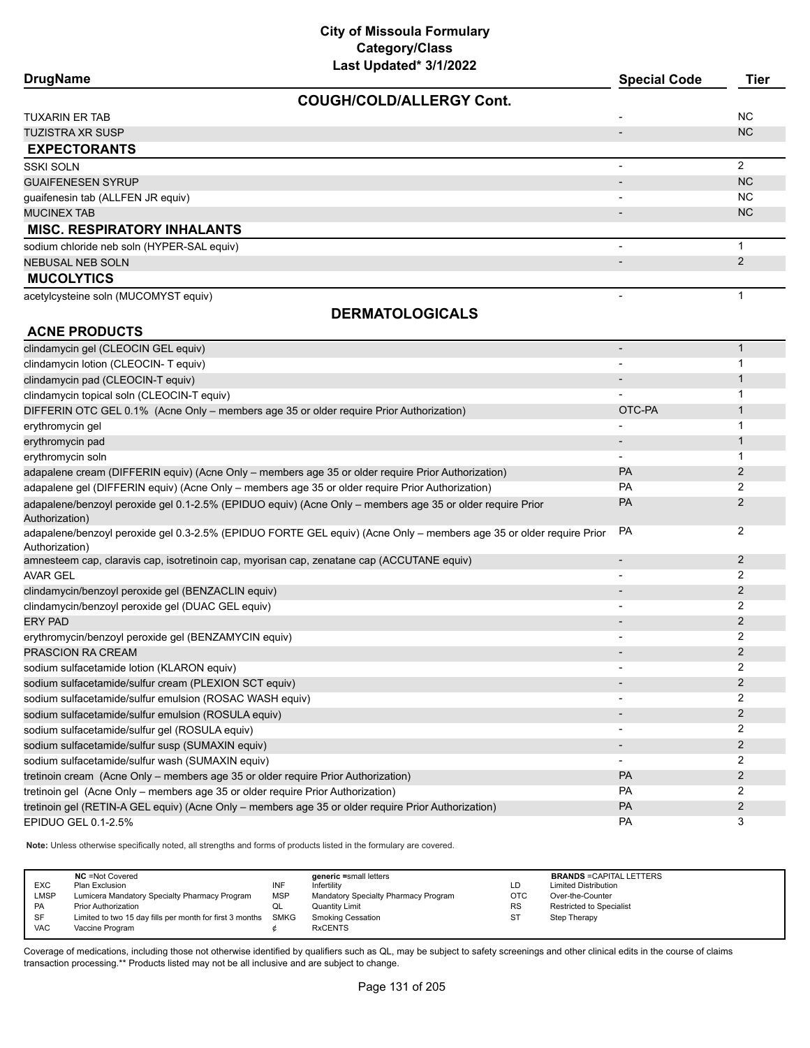# City of Missoula Formulary

## Category/Class

Last Updated* 3/1/2022

| DrugName | Special Code | Tier |
|---|---|---|
| **COUGH/COLD/ALLERGY Cont.** | | |
| TUXARIN ER TAB | - | NC |
| TUZISTRA XR SUSP | - | NC |
| **EXPECTORANTS** | | |
| SSKI SOLN | - | 2 |
| GUAIFENESEN SYRUP | - | NC |
| guaifenesin tab (ALLFEN JR equiv) | - | NC |
| MUCINEX TAB | - | NC |
| **MISC. RESPIRATORY INHALANTS** | | |
| sodium chloride neb soln (HYPER-SAL equiv) | - | 1 |
| NEBUSAL NEB SOLN | - | 2 |
| **MUCOLYTICS** | | |
| acetylcysteine soln (MUCOMYST equiv) | - | 1 |
| **DERMATOLOGICALS** | | |
| **ACNE PRODUCTS** | | |
| clindamycin gel (CLEOCIN GEL equiv) | - | 1 |
| clindamycin lotion (CLEOCIN- T equiv) | - | 1 |
| clindamycin pad (CLEOCIN-T equiv) | - | 1 |
| clindamycin topical soln (CLEOCIN-T equiv) | - | 1 |
| DIFFERIN OTC GEL 0.1% (Acne Only – members age 35 or older require Prior Authorization) | OTC-PA | 1 |
| erythromycin gel | - | 1 |
| erythromycin pad | - | 1 |
| erythromycin soln | - | 1 |
| adapalene cream (DIFFERIN equiv) (Acne Only – members age 35 or older require Prior Authorization) | PA | 2 |
| adapalene gel (DIFFERIN equiv) (Acne Only – members age 35 or older require Prior Authorization) | PA | 2 |
| adapalene/benzoyl peroxide gel 0.1-2.5% (EPIDUO equiv) (Acne Only – members age 35 or older require Prior Authorization) | PA | 2 |
| adapalene/benzoyl peroxide gel 0.3-2.5% (EPIDUO FORTE GEL equiv) (Acne Only – members age 35 or older require Prior Authorization) | PA | 2 |
| amnesteem cap, claravis cap, isotretinoin cap, myorisan cap, zenatane cap (ACCUTANE equiv) | - | 2 |
| AVAR GEL | - | 2 |
| clindamycin/benzoyl peroxide gel (BENZACLIN equiv) | - | 2 |
| clindamycin/benzoyl peroxide gel (DUAC GEL equiv) | - | 2 |
| ERY PAD | - | 2 |
| erythromycin/benzoyl peroxide gel (BENZAMYCIN equiv) | - | 2 |
| PRASCION RA CREAM | - | 2 |
| sodium sulfacetamide lotion (KLARON equiv) | - | 2 |
| sodium sulfacetamide/sulfur cream (PLEXION SCT equiv) | - | 2 |
| sodium sulfacetamide/sulfur emulsion (ROSAC WASH equiv) | - | 2 |
| sodium sulfacetamide/sulfur emulsion (ROSULA equiv) | - | 2 |
| sodium sulfacetamide/sulfur gel (ROSULA equiv) | - | 2 |
| sodium sulfacetamide/sulfur susp (SUMAXIN equiv) | - | 2 |
| sodium sulfacetamide/sulfur wash (SUMAXIN equiv) | - | 2 |
| tretinoin cream (Acne Only – members age 35 or older require Prior Authorization) | PA | 2 |
| tretinoin gel (Acne Only – members age 35 or older require Prior Authorization) | PA | 2 |
| tretinoin gel (RETIN-A GEL equiv) (Acne Only – members age 35 or older require Prior Authorization) | PA | 2 |
| EPIDUO GEL 0.1-2.5% | PA | 3 |

**Note:** Unless otherwise specifically noted, all strengths and forms of products listed in the formulary are covered.

| | NC =Not Covered | | generic =small letters | | BRANDS =CAPITAL LETTERS |
|---|---|---|---|---|---|
| EXC | Plan Exclusion | INF | Infertility | LD | Limited Distribution |
| LMSP | Lumicera Mandatory Specialty Pharmacy Program | MSP | Mandatory Specialty Pharmacy Program | OTC | Over-the-Counter |
| PA | Prior Authorization | QL | Quantity Limit | RS | Restricted to Specialist |
| SF | Limited to two 15 day fills per month for first 3 months | SMKG | Smoking Cessation | ST | Step Therapy |
| VAC | Vaccine Program | ¢ | RxCENTS | | |

Coverage of medications, including those not otherwise identified by qualifiers such as QL, may be subject to safety screenings and other clinical edits in the course of claims transaction processing.** Products listed may not be all inclusive and are subject to change.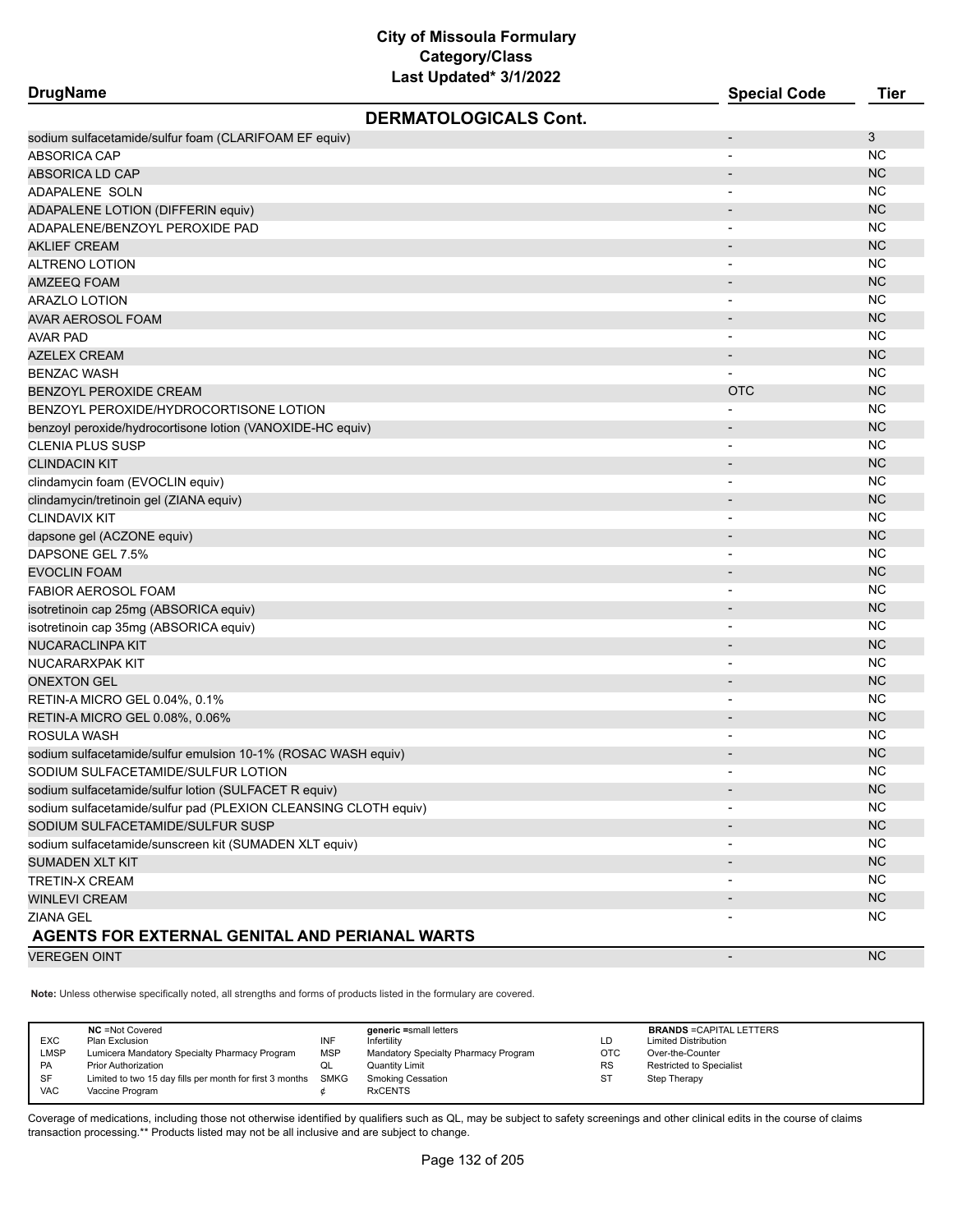# City of Missoula Formulary
## Category/Class
### Last Updated* 3/1/2022

| DrugName | Special Code | Tier |
|---|---|---|
| **DERMATOLOGICALS Cont.** | | |
| sodium sulfacetamide/sulfur foam (CLARIFOAM EF equiv) | - | 3 |
| ABSORICA CAP | - | NC |
| ABSORICA LD CAP | - | NC |
| ADAPALENE SOLN | - | NC |
| ADAPALENE LOTION (DIFFERIN equiv) | - | NC |
| ADAPALENE/BENZOYL PEROXIDE PAD | - | NC |
| AKLIEF CREAM | - | NC |
| ALTRENO LOTION | - | NC |
| AMZEEQ FOAM | - | NC |
| ARAZLO LOTION | - | NC |
| AVAR AEROSOL FOAM | - | NC |
| AVAR PAD | - | NC |
| AZELEX CREAM | - | NC |
| BENZAC WASH | - | NC |
| BENZOYL PEROXIDE CREAM | OTC | NC |
| BENZOYL PEROXIDE/HYDROCORTISONE LOTION | - | NC |
| benzoyl peroxide/hydrocortisone lotion (VANOXIDE-HC equiv) | - | NC |
| CLENIA PLUS SUSP | - | NC |
| CLINDACIN KIT | - | NC |
| clindamycin foam (EVOCLIN equiv) | - | NC |
| clindamycin/tretinoin gel (ZIANA equiv) | - | NC |
| CLINDAVIX KIT | - | NC |
| dapsone gel (ACZONE equiv) | - | NC |
| DAPSONE GEL 7.5% | - | NC |
| EVOCLIN FOAM | - | NC |
| FABIOR AEROSOL FOAM | - | NC |
| isotretinoin cap 25mg (ABSORICA equiv) | - | NC |
| isotretinoin cap 35mg (ABSORICA equiv) | - | NC |
| NUCARACLINPA KIT | - | NC |
| NUCARARXPAK KIT | - | NC |
| ONEXTON GEL | - | NC |
| RETIN-A MICRO GEL 0.04%, 0.1% | - | NC |
| RETIN-A MICRO GEL 0.08%, 0.06% | - | NC |
| ROSULA WASH | - | NC |
| sodium sulfacetamide/sulfur emulsion 10-1% (ROSAC WASH equiv) | - | NC |
| SODIUM SULFACETAMIDE/SULFUR LOTION | - | NC |
| sodium sulfacetamide/sulfur lotion (SULFACET R equiv) | - | NC |
| sodium sulfacetamide/sulfur pad (PLEXION CLEANSING CLOTH equiv) | - | NC |
| SODIUM SULFACETAMIDE/SULFUR SUSP | - | NC |
| sodium sulfacetamide/sunscreen kit (SUMADEN XLT equiv) | - | NC |
| SUMADEN XLT KIT | - | NC |
| TRETIN-X CREAM | - | NC |
| WINLEVI CREAM | - | NC |
| ZIANA GEL | - | NC |
| **AGENTS FOR EXTERNAL GENITAL AND PERIANAL WARTS** | | |
| VEREGEN OINT | - | NC |

**Note:** Unless otherwise specifically noted, all strengths and forms of products listed in the formulary are covered.

| | NC =Not Covered | | generic =small letters | | BRANDS =CAPITAL LETTERS |
|---|---|---|---|---|---|
| EXC | Plan Exclusion | INF | Infertility | LD | Limited Distribution |
| LMSP | Lumicera Mandatory Specialty Pharmacy Program | MSP | Mandatory Specialty Pharmacy Program | OTC | Over-the-Counter |
| PA | Prior Authorization | QL | Quantity Limit | RS | Restricted to Specialist |
| SF | Limited to two 15 day fills per month for first 3 months | SMKG | Smoking Cessation | ST | Step Therapy |
| VAC | Vaccine Program | ¢ | RxCENTS | | |

Coverage of medications, including those not otherwise identified by qualifiers such as QL, may be subject to safety screenings and other clinical edits in the course of claims transaction processing.** Products listed may not be all inclusive and are subject to change.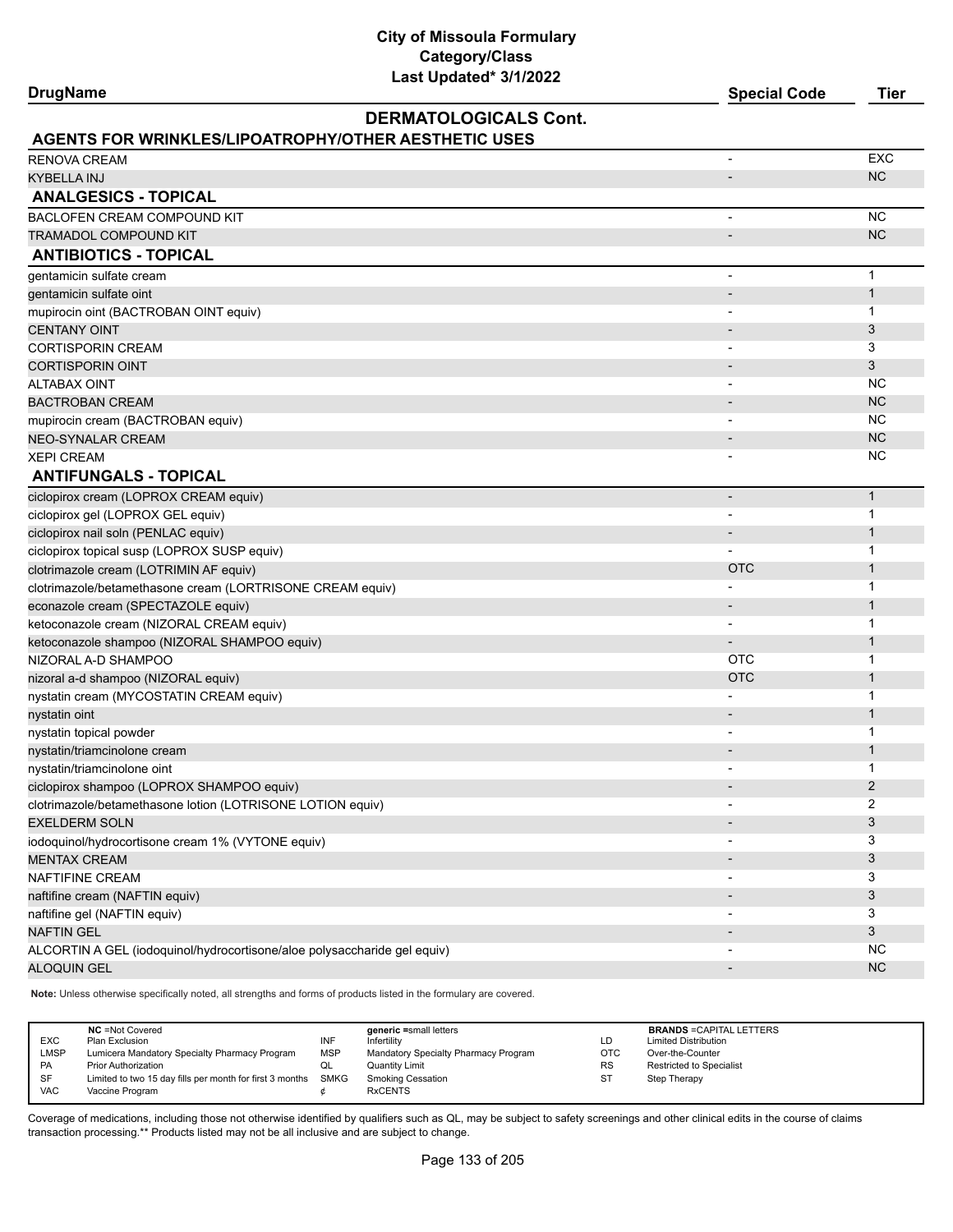# City of Missoula Formulary
## Category/Class
### Last Updated* 3/1/2022

## DERMATOLOGICALS Cont.

| DrugName | Special Code | Tier |
|---|---|---|
| **AGENTS FOR WRINKLES/LIPOATROPHY/OTHER AESTHETIC USES** | | |
| RENOVA CREAM | - | EXC |
| KYBELLA INJ | - | NC |
| **ANALGESICS - TOPICAL** | | |
| BACLOFEN CREAM COMPOUND KIT | - | NC |
| TRAMADOL COMPOUND KIT | - | NC |
| **ANTIBIOTICS - TOPICAL** | | |
| gentamicin sulfate cream | - | 1 |
| gentamicin sulfate oint | - | 1 |
| mupirocin oint (BACTROBAN OINT equiv) | - | 1 |
| CENTANY OINT | - | 3 |
| CORTISPORIN CREAM | - | 3 |
| CORTISPORIN OINT | - | 3 |
| ALTABAX OINT | - | NC |
| BACTROBAN CREAM | - | NC |
| mupirocin cream (BACTROBAN equiv) | - | NC |
| NEO-SYNALAR CREAM | - | NC |
| XEPI CREAM | - | NC |
| **ANTIFUNGALS - TOPICAL** | | |
| ciclopirox cream (LOPROX CREAM equiv) | - | 1 |
| ciclopirox gel (LOPROX GEL equiv) | - | 1 |
| ciclopirox nail soln (PENLAC equiv) | - | 1 |
| ciclopirox topical susp (LOPROX SUSP equiv) | - | 1 |
| clotrimazole cream (LOTRIMIN AF equiv) | OTC | 1 |
| clotrimazole/betamethasone cream (LORTRISONE CREAM equiv) | - | 1 |
| econazole cream (SPECTAZOLE equiv) | - | 1 |
| ketoconazole cream (NIZORAL CREAM equiv) | - | 1 |
| ketoconazole shampoo (NIZORAL SHAMPOO equiv) | - | 1 |
| NIZORAL A-D SHAMPOO | OTC | 1 |
| nizoral a-d shampoo (NIZORAL equiv) | OTC | 1 |
| nystatin cream (MYCOSTATIN CREAM equiv) | - | 1 |
| nystatin oint | - | 1 |
| nystatin topical powder | - | 1 |
| nystatin/triamcinolone cream | - | 1 |
| nystatin/triamcinolone oint | - | 1 |
| ciclopirox shampoo (LOPROX SHAMPOO equiv) | - | 2 |
| clotrimazole/betamethasone lotion (LOTRISONE LOTION equiv) | - | 2 |
| EXELDERM SOLN | - | 3 |
| iodoquinol/hydrocortisone cream 1% (VYTONE equiv) | - | 3 |
| MENTAX CREAM | - | 3 |
| NAFTIFINE CREAM | - | 3 |
| naftifine cream (NAFTIN equiv) | - | 3 |
| naftifine gel (NAFTIN equiv) | - | 3 |
| NAFTIN GEL | - | 3 |
| ALCORTIN A GEL (iodoquinol/hydrocortisone/aloe polysaccharide gel equiv) | - | NC |
| ALOQUIN GEL | - | NC |

**Note:** Unless otherwise specifically noted, all strengths and forms of products listed in the formulary are covered.

| | NC =Not Covered | | generic =small letters | | BRANDS =CAPITAL LETTERS |
|---|---|---|---|---|---|
| EXC | Plan Exclusion | INF | Infertility | LD | Limited Distribution |
| LMSP | Lumicera Mandatory Specialty Pharmacy Program | MSP | Mandatory Specialty Pharmacy Program | OTC | Over-the-Counter |
| PA | Prior Authorization | QL | Quantity Limit | RS | Restricted to Specialist |
| SF | Limited to two 15 day fills per month for first 3 months | SMKG | Smoking Cessation | ST | Step Therapy |
| VAC | Vaccine Program | ¢ | RxCENTS | | |

Coverage of medications, including those not otherwise identified by qualifiers such as QL, may be subject to safety screenings and other clinical edits in the course of claims transaction processing.** Products listed may not be all inclusive and are subject to change.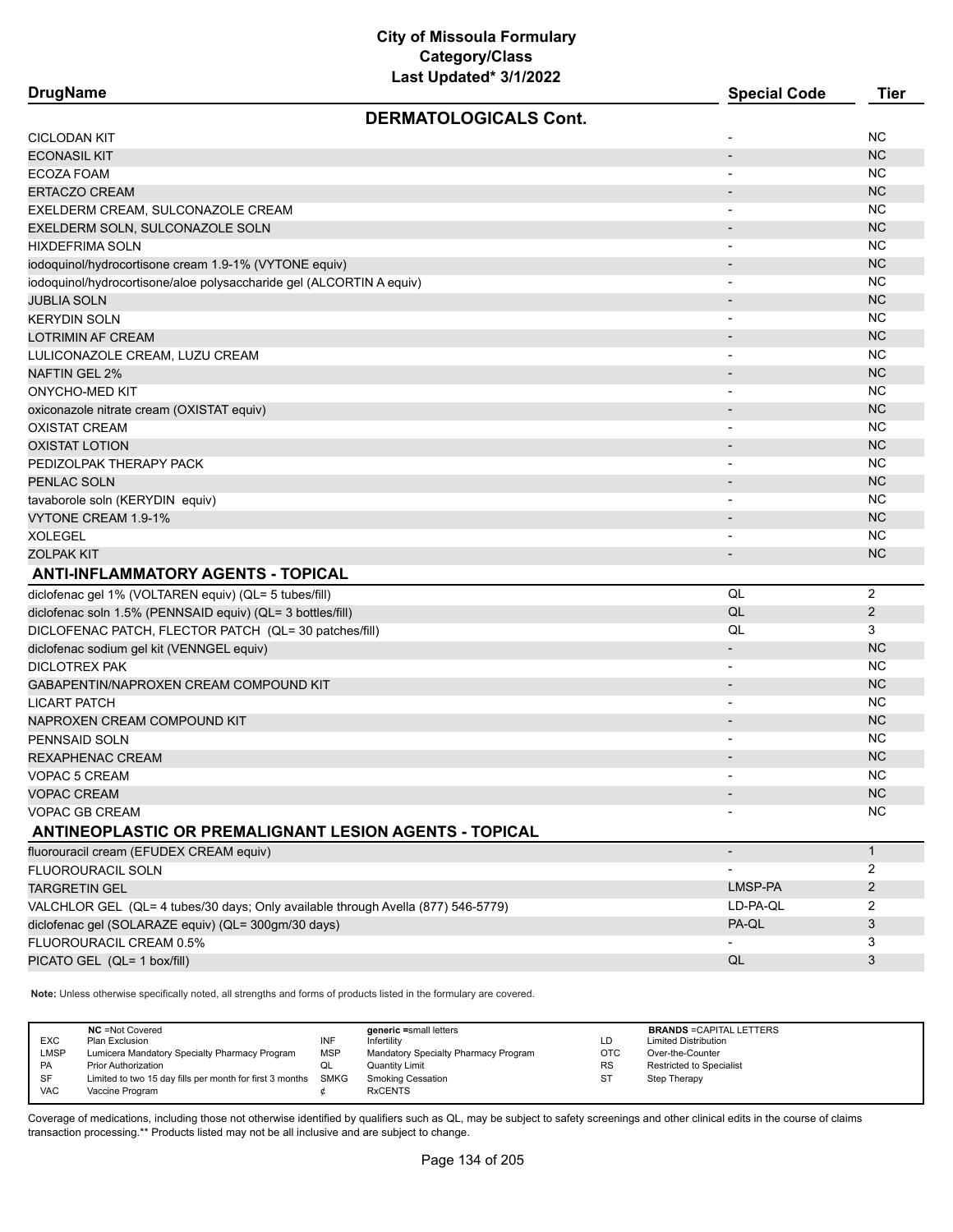**City of Missoula Formulary**
**Category/Class**
**Last Updated* 3/1/2022**

| DrugName | Special Code | Tier |
|---|---|---|
| **DERMATOLOGICALS Cont.** | | |
| CICLODAN KIT | - | NC |
| ECONASIL KIT | - | NC |
| ECOZA FOAM | - | NC |
| ERTACZO CREAM | - | NC |
| EXELDERM CREAM, SULCONAZOLE CREAM | - | NC |
| EXELDERM SOLN, SULCONAZOLE SOLN | - | NC |
| HIXDEFRIMA SOLN | - | NC |
| iodoquinol/hydrocortisone cream 1.9-1% (VYTONE equiv) | - | NC |
| iodoquinol/hydrocortisone/aloe polysaccharide gel (ALCORTIN A equiv) | - | NC |
| JUBLIA SOLN | - | NC |
| KERYDIN SOLN | - | NC |
| LOTRIMIN AF CREAM | - | NC |
| LULICONAZOLE CREAM, LUZU CREAM | - | NC |
| NAFTIN GEL 2% | - | NC |
| ONYCHO-MED KIT | - | NC |
| oxiconazole nitrate cream (OXISTAT equiv) | - | NC |
| OXISTAT CREAM | - | NC |
| OXISTAT LOTION | - | NC |
| PEDIZOLPAK THERAPY PACK | - | NC |
| PENLAC SOLN | - | NC |
| tavaborole soln (KERYDIN equiv) | - | NC |
| VYTONE CREAM 1.9-1% | - | NC |
| XOLEGEL | - | NC |
| ZOLPAK KIT | - | NC |
| **ANTI-INFLAMMATORY AGENTS - TOPICAL** | | |
| diclofenac gel 1% (VOLTAREN equiv) (QL= 5 tubes/fill) | QL | 2 |
| diclofenac soln 1.5% (PENNSAID equiv) (QL= 3 bottles/fill) | QL | 2 |
| DICLOFENAC PATCH, FLECTOR PATCH (QL= 30 patches/fill) | QL | 3 |
| diclofenac sodium gel kit (VENNGEL equiv) | - | NC |
| DICLOTREX PAK | - | NC |
| GABAPENTIN/NAPROXEN CREAM COMPOUND KIT | - | NC |
| LICART PATCH | - | NC |
| NAPROXEN CREAM COMPOUND KIT | - | NC |
| PENNSAID SOLN | - | NC |
| REXAPHENAC CREAM | - | NC |
| VOPAC 5 CREAM | - | NC |
| VOPAC CREAM | - | NC |
| VOPAC GB CREAM | - | NC |
| **ANTINEOPLASTIC OR PREMALIGNANT LESION AGENTS - TOPICAL** | | |
| fluorouracil cream (EFUDEX CREAM equiv) | - | 1 |
| FLUOROURACIL SOLN | - | 2 |
| TARGRETIN GEL | LMSP-PA | 2 |
| VALCHLOR GEL (QL= 4 tubes/30 days; Only available through Avella (877) 546-5779) | LD-PA-QL | 2 |
| diclofenac gel (SOLARAZE equiv) (QL= 300gm/30 days) | PA-QL | 3 |
| FLUOROURACIL CREAM 0.5% | - | 3 |
| PICATO GEL (QL= 1 box/fill) | QL | 3 |

**Note:** Unless otherwise specifically noted, all strengths and forms of products listed in the formulary are covered.

| | NC =Not Covered | | generic =small letters | | BRANDS =CAPITAL LETTERS |
|---|---|---|---|---|---|
| EXC | Plan Exclusion | INF | Infertility | LD | Limited Distribution |
| LMSP | Lumicera Mandatory Specialty Pharmacy Program | MSP | Mandatory Specialty Pharmacy Program | OTC | Over-the-Counter |
| PA | Prior Authorization | QL | Quantity Limit | RS | Restricted to Specialist |
| SF | Limited to two 15 day fills per month for first 3 months | SMKG | Smoking Cessation | ST | Step Therapy |
| VAC | Vaccine Program | ¢ | RxCENTS | | |

Coverage of medications, including those not otherwise identified by qualifiers such as QL, may be subject to safety screenings and other clinical edits in the course of claims transaction processing.** Products listed may not be all inclusive and are subject to change.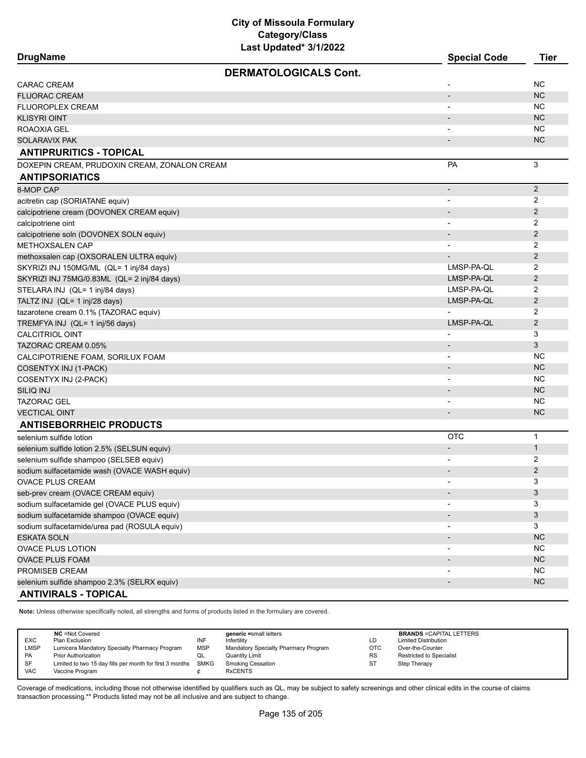# City of Missoula Formulary
## Category/Class
### Last Updated* 3/1/2022

| DrugName | Special Code | Tier |
|---|---|---|
| **DERMATOLOGICALS Cont.** | | |
| CARAC CREAM | - | NC |
| FLUORAC CREAM | - | NC |
| FLUOROPLEX CREAM | - | NC |
| KLISYRI OINT | - | NC |
| ROAOXIA GEL | - | NC |
| SOLARAVIX PAK | - | NC |
| **ANTIPRURITICS - TOPICAL** | | |
| DOXEPIN CREAM, PRUDOXIN CREAM, ZONALON CREAM | PA | 3 |
| **ANTIPSORIATICS** | | |
| 8-MOP CAP | - | 2 |
| acitretin cap (SORIATANE equiv) | - | 2 |
| calcipotriene cream (DOVONEX CREAM equiv) | - | 2 |
| calcipotriene oint | - | 2 |
| calcipotriene soln (DOVONEX SOLN equiv) | - | 2 |
| METHOXSALEN CAP | - | 2 |
| methoxsalen cap (OXSORALEN ULTRA equiv) | - | 2 |
| SKYRIZI INJ 150MG/ML (QL= 1 inj/84 days) | LMSP-PA-QL | 2 |
| SKYRIZI INJ 75MG/0.83ML (QL= 2 inj/84 days) | LMSP-PA-QL | 2 |
| STELARA INJ (QL= 1 inj/84 days) | LMSP-PA-QL | 2 |
| TALTZ INJ (QL= 1 inj/28 days) | LMSP-PA-QL | 2 |
| tazarotene cream 0.1% (TAZORAC equiv) | - | 2 |
| TREMFYA INJ (QL= 1 inj/56 days) | LMSP-PA-QL | 2 |
| CALCITRIOL OINT | - | 3 |
| TAZORAC CREAM 0.05% | - | 3 |
| CALCIPOTRIENE FOAM, SORILUX FOAM | - | NC |
| COSENTYX INJ (1-PACK) | - | NC |
| COSENTYX INJ (2-PACK) | - | NC |
| SILIQ INJ | - | NC |
| TAZORAC GEL | - | NC |
| VECTICAL OINT | - | NC |
| **ANTISEBORRHEIC PRODUCTS** | | |
| selenium sulfide lotion | OTC | 1 |
| selenium sulfide lotion 2.5% (SELSUN equiv) | - | 1 |
| selenium sulfide shampoo (SELSEB equiv) | - | 2 |
| sodium sulfacetamide wash (OVACE WASH equiv) | - | 2 |
| OVACE PLUS CREAM | - | 3 |
| seb-prev cream (OVACE CREAM equiv) | - | 3 |
| sodium sulfacetamide gel (OVACE PLUS equiv) | - | 3 |
| sodium sulfacetamide shampoo (OVACE equiv) | - | 3 |
| sodium sulfacetamide/urea pad (ROSULA equiv) | - | 3 |
| ESKATA SOLN | - | NC |
| OVACE PLUS LOTION | - | NC |
| OVACE PLUS FOAM | - | NC |
| PROMISEB CREAM | - | NC |
| selenium sulfide shampoo 2.3% (SELRX equiv) | - | NC |
| **ANTIVIRALS - TOPICAL** | | |

**Note:** Unless otherwise specifically noted, all strengths and forms of products listed in the formulary are covered.

| | | | | | |
|---|---|---|---|---|---|
| | **NC** =Not Covered | | **generic** =small letters | | **BRANDS** =CAPITAL LETTERS |
| EXC | Plan Exclusion | INF | Infertility | LD | Limited Distribution |
| LMSP | Lumicera Mandatory Specialty Pharmacy Program | MSP | Mandatory Specialty Pharmacy Program | OTC | Over-the-Counter |
| PA | Prior Authorization | QL | Quantity Limit | RS | Restricted to Specialist |
| SF | Limited to two 15 day fills per month for first 3 months | SMKG | Smoking Cessation | ST | Step Therapy |
| VAC | Vaccine Program | ¢ | RxCENTS | | |

Coverage of medications, including those not otherwise identified by qualifiers such as QL, may be subject to safety screenings and other clinical edits in the course of claims transaction processing.** Products listed may not be all inclusive and are subject to change.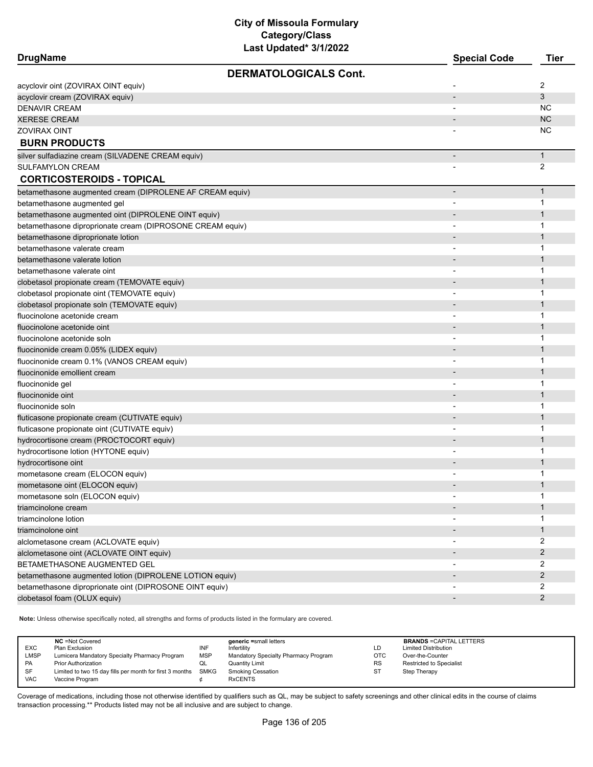# City of Missoula Formulary
## Category/Class
### Last Updated* 3/1/2022

| DrugName | Special Code | Tier |
|---|---|---|
| **DERMATOLOGICALS Cont.** | | |
| acyclovir oint (ZOVIRAX OINT equiv) | - | 2 |
| acyclovir cream (ZOVIRAX equiv) | - | 3 |
| DENAVIR CREAM | - | NC |
| XERESE CREAM | - | NC |
| ZOVIRAX OINT | - | NC |
| **BURN PRODUCTS** | | |
| silver sulfadiazine cream (SILVADENE CREAM equiv) | - | 1 |
| SULFAMYLON CREAM | - | 2 |
| **CORTICOSTEROIDS - TOPICAL** | | |
| betamethasone augmented cream (DIPROLENE AF CREAM equiv) | - | 1 |
| betamethasone augmented gel | - | 1 |
| betamethasone augmented oint (DIPROLENE OINT equiv) | - | 1 |
| betamethasone diproprionate cream (DIPROSONE CREAM equiv) | - | 1 |
| betamethasone diproprionate lotion | - | 1 |
| betamethasone valerate cream | - | 1 |
| betamethasone valerate lotion | - | 1 |
| betamethasone valerate oint | - | 1 |
| clobetasol propionate cream (TEMOVATE equiv) | - | 1 |
| clobetasol propionate oint (TEMOVATE equiv) | - | 1 |
| clobetasol propionate soln (TEMOVATE equiv) | - | 1 |
| fluocinolone acetonide cream | - | 1 |
| fluocinolone acetonide oint | - | 1 |
| fluocinolone acetonide soln | - | 1 |
| fluocinonide cream 0.05% (LIDEX equiv) | - | 1 |
| fluocinonide cream 0.1% (VANOS CREAM equiv) | - | 1 |
| fluocinonide emollient cream | - | 1 |
| fluocinonide gel | - | 1 |
| fluocinonide oint | - | 1 |
| fluocinonide soln | - | 1 |
| fluticasone propionate cream (CUTIVATE equiv) | - | 1 |
| fluticasone propionate oint (CUTIVATE equiv) | - | 1 |
| hydrocortisone cream (PROCTOCORT equiv) | - | 1 |
| hydrocortisone lotion (HYTONE equiv) | - | 1 |
| hydrocortisone oint | - | 1 |
| mometasone cream (ELOCON equiv) | - | 1 |
| mometasone oint (ELOCON equiv) | - | 1 |
| mometasone soln (ELOCON equiv) | - | 1 |
| triamcinolone cream | - | 1 |
| triamcinolone lotion | - | 1 |
| triamcinolone oint | - | 1 |
| alclometasone cream (ACLOVATE equiv) | - | 2 |
| alclometasone oint (ACLOVATE OINT equiv) | - | 2 |
| BETAMETHASONE AUGMENTED GEL | - | 2 |
| betamethasone augmented lotion (DIPROLENE LOTION equiv) | - | 2 |
| betamethasone diproprionate oint (DIPROSONE OINT equiv) | - | 2 |
| clobetasol foam (OLUX equiv) | - | 2 |

**Note:** Unless otherwise specifically noted, all strengths and forms of products listed in the formulary are covered.

| | NC =Not Covered | | generic =small letters | | BRANDS =CAPITAL LETTERS |
|---|---|---|---|---|---|
| EXC | Plan Exclusion | INF | Infertility | LD | Limited Distribution |
| LMSP | Lumicera Mandatory Specialty Pharmacy Program | MSP | Mandatory Specialty Pharmacy Program | OTC | Over-the-Counter |
| PA | Prior Authorization | QL | Quantity Limit | RS | Restricted to Specialist |
| SF | Limited to two 15 day fills per month for first 3 months | SMKG | Smoking Cessation | ST | Step Therapy |
| VAC | Vaccine Program | ¢ | RxCENTS | | |

Coverage of medications, including those not otherwise identified by qualifiers such as QL, may be subject to safety screenings and other clinical edits in the course of claims transaction processing.** Products listed may not be all inclusive and are subject to change.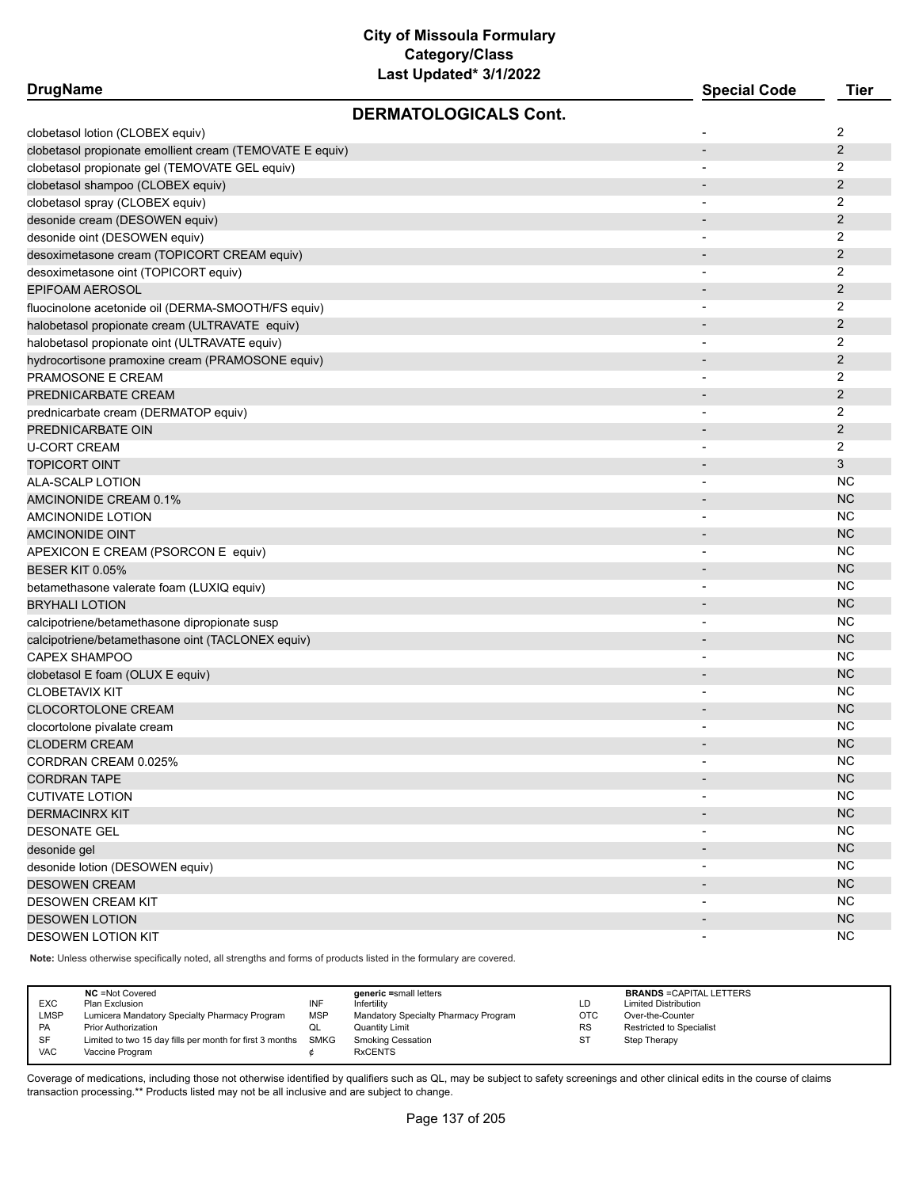# City of Missoula Formulary
## Category/Class
### Last Updated* 3/1/2022

| DrugName | Special Code | Tier |
|---|---|---|
| **DERMATOLOGICALS Cont.** | | |
| clobetasol lotion (CLOBEX equiv) | - | 2 |
| clobetasol propionate emollient cream (TEMOVATE E equiv) | - | 2 |
| clobetasol propionate gel (TEMOVATE GEL equiv) | - | 2 |
| clobetasol shampoo (CLOBEX equiv) | - | 2 |
| clobetasol spray (CLOBEX equiv) | - | 2 |
| desonide cream (DESOWEN equiv) | - | 2 |
| desonide oint (DESOWEN equiv) | - | 2 |
| desoximetasone cream (TOPICORT CREAM equiv) | - | 2 |
| desoximetasone oint (TOPICORT equiv) | - | 2 |
| EPIFOAM AEROSOL | - | 2 |
| fluocinolone acetonide oil (DERMA-SMOOTH/FS equiv) | - | 2 |
| halobetasol propionate cream (ULTRAVATE equiv) | - | 2 |
| halobetasol propionate oint (ULTRAVATE equiv) | - | 2 |
| hydrocortisone pramoxine cream (PRAMOSONE equiv) | - | 2 |
| PRAMOSONE E CREAM | - | 2 |
| PREDNICARBATE CREAM | - | 2 |
| prednicarbate cream (DERMATOP equiv) | - | 2 |
| PREDNICARBATE OIN | - | 2 |
| U-CORT CREAM | - | 2 |
| TOPICORT OINT | - | 3 |
| ALA-SCALP LOTION | - | NC |
| AMCINONIDE CREAM 0.1% | - | NC |
| AMCINONIDE LOTION | - | NC |
| AMCINONIDE OINT | - | NC |
| APEXICON E CREAM (PSORCON E equiv) | - | NC |
| BESER KIT 0.05% | - | NC |
| betamethasone valerate foam (LUXIQ equiv) | - | NC |
| BRYHALI LOTION | - | NC |
| calcipotriene/betamethasone dipropionate susp | - | NC |
| calcipotriene/betamethasone oint (TACLONEX equiv) | - | NC |
| CAPEX SHAMPOO | - | NC |
| clobetasol E foam (OLUX E equiv) | - | NC |
| CLOBETAVIX KIT | - | NC |
| CLOCORTOLONE CREAM | - | NC |
| clocortolone pivalate cream | - | NC |
| CLODERM CREAM | - | NC |
| CORDRAN CREAM 0.025% | - | NC |
| CORDRAN TAPE | - | NC |
| CUTIVATE LOTION | - | NC |
| DERMACINRX KIT | - | NC |
| DESONATE GEL | - | NC |
| desonide gel | - | NC |
| desonide lotion (DESOWEN equiv) | - | NC |
| DESOWEN CREAM | - | NC |
| DESOWEN CREAM KIT | - | NC |
| DESOWEN LOTION | - | NC |
| DESOWEN LOTION KIT | - | NC |

**Note:** Unless otherwise specifically noted, all strengths and forms of products listed in the formulary are covered.

| | NC =Not Covered | | generic =small letters | | BRANDS =CAPITAL LETTERS |
|---|---|---|---|---|---|
| EXC | Plan Exclusion | INF | Infertility | LD | Limited Distribution |
| LMSP | Lumicera Mandatory Specialty Pharmacy Program | MSP | Mandatory Specialty Pharmacy Program | OTC | Over-the-Counter |
| PA | Prior Authorization | QL | Quantity Limit | RS | Restricted to Specialist |
| SF | Limited to two 15 day fills per month for first 3 months | SMKG | Smoking Cessation | ST | Step Therapy |
| VAC | Vaccine Program | ¢ | RxCENTS | | |

Coverage of medications, including those not otherwise identified by qualifiers such as QL, may be subject to safety screenings and other clinical edits in the course of claims transaction processing.** Products listed may not be all inclusive and are subject to change.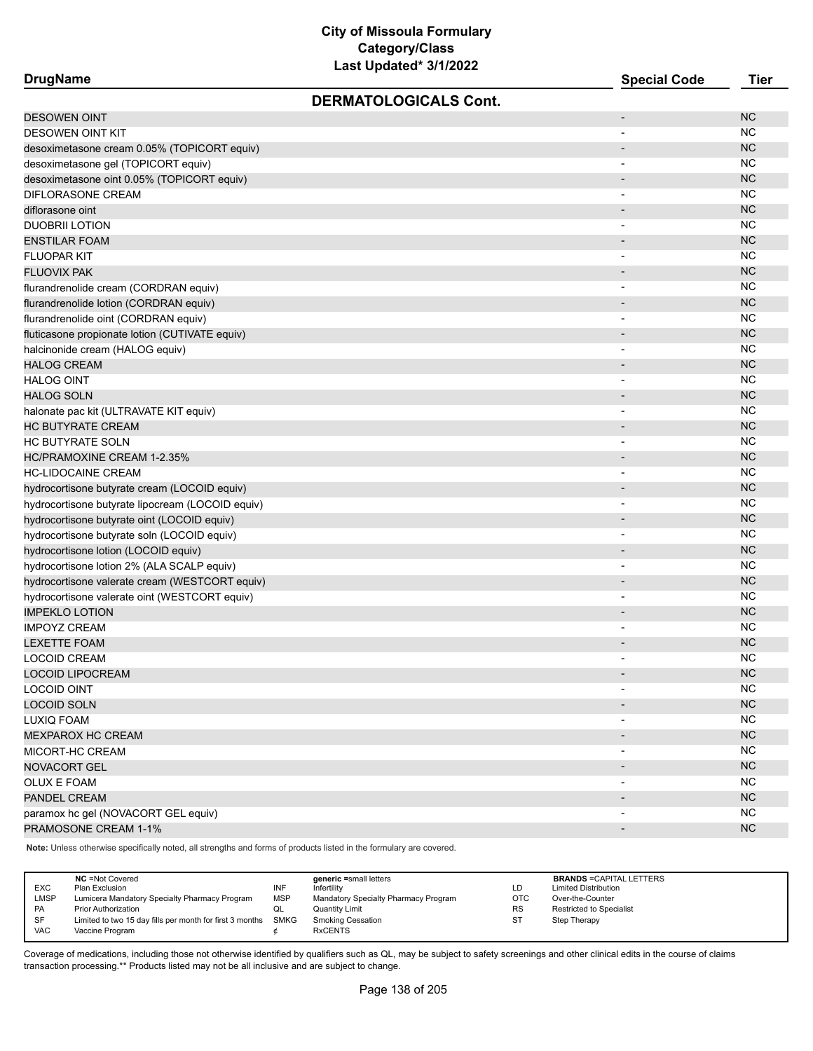# City of Missoula Formulary
## Category/Class
### Last Updated* 3/1/2022

## DERMATOLOGICALS Cont.

| DrugName | Special Code | Tier |
|---|---|---|
| DESOWEN OINT | - | NC |
| DESOWEN OINT KIT | - | NC |
| desoximetasone cream 0.05% (TOPICORT equiv) | - | NC |
| desoximetasone gel (TOPICORT equiv) | - | NC |
| desoximetasone oint 0.05% (TOPICORT equiv) | - | NC |
| DIFLORASONE CREAM | - | NC |
| diflorasone oint | - | NC |
| DUOBRII LOTION | - | NC |
| ENSTILAR FOAM | - | NC |
| FLUOPAR KIT | - | NC |
| FLUOVIX PAK | - | NC |
| flurandrenolide cream (CORDRAN equiv) | - | NC |
| flurandrenolide lotion (CORDRAN equiv) | - | NC |
| flurandrenolide oint (CORDRAN equiv) | - | NC |
| fluticasone propionate lotion (CUTIVATE equiv) | - | NC |
| halcinonide cream (HALOG equiv) | - | NC |
| HALOG CREAM | - | NC |
| HALOG OINT | - | NC |
| HALOG SOLN | - | NC |
| halonate pac kit (ULTRAVATE KIT equiv) | - | NC |
| HC BUTYRATE CREAM | - | NC |
| HC BUTYRATE SOLN | - | NC |
| HC/PRAMOXINE CREAM 1-2.35% | - | NC |
| HC-LIDOCAINE CREAM | - | NC |
| hydrocortisone butyrate cream (LOCOID equiv) | - | NC |
| hydrocortisone butyrate lipocream (LOCOID equiv) | - | NC |
| hydrocortisone butyrate oint (LOCOID equiv) | - | NC |
| hydrocortisone butyrate soln (LOCOID equiv) | - | NC |
| hydrocortisone lotion (LOCOID equiv) | - | NC |
| hydrocortisone lotion 2% (ALA SCALP equiv) | - | NC |
| hydrocortisone valerate cream (WESTCORT equiv) | - | NC |
| hydrocortisone valerate oint (WESTCORT equiv) | - | NC |
| IMPEKLO LOTION | - | NC |
| IMPOYZ CREAM | - | NC |
| LEXETTE FOAM | - | NC |
| LOCOID CREAM | - | NC |
| LOCOID LIPOCREAM | - | NC |
| LOCOID OINT | - | NC |
| LOCOID SOLN | - | NC |
| LUXIQ FOAM | - | NC |
| MEXPAROX HC CREAM | - | NC |
| MICORT-HC CREAM | - | NC |
| NOVACORT GEL | - | NC |
| OLUX E FOAM | - | NC |
| PANDEL CREAM | - | NC |
| paramox hc gel (NOVACORT GEL equiv) | - | NC |
| PRAMOSONE CREAM 1-1% | - | NC |

**Note:** Unless otherwise specifically noted, all strengths and forms of products listed in the formulary are covered.

| | NC =Not Covered | | generic =small letters | | BRANDS =CAPITAL LETTERS |
|---|---|---|---|---|---|
| EXC | Plan Exclusion | INF | Infertility | LD | Limited Distribution |
| LMSP | Lumicera Mandatory Specialty Pharmacy Program | MSP | Mandatory Specialty Pharmacy Program | OTC | Over-the-Counter |
| PA | Prior Authorization | QL | Quantity Limit | RS | Restricted to Specialist |
| SF | Limited to two 15 day fills per month for first 3 months | SMKG | Smoking Cessation | ST | Step Therapy |
| VAC | Vaccine Program | ¢ | RxCENTS | | |

Coverage of medications, including those not otherwise identified by qualifiers such as QL, may be subject to safety screenings and other clinical edits in the course of claims transaction processing.** Products listed may not be all inclusive and are subject to change.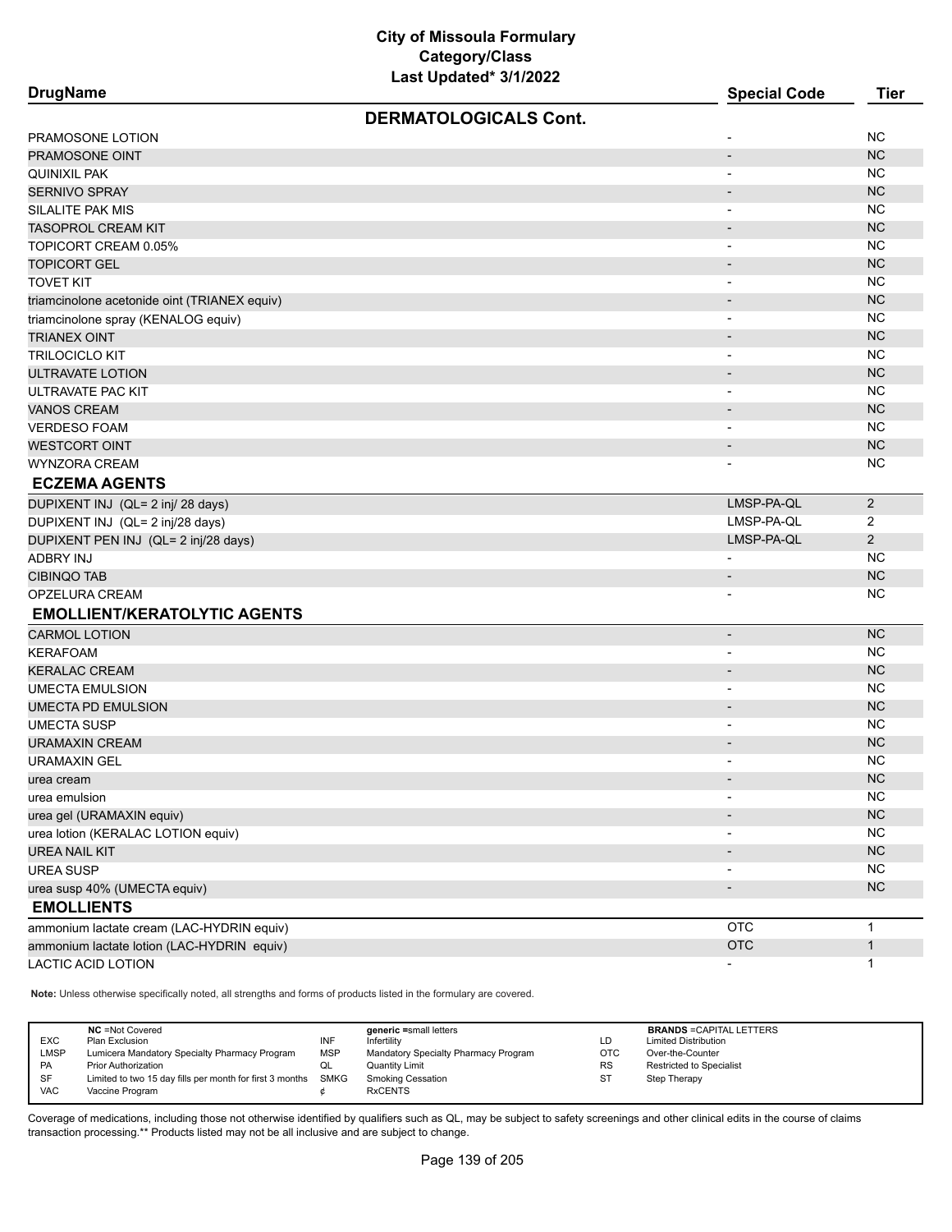# City of Missoula Formulary
## Category/Class
### Last Updated* 3/1/2022

| DrugName | Special Code | Tier |
|---|---|---|
| **DERMATOLOGICALS Cont.** | | |
| PRAMOSONE LOTION | - | NC |
| PRAMOSONE OINT | - | NC |
| QUINIXIL PAK | - | NC |
| SERNIVO SPRAY | - | NC |
| SILALITE PAK MIS | - | NC |
| TASOPROL CREAM KIT | - | NC |
| TOPICORT CREAM 0.05% | - | NC |
| TOPICORT GEL | - | NC |
| TOVET KIT | - | NC |
| triamcinolone acetonide oint (TRIANEX equiv) | - | NC |
| triamcinolone spray (KENALOG equiv) | - | NC |
| TRIANEX OINT | - | NC |
| TRILOCICLO KIT | - | NC |
| ULTRAVATE LOTION | - | NC |
| ULTRAVATE PAC KIT | - | NC |
| VANOS CREAM | - | NC |
| VERDESO FOAM | - | NC |
| WESTCORT OINT | - | NC |
| WYNZORA CREAM | - | NC |
| **ECZEMA AGENTS** | | |
| DUPIXENT INJ (QL= 2 inj/ 28 days) | LMSP-PA-QL | 2 |
| DUPIXENT INJ (QL= 2 inj/28 days) | LMSP-PA-QL | 2 |
| DUPIXENT PEN INJ (QL= 2 inj/28 days) | LMSP-PA-QL | 2 |
| ADBRY INJ | - | NC |
| CIBINQO TAB | - | NC |
| OPZELURA CREAM | - | NC |
| **EMOLLIENT/KERATOLYTIC AGENTS** | | |
| CARMOL LOTION | - | NC |
| KERAFOAM | - | NC |
| KERALAC CREAM | - | NC |
| UMECTA EMULSION | - | NC |
| UMECTA PD EMULSION | - | NC |
| UMECTA SUSP | - | NC |
| URAMAXIN CREAM | - | NC |
| URAMAXIN GEL | - | NC |
| urea cream | - | NC |
| urea emulsion | - | NC |
| urea gel (URAMAXIN equiv) | - | NC |
| urea lotion (KERALAC LOTION equiv) | - | NC |
| UREA NAIL KIT | - | NC |
| UREA SUSP | - | NC |
| urea susp 40% (UMECTA equiv) | - | NC |
| **EMOLLIENTS** | | |
| ammonium lactate cream (LAC-HYDRIN equiv) | OTC | 1 |
| ammonium lactate lotion (LAC-HYDRIN equiv) | OTC | 1 |
| LACTIC ACID LOTION | - | 1 |

**Note:** Unless otherwise specifically noted, all strengths and forms of products listed in the formulary are covered.

| | NC =Not Covered | | generic =small letters | | BRANDS =CAPITAL LETTERS |
|---|---|---|---|---|---|
| EXC | Plan Exclusion | INF | Infertility | LD | Limited Distribution |
| LMSP | Lumicera Mandatory Specialty Pharmacy Program | MSP | Mandatory Specialty Pharmacy Program | OTC | Over-the-Counter |
| PA | Prior Authorization | QL | Quantity Limit | RS | Restricted to Specialist |
| SF | Limited to two 15 day fills per month for first 3 months | SMKG | Smoking Cessation | ST | Step Therapy |
| VAC | Vaccine Program | ¢ | RxCENTS | | |

Coverage of medications, including those not otherwise identified by qualifiers such as QL, may be subject to safety screenings and other clinical edits in the course of claims transaction processing.** Products listed may not be all inclusive and are subject to change.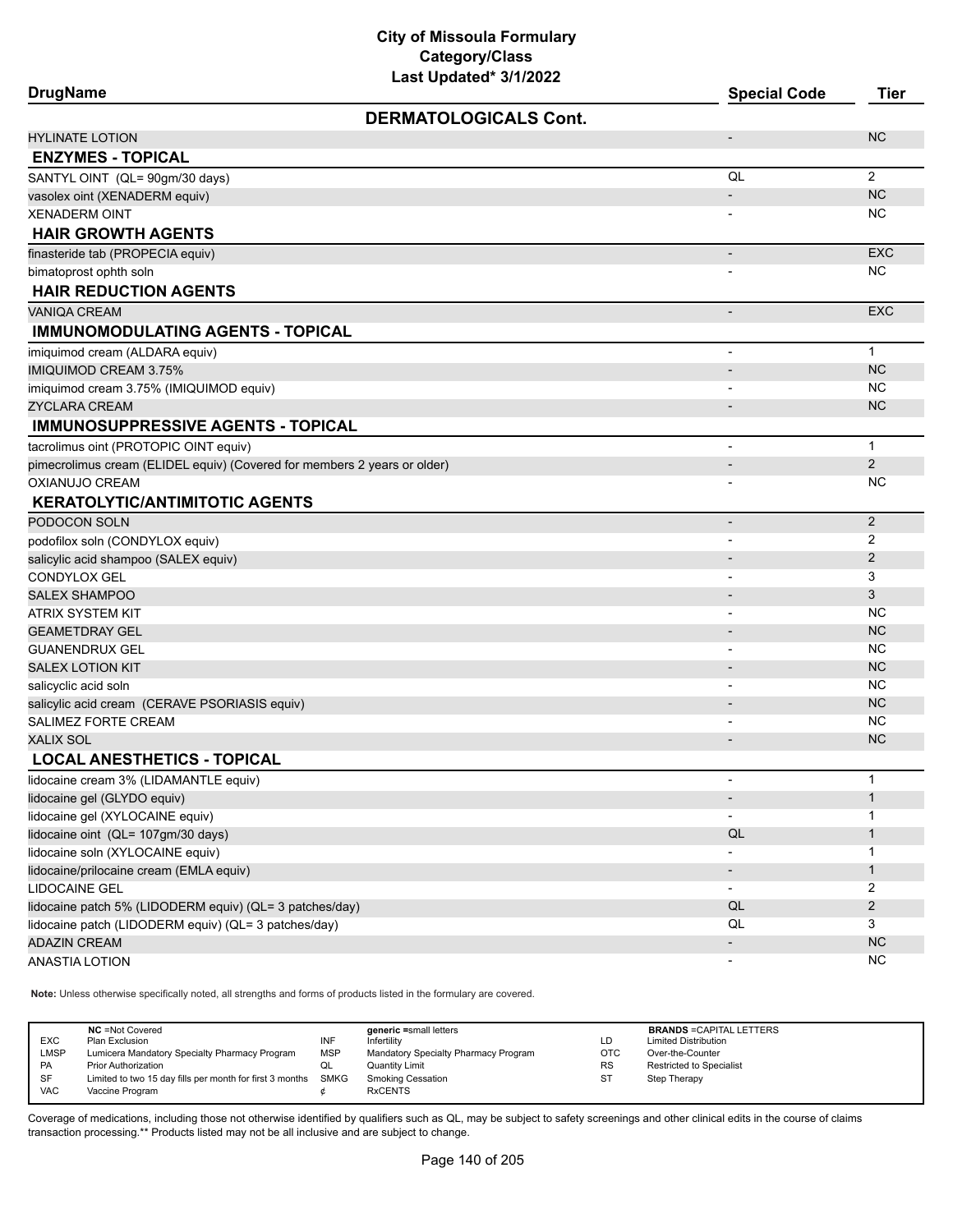## City of Missoula Formulary
## Category/Class
## Last Updated* 3/1/2022

| DrugName | Special Code | Tier |
|---|---|---|
| **DERMATOLOGICALS Cont.** | | |
| HYLINATE LOTION | - | NC |
| **ENZYMES - TOPICAL** | | |
| SANTYL OINT (QL= 90gm/30 days) | QL | 2 |
| vasolex oint (XENADERM equiv) | - | NC |
| XENADERM OINT | - | NC |
| **HAIR GROWTH AGENTS** | | |
| finasteride tab (PROPECIA equiv) | - | EXC |
| bimatoprost ophth soln | - | NC |
| **HAIR REDUCTION AGENTS** | | |
| VANIQA CREAM | - | EXC |
| **IMMUNOMODULATING AGENTS - TOPICAL** | | |
| imiquimod cream (ALDARA equiv) | - | 1 |
| IMIQUIMOD CREAM 3.75% | - | NC |
| imiquimod cream 3.75% (IMIQUIMOD equiv) | - | NC |
| ZYCLARA CREAM | - | NC |
| **IMMUNOSUPPRESSIVE AGENTS - TOPICAL** | | |
| tacrolimus oint (PROTOPIC OINT equiv) | - | 1 |
| pimecrolimus cream (ELIDEL equiv) (Covered for members 2 years or older) | - | 2 |
| OXIANUJO CREAM | - | NC |
| **KERATOLYTIC/ANTIMITOTIC AGENTS** | | |
| PODOCON SOLN | - | 2 |
| podofilox soln (CONDYLOX equiv) | - | 2 |
| salicylic acid shampoo (SALEX equiv) | - | 2 |
| CONDYLOX GEL | - | 3 |
| SALEX SHAMPOO | - | 3 |
| ATRIX SYSTEM KIT | - | NC |
| GEAMETDRAY GEL | - | NC |
| GUANENDRUX GEL | - | NC |
| SALEX LOTION KIT | - | NC |
| salicyclic acid soln | - | NC |
| salicylic acid cream (CERAVE PSORIASIS equiv) | - | NC |
| SALIMEZ FORTE CREAM | - | NC |
| XALIX SOL | - | NC |
| **LOCAL ANESTHETICS - TOPICAL** | | |
| lidocaine cream 3% (LIDAMANTLE equiv) | - | 1 |
| lidocaine gel (GLYDO equiv) | - | 1 |
| lidocaine gel (XYLOCAINE equiv) | - | 1 |
| lidocaine oint (QL= 107gm/30 days) | QL | 1 |
| lidocaine soln (XYLOCAINE equiv) | - | 1 |
| lidocaine/prilocaine cream (EMLA equiv) | - | 1 |
| LIDOCAINE GEL | - | 2 |
| lidocaine patch 5% (LIDODERM equiv) (QL= 3 patches/day) | QL | 2 |
| lidocaine patch (LIDODERM equiv) (QL= 3 patches/day) | QL | 3 |
| ADAZIN CREAM | - | NC |
| ANASTIA LOTION | - | NC |

**Note:** Unless otherwise specifically noted, all strengths and forms of products listed in the formulary are covered.

| | NC =Not Covered | | generic =small letters | | BRANDS =CAPITAL LETTERS |
|---|---|---|---|---|---|
| EXC | Plan Exclusion | INF | Infertility | LD | Limited Distribution |
| LMSP | Lumicera Mandatory Specialty Pharmacy Program | MSP | Mandatory Specialty Pharmacy Program | OTC | Over-the-Counter |
| PA | Prior Authorization | QL | Quantity Limit | RS | Restricted to Specialist |
| SF | Limited to two 15 day fills per month for first 3 months | SMKG | Smoking Cessation | ST | Step Therapy |
| VAC | Vaccine Program | ¢ | RxCENTS | | |

Coverage of medications, including those not otherwise identified by qualifiers such as QL, may be subject to safety screenings and other clinical edits in the course of claims transaction processing.** Products listed may not be all inclusive and are subject to change.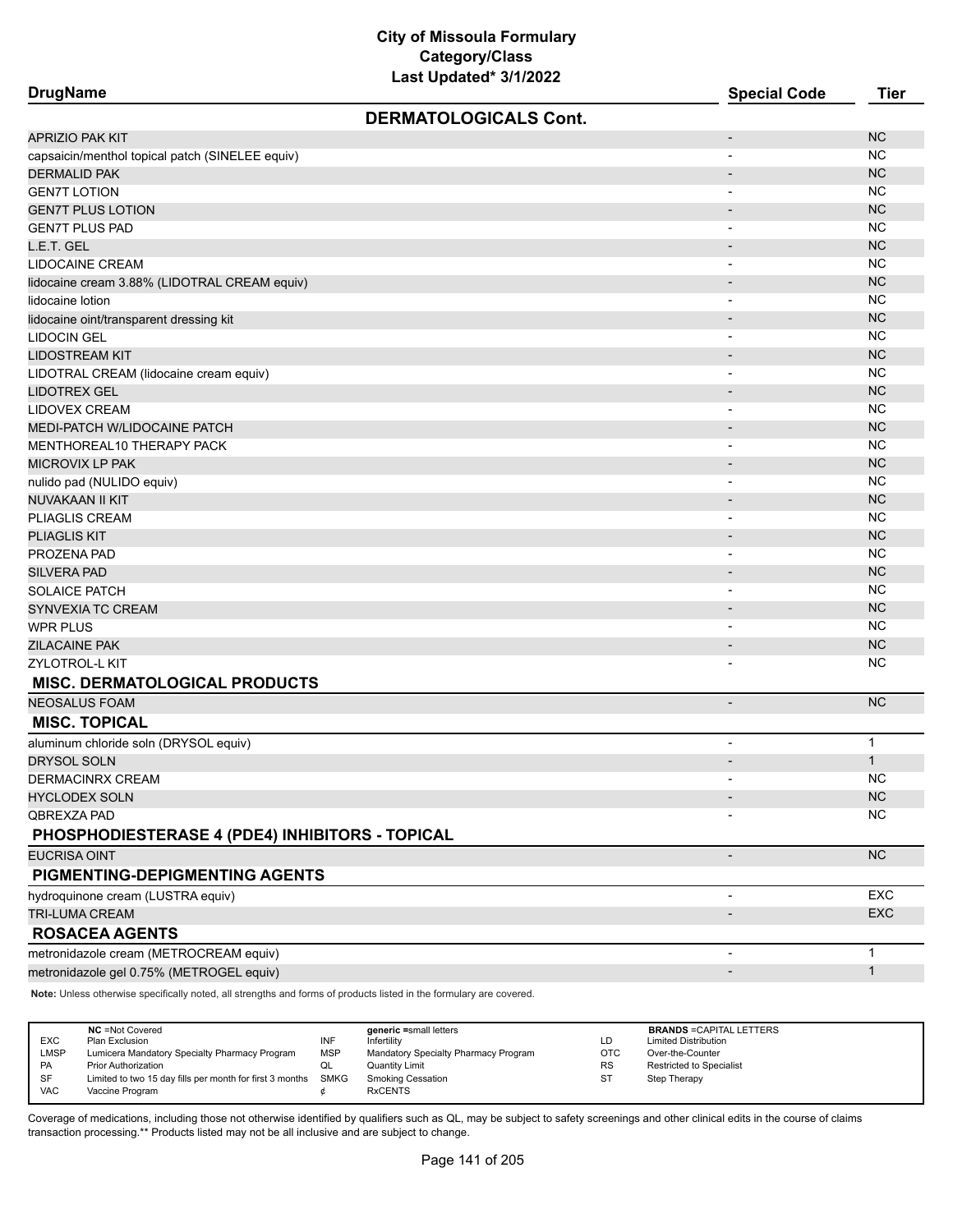# City of Missoula Formulary
## Category/Class
### Last Updated* 3/1/2022

| DrugName | Special Code | Tier |
|---|---|---|
| **DERMATOLOGICALS Cont.** | | |
| APRIZIO PAK KIT | - | NC |
| capsaicin/menthol topical patch (SINELEE equiv) | - | NC |
| DERMALID PAK | - | NC |
| GEN7T LOTION | - | NC |
| GEN7T PLUS LOTION | - | NC |
| GEN7T PLUS PAD | - | NC |
| L.E.T. GEL | - | NC |
| LIDOCAINE CREAM | - | NC |
| lidocaine cream 3.88% (LIDOTRAL CREAM equiv) | - | NC |
| lidocaine lotion | - | NC |
| lidocaine oint/transparent dressing kit | - | NC |
| LIDOCIN GEL | - | NC |
| LIDOSTREAM KIT | - | NC |
| LIDOTRAL CREAM (lidocaine cream equiv) | - | NC |
| LIDOTREX GEL | - | NC |
| LIDOVEX CREAM | - | NC |
| MEDI-PATCH W/LIDOCAINE PATCH | - | NC |
| MENTHOREAL10 THERAPY PACK | - | NC |
| MICROVIX LP PAK | - | NC |
| nulido pad (NULIDO equiv) | - | NC |
| NUVAKAAN II KIT | - | NC |
| PLIAGLIS CREAM | - | NC |
| PLIAGLIS KIT | - | NC |
| PROZENA PAD | - | NC |
| SILVERA PAD | - | NC |
| SOLAICE PATCH | - | NC |
| SYNVEXIA TC CREAM | - | NC |
| WPR PLUS | - | NC |
| ZILACAINE PAK | - | NC |
| ZYLOTROL-L KIT | - | NC |
| **MISC. DERMATOLOGICAL PRODUCTS** | | |
| NEOSALUS FOAM | - | NC |
| **MISC. TOPICAL** | | |
| aluminum chloride soln (DRYSOL equiv) | - | 1 |
| DRYSOL SOLN | - | 1 |
| DERMACINRX CREAM | - | NC |
| HYCLODEX SOLN | - | NC |
| QBREXZA PAD | - | NC |
| **PHOSPHODIESTERASE 4 (PDE4) INHIBITORS - TOPICAL** | | |
| EUCRISA OINT | - | NC |
| **PIGMENTING-DEPIGMENTING AGENTS** | | |
| hydroquinone cream (LUSTRA equiv) | - | EXC |
| TRI-LUMA CREAM | - | EXC |
| **ROSACEA AGENTS** | | |
| metronidazole cream (METROCREAM equiv) | - | 1 |
| metronidazole gel 0.75% (METROGEL equiv) | - | 1 |

**Note:** Unless otherwise specifically noted, all strengths and forms of products listed in the formulary are covered.

| | NC =Not Covered | | generic =small letters | | BRANDS =CAPITAL LETTERS |
|---|---|---|---|---|---|
| EXC | Plan Exclusion | INF | Infertility | LD | Limited Distribution |
| LMSP | Lumicera Mandatory Specialty Pharmacy Program | MSP | Mandatory Specialty Pharmacy Program | OTC | Over-the-Counter |
| PA | Prior Authorization | QL | Quantity Limit | RS | Restricted to Specialist |
| SF | Limited to two 15 day fills per month for first 3 months | SMKG | Smoking Cessation | ST | Step Therapy |
| VAC | Vaccine Program | ¢ | RxCENTS | | |

Coverage of medications, including those not otherwise identified by qualifiers such as QL, may be subject to safety screenings and other clinical edits in the course of claims transaction processing.** Products listed may not be all inclusive and are subject to change.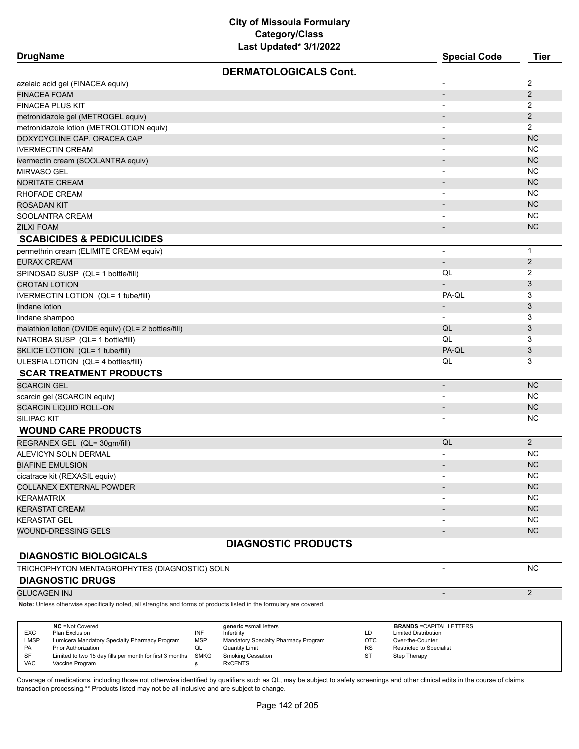# City of Missoula Formulary
## Category/Class
### Last Updated* 3/1/2022

| DrugName | Special Code | Tier |
|---|---|---|
| **DERMATOLOGICALS Cont.** | | |
| azelaic acid gel (FINACEA equiv) | - | 2 |
| FINACEA FOAM | - | 2 |
| FINACEA PLUS KIT | - | 2 |
| metronidazole gel (METROGEL equiv) | - | 2 |
| metronidazole lotion (METROLOTION equiv) | - | 2 |
| DOXYCYCLINE CAP, ORACEA CAP | - | NC |
| IVERMECTIN CREAM | - | NC |
| ivermectin cream (SOOLANTRA equiv) | - | NC |
| MIRVASO GEL | - | NC |
| NORITATE CREAM | - | NC |
| RHOFADE CREAM | - | NC |
| ROSADAN KIT | - | NC |
| SOOLANTRA CREAM | - | NC |
| ZILXI FOAM | - | NC |
| **SCABICIDES & PEDICULICIDES** | | |
| permethrin cream (ELIMITE CREAM equiv) | - | 1 |
| EURAX CREAM | - | 2 |
| SPINOSAD SUSP (QL= 1 bottle/fill) | QL | 2 |
| CROTAN LOTION | - | 3 |
| IVERMECTIN LOTION (QL= 1 tube/fill) | PA-QL | 3 |
| lindane lotion | - | 3 |
| lindane shampoo | - | 3 |
| malathion lotion (OVIDE equiv) (QL= 2 bottles/fill) | QL | 3 |
| NATROBA SUSP (QL= 1 bottle/fill) | QL | 3 |
| SKLICE LOTION (QL= 1 tube/fill) | PA-QL | 3 |
| ULESFIA LOTION (QL= 4 bottles/fill) | QL | 3 |
| **SCAR TREATMENT PRODUCTS** | | |
| SCARCIN GEL | - | NC |
| scarcin gel (SCARCIN equiv) | - | NC |
| SCARCIN LIQUID ROLL-ON | - | NC |
| SILIPAC KIT | - | NC |
| **WOUND CARE PRODUCTS** | | |
| REGRANEX GEL (QL= 30gm/fill) | QL | 2 |
| ALEVICYN SOLN DERMAL | - | NC |
| BIAFINE EMULSION | - | NC |
| cicatrace kit (REXASIL equiv) | - | NC |
| COLLANEX EXTERNAL POWDER | - | NC |
| KERAMATRIX | - | NC |
| KERASTAT CREAM | - | NC |
| KERASTAT GEL | - | NC |
| WOUND-DRESSING GELS | - | NC |
| **DIAGNOSTIC PRODUCTS** | | |
| **DIAGNOSTIC BIOLOGICALS** | | |
| TRICHOPHYTON MENTAGROPHYTES (DIAGNOSTIC) SOLN | - | NC |
| **DIAGNOSTIC DRUGS** | | |
| GLUCAGEN INJ | - | 2 |

**Note:** Unless otherwise specifically noted, all strengths and forms of products listed in the formulary are covered.

| | NC =Not Covered | | generic =small letters | | BRANDS =CAPITAL LETTERS |
|---|---|---|---|---|---|
| EXC | Plan Exclusion | INF | Infertility | LD | Limited Distribution |
| LMSP | Lumicera Mandatory Specialty Pharmacy Program | MSP | Mandatory Specialty Pharmacy Program | OTC | Over-the-Counter |
| PA | Prior Authorization | QL | Quantity Limit | RS | Restricted to Specialist |
| SF | Limited to two 15 day fills per month for first 3 months | SMKG | Smoking Cessation | ST | Step Therapy |
| VAC | Vaccine Program | ¢ | RxCENTS | | |

Coverage of medications, including those not otherwise identified by qualifiers such as QL, may be subject to safety screenings and other clinical edits in the course of claims transaction processing.** Products listed may not be all inclusive and are subject to change.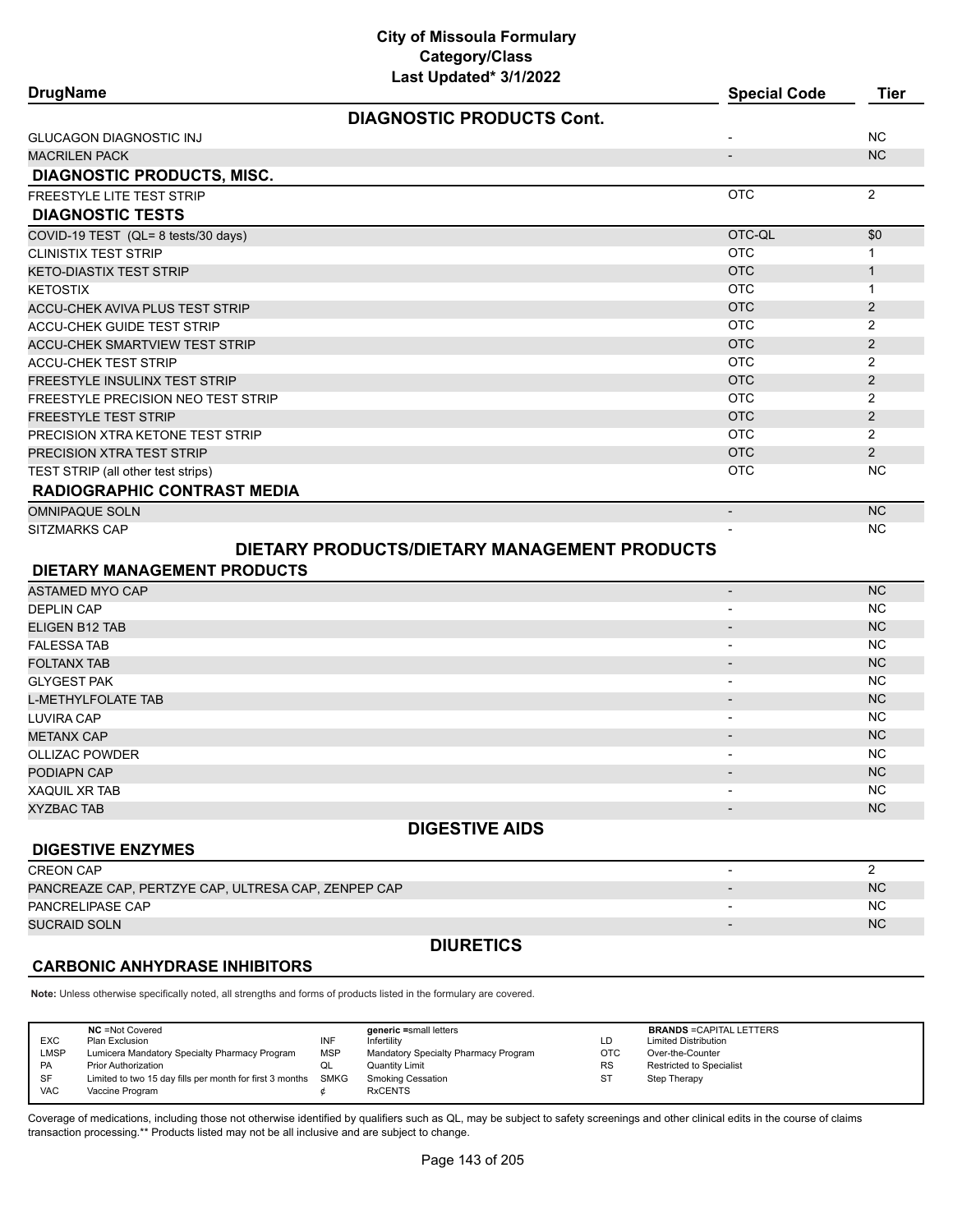# City of Missoula Formulary
## Category/Class
### Last Updated* 3/1/2022

| DrugName | Special Code | Tier |
|---|---|---|
| **DIAGNOSTIC PRODUCTS Cont.** | | |
| GLUCAGON DIAGNOSTIC INJ | - | NC |
| MACRILEN PACK | - | NC |
| **DIAGNOSTIC PRODUCTS, MISC.** | | |
| FREESTYLE LITE TEST STRIP | OTC | 2 |
| **DIAGNOSTIC TESTS** | | |
| COVID-19 TEST (QL= 8 tests/30 days) | OTC-QL | $0 |
| CLINISTIX TEST STRIP | OTC | 1 |
| KETO-DIASTIX TEST STRIP | OTC | 1 |
| KETOSTIX | OTC | 1 |
| ACCU-CHEK AVIVA PLUS TEST STRIP | OTC | 2 |
| ACCU-CHEK GUIDE TEST STRIP | OTC | 2 |
| ACCU-CHEK SMARTVIEW TEST STRIP | OTC | 2 |
| ACCU-CHEK TEST STRIP | OTC | 2 |
| FREESTYLE INSULINX TEST STRIP | OTC | 2 |
| FREESTYLE PRECISION NEO TEST STRIP | OTC | 2 |
| FREESTYLE TEST STRIP | OTC | 2 |
| PRECISION XTRA KETONE TEST STRIP | OTC | 2 |
| PRECISION XTRA TEST STRIP | OTC | 2 |
| TEST STRIP (all other test strips) | OTC | NC |
| **RADIOGRAPHIC CONTRAST MEDIA** | | |
| OMNIPAQUE SOLN | - | NC |
| SITZMARKS CAP | - | NC |

## DIETARY PRODUCTS/DIETARY MANAGEMENT PRODUCTS

| DrugName | Special Code | Tier |
|---|---|---|
| **DIETARY MANAGEMENT PRODUCTS** | | |
| ASTAMED MYO CAP | - | NC |
| DEPLIN CAP | - | NC |
| ELIGEN B12 TAB | - | NC |
| FALESSA TAB | - | NC |
| FOLTANX TAB | - | NC |
| GLYGEST PAK | - | NC |
| L-METHYLFOLATE TAB | - | NC |
| LUVIRA CAP | - | NC |
| METANX CAP | - | NC |
| OLLIZAC POWDER | - | NC |
| PODIAPN CAP | - | NC |
| XAQUIL XR TAB | - | NC |
| XYZBAC TAB | - | NC |

## DIGESTIVE AIDS

| DrugName | Special Code | Tier |
|---|---|---|
| **DIGESTIVE ENZYMES** | | |
| CREON CAP | - | 2 |
| PANCREAZE CAP, PERTZYE CAP, ULTRESA CAP, ZENPEP CAP | - | NC |
| PANCRELIPASE CAP | - | NC |
| SUCRAID SOLN | - | NC |

## DIURETICS

**CARBONIC ANHYDRASE INHIBITORS**

**Note:** Unless otherwise specifically noted, all strengths and forms of products listed in the formulary are covered.

| | NC =Not Covered | | generic =small letters | | BRANDS =CAPITAL LETTERS |
|---|---|---|---|---|---|
| EXC | Plan Exclusion | INF | Infertility | LD | Limited Distribution |
| LMSP | Lumicera Mandatory Specialty Pharmacy Program | MSP | Mandatory Specialty Pharmacy Program | OTC | Over-the-Counter |
| PA | Prior Authorization | QL | Quantity Limit | RS | Restricted to Specialist |
| SF | Limited to two 15 day fills per month for first 3 months | SMKG | Smoking Cessation | ST | Step Therapy |
| VAC | Vaccine Program | ¢ | RxCENTS | | |

Coverage of medications, including those not otherwise identified by qualifiers such as QL, may be subject to safety screenings and other clinical edits in the course of claims transaction processing.** Products listed may not be all inclusive and are subject to change.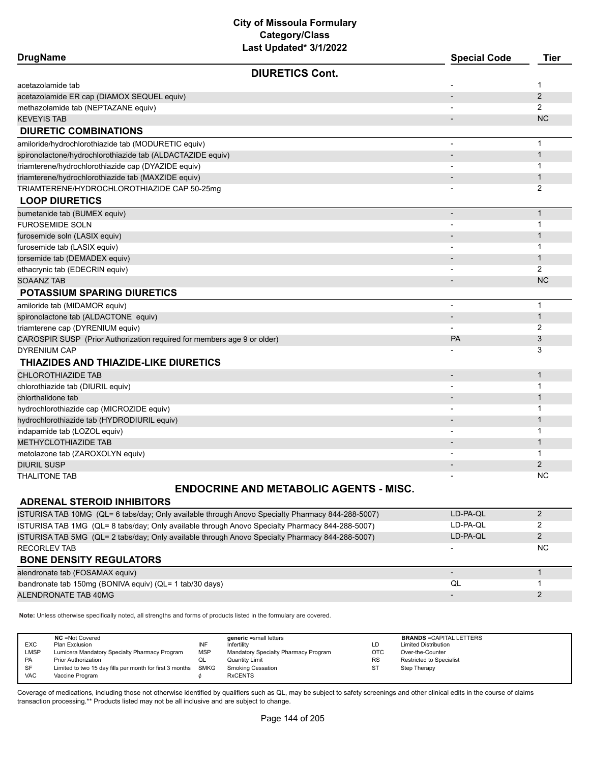# City of Missoula Formulary
## Category/Class
### Last Updated* 3/1/2022

| DrugName | Special Code | Tier |
|---|---|---|
| **DIURETICS Cont.** | | |
| acetazolamide tab | - | 1 |
| acetazolamide ER cap (DIAMOX SEQUEL equiv) | - | 2 |
| methazolamide tab (NEPTAZANE equiv) | - | 2 |
| KEVEYIS TAB | - | NC |
| **DIURETIC COMBINATIONS** | | |
| amiloride/hydrochlorothiazide tab (MODURETIC equiv) | - | 1 |
| spironolactone/hydrochlorothiazide tab (ALDACTAZIDE equiv) | - | 1 |
| triamterene/hydrochlorothiazide cap (DYAZIDE equiv) | - | 1 |
| triamterene/hydrochlorothiazide tab (MAXZIDE equiv) | - | 1 |
| TRIAMTERENE/HYDROCHLOROTHIAZIDE CAP 50-25mg | - | 2 |
| **LOOP DIURETICS** | | |
| bumetanide tab (BUMEX equiv) | - | 1 |
| FUROSEMIDE SOLN | - | 1 |
| furosemide soln (LASIX equiv) | - | 1 |
| furosemide tab (LASIX equiv) | - | 1 |
| torsemide tab (DEMADEX equiv) | - | 1 |
| ethacrynic tab (EDECRIN equiv) | - | 2 |
| SOAANZ TAB | - | NC |
| **POTASSIUM SPARING DIURETICS** | | |
| amiloride tab (MIDAMOR equiv) | - | 1 |
| spironolactone tab (ALDACTONE equiv) | - | 1 |
| triamterene cap (DYRENIUM equiv) | - | 2 |
| CAROSPIR SUSP (Prior Authorization required for members age 9 or older) | PA | 3 |
| DYRENIUM CAP | - | 3 |
| **THIAZIDES AND THIAZIDE-LIKE DIURETICS** | | |
| CHLOROTHIAZIDE TAB | - | 1 |
| chlorothiazide tab (DIURIL equiv) | - | 1 |
| chlorthalidone tab | - | 1 |
| hydrochlorothiazide cap (MICROZIDE equiv) | - | 1 |
| hydrochlorothiazide tab (HYDRODIURIL equiv) | - | 1 |
| indapamide tab (LOZOL equiv) | - | 1 |
| METHYCLOTHIAZIDE TAB | - | 1 |
| metolazone tab (ZAROXOLYN equiv) | - | 1 |
| DIURIL SUSP | - | 2 |
| THALITONE TAB | - | NC |

## ENDOCRINE AND METABOLIC AGENTS - MISC.

| DrugName | Special Code | Tier |
|---|---|---|
| **ADRENAL STEROID INHIBITORS** | | |
| ISTURISA TAB 10MG (QL= 6 tabs/day; Only available through Anovo Specialty Pharmacy 844-288-5007) | LD-PA-QL | 2 |
| ISTURISA TAB 1MG (QL= 8 tabs/day; Only available through Anovo Specialty Pharmacy 844-288-5007) | LD-PA-QL | 2 |
| ISTURISA TAB 5MG (QL= 2 tabs/day; Only available through Anovo Specialty Pharmacy 844-288-5007) | LD-PA-QL | 2 |
| RECORLEV TAB | - | NC |
| **BONE DENSITY REGULATORS** | | |
| alendronate tab (FOSAMAX equiv) | - | 1 |
| ibandronate tab 150mg (BONIVA equiv) (QL= 1 tab/30 days) | QL | 1 |
| ALENDRONATE TAB 40MG | - | 2 |

**Note:** Unless otherwise specifically noted, all strengths and forms of products listed in the formulary are covered.

| | NC =Not Covered | | generic =small letters | | BRANDS =CAPITAL LETTERS |
|---|---|---|---|---|---|
| EXC | Plan Exclusion | INF | Infertility | LD | Limited Distribution |
| LMSP | Lumicera Mandatory Specialty Pharmacy Program | MSP | Mandatory Specialty Pharmacy Program | OTC | Over-the-Counter |
| PA | Prior Authorization | QL | Quantity Limit | RS | Restricted to Specialist |
| SF | Limited to two 15 day fills per month for first 3 months | SMKG | Smoking Cessation | ST | Step Therapy |
| VAC | Vaccine Program | ¢ | RxCENTS | | |

Coverage of medications, including those not otherwise identified by qualifiers such as QL, may be subject to safety screenings and other clinical edits in the course of claims transaction processing.** Products listed may not be all inclusive and are subject to change.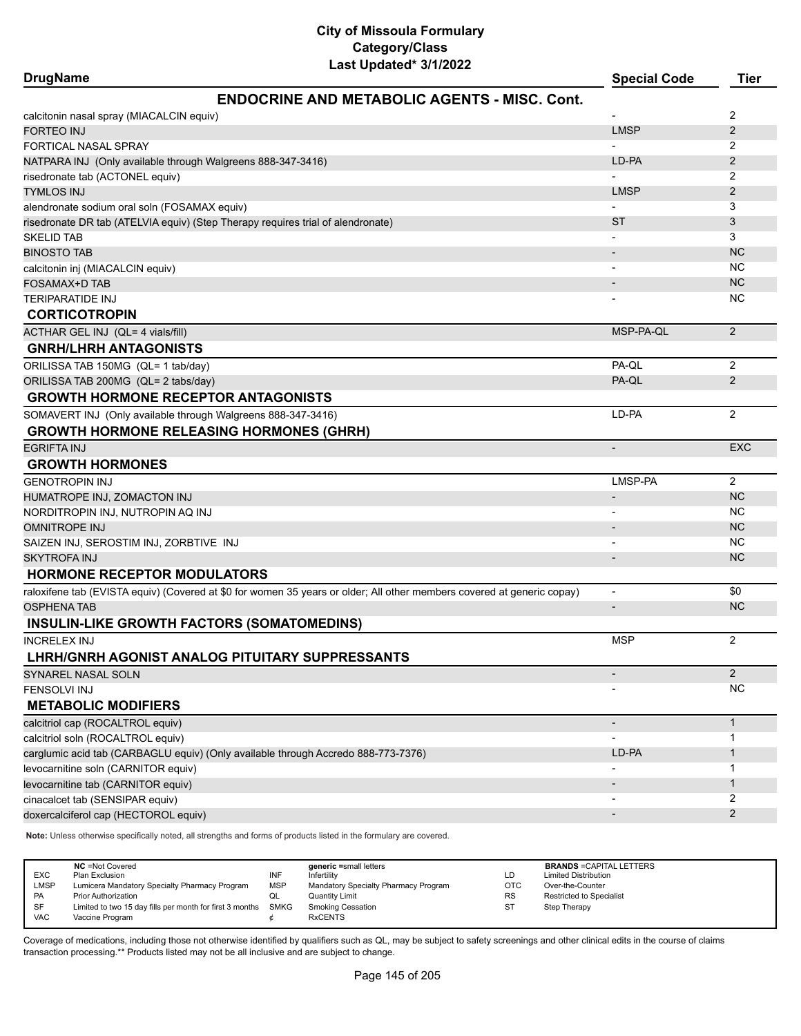# City of Missoula Formulary
## Category/Class
### Last Updated* 3/1/2022

| DrugName | Special Code | Tier |
|---|---|---|
| **ENDOCRINE AND METABOLIC AGENTS - MISC. Cont.** | | |
| calcitonin nasal spray (MIACALCIN equiv) | - | 2 |
| FORTEO INJ | LMSP | 2 |
| FORTICAL NASAL SPRAY | - | 2 |
| NATPARA INJ (Only available through Walgreens 888-347-3416) | LD-PA | 2 |
| risedronate tab (ACTONEL equiv) | - | 2 |
| TYMLOS INJ | LMSP | 2 |
| alendronate sodium oral soln (FOSAMAX equiv) | - | 3 |
| risedronate DR tab (ATELVIA equiv) (Step Therapy requires trial of alendronate) | ST | 3 |
| SKELID TAB | - | 3 |
| BINOSTO TAB | - | NC |
| calcitonin inj (MIACALCIN equiv) | - | NC |
| FOSAMAX+D TAB | - | NC |
| TERIPARATIDE INJ | - | NC |
| **CORTICOTROPIN** | | |
| ACTHAR GEL INJ (QL= 4 vials/fill) | MSP-PA-QL | 2 |
| **GNRH/LHRH ANTAGONISTS** | | |
| ORILISSA TAB 150MG (QL= 1 tab/day) | PA-QL | 2 |
| ORILISSA TAB 200MG (QL= 2 tabs/day) | PA-QL | 2 |
| **GROWTH HORMONE RECEPTOR ANTAGONISTS** | | |
| SOMAVERT INJ (Only available through Walgreens 888-347-3416) | LD-PA | 2 |
| **GROWTH HORMONE RELEASING HORMONES (GHRH)** | | |
| EGRIFTA INJ | - | EXC |
| **GROWTH HORMONES** | | |
| GENOTROPIN INJ | LMSP-PA | 2 |
| HUMATROPE INJ, ZOMACTON INJ | - | NC |
| NORDITROPIN INJ, NUTROPIN AQ INJ | - | NC |
| OMNITROPE INJ | - | NC |
| SAIZEN INJ, SEROSTIM INJ, ZORBTIVE INJ | - | NC |
| SKYTROFA INJ | - | NC |
| **HORMONE RECEPTOR MODULATORS** | | |
| raloxifene tab (EVISTA equiv) (Covered at $0 for women 35 years or older; All other members covered at generic copay) | - | $0 |
| OSPHENA TAB | - | NC |
| **INSULIN-LIKE GROWTH FACTORS (SOMATOMEDINS)** | | |
| INCRELEX INJ | MSP | 2 |
| **LHRH/GNRH AGONIST ANALOG PITUITARY SUPPRESSANTS** | | |
| SYNAREL NASAL SOLN | - | 2 |
| FENSOLVI INJ | - | NC |
| **METABOLIC MODIFIERS** | | |
| calcitriol cap (ROCALTROL equiv) | - | 1 |
| calcitriol soln (ROCALTROL equiv) | - | 1 |
| carglumic acid tab (CARBAGLU equiv) (Only available through Accredo 888-773-7376) | LD-PA | 1 |
| levocarnitine soln (CARNITOR equiv) | - | 1 |
| levocarnitine tab (CARNITOR equiv) | - | 1 |
| cinacalcet tab (SENSIPAR equiv) | - | 2 |
| doxercalciferol cap (HECTOROL equiv) | - | 2 |

**Note:** Unless otherwise specifically noted, all strengths and forms of products listed in the formulary are covered.

| | NC =Not Covered | | generic =small letters | | BRANDS =CAPITAL LETTERS |
|---|---|---|---|---|---|
| EXC | Plan Exclusion | INF | Infertility | LD | Limited Distribution |
| LMSP | Lumicera Mandatory Specialty Pharmacy Program | MSP | Mandatory Specialty Pharmacy Program | OTC | Over-the-Counter |
| PA | Prior Authorization | QL | Quantity Limit | RS | Restricted to Specialist |
| SF | Limited to two 15 day fills per month for first 3 months | SMKG | Smoking Cessation | ST | Step Therapy |
| VAC | Vaccine Program | ¢ | RxCENTS | | |

Coverage of medications, including those not otherwise identified by qualifiers such as QL, may be subject to safety screenings and other clinical edits in the course of claims transaction processing.** Products listed may not be all inclusive and are subject to change.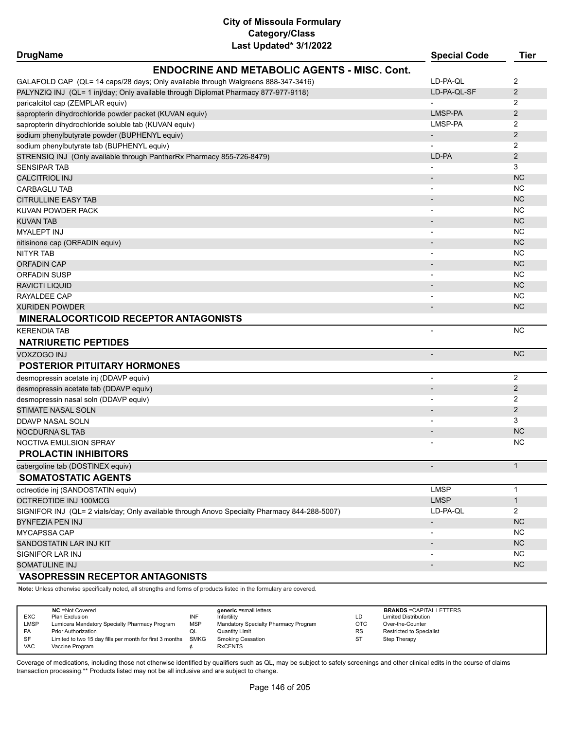# City of Missoula Formulary
## Category/Class
### Last Updated* 3/1/2022

| DrugName | Special Code | Tier |
|---|---|---|
| **ENDOCRINE AND METABOLIC AGENTS - MISC. Cont.** | | |
| GALAFOLD CAP (QL= 14 caps/28 days; Only available through Walgreens 888-347-3416) | LD-PA-QL | 2 |
| PALYNZIQ INJ (QL= 1 inj/day; Only available through Diplomat Pharmacy 877-977-9118) | LD-PA-QL-SF | 2 |
| paricalcitol cap (ZEMPLAR equiv) | - | 2 |
| sapropterin dihydrochloride powder packet (KUVAN equiv) | LMSP-PA | 2 |
| sapropterin dihydrochloride soluble tab (KUVAN equiv) | LMSP-PA | 2 |
| sodium phenylbutyrate powder (BUPHENYL equiv) | - | 2 |
| sodium phenylbutyrate tab (BUPHENYL equiv) | - | 2 |
| STRENSIQ INJ (Only available through PantherRx Pharmacy 855-726-8479) | LD-PA | 2 |
| SENSIPAR TAB | - | 3 |
| CALCITRIOL INJ | - | NC |
| CARBAGLU TAB | - | NC |
| CITRULLINE EASY TAB | - | NC |
| KUVAN POWDER PACK | - | NC |
| KUVAN TAB | - | NC |
| MYALEPT INJ | - | NC |
| nitisinone cap (ORFADIN equiv) | - | NC |
| NITYR TAB | - | NC |
| ORFADIN CAP | - | NC |
| ORFADIN SUSP | - | NC |
| RAVICTI LIQUID | - | NC |
| RAYALDEE CAP | - | NC |
| XURIDEN POWDER | - | NC |
| **MINERALOCORTICOID RECEPTOR ANTAGONISTS** | | |
| KERENDIA TAB | - | NC |
| **NATRIURETIC PEPTIDES** | | |
| VOXZOGO INJ | - | NC |
| **POSTERIOR PITUITARY HORMONES** | | |
| desmopressin acetate inj (DDAVP equiv) | - | 2 |
| desmopressin acetate tab (DDAVP equiv) | - | 2 |
| desmopressin nasal soln (DDAVP equiv) | - | 2 |
| STIMATE NASAL SOLN | - | 2 |
| DDAVP NASAL SOLN | - | 3 |
| NOCDURNA SL TAB | - | NC |
| NOCTIVA EMULSION SPRAY | - | NC |
| **PROLACTIN INHIBITORS** | | |
| cabergoline tab (DOSTINEX equiv) | - | 1 |
| **SOMATOSTATIC AGENTS** | | |
| octreotide inj (SANDOSTATIN equiv) | LMSP | 1 |
| OCTREOTIDE INJ 100MCG | LMSP | 1 |
| SIGNIFOR INJ (QL= 2 vials/day; Only available through Anovo Specialty Pharmacy 844-288-5007) | LD-PA-QL | 2 |
| BYNFEZIA PEN INJ | - | NC |
| MYCAPSSA CAP | - | NC |
| SANDOSTATIN LAR INJ KIT | - | NC |
| SIGNIFOR LAR INJ | - | NC |
| SOMATULINE INJ | - | NC |
| **VASOPRESSIN RECEPTOR ANTAGONISTS** | | |

**Note:** Unless otherwise specifically noted, all strengths and forms of products listed in the formulary are covered.

| | NC =Not Covered | | generic =small letters | | BRANDS =CAPITAL LETTERS |
|---|---|---|---|---|---|
| EXC | Plan Exclusion | INF | Infertility | LD | Limited Distribution |
| LMSP | Lumicera Mandatory Specialty Pharmacy Program | MSP | Mandatory Specialty Pharmacy Program | OTC | Over-the-Counter |
| PA | Prior Authorization | QL | Quantity Limit | RS | Restricted to Specialist |
| SF | Limited to two 15 day fills per month for first 3 months | SMKG | Smoking Cessation | ST | Step Therapy |
| VAC | Vaccine Program | ¢ | RxCENTS | | |

Coverage of medications, including those not otherwise identified by qualifiers such as QL, may be subject to safety screenings and other clinical edits in the course of claims transaction processing.** Products listed may not be all inclusive and are subject to change.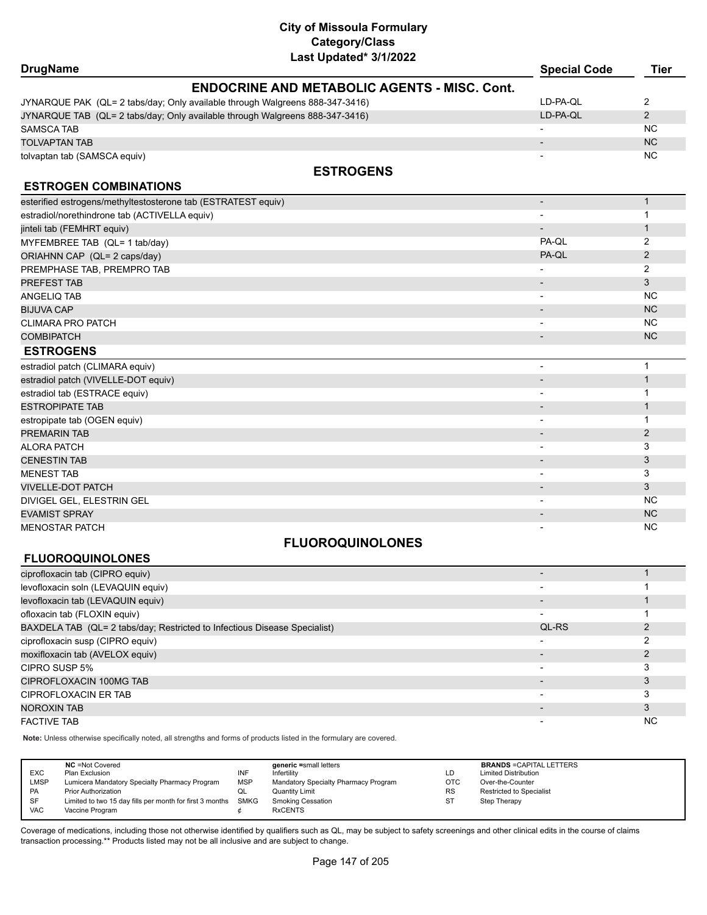# City of Missoula Formulary
## Category/Class
### Last Updated* 3/1/2022

| DrugName | Special Code | Tier |
|---|---|---|
| **ENDOCRINE AND METABOLIC AGENTS - MISC. Cont.** | | |
| JYNARQUE PAK (QL= 2 tabs/day; Only available through Walgreens 888-347-3416) | LD-PA-QL | 2 |
| JYNARQUE TAB (QL= 2 tabs/day; Only available through Walgreens 888-347-3416) | LD-PA-QL | 2 |
| SAMSCA TAB | - | NC |
| TOLVAPTAN TAB | - | NC |
| tolvaptan tab (SAMSCA equiv) | - | NC |
| **ESTROGENS** | | |
| **ESTROGEN COMBINATIONS** | | |
| esterified estrogens/methyltestosterone tab (ESTRATEST equiv) | - | 1 |
| estradiol/norethindrone tab (ACTIVELLA equiv) | - | 1 |
| jinteli tab (FEMHRT equiv) | - | 1 |
| MYFEMBREE TAB (QL= 1 tab/day) | PA-QL | 2 |
| ORIAHNN CAP (QL= 2 caps/day) | PA-QL | 2 |
| PREMPHASE TAB, PREMPRO TAB | - | 2 |
| PREFEST TAB | - | 3 |
| ANGELIQ TAB | - | NC |
| BIJUVA CAP | - | NC |
| CLIMARA PRO PATCH | - | NC |
| COMBIPATCH | - | NC |
| **ESTROGENS** | | |
| estradiol patch (CLIMARA equiv) | - | 1 |
| estradiol patch (VIVELLE-DOT equiv) | - | 1 |
| estradiol tab (ESTRACE equiv) | - | 1 |
| ESTROPIPATE TAB | - | 1 |
| estropipate tab (OGEN equiv) | - | 1 |
| PREMARIN TAB | - | 2 |
| ALORA PATCH | - | 3 |
| CENESTIN TAB | - | 3 |
| MENEST TAB | - | 3 |
| VIVELLE-DOT PATCH | - | 3 |
| DIVIGEL GEL, ELESTRIN GEL | - | NC |
| EVAMIST SPRAY | - | NC |
| MENOSTAR PATCH | - | NC |
| **FLUOROQUINOLONES** | | |
| **FLUOROQUINOLONES** | | |
| ciprofloxacin tab (CIPRO equiv) | - | 1 |
| levofloxacin soln (LEVAQUIN equiv) | - | 1 |
| levofloxacin tab (LEVAQUIN equiv) | - | 1 |
| ofloxacin tab (FLOXIN equiv) | - | 1 |
| BAXDELA TAB (QL= 2 tabs/day; Restricted to Infectious Disease Specialist) | QL-RS | 2 |
| ciprofloxacin susp (CIPRO equiv) | - | 2 |
| moxifloxacin tab (AVELOX equiv) | - | 2 |
| CIPRO SUSP 5% | - | 3 |
| CIPROFLOXACIN 100MG TAB | - | 3 |
| CIPROFLOXACIN ER TAB | - | 3 |
| NOROXIN TAB | - | 3 |
| FACTIVE TAB | - | NC |

**Note:** Unless otherwise specifically noted, all strengths and forms of products listed in the formulary are covered.

| | NC =Not Covered | | generic =small letters | | BRANDS =CAPITAL LETTERS |
|---|---|---|---|---|---|
| EXC | Plan Exclusion | INF | Infertility | LD | Limited Distribution |
| LMSP | Lumicera Mandatory Specialty Pharmacy Program | MSP | Mandatory Specialty Pharmacy Program | OTC | Over-the-Counter |
| PA | Prior Authorization | QL | Quantity Limit | RS | Restricted to Specialist |
| SF | Limited to two 15 day fills per month for first 3 months | SMKG | Smoking Cessation | ST | Step Therapy |
| VAC | Vaccine Program | ¢ | RxCENTS | | |

Coverage of medications, including those not otherwise identified by qualifiers such as QL, may be subject to safety screenings and other clinical edits in the course of claims transaction processing.** Products listed may not be all inclusive and are subject to change.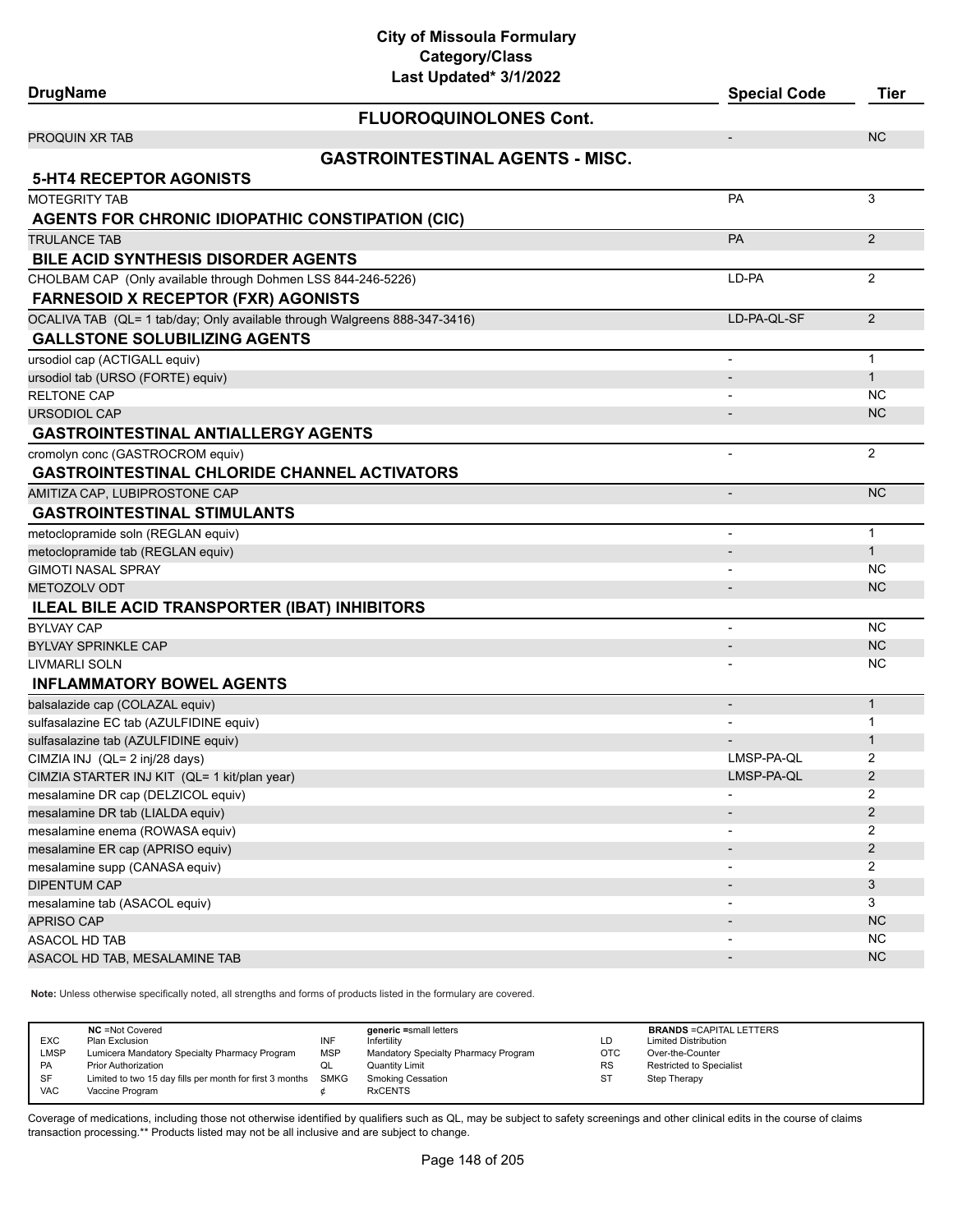**City of Missoula Formulary**
**Category/Class**
**Last Updated* 3/1/2022**

| DrugName | Special Code | Tier |
|---|---|---|
| **FLUOROQUINOLONES Cont.** | | |
| PROQUIN XR TAB | - | NC |
| **GASTROINTESTINAL AGENTS - MISC.** | | |
| **5-HT4 RECEPTOR AGONISTS** | | |
| MOTEGRITY TAB | PA | 3 |
| **AGENTS FOR CHRONIC IDIOPATHIC CONSTIPATION (CIC)** | | |
| TRULANCE TAB | PA | 2 |
| **BILE ACID SYNTHESIS DISORDER AGENTS** | | |
| CHOLBAM CAP (Only available through Dohmen LSS 844-246-5226) | LD-PA | 2 |
| **FARNESOID X RECEPTOR (FXR) AGONISTS** | | |
| OCALIVA TAB (QL= 1 tab/day; Only available through Walgreens 888-347-3416) | LD-PA-QL-SF | 2 |
| **GALLSTONE SOLUBILIZING AGENTS** | | |
| ursodiol cap (ACTIGALL equiv) | - | 1 |
| ursodiol tab (URSO (FORTE) equiv) | - | 1 |
| RELTONE CAP | - | NC |
| URSODIOL CAP | - | NC |
| **GASTROINTESTINAL ANTIALLERGY AGENTS** | | |
| cromolyn conc (GASTROCROM equiv) | - | 2 |
| **GASTROINTESTINAL CHLORIDE CHANNEL ACTIVATORS** | | |
| AMITIZA CAP, LUBIPROSTONE CAP | - | NC |
| **GASTROINTESTINAL STIMULANTS** | | |
| metoclopramide soln (REGLAN equiv) | - | 1 |
| metoclopramide tab (REGLAN equiv) | - | 1 |
| GIMOTI NASAL SPRAY | - | NC |
| METOZOLV ODT | - | NC |
| **ILEAL BILE ACID TRANSPORTER (IBAT) INHIBITORS** | | |
| BYLVAY CAP | - | NC |
| BYLVAY SPRINKLE CAP | - | NC |
| LIVMARLI SOLN | - | NC |
| **INFLAMMATORY BOWEL AGENTS** | | |
| balsalazide cap (COLAZAL equiv) | - | 1 |
| sulfasalazine EC tab (AZULFIDINE equiv) | - | 1 |
| sulfasalazine tab (AZULFIDINE equiv) | - | 1 |
| CIMZIA INJ (QL= 2 inj/28 days) | LMSP-PA-QL | 2 |
| CIMZIA STARTER INJ KIT (QL= 1 kit/plan year) | LMSP-PA-QL | 2 |
| mesalamine DR cap (DELZICOL equiv) | - | 2 |
| mesalamine DR tab (LIALDA equiv) | - | 2 |
| mesalamine enema (ROWASA equiv) | - | 2 |
| mesalamine ER cap (APRISO equiv) | - | 2 |
| mesalamine supp (CANASA equiv) | - | 2 |
| DIPENTUM CAP | - | 3 |
| mesalamine tab (ASACOL equiv) | - | 3 |
| APRISO CAP | - | NC |
| ASACOL HD TAB | - | NC |
| ASACOL HD TAB, MESALAMINE TAB | - | NC |

**Note:** Unless otherwise specifically noted, all strengths and forms of products listed in the formulary are covered.

| | NC =Not Covered | | generic =small letters | | BRANDS =CAPITAL LETTERS |
|---|---|---|---|---|---|
| EXC | Plan Exclusion | INF | Infertility | LD | Limited Distribution |
| LMSP | Lumicera Mandatory Specialty Pharmacy Program | MSP | Mandatory Specialty Pharmacy Program | OTC | Over-the-Counter |
| PA | Prior Authorization | QL | Quantity Limit | RS | Restricted to Specialist |
| SF | Limited to two 15 day fills per month for first 3 months | SMKG | Smoking Cessation | ST | Step Therapy |
| VAC | Vaccine Program | ¢ | RxCENTS | | |

Coverage of medications, including those not otherwise identified by qualifiers such as QL, may be subject to safety screenings and other clinical edits in the course of claims transaction processing.** Products listed may not be all inclusive and are subject to change.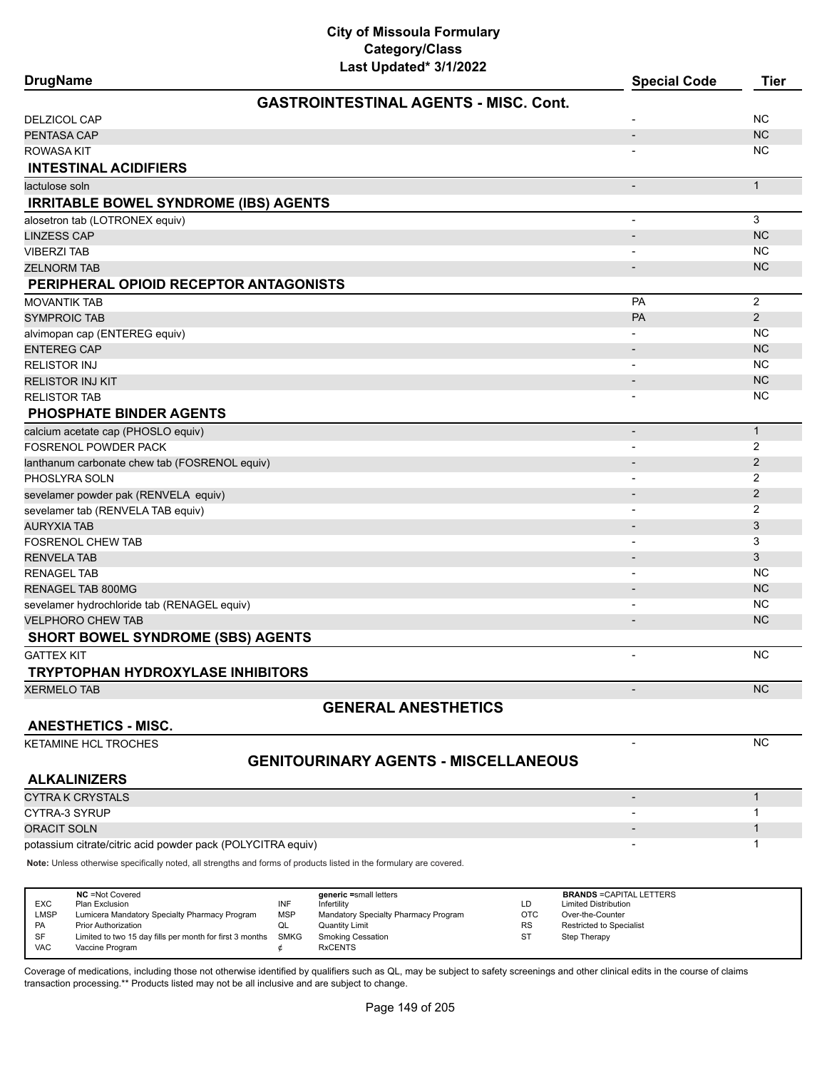| DrugName | Special Code | Tier |
|---|---|---|
| **GASTROINTESTINAL AGENTS - MISC. Cont.** | | |
| DELZICOL CAP | - | NC |
| PENTASA CAP | - | NC |
| ROWASA KIT | - | NC |
| **INTESTINAL ACIDIFIERS** | | |
| lactulose soln | - | 1 |
| **IRRITABLE BOWEL SYNDROME (IBS) AGENTS** | | |
| alosetron tab (LOTRONEX equiv) | - | 3 |
| LINZESS CAP | - | NC |
| VIBERZI TAB | - | NC |
| ZELNORM TAB | - | NC |
| **PERIPHERAL OPIOID RECEPTOR ANTAGONISTS** | | |
| MOVANTIK TAB | PA | 2 |
| SYMPROIC TAB | PA | 2 |
| alvimopan cap (ENTEREG equiv) | - | NC |
| ENTEREG CAP | - | NC |
| RELISTOR INJ | - | NC |
| RELISTOR INJ KIT | - | NC |
| RELISTOR TAB | - | NC |
| **PHOSPHATE BINDER AGENTS** | | |
| calcium acetate cap (PHOSLO equiv) | - | 1 |
| FOSRENOL POWDER PACK | - | 2 |
| lanthanum carbonate chew tab (FOSRENOL equiv) | - | 2 |
| PHOSLYRA SOLN | - | 2 |
| sevelamer powder pak (RENVELA equiv) | - | 2 |
| sevelamer tab (RENVELA TAB equiv) | - | 2 |
| AURYXIA TAB | - | 3 |
| FOSRENOL CHEW TAB | - | 3 |
| RENVELA TAB | - | 3 |
| RENAGEL TAB | - | NC |
| RENAGEL TAB 800MG | - | NC |
| sevelamer hydrochloride tab (RENAGEL equiv) | - | NC |
| VELPHORO CHEW TAB | - | NC |
| **SHORT BOWEL SYNDROME (SBS) AGENTS** | | |
| GATTEX KIT | - | NC |
| **TRYPTOPHAN HYDROXYLASE INHIBITORS** | | |
| XERMELO TAB | - | NC |
| **GENERAL ANESTHETICS** | | |
| **ANESTHETICS - MISC.** | | |
| KETAMINE HCL TROCHES | - | NC |
| **GENITOURINARY AGENTS - MISCELLANEOUS** | | |
| **ALKALINIZERS** | | |
| CYTRA K CRYSTALS | - | 1 |
| CYTRA-3 SYRUP | - | 1 |
| ORACIT SOLN | - | 1 |
| potassium citrate/citric acid powder pack (POLYCITRA equiv) | - | 1 |

**Note:** Unless otherwise specifically noted, all strengths and forms of products listed in the formulary are covered.

| | | | | | |
|---|---|---|---|---|---|
| | **NC** =Not Covered | | **generic** =small letters | | **BRANDS** =CAPITAL LETTERS |
| EXC | Plan Exclusion | INF | Infertility | LD | Limited Distribution |
| LMSP | Lumicera Mandatory Specialty Pharmacy Program | MSP | Mandatory Specialty Pharmacy Program | OTC | Over-the-Counter |
| PA | Prior Authorization | QL | Quantity Limit | RS | Restricted to Specialist |
| SF | Limited to two 15 day fills per month for first 3 months | SMKG | Smoking Cessation | ST | Step Therapy |
| VAC | Vaccine Program | ¢ | RxCENTS | | |

Coverage of medications, including those not otherwise identified by qualifiers such as QL, may be subject to safety screenings and other clinical edits in the course of claims transaction processing.** Products listed may not be all inclusive and are subject to change.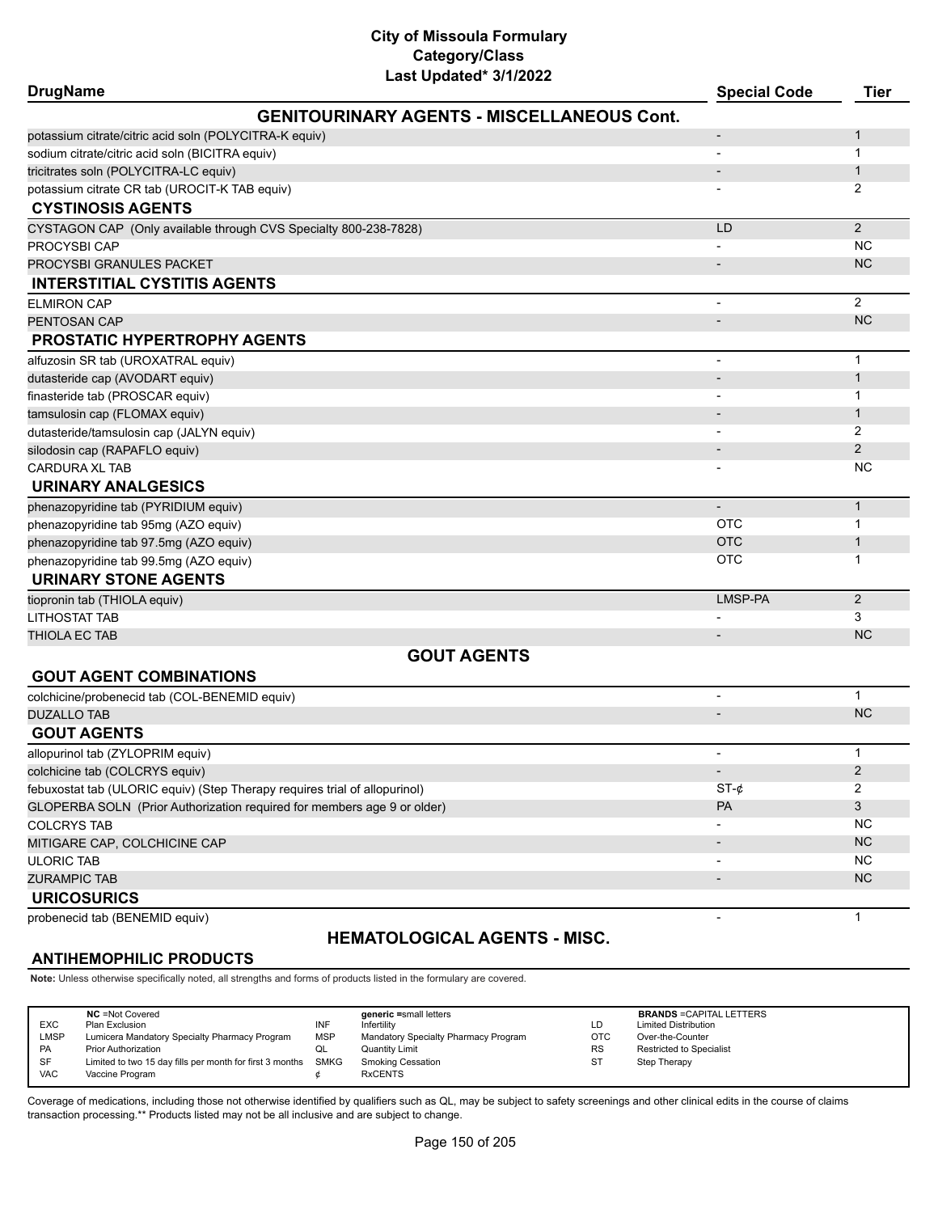# City of Missoula Formulary
## Category/Class
### Last Updated* 3/1/2022

| DrugName | Special Code | Tier |
|---|---|---|
| **GENITOURINARY AGENTS - MISCELLANEOUS Cont.** | | |
| potassium citrate/citric acid soln (POLYCITRA-K equiv) | - | 1 |
| sodium citrate/citric acid soln (BICITRA equiv) | - | 1 |
| tricitrates soln (POLYCITRA-LC equiv) | - | 1 |
| potassium citrate CR tab (UROCIT-K TAB equiv) | - | 2 |
| **CYSTINOSIS AGENTS** | | |
| CYSTAGON CAP (Only available through CVS Specialty 800-238-7828) | LD | 2 |
| PROCYSBI CAP | - | NC |
| PROCYSBI GRANULES PACKET | - | NC |
| **INTERSTITIAL CYSTITIS AGENTS** | | |
| ELMIRON CAP | - | 2 |
| PENTOSAN CAP | - | NC |
| **PROSTATIC HYPERTROPHY AGENTS** | | |
| alfuzosin SR tab (UROXATRAL equiv) | - | 1 |
| dutasteride cap (AVODART equiv) | - | 1 |
| finasteride tab (PROSCAR equiv) | - | 1 |
| tamsulosin cap (FLOMAX equiv) | - | 1 |
| dutasteride/tamsulosin cap (JALYN equiv) | - | 2 |
| silodosin cap (RAPAFLO equiv) | - | 2 |
| CARDURA XL TAB | - | NC |
| **URINARY ANALGESICS** | | |
| phenazopyridine tab (PYRIDIUM equiv) | - | 1 |
| phenazopyridine tab 95mg (AZO equiv) | OTC | 1 |
| phenazopyridine tab 97.5mg (AZO equiv) | OTC | 1 |
| phenazopyridine tab 99.5mg (AZO equiv) | OTC | 1 |
| **URINARY STONE AGENTS** | | |
| tiopronin tab (THIOLA equiv) | LMSP-PA | 2 |
| LITHOSTAT TAB | - | 3 |
| THIOLA EC TAB | - | NC |
| **GOUT AGENTS** | | |
| **GOUT AGENT COMBINATIONS** | | |
| colchicine/probenecid tab (COL-BENEMID equiv) | - | 1 |
| DUZALLO TAB | - | NC |
| **GOUT AGENTS** | | |
| allopurinol tab (ZYLOPRIM equiv) | - | 1 |
| colchicine tab (COLCRYS equiv) | - | 2 |
| febuxostat tab (ULORIC equiv) (Step Therapy requires trial of allopurinol) | ST-¢ | 2 |
| GLOPERBA SOLN (Prior Authorization required for members age 9 or older) | PA | 3 |
| COLCRYS TAB | - | NC |
| MITIGARE CAP, COLCHICINE CAP | - | NC |
| ULORIC TAB | - | NC |
| ZURAMPIC TAB | - | NC |
| **URICOSURICS** | | |
| probenecid tab (BENEMID equiv) | - | 1 |
| **HEMATOLOGICAL AGENTS - MISC.** | | |
| **ANTIHEMOPHILIC PRODUCTS** | | |

**Note:** Unless otherwise specifically noted, all strengths and forms of products listed in the formulary are covered.

| | | | | | |
|---|---|---|---|---|---|
| **NC** =Not Covered | | **generic** =small letters | | **BRANDS** =CAPITAL LETTERS | |
| EXC | Plan Exclusion | INF | Infertility | LD | Limited Distribution |
| LMSP | Lumicera Mandatory Specialty Pharmacy Program | MSP | Mandatory Specialty Pharmacy Program | OTC | Over-the-Counter |
| PA | Prior Authorization | QL | Quantity Limit | RS | Restricted to Specialist |
| SF | Limited to two 15 day fills per month for first 3 months | SMKG | Smoking Cessation | ST | Step Therapy |
| VAC | Vaccine Program | ¢ | RxCENTS | | |

Coverage of medications, including those not otherwise identified by qualifiers such as QL, may be subject to safety screenings and other clinical edits in the course of claims transaction processing.** Products listed may not be all inclusive and are subject to change.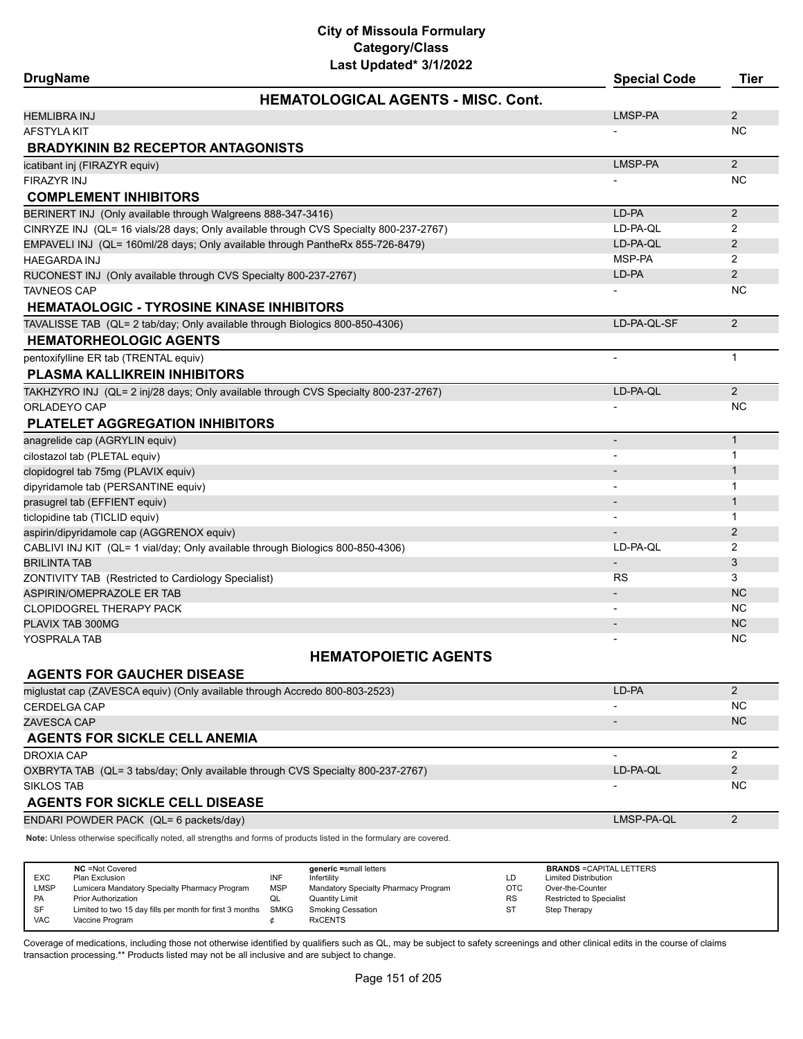# City of Missoula Formulary
## Category/Class
### Last Updated* 3/1/2022

| DrugName | Special Code | Tier |
|---|---|---|
| **HEMATOLOGICAL AGENTS - MISC. Cont.** | | |
| HEMLIBRA INJ | LMSP-PA | 2 |
| AFSTYLA KIT | - | NC |
| **BRADYKININ B2 RECEPTOR ANTAGONISTS** | | |
| icatibant inj (FIRAZYR equiv) | LMSP-PA | 2 |
| FIRAZYR INJ | - | NC |
| **COMPLEMENT INHIBITORS** | | |
| BERINERT INJ (Only available through Walgreens 888-347-3416) | LD-PA | 2 |
| CINRYZE INJ (QL= 16 vials/28 days; Only available through CVS Specialty 800-237-2767) | LD-PA-QL | 2 |
| EMPAVELI INJ (QL= 160ml/28 days; Only available through PantheRx 855-726-8479) | LD-PA-QL | 2 |
| HAEGARDA INJ | MSP-PA | 2 |
| RUCONEST INJ (Only available through CVS Specialty 800-237-2767) | LD-PA | 2 |
| TAVNEOS CAP | - | NC |
| **HEMATAOLOGIC - TYROSINE KINASE INHIBITORS** | | |
| TAVALISSE TAB (QL= 2 tab/day; Only available through Biologics 800-850-4306) | LD-PA-QL-SF | 2 |
| **HEMATORHEOLOGIC AGENTS** | | |
| pentoxifylline ER tab (TRENTAL equiv) | - | 1 |
| **PLASMA KALLIKREIN INHIBITORS** | | |
| TAKHZYRO INJ (QL= 2 inj/28 days; Only available through CVS Specialty 800-237-2767) | LD-PA-QL | 2 |
| ORLADEYO CAP | - | NC |
| **PLATELET AGGREGATION INHIBITORS** | | |
| anagrelide cap (AGRYLIN equiv) | - | 1 |
| cilostazol tab (PLETAL equiv) | - | 1 |
| clopidogrel tab 75mg (PLAVIX equiv) | - | 1 |
| dipyridamole tab (PERSANTINE equiv) | - | 1 |
| prasugrel tab (EFFIENT equiv) | - | 1 |
| ticlopidine tab (TICLID equiv) | - | 1 |
| aspirin/dipyridamole cap (AGGRENOX equiv) | - | 2 |
| CABLIVI INJ KIT (QL= 1 vial/day; Only available through Biologics 800-850-4306) | LD-PA-QL | 2 |
| BRILINTA TAB | - | 3 |
| ZONTIVITY TAB (Restricted to Cardiology Specialist) | RS | 3 |
| ASPIRIN/OMEPRAZOLE ER TAB | - | NC |
| CLOPIDOGREL THERAPY PACK | - | NC |
| PLAVIX TAB 300MG | - | NC |
| YOSPRALA TAB | - | NC |
| **HEMATOPOIETIC AGENTS** | | |
| **AGENTS FOR GAUCHER DISEASE** | | |
| miglustat cap (ZAVESCA equiv) (Only available through Accredo 800-803-2523) | LD-PA | 2 |
| CERDELGA CAP | - | NC |
| ZAVESCA CAP | - | NC |
| **AGENTS FOR SICKLE CELL ANEMIA** | | |
| DROXIA CAP | - | 2 |
| OXBRYTA TAB (QL= 3 tabs/day; Only available through CVS Specialty 800-237-2767) | LD-PA-QL | 2 |
| SIKLOS TAB | - | NC |
| **AGENTS FOR SICKLE CELL DISEASE** | | |
| ENDARI POWDER PACK (QL= 6 packets/day) | LMSP-PA-QL | 2 |

**Note:** Unless otherwise specifically noted, all strengths and forms of products listed in the formulary are covered.

| | NC =Not Covered | | generic =small letters | | BRANDS =CAPITAL LETTERS |
|---|---|---|---|---|---|
| EXC | Plan Exclusion | INF | Infertility | LD | Limited Distribution |
| LMSP | Lumicera Mandatory Specialty Pharmacy Program | MSP | Mandatory Specialty Pharmacy Program | OTC | Over-the-Counter |
| PA | Prior Authorization | QL | Quantity Limit | RS | Restricted to Specialist |
| SF | Limited to two 15 day fills per month for first 3 months | SMKG | Smoking Cessation | ST | Step Therapy |
| VAC | Vaccine Program | ¢ | RxCENTS | | |

Coverage of medications, including those not otherwise identified by qualifiers such as QL, may be subject to safety screenings and other clinical edits in the course of claims transaction processing.** Products listed may not be all inclusive and are subject to change.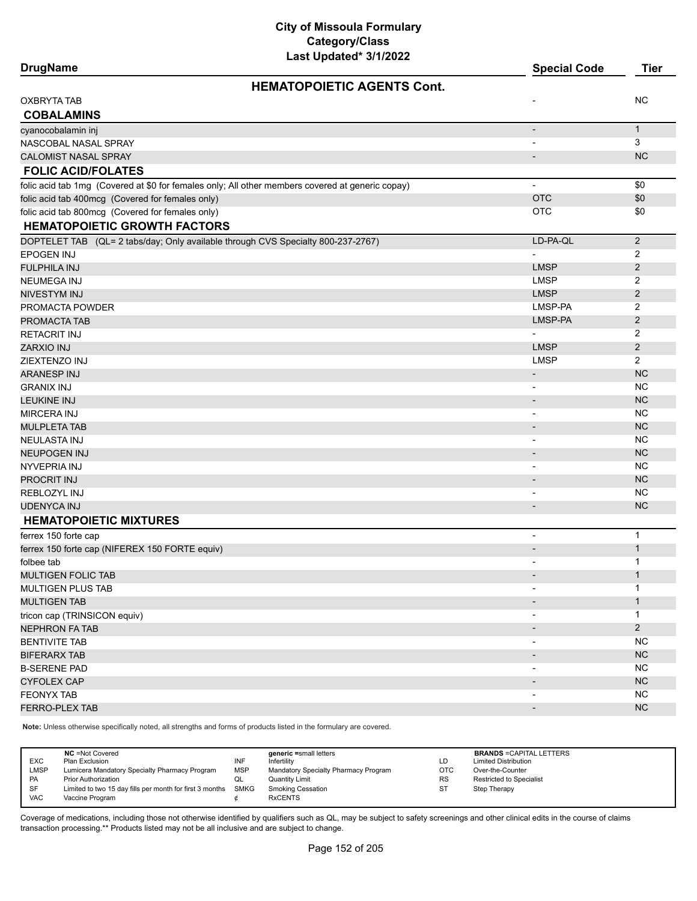# City of Missoula Formulary
## Category/Class
### Last Updated* 3/1/2022

| DrugName | Special Code | Tier |
|---|---|---|
| **HEMATOPOIETIC AGENTS Cont.** | | |
| OXBRYTA TAB | - | NC |
| **COBALAMINS** | | |
| cyanocobalamin inj | - | 1 |
| NASCOBAL NASAL SPRAY | - | 3 |
| CALOMIST NASAL SPRAY | - | NC |
| **FOLIC ACID/FOLATES** | | |
| folic acid tab 1mg (Covered at $0 for females only; All other members covered at generic copay) | - | $0 |
| folic acid tab 400mcg (Covered for females only) | OTC | $0 |
| folic acid tab 800mcg (Covered for females only) | OTC | $0 |
| **HEMATOPOIETIC GROWTH FACTORS** | | |
| DOPTELET TAB (QL= 2 tabs/day; Only available through CVS Specialty 800-237-2767) | LD-PA-QL | 2 |
| EPOGEN INJ | - | 2 |
| FULPHILA INJ | LMSP | 2 |
| NEUMEGA INJ | LMSP | 2 |
| NIVESTYM INJ | LMSP | 2 |
| PROMACTA POWDER | LMSP-PA | 2 |
| PROMACTA TAB | LMSP-PA | 2 |
| RETACRIT INJ | - | 2 |
| ZARXIO INJ | LMSP | 2 |
| ZIEXTENZO INJ | LMSP | 2 |
| ARANESP INJ | - | NC |
| GRANIX INJ | - | NC |
| LEUKINE INJ | - | NC |
| MIRCERA INJ | - | NC |
| MULPLETA TAB | - | NC |
| NEULASTA INJ | - | NC |
| NEUPOGEN INJ | - | NC |
| NYVEPRIA INJ | - | NC |
| PROCRIT INJ | - | NC |
| REBLOZYL INJ | - | NC |
| UDENYCA INJ | - | NC |
| **HEMATOPOIETIC MIXTURES** | | |
| ferrex 150 forte cap | - | 1 |
| ferrex 150 forte cap (NIFEREX 150 FORTE equiv) | - | 1 |
| folbee tab | - | 1 |
| MULTIGEN FOLIC TAB | - | 1 |
| MULTIGEN PLUS TAB | - | 1 |
| MULTIGEN TAB | - | 1 |
| tricon cap (TRINSICON equiv) | - | 1 |
| NEPHRON FA TAB | - | 2 |
| BENTIVITE TAB | - | NC |
| BIFERARX TAB | - | NC |
| B-SERENE PAD | - | NC |
| CYFOLEX CAP | - | NC |
| FEONYX TAB | - | NC |
| FERRO-PLEX TAB | - | NC |

**Note:** Unless otherwise specifically noted, all strengths and forms of products listed in the formulary are covered.

| | NC =Not Covered | | generic =small letters | | BRANDS =CAPITAL LETTERS |
|---|---|---|---|---|---|
| EXC | Plan Exclusion | INF | Infertility | LD | Limited Distribution |
| LMSP | Lumicera Mandatory Specialty Pharmacy Program | MSP | Mandatory Specialty Pharmacy Program | OTC | Over-the-Counter |
| PA | Prior Authorization | QL | Quantity Limit | RS | Restricted to Specialist |
| SF | Limited to two 15 day fills per month for first 3 months | SMKG | Smoking Cessation | ST | Step Therapy |
| VAC | Vaccine Program | ¢ | RxCENTS | | |

Coverage of medications, including those not otherwise identified by qualifiers such as QL, may be subject to safety screenings and other clinical edits in the course of claims transaction processing.** Products listed may not be all inclusive and are subject to change.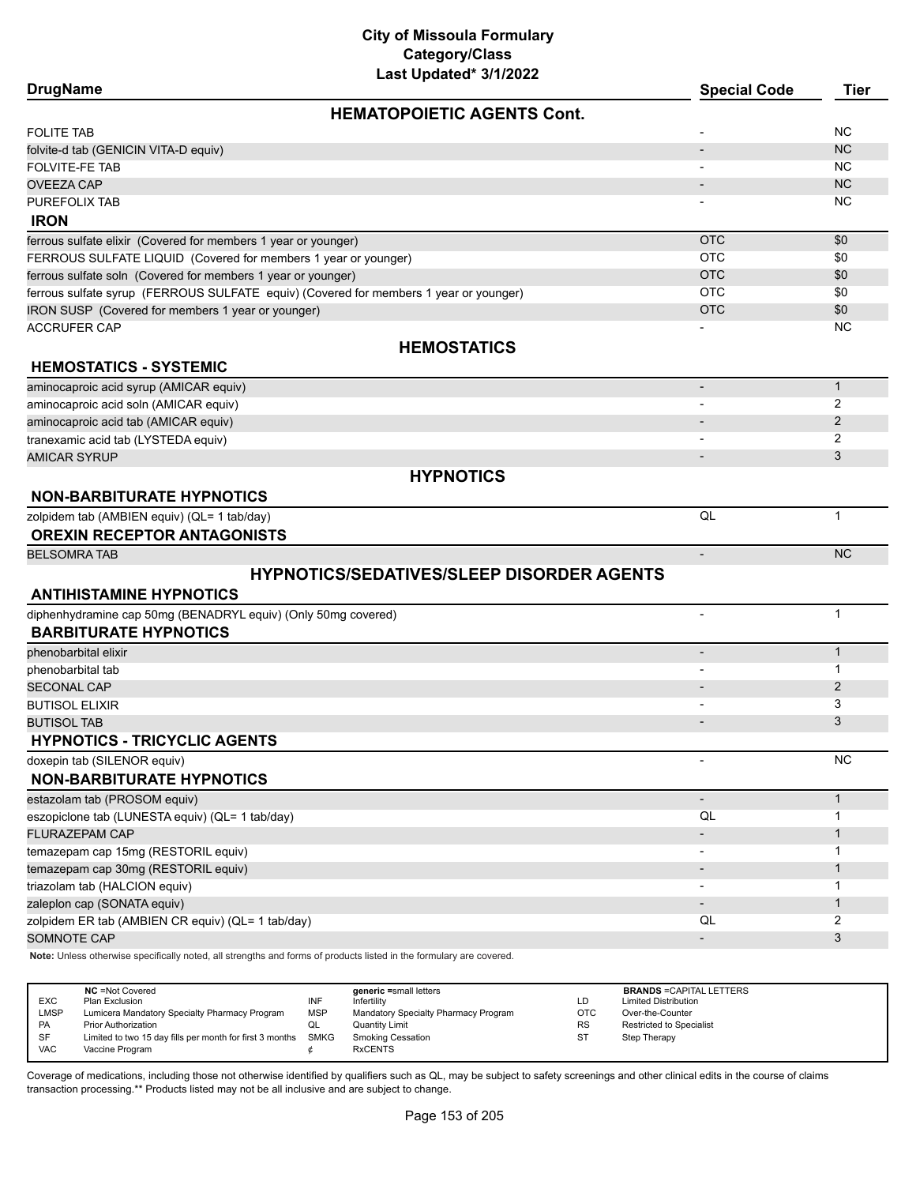# City of Missoula Formulary
## Category/Class
### Last Updated* 3/1/2022

| DrugName | Special Code | Tier |
|---|---|---|
| **HEMATOPOIETIC AGENTS Cont.** | | |
| FOLITE TAB | - | NC |
| folvite-d tab (GENICIN VITA-D equiv) | - | NC |
| FOLVITE-FE TAB | - | NC |
| OVEEZA CAP | - | NC |
| PUREFOLIX TAB | - | NC |
| **IRON** | | |
| ferrous sulfate elixir (Covered for members 1 year or younger) | OTC | $0 |
| FERROUS SULFATE LIQUID (Covered for members 1 year or younger) | OTC | $0 |
| ferrous sulfate soln (Covered for members 1 year or younger) | OTC | $0 |
| ferrous sulfate syrup (FERROUS SULFATE equiv) (Covered for members 1 year or younger) | OTC | $0 |
| IRON SUSP (Covered for members 1 year or younger) | OTC | $0 |
| ACCRUFER CAP | - | NC |
| **HEMOSTATICS** | | |
| **HEMOSTATICS - SYSTEMIC** | | |
| aminocaproic acid syrup (AMICAR equiv) | - | 1 |
| aminocaproic acid soln (AMICAR equiv) | - | 2 |
| aminocaproic acid tab (AMICAR equiv) | - | 2 |
| tranexamic acid tab (LYSTEDA equiv) | - | 2 |
| AMICAR SYRUP | - | 3 |
| **HYPNOTICS** | | |
| **NON-BARBITURATE HYPNOTICS** | | |
| zolpidem tab (AMBIEN equiv) (QL= 1 tab/day) | QL | 1 |
| **OREXIN RECEPTOR ANTAGONISTS** | | |
| BELSOMRA TAB | - | NC |
| **HYPNOTICS/SEDATIVES/SLEEP DISORDER AGENTS** | | |
| **ANTIHISTAMINE HYPNOTICS** | | |
| diphenhydramine cap 50mg (BENADRYL equiv) (Only 50mg covered) | - | 1 |
| **BARBITURATE HYPNOTICS** | | |
| phenobarbital elixir | - | 1 |
| phenobarbital tab | - | 1 |
| SECONAL CAP | - | 2 |
| BUTISOL ELIXIR | - | 3 |
| BUTISOL TAB | - | 3 |
| **HYPNOTICS - TRICYCLIC AGENTS** | | |
| doxepin tab (SILENOR equiv) | - | NC |
| **NON-BARBITURATE HYPNOTICS** | | |
| estazolam tab (PROSOM equiv) | - | 1 |
| eszopiclone tab (LUNESTA equiv) (QL= 1 tab/day) | QL | 1 |
| FLURAZEPAM CAP | - | 1 |
| temazepam cap 15mg (RESTORIL equiv) | - | 1 |
| temazepam cap 30mg (RESTORIL equiv) | - | 1 |
| triazolam tab (HALCION equiv) | - | 1 |
| zaleplon cap (SONATA equiv) | - | 1 |
| zolpidem ER tab (AMBIEN CR equiv) (QL= 1 tab/day) | QL | 2 |
| SOMNOTE CAP | - | 3 |

**Note:** Unless otherwise specifically noted, all strengths and forms of products listed in the formulary are covered.

| | NC =Not Covered | | generic =small letters | | BRANDS =CAPITAL LETTERS |
|---|---|---|---|---|---|
| EXC | Plan Exclusion | INF | Infertility | LD | Limited Distribution |
| LMSP | Lumicera Mandatory Specialty Pharmacy Program | MSP | Mandatory Specialty Pharmacy Program | OTC | Over-the-Counter |
| PA | Prior Authorization | QL | Quantity Limit | RS | Restricted to Specialist |
| SF | Limited to two 15 day fills per month for first 3 months | SMKG | Smoking Cessation | ST | Step Therapy |
| VAC | Vaccine Program | ¢ | RxCENTS | | |

Coverage of medications, including those not otherwise identified by qualifiers such as QL, may be subject to safety screenings and other clinical edits in the course of claims transaction processing.** Products listed may not be all inclusive and are subject to change.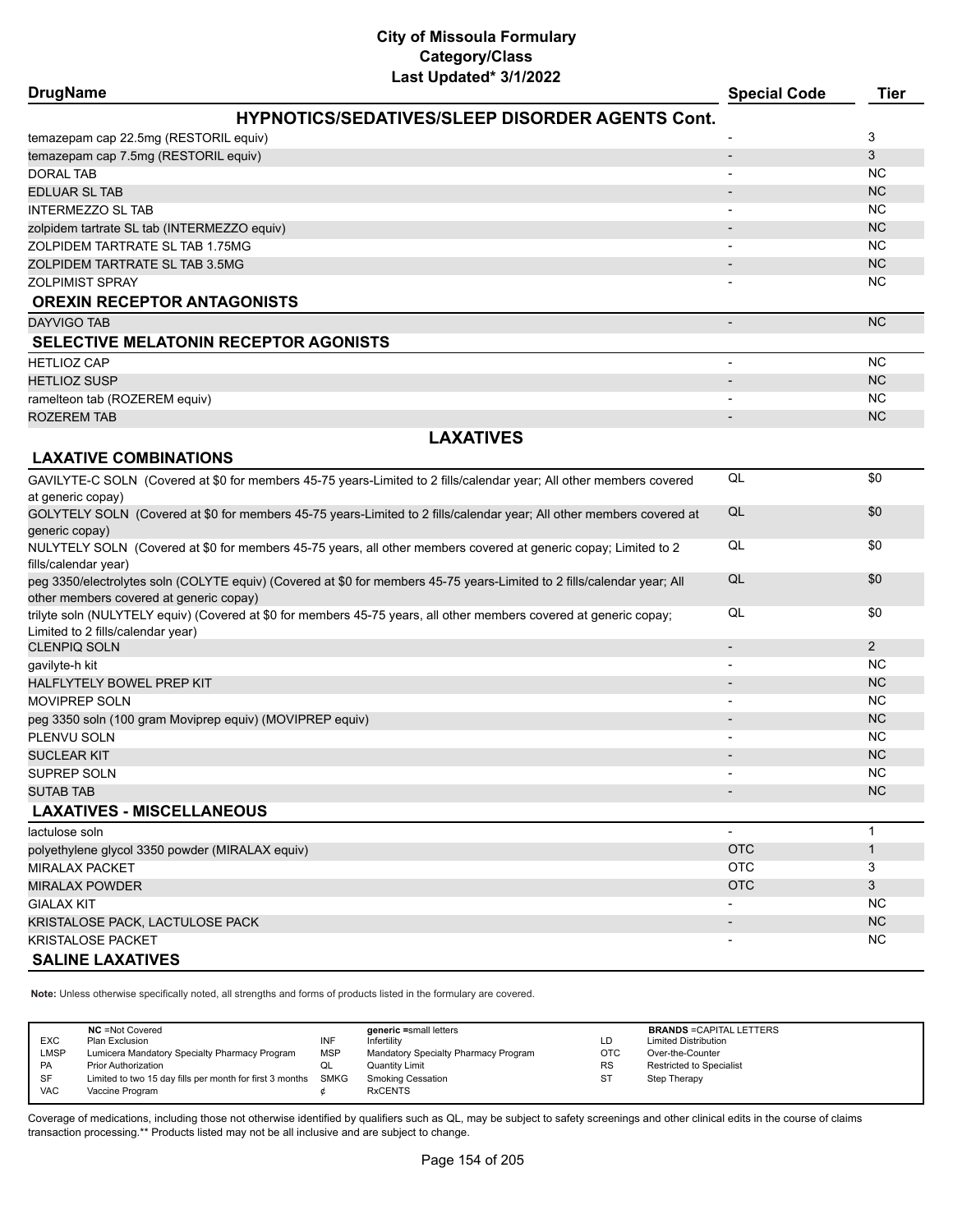# City of Missoula Formulary
## Category/Class
### Last Updated* 3/1/2022

| DrugName | Special Code | Tier |
|---|---|---|
| **HYPNOTICS/SEDATIVES/SLEEP DISORDER AGENTS Cont.** | | |
| temazepam cap 22.5mg (RESTORIL equiv) | - | 3 |
| temazepam cap 7.5mg (RESTORIL equiv) | - | 3 |
| DORAL TAB | - | NC |
| EDLUAR SL TAB | - | NC |
| INTERMEZZO SL TAB | - | NC |
| zolpidem tartrate SL tab (INTERMEZZO equiv) | - | NC |
| ZOLPIDEM TARTRATE SL TAB 1.75MG | - | NC |
| ZOLPIDEM TARTRATE SL TAB 3.5MG | - | NC |
| ZOLPIMIST SPRAY | - | NC |
| **OREXIN RECEPTOR ANTAGONISTS** | | |
| DAYVIGO TAB | - | NC |
| **SELECTIVE MELATONIN RECEPTOR AGONISTS** | | |
| HETLIOZ CAP | - | NC |
| HETLIOZ SUSP | - | NC |
| ramelteon tab (ROZEREM equiv) | - | NC |
| ROZEREM TAB | - | NC |
| **LAXATIVES** | | |
| **LAXATIVE COMBINATIONS** | | |
| GAVILYTE-C SOLN (Covered at $0 for members 45-75 years-Limited to 2 fills/calendar year; All other members covered at generic copay) | QL | $0 |
| GOLYTELY SOLN (Covered at $0 for members 45-75 years-Limited to 2 fills/calendar year; All other members covered at generic copay) | QL | $0 |
| NULYTELY SOLN (Covered at $0 for members 45-75 years, all other members covered at generic copay; Limited to 2 fills/calendar year) | QL | $0 |
| peg 3350/electrolytes soln (COLYTE equiv) (Covered at $0 for members 45-75 years-Limited to 2 fills/calendar year; All other members covered at generic copay) | QL | $0 |
| trilyte soln (NULYTELY equiv) (Covered at $0 for members 45-75 years, all other members covered at generic copay; Limited to 2 fills/calendar year) | QL | $0 |
| CLENPIQ SOLN | - | 2 |
| gavilyte-h kit | - | NC |
| HALFLYTELY BOWEL PREP KIT | - | NC |
| MOVIPREP SOLN | - | NC |
| peg 3350 soln (100 gram Moviprep equiv) (MOVIPREP equiv) | - | NC |
| PLENVU SOLN | - | NC |
| SUCLEAR KIT | - | NC |
| SUPREP SOLN | - | NC |
| SUTAB TAB | - | NC |
| **LAXATIVES - MISCELLANEOUS** | | |
| lactulose soln | - | 1 |
| polyethylene glycol 3350 powder (MIRALAX equiv) | OTC | 1 |
| MIRALAX PACKET | OTC | 3 |
| MIRALAX POWDER | OTC | 3 |
| GIALAX KIT | - | NC |
| KRISTALOSE PACK, LACTULOSE PACK | - | NC |
| KRISTALOSE PACKET | - | NC |
| **SALINE LAXATIVES** | | |

**Note:** Unless otherwise specifically noted, all strengths and forms of products listed in the formulary are covered.

| | NC =Not Covered | | generic =small letters | | BRANDS =CAPITAL LETTERS |
|---|---|---|---|---|---|
| EXC | Plan Exclusion | INF | Infertility | LD | Limited Distribution |
| LMSP | Lumicera Mandatory Specialty Pharmacy Program | MSP | Mandatory Specialty Pharmacy Program | OTC | Over-the-Counter |
| PA | Prior Authorization | QL | Quantity Limit | RS | Restricted to Specialist |
| SF | Limited to two 15 day fills per month for first 3 months | SMKG | Smoking Cessation | ST | Step Therapy |
| VAC | Vaccine Program | ¢ | RxCENTS | | |

Coverage of medications, including those not otherwise identified by qualifiers such as QL, may be subject to safety screenings and other clinical edits in the course of claims transaction processing.** Products listed may not be all inclusive and are subject to change.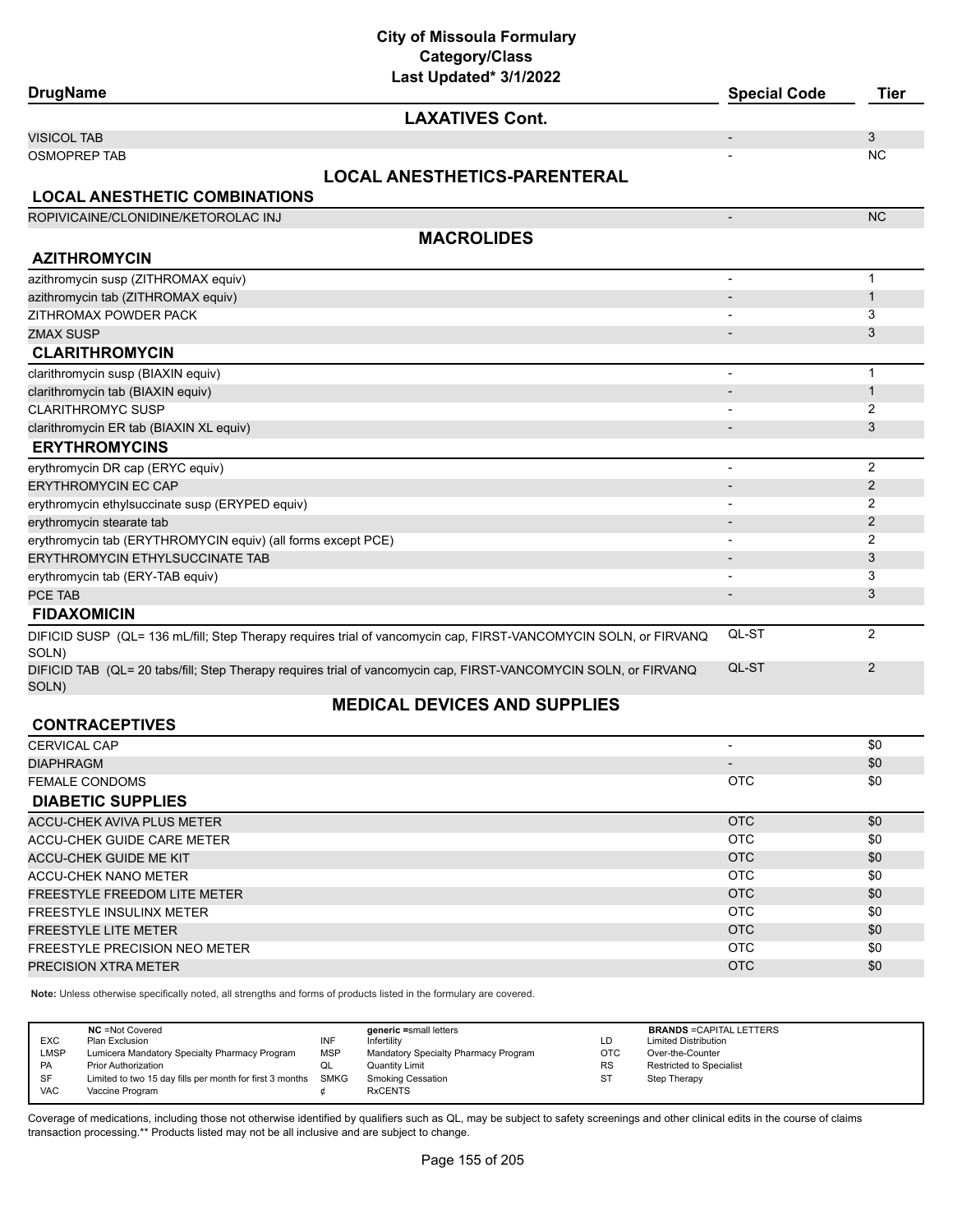| DrugName | Special Code | Tier |
|---|---|---|
| **LAXATIVES Cont.** | | |
| VISICOL TAB | - | 3 |
| OSMOPREP TAB | - | NC |
| **LOCAL ANESTHETICS-PARENTERAL** | | |
| **LOCAL ANESTHETIC COMBINATIONS** | | |
| ROPIVICAINE/CLONIDINE/KETOROLAC INJ | - | NC |
| **MACROLIDES** | | |
| **AZITHROMYCIN** | | |
| azithromycin susp (ZITHROMAX equiv) | - | 1 |
| azithromycin tab (ZITHROMAX equiv) | - | 1 |
| ZITHROMAX POWDER PACK | - | 3 |
| ZMAX SUSP | - | 3 |
| **CLARITHROMYCIN** | | |
| clarithromycin susp (BIAXIN equiv) | - | 1 |
| clarithromycin tab (BIAXIN equiv) | - | 1 |
| CLARITHROMYC SUSP | - | 2 |
| clarithromycin ER tab (BIAXIN XL equiv) | - | 3 |
| **ERYTHROMYCINS** | | |
| erythromycin DR cap (ERYC equiv) | - | 2 |
| ERYTHROMYCIN EC CAP | - | 2 |
| erythromycin ethylsuccinate susp (ERYPED equiv) | - | 2 |
| erythromycin stearate tab | - | 2 |
| erythromycin tab (ERYTHROMYCIN equiv) (all forms except PCE) | - | 2 |
| ERYTHROMYCIN ETHYLSUCCINATE TAB | - | 3 |
| erythromycin tab (ERY-TAB equiv) | - | 3 |
| PCE TAB | - | 3 |
| **FIDAXOMICIN** | | |
| DIFICID SUSP (QL= 136 mL/fill; Step Therapy requires trial of vancomycin cap, FIRST-VANCOMYCIN SOLN, or FIRVANQ SOLN) | QL-ST | 2 |
| DIFICID TAB (QL= 20 tabs/fill; Step Therapy requires trial of vancomycin cap, FIRST-VANCOMYCIN SOLN, or FIRVANQ SOLN) | QL-ST | 2 |
| **MEDICAL DEVICES AND SUPPLIES** | | |
| **CONTRACEPTIVES** | | |
| CERVICAL CAP | - | $0 |
| DIAPHRAGM | - | $0 |
| FEMALE CONDOMS | OTC | $0 |
| **DIABETIC SUPPLIES** | | |
| ACCU-CHEK AVIVA PLUS METER | OTC | $0 |
| ACCU-CHEK GUIDE CARE METER | OTC | $0 |
| ACCU-CHEK GUIDE ME KIT | OTC | $0 |
| ACCU-CHEK NANO METER | OTC | $0 |
| FREESTYLE FREEDOM LITE METER | OTC | $0 |
| FREESTYLE INSULINX METER | OTC | $0 |
| FREESTYLE LITE METER | OTC | $0 |
| FREESTYLE PRECISION NEO METER | OTC | $0 |
| PRECISION XTRA METER | OTC | $0 |

**Note:** Unless otherwise specifically noted, all strengths and forms of products listed in the formulary are covered.

| | NC =Not Covered | | generic =small letters | | BRANDS =CAPITAL LETTERS |
|---|---|---|---|---|---|
| EXC | Plan Exclusion | INF | Infertility | LD | Limited Distribution |
| LMSP | Lumicera Mandatory Specialty Pharmacy Program | MSP | Mandatory Specialty Pharmacy Program | OTC | Over-the-Counter |
| PA | Prior Authorization | QL | Quantity Limit | RS | Restricted to Specialist |
| SF | Limited to two 15 day fills per month for first 3 months | SMKG | Smoking Cessation | ST | Step Therapy |
| VAC | Vaccine Program | ¢ | RxCENTS | | |

Coverage of medications, including those not otherwise identified by qualifiers such as QL, may be subject to safety screenings and other clinical edits in the course of claims transaction processing.** Products listed may not be all inclusive and are subject to change.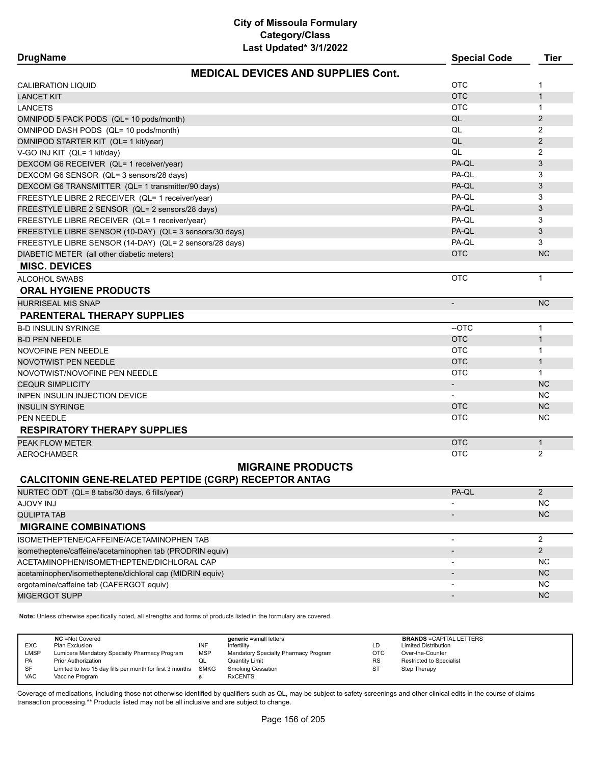# City of Missoula Formulary
## Category/Class
### Last Updated* 3/1/2022

| DrugName | Special Code | Tier |
|---|---|---|
| **MEDICAL DEVICES AND SUPPLIES Cont.** | | |
| CALIBRATION LIQUID | OTC | 1 |
| LANCET KIT | OTC | 1 |
| LANCETS | OTC | 1 |
| OMNIPOD 5 PACK PODS (QL= 10 pods/month) | QL | 2 |
| OMNIPOD DASH PODS (QL= 10 pods/month) | QL | 2 |
| OMNIPOD STARTER KIT (QL= 1 kit/year) | QL | 2 |
| V-GO INJ KIT (QL= 1 kit/day) | QL | 2 |
| DEXCOM G6 RECEIVER (QL= 1 receiver/year) | PA-QL | 3 |
| DEXCOM G6 SENSOR (QL= 3 sensors/28 days) | PA-QL | 3 |
| DEXCOM G6 TRANSMITTER (QL= 1 transmitter/90 days) | PA-QL | 3 |
| FREESTYLE LIBRE 2 RECEIVER (QL= 1 receiver/year) | PA-QL | 3 |
| FREESTYLE LIBRE 2 SENSOR (QL= 2 sensors/28 days) | PA-QL | 3 |
| FREESTYLE LIBRE RECEIVER (QL= 1 receiver/year) | PA-QL | 3 |
| FREESTYLE LIBRE SENSOR (10-DAY) (QL= 3 sensors/30 days) | PA-QL | 3 |
| FREESTYLE LIBRE SENSOR (14-DAY) (QL= 2 sensors/28 days) | PA-QL | 3 |
| DIABETIC METER (all other diabetic meters) | OTC | NC |
| **MISC. DEVICES** | | |
| ALCOHOL SWABS | OTC | 1 |
| **ORAL HYGIENE PRODUCTS** | | |
| HURRISEAL MIS SNAP | - | NC |
| **PARENTERAL THERAPY SUPPLIES** | | |
| B-D INSULIN SYRINGE | --OTC | 1 |
| B-D PEN NEEDLE | OTC | 1 |
| NOVOFINE PEN NEEDLE | OTC | 1 |
| NOVOTWIST PEN NEEDLE | OTC | 1 |
| NOVOTWIST/NOVOFINE PEN NEEDLE | OTC | 1 |
| CEQUR SIMPLICITY | - | NC |
| INPEN INSULIN INJECTION DEVICE | - | NC |
| INSULIN SYRINGE | OTC | NC |
| PEN NEEDLE | OTC | NC |
| **RESPIRATORY THERAPY SUPPLIES** | | |
| PEAK FLOW METER | OTC | 1 |
| AEROCHAMBER | OTC | 2 |
| **MIGRAINE PRODUCTS** | | |
| **CALCITONIN GENE-RELATED PEPTIDE (CGRP) RECEPTOR ANTAG** | | |
| NURTEC ODT (QL= 8 tabs/30 days, 6 fills/year) | PA-QL | 2 |
| AJOVY INJ | - | NC |
| QULIPTA TAB | - | NC |
| **MIGRAINE COMBINATIONS** | | |
| ISOMETHEPTENE/CAFFEINE/ACETAMINOPHEN TAB | - | 2 |
| isometheptene/caffeine/acetaminophen tab (PRODRIN equiv) | - | 2 |
| ACETAMINOPHEN/ISOMETHEPTENE/DICHLORAL CAP | - | NC |
| acetaminophen/isometheptene/dichloral cap (MIDRIN equiv) | - | NC |
| ergotamine/caffeine tab (CAFERGOT equiv) | - | NC |
| MIGERGOT SUPP | - | NC |

**Note:** Unless otherwise specifically noted, all strengths and forms of products listed in the formulary are covered.

| | | | | | |
|---|---|---|---|---|---|
| **NC** =Not Covered | | **generic** =small letters | | **BRANDS** =CAPITAL LETTERS | |
| EXC | Plan Exclusion | INF | Infertility | LD | Limited Distribution |
| LMSP | Lumicera Mandatory Specialty Pharmacy Program | MSP | Mandatory Specialty Pharmacy Program | OTC | Over-the-Counter |
| PA | Prior Authorization | QL | Quantity Limit | RS | Restricted to Specialist |
| SF | Limited to two 15 day fills per month for first 3 months | SMKG | Smoking Cessation | ST | Step Therapy |
| VAC | Vaccine Program | ¢ | RxCENTS | | |

Coverage of medications, including those not otherwise identified by qualifiers such as QL, may be subject to safety screenings and other clinical edits in the course of claims transaction processing.** Products listed may not be all inclusive and are subject to change.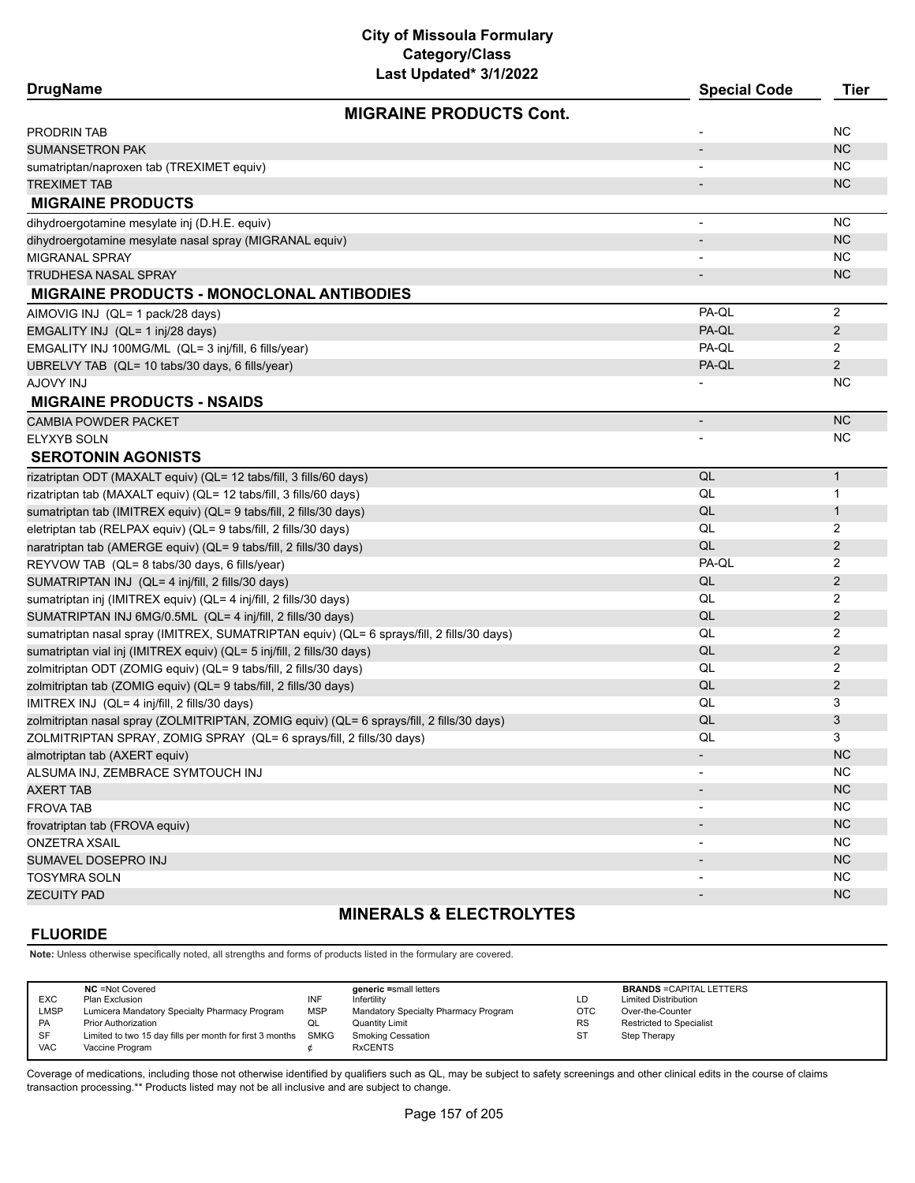# City of Missoula Formulary
## Category/Class
### Last Updated* 3/1/2022

| DrugName | Special Code | Tier |
|---|---|---|
| **MIGRAINE PRODUCTS Cont.** | | |
| PRODRIN TAB | - | NC |
| SUMANSETRON PAK | - | NC |
| sumatriptan/naproxen tab (TREXIMET equiv) | - | NC |
| TREXIMET TAB | - | NC |
| **MIGRAINE PRODUCTS** | | |
| dihydroergotamine mesylate inj (D.H.E. equiv) | - | NC |
| dihydroergotamine mesylate nasal spray (MIGRANAL equiv) | - | NC |
| MIGRANAL SPRAY | - | NC |
| TRUDHESA NASAL SPRAY | - | NC |
| **MIGRAINE PRODUCTS - MONOCLONAL ANTIBODIES** | | |
| AIMOVIG INJ (QL= 1 pack/28 days) | PA-QL | 2 |
| EMGALITY INJ (QL= 1 inj/28 days) | PA-QL | 2 |
| EMGALITY INJ 100MG/ML (QL= 3 inj/fill, 6 fills/year) | PA-QL | 2 |
| UBRELVY TAB (QL= 10 tabs/30 days, 6 fills/year) | PA-QL | 2 |
| AJOVY INJ | - | NC |
| **MIGRAINE PRODUCTS - NSAIDS** | | |
| CAMBIA POWDER PACKET | - | NC |
| ELYXYB SOLN | - | NC |
| **SEROTONIN AGONISTS** | | |
| rizatriptan ODT (MAXALT equiv) (QL= 12 tabs/fill, 3 fills/60 days) | QL | 1 |
| rizatriptan tab (MAXALT equiv) (QL= 12 tabs/fill, 3 fills/60 days) | QL | 1 |
| sumatriptan tab (IMITREX equiv) (QL= 9 tabs/fill, 2 fills/30 days) | QL | 1 |
| eletriptan tab (RELPAX equiv) (QL= 9 tabs/fill, 2 fills/30 days) | QL | 2 |
| naratriptan tab (AMERGE equiv) (QL= 9 tabs/fill, 2 fills/30 days) | QL | 2 |
| REYVOW TAB (QL= 8 tabs/30 days, 6 fills/year) | PA-QL | 2 |
| SUMATRIPTAN INJ (QL= 4 inj/fill, 2 fills/30 days) | QL | 2 |
| sumatriptan inj (IMITREX equiv) (QL= 4 inj/fill, 2 fills/30 days) | QL | 2 |
| SUMATRIPTAN INJ 6MG/0.5ML (QL= 4 inj/fill, 2 fills/30 days) | QL | 2 |
| sumatriptan nasal spray (IMITREX, SUMATRIPTAN equiv) (QL= 6 sprays/fill, 2 fills/30 days) | QL | 2 |
| sumatriptan vial inj (IMITREX equiv) (QL= 5 inj/fill, 2 fills/30 days) | QL | 2 |
| zolmitriptan ODT (ZOMIG equiv) (QL= 9 tabs/fill, 2 fills/30 days) | QL | 2 |
| zolmitriptan tab (ZOMIG equiv) (QL= 9 tabs/fill, 2 fills/30 days) | QL | 2 |
| IMITREX INJ (QL= 4 inj/fill, 2 fills/30 days) | QL | 3 |
| zolmitriptan nasal spray (ZOLMITRIPTAN, ZOMIG equiv) (QL= 6 sprays/fill, 2 fills/30 days) | QL | 3 |
| ZOLMITRIPTAN SPRAY, ZOMIG SPRAY (QL= 6 sprays/fill, 2 fills/30 days) | QL | 3 |
| almotriptan tab (AXERT equiv) | - | NC |
| ALSUMA INJ, ZEMBRACE SYMTOUCH INJ | - | NC |
| AXERT TAB | - | NC |
| FROVA TAB | - | NC |
| frovatriptan tab (FROVA equiv) | - | NC |
| ONZETRA XSAIL | - | NC |
| SUMAVEL DOSEPRO INJ | - | NC |
| TOSYMRA SOLN | - | NC |
| ZECUITY PAD | - | NC |

## MINERALS & ELECTROLYTES

**FLUORIDE**

**Note:** Unless otherwise specifically noted, all strengths and forms of products listed in the formulary are covered.

| | | | | | |
|---|---|---|---|---|---|
| | **NC** =Not Covered | | **generic** =small letters | | **BRANDS** =CAPITAL LETTERS |
| EXC | Plan Exclusion | INF | Infertility | LD | Limited Distribution |
| LMSP | Lumicera Mandatory Specialty Pharmacy Program | MSP | Mandatory Specialty Pharmacy Program | OTC | Over-the-Counter |
| PA | Prior Authorization | QL | Quantity Limit | RS | Restricted to Specialist |
| SF | Limited to two 15 day fills per month for first 3 months | SMKG | Smoking Cessation | ST | Step Therapy |
| VAC | Vaccine Program | ¢ | RxCENTS | | |

Coverage of medications, including those not otherwise identified by qualifiers such as QL, may be subject to safety screenings and other clinical edits in the course of claims transaction processing.** Products listed may not be all inclusive and are subject to change.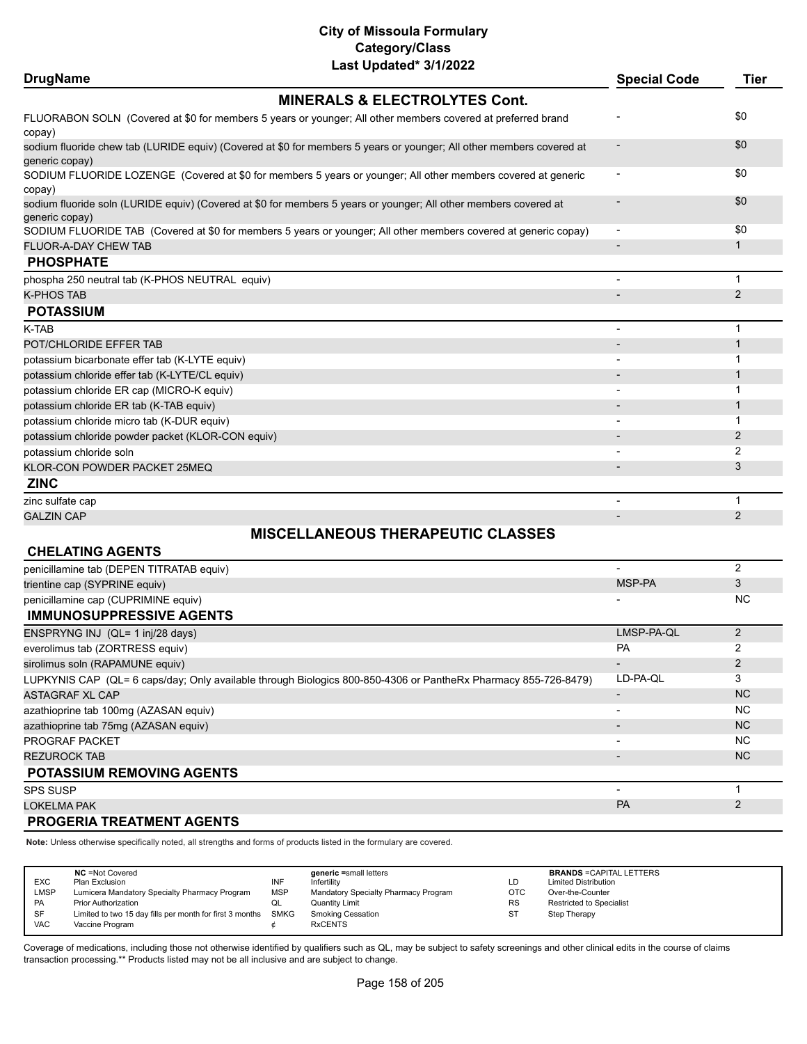# City of Missoula Formulary
## Category/Class
### Last Updated* 3/1/2022

| DrugName | Special Code | Tier |
|---|---|---|
| **MINERALS & ELECTROLYTES Cont.** | | |
| FLUORABON SOLN (Covered at $0 for members 5 years or younger; All other members covered at preferred brand copay) | - | $0 |
| sodium fluoride chew tab (LURIDE equiv) (Covered at $0 for members 5 years or younger; All other members covered at generic copay) | - | $0 |
| SODIUM FLUORIDE LOZENGE (Covered at $0 for members 5 years or younger; All other members covered at generic copay) | - | $0 |
| sodium fluoride soln (LURIDE equiv) (Covered at $0 for members 5 years or younger; All other members covered at generic copay) | - | $0 |
| SODIUM FLUORIDE TAB (Covered at $0 for members 5 years or younger; All other members covered at generic copay) | - | $0 |
| FLUOR-A-DAY CHEW TAB | - | 1 |
| **PHOSPHATE** | | |
| phospha 250 neutral tab (K-PHOS NEUTRAL equiv) | - | 1 |
| K-PHOS TAB | - | 2 |
| **POTASSIUM** | | |
| K-TAB | - | 1 |
| POT/CHLORIDE EFFER TAB | - | 1 |
| potassium bicarbonate effer tab (K-LYTE equiv) | - | 1 |
| potassium chloride effer tab (K-LYTE/CL equiv) | - | 1 |
| potassium chloride ER cap (MICRO-K equiv) | - | 1 |
| potassium chloride ER tab (K-TAB equiv) | - | 1 |
| potassium chloride micro tab (K-DUR equiv) | - | 1 |
| potassium chloride powder packet (KLOR-CON equiv) | - | 2 |
| potassium chloride soln | - | 2 |
| KLOR-CON POWDER PACKET 25MEQ | - | 3 |
| **ZINC** | | |
| zinc sulfate cap | - | 1 |
| GALZIN CAP | - | 2 |
| **MISCELLANEOUS THERAPEUTIC CLASSES** | | |
| **CHELATING AGENTS** | | |
| penicillamine tab (DEPEN TITRATAB equiv) | - | 2 |
| trientine cap (SYPRINE equiv) | MSP-PA | 3 |
| penicillamine cap (CUPRIMINE equiv) | - | NC |
| **IMMUNOSUPPRESSIVE AGENTS** | | |
| ENSPRYNG INJ (QL= 1 inj/28 days) | LMSP-PA-QL | 2 |
| everolimus tab (ZORTRESS equiv) | PA | 2 |
| sirolimus soln (RAPAMUNE equiv) | - | 2 |
| LUPKYNIS CAP (QL= 6 caps/day; Only available through Biologics 800-850-4306 or PantheRx Pharmacy 855-726-8479) | LD-PA-QL | 3 |
| ASTAGRAF XL CAP | - | NC |
| azathioprine tab 100mg (AZASAN equiv) | - | NC |
| azathioprine tab 75mg (AZASAN equiv) | - | NC |
| PROGRAF PACKET | - | NC |
| REZUROCK TAB | - | NC |
| **POTASSIUM REMOVING AGENTS** | | |
| SPS SUSP | - | 1 |
| LOKELMA PAK | PA | 2 |
| **PROGERIA TREATMENT AGENTS** | | |

**Note:** Unless otherwise specifically noted, all strengths and forms of products listed in the formulary are covered.

| | **NC** =Not Covered | | **generic** =small letters | | **BRANDS** =CAPITAL LETTERS |
|---|---|---|---|---|---|
| EXC | Plan Exclusion | INF | Infertility | LD | Limited Distribution |
| LMSP | Lumicera Mandatory Specialty Pharmacy Program | MSP | Mandatory Specialty Pharmacy Program | OTC | Over-the-Counter |
| PA | Prior Authorization | QL | Quantity Limit | RS | Restricted to Specialist |
| SF | Limited to two 15 day fills per month for first 3 months | SMKG | Smoking Cessation | ST | Step Therapy |
| VAC | Vaccine Program | ¢ | RxCENTS | | |

Coverage of medications, including those not otherwise identified by qualifiers such as QL, may be subject to safety screenings and other clinical edits in the course of claims transaction processing.** Products listed may not be all inclusive and are subject to change.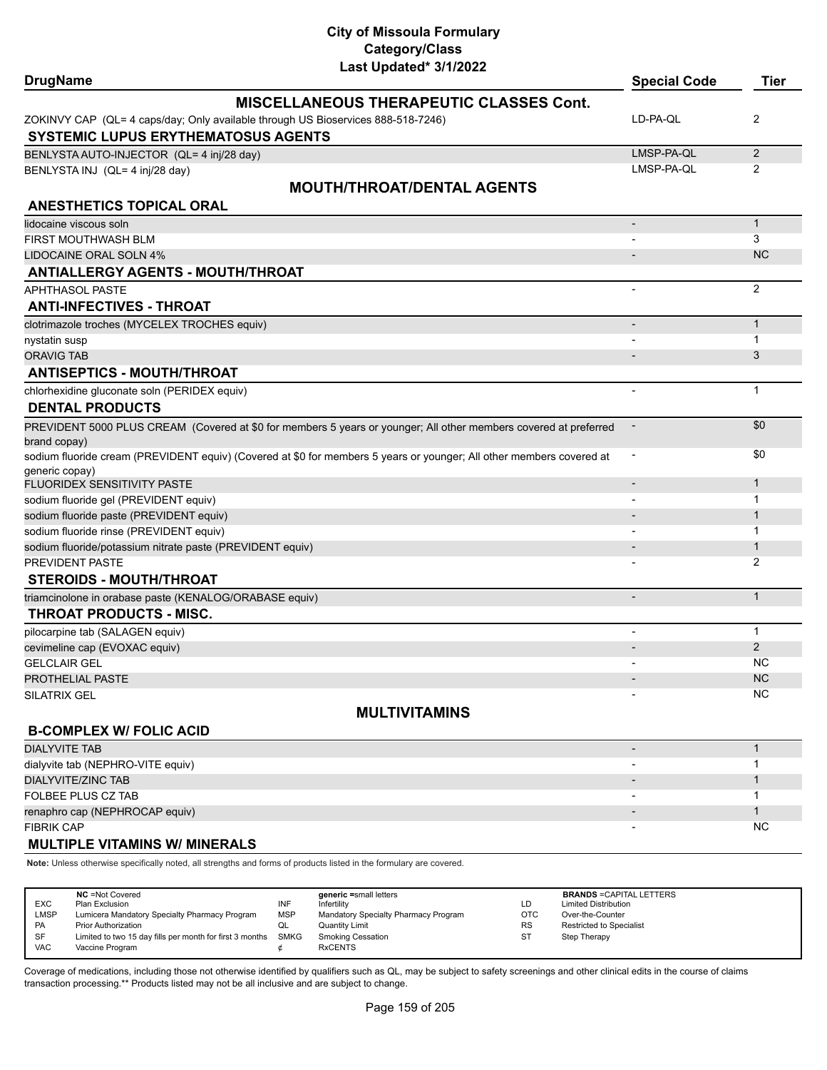# City of Missoula Formulary
## Category/Class
### Last Updated* 3/1/2022

| DrugName | Special Code | Tier |
|---|---|---|
| **MISCELLANEOUS THERAPEUTIC CLASSES Cont.** | | |
| ZOKINVY CAP (QL= 4 caps/day; Only available through US Bioservices 888-518-7246) | LD-PA-QL | 2 |
| **SYSTEMIC LUPUS ERYTHEMATOSUS AGENTS** | | |
| BENLYSTA AUTO-INJECTOR (QL= 4 inj/28 day) | LMSP-PA-QL | 2 |
| BENLYSTA INJ (QL= 4 inj/28 day) | LMSP-PA-QL | 2 |
| **MOUTH/THROAT/DENTAL AGENTS** | | |
| **ANESTHETICS TOPICAL ORAL** | | |
| lidocaine viscous soln | - | 1 |
| FIRST MOUTHWASH BLM | - | 3 |
| LIDOCAINE ORAL SOLN 4% | - | NC |
| **ANTIALLERGY AGENTS - MOUTH/THROAT** | | |
| APHTHASOL PASTE | - | 2 |
| **ANTI-INFECTIVES - THROAT** | | |
| clotrimazole troches (MYCELEX TROCHES equiv) | - | 1 |
| nystatin susp | - | 1 |
| ORAVIG TAB | - | 3 |
| **ANTISEPTICS - MOUTH/THROAT** | | |
| chlorhexidine gluconate soln (PERIDEX equiv) | - | 1 |
| **DENTAL PRODUCTS** | | |
| PREVIDENT 5000 PLUS CREAM (Covered at $0 for members 5 years or younger; All other members covered at preferred brand copay) | - | $0 |
| sodium fluoride cream (PREVIDENT equiv) (Covered at $0 for members 5 years or younger; All other members covered at generic copay) | - | $0 |
| FLUORIDEX SENSITIVITY PASTE | - | 1 |
| sodium fluoride gel (PREVIDENT equiv) | - | 1 |
| sodium fluoride paste (PREVIDENT equiv) | - | 1 |
| sodium fluoride rinse (PREVIDENT equiv) | - | 1 |
| sodium fluoride/potassium nitrate paste (PREVIDENT equiv) | - | 1 |
| PREVIDENT PASTE | - | 2 |
| **STEROIDS - MOUTH/THROAT** | | |
| triamcinolone in orabase paste (KENALOG/ORABASE equiv) | - | 1 |
| **THROAT PRODUCTS - MISC.** | | |
| pilocarpine tab (SALAGEN equiv) | - | 1 |
| cevimeline cap (EVOXAC equiv) | - | 2 |
| GELCLAIR GEL | - | NC |
| PROTHELIAL PASTE | - | NC |
| SILATRIX GEL | - | NC |
| **MULTIVITAMINS** | | |
| **B-COMPLEX W/ FOLIC ACID** | | |
| DIALYVITE TAB | - | 1 |
| dialyvite tab (NEPHRO-VITE equiv) | - | 1 |
| DIALYVITE/ZINC TAB | - | 1 |
| FOLBEE PLUS CZ TAB | - | 1 |
| renaphro cap (NEPHROCAP equiv) | - | 1 |
| FIBRIK CAP | - | NC |
| **MULTIPLE VITAMINS W/ MINERALS** | | |

**Note:** Unless otherwise specifically noted, all strengths and forms of products listed in the formulary are covered.

| | | | | | |
|---|---|---|---|---|---|
| | **NC** =Not Covered | | **generic** =small letters | | **BRANDS** =CAPITAL LETTERS |
| EXC | Plan Exclusion | INF | Infertility | LD | Limited Distribution |
| LMSP | Lumicera Mandatory Specialty Pharmacy Program | MSP | Mandatory Specialty Pharmacy Program | OTC | Over-the-Counter |
| PA | Prior Authorization | QL | Quantity Limit | RS | Restricted to Specialist |
| SF | Limited to two 15 day fills per month for first 3 months | SMKG | Smoking Cessation | ST | Step Therapy |
| VAC | Vaccine Program | ¢ | RxCENTS | | |

Coverage of medications, including those not otherwise identified by qualifiers such as QL, may be subject to safety screenings and other clinical edits in the course of claims transaction processing.** Products listed may not be all inclusive and are subject to change.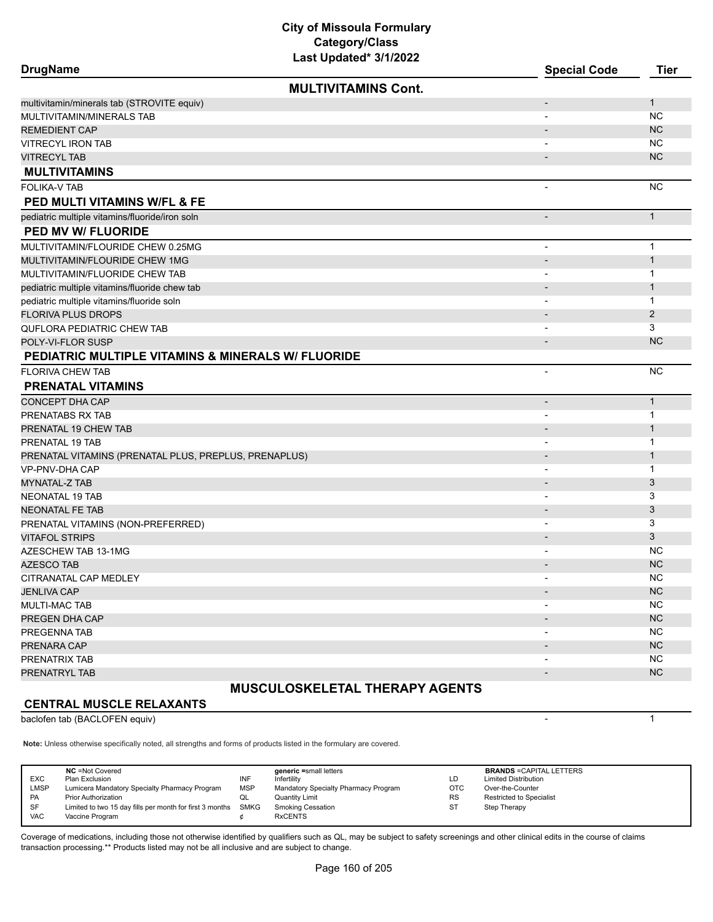# City of Missoula Formulary
## Category/Class
### Last Updated* 3/1/2022

| DrugName | Special Code | Tier |
|---|---|---|
| **MULTIVITAMINS Cont.** | | |
| multivitamin/minerals tab (STROVITE equiv) | - | 1 |
| MULTIVITAMIN/MINERALS TAB | - | NC |
| REMEDIENT CAP | - | NC |
| VITRECYL IRON TAB | - | NC |
| VITRECYL TAB | - | NC |
| **MULTIVITAMINS** | | |
| FOLIKA-V TAB | - | NC |
| **PED MULTI VITAMINS W/FL & FE** | | |
| pediatric multiple vitamins/fluoride/iron soln | - | 1 |
| **PED MV W/ FLUORIDE** | | |
| MULTIVITAMIN/FLOURIDE CHEW 0.25MG | - | 1 |
| MULTIVITAMIN/FLOURIDE CHEW 1MG | - | 1 |
| MULTIVITAMIN/FLUORIDE CHEW TAB | - | 1 |
| pediatric multiple vitamins/fluoride chew tab | - | 1 |
| pediatric multiple vitamins/fluoride soln | - | 1 |
| FLORIVA PLUS DROPS | - | 2 |
| QUFLORA PEDIATRIC CHEW TAB | - | 3 |
| POLY-VI-FLOR SUSP | - | NC |
| **PEDIATRIC MULTIPLE VITAMINS & MINERALS W/ FLUORIDE** | | |
| FLORIVA CHEW TAB | - | NC |
| **PRENATAL VITAMINS** | | |
| CONCEPT DHA CAP | - | 1 |
| PRENATABS RX TAB | - | 1 |
| PRENATAL 19 CHEW TAB | - | 1 |
| PRENATAL 19 TAB | - | 1 |
| PRENATAL VITAMINS (PRENATAL PLUS, PREPLUS, PRENAPLUS) | - | 1 |
| VP-PNV-DHA CAP | - | 1 |
| MYNATAL-Z TAB | - | 3 |
| NEONATAL 19 TAB | - | 3 |
| NEONATAL FE TAB | - | 3 |
| PRENATAL VITAMINS (NON-PREFERRED) | - | 3 |
| VITAFOL STRIPS | - | 3 |
| AZESCHEW TAB 13-1MG | - | NC |
| AZESCO TAB | - | NC |
| CITRANATAL CAP MEDLEY | - | NC |
| JENLIVA CAP | - | NC |
| MULTI-MAC TAB | - | NC |
| PREGEN DHA CAP | - | NC |
| PREGENNA TAB | - | NC |
| PRENARA CAP | - | NC |
| PRENATRIX TAB | - | NC |
| PRENATRYL TAB | - | NC |

## MUSCULOSKELETAL THERAPY AGENTS

| DrugName | Special Code | Tier |
|---|---|---|
| **CENTRAL MUSCLE RELAXANTS** | | |
| baclofen tab (BACLOFEN equiv) | - | 1 |

**Note:** Unless otherwise specifically noted, all strengths and forms of products listed in the formulary are covered.

| | | | | | | |
|---|---|---|---|---|---|---|
| | **NC** =Not Covered | | **generic** =small letters | | **BRANDS** =CAPITAL LETTERS | |
| EXC | Plan Exclusion | INF | Infertility | LD | Limited Distribution | |
| LMSP | Lumicera Mandatory Specialty Pharmacy Program | MSP | Mandatory Specialty Pharmacy Program | OTC | Over-the-Counter | |
| PA | Prior Authorization | QL | Quantity Limit | RS | Restricted to Specialist | |
| SF | Limited to two 15 day fills per month for first 3 months | SMKG | Smoking Cessation | ST | Step Therapy | |
| VAC | Vaccine Program | ¢ | RxCENTS | | | |

Coverage of medications, including those not otherwise identified by qualifiers such as QL, may be subject to safety screenings and other clinical edits in the course of claims transaction processing.** Products listed may not be all inclusive and are subject to change.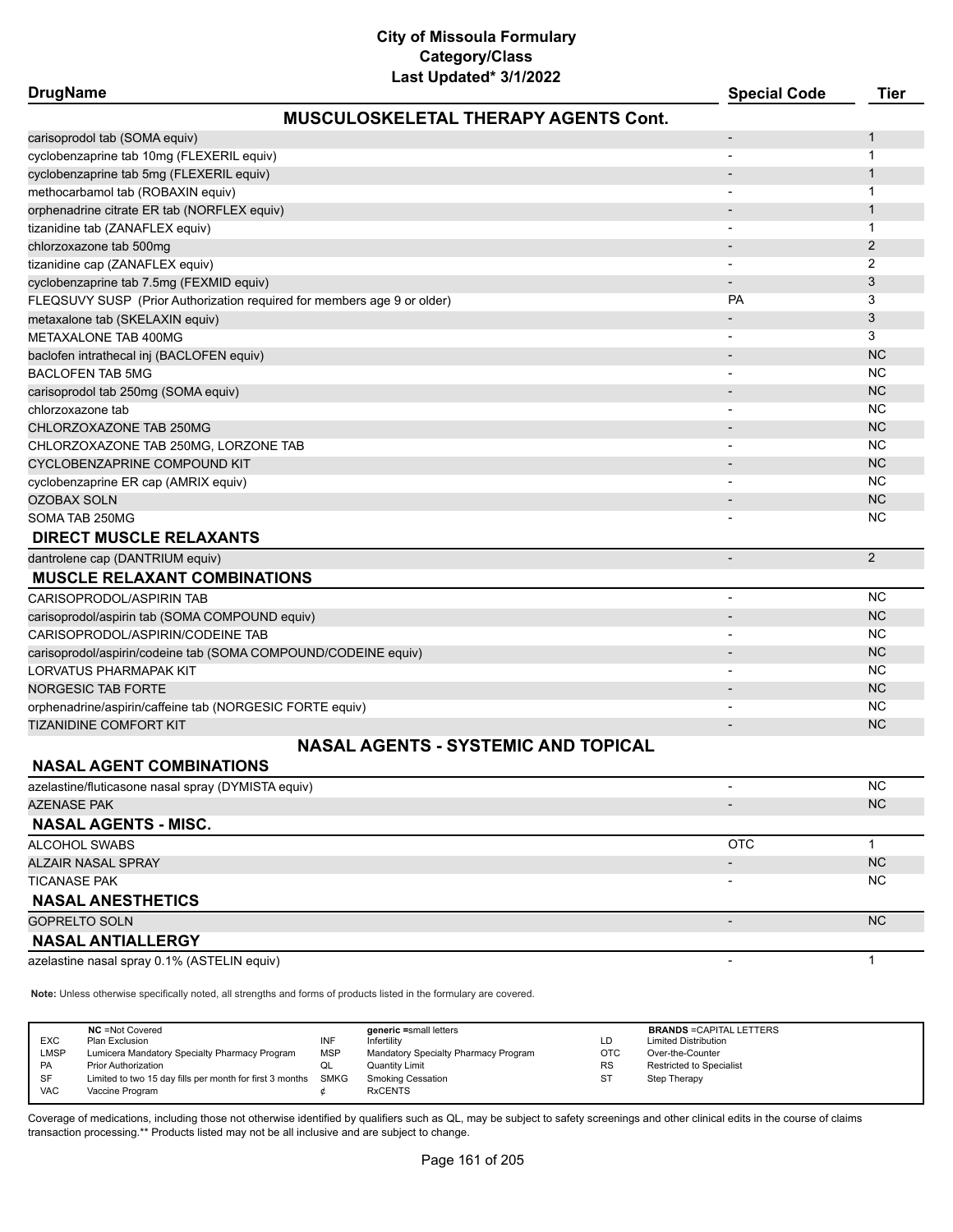# City of Missoula Formulary
## Category/Class
### Last Updated* 3/1/2022

| DrugName | Special Code | Tier |
|---|---|---|
| **MUSCULOSKELETAL THERAPY AGENTS Cont.** | | |
| carisoprodol tab (SOMA equiv) | - | 1 |
| cyclobenzaprine tab 10mg (FLEXERIL equiv) | - | 1 |
| cyclobenzaprine tab 5mg (FLEXERIL equiv) | - | 1 |
| methocarbamol tab (ROBAXIN equiv) | - | 1 |
| orphenadrine citrate ER tab (NORFLEX equiv) | - | 1 |
| tizanidine tab (ZANAFLEX equiv) | - | 1 |
| chlorzoxazone tab 500mg | - | 2 |
| tizanidine cap (ZANAFLEX equiv) | - | 2 |
| cyclobenzaprine tab 7.5mg (FEXMID equiv) | - | 3 |
| FLEQSUVY SUSP (Prior Authorization required for members age 9 or older) | PA | 3 |
| metaxalone tab (SKELAXIN equiv) | - | 3 |
| METAXALONE TAB 400MG | - | 3 |
| baclofen intrathecal inj (BACLOFEN equiv) | - | NC |
| BACLOFEN TAB 5MG | - | NC |
| carisoprodol tab 250mg (SOMA equiv) | - | NC |
| chlorzoxazone tab | - | NC |
| CHLORZOXAZONE TAB 250MG | - | NC |
| CHLORZOXAZONE TAB 250MG, LORZONE TAB | - | NC |
| CYCLOBENZAPRINE COMPOUND KIT | - | NC |
| cyclobenzaprine ER cap (AMRIX equiv) | - | NC |
| OZOBAX SOLN | - | NC |
| SOMA TAB 250MG | - | NC |
| **DIRECT MUSCLE RELAXANTS** | | |
| dantrolene cap (DANTRIUM equiv) | - | 2 |
| **MUSCLE RELAXANT COMBINATIONS** | | |
| CARISOPRODOL/ASPIRIN TAB | - | NC |
| carisoprodol/aspirin tab (SOMA COMPOUND equiv) | - | NC |
| CARISOPRODOL/ASPIRIN/CODEINE TAB | - | NC |
| carisoprodol/aspirin/codeine tab (SOMA COMPOUND/CODEINE equiv) | - | NC |
| LORVATUS PHARMAPAK KIT | - | NC |
| NORGESIC TAB FORTE | - | NC |
| orphenadrine/aspirin/caffeine tab (NORGESIC FORTE equiv) | - | NC |
| TIZANIDINE COMFORT KIT | - | NC |
| **NASAL AGENTS - SYSTEMIC AND TOPICAL** | | |
| **NASAL AGENT COMBINATIONS** | | |
| azelastine/fluticasone nasal spray (DYMISTA equiv) | - | NC |
| AZENASE PAK | - | NC |
| **NASAL AGENTS - MISC.** | | |
| ALCOHOL SWABS | OTC | 1 |
| ALZAIR NASAL SPRAY | - | NC |
| TICANASE PAK | - | NC |
| **NASAL ANESTHETICS** | | |
| GOPRELTO SOLN | - | NC |
| **NASAL ANTIALLERGY** | | |
| azelastine nasal spray 0.1% (ASTELIN equiv) | - | 1 |

**Note:** Unless otherwise specifically noted, all strengths and forms of products listed in the formulary are covered.

| | | | | | |
|---|---|---|---|---|---|
| | **NC** =Not Covered | | **generic** =small letters | | **BRANDS** =CAPITAL LETTERS |
| EXC | Plan Exclusion | INF | Infertility | LD | Limited Distribution |
| LMSP | Lumicera Mandatory Specialty Pharmacy Program | MSP | Mandatory Specialty Pharmacy Program | OTC | Over-the-Counter |
| PA | Prior Authorization | QL | Quantity Limit | RS | Restricted to Specialist |
| SF | Limited to two 15 day fills per month for first 3 months | SMKG | Smoking Cessation | ST | Step Therapy |
| VAC | Vaccine Program | ¢ | RxCENTS | | |

Coverage of medications, including those not otherwise identified by qualifiers such as QL, may be subject to safety screenings and other clinical edits in the course of claims transaction processing.** Products listed may not be all inclusive and are subject to change.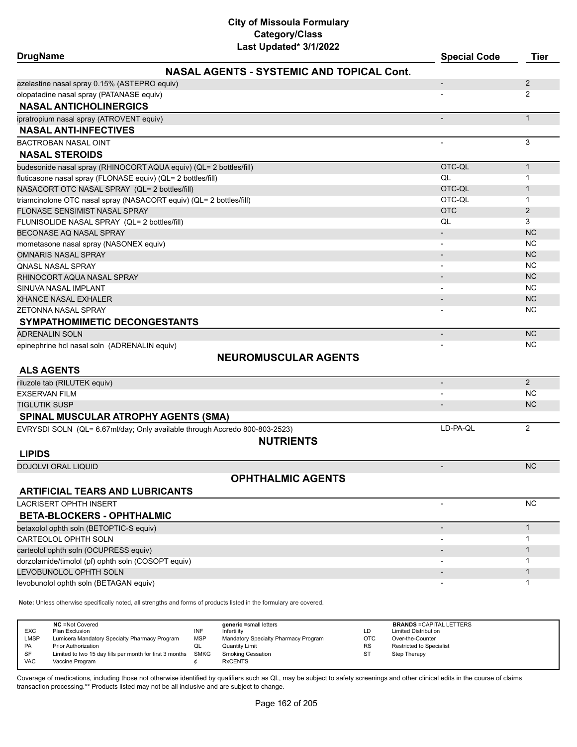# City of Missoula Formulary
## Category/Class
### Last Updated* 3/1/2022

| DrugName | Special Code | Tier |
|---|---|---|
| **NASAL AGENTS - SYSTEMIC AND TOPICAL Cont.** | | |
| azelastine nasal spray 0.15% (ASTEPRO equiv) | - | 2 |
| olopatadine nasal spray (PATANASE equiv) | - | 2 |
| **NASAL ANTICHOLINERGICS** | | |
| ipratropium nasal spray (ATROVENT equiv) | - | 1 |
| **NASAL ANTI-INFECTIVES** | | |
| BACTROBAN NASAL OINT | - | 3 |
| **NASAL STEROIDS** | | |
| budesonide nasal spray (RHINOCORT AQUA equiv) (QL= 2 bottles/fill) | OTC-QL | 1 |
| fluticasone nasal spray (FLONASE equiv) (QL= 2 bottles/fill) | QL | 1 |
| NASACORT OTC NASAL SPRAY (QL= 2 bottles/fill) | OTC-QL | 1 |
| triamcinolone OTC nasal spray (NASACORT equiv) (QL= 2 bottles/fill) | OTC-QL | 1 |
| FLONASE SENSIMIST NASAL SPRAY | OTC | 2 |
| FLUNISOLIDE NASAL SPRAY (QL= 2 bottles/fill) | QL | 3 |
| BECONASE AQ NASAL SPRAY | - | NC |
| mometasone nasal spray (NASONEX equiv) | - | NC |
| OMNARIS NASAL SPRAY | - | NC |
| QNASL NASAL SPRAY | - | NC |
| RHINOCORT AQUA NASAL SPRAY | - | NC |
| SINUVA NASAL IMPLANT | - | NC |
| XHANCE NASAL EXHALER | - | NC |
| ZETONNA NASAL SPRAY | - | NC |
| **SYMPATHOMIMETIC DECONGESTANTS** | | |
| ADRENALIN SOLN | - | NC |
| epinephrine hcl nasal soln (ADRENALIN equiv) | - | NC |
| **NEUROMUSCULAR AGENTS** | | |
| **ALS AGENTS** | | |
| riluzole tab (RILUTEK equiv) | - | 2 |
| EXSERVAN FILM | - | NC |
| TIGLUTIK SUSP | - | NC |
| **SPINAL MUSCULAR ATROPHY AGENTS (SMA)** | | |
| EVRYSDI SOLN (QL= 6.67ml/day; Only available through Accredo 800-803-2523) | LD-PA-QL | 2 |
| **NUTRIENTS** | | |
| **LIPIDS** | | |
| DOJOLVI ORAL LIQUID | - | NC |
| **OPHTHALMIC AGENTS** | | |
| **ARTIFICIAL TEARS AND LUBRICANTS** | | |
| LACRISERT OPHTH INSERT | - | NC |
| **BETA-BLOCKERS - OPHTHALMIC** | | |
| betaxolol ophth soln (BETOPTIC-S equiv) | - | 1 |
| CARTEOLOL OPHTH SOLN | - | 1 |
| carteolol ophth soln (OCUPRESS equiv) | - | 1 |
| dorzolamide/timolol (pf) ophth soln (COSOPT equiv) | - | 1 |
| LEVOBUNOLOL OPHTH SOLN | - | 1 |
| levobunolol ophth soln (BETAGAN equiv) | - | 1 |

**Note:** Unless otherwise specifically noted, all strengths and forms of products listed in the formulary are covered.

| | NC =Not Covered | | generic =small letters | | BRANDS =CAPITAL LETTERS |
|---|---|---|---|---|---|
| EXC | Plan Exclusion | INF | Infertility | LD | Limited Distribution |
| LMSP | Lumicera Mandatory Specialty Pharmacy Program | MSP | Mandatory Specialty Pharmacy Program | OTC | Over-the-Counter |
| PA | Prior Authorization | QL | Quantity Limit | RS | Restricted to Specialist |
| SF | Limited to two 15 day fills per month for first 3 months | SMKG | Smoking Cessation | ST | Step Therapy |
| VAC | Vaccine Program | ¢ | RxCENTS | | |

Coverage of medications, including those not otherwise identified by qualifiers such as QL, may be subject to safety screenings and other clinical edits in the course of claims transaction processing.** Products listed may not be all inclusive and are subject to change.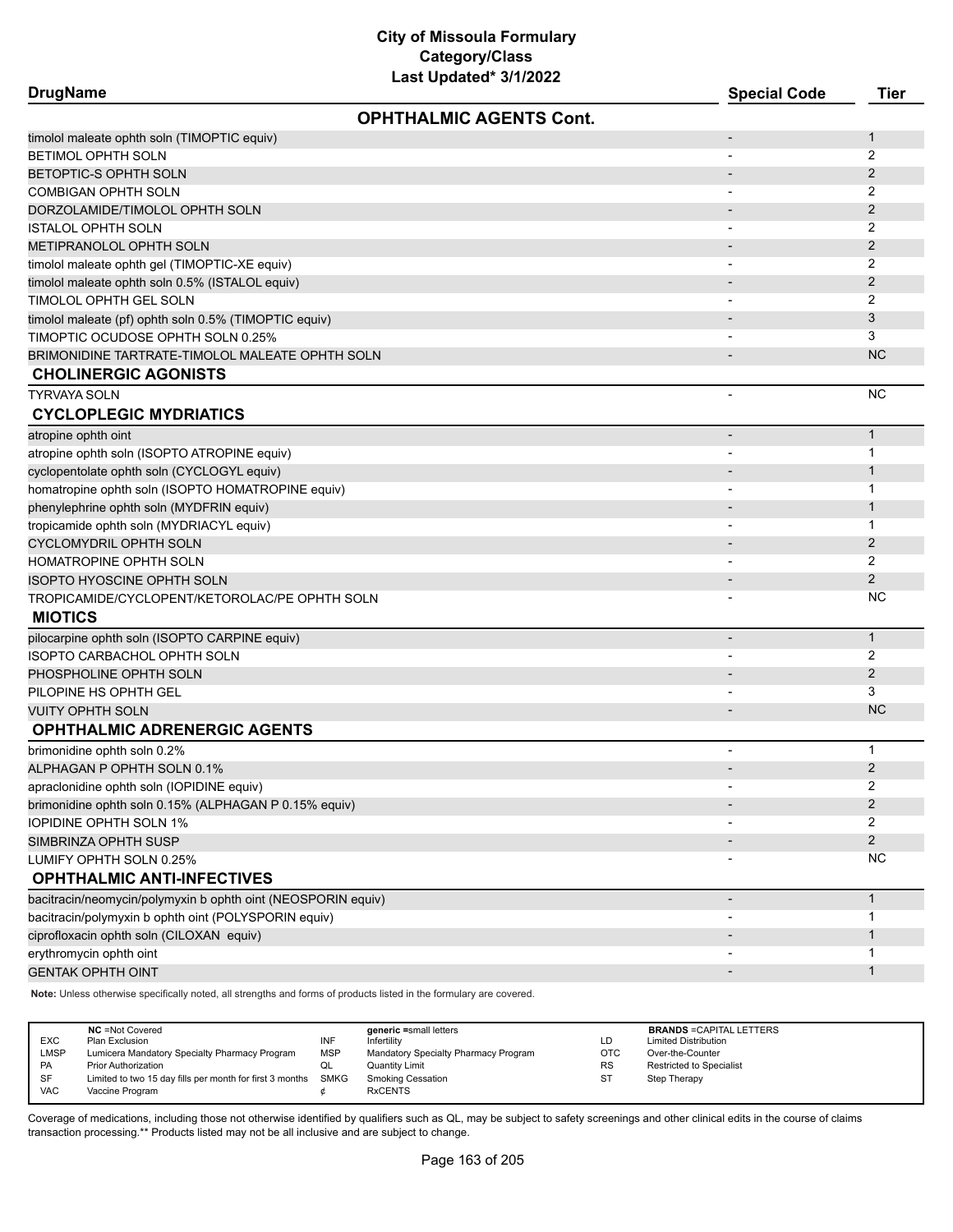# City of Missoula Formulary
## Category/Class
### Last Updated* 3/1/2022

| DrugName | Special Code | Tier |
|---|---|---|
| **OPHTHALMIC AGENTS Cont.** | | |
| timolol maleate ophth soln (TIMOPTIC equiv) | - | 1 |
| BETIMOL OPHTH SOLN | - | 2 |
| BETOPTIC-S OPHTH SOLN | - | 2 |
| COMBIGAN OPHTH SOLN | - | 2 |
| DORZOLAMIDE/TIMOLOL OPHTH SOLN | - | 2 |
| ISTALOL OPHTH SOLN | - | 2 |
| METIPRANOLOL OPHTH SOLN | - | 2 |
| timolol maleate ophth gel (TIMOPTIC-XE equiv) | - | 2 |
| timolol maleate ophth soln 0.5% (ISTALOL equiv) | - | 2 |
| TIMOLOL OPHTH GEL SOLN | - | 2 |
| timolol maleate (pf) ophth soln 0.5% (TIMOPTIC equiv) | - | 3 |
| TIMOPTIC OCUDOSE OPHTH SOLN 0.25% | - | 3 |
| BRIMONIDINE TARTRATE-TIMOLOL MALEATE OPHTH SOLN | - | NC |
| **CHOLINERGIC AGONISTS** | | |
| TYRVAYA SOLN | - | NC |
| **CYCLOPLEGIC MYDRIATICS** | | |
| atropine ophth oint | - | 1 |
| atropine ophth soln (ISOPTO ATROPINE equiv) | - | 1 |
| cyclopentolate ophth soln (CYCLOGYL equiv) | - | 1 |
| homatropine ophth soln (ISOPTO HOMATROPINE equiv) | - | 1 |
| phenylephrine ophth soln (MYDFRIN equiv) | - | 1 |
| tropicamide ophth soln (MYDRIACYL equiv) | - | 1 |
| CYCLOMYDRIL OPHTH SOLN | - | 2 |
| HOMATROPINE OPHTH SOLN | - | 2 |
| ISOPTO HYOSCINE OPHTH SOLN | - | 2 |
| TROPICAMIDE/CYCLOPENT/KETOROLAC/PE OPHTH SOLN | - | NC |
| **MIOTICS** | | |
| pilocarpine ophth soln (ISOPTO CARPINE equiv) | - | 1 |
| ISOPTO CARBACHOL OPHTH SOLN | - | 2 |
| PHOSPHOLINE OPHTH SOLN | - | 2 |
| PILOPINE HS OPHTH GEL | - | 3 |
| VUITY OPHTH SOLN | - | NC |
| **OPHTHALMIC ADRENERGIC AGENTS** | | |
| brimonidine ophth soln 0.2% | - | 1 |
| ALPHAGAN P OPHTH SOLN 0.1% | - | 2 |
| apraclonidine ophth soln (IOPIDINE equiv) | - | 2 |
| brimonidine ophth soln 0.15% (ALPHAGAN P 0.15% equiv) | - | 2 |
| IOPIDINE OPHTH SOLN 1% | - | 2 |
| SIMBRINZA OPHTH SUSP | - | 2 |
| LUMIFY OPHTH SOLN 0.25% | - | NC |
| **OPHTHALMIC ANTI-INFECTIVES** | | |
| bacitracin/neomycin/polymyxin b ophth oint (NEOSPORIN equiv) | - | 1 |
| bacitracin/polymyxin b ophth oint (POLYSPORIN equiv) | - | 1 |
| ciprofloxacin ophth soln (CILOXAN equiv) | - | 1 |
| erythromycin ophth oint | - | 1 |
| GENTAK OPHTH OINT | - | 1 |

**Note:** Unless otherwise specifically noted, all strengths and forms of products listed in the formulary are covered.

| | NC =Not Covered | | generic =small letters | | BRANDS =CAPITAL LETTERS |
|---|---|---|---|---|---|
| EXC | Plan Exclusion | INF | Infertility | LD | Limited Distribution |
| LMSP | Lumicera Mandatory Specialty Pharmacy Program | MSP | Mandatory Specialty Pharmacy Program | OTC | Over-the-Counter |
| PA | Prior Authorization | QL | Quantity Limit | RS | Restricted to Specialist |
| SF | Limited to two 15 day fills per month for first 3 months | SMKG | Smoking Cessation | ST | Step Therapy |
| VAC | Vaccine Program | ¢ | RxCENTS | | |

Coverage of medications, including those not otherwise identified by qualifiers such as QL, may be subject to safety screenings and other clinical edits in the course of claims transaction processing.** Products listed may not be all inclusive and are subject to change.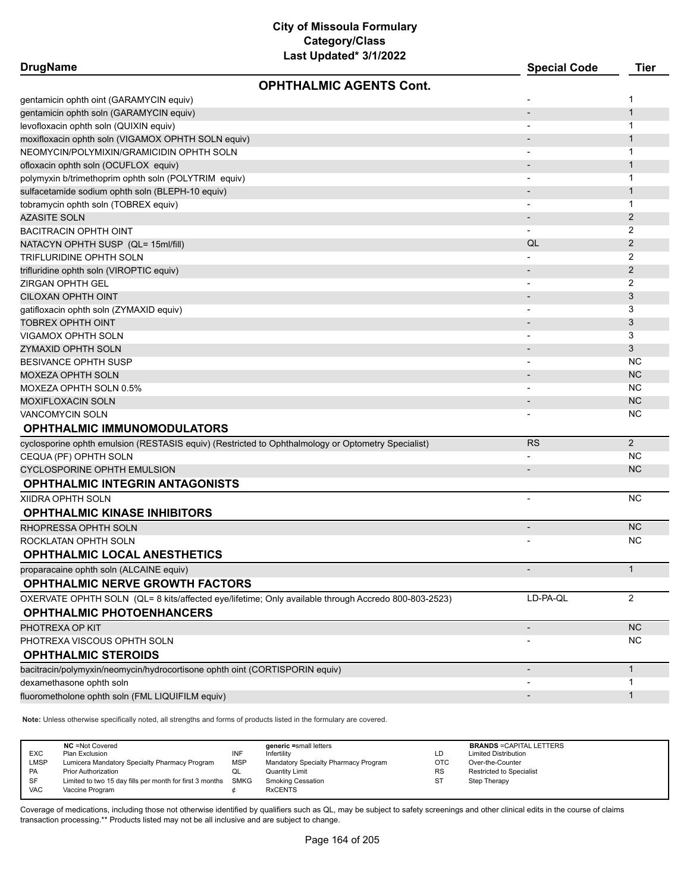# City of Missoula Formulary
## Category/Class
### Last Updated* 3/1/2022

| DrugName | Special Code | Tier |
|---|---|---|
| **OPHTHALMIC AGENTS Cont.** | | |
| gentamicin ophth oint (GARAMYCIN equiv) | - | 1 |
| gentamicin ophth soln (GARAMYCIN equiv) | - | 1 |
| levofloxacin ophth soln (QUIXIN equiv) | - | 1 |
| moxifloxacin ophth soln (VIGAMOX OPHTH SOLN equiv) | - | 1 |
| NEOMYCIN/POLYMIXIN/GRAMICIDIN OPHTH SOLN | - | 1 |
| ofloxacin ophth soln (OCUFLOX equiv) | - | 1 |
| polymyxin b/trimethoprim ophth soln (POLYTRIM equiv) | - | 1 |
| sulfacetamide sodium ophth soln (BLEPH-10 equiv) | - | 1 |
| tobramycin ophth soln (TOBREX equiv) | - | 1 |
| AZASITE SOLN | - | 2 |
| BACITRACIN OPHTH OINT | - | 2 |
| NATACYN OPHTH SUSP (QL= 15ml/fill) | QL | 2 |
| TRIFLURIDINE OPHTH SOLN | - | 2 |
| trifluridine ophth soln (VIROPTIC equiv) | - | 2 |
| ZIRGAN OPHTH GEL | - | 2 |
| CILOXAN OPHTH OINT | - | 3 |
| gatifloxacin ophth soln (ZYMAXID equiv) | - | 3 |
| TOBREX OPHTH OINT | - | 3 |
| VIGAMOX OPHTH SOLN | - | 3 |
| ZYMAXID OPHTH SOLN | - | 3 |
| BESIVANCE OPHTH SUSP | - | NC |
| MOXEZA OPHTH SOLN | - | NC |
| MOXEZA OPHTH SOLN 0.5% | - | NC |
| MOXIFLOXACIN SOLN | - | NC |
| VANCOMYCIN SOLN | - | NC |
| **OPHTHALMIC IMMUNOMODULATORS** | | |
| cyclosporine ophth emulsion (RESTASIS equiv) (Restricted to Ophthalmology or Optometry Specialist) | RS | 2 |
| CEQUA (PF) OPHTH SOLN | - | NC |
| CYCLOSPORINE OPHTH EMULSION | - | NC |
| **OPHTHALMIC INTEGRIN ANTAGONISTS** | | |
| XIIDRA OPHTH SOLN | - | NC |
| **OPHTHALMIC KINASE INHIBITORS** | | |
| RHOPRESSA OPHTH SOLN | - | NC |
| ROCKLATAN OPHTH SOLN | - | NC |
| **OPHTHALMIC LOCAL ANESTHETICS** | | |
| proparacaine ophth soln (ALCAINE equiv) | - | 1 |
| **OPHTHALMIC NERVE GROWTH FACTORS** | | |
| OXERVATE OPHTH SOLN (QL= 8 kits/affected eye/lifetime; Only available through Accredo 800-803-2523) | LD-PA-QL | 2 |
| **OPHTHALMIC PHOTOENHANCERS** | | |
| PHOTREXA OP KIT | - | NC |
| PHOTREXA VISCOUS OPHTH SOLN | - | NC |
| **OPHTHALMIC STEROIDS** | | |
| bacitracin/polymyxin/neomycin/hydrocortisone ophth oint (CORTISPORIN equiv) | - | 1 |
| dexamethasone ophth soln | - | 1 |
| fluorometholone ophth soln (FML LIQUIFILM equiv) | - | 1 |

**Note:** Unless otherwise specifically noted, all strengths and forms of products listed in the formulary are covered.

| | NC =Not Covered | | generic =small letters | | BRANDS =CAPITAL LETTERS |
|---|---|---|---|---|---|
| EXC | Plan Exclusion | INF | Infertility | LD | Limited Distribution |
| LMSP | Lumicera Mandatory Specialty Pharmacy Program | MSP | Mandatory Specialty Pharmacy Program | OTC | Over-the-Counter |
| PA | Prior Authorization | QL | Quantity Limit | RS | Restricted to Specialist |
| SF | Limited to two 15 day fills per month for first 3 months | SMKG | Smoking Cessation | ST | Step Therapy |
| VAC | Vaccine Program | ¢ | RxCENTS | | |

Coverage of medications, including those not otherwise identified by qualifiers such as QL, may be subject to safety screenings and other clinical edits in the course of claims transaction processing.** Products listed may not be all inclusive and are subject to change.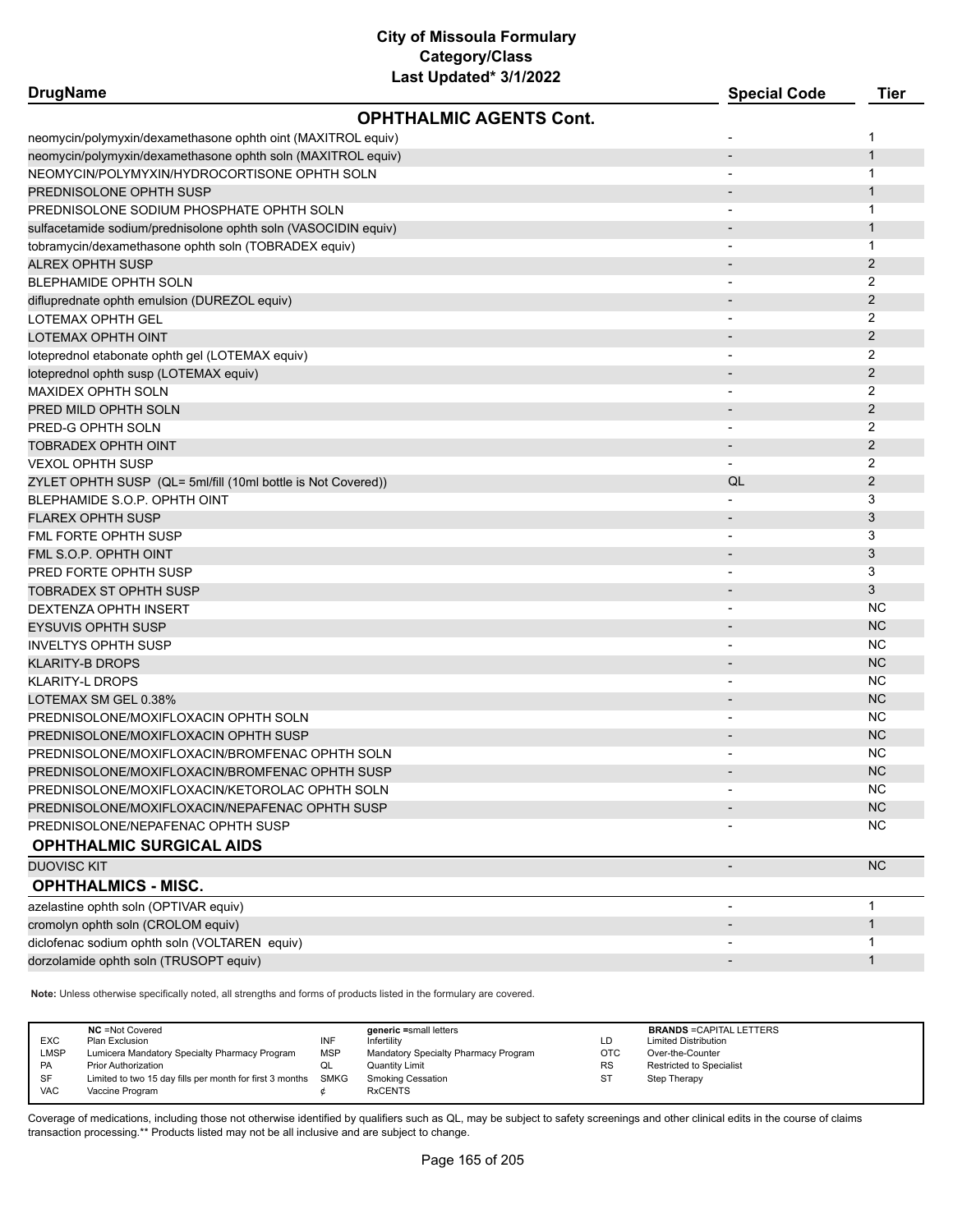## City of Missoula Formulary
## Category/Class
## Last Updated* 3/1/2022

| DrugName | Special Code | Tier |
|---|---|---|
| **OPHTHALMIC AGENTS Cont.** | | |
| neomycin/polymyxin/dexamethasone ophth oint (MAXITROL equiv) | - | 1 |
| neomycin/polymyxin/dexamethasone ophth soln (MAXITROL equiv) | - | 1 |
| NEOMYCIN/POLYMYXIN/HYDROCORTISONE OPHTH SOLN | - | 1 |
| PREDNISOLONE OPHTH SUSP | - | 1 |
| PREDNISOLONE SODIUM PHOSPHATE OPHTH SOLN | - | 1 |
| sulfacetamide sodium/prednisolone ophth soln (VASOCIDIN equiv) | - | 1 |
| tobramycin/dexamethasone ophth soln (TOBRADEX equiv) | - | 1 |
| ALREX OPHTH SUSP | - | 2 |
| BLEPHAMIDE OPHTH SOLN | - | 2 |
| difluprednate ophth emulsion (DUREZOL equiv) | - | 2 |
| LOTEMAX OPHTH GEL | - | 2 |
| LOTEMAX OPHTH OINT | - | 2 |
| loteprednol etabonate ophth gel (LOTEMAX equiv) | - | 2 |
| loteprednol ophth susp (LOTEMAX equiv) | - | 2 |
| MAXIDEX OPHTH SOLN | - | 2 |
| PRED MILD OPHTH SOLN | - | 2 |
| PRED-G OPHTH SOLN | - | 2 |
| TOBRADEX OPHTH OINT | - | 2 |
| VEXOL OPHTH SUSP | - | 2 |
| ZYLET OPHTH SUSP (QL= 5ml/fill (10ml bottle is Not Covered)) | QL | 2 |
| BLEPHAMIDE S.O.P. OPHTH OINT | - | 3 |
| FLAREX OPHTH SUSP | - | 3 |
| FML FORTE OPHTH SUSP | - | 3 |
| FML S.O.P. OPHTH OINT | - | 3 |
| PRED FORTE OPHTH SUSP | - | 3 |
| TOBRADEX ST OPHTH SUSP | - | 3 |
| DEXTENZA OPHTH INSERT | - | NC |
| EYSUVIS OPHTH SUSP | - | NC |
| INVELTYS OPHTH SUSP | - | NC |
| KLARITY-B DROPS | - | NC |
| KLARITY-L DROPS | - | NC |
| LOTEMAX SM GEL 0.38% | - | NC |
| PREDNISOLONE/MOXIFLOXACIN OPHTH SOLN | - | NC |
| PREDNISOLONE/MOXIFLOXACIN OPHTH SUSP | - | NC |
| PREDNISOLONE/MOXIFLOXACIN/BROMFENAC OPHTH SOLN | - | NC |
| PREDNISOLONE/MOXIFLOXACIN/BROMFENAC OPHTH SUSP | - | NC |
| PREDNISOLONE/MOXIFLOXACIN/KETOROLAC OPHTH SOLN | - | NC |
| PREDNISOLONE/MOXIFLOXACIN/NEPAFENAC OPHTH SUSP | - | NC |
| PREDNISOLONE/NEPAFENAC OPHTH SUSP | - | NC |
| **OPHTHALMIC SURGICAL AIDS** | | |
| DUOVISC KIT | - | NC |
| **OPHTHALMICS - MISC.** | | |
| azelastine ophth soln (OPTIVAR equiv) | - | 1 |
| cromolyn ophth soln (CROLOM equiv) | - | 1 |
| diclofenac sodium ophth soln (VOLTAREN equiv) | - | 1 |
| dorzolamide ophth soln (TRUSOPT equiv) | - | 1 |

**Note:** Unless otherwise specifically noted, all strengths and forms of products listed in the formulary are covered.

| | NC =Not Covered | | generic =small letters | | BRANDS =CAPITAL LETTERS |
|---|---|---|---|---|---|
| EXC | Plan Exclusion | INF | Infertility | LD | Limited Distribution |
| LMSP | Lumicera Mandatory Specialty Pharmacy Program | MSP | Mandatory Specialty Pharmacy Program | OTC | Over-the-Counter |
| PA | Prior Authorization | QL | Quantity Limit | RS | Restricted to Specialist |
| SF | Limited to two 15 day fills per month for first 3 months | SMKG | Smoking Cessation | ST | Step Therapy |
| VAC | Vaccine Program | ¢ | RxCENTS | | |

Coverage of medications, including those not otherwise identified by qualifiers such as QL, may be subject to safety screenings and other clinical edits in the course of claims transaction processing.** Products listed may not be all inclusive and are subject to change.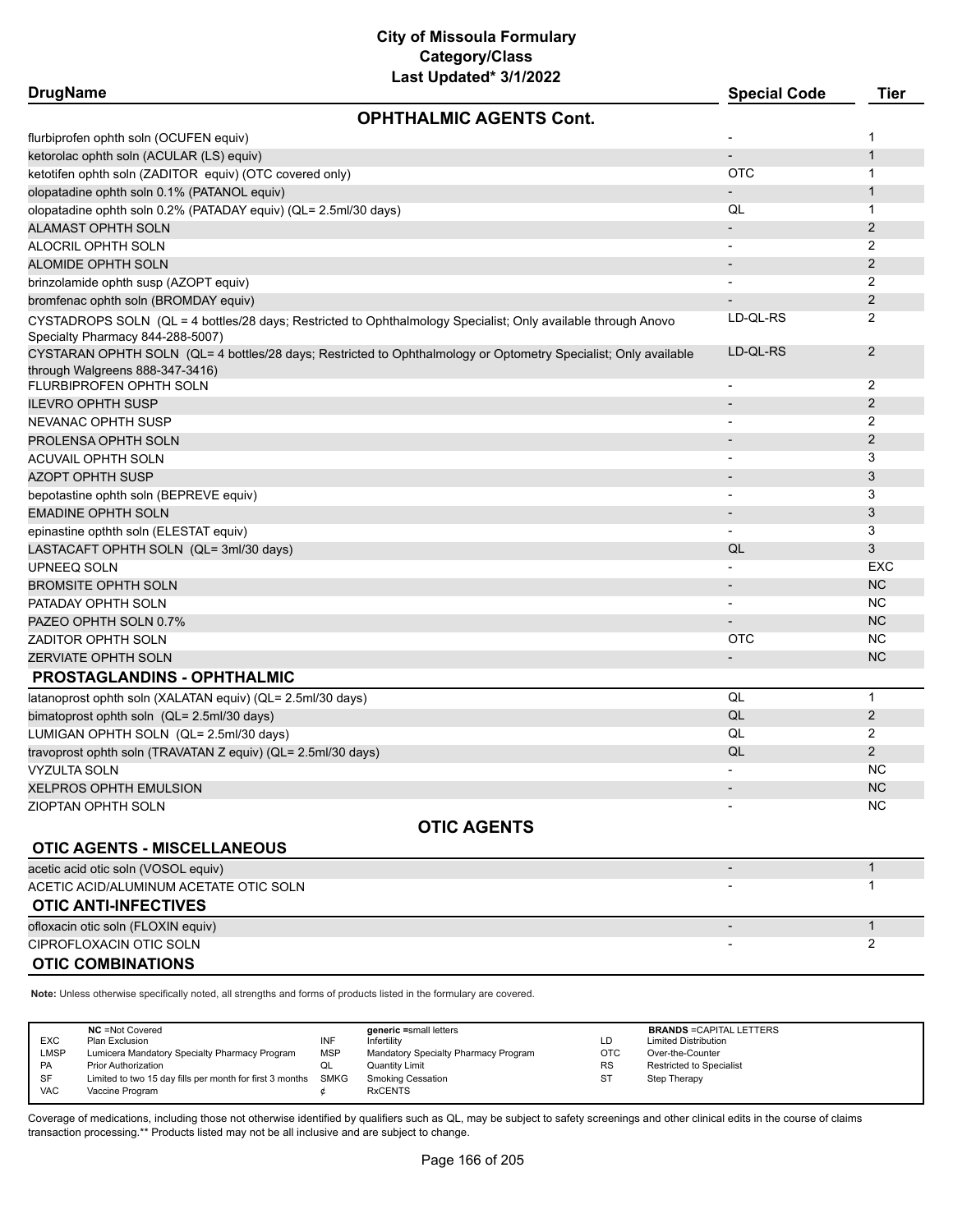# City of Missoula Formulary
## Category/Class
### Last Updated* 3/1/2022

| DrugName | Special Code | Tier |
|---|---|---|
| **OPHTHALMIC AGENTS Cont.** | | |
| flurbiprofen ophth soln (OCUFEN equiv) | - | 1 |
| ketorolac ophth soln (ACULAR (LS) equiv) | - | 1 |
| ketotifen ophth soln (ZADITOR equiv) (OTC covered only) | OTC | 1 |
| olopatadine ophth soln 0.1% (PATANOL equiv) | - | 1 |
| olopatadine ophth soln 0.2% (PATADAY equiv) (QL= 2.5ml/30 days) | QL | 1 |
| ALAMAST OPHTH SOLN | - | 2 |
| ALOCRIL OPHTH SOLN | - | 2 |
| ALOMIDE OPHTH SOLN | - | 2 |
| brinzolamide ophth susp (AZOPT equiv) | - | 2 |
| bromfenac ophth soln (BROMDAY equiv) | - | 2 |
| CYSTADROPS SOLN (QL = 4 bottles/28 days; Restricted to Ophthalmology Specialist; Only available through Anovo Specialty Pharmacy 844-288-5007) | LD-QL-RS | 2 |
| CYSTARAN OPHTH SOLN (QL= 4 bottles/28 days; Restricted to Ophthalmology or Optometry Specialist; Only available through Walgreens 888-347-3416) | LD-QL-RS | 2 |
| FLURBIPROFEN OPHTH SOLN | - | 2 |
| ILEVRO OPHTH SUSP | - | 2 |
| NEVANAC OPHTH SUSP | - | 2 |
| PROLENSA OPHTH SOLN | - | 2 |
| ACUVAIL OPHTH SOLN | - | 3 |
| AZOPT OPHTH SUSP | - | 3 |
| bepotastine ophth soln (BEPREVE equiv) | - | 3 |
| EMADINE OPHTH SOLN | - | 3 |
| epinastine opthth soln (ELESTAT equiv) | - | 3 |
| LASTACAFT OPHTH SOLN (QL= 3ml/30 days) | QL | 3 |
| UPNEEQ SOLN | - | EXC |
| BROMSITE OPHTH SOLN | - | NC |
| PATADAY OPHTH SOLN | - | NC |
| PAZEO OPHTH SOLN 0.7% | - | NC |
| ZADITOR OPHTH SOLN | OTC | NC |
| ZERVIATE OPHTH SOLN | - | NC |
| **PROSTAGLANDINS - OPHTHALMIC** | | |
| latanoprost ophth soln (XALATAN equiv) (QL= 2.5ml/30 days) | QL | 1 |
| bimatoprost ophth soln (QL= 2.5ml/30 days) | QL | 2 |
| LUMIGAN OPHTH SOLN (QL= 2.5ml/30 days) | QL | 2 |
| travoprost ophth soln (TRAVATAN Z equiv) (QL= 2.5ml/30 days) | QL | 2 |
| VYZULTA SOLN | - | NC |
| XELPROS OPHTH EMULSION | - | NC |
| ZIOPTAN OPHTH SOLN | - | NC |
| **OTIC AGENTS** | | |
| **OTIC AGENTS - MISCELLANEOUS** | | |
| acetic acid otic soln (VOSOL equiv) | - | 1 |
| ACETIC ACID/ALUMINUM ACETATE OTIC SOLN | - | 1 |
| **OTIC ANTI-INFECTIVES** | | |
| ofloxacin otic soln (FLOXIN equiv) | - | 1 |
| CIPROFLOXACIN OTIC SOLN | - | 2 |
| **OTIC COMBINATIONS** | | |

**Note:** Unless otherwise specifically noted, all strengths and forms of products listed in the formulary are covered.

| | NC =Not Covered | | generic =small letters | | BRANDS =CAPITAL LETTERS |
|---|---|---|---|---|---|
| EXC | Plan Exclusion | INF | Infertility | LD | Limited Distribution |
| LMSP | Lumicera Mandatory Specialty Pharmacy Program | MSP | Mandatory Specialty Pharmacy Program | OTC | Over-the-Counter |
| PA | Prior Authorization | QL | Quantity Limit | RS | Restricted to Specialist |
| SF | Limited to two 15 day fills per month for first 3 months | SMKG | Smoking Cessation | ST | Step Therapy |
| VAC | Vaccine Program | ¢ | RxCENTS | | |

Coverage of medications, including those not otherwise identified by qualifiers such as QL, may be subject to safety screenings and other clinical edits in the course of claims transaction processing.** Products listed may not be all inclusive and are subject to change.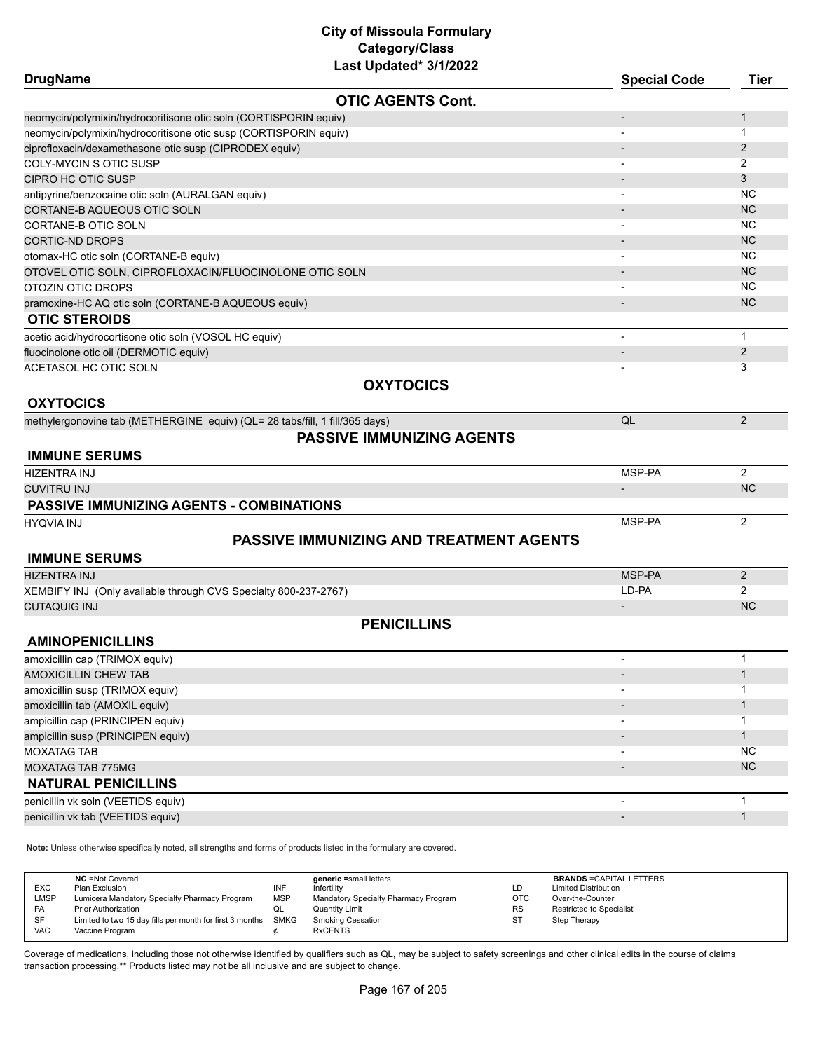# City of Missoula Formulary
## Category/Class
### Last Updated* 3/1/2022

| DrugName | Special Code | Tier |
|---|---|---|
| **OTIC AGENTS Cont.** | | |
| neomycin/polymixin/hydrocoritisone otic soln (CORTISPORIN equiv) | - | 1 |
| neomycin/polymixin/hydrocoritisone otic susp (CORTISPORIN equiv) | - | 1 |
| ciprofloxacin/dexamethasone otic susp (CIPRODEX equiv) | - | 2 |
| COLY-MYCIN S OTIC SUSP | - | 2 |
| CIPRO HC OTIC SUSP | - | 3 |
| antipyrine/benzocaine otic soln (AURALGAN equiv) | - | NC |
| CORTANE-B AQUEOUS OTIC SOLN | - | NC |
| CORTANE-B OTIC SOLN | - | NC |
| CORTIC-ND DROPS | - | NC |
| otomax-HC otic soln (CORTANE-B equiv) | - | NC |
| OTOVEL OTIC SOLN, CIPROFLOXACIN/FLUOCINOLONE OTIC SOLN | - | NC |
| OTOZIN OTIC DROPS | - | NC |
| pramoxine-HC AQ otic soln (CORTANE-B AQUEOUS equiv) | - | NC |
| **OTIC STEROIDS** | | |
| acetic acid/hydrocortisone otic soln (VOSOL HC equiv) | - | 1 |
| fluocinolone otic oil (DERMOTIC equiv) | - | 2 |
| ACETASOL HC OTIC SOLN | - | 3 |
| **OXYTOCICS** | | |
| **OXYTOCICS** | | |
| methylergonovine tab (METHERGINE equiv) (QL= 28 tabs/fill, 1 fill/365 days) | QL | 2 |
| **PASSIVE IMMUNIZING AGENTS** | | |
| **IMMUNE SERUMS** | | |
| HIZENTRA INJ | MSP-PA | 2 |
| CUVITRU INJ | - | NC |
| **PASSIVE IMMUNIZING AGENTS - COMBINATIONS** | | |
| HYQVIA INJ | MSP-PA | 2 |
| **PASSIVE IMMUNIZING AND TREATMENT AGENTS** | | |
| **IMMUNE SERUMS** | | |
| HIZENTRA INJ | MSP-PA | 2 |
| XEMBIFY INJ (Only available through CVS Specialty 800-237-2767) | LD-PA | 2 |
| CUTAQUIG INJ | - | NC |
| **PENICILLINS** | | |
| **AMINOPENICILLINS** | | |
| amoxicillin cap (TRIMOX equiv) | - | 1 |
| AMOXICILLIN CHEW TAB | - | 1 |
| amoxicillin susp (TRIMOX equiv) | - | 1 |
| amoxicillin tab (AMOXIL equiv) | - | 1 |
| ampicillin cap (PRINCIPEN equiv) | - | 1 |
| ampicillin susp (PRINCIPEN equiv) | - | 1 |
| MOXATAG TAB | - | NC |
| MOXATAG TAB 775MG | - | NC |
| **NATURAL PENICILLINS** | | |
| penicillin vk soln (VEETIDS equiv) | - | 1 |
| penicillin vk tab (VEETIDS equiv) | - | 1 |

**Note:** Unless otherwise specifically noted, all strengths and forms of products listed in the formulary are covered.

| | NC =Not Covered | | generic =small letters | | BRANDS =CAPITAL LETTERS |
|---|---|---|---|---|---|
| EXC | Plan Exclusion | INF | Infertility | LD | Limited Distribution |
| LMSP | Lumicera Mandatory Specialty Pharmacy Program | MSP | Mandatory Specialty Pharmacy Program | OTC | Over-the-Counter |
| PA | Prior Authorization | QL | Quantity Limit | RS | Restricted to Specialist |
| SF | Limited to two 15 day fills per month for first 3 months | SMKG | Smoking Cessation | ST | Step Therapy |
| VAC | Vaccine Program | ¢ | RxCENTS | | |

Coverage of medications, including those not otherwise identified by qualifiers such as QL, may be subject to safety screenings and other clinical edits in the course of claims transaction processing.** Products listed may not be all inclusive and are subject to change.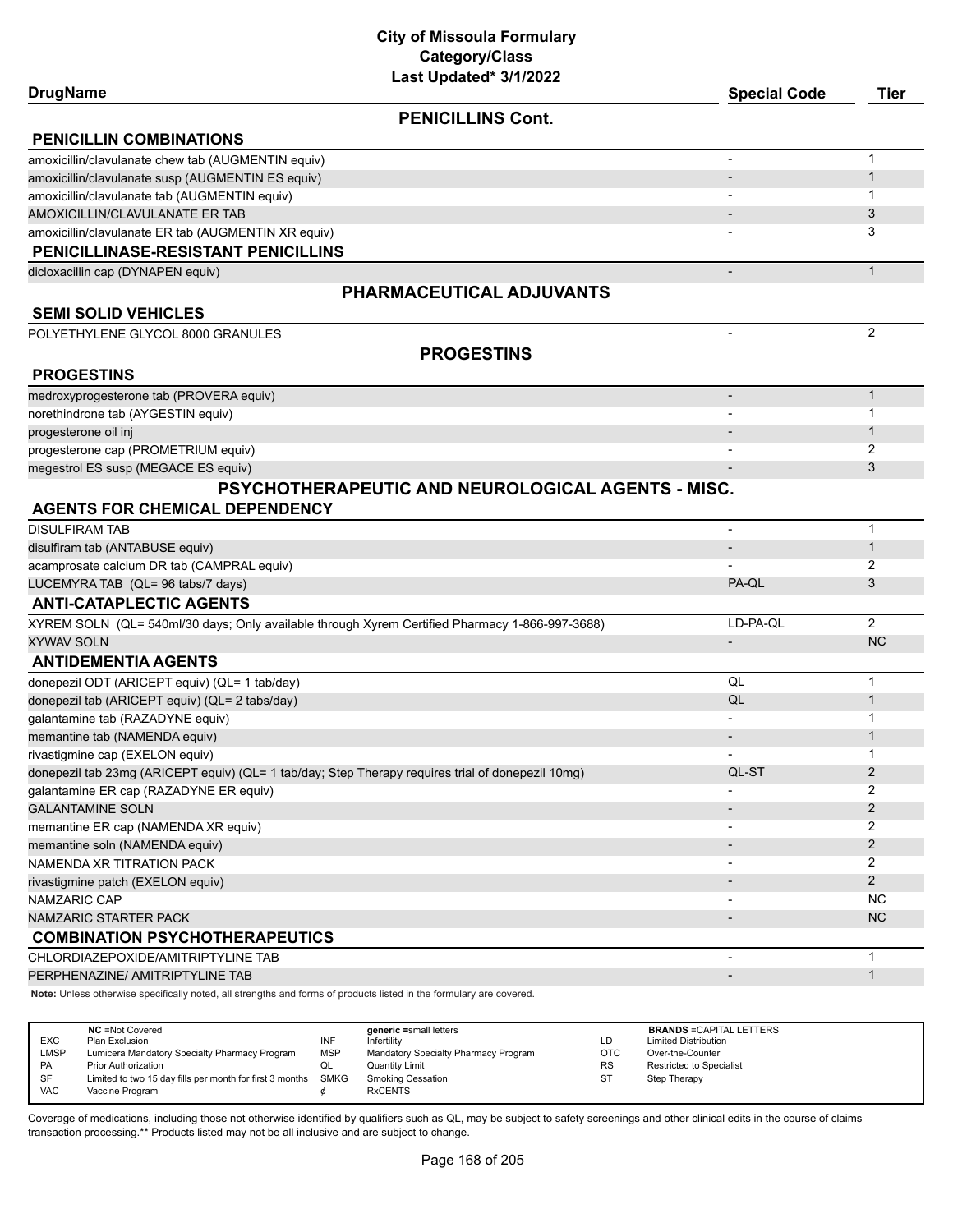# City of Missoula Formulary
## Category/Class
### Last Updated* 3/1/2022

| DrugName | Special Code | Tier |
|---|---|---|
| **PENICILLINS Cont.** | | |
| **PENICILLIN COMBINATIONS** | | |
| amoxicillin/clavulanate chew tab (AUGMENTIN equiv) | - | 1 |
| amoxicillin/clavulanate susp (AUGMENTIN ES equiv) | - | 1 |
| amoxicillin/clavulanate tab (AUGMENTIN equiv) | - | 1 |
| AMOXICILLIN/CLAVULANATE ER TAB | - | 3 |
| amoxicillin/clavulanate ER tab (AUGMENTIN XR equiv) | - | 3 |
| **PENICILLINASE-RESISTANT PENICILLINS** | | |
| dicloxacillin cap (DYNAPEN equiv) | - | 1 |
| **PHARMACEUTICAL ADJUVANTS** | | |
| **SEMI SOLID VEHICLES** | | |
| POLYETHYLENE GLYCOL 8000 GRANULES | - | 2 |
| **PROGESTINS** | | |
| **PROGESTINS** | | |
| medroxyprogesterone tab (PROVERA equiv) | - | 1 |
| norethindrone tab (AYGESTIN equiv) | - | 1 |
| progesterone oil inj | - | 1 |
| progesterone cap (PROMETRIUM equiv) | - | 2 |
| megestrol ES susp (MEGACE ES equiv) | - | 3 |
| **PSYCHOTHERAPEUTIC AND NEUROLOGICAL AGENTS - MISC.** | | |
| **AGENTS FOR CHEMICAL DEPENDENCY** | | |
| DISULFIRAM TAB | - | 1 |
| disulfiram tab (ANTABUSE equiv) | - | 1 |
| acamprosate calcium DR tab (CAMPRAL equiv) | - | 2 |
| LUCEMYRA TAB (QL= 96 tabs/7 days) | PA-QL | 3 |
| **ANTI-CATAPLECTIC AGENTS** | | |
| XYREM SOLN (QL= 540ml/30 days; Only available through Xyrem Certified Pharmacy 1-866-997-3688) | LD-PA-QL | 2 |
| XYWAV SOLN | - | NC |
| **ANTIDEMENTIA AGENTS** | | |
| donepezil ODT (ARICEPT equiv) (QL= 1 tab/day) | QL | 1 |
| donepezil tab (ARICEPT equiv) (QL= 2 tabs/day) | QL | 1 |
| galantamine tab (RAZADYNE equiv) | - | 1 |
| memantine tab (NAMENDA equiv) | - | 1 |
| rivastigmine cap (EXELON equiv) | - | 1 |
| donepezil tab 23mg (ARICEPT equiv) (QL= 1 tab/day; Step Therapy requires trial of donepezil 10mg) | QL-ST | 2 |
| galantamine ER cap (RAZADYNE ER equiv) | - | 2 |
| GALANTAMINE SOLN | - | 2 |
| memantine ER cap (NAMENDA XR equiv) | - | 2 |
| memantine soln (NAMENDA equiv) | - | 2 |
| NAMENDA XR TITRATION PACK | - | 2 |
| rivastigmine patch (EXELON equiv) | - | 2 |
| NAMZARIC CAP | - | NC |
| NAMZARIC STARTER PACK | - | NC |
| **COMBINATION PSYCHOTHERAPEUTICS** | | |
| CHLORDIAZEPOXIDE/AMITRIPTYLINE TAB | - | 1 |
| PERPHENAZINE/ AMITRIPTYLINE TAB | - | 1 |

**Note:** Unless otherwise specifically noted, all strengths and forms of products listed in the formulary are covered.

| | NC =Not Covered | | generic =small letters | | BRANDS =CAPITAL LETTERS |
|---|---|---|---|---|---|
| EXC | Plan Exclusion | INF | Infertility | LD | Limited Distribution |
| LMSP | Lumicera Mandatory Specialty Pharmacy Program | MSP | Mandatory Specialty Pharmacy Program | OTC | Over-the-Counter |
| PA | Prior Authorization | QL | Quantity Limit | RS | Restricted to Specialist |
| SF | Limited to two 15 day fills per month for first 3 months | SMKG | Smoking Cessation | ST | Step Therapy |
| VAC | Vaccine Program | ¢ | RxCENTS | | |

Coverage of medications, including those not otherwise identified by qualifiers such as QL, may be subject to safety screenings and other clinical edits in the course of claims transaction processing.** Products listed may not be all inclusive and are subject to change.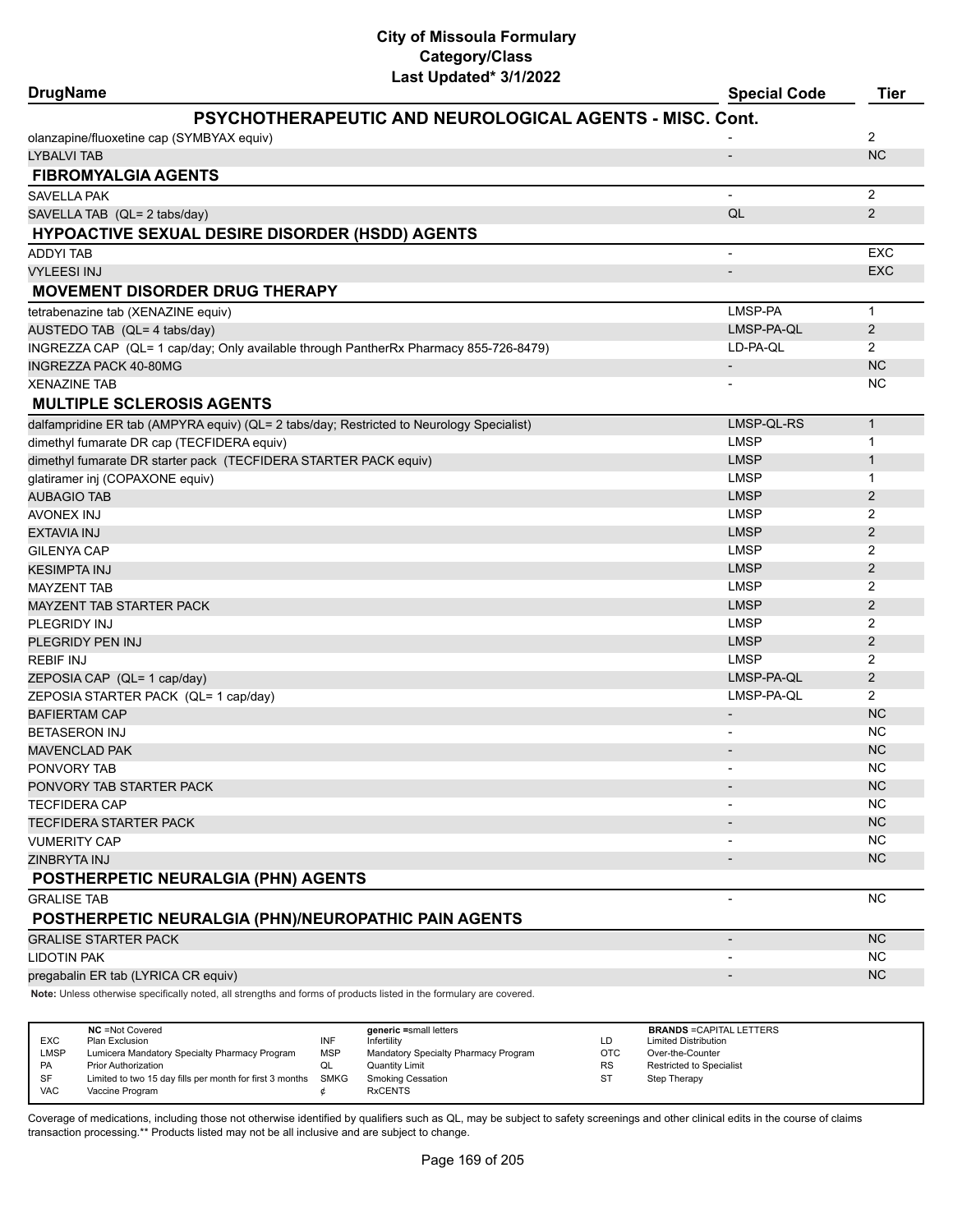# City of Missoula Formulary
## Category/Class
### Last Updated* 3/1/2022

| DrugName | Special Code | Tier |
|---|---|---|
| **PSYCHOTHERAPEUTIC AND NEUROLOGICAL AGENTS - MISC. Cont.** | | |
| olanzapine/fluoxetine cap (SYMBYAX equiv) | - | 2 |
| LYBALVI TAB | - | NC |
| **FIBROMYALGIA AGENTS** | | |
| SAVELLA PAK | - | 2 |
| SAVELLA TAB (QL= 2 tabs/day) | QL | 2 |
| **HYPOACTIVE SEXUAL DESIRE DISORDER (HSDD) AGENTS** | | |
| ADDYI TAB | - | EXC |
| VYLEESI INJ | - | EXC |
| **MOVEMENT DISORDER DRUG THERAPY** | | |
| tetrabenazine tab (XENAZINE equiv) | LMSP-PA | 1 |
| AUSTEDO TAB (QL= 4 tabs/day) | LMSP-PA-QL | 2 |
| INGREZZA CAP (QL= 1 cap/day; Only available through PantherRx Pharmacy 855-726-8479) | LD-PA-QL | 2 |
| INGREZZA PACK 40-80MG | - | NC |
| XENAZINE TAB | - | NC |
| **MULTIPLE SCLEROSIS AGENTS** | | |
| dalfampridine ER tab (AMPYRA equiv) (QL= 2 tabs/day; Restricted to Neurology Specialist) | LMSP-QL-RS | 1 |
| dimethyl fumarate DR cap (TECFIDERA equiv) | LMSP | 1 |
| dimethyl fumarate DR starter pack (TECFIDERA STARTER PACK equiv) | LMSP | 1 |
| glatiramer inj (COPAXONE equiv) | LMSP | 1 |
| AUBAGIO TAB | LMSP | 2 |
| AVONEX INJ | LMSP | 2 |
| EXTAVIA INJ | LMSP | 2 |
| GILENYA CAP | LMSP | 2 |
| KESIMPTA INJ | LMSP | 2 |
| MAYZENT TAB | LMSP | 2 |
| MAYZENT TAB STARTER PACK | LMSP | 2 |
| PLEGRIDY INJ | LMSP | 2 |
| PLEGRIDY PEN INJ | LMSP | 2 |
| REBIF INJ | LMSP | 2 |
| ZEPOSIA CAP (QL= 1 cap/day) | LMSP-PA-QL | 2 |
| ZEPOSIA STARTER PACK (QL= 1 cap/day) | LMSP-PA-QL | 2 |
| BAFIERTAM CAP | - | NC |
| BETASERON INJ | - | NC |
| MAVENCLAD PAK | - | NC |
| PONVORY TAB | - | NC |
| PONVORY TAB STARTER PACK | - | NC |
| TECFIDERA CAP | - | NC |
| TECFIDERA STARTER PACK | - | NC |
| VUMERITY CAP | - | NC |
| ZINBRYTA INJ | - | NC |
| **POSTHERPETIC NEURALGIA (PHN) AGENTS** | | |
| GRALISE TAB | - | NC |
| **POSTHERPETIC NEURALGIA (PHN)/NEUROPATHIC PAIN AGENTS** | | |
| GRALISE STARTER PACK | - | NC |
| LIDOTIN PAK | - | NC |
| pregabalin ER tab (LYRICA CR equiv) | - | NC |

**Note:** Unless otherwise specifically noted, all strengths and forms of products listed in the formulary are covered.

| | NC =Not Covered | | generic =small letters | | BRANDS =CAPITAL LETTERS |
|---|---|---|---|---|---|
| EXC | Plan Exclusion | INF | Infertility | LD | Limited Distribution |
| LMSP | Lumicera Mandatory Specialty Pharmacy Program | MSP | Mandatory Specialty Pharmacy Program | OTC | Over-the-Counter |
| PA | Prior Authorization | QL | Quantity Limit | RS | Restricted to Specialist |
| SF | Limited to two 15 day fills per month for first 3 months | SMKG | Smoking Cessation | ST | Step Therapy |
| VAC | Vaccine Program | ¢ | RxCENTS | | |

Coverage of medications, including those not otherwise identified by qualifiers such as QL, may be subject to safety screenings and other clinical edits in the course of claims transaction processing.** Products listed may not be all inclusive and are subject to change.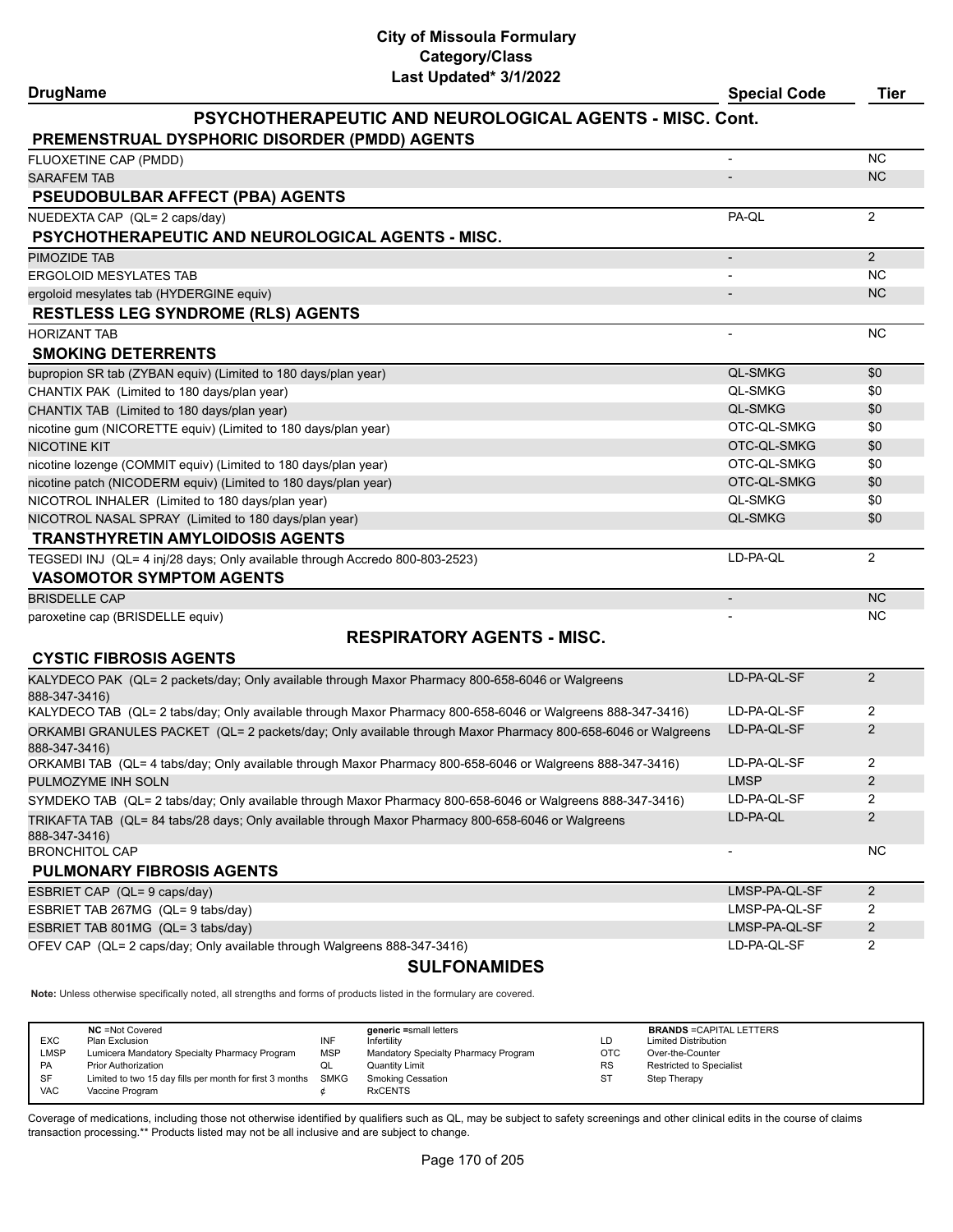# City of Missoula Formulary
## Category/Class
### Last Updated* 3/1/2022

| DrugName | Special Code | Tier |
|---|---|---|
| **PSYCHOTHERAPEUTIC AND NEUROLOGICAL AGENTS - MISC. Cont.** | | |
| **PREMENSTRUAL DYSPHORIC DISORDER (PMDD) AGENTS** | | |
| FLUOXETINE CAP (PMDD) | - | NC |
| SARAFEM TAB | - | NC |
| **PSEUDOBULBAR AFFECT (PBA) AGENTS** | | |
| NUEDEXTA CAP (QL= 2 caps/day) | PA-QL | 2 |
| **PSYCHOTHERAPEUTIC AND NEUROLOGICAL AGENTS - MISC.** | | |
| PIMOZIDE TAB | - | 2 |
| ERGOLOID MESYLATES TAB | - | NC |
| ergoloid mesylates tab (HYDERGINE equiv) | - | NC |
| **RESTLESS LEG SYNDROME (RLS) AGENTS** | | |
| HORIZANT TAB | - | NC |
| **SMOKING DETERRENTS** | | |
| bupropion SR tab (ZYBAN equiv) (Limited to 180 days/plan year) | QL-SMKG | $0 |
| CHANTIX PAK (Limited to 180 days/plan year) | QL-SMKG | $0 |
| CHANTIX TAB (Limited to 180 days/plan year) | QL-SMKG | $0 |
| nicotine gum (NICORETTE equiv) (Limited to 180 days/plan year) | OTC-QL-SMKG | $0 |
| NICOTINE KIT | OTC-QL-SMKG | $0 |
| nicotine lozenge (COMMIT equiv) (Limited to 180 days/plan year) | OTC-QL-SMKG | $0 |
| nicotine patch (NICODERM equiv) (Limited to 180 days/plan year) | OTC-QL-SMKG | $0 |
| NICOTROL INHALER (Limited to 180 days/plan year) | QL-SMKG | $0 |
| NICOTROL NASAL SPRAY (Limited to 180 days/plan year) | QL-SMKG | $0 |
| **TRANSTHYRETIN AMYLOIDOSIS AGENTS** | | |
| TEGSEDI INJ (QL= 4 inj/28 days; Only available through Accredo 800-803-2523) | LD-PA-QL | 2 |
| **VASOMOTOR SYMPTOM AGENTS** | | |
| BRISDELLE CAP | - | NC |
| paroxetine cap (BRISDELLE equiv) | - | NC |
| **RESPIRATORY AGENTS - MISC.** | | |
| **CYSTIC FIBROSIS AGENTS** | | |
| KALYDECO PAK (QL= 2 packets/day; Only available through Maxor Pharmacy 800-658-6046 or Walgreens 888-347-3416) | LD-PA-QL-SF | 2 |
| KALYDECO TAB (QL= 2 tabs/day; Only available through Maxor Pharmacy 800-658-6046 or Walgreens 888-347-3416) | LD-PA-QL-SF | 2 |
| ORKAMBI GRANULES PACKET (QL= 2 packets/day; Only available through Maxor Pharmacy 800-658-6046 or Walgreens 888-347-3416) | LD-PA-QL-SF | 2 |
| ORKAMBI TAB (QL= 4 tabs/day; Only available through Maxor Pharmacy 800-658-6046 or Walgreens 888-347-3416) | LD-PA-QL-SF | 2 |
| PULMOZYME INH SOLN | LMSP | 2 |
| SYMDEKO TAB (QL= 2 tabs/day; Only available through Maxor Pharmacy 800-658-6046 or Walgreens 888-347-3416) | LD-PA-QL-SF | 2 |
| TRIKAFTA TAB (QL= 84 tabs/28 days; Only available through Maxor Pharmacy 800-658-6046 or Walgreens 888-347-3416) | LD-PA-QL | 2 |
| BRONCHITOL CAP | - | NC |
| **PULMONARY FIBROSIS AGENTS** | | |
| ESBRIET CAP (QL= 9 caps/day) | LMSP-PA-QL-SF | 2 |
| ESBRIET TAB 267MG (QL= 9 tabs/day) | LMSP-PA-QL-SF | 2 |
| ESBRIET TAB 801MG (QL= 3 tabs/day) | LMSP-PA-QL-SF | 2 |
| OFEV CAP (QL= 2 caps/day; Only available through Walgreens 888-347-3416) | LD-PA-QL-SF | 2 |
| **SULFONAMIDES** | | |

**Note:** Unless otherwise specifically noted, all strengths and forms of products listed in the formulary are covered.

| | NC =Not Covered | | generic =small letters | | BRANDS =CAPITAL LETTERS |
|---|---|---|---|---|---|
| EXC | Plan Exclusion | INF | Infertility | LD | Limited Distribution |
| LMSP | Lumicera Mandatory Specialty Pharmacy Program | MSP | Mandatory Specialty Pharmacy Program | OTC | Over-the-Counter |
| PA | Prior Authorization | QL | Quantity Limit | RS | Restricted to Specialist |
| SF | Limited to two 15 day fills per month for first 3 months | SMKG | Smoking Cessation | ST | Step Therapy |
| VAC | Vaccine Program | ¢ | RxCENTS | | |

Coverage of medications, including those not otherwise identified by qualifiers such as QL, may be subject to safety screenings and other clinical edits in the course of claims transaction processing.** Products listed may not be all inclusive and are subject to change.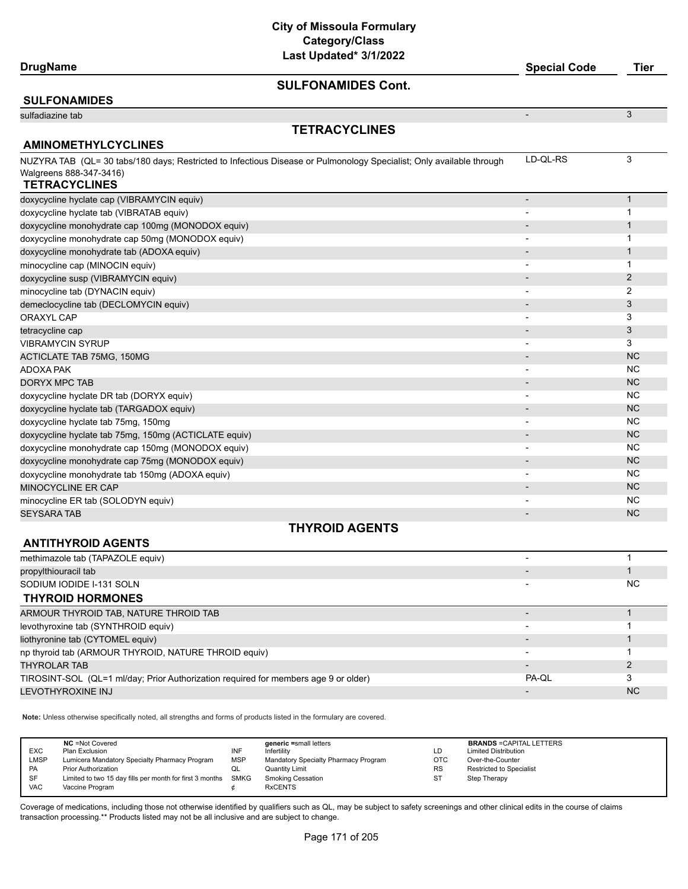# City of Missoula Formulary
## Category/Class
### Last Updated* 3/1/2022

## SULFONAMIDES Cont.

| DrugName | Special Code | Tier |
|---|---|---|
| **SULFONAMIDES** | | |
| sulfadiazine tab | - | 3 |

## TETRACYCLINES

| DrugName | Special Code | Tier |
|---|---|---|
| **AMINOMETHYLCYCLINES** | | |
| NUZYRA TAB (QL= 30 tabs/180 days; Restricted to Infectious Disease or Pulmonology Specialist; Only available through Walgreens 888-347-3416) | LD-QL-RS | 3 |
| **TETRACYCLINES** | | |
| doxycycline hyclate cap (VIBRAMYCIN equiv) | - | 1 |
| doxycycline hyclate tab (VIBRATAB equiv) | - | 1 |
| doxycycline monohydrate cap 100mg (MONODOX equiv) | - | 1 |
| doxycycline monohydrate cap 50mg (MONODOX equiv) | - | 1 |
| doxycycline monohydrate tab (ADOXA equiv) | - | 1 |
| minocycline cap (MINOCIN equiv) | - | 1 |
| doxycycline susp (VIBRAMYCIN equiv) | - | 2 |
| minocycline tab (DYNACIN equiv) | - | 2 |
| demeclocycline tab (DECLOMYCIN equiv) | - | 3 |
| ORAXYL CAP | - | 3 |
| tetracycline cap | - | 3 |
| VIBRAMYCIN SYRUP | - | 3 |
| ACTICLATE TAB 75MG, 150MG | - | NC |
| ADOXA PAK | - | NC |
| DORYX MPC TAB | - | NC |
| doxycycline hyclate DR tab (DORYX equiv) | - | NC |
| doxycycline hyclate tab (TARGADOX equiv) | - | NC |
| doxycycline hyclate tab 75mg, 150mg | - | NC |
| doxycycline hyclate tab 75mg, 150mg (ACTICLATE equiv) | - | NC |
| doxycycline monohydrate cap 150mg (MONODOX equiv) | - | NC |
| doxycycline monohydrate cap 75mg (MONODOX equiv) | - | NC |
| doxycycline monohydrate tab 150mg (ADOXA equiv) | - | NC |
| MINOCYCLINE ER CAP | - | NC |
| minocycline ER tab (SOLODYN equiv) | - | NC |
| SEYSARA TAB | - | NC |

## THYROID AGENTS

| DrugName | Special Code | Tier |
|---|---|---|
| **ANTITHYROID AGENTS** | | |
| methimazole tab (TAPAZOLE equiv) | - | 1 |
| propylthiouracil tab | - | 1 |
| SODIUM IODIDE I-131 SOLN | - | NC |
| **THYROID HORMONES** | | |
| ARMOUR THYROID TAB, NATURE THROID TAB | - | 1 |
| levothyroxine tab (SYNTHROID equiv) | - | 1 |
| liothyronine tab (CYTOMEL equiv) | - | 1 |
| np thyroid tab (ARMOUR THYROID, NATURE THROID equiv) | - | 1 |
| THYROLAR TAB | - | 2 |
| TIROSINT-SOL (QL=1 ml/day; Prior Authorization required for members age 9 or older) | PA-QL | 3 |
| LEVOTHYROXINE INJ | - | NC |

**Note:** Unless otherwise specifically noted, all strengths and forms of products listed in the formulary are covered.

| | NC =Not Covered | | generic =small letters | | BRANDS =CAPITAL LETTERS |
|---|---|---|---|---|---|
| EXC | Plan Exclusion | INF | Infertility | LD | Limited Distribution |
| LMSP | Lumicera Mandatory Specialty Pharmacy Program | MSP | Mandatory Specialty Pharmacy Program | OTC | Over-the-Counter |
| PA | Prior Authorization | QL | Quantity Limit | RS | Restricted to Specialist |
| SF | Limited to two 15 day fills per month for first 3 months | SMKG | Smoking Cessation | ST | Step Therapy |
| VAC | Vaccine Program | ¢ | RxCENTS | | |

Coverage of medications, including those not otherwise identified by qualifiers such as QL, may be subject to safety screenings and other clinical edits in the course of claims transaction processing.** Products listed may not be all inclusive and are subject to change.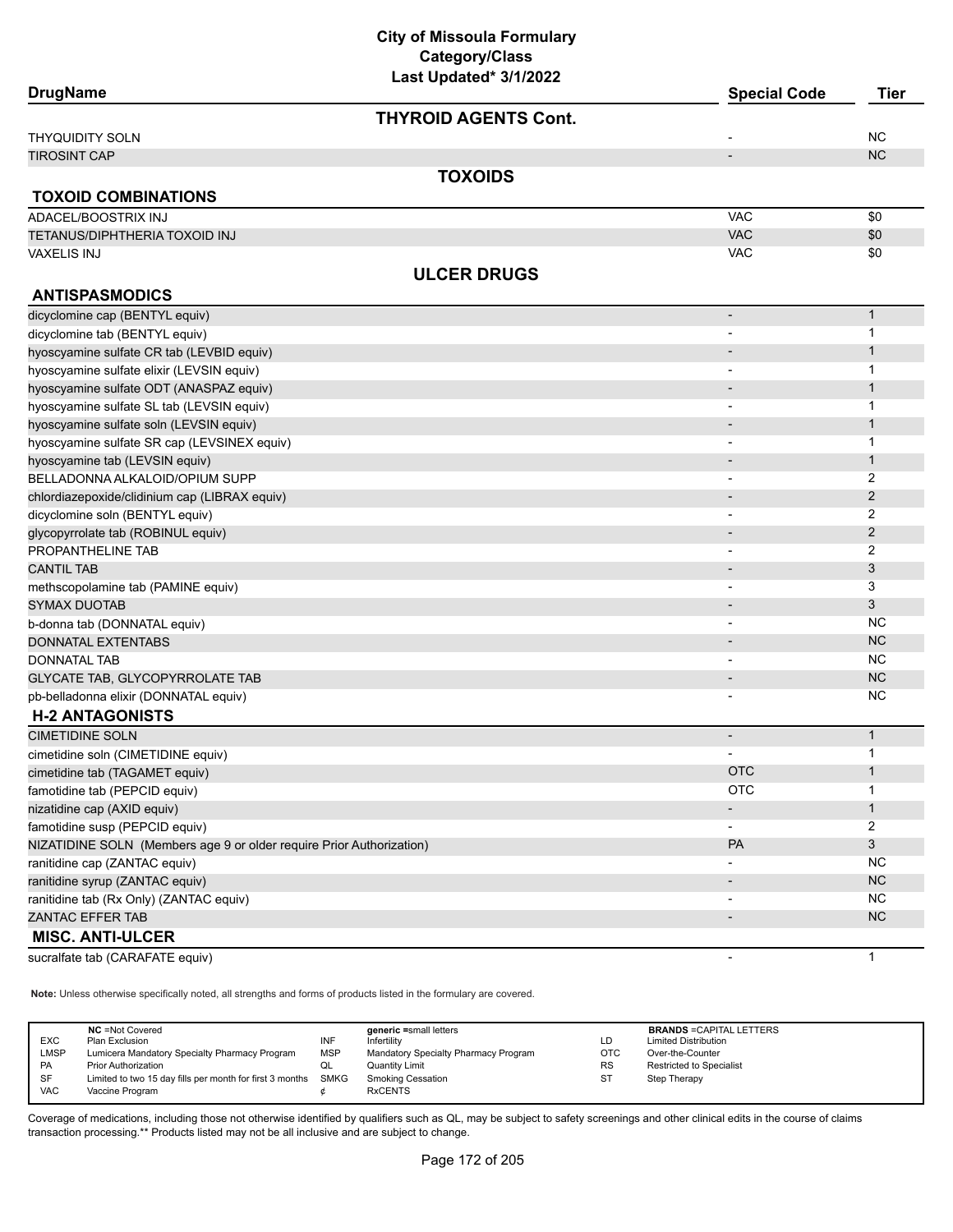# City of Missoula Formulary
## Category/Class
### Last Updated* 3/1/2022

| DrugName | Special Code | Tier |
|---|---|---|
| **THYROID AGENTS Cont.** | | |
| THYQUIDITY SOLN | - | NC |
| TIROSINT CAP | - | NC |
| **TOXOIDS** | | |
| **TOXOID COMBINATIONS** | | |
| ADACEL/BOOSTRIX INJ | VAC | $0 |
| TETANUS/DIPHTHERIA TOXOID INJ | VAC | $0 |
| VAXELIS INJ | VAC | $0 |
| **ULCER DRUGS** | | |
| **ANTISPASMODICS** | | |
| dicyclomine cap (BENTYL equiv) | - | 1 |
| dicyclomine tab (BENTYL equiv) | - | 1 |
| hyoscyamine sulfate CR tab (LEVBID equiv) | - | 1 |
| hyoscyamine sulfate elixir (LEVSIN equiv) | - | 1 |
| hyoscyamine sulfate ODT (ANASPAZ equiv) | - | 1 |
| hyoscyamine sulfate SL tab (LEVSIN equiv) | - | 1 |
| hyoscyamine sulfate soln (LEVSIN equiv) | - | 1 |
| hyoscyamine sulfate SR cap (LEVSINEX equiv) | - | 1 |
| hyoscyamine tab (LEVSIN equiv) | - | 1 |
| BELLADONNA ALKALOID/OPIUM SUPP | - | 2 |
| chlordiazepoxide/clidinium cap (LIBRAX equiv) | - | 2 |
| dicyclomine soln (BENTYL equiv) | - | 2 |
| glycopyrrolate tab (ROBINUL equiv) | - | 2 |
| PROPANTHELINE TAB | - | 2 |
| CANTIL TAB | - | 3 |
| methscopolamine tab (PAMINE equiv) | - | 3 |
| SYMAX DUOTAB | - | 3 |
| b-donna tab (DONNATAL equiv) | - | NC |
| DONNATAL EXTENTABS | - | NC |
| DONNATAL TAB | - | NC |
| GLYCATE TAB, GLYCOPYRROLATE TAB | - | NC |
| pb-belladonna elixir (DONNATAL equiv) | - | NC |
| **H-2 ANTAGONISTS** | | |
| CIMETIDINE SOLN | - | 1 |
| cimetidine soln (CIMETIDINE equiv) | - | 1 |
| cimetidine tab (TAGAMET equiv) | OTC | 1 |
| famotidine tab (PEPCID equiv) | OTC | 1 |
| nizatidine cap (AXID equiv) | - | 1 |
| famotidine susp (PEPCID equiv) | - | 2 |
| NIZATIDINE SOLN (Members age 9 or older require Prior Authorization) | PA | 3 |
| ranitidine cap (ZANTAC equiv) | - | NC |
| ranitidine syrup (ZANTAC equiv) | - | NC |
| ranitidine tab (Rx Only) (ZANTAC equiv) | - | NC |
| ZANTAC EFFER TAB | - | NC |
| **MISC. ANTI-ULCER** | | |
| sucralfate tab (CARAFATE equiv) | - | 1 |

**Note:** Unless otherwise specifically noted, all strengths and forms of products listed in the formulary are covered.

| | NC =Not Covered | | generic =small letters | | BRANDS =CAPITAL LETTERS |
|---|---|---|---|---|---|
| EXC | Plan Exclusion | INF | Infertility | LD | Limited Distribution |
| LMSP | Lumicera Mandatory Specialty Pharmacy Program | MSP | Mandatory Specialty Pharmacy Program | OTC | Over-the-Counter |
| PA | Prior Authorization | QL | Quantity Limit | RS | Restricted to Specialist |
| SF | Limited to two 15 day fills per month for first 3 months | SMKG | Smoking Cessation | ST | Step Therapy |
| VAC | Vaccine Program | ¢ | RxCENTS | | |

Coverage of medications, including those not otherwise identified by qualifiers such as QL, may be subject to safety screenings and other clinical edits in the course of claims transaction processing.** Products listed may not be all inclusive and are subject to change.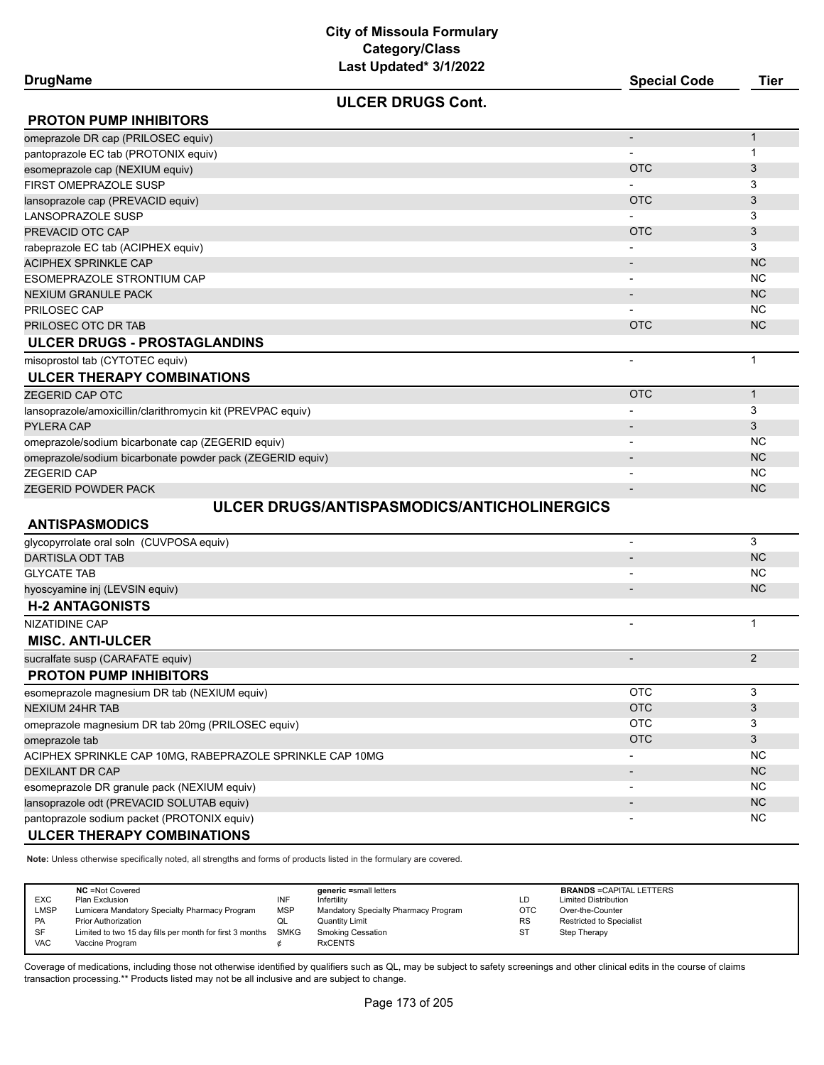# City of Missoula Formulary
## Category/Class
### Last Updated* 3/1/2022

## ULCER DRUGS Cont.

| DrugName | Special Code | Tier |
|---|---|---|
| **PROTON PUMP INHIBITORS** | | |
| omeprazole DR cap (PRILOSEC equiv) | - | 1 |
| pantoprazole EC tab (PROTONIX equiv) | - | 1 |
| esomeprazole cap (NEXIUM equiv) | OTC | 3 |
| FIRST OMEPRAZOLE SUSP | - | 3 |
| lansoprazole cap (PREVACID equiv) | OTC | 3 |
| LANSOPRAZOLE SUSP | - | 3 |
| PREVACID OTC CAP | OTC | 3 |
| rabeprazole EC tab (ACIPHEX equiv) | - | 3 |
| ACIPHEX SPRINKLE CAP | - | NC |
| ESOMEPRAZOLE STRONTIUM CAP | - | NC |
| NEXIUM GRANULE PACK | - | NC |
| PRILOSEC CAP | - | NC |
| PRILOSEC OTC DR TAB | OTC | NC |
| **ULCER DRUGS - PROSTAGLANDINS** | | |
| misoprostol tab (CYTOTEC equiv) | - | 1 |
| **ULCER THERAPY COMBINATIONS** | | |
| ZEGERID CAP OTC | OTC | 1 |
| lansoprazole/amoxicillin/clarithromycin kit (PREVPAC equiv) | - | 3 |
| PYLERA CAP | - | 3 |
| omeprazole/sodium bicarbonate cap (ZEGERID equiv) | - | NC |
| omeprazole/sodium bicarbonate powder pack (ZEGERID equiv) | - | NC |
| ZEGERID CAP | - | NC |
| ZEGERID POWDER PACK | - | NC |

## ULCER DRUGS/ANTISPASMODICS/ANTICHOLINERGICS

| DrugName | Special Code | Tier |
|---|---|---|
| **ANTISPASMODICS** | | |
| glycopyrrolate oral soln (CUVPOSA equiv) | - | 3 |
| DARTISLA ODT TAB | - | NC |
| GLYCATE TAB | - | NC |
| hyoscyamine inj (LEVSIN equiv) | - | NC |
| **H-2 ANTAGONISTS** | | |
| NIZATIDINE CAP | - | 1 |
| **MISC. ANTI-ULCER** | | |
| sucralfate susp (CARAFATE equiv) | - | 2 |
| **PROTON PUMP INHIBITORS** | | |
| esomeprazole magnesium DR tab (NEXIUM equiv) | OTC | 3 |
| NEXIUM 24HR TAB | OTC | 3 |
| omeprazole magnesium DR tab 20mg (PRILOSEC equiv) | OTC | 3 |
| omeprazole tab | OTC | 3 |
| ACIPHEX SPRINKLE CAP 10MG, RABEPRAZOLE SPRINKLE CAP 10MG | - | NC |
| DEXILANT DR CAP | - | NC |
| esomeprazole DR granule pack (NEXIUM equiv) | - | NC |
| lansoprazole odt (PREVACID SOLUTAB equiv) | - | NC |
| pantoprazole sodium packet (PROTONIX equiv) | - | NC |
| **ULCER THERAPY COMBINATIONS** | | |

**Note:** Unless otherwise specifically noted, all strengths and forms of products listed in the formulary are covered.

| | NC =Not Covered | | generic =small letters | | BRANDS =CAPITAL LETTERS |
|---|---|---|---|---|---|
| EXC | Plan Exclusion | INF | Infertility | LD | Limited Distribution |
| LMSP | Lumicera Mandatory Specialty Pharmacy Program | MSP | Mandatory Specialty Pharmacy Program | OTC | Over-the-Counter |
| PA | Prior Authorization | QL | Quantity Limit | RS | Restricted to Specialist |
| SF | Limited to two 15 day fills per month for first 3 months | SMKG | Smoking Cessation | ST | Step Therapy |
| VAC | Vaccine Program | ¢ | RxCENTS | | |

Coverage of medications, including those not otherwise identified by qualifiers such as QL, may be subject to safety screenings and other clinical edits in the course of claims transaction processing.** Products listed may not be all inclusive and are subject to change.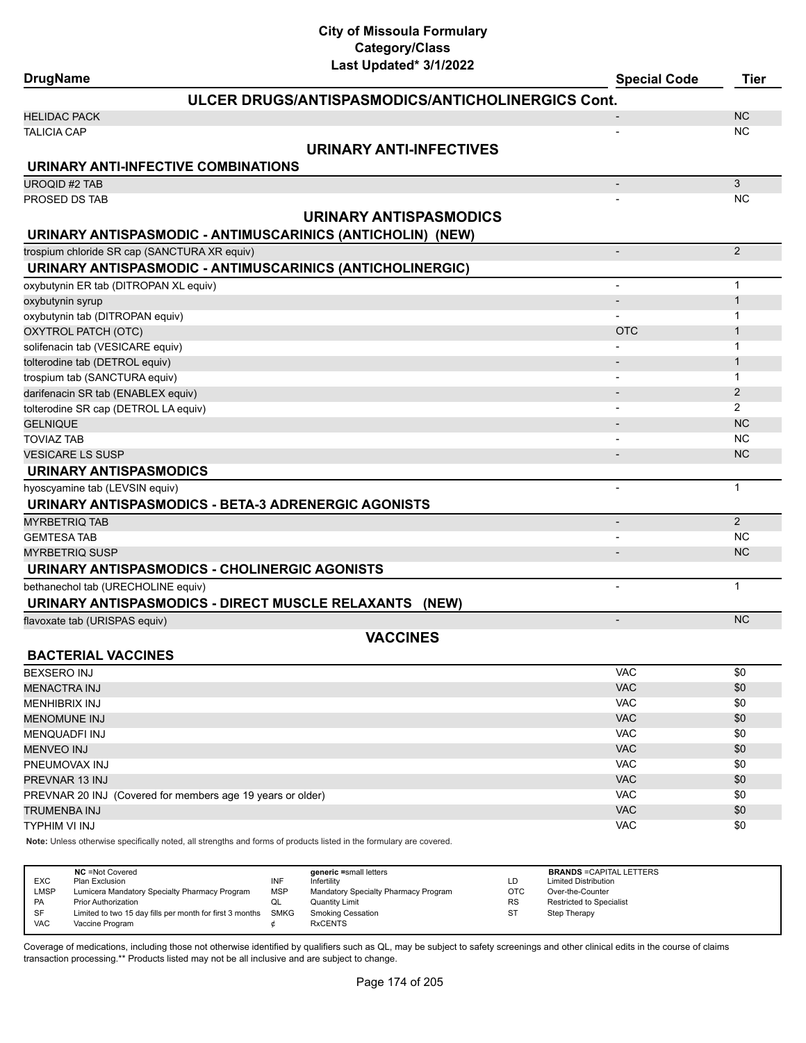# City of Missoula Formulary
## Category/Class
### Last Updated* 3/1/2022

| DrugName | Special Code | Tier |
|---|---|---|
| **ULCER DRUGS/ANTISPASMODICS/ANTICHOLINERGICS Cont.** | | |
| HELIDAC PACK | - | NC |
| TALICIA CAP | - | NC |
| **URINARY ANTI-INFECTIVES** | | |
| **URINARY ANTI-INFECTIVE COMBINATIONS** | | |
| UROQID #2 TAB | - | 3 |
| PROSED DS TAB | - | NC |
| **URINARY ANTISPASMODICS** | | |
| **URINARY ANTISPASMODIC - ANTIMUSCARINICS (ANTICHOLIN) (NEW)** | | |
| trospium chloride SR cap (SANCTURA XR equiv) | - | 2 |
| **URINARY ANTISPASMODIC - ANTIMUSCARINICS (ANTICHOLINERGIC)** | | |
| oxybutynin ER tab (DITROPAN XL equiv) | - | 1 |
| oxybutynin syrup | - | 1 |
| oxybutynin tab (DITROPAN equiv) | - | 1 |
| OXYTROL PATCH (OTC) | OTC | 1 |
| solifenacin tab (VESICARE equiv) | - | 1 |
| tolterodine tab (DETROL equiv) | - | 1 |
| trospium tab (SANCTURA equiv) | - | 1 |
| darifenacin SR tab (ENABLEX equiv) | - | 2 |
| tolterodine SR cap (DETROL LA equiv) | - | 2 |
| GELNIQUE | - | NC |
| TOVIAZ TAB | - | NC |
| VESICARE LS SUSP | - | NC |
| **URINARY ANTISPASMODICS** | | |
| hyoscyamine tab (LEVSIN equiv) | - | 1 |
| **URINARY ANTISPASMODICS - BETA-3 ADRENERGIC AGONISTS** | | |
| MYRBETRIQ TAB | - | 2 |
| GEMTESA TAB | - | NC |
| MYRBETRIQ SUSP | - | NC |
| **URINARY ANTISPASMODICS - CHOLINERGIC AGONISTS** | | |
| bethanechol tab (URECHOLINE equiv) | - | 1 |
| **URINARY ANTISPASMODICS - DIRECT MUSCLE RELAXANTS (NEW)** | | |
| flavoxate tab (URISPAS equiv) | - | NC |
| **VACCINES** | | |
| **BACTERIAL VACCINES** | | |
| BEXSERO INJ | VAC | $0 |
| MENACTRA INJ | VAC | $0 |
| MENHIBRIX INJ | VAC | $0 |
| MENOMUNE INJ | VAC | $0 |
| MENQUADFI INJ | VAC | $0 |
| MENVEO INJ | VAC | $0 |
| PNEUMOVAX INJ | VAC | $0 |
| PREVNAR 13 INJ | VAC | $0 |
| PREVNAR 20 INJ (Covered for members age 19 years or older) | VAC | $0 |
| TRUMENBA INJ | VAC | $0 |
| TYPHIM VI INJ | VAC | $0 |

**Note:** Unless otherwise specifically noted, all strengths and forms of products listed in the formulary are covered.

| | NC =Not Covered | | generic =small letters | | BRANDS =CAPITAL LETTERS |
|---|---|---|---|---|---|
| EXC | Plan Exclusion | INF | Infertility | LD | Limited Distribution |
| LMSP | Lumicera Mandatory Specialty Pharmacy Program | MSP | Mandatory Specialty Pharmacy Program | OTC | Over-the-Counter |
| PA | Prior Authorization | QL | Quantity Limit | RS | Restricted to Specialist |
| SF | Limited to two 15 day fills per month for first 3 months | SMKG | Smoking Cessation | ST | Step Therapy |
| VAC | Vaccine Program | ¢ | RxCENTS | | |

Coverage of medications, including those not otherwise identified by qualifiers such as QL, may be subject to safety screenings and other clinical edits in the course of claims transaction processing.** Products listed may not be all inclusive and are subject to change.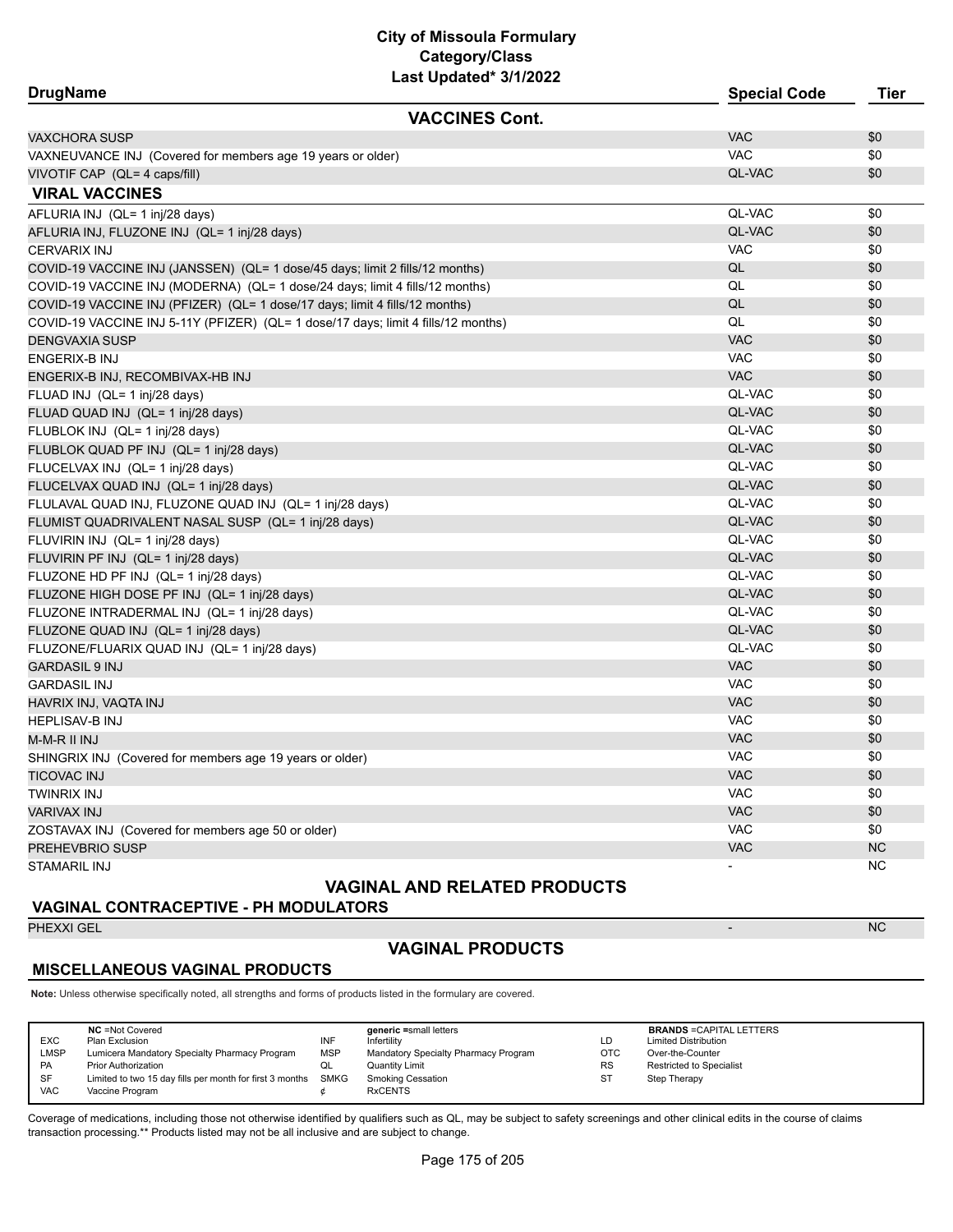**City of Missoula Formulary**
**Category/Class**
**Last Updated* 3/1/2022**

| DrugName | Special Code | Tier |
|---|---|---|
| **VACCINES Cont.** | | |
| VAXCHORA SUSP | VAC | $0 |
| VAXNEUVANCE INJ (Covered for members age 19 years or older) | VAC | $0 |
| VIVOTIF CAP (QL= 4 caps/fill) | QL-VAC | $0 |
| **VIRAL VACCINES** | | |
| AFLURIA INJ (QL= 1 inj/28 days) | QL-VAC | $0 |
| AFLURIA INJ, FLUZONE INJ (QL= 1 inj/28 days) | QL-VAC | $0 |
| CERVARIX INJ | VAC | $0 |
| COVID-19 VACCINE INJ (JANSSEN) (QL= 1 dose/45 days; limit 2 fills/12 months) | QL | $0 |
| COVID-19 VACCINE INJ (MODERNA) (QL= 1 dose/24 days; limit 4 fills/12 months) | QL | $0 |
| COVID-19 VACCINE INJ (PFIZER) (QL= 1 dose/17 days; limit 4 fills/12 months) | QL | $0 |
| COVID-19 VACCINE INJ 5-11Y (PFIZER) (QL= 1 dose/17 days; limit 4 fills/12 months) | QL | $0 |
| DENGVAXIA SUSP | VAC | $0 |
| ENGERIX-B INJ | VAC | $0 |
| ENGERIX-B INJ, RECOMBIVAX-HB INJ | VAC | $0 |
| FLUAD INJ (QL= 1 inj/28 days) | QL-VAC | $0 |
| FLUAD QUAD INJ (QL= 1 inj/28 days) | QL-VAC | $0 |
| FLUBLOK INJ (QL= 1 inj/28 days) | QL-VAC | $0 |
| FLUBLOK QUAD PF INJ (QL= 1 inj/28 days) | QL-VAC | $0 |
| FLUCELVAX INJ (QL= 1 inj/28 days) | QL-VAC | $0 |
| FLUCELVAX QUAD INJ (QL= 1 inj/28 days) | QL-VAC | $0 |
| FLULAVAL QUAD INJ, FLUZONE QUAD INJ (QL= 1 inj/28 days) | QL-VAC | $0 |
| FLUMIST QUADRIVALENT NASAL SUSP (QL= 1 inj/28 days) | QL-VAC | $0 |
| FLUVIRIN INJ (QL= 1 inj/28 days) | QL-VAC | $0 |
| FLUVIRIN PF INJ (QL= 1 inj/28 days) | QL-VAC | $0 |
| FLUZONE HD PF INJ (QL= 1 inj/28 days) | QL-VAC | $0 |
| FLUZONE HIGH DOSE PF INJ (QL= 1 inj/28 days) | QL-VAC | $0 |
| FLUZONE INTRADERMAL INJ (QL= 1 inj/28 days) | QL-VAC | $0 |
| FLUZONE QUAD INJ (QL= 1 inj/28 days) | QL-VAC | $0 |
| FLUZONE/FLUARIX QUAD INJ (QL= 1 inj/28 days) | QL-VAC | $0 |
| GARDASIL 9 INJ | VAC | $0 |
| GARDASIL INJ | VAC | $0 |
| HAVRIX INJ, VAQTA INJ | VAC | $0 |
| HEPLISAV-B INJ | VAC | $0 |
| M-M-R II INJ | VAC | $0 |
| SHINGRIX INJ (Covered for members age 19 years or older) | VAC | $0 |
| TICOVAC INJ | VAC | $0 |
| TWINRIX INJ | VAC | $0 |
| VARIVAX INJ | VAC | $0 |
| ZOSTAVAX INJ (Covered for members age 50 or older) | VAC | $0 |
| PREHEVBRIO SUSP | VAC | NC |
| STAMARIL INJ | - | NC |

## VAGINAL AND RELATED PRODUCTS

| DrugName | Special Code | Tier |
|---|---|---|
| **VAGINAL CONTRACEPTIVE - PH MODULATORS** | | |
| PHEXXI GEL | - | NC |

## VAGINAL PRODUCTS

**MISCELLANEOUS VAGINAL PRODUCTS**

**Note:** Unless otherwise specifically noted, all strengths and forms of products listed in the formulary are covered.

| | NC =Not Covered | | generic =small letters | | BRANDS =CAPITAL LETTERS |
|---|---|---|---|---|---|
| EXC | Plan Exclusion | INF | Infertility | LD | Limited Distribution |
| LMSP | Lumicera Mandatory Specialty Pharmacy Program | MSP | Mandatory Specialty Pharmacy Program | OTC | Over-the-Counter |
| PA | Prior Authorization | QL | Quantity Limit | RS | Restricted to Specialist |
| SF | Limited to two 15 day fills per month for first 3 months | SMKG | Smoking Cessation | ST | Step Therapy |
| VAC | Vaccine Program | ¢ | RxCENTS | | |

Coverage of medications, including those not otherwise identified by qualifiers such as QL, may be subject to safety screenings and other clinical edits in the course of claims transaction processing.** Products listed may not be all inclusive and are subject to change.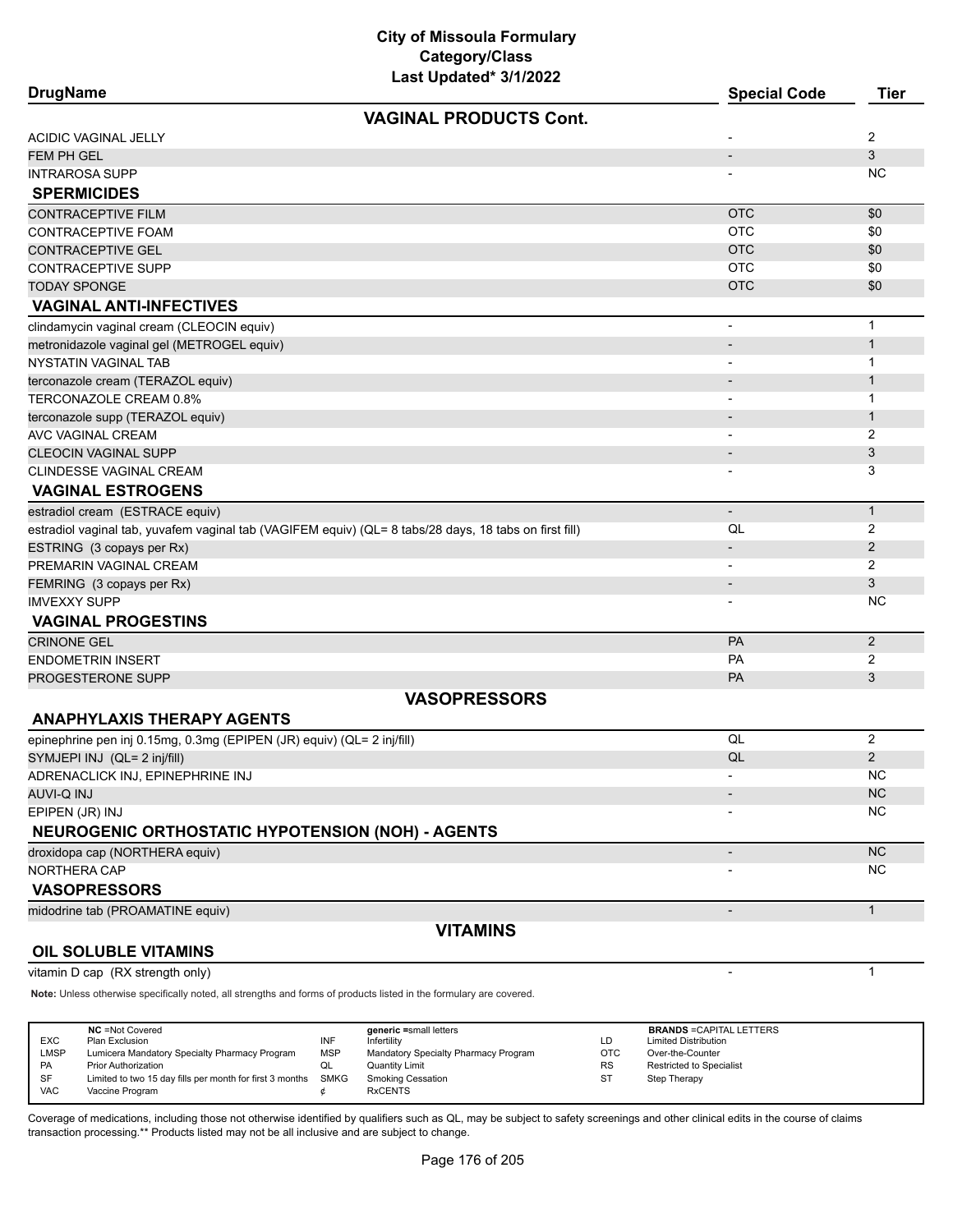# City of Missoula Formulary
## Category/Class
### Last Updated* 3/1/2022

| DrugName | Special Code | Tier |
|---|---|---|
| **VAGINAL PRODUCTS Cont.** | | |
| ACIDIC VAGINAL JELLY | - | 2 |
| FEM PH GEL | - | 3 |
| INTRAROSA SUPP | - | NC |
| **SPERMICIDES** | | |
| CONTRACEPTIVE FILM | OTC | $0 |
| CONTRACEPTIVE FOAM | OTC | $0 |
| CONTRACEPTIVE GEL | OTC | $0 |
| CONTRACEPTIVE SUPP | OTC | $0 |
| TODAY SPONGE | OTC | $0 |
| **VAGINAL ANTI-INFECTIVES** | | |
| clindamycin vaginal cream (CLEOCIN equiv) | - | 1 |
| metronidazole vaginal gel (METROGEL equiv) | - | 1 |
| NYSTATIN VAGINAL TAB | - | 1 |
| terconazole cream (TERAZOL equiv) | - | 1 |
| TERCONAZOLE CREAM 0.8% | - | 1 |
| terconazole supp (TERAZOL equiv) | - | 1 |
| AVC VAGINAL CREAM | - | 2 |
| CLEOCIN VAGINAL SUPP | - | 3 |
| CLINDESSE VAGINAL CREAM | - | 3 |
| **VAGINAL ESTROGENS** | | |
| estradiol cream (ESTRACE equiv) | - | 1 |
| estradiol vaginal tab, yuvafem vaginal tab (VAGIFEM equiv) (QL= 8 tabs/28 days, 18 tabs on first fill) | QL | 2 |
| ESTRING (3 copays per Rx) | - | 2 |
| PREMARIN VAGINAL CREAM | - | 2 |
| FEMRING (3 copays per Rx) | - | 3 |
| IMVEXXY SUPP | - | NC |
| **VAGINAL PROGESTINS** | | |
| CRINONE GEL | PA | 2 |
| ENDOMETRIN INSERT | PA | 2 |
| PROGESTERONE SUPP | PA | 3 |
| **VASOPRESSORS** | | |
| **ANAPHYLAXIS THERAPY AGENTS** | | |
| epinephrine pen inj 0.15mg, 0.3mg (EPIPEN (JR) equiv) (QL= 2 inj/fill) | QL | 2 |
| SYMJEPI INJ (QL= 2 inj/fill) | QL | 2 |
| ADRENACLICK INJ, EPINEPHRINE INJ | - | NC |
| AUVI-Q INJ | - | NC |
| EPIPEN (JR) INJ | - | NC |
| **NEUROGENIC ORTHOSTATIC HYPOTENSION (NOH) - AGENTS** | | |
| droxidopa cap (NORTHERA equiv) | - | NC |
| NORTHERA CAP | - | NC |
| **VASOPRESSORS** | | |
| midodrine tab (PROAMATINE equiv) | - | 1 |
| **VITAMINS** | | |
| **OIL SOLUBLE VITAMINS** | | |
| vitamin D cap (RX strength only) | - | 1 |

**Note:** Unless otherwise specifically noted, all strengths and forms of products listed in the formulary are covered.

| | NC =Not Covered | | generic =small letters | | BRANDS =CAPITAL LETTERS |
|---|---|---|---|---|---|
| EXC | Plan Exclusion | INF | Infertility | LD | Limited Distribution |
| LMSP | Lumicera Mandatory Specialty Pharmacy Program | MSP | Mandatory Specialty Pharmacy Program | OTC | Over-the-Counter |
| PA | Prior Authorization | QL | Quantity Limit | RS | Restricted to Specialist |
| SF | Limited to two 15 day fills per month for first 3 months | SMKG | Smoking Cessation | ST | Step Therapy |
| VAC | Vaccine Program | ¢ | RxCENTS | | |

Coverage of medications, including those not otherwise identified by qualifiers such as QL, may be subject to safety screenings and other clinical edits in the course of claims transaction processing.** Products listed may not be all inclusive and are subject to change.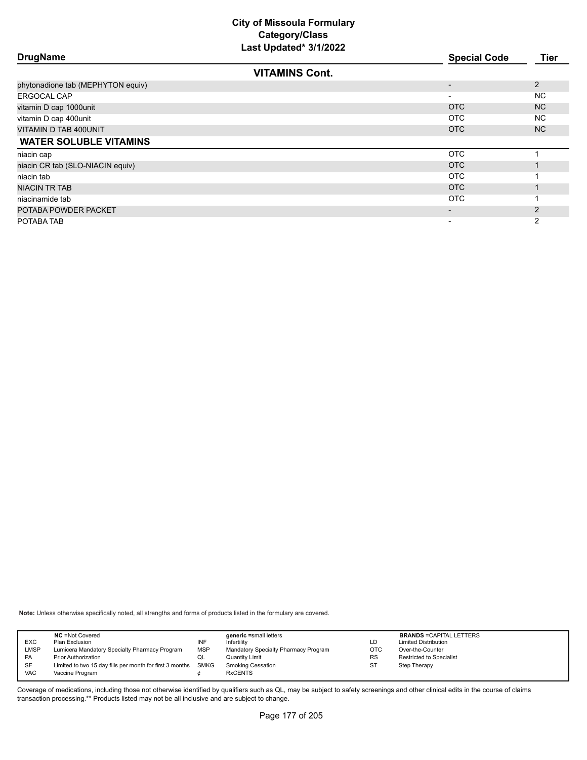# City of Missoula Formulary
## Category/Class
### Last Updated* 3/1/2022

| DrugName | Special Code | Tier |
|---|---|---|
| **VITAMINS Cont.** | | |
| phytonadione tab (MEPHYTON equiv) | - | 2 |
| ERGOCAL CAP | - | NC |
| vitamin D cap 1000unit | OTC | NC |
| vitamin D cap 400unit | OTC | NC |
| VITAMIN D TAB 400UNIT | OTC | NC |
| **WATER SOLUBLE VITAMINS** | | |
| niacin cap | OTC | 1 |
| niacin CR tab (SLO-NIACIN equiv) | OTC | 1 |
| niacin tab | OTC | 1 |
| NIACIN TR TAB | OTC | 1 |
| niacinamide tab | OTC | 1 |
| POTABA POWDER PACKET | - | 2 |
| POTABA TAB | - | 2 |

**Note:** Unless otherwise specifically noted, all strengths and forms of products listed in the formulary are covered.

| | NC =Not Covered | | generic =small letters | | BRANDS =CAPITAL LETTERS |
|---|---|---|---|---|---|
| EXC | Plan Exclusion | INF | Infertility | LD | Limited Distribution |
| LMSP | Lumicera Mandatory Specialty Pharmacy Program | MSP | Mandatory Specialty Pharmacy Program | OTC | Over-the-Counter |
| PA | Prior Authorization | QL | Quantity Limit | RS | Restricted to Specialist |
| SF | Limited to two 15 day fills per month for first 3 months | SMKG | Smoking Cessation | ST | Step Therapy |
| VAC | Vaccine Program | ¢ | RxCENTS | | |

Coverage of medications, including those not otherwise identified by qualifiers such as QL, may be subject to safety screenings and other clinical edits in the course of claims transaction processing.** Products listed may not be all inclusive and are subject to change.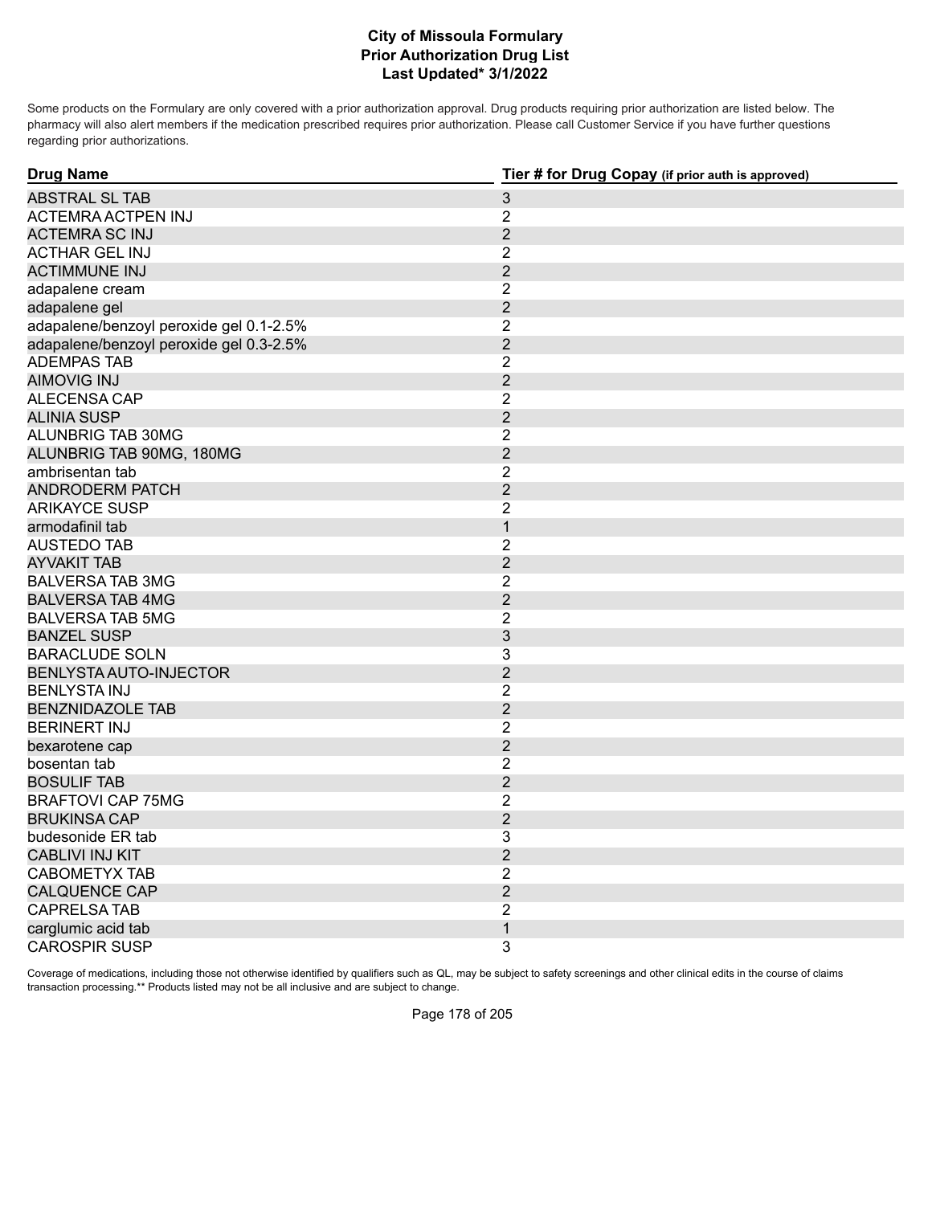# City of Missoula Formulary
## Prior Authorization Drug List
### Last Updated* 3/1/2022

Some products on the Formulary are only covered with a prior authorization approval. Drug products requiring prior authorization are listed below. The pharmacy will also alert members if the medication prescribed requires prior authorization. Please call Customer Service if you have further questions regarding prior authorizations.

| Drug Name | Tier # for Drug Copay (if prior auth is approved) |
|---|---|
| ABSTRAL SL TAB | 3 |
| ACTEMRA ACTPEN INJ | 2 |
| ACTEMRA SC INJ | 2 |
| ACTHAR GEL INJ | 2 |
| ACTIMMUNE INJ | 2 |
| adapalene cream | 2 |
| adapalene gel | 2 |
| adapalene/benzoyl peroxide gel 0.1-2.5% | 2 |
| adapalene/benzoyl peroxide gel 0.3-2.5% | 2 |
| ADEMPAS TAB | 2 |
| AIMOVIG INJ | 2 |
| ALECENSA CAP | 2 |
| ALINIA SUSP | 2 |
| ALUNBRIG TAB 30MG | 2 |
| ALUNBRIG TAB 90MG, 180MG | 2 |
| ambrisentan tab | 2 |
| ANDRODERM PATCH | 2 |
| ARIKAYCE SUSP | 2 |
| armodafinil tab | 1 |
| AUSTEDO TAB | 2 |
| AYVAKIT TAB | 2 |
| BALVERSA TAB 3MG | 2 |
| BALVERSA TAB 4MG | 2 |
| BALVERSA TAB 5MG | 2 |
| BANZEL SUSP | 3 |
| BARACLUDE SOLN | 3 |
| BENLYSTA AUTO-INJECTOR | 2 |
| BENLYSTA INJ | 2 |
| BENZNIDAZOLE TAB | 2 |
| BERINERT INJ | 2 |
| bexarotene cap | 2 |
| bosentan tab | 2 |
| BOSULIF TAB | 2 |
| BRAFTOVI CAP 75MG | 2 |
| BRUKINSA CAP | 2 |
| budesonide ER tab | 3 |
| CABLIVI INJ KIT | 2 |
| CABOMETYX TAB | 2 |
| CALQUENCE CAP | 2 |
| CAPRELSA TAB | 2 |
| carglumic acid tab | 1 |
| CAROSPIR SUSP | 3 |

Coverage of medications, including those not otherwise identified by qualifiers such as QL, may be subject to safety screenings and other clinical edits in the course of claims transaction processing.** Products listed may not be all inclusive and are subject to change.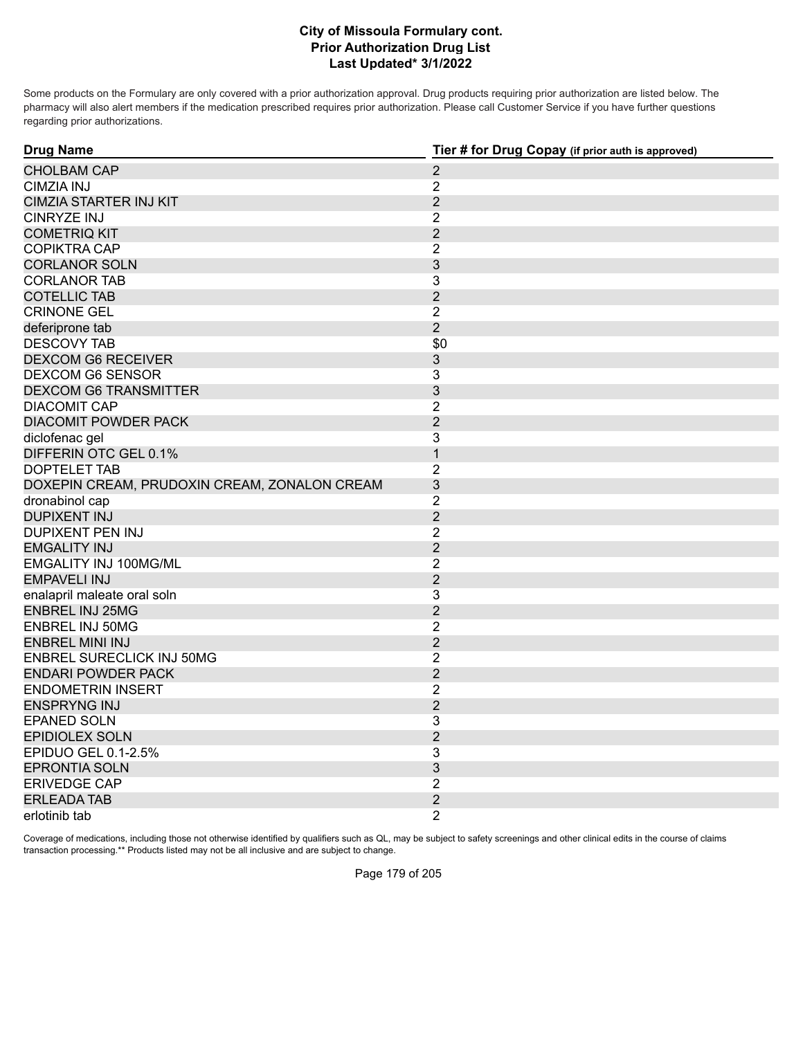# City of Missoula Formulary cont.
## Prior Authorization Drug List
### Last Updated* 3/1/2022

Some products on the Formulary are only covered with a prior authorization approval. Drug products requiring prior authorization are listed below. The pharmacy will also alert members if the medication prescribed requires prior authorization. Please call Customer Service if you have further questions regarding prior authorizations.

| Drug Name | Tier # for Drug Copay (if prior auth is approved) |
|---|---|
| CHOLBAM CAP | 2 |
| CIMZIA INJ | 2 |
| CIMZIA STARTER INJ KIT | 2 |
| CINRYZE INJ | 2 |
| COMETRIQ KIT | 2 |
| COPIKTRA CAP | 2 |
| CORLANOR SOLN | 3 |
| CORLANOR TAB | 3 |
| COTELLIC TAB | 2 |
| CRINONE GEL | 2 |
| deferiprone tab | 2 |
| DESCOVY TAB | $0 |
| DEXCOM G6 RECEIVER | 3 |
| DEXCOM G6 SENSOR | 3 |
| DEXCOM G6 TRANSMITTER | 3 |
| DIACOMIT CAP | 2 |
| DIACOMIT POWDER PACK | 2 |
| diclofenac gel | 3 |
| DIFFERIN OTC GEL 0.1% | 1 |
| DOPTELET TAB | 2 |
| DOXEPIN CREAM, PRUDOXIN CREAM, ZONALON CREAM | 3 |
| dronabinol cap | 2 |
| DUPIXENT INJ | 2 |
| DUPIXENT PEN INJ | 2 |
| EMGALITY INJ | 2 |
| EMGALITY INJ 100MG/ML | 2 |
| EMPAVELI INJ | 2 |
| enalapril maleate oral soln | 3 |
| ENBREL INJ 25MG | 2 |
| ENBREL INJ 50MG | 2 |
| ENBREL MINI INJ | 2 |
| ENBREL SURECLICK INJ 50MG | 2 |
| ENDARI POWDER PACK | 2 |
| ENDOMETRIN INSERT | 2 |
| ENSPRYNG INJ | 2 |
| EPANED SOLN | 3 |
| EPIDIOLEX SOLN | 2 |
| EPIDUO GEL 0.1-2.5% | 3 |
| EPRONTIA SOLN | 3 |
| ERIVEDGE CAP | 2 |
| ERLEADA TAB | 2 |
| erlotinib tab | 2 |

Coverage of medications, including those not otherwise identified by qualifiers such as QL, may be subject to safety screenings and other clinical edits in the course of claims transaction processing.** Products listed may not be all inclusive and are subject to change.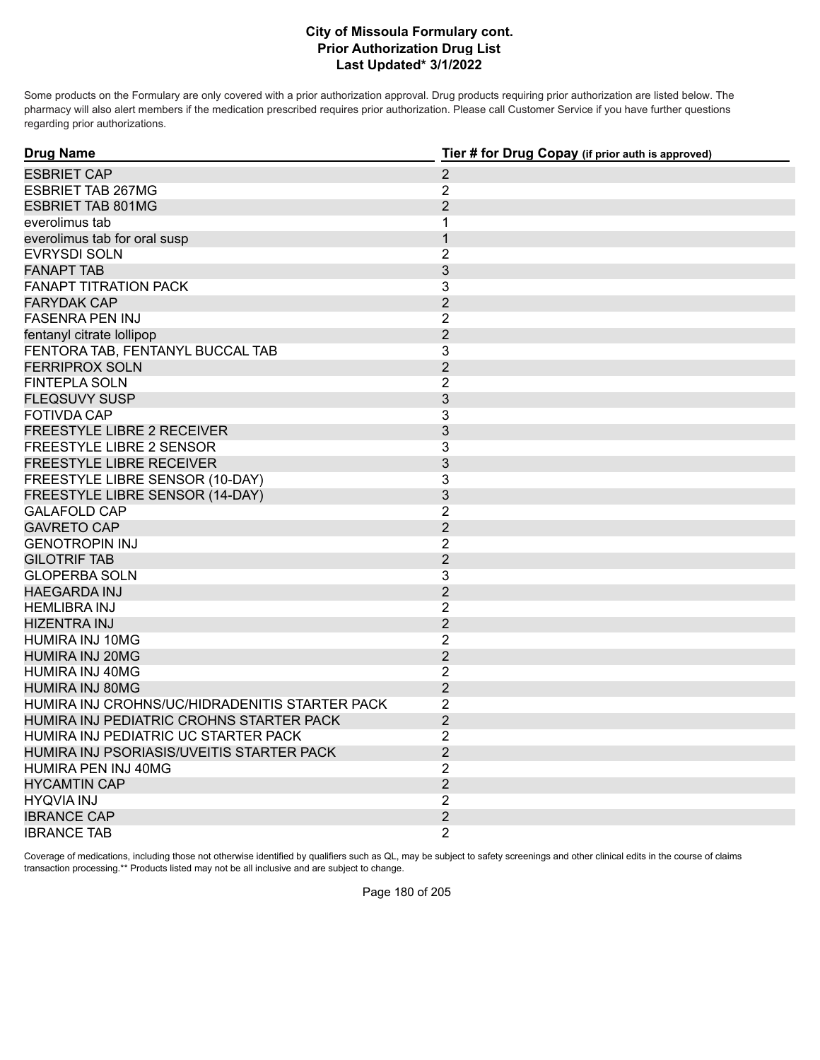# City of Missoula Formulary cont.
## Prior Authorization Drug List
### Last Updated* 3/1/2022

Some products on the Formulary are only covered with a prior authorization approval. Drug products requiring prior authorization are listed below. The pharmacy will also alert members if the medication prescribed requires prior authorization. Please call Customer Service if you have further questions regarding prior authorizations.

| Drug Name | Tier # for Drug Copay (if prior auth is approved) |
|---|---|
| ESBRIET CAP | 2 |
| ESBRIET TAB 267MG | 2 |
| ESBRIET TAB 801MG | 2 |
| everolimus tab | 1 |
| everolimus tab for oral susp | 1 |
| EVRYSDI SOLN | 2 |
| FANAPT TAB | 3 |
| FANAPT TITRATION PACK | 3 |
| FARYDAK CAP | 2 |
| FASENRA PEN INJ | 2 |
| fentanyl citrate lollipop | 2 |
| FENTORA TAB, FENTANYL BUCCAL TAB | 3 |
| FERRIPROX SOLN | 2 |
| FINTEPLA SOLN | 2 |
| FLEQSUVY SUSP | 3 |
| FOTIVDA CAP | 3 |
| FREESTYLE LIBRE 2 RECEIVER | 3 |
| FREESTYLE LIBRE 2 SENSOR | 3 |
| FREESTYLE LIBRE RECEIVER | 3 |
| FREESTYLE LIBRE SENSOR (10-DAY) | 3 |
| FREESTYLE LIBRE SENSOR (14-DAY) | 3 |
| GALAFOLD CAP | 2 |
| GAVRETO CAP | 2 |
| GENOTROPIN INJ | 2 |
| GILOTRIF TAB | 2 |
| GLOPERBA SOLN | 3 |
| HAEGARDA INJ | 2 |
| HEMLIBRA INJ | 2 |
| HIZENTRA INJ | 2 |
| HUMIRA INJ 10MG | 2 |
| HUMIRA INJ 20MG | 2 |
| HUMIRA INJ 40MG | 2 |
| HUMIRA INJ 80MG | 2 |
| HUMIRA INJ CROHNS/UC/HIDRADENITIS STARTER PACK | 2 |
| HUMIRA INJ PEDIATRIC CROHNS STARTER PACK | 2 |
| HUMIRA INJ PEDIATRIC UC STARTER PACK | 2 |
| HUMIRA INJ PSORIASIS/UVEITIS STARTER PACK | 2 |
| HUMIRA PEN INJ 40MG | 2 |
| HYCAMTIN CAP | 2 |
| HYQVIA INJ | 2 |
| IBRANCE CAP | 2 |
| IBRANCE TAB | 2 |

Coverage of medications, including those not otherwise identified by qualifiers such as QL, may be subject to safety screenings and other clinical edits in the course of claims transaction processing.** Products listed may not be all inclusive and are subject to change.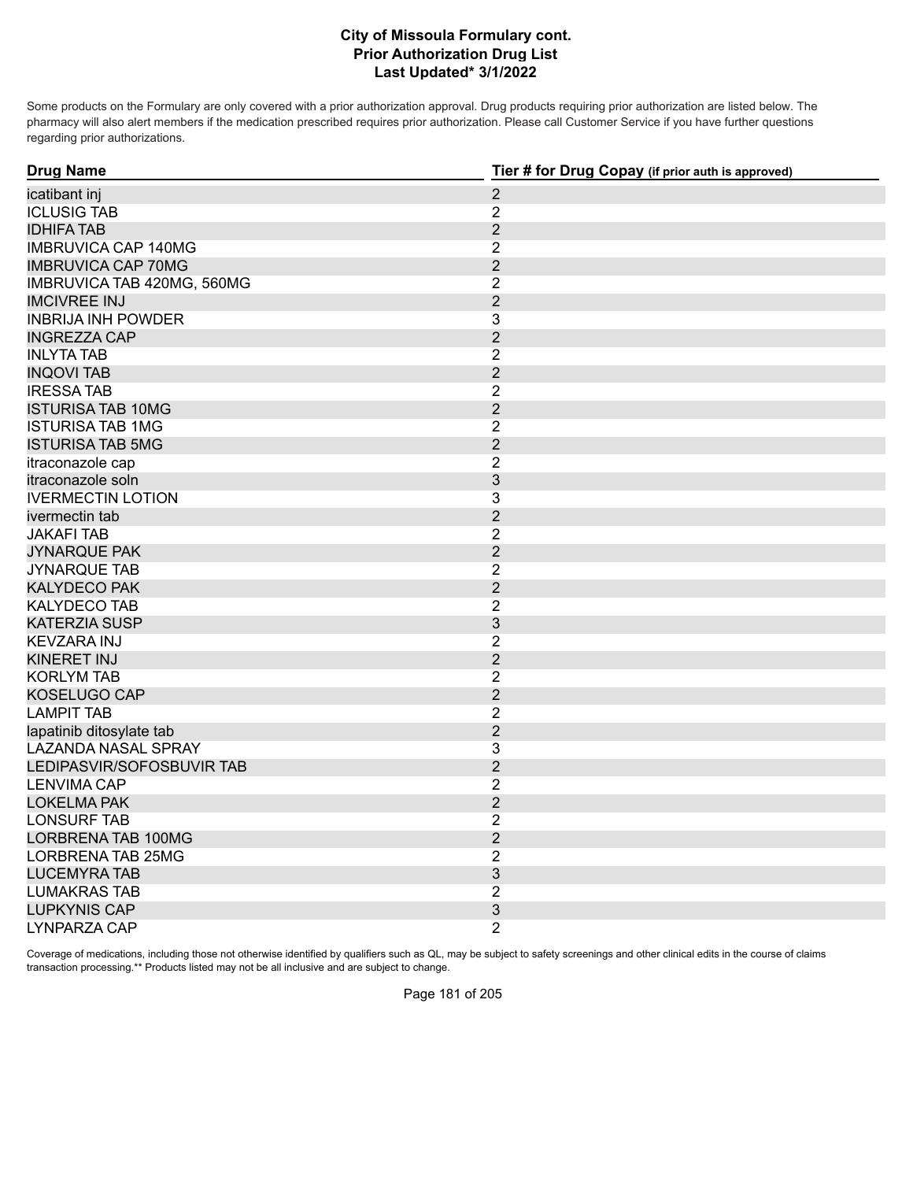**City of Missoula Formulary cont.**
**Prior Authorization Drug List**
**Last Updated* 3/1/2022**

Some products on the Formulary are only covered with a prior authorization approval. Drug products requiring prior authorization are listed below. The pharmacy will also alert members if the medication prescribed requires prior authorization. Please call Customer Service if you have further questions regarding prior authorizations.

| Drug Name | Tier # for Drug Copay (if prior auth is approved) |
| --- | --- |
| icatibant inj | 2 |
| ICLUSIG TAB | 2 |
| IDHIFA TAB | 2 |
| IMBRUVICA CAP 140MG | 2 |
| IMBRUVICA CAP 70MG | 2 |
| IMBRUVICA TAB 420MG, 560MG | 2 |
| IMCIVREE INJ | 2 |
| INBRIJA INH POWDER | 3 |
| INGREZZA CAP | 2 |
| INLYTA TAB | 2 |
| INQOVI TAB | 2 |
| IRESSA TAB | 2 |
| ISTURISA TAB 10MG | 2 |
| ISTURISA TAB 1MG | 2 |
| ISTURISA TAB 5MG | 2 |
| itraconazole cap | 2 |
| itraconazole soln | 3 |
| IVERMECTIN LOTION | 3 |
| ivermectin tab | 2 |
| JAKAFI TAB | 2 |
| JYNARQUE PAK | 2 |
| JYNARQUE TAB | 2 |
| KALYDECO PAK | 2 |
| KALYDECO TAB | 2 |
| KATERZIA SUSP | 3 |
| KEVZARA INJ | 2 |
| KINERET INJ | 2 |
| KORLYM TAB | 2 |
| KOSELUGO CAP | 2 |
| LAMPIT TAB | 2 |
| lapatinib ditosylate tab | 2 |
| LAZANDA NASAL SPRAY | 3 |
| LEDIPASVIR/SOFOSBUVIR TAB | 2 |
| LENVIMA CAP | 2 |
| LOKELMA PAK | 2 |
| LONSURF TAB | 2 |
| LORBRENA TAB 100MG | 2 |
| LORBRENA TAB 25MG | 2 |
| LUCEMYRA TAB | 3 |
| LUMAKRAS TAB | 2 |
| LUPKYNIS CAP | 3 |
| LYNPARZA CAP | 2 |

Coverage of medications, including those not otherwise identified by qualifiers such as QL, may be subject to safety screenings and other clinical edits in the course of claims transaction processing.** Products listed may not be all inclusive and are subject to change.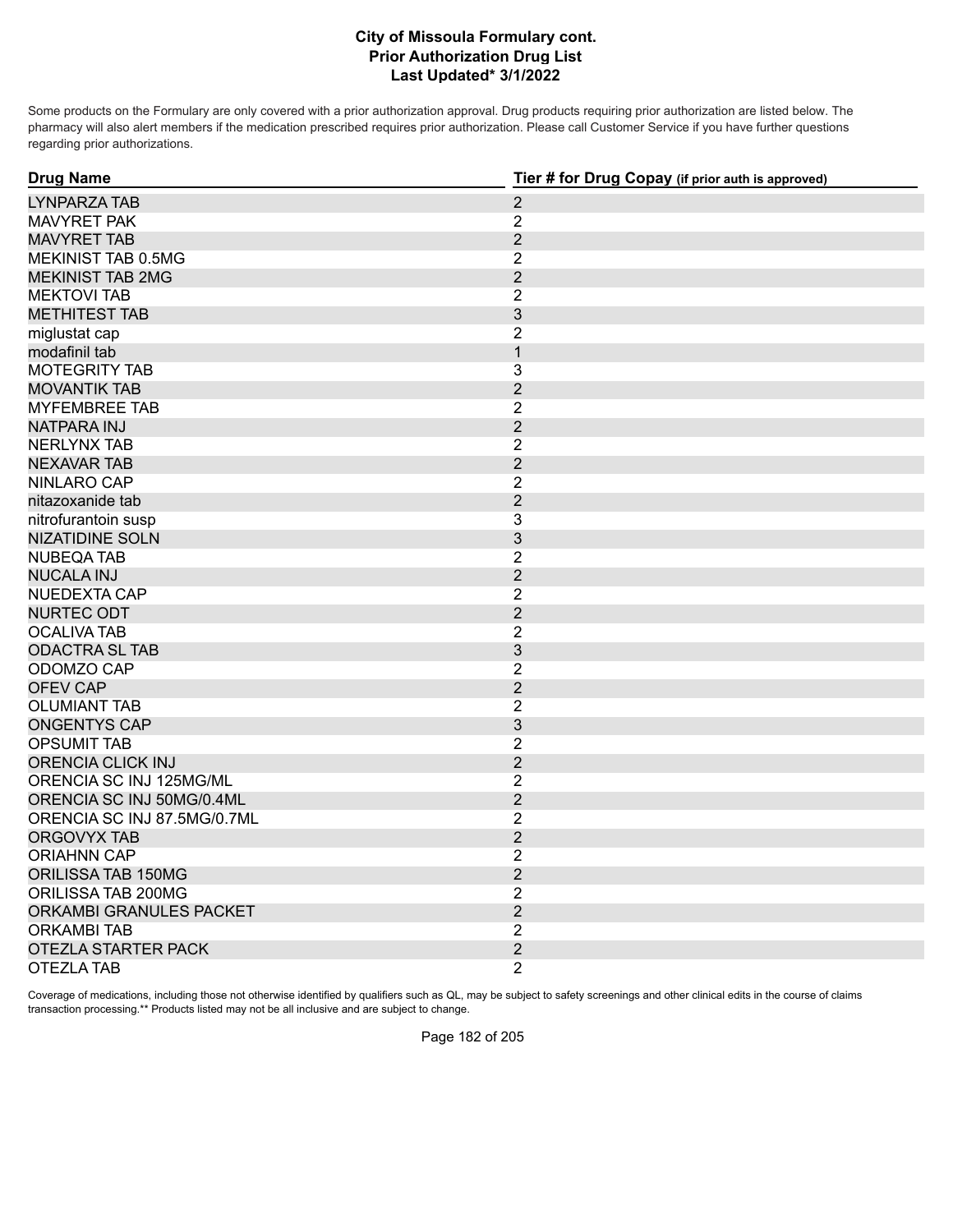# City of Missoula Formulary cont.
## Prior Authorization Drug List
### Last Updated* 3/1/2022

Some products on the Formulary are only covered with a prior authorization approval. Drug products requiring prior authorization are listed below. The pharmacy will also alert members if the medication prescribed requires prior authorization. Please call Customer Service if you have further questions regarding prior authorizations.

| Drug Name | Tier # for Drug Copay (if prior auth is approved) |
|---|---|
| LYNPARZA TAB | 2 |
| MAVYRET PAK | 2 |
| MAVYRET TAB | 2 |
| MEKINIST TAB 0.5MG | 2 |
| MEKINIST TAB 2MG | 2 |
| MEKTOVI TAB | 2 |
| METHITEST TAB | 3 |
| miglustat cap | 2 |
| modafinil tab | 1 |
| MOTEGRITY TAB | 3 |
| MOVANTIK TAB | 2 |
| MYFEMBREE TAB | 2 |
| NATPARA INJ | 2 |
| NERLYNX TAB | 2 |
| NEXAVAR TAB | 2 |
| NINLARO CAP | 2 |
| nitazoxanide tab | 2 |
| nitrofurantoin susp | 3 |
| NIZATIDINE SOLN | 3 |
| NUBEQA TAB | 2 |
| NUCALA INJ | 2 |
| NUEDEXTA CAP | 2 |
| NURTEC ODT | 2 |
| OCALIVA TAB | 2 |
| ODACTRA SL TAB | 3 |
| ODOMZO CAP | 2 |
| OFEV CAP | 2 |
| OLUMIANT TAB | 2 |
| ONGENTYS CAP | 3 |
| OPSUMIT TAB | 2 |
| ORENCIA CLICK INJ | 2 |
| ORENCIA SC INJ 125MG/ML | 2 |
| ORENCIA SC INJ 50MG/0.4ML | 2 |
| ORENCIA SC INJ 87.5MG/0.7ML | 2 |
| ORGOVYX TAB | 2 |
| ORIAHNN CAP | 2 |
| ORILISSA TAB 150MG | 2 |
| ORILISSA TAB 200MG | 2 |
| ORKAMBI GRANULES PACKET | 2 |
| ORKAMBI TAB | 2 |
| OTEZLA STARTER PACK | 2 |
| OTEZLA TAB | 2 |

Coverage of medications, including those not otherwise identified by qualifiers such as QL, may be subject to safety screenings and other clinical edits in the course of claims transaction processing.** Products listed may not be all inclusive and are subject to change.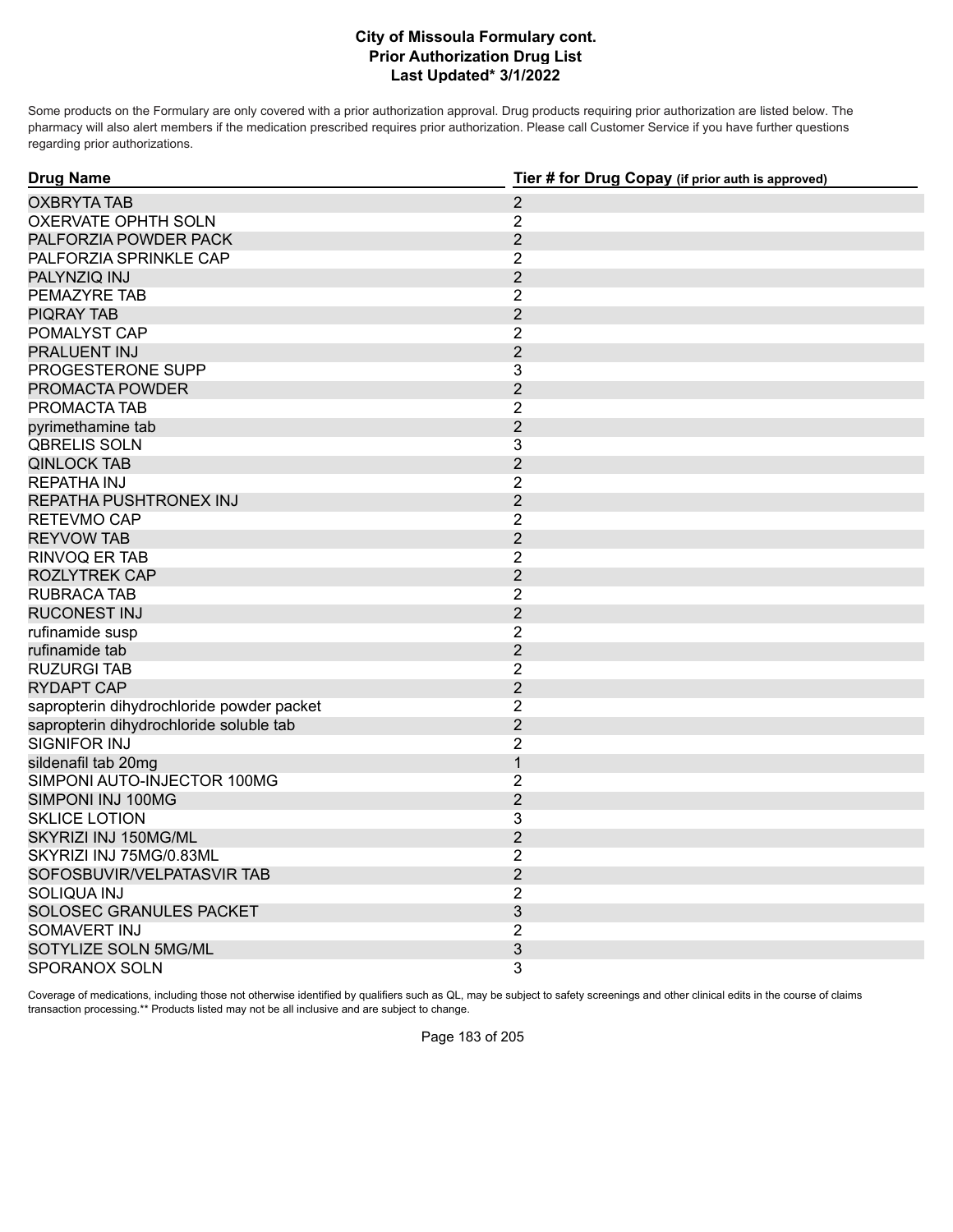# City of Missoula Formulary cont.
## Prior Authorization Drug List
### Last Updated* 3/1/2022

Some products on the Formulary are only covered with a prior authorization approval. Drug products requiring prior authorization are listed below. The pharmacy will also alert members if the medication prescribed requires prior authorization. Please call Customer Service if you have further questions regarding prior authorizations.

| Drug Name | Tier # for Drug Copay (if prior auth is approved) |
| --- | --- |
| OXBRYTA TAB | 2 |
| OXERVATE OPHTH SOLN | 2 |
| PALFORZIA POWDER PACK | 2 |
| PALFORZIA SPRINKLE CAP | 2 |
| PALYNZIQ INJ | 2 |
| PEMAZYRE TAB | 2 |
| PIQRAY TAB | 2 |
| POMALYST CAP | 2 |
| PRALUENT INJ | 2 |
| PROGESTERONE SUPP | 3 |
| PROMACTA POWDER | 2 |
| PROMACTA TAB | 2 |
| pyrimethamine tab | 2 |
| QBRELIS SOLN | 3 |
| QINLOCK TAB | 2 |
| REPATHA INJ | 2 |
| REPATHA PUSHTRONEX INJ | 2 |
| RETEVMO CAP | 2 |
| REYVOW TAB | 2 |
| RINVOQ ER TAB | 2 |
| ROZLYTREK CAP | 2 |
| RUBRACA TAB | 2 |
| RUCONEST INJ | 2 |
| rufinamide susp | 2 |
| rufinamide tab | 2 |
| RUZURGI TAB | 2 |
| RYDAPT CAP | 2 |
| sapropterin dihydrochloride powder packet | 2 |
| sapropterin dihydrochloride soluble tab | 2 |
| SIGNIFOR INJ | 2 |
| sildenafil tab 20mg | 1 |
| SIMPONI AUTO-INJECTOR 100MG | 2 |
| SIMPONI INJ 100MG | 2 |
| SKLICE LOTION | 3 |
| SKYRIZI INJ 150MG/ML | 2 |
| SKYRIZI INJ 75MG/0.83ML | 2 |
| SOFOSBUVIR/VELPATASVIR TAB | 2 |
| SOLIQUA INJ | 2 |
| SOLOSEC GRANULES PACKET | 3 |
| SOMAVERT INJ | 2 |
| SOTYLIZE SOLN 5MG/ML | 3 |
| SPORANOX SOLN | 3 |

Coverage of medications, including those not otherwise identified by qualifiers such as QL, may be subject to safety screenings and other clinical edits in the course of claims transaction processing.** Products listed may not be all inclusive and are subject to change.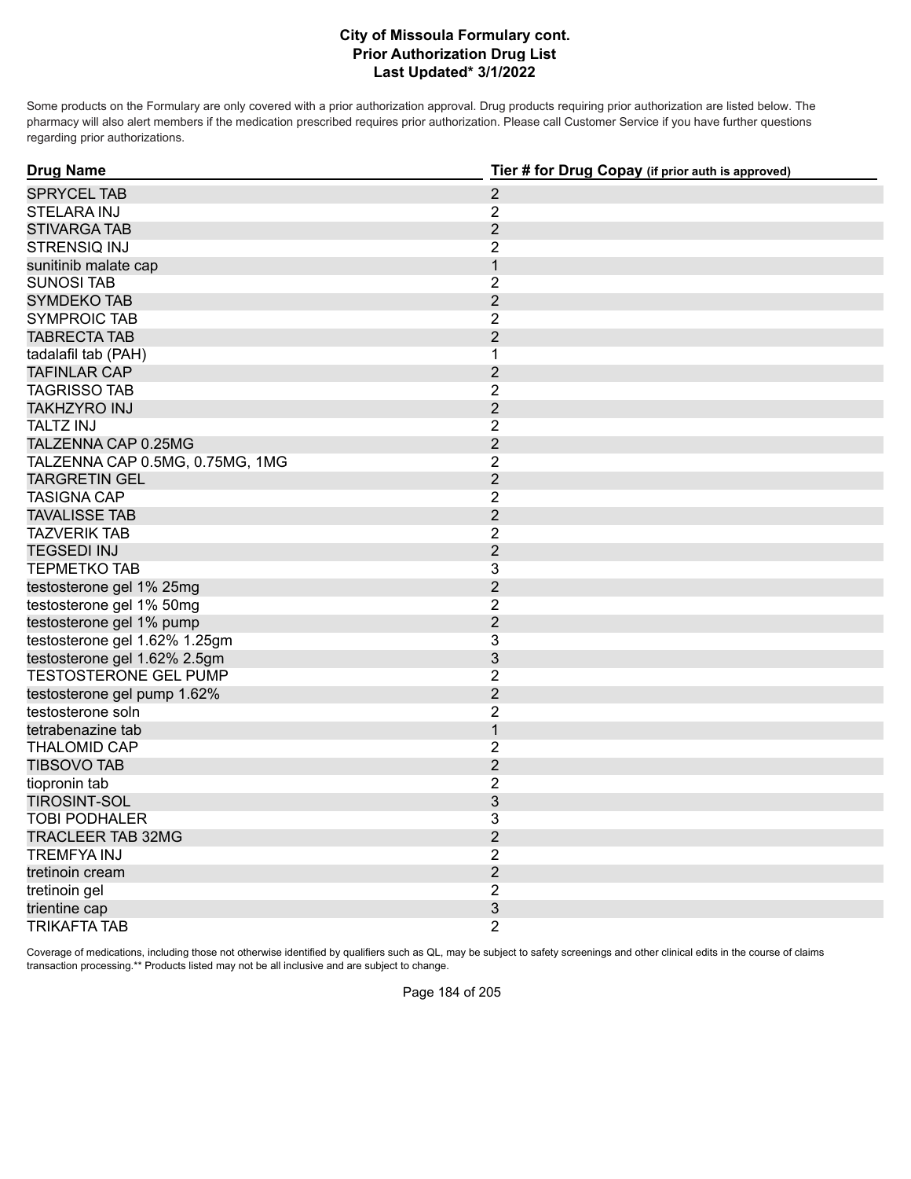# City of Missoula Formulary cont.
## Prior Authorization Drug List
### Last Updated* 3/1/2022

Some products on the Formulary are only covered with a prior authorization approval. Drug products requiring prior authorization are listed below. The pharmacy will also alert members if the medication prescribed requires prior authorization. Please call Customer Service if you have further questions regarding prior authorizations.

| Drug Name | Tier # for Drug Copay (if prior auth is approved) |
|---|---|
| SPRYCEL TAB | 2 |
| STELARA INJ | 2 |
| STIVARGA TAB | 2 |
| STRENSIQ INJ | 2 |
| sunitinib malate cap | 1 |
| SUNOSI TAB | 2 |
| SYMDEKO TAB | 2 |
| SYMPROIC TAB | 2 |
| TABRECTA TAB | 2 |
| tadalafil tab (PAH) | 1 |
| TAFINLAR CAP | 2 |
| TAGRISSO TAB | 2 |
| TAKHZYRO INJ | 2 |
| TALTZ INJ | 2 |
| TALZENNA CAP 0.25MG | 2 |
| TALZENNA CAP 0.5MG, 0.75MG, 1MG | 2 |
| TARGRETIN GEL | 2 |
| TASIGNA CAP | 2 |
| TAVALISSE TAB | 2 |
| TAZVERIK TAB | 2 |
| TEGSEDI INJ | 2 |
| TEPMETKO TAB | 3 |
| testosterone gel 1% 25mg | 2 |
| testosterone gel 1% 50mg | 2 |
| testosterone gel 1% pump | 2 |
| testosterone gel 1.62% 1.25gm | 3 |
| testosterone gel 1.62% 2.5gm | 3 |
| TESTOSTERONE GEL PUMP | 2 |
| testosterone gel pump 1.62% | 2 |
| testosterone soln | 2 |
| tetrabenazine tab | 1 |
| THALOMID CAP | 2 |
| TIBSOVO TAB | 2 |
| tiopronin tab | 2 |
| TIROSINT-SOL | 3 |
| TOBI PODHALER | 3 |
| TRACLEER TAB 32MG | 2 |
| TREMFYA INJ | 2 |
| tretinoin cream | 2 |
| tretinoin gel | 2 |
| trientine cap | 3 |
| TRIKAFTA TAB | 2 |

Coverage of medications, including those not otherwise identified by qualifiers such as QL, may be subject to safety screenings and other clinical edits in the course of claims transaction processing.** Products listed may not be all inclusive and are subject to change.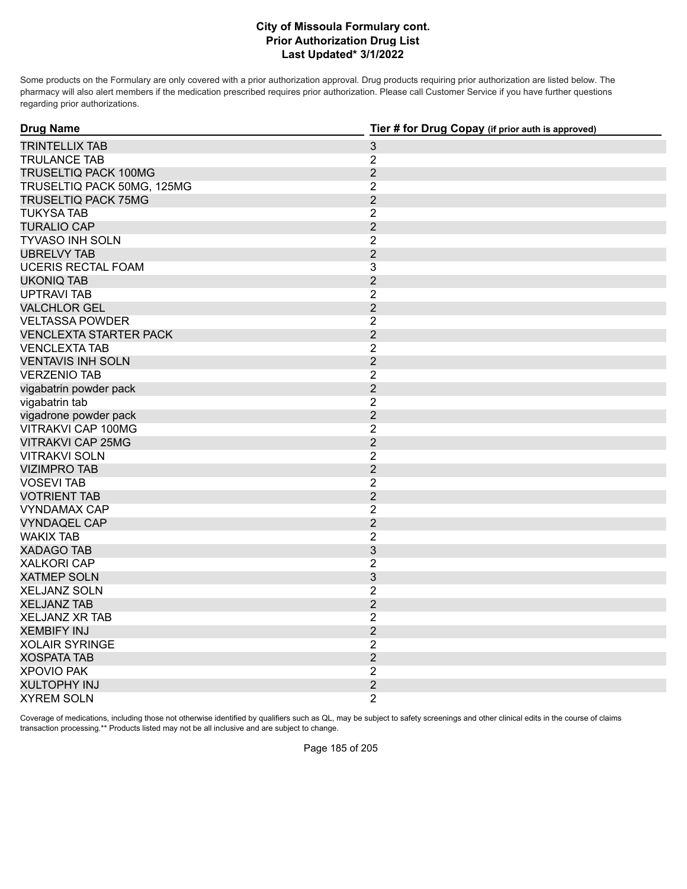# City of Missoula Formulary cont.
## Prior Authorization Drug List
### Last Updated* 3/1/2022

Some products on the Formulary are only covered with a prior authorization approval. Drug products requiring prior authorization are listed below. The pharmacy will also alert members if the medication prescribed requires prior authorization. Please call Customer Service if you have further questions regarding prior authorizations.

| Drug Name | Tier # for Drug Copay (if prior auth is approved) |
|---|---|
| TRINTELLIX TAB | 3 |
| TRULANCE TAB | 2 |
| TRUSELTIQ PACK 100MG | 2 |
| TRUSELTIQ PACK 50MG, 125MG | 2 |
| TRUSELTIQ PACK 75MG | 2 |
| TUKYSA TAB | 2 |
| TURALIO CAP | 2 |
| TYVASO INH SOLN | 2 |
| UBRELVY TAB | 2 |
| UCERIS RECTAL FOAM | 3 |
| UKONIQ TAB | 2 |
| UPTRAVI TAB | 2 |
| VALCHLOR GEL | 2 |
| VELTASSA POWDER | 2 |
| VENCLEXTA STARTER PACK | 2 |
| VENCLEXTA TAB | 2 |
| VENTAVIS INH SOLN | 2 |
| VERZENIO TAB | 2 |
| vigabatrin powder pack | 2 |
| vigabatrin tab | 2 |
| vigadrone powder pack | 2 |
| VITRAKVI CAP 100MG | 2 |
| VITRAKVI CAP 25MG | 2 |
| VITRAKVI SOLN | 2 |
| VIZIMPRO TAB | 2 |
| VOSEVI TAB | 2 |
| VOTRIENT TAB | 2 |
| VYNDAMAX CAP | 2 |
| VYNDAQEL CAP | 2 |
| WAKIX TAB | 2 |
| XADAGO TAB | 3 |
| XALKORI CAP | 2 |
| XATMEP SOLN | 3 |
| XELJANZ SOLN | 2 |
| XELJANZ TAB | 2 |
| XELJANZ XR TAB | 2 |
| XEMBIFY INJ | 2 |
| XOLAIR SYRINGE | 2 |
| XOSPATA TAB | 2 |
| XPOVIO PAK | 2 |
| XULTOPHY INJ | 2 |
| XYREM SOLN | 2 |

Coverage of medications, including those not otherwise identified by qualifiers such as QL, may be subject to safety screenings and other clinical edits in the course of claims transaction processing.** Products listed may not be all inclusive and are subject to change.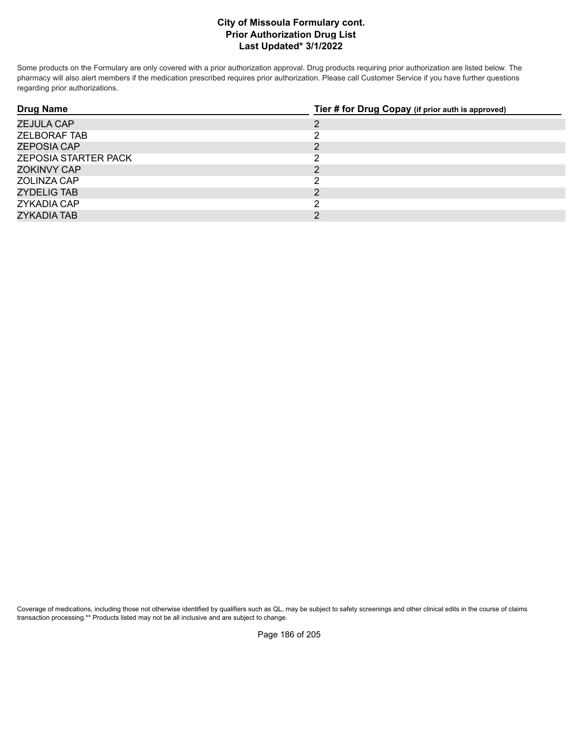**City of Missoula Formulary cont.**
**Prior Authorization Drug List**
**Last Updated* 3/1/2022**

Some products on the Formulary are only covered with a prior authorization approval. Drug products requiring prior authorization are listed below. The pharmacy will also alert members if the medication prescribed requires prior authorization. Please call Customer Service if you have further questions regarding prior authorizations.

| Drug Name | Tier # for Drug Copay (if prior auth is approved) |
|---|---|
| ZEJULA CAP | 2 |
| ZELBORAF TAB | 2 |
| ZEPOSIA CAP | 2 |
| ZEPOSIA STARTER PACK | 2 |
| ZOKINVY CAP | 2 |
| ZOLINZA CAP | 2 |
| ZYDELIG TAB | 2 |
| ZYKADIA CAP | 2 |
| ZYKADIA TAB | 2 |

Coverage of medications, including those not otherwise identified by qualifiers such as QL, may be subject to safety screenings and other clinical edits in the course of claims transaction processing.** Products listed may not be all inclusive and are subject to change.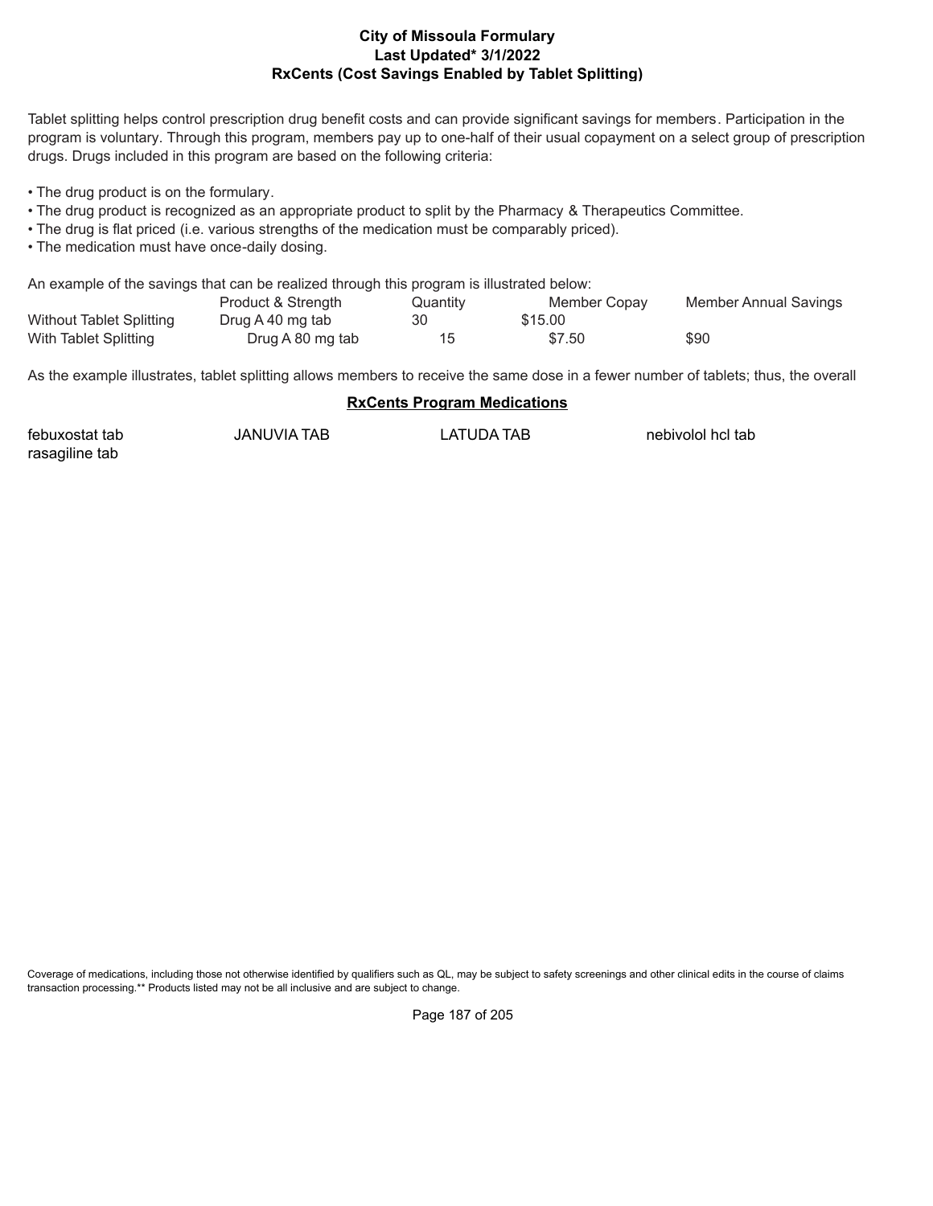# City of Missoula Formulary
## Last Updated* 3/1/2022
## RxCents (Cost Savings Enabled by Tablet Splitting)

Tablet splitting helps control prescription drug benefit costs and can provide significant savings for members. Participation in the program is voluntary. Through this program, members pay up to one-half of their usual copayment on a select group of prescription drugs. Drugs included in this program are based on the following criteria:

- The drug product is on the formulary.
- The drug product is recognized as an appropriate product to split by the Pharmacy & Therapeutics Committee.
- The drug is flat priced (i.e. various strengths of the medication must be comparably priced).
- The medication must have once-daily dosing.

An example of the savings that can be realized through this program is illustrated below:

| | Product & Strength | Quantity | Member Copay | Member Annual Savings |
|---|---|---|---|---|
| Without Tablet Splitting | Drug A 40 mg tab | 30 | $15.00 | |
| With Tablet Splitting | Drug A 80 mg tab | 15 | $7.50 | $90 |

As the example illustrates, tablet splitting allows members to receive the same dose in a fewer number of tablets; thus, the overall

### RxCents Program Medications

| | | | |
|---|---|---|---|
| febuxostat tab | JANUVIA TAB | LATUDA TAB | nebivolol hcl tab |
| rasagiline tab | | | |

Coverage of medications, including those not otherwise identified by qualifiers such as QL, may be subject to safety screenings and other clinical edits in the course of claims transaction processing.** Products listed may not be all inclusive and are subject to change.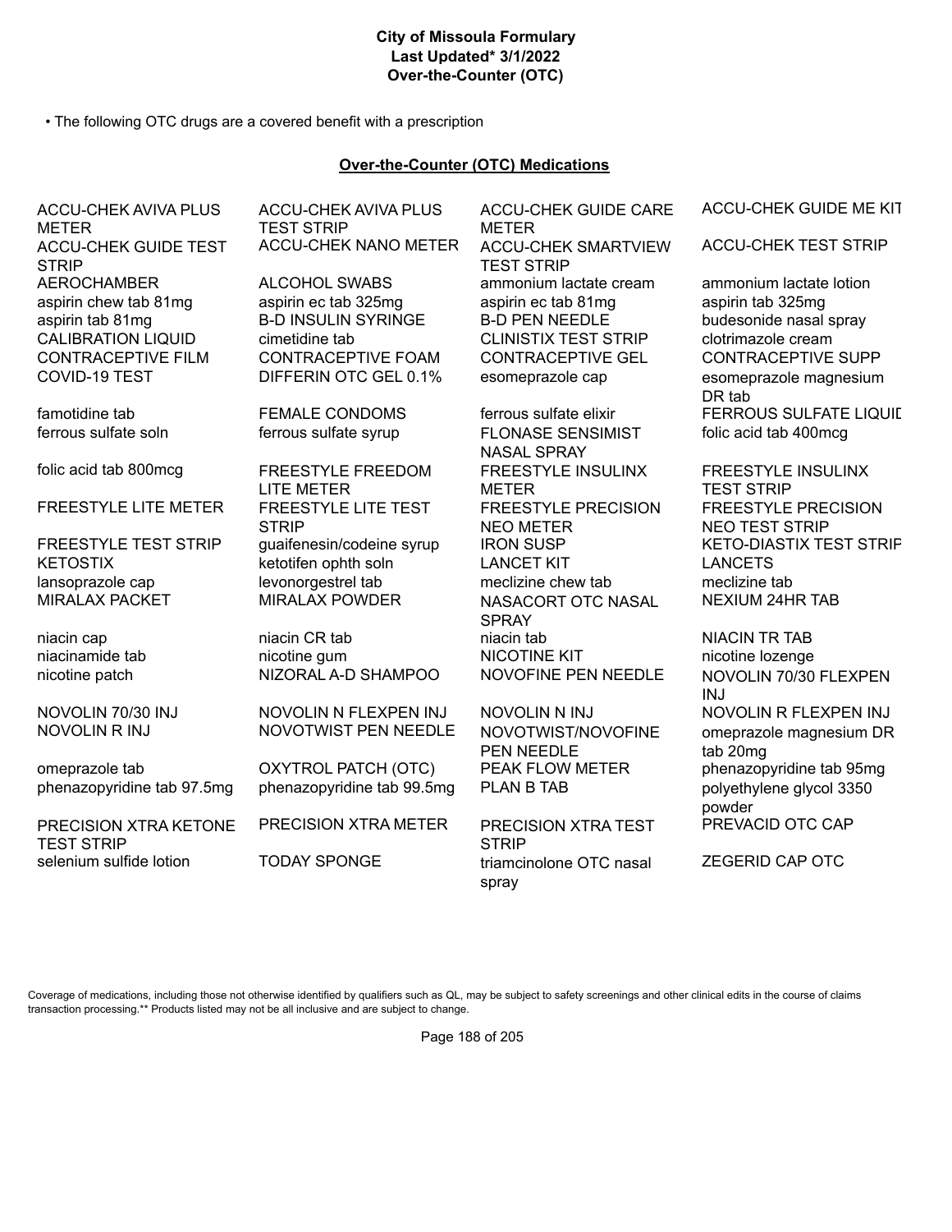# City of Missoula Formulary
## Last Updated* 3/1/2022
## Over-the-Counter (OTC)

• The following OTC drugs are a covered benefit with a prescription

**Over-the-Counter (OTC) Medications**

| | | | |
|---|---|---|---|
| ACCU-CHEK AVIVA PLUS METER | ACCU-CHEK AVIVA PLUS TEST STRIP | ACCU-CHEK GUIDE CARE METER | ACCU-CHEK GUIDE ME KIT |
| ACCU-CHEK GUIDE TEST STRIP | ACCU-CHEK NANO METER | ACCU-CHEK SMARTVIEW TEST STRIP | ACCU-CHEK TEST STRIP |
| AEROCHAMBER | ALCOHOL SWABS | ammonium lactate cream | ammonium lactate lotion |
| aspirin chew tab 81mg | aspirin ec tab 325mg | aspirin ec tab 81mg | aspirin tab 325mg |
| aspirin tab 81mg | B-D INSULIN SYRINGE | B-D PEN NEEDLE | budesonide nasal spray |
| CALIBRATION LIQUID | cimetidine tab | CLINISTIX TEST STRIP | clotrimazole cream |
| CONTRACEPTIVE FILM | CONTRACEPTIVE FOAM | CONTRACEPTIVE GEL | CONTRACEPTIVE SUPP |
| COVID-19 TEST | DIFFERIN OTC GEL 0.1% | esomeprazole cap | esomeprazole magnesium DR tab |
| famotidine tab | FEMALE CONDOMS | ferrous sulfate elixir | FERROUS SULFATE LIQUID |
| ferrous sulfate soln | ferrous sulfate syrup | FLONASE SENSIMIST NASAL SPRAY | folic acid tab 400mcg |
| folic acid tab 800mcg | FREESTYLE FREEDOM LITE METER | FREESTYLE INSULINX METER | FREESTYLE INSULINX TEST STRIP |
| FREESTYLE LITE METER | FREESTYLE LITE TEST STRIP | FREESTYLE PRECISION NEO METER | FREESTYLE PRECISION NEO TEST STRIP |
| FREESTYLE TEST STRIP | guaifenesin/codeine syrup | IRON SUSP | KETO-DIASTIX TEST STRIP |
| KETOSTIX | ketotifen ophth soln | LANCET KIT | LANCETS |
| lansoprazole cap | levonorgestrel tab | meclizine chew tab | meclizine tab |
| MIRALAX PACKET | MIRALAX POWDER | NASACORT OTC NASAL SPRAY | NEXIUM 24HR TAB |
| niacin cap | niacin CR tab | niacin tab | NIACIN TR TAB |
| niacinamide tab | nicotine gum | NICOTINE KIT | nicotine lozenge |
| nicotine patch | NIZORAL A-D SHAMPOO | NOVOFINE PEN NEEDLE | NOVOLIN 70/30 FLEXPEN INJ |
| NOVOLIN 70/30 INJ | NOVOLIN N FLEXPEN INJ | NOVOLIN N INJ | NOVOLIN R FLEXPEN INJ |
| NOVOLIN R INJ | NOVOTWIST PEN NEEDLE | NOVOTWIST/NOVOFINE PEN NEEDLE | omeprazole magnesium DR tab 20mg |
| omeprazole tab | OXYTROL PATCH (OTC) | PEAK FLOW METER | phenazopyridine tab 95mg |
| phenazopyridine tab 97.5mg | phenazopyridine tab 99.5mg | PLAN B TAB | polyethylene glycol 3350 powder |
| PRECISION XTRA KETONE TEST STRIP | PRECISION XTRA METER | PRECISION XTRA TEST STRIP | PREVACID OTC CAP |
| selenium sulfide lotion | TODAY SPONGE | triamcinolone OTC nasal spray | ZEGERID CAP OTC |

Coverage of medications, including those not otherwise identified by qualifiers such as QL, may be subject to safety screenings and other clinical edits in the course of claims transaction processing.** Products listed may not be all inclusive and are subject to change.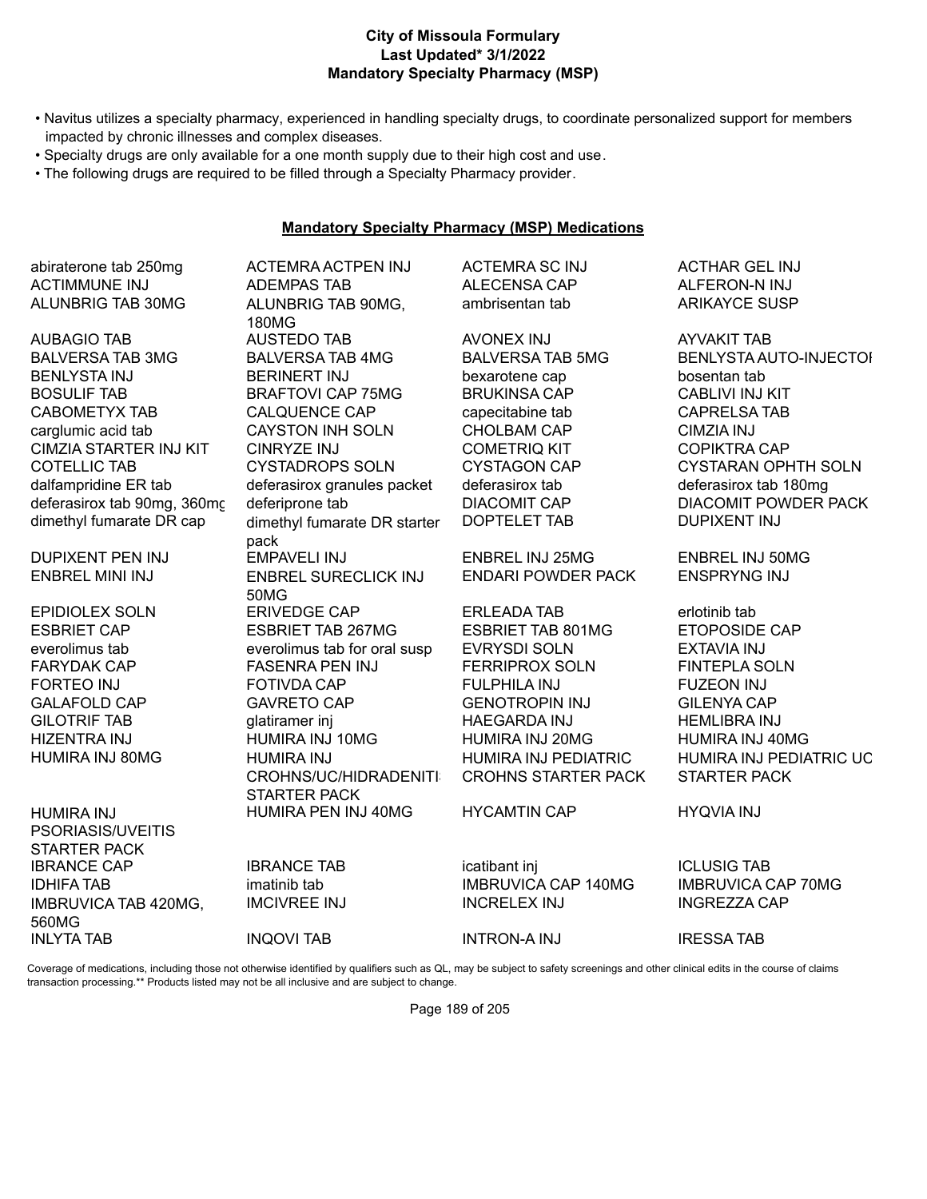**City of Missoula Formulary**
**Last Updated* 3/1/2022**
**Mandatory Specialty Pharmacy (MSP)**

- Navitus utilizes a specialty pharmacy, experienced in handling specialty drugs, to coordinate personalized support for members impacted by chronic illnesses and complex diseases.
- Specialty drugs are only available for a one month supply due to their high cost and use.
- The following drugs are required to be filled through a Specialty Pharmacy provider.

## Mandatory Specialty Pharmacy (MSP) Medications

| | | | |
|---|---|---|---|
| abiraterone tab 250mg | ACTEMRA ACTPEN INJ | ACTEMRA SC INJ | ACTHAR GEL INJ |
| ACTIMMUNE INJ | ADEMPAS TAB | ALECENSA CAP | ALFERON-N INJ |
| ALUNBRIG TAB 30MG | ALUNBRIG TAB 90MG, 180MG | ambrisentan tab | ARIKAYCE SUSP |
| AUBAGIO TAB | AUSTEDO TAB | AVONEX INJ | AYVAKIT TAB |
| BALVERSA TAB 3MG | BALVERSA TAB 4MG | BALVERSA TAB 5MG | BENLYSTA AUTO-INJECTOI |
| BENLYSTA INJ | BERINERT INJ | bexarotene cap | bosentan tab |
| BOSULIF TAB | BRAFTOVI CAP 75MG | BRUKINSA CAP | CABLIVI INJ KIT |
| CABOMETYX TAB | CALQUENCE CAP | capecitabine tab | CAPRELSA TAB |
| carglumic acid tab | CAYSTON INH SOLN | CHOLBAM CAP | CIMZIA INJ |
| CIMZIA STARTER INJ KIT | CINRYZE INJ | COMETRIQ KIT | COPIKTRA CAP |
| COTELLIC TAB | CYSTADROPS SOLN | CYSTAGON CAP | CYSTARAN OPHTH SOLN |
| dalfampridine ER tab | deferasirox granules packet | deferasirox tab | deferasirox tab 180mg |
| deferasirox tab 90mg, 360mg | deferiprone tab | DIACOMIT CAP | DIACOMIT POWDER PACK |
| dimethyl fumarate DR cap | dimethyl fumarate DR starter pack | DOPTELET TAB | DUPIXENT INJ |
| DUPIXENT PEN INJ | EMPAVELI INJ | ENBREL INJ 25MG | ENBREL INJ 50MG |
| ENBREL MINI INJ | ENBREL SURECLICK INJ 50MG | ENDARI POWDER PACK | ENSPRYNG INJ |
| EPIDIOLEX SOLN | ERIVEDGE CAP | ERLEADA TAB | erlotinib tab |
| ESBRIET CAP | ESBRIET TAB 267MG | ESBRIET TAB 801MG | ETOPOSIDE CAP |
| everolimus tab | everolimus tab for oral susp | EVRYSDI SOLN | EXTAVIA INJ |
| FARYDAK CAP | FASENRA PEN INJ | FERRIPROX SOLN | FINTEPLA SOLN |
| FORTEO INJ | FOTIVDA CAP | FULPHILA INJ | FUZEON INJ |
| GALAFOLD CAP | GAVRETO CAP | GENOTROPIN INJ | GILENYA CAP |
| GILOTRIF TAB | glatiramer inj | HAEGARDA INJ | HEMLIBRA INJ |
| HIZENTRA INJ | HUMIRA INJ 10MG | HUMIRA INJ 20MG | HUMIRA INJ 40MG |
| HUMIRA INJ 80MG | HUMIRA INJ CROHNS/UC/HIDRADENITI STARTER PACK | HUMIRA INJ PEDIATRIC CROHNS STARTER PACK | HUMIRA INJ PEDIATRIC UC STARTER PACK |
| HUMIRA INJ PSORIASIS/UVEITIS STARTER PACK | HUMIRA PEN INJ 40MG | HYCAMTIN CAP | HYQVIA INJ |
| IBRANCE CAP | IBRANCE TAB | icatibant inj | ICLUSIG TAB |
| IDHIFA TAB | imatinib tab | IMBRUVICA CAP 140MG | IMBRUVICA CAP 70MG |
| IMBRUVICA TAB 420MG, 560MG | IMCIVREE INJ | INCRELEX INJ | INGREZZA CAP |
| INLYTA TAB | INQOVI TAB | INTRON-A INJ | IRESSA TAB |

Coverage of medications, including those not otherwise identified by qualifiers such as QL, may be subject to safety screenings and other clinical edits in the course of claims transaction processing.** Products listed may not be all inclusive and are subject to change.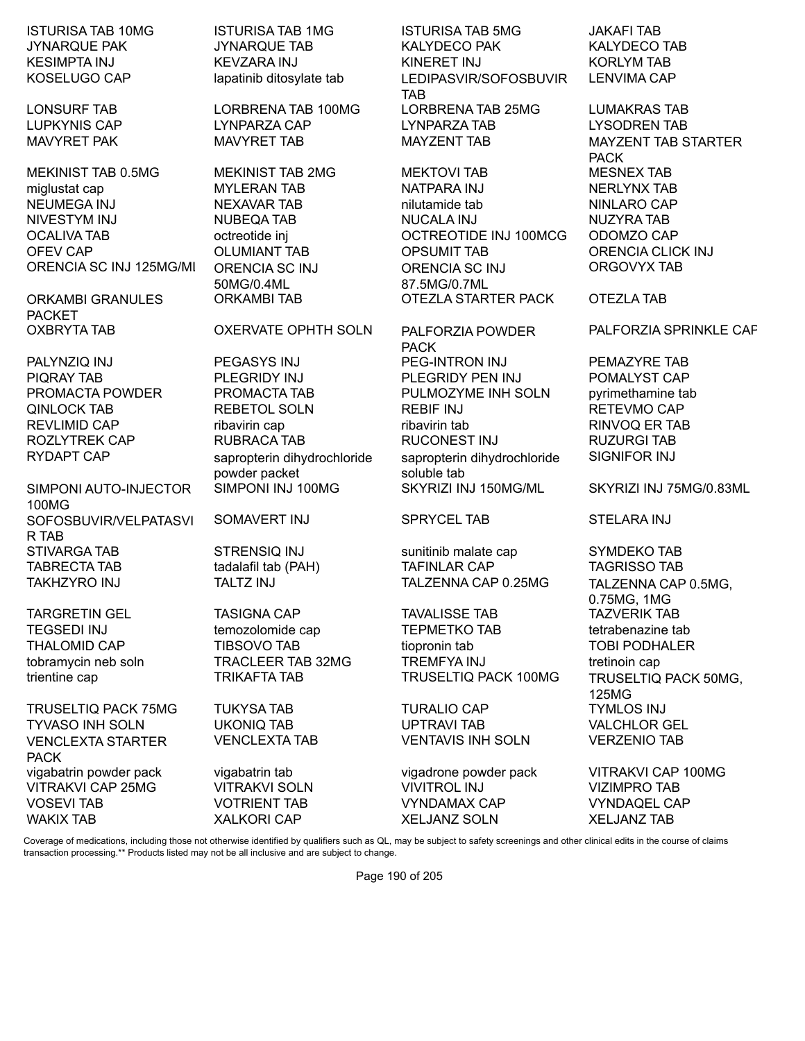| | | | |
|---|---|---|---|
| ISTURISA TAB 10MG | ISTURISA TAB 1MG | ISTURISA TAB 5MG | JAKAFI TAB |
| JYNARQUE PAK | JYNARQUE TAB | KALYDECO PAK | KALYDECO TAB |
| KESIMPTA INJ | KEVZARA INJ | KINERET INJ | KORLYM TAB |
| KOSELUGO CAP | lapatinib ditosylate tab | LEDIPASVIR/SOFOSBUVIR TAB | LENVIMA CAP |
| LONSURF TAB | LORBRENA TAB 100MG | LORBRENA TAB 25MG | LUMAKRAS TAB |
| LUPKYNIS CAP | LYNPARZA CAP | LYNPARZA TAB | LYSODREN TAB |
| MAVYRET PAK | MAVYRET TAB | MAYZENT TAB | MAYZENT TAB STARTER PACK |
| MEKINIST TAB 0.5MG | MEKINIST TAB 2MG | MEKTOVI TAB | MESNEX TAB |
| miglustat cap | MYLERAN TAB | NATPARA INJ | NERLYNX TAB |
| NEUMEGA INJ | NEXAVAR TAB | nilutamide tab | NINLARO CAP |
| NIVESTYM INJ | NUBEQA TAB | NUCALA INJ | NUZYRA TAB |
| OCALIVA TAB | octreotide inj | OCTREOTIDE INJ 100MCG | ODOMZO CAP |
| OFEV CAP | OLUMIANT TAB | OPSUMIT TAB | ORENCIA CLICK INJ |
| ORENCIA SC INJ 125MG/MI | ORENCIA SC INJ 50MG/0.4ML | ORENCIA SC INJ 87.5MG/0.7ML | ORGOVYX TAB |
| ORKAMBI GRANULES PACKET | ORKAMBI TAB | OTEZLA STARTER PACK | OTEZLA TAB |
| OXBRYTA TAB | OXERVATE OPHTH SOLN | PALFORZIA POWDER PACK | PALFORZIA SPRINKLE CAP |
| PALYNZIQ INJ | PEGASYS INJ | PEG-INTRON INJ | PEMAZYRE TAB |
| PIQRAY TAB | PLEGRIDY INJ | PLEGRIDY PEN INJ | POMALYST CAP |
| PROMACTA POWDER | PROMACTA TAB | PULMOZYME INH SOLN | pyrimethamine tab |
| QINLOCK TAB | REBETOL SOLN | REBIF INJ | RETEVMO CAP |
| REVLIMID CAP | ribavirin cap | ribavirin tab | RINVOQ ER TAB |
| ROZLYTREK CAP | RUBRACA TAB | RUCONEST INJ | RUZURGI TAB |
| RYDAPT CAP | sapropterin dihydrochloride powder packet | sapropterin dihydrochloride soluble tab | SIGNIFOR INJ |
| SIMPONI AUTO-INJECTOR 100MG | SIMPONI INJ 100MG | SKYRIZI INJ 150MG/ML | SKYRIZI INJ 75MG/0.83ML |
| SOFOSBUVIR/VELPATASVIR TAB | SOMAVERT INJ | SPRYCEL TAB | STELARA INJ |
| STIVARGA TAB | STRENSIQ INJ | sunitinib malate cap | SYMDEKO TAB |
| TABRECTA TAB | tadalafil tab (PAH) | TAFINLAR CAP | TAGRISSO TAB |
| TAKHZYRO INJ | TALTZ INJ | TALZENNA CAP 0.25MG | TALZENNA CAP 0.5MG, 0.75MG, 1MG |
| TARGRETIN GEL | TASIGNA CAP | TAVALISSE TAB | TAZVERIK TAB |
| TEGSEDI INJ | temozolomide cap | TEPMETKO TAB | tetrabenazine tab |
| THALOMID CAP | TIBSOVO TAB | tiopronin tab | TOBI PODHALER |
| tobramycin neb soln | TRACLEER TAB 32MG | TREMFYA INJ | tretinoin cap |
| trientine cap | TRIKAFTA TAB | TRUSELTIQ PACK 100MG | TRUSELTIQ PACK 50MG, 125MG |
| TRUSELTIQ PACK 75MG | TUKYSA TAB | TURALIO CAP | TYMLOS INJ |
| TYVASO INH SOLN | UKONIQ TAB | UPTRAVI TAB | VALCHLOR GEL |
| VENCLEXTA STARTER PACK | VENCLEXTA TAB | VENTAVIS INH SOLN | VERZENIO TAB |
| vigabatrin powder pack | vigabatrin tab | vigadrone powder pack | VITRAKVI CAP 100MG |
| VITRAKVI CAP 25MG | VITRAKVI SOLN | VIVITROL INJ | VIZIMPRO TAB |
| VOSEVI TAB | VOTRIENT TAB | VYNDAMAX CAP | VYNDAQEL CAP |
| WAKIX TAB | XALKORI CAP | XELJANZ SOLN | XELJANZ TAB |

Coverage of medications, including those not otherwise identified by qualifiers such as QL, may be subject to safety screenings and other clinical edits in the course of claims transaction processing.** Products listed may not be all inclusive and are subject to change.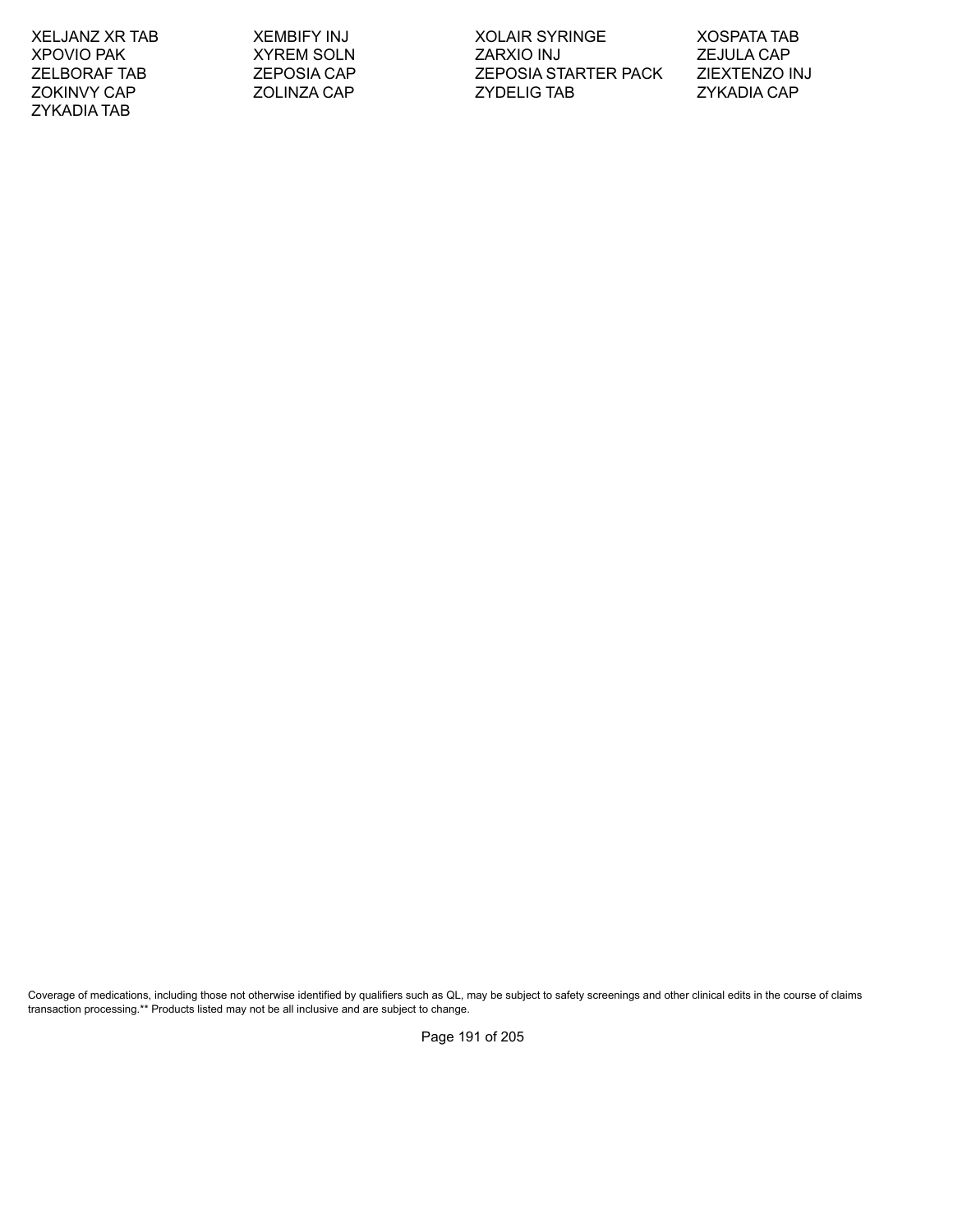XELJANZ XR TAB
XEMBIFY INJ
XOLAIR SYRINGE
XOSPATA TAB
XPOVIO PAK
XYREM SOLN
ZARXIO INJ
ZEJULA CAP
ZELBORAF TAB
ZEPOSIA CAP
ZEPOSIA STARTER PACK
ZIEXTENZO INJ
ZOKINVY CAP
ZOLINZA CAP
ZYDELIG TAB
ZYKADIA CAP
ZYKADIA TAB

Coverage of medications, including those not otherwise identified by qualifiers such as QL, may be subject to safety screenings and other clinical edits in the course of claims transaction processing.** Products listed may not be all inclusive and are subject to change.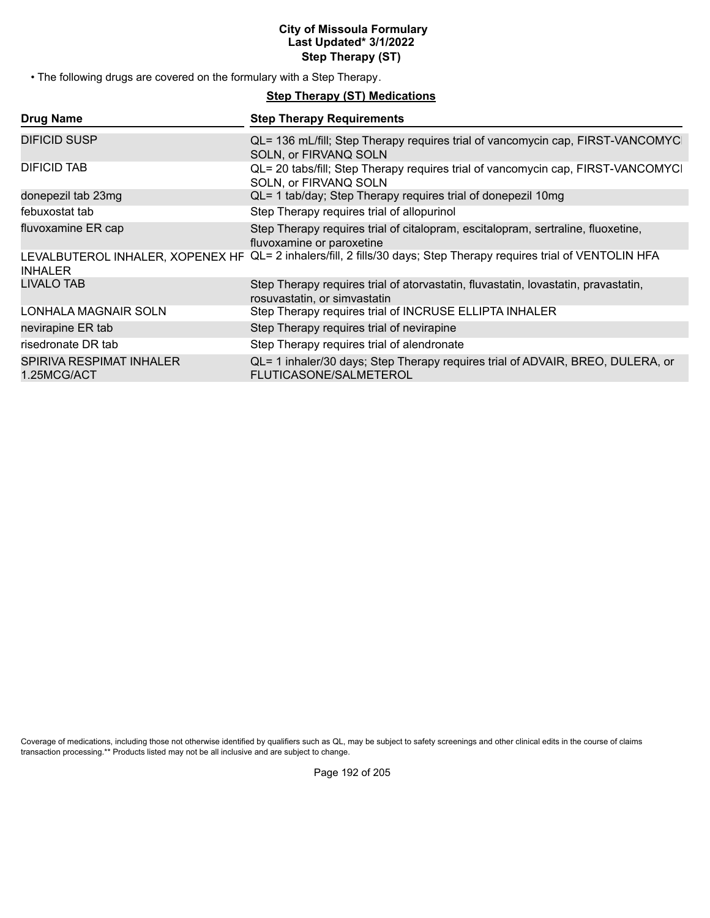**City of Missoula Formulary**
**Last Updated* 3/1/2022**
**Step Therapy (ST)**

• The following drugs are covered on the formulary with a Step Therapy.

**Step Therapy (ST) Medications**

| Drug Name | Step Therapy Requirements |
|---|---|
| DIFICID SUSP | QL= 136 mL/fill; Step Therapy requires trial of vancomycin cap, FIRST-VANCOMYCI SOLN, or FIRVANQ SOLN |
| DIFICID TAB | QL= 20 tabs/fill; Step Therapy requires trial of vancomycin cap, FIRST-VANCOMYCI SOLN, or FIRVANQ SOLN |
| donepezil tab 23mg | QL= 1 tab/day; Step Therapy requires trial of donepezil 10mg |
| febuxostat tab | Step Therapy requires trial of allopurinol |
| fluvoxamine ER cap | Step Therapy requires trial of citalopram, escitalopram, sertraline, fluoxetine, fluvoxamine or paroxetine |
| LEVALBUTEROL INHALER, XOPENEX HF INHALER | QL= 2 inhalers/fill, 2 fills/30 days; Step Therapy requires trial of VENTOLIN HFA |
| LIVALO TAB | Step Therapy requires trial of atorvastatin, fluvastatin, lovastatin, pravastatin, rosuvastatin, or simvastatin |
| LONHALA MAGNAIR SOLN | Step Therapy requires trial of INCRUSE ELLIPTA INHALER |
| nevirapine ER tab | Step Therapy requires trial of nevirapine |
| risedronate DR tab | Step Therapy requires trial of alendronate |
| SPIRIVA RESPIMAT INHALER 1.25MCG/ACT | QL= 1 inhaler/30 days; Step Therapy requires trial of ADVAIR, BREO, DULERA, or FLUTICASONE/SALMETEROL |

Coverage of medications, including those not otherwise identified by qualifiers such as QL, may be subject to safety screenings and other clinical edits in the course of claims transaction processing.** Products listed may not be all inclusive and are subject to change.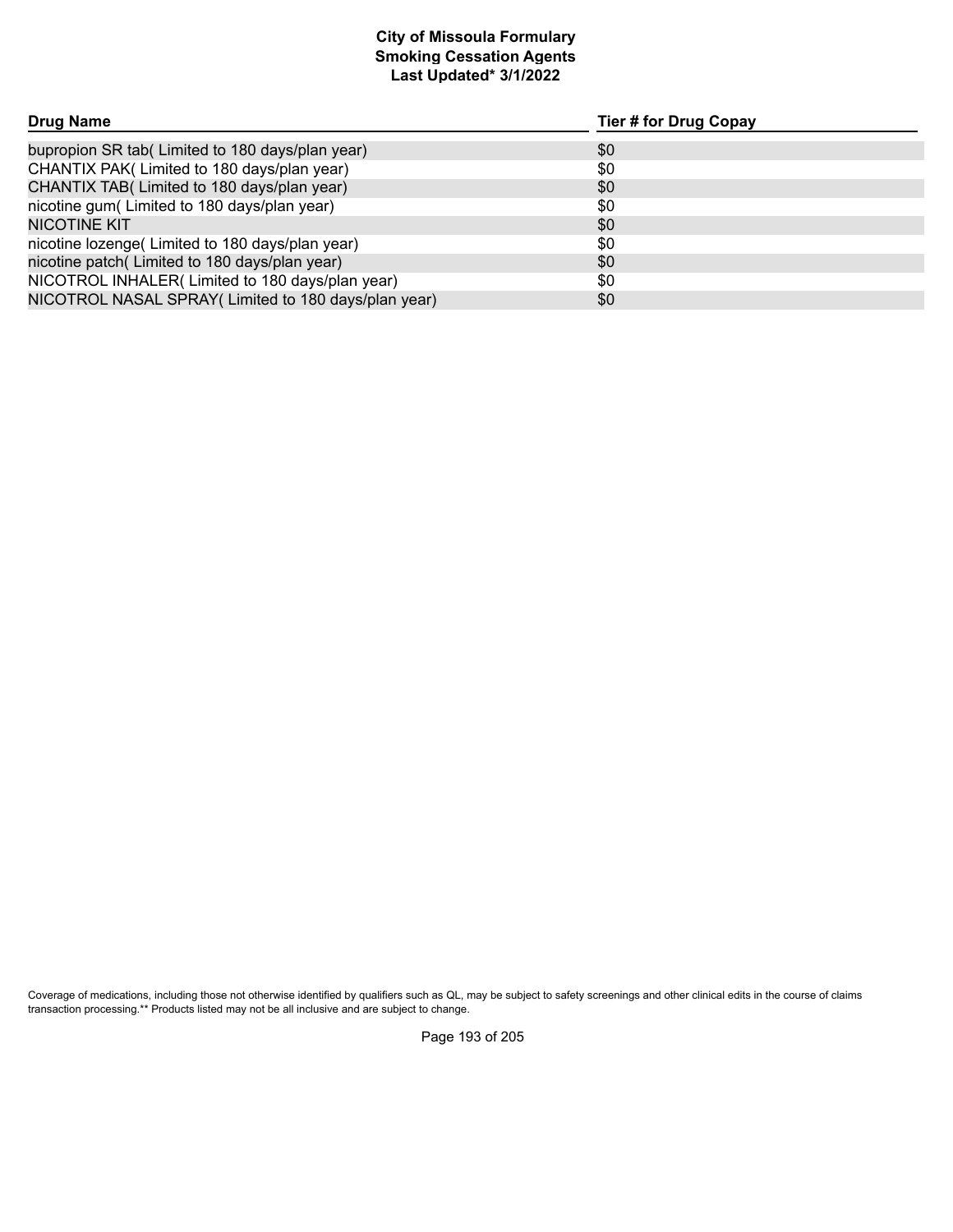# City of Missoula Formulary
## Smoking Cessation Agents
### Last Updated* 3/1/2022

| Drug Name | Tier # for Drug Copay |
|---|---|
| bupropion SR tab( Limited to 180 days/plan year) | $0 |
| CHANTIX PAK( Limited to 180 days/plan year) | $0 |
| CHANTIX TAB( Limited to 180 days/plan year) | $0 |
| nicotine gum( Limited to 180 days/plan year) | $0 |
| NICOTINE KIT | $0 |
| nicotine lozenge( Limited to 180 days/plan year) | $0 |
| nicotine patch( Limited to 180 days/plan year) | $0 |
| NICOTROL INHALER( Limited to 180 days/plan year) | $0 |
| NICOTROL NASAL SPRAY( Limited to 180 days/plan year) | $0 |

Coverage of medications, including those not otherwise identified by qualifiers such as QL, may be subject to safety screenings and other clinical edits in the course of claims transaction processing.** Products listed may not be all inclusive and are subject to change.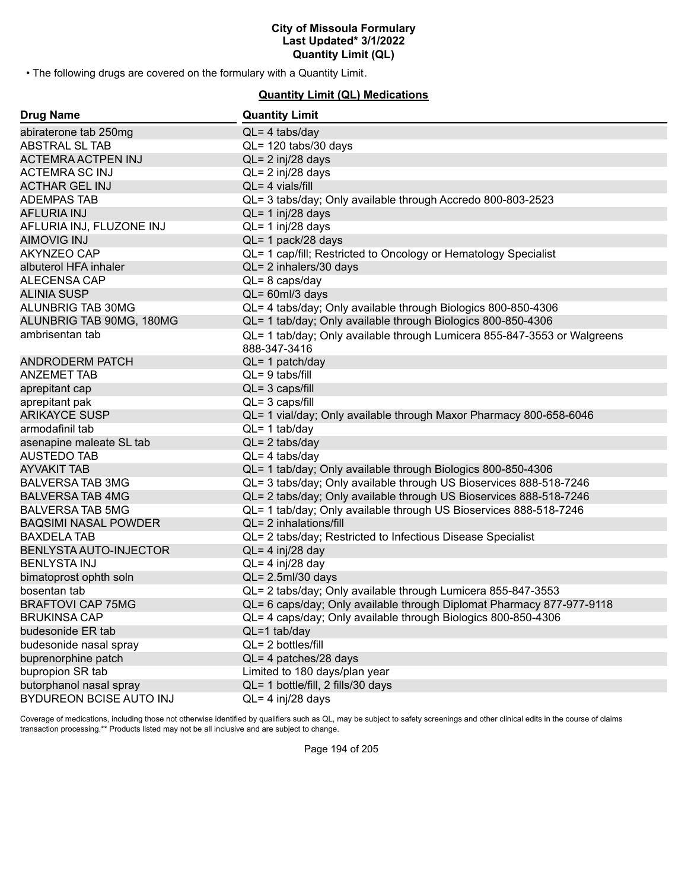# City of Missoula Formulary
## Last Updated* 3/1/2022
## Quantity Limit (QL)

- The following drugs are covered on the formulary with a Quantity Limit.

### Quantity Limit (QL) Medications

| Drug Name | Quantity Limit |
|---|---|
| abiraterone tab 250mg | QL= 4 tabs/day |
| ABSTRAL SL TAB | QL= 120 tabs/30 days |
| ACTEMRA ACTPEN INJ | QL= 2 inj/28 days |
| ACTEMRA SC INJ | QL= 2 inj/28 days |
| ACTHAR GEL INJ | QL= 4 vials/fill |
| ADEMPAS TAB | QL= 3 tabs/day; Only available through Accredo 800-803-2523 |
| AFLURIA INJ | QL= 1 inj/28 days |
| AFLURIA INJ, FLUZONE INJ | QL= 1 inj/28 days |
| AIMOVIG INJ | QL= 1 pack/28 days |
| AKYNZEO CAP | QL= 1 cap/fill; Restricted to Oncology or Hematology Specialist |
| albuterol HFA inhaler | QL= 2 inhalers/30 days |
| ALECENSA CAP | QL= 8 caps/day |
| ALINIA SUSP | QL= 60ml/3 days |
| ALUNBRIG TAB 30MG | QL= 4 tabs/day; Only available through Biologics 800-850-4306 |
| ALUNBRIG TAB 90MG, 180MG | QL= 1 tab/day; Only available through Biologics 800-850-4306 |
| ambrisentan tab | QL= 1 tab/day; Only available through Lumicera 855-847-3553 or Walgreens 888-347-3416 |
| ANDRODERM PATCH | QL= 1 patch/day |
| ANZEMET TAB | QL= 9 tabs/fill |
| aprepitant cap | QL= 3 caps/fill |
| aprepitant pak | QL= 3 caps/fill |
| ARIKAYCE SUSP | QL= 1 vial/day; Only available through Maxor Pharmacy 800-658-6046 |
| armodafinil tab | QL= 1 tab/day |
| asenapine maleate SL tab | QL= 2 tabs/day |
| AUSTEDO TAB | QL= 4 tabs/day |
| AYVAKIT TAB | QL= 1 tab/day; Only available through Biologics 800-850-4306 |
| BALVERSA TAB 3MG | QL= 3 tabs/day; Only available through US Bioservices 888-518-7246 |
| BALVERSA TAB 4MG | QL= 2 tabs/day; Only available through US Bioservices 888-518-7246 |
| BALVERSA TAB 5MG | QL= 1 tab/day; Only available through US Bioservices 888-518-7246 |
| BAQSIMI NASAL POWDER | QL= 2 inhalations/fill |
| BAXDELA TAB | QL= 2 tabs/day; Restricted to Infectious Disease Specialist |
| BENLYSTA AUTO-INJECTOR | QL= 4 inj/28 day |
| BENLYSTA INJ | QL= 4 inj/28 day |
| bimatoprost ophth soln | QL= 2.5ml/30 days |
| bosentan tab | QL= 2 tabs/day; Only available through Lumicera 855-847-3553 |
| BRAFTOVI CAP 75MG | QL= 6 caps/day; Only available through Diplomat Pharmacy 877-977-9118 |
| BRUKINSA CAP | QL= 4 caps/day; Only available through Biologics 800-850-4306 |
| budesonide ER tab | QL=1 tab/day |
| budesonide nasal spray | QL= 2 bottles/fill |
| buprenorphine patch | QL= 4 patches/28 days |
| bupropion SR tab | Limited to 180 days/plan year |
| butorphanol nasal spray | QL= 1 bottle/fill, 2 fills/30 days |
| BYDUREON BCISE AUTO INJ | QL= 4 inj/28 days |

Coverage of medications, including those not otherwise identified by qualifiers such as QL, may be subject to safety screenings and other clinical edits in the course of claims transaction processing.** Products listed may not be all inclusive and are subject to change.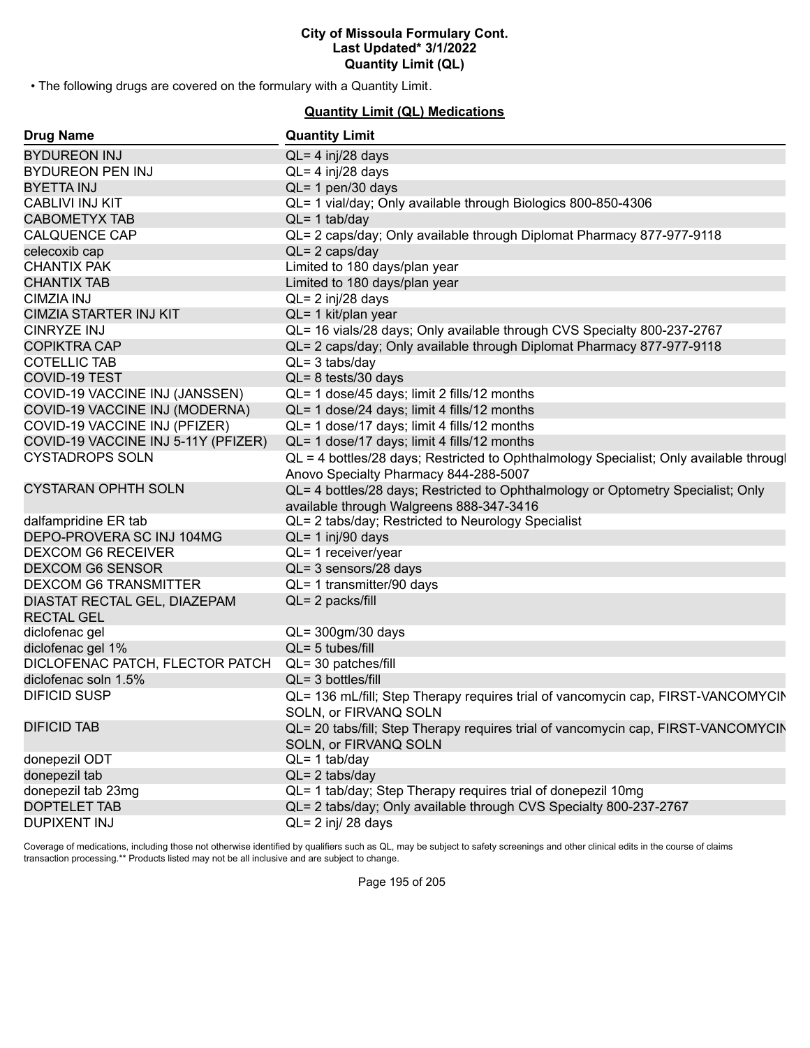• The following drugs are covered on the formulary with a Quantity Limit.

## Quantity Limit (QL) Medications

| Drug Name | Quantity Limit |
|---|---|
| BYDUREON INJ | QL= 4 inj/28 days |
| BYDUREON PEN INJ | QL= 4 inj/28 days |
| BYETTA INJ | QL= 1 pen/30 days |
| CABLIVI INJ KIT | QL= 1 vial/day; Only available through Biologics 800-850-4306 |
| CABOMETYX TAB | QL= 1 tab/day |
| CALQUENCE CAP | QL= 2 caps/day; Only available through Diplomat Pharmacy 877-977-9118 |
| celecoxib cap | QL= 2 caps/day |
| CHANTIX PAK | Limited to 180 days/plan year |
| CHANTIX TAB | Limited to 180 days/plan year |
| CIMZIA INJ | QL= 2 inj/28 days |
| CIMZIA STARTER INJ KIT | QL= 1 kit/plan year |
| CINRYZE INJ | QL= 16 vials/28 days; Only available through CVS Specialty 800-237-2767 |
| COPIKTRA CAP | QL= 2 caps/day; Only available through Diplomat Pharmacy 877-977-9118 |
| COTELLIC TAB | QL= 3 tabs/day |
| COVID-19 TEST | QL= 8 tests/30 days |
| COVID-19 VACCINE INJ (JANSSEN) | QL= 1 dose/45 days; limit 2 fills/12 months |
| COVID-19 VACCINE INJ (MODERNA) | QL= 1 dose/24 days; limit 4 fills/12 months |
| COVID-19 VACCINE INJ (PFIZER) | QL= 1 dose/17 days; limit 4 fills/12 months |
| COVID-19 VACCINE INJ 5-11Y (PFIZER) | QL= 1 dose/17 days; limit 4 fills/12 months |
| CYSTADROPS SOLN | QL = 4 bottles/28 days; Restricted to Ophthalmology Specialist; Only available througl Anovo Specialty Pharmacy 844-288-5007 |
| CYSTARAN OPHTH SOLN | QL= 4 bottles/28 days; Restricted to Ophthalmology or Optometry Specialist; Only available through Walgreens 888-347-3416 |
| dalfampridine ER tab | QL= 2 tabs/day; Restricted to Neurology Specialist |
| DEPO-PROVERA SC INJ 104MG | QL= 1 inj/90 days |
| DEXCOM G6 RECEIVER | QL= 1 receiver/year |
| DEXCOM G6 SENSOR | QL= 3 sensors/28 days |
| DEXCOM G6 TRANSMITTER | QL= 1 transmitter/90 days |
| DIASTAT RECTAL GEL, DIAZEPAM RECTAL GEL | QL= 2 packs/fill |
| diclofenac gel | QL= 300gm/30 days |
| diclofenac gel 1% | QL= 5 tubes/fill |
| DICLOFENAC PATCH, FLECTOR PATCH | QL= 30 patches/fill |
| diclofenac soln 1.5% | QL= 3 bottles/fill |
| DIFICID SUSP | QL= 136 mL/fill; Step Therapy requires trial of vancomycin cap, FIRST-VANCOMYCIN SOLN, or FIRVANQ SOLN |
| DIFICID TAB | QL= 20 tabs/fill; Step Therapy requires trial of vancomycin cap, FIRST-VANCOMYCIN SOLN, or FIRVANQ SOLN |
| donepezil ODT | QL= 1 tab/day |
| donepezil tab | QL= 2 tabs/day |
| donepezil tab 23mg | QL= 1 tab/day; Step Therapy requires trial of donepezil 10mg |
| DOPTELET TAB | QL= 2 tabs/day; Only available through CVS Specialty 800-237-2767 |
| DUPIXENT INJ | QL= 2 inj/ 28 days |

Coverage of medications, including those not otherwise identified by qualifiers such as QL, may be subject to safety screenings and other clinical edits in the course of claims transaction processing.** Products listed may not be all inclusive and are subject to change.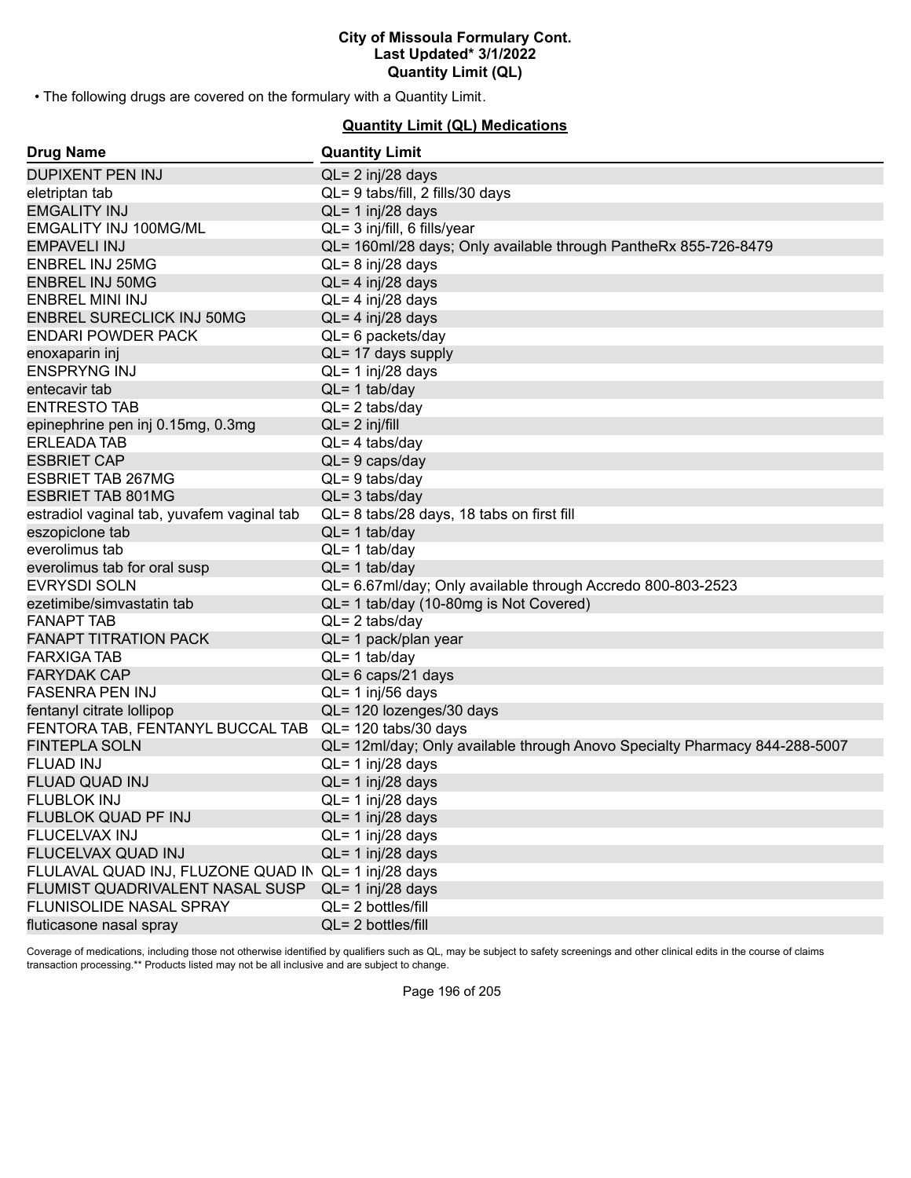**City of Missoula Formulary Cont.**
**Last Updated\* 3/1/2022**
**Quantity Limit (QL)**

• The following drugs are covered on the formulary with a Quantity Limit.

**Quantity Limit (QL) Medications**

| Drug Name | Quantity Limit |
|---|---|
| DUPIXENT PEN INJ | QL= 2 inj/28 days |
| eletriptan tab | QL= 9 tabs/fill, 2 fills/30 days |
| EMGALITY INJ | QL= 1 inj/28 days |
| EMGALITY INJ 100MG/ML | QL= 3 inj/fill, 6 fills/year |
| EMPAVELI INJ | QL= 160ml/28 days; Only available through PantheRx 855-726-8479 |
| ENBREL INJ 25MG | QL= 8 inj/28 days |
| ENBREL INJ 50MG | QL= 4 inj/28 days |
| ENBREL MINI INJ | QL= 4 inj/28 days |
| ENBREL SURECLICK INJ 50MG | QL= 4 inj/28 days |
| ENDARI POWDER PACK | QL= 6 packets/day |
| enoxaparin inj | QL= 17 days supply |
| ENSPRYNG INJ | QL= 1 inj/28 days |
| entecavir tab | QL= 1 tab/day |
| ENTRESTO TAB | QL= 2 tabs/day |
| epinephrine pen inj 0.15mg, 0.3mg | QL= 2 inj/fill |
| ERLEADA TAB | QL= 4 tabs/day |
| ESBRIET CAP | QL= 9 caps/day |
| ESBRIET TAB 267MG | QL= 9 tabs/day |
| ESBRIET TAB 801MG | QL= 3 tabs/day |
| estradiol vaginal tab, yuvafem vaginal tab | QL= 8 tabs/28 days, 18 tabs on first fill |
| eszopiclone tab | QL= 1 tab/day |
| everolimus tab | QL= 1 tab/day |
| everolimus tab for oral susp | QL= 1 tab/day |
| EVRYSDI SOLN | QL= 6.67ml/day; Only available through Accredo 800-803-2523 |
| ezetimibe/simvastatin tab | QL= 1 tab/day (10-80mg is Not Covered) |
| FANAPT TAB | QL= 2 tabs/day |
| FANAPT TITRATION PACK | QL= 1 pack/plan year |
| FARXIGA TAB | QL= 1 tab/day |
| FARYDAK CAP | QL= 6 caps/21 days |
| FASENRA PEN INJ | QL= 1 inj/56 days |
| fentanyl citrate lollipop | QL= 120 lozenges/30 days |
| FENTORA TAB, FENTANYL BUCCAL TAB | QL= 120 tabs/30 days |
| FINTEPLA SOLN | QL= 12ml/day; Only available through Anovo Specialty Pharmacy 844-288-5007 |
| FLUAD INJ | QL= 1 inj/28 days |
| FLUAD QUAD INJ | QL= 1 inj/28 days |
| FLUBLOK INJ | QL= 1 inj/28 days |
| FLUBLOK QUAD PF INJ | QL= 1 inj/28 days |
| FLUCELVAX INJ | QL= 1 inj/28 days |
| FLUCELVAX QUAD INJ | QL= 1 inj/28 days |
| FLULAVAL QUAD INJ, FLUZONE QUAD IN | QL= 1 inj/28 days |
| FLUMIST QUADRIVALENT NASAL SUSP | QL= 1 inj/28 days |
| FLUNISOLIDE NASAL SPRAY | QL= 2 bottles/fill |
| fluticasone nasal spray | QL= 2 bottles/fill |

Coverage of medications, including those not otherwise identified by qualifiers such as QL, may be subject to safety screenings and other clinical edits in the course of claims transaction processing.\*\* Products listed may not be all inclusive and are subject to change.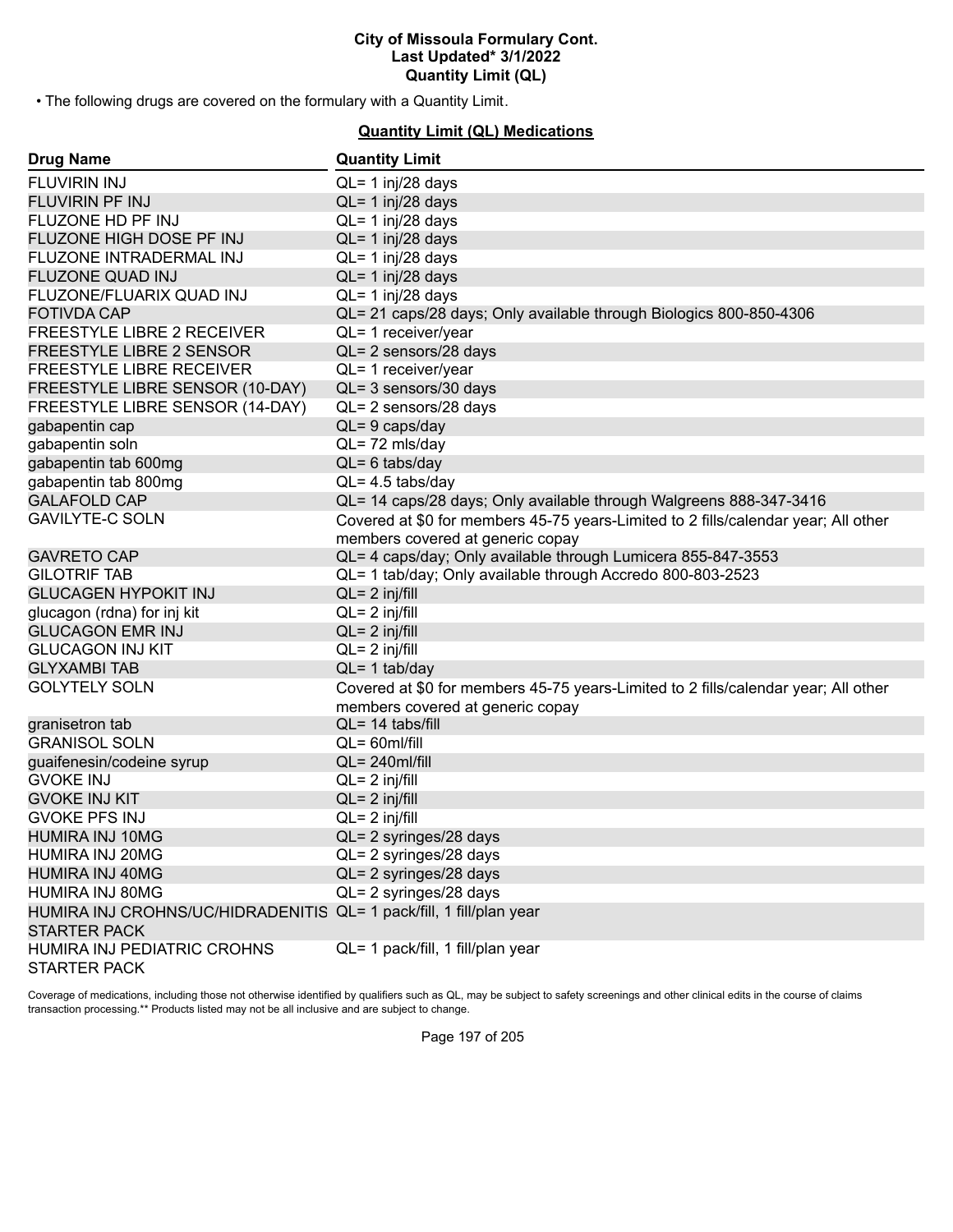• The following drugs are covered on the formulary with a Quantity Limit.

## Quantity Limit (QL) Medications

| Drug Name | Quantity Limit |
|---|---|
| FLUVIRIN INJ | QL= 1 inj/28 days |
| FLUVIRIN PF INJ | QL= 1 inj/28 days |
| FLUZONE HD PF INJ | QL= 1 inj/28 days |
| FLUZONE HIGH DOSE PF INJ | QL= 1 inj/28 days |
| FLUZONE INTRADERMAL INJ | QL= 1 inj/28 days |
| FLUZONE QUAD INJ | QL= 1 inj/28 days |
| FLUZONE/FLUARIX QUAD INJ | QL= 1 inj/28 days |
| FOTIVDA CAP | QL= 21 caps/28 days; Only available through Biologics 800-850-4306 |
| FREESTYLE LIBRE 2 RECEIVER | QL= 1 receiver/year |
| FREESTYLE LIBRE 2 SENSOR | QL= 2 sensors/28 days |
| FREESTYLE LIBRE RECEIVER | QL= 1 receiver/year |
| FREESTYLE LIBRE SENSOR (10-DAY) | QL= 3 sensors/30 days |
| FREESTYLE LIBRE SENSOR (14-DAY) | QL= 2 sensors/28 days |
| gabapentin cap | QL= 9 caps/day |
| gabapentin soln | QL= 72 mls/day |
| gabapentin tab 600mg | QL= 6 tabs/day |
| gabapentin tab 800mg | QL= 4.5 tabs/day |
| GALAFOLD CAP | QL= 14 caps/28 days; Only available through Walgreens 888-347-3416 |
| GAVILYTE-C SOLN | Covered at $0 for members 45-75 years-Limited to 2 fills/calendar year; All other members covered at generic copay |
| GAVRETO CAP | QL= 4 caps/day; Only available through Lumicera 855-847-3553 |
| GILOTRIF TAB | QL= 1 tab/day; Only available through Accredo 800-803-2523 |
| GLUCAGEN HYPOKIT INJ | QL= 2 inj/fill |
| glucagon (rdna) for inj kit | QL= 2 inj/fill |
| GLUCAGON EMR INJ | QL= 2 inj/fill |
| GLUCAGON INJ KIT | QL= 2 inj/fill |
| GLYXAMBI TAB | QL= 1 tab/day |
| GOLYTELY SOLN | Covered at $0 for members 45-75 years-Limited to 2 fills/calendar year; All other members covered at generic copay |
| granisetron tab | QL= 14 tabs/fill |
| GRANISOL SOLN | QL= 60ml/fill |
| guaifenesin/codeine syrup | QL= 240ml/fill |
| GVOKE INJ | QL= 2 inj/fill |
| GVOKE INJ KIT | QL= 2 inj/fill |
| GVOKE PFS INJ | QL= 2 inj/fill |
| HUMIRA INJ 10MG | QL= 2 syringes/28 days |
| HUMIRA INJ 20MG | QL= 2 syringes/28 days |
| HUMIRA INJ 40MG | QL= 2 syringes/28 days |
| HUMIRA INJ 80MG | QL= 2 syringes/28 days |
| HUMIRA INJ CROHNS/UC/HIDRADENITIS STARTER PACK | QL= 1 pack/fill, 1 fill/plan year |
| HUMIRA INJ PEDIATRIC CROHNS STARTER PACK | QL= 1 pack/fill, 1 fill/plan year |

Coverage of medications, including those not otherwise identified by qualifiers such as QL, may be subject to safety screenings and other clinical edits in the course of claims transaction processing.** Products listed may not be all inclusive and are subject to change.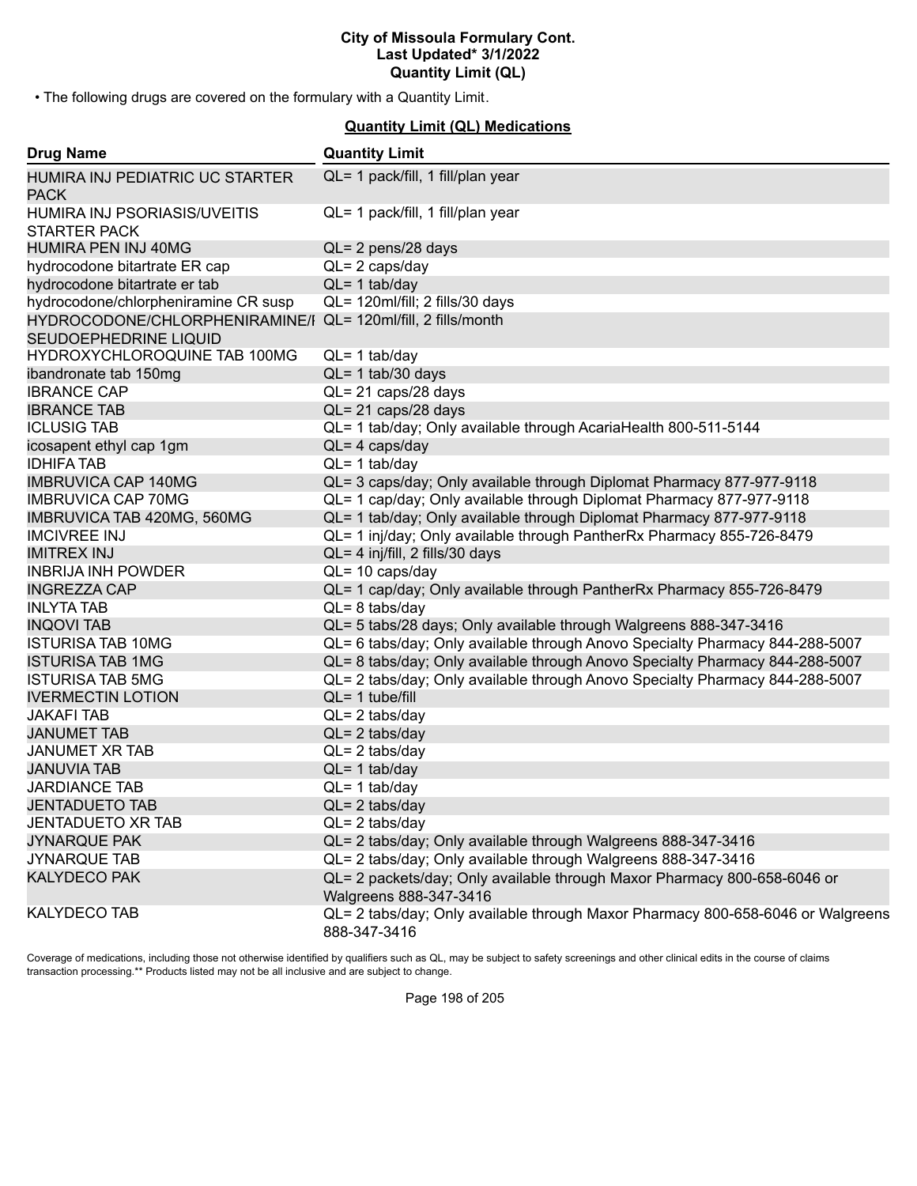• The following drugs are covered on the formulary with a Quantity Limit.

## Quantity Limit (QL) Medications

| Drug Name | Quantity Limit |
|---|---|
| HUMIRA INJ PEDIATRIC UC STARTER PACK | QL= 1 pack/fill, 1 fill/plan year |
| HUMIRA INJ PSORIASIS/UVEITIS STARTER PACK | QL= 1 pack/fill, 1 fill/plan year |
| HUMIRA PEN INJ 40MG | QL= 2 pens/28 days |
| hydrocodone bitartrate ER cap | QL= 2 caps/day |
| hydrocodone bitartrate er tab | QL= 1 tab/day |
| hydrocodone/chlorpheniramine CR susp | QL= 120ml/fill; 2 fills/30 days |
| HYDROCODONE/CHLORPHENIRAMINE/PSEUDOEPHEDRINE LIQUID | QL= 120ml/fill, 2 fills/month |
| HYDROXYCHLOROQUINE TAB 100MG | QL= 1 tab/day |
| ibandronate tab 150mg | QL= 1 tab/30 days |
| IBRANCE CAP | QL= 21 caps/28 days |
| IBRANCE TAB | QL= 21 caps/28 days |
| ICLUSIG TAB | QL= 1 tab/day; Only available through AcariaHealth 800-511-5144 |
| icosapent ethyl cap 1gm | QL= 4 caps/day |
| IDHIFA TAB | QL= 1 tab/day |
| IMBRUVICA CAP 140MG | QL= 3 caps/day; Only available through Diplomat Pharmacy 877-977-9118 |
| IMBRUVICA CAP 70MG | QL= 1 cap/day; Only available through Diplomat Pharmacy 877-977-9118 |
| IMBRUVICA TAB 420MG, 560MG | QL= 1 tab/day; Only available through Diplomat Pharmacy 877-977-9118 |
| IMCIVREE INJ | QL= 1 inj/day; Only available through PantherRx Pharmacy 855-726-8479 |
| IMITREX INJ | QL= 4 inj/fill, 2 fills/30 days |
| INBRIJA INH POWDER | QL= 10 caps/day |
| INGREZZA CAP | QL= 1 cap/day; Only available through PantherRx Pharmacy 855-726-8479 |
| INLYTA TAB | QL= 8 tabs/day |
| INQOVI TAB | QL= 5 tabs/28 days; Only available through Walgreens 888-347-3416 |
| ISTURISA TAB 10MG | QL= 6 tabs/day; Only available through Anovo Specialty Pharmacy 844-288-5007 |
| ISTURISA TAB 1MG | QL= 8 tabs/day; Only available through Anovo Specialty Pharmacy 844-288-5007 |
| ISTURISA TAB 5MG | QL= 2 tabs/day; Only available through Anovo Specialty Pharmacy 844-288-5007 |
| IVERMECTIN LOTION | QL= 1 tube/fill |
| JAKAFI TAB | QL= 2 tabs/day |
| JANUMET TAB | QL= 2 tabs/day |
| JANUMET XR TAB | QL= 2 tabs/day |
| JANUVIA TAB | QL= 1 tab/day |
| JARDIANCE TAB | QL= 1 tab/day |
| JENTADUETO TAB | QL= 2 tabs/day |
| JENTADUETO XR TAB | QL= 2 tabs/day |
| JYNARQUE PAK | QL= 2 tabs/day; Only available through Walgreens 888-347-3416 |
| JYNARQUE TAB | QL= 2 tabs/day; Only available through Walgreens 888-347-3416 |
| KALYDECO PAK | QL= 2 packets/day; Only available through Maxor Pharmacy 800-658-6046 or Walgreens 888-347-3416 |
| KALYDECO TAB | QL= 2 tabs/day; Only available through Maxor Pharmacy 800-658-6046 or Walgreens 888-347-3416 |

Coverage of medications, including those not otherwise identified by qualifiers such as QL, may be subject to safety screenings and other clinical edits in the course of claims transaction processing.** Products listed may not be all inclusive and are subject to change.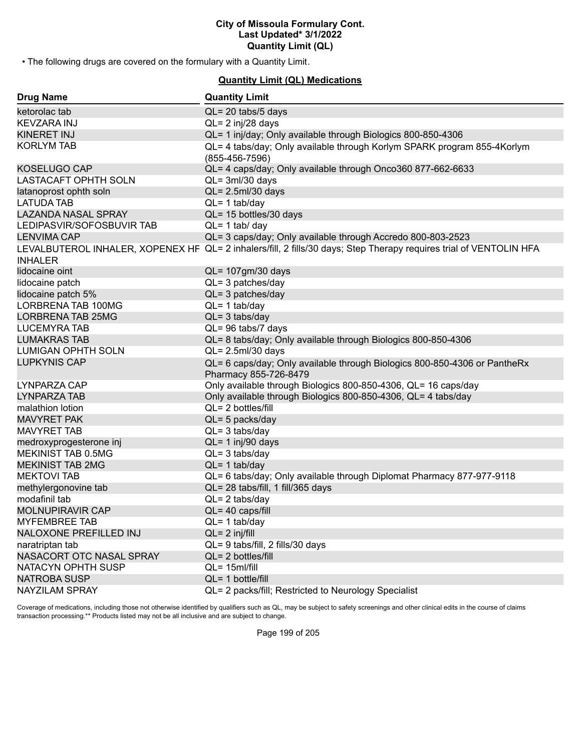• The following drugs are covered on the formulary with a Quantity Limit.

## Quantity Limit (QL) Medications

| Drug Name | Quantity Limit |
|---|---|
| ketorolac tab | QL= 20 tabs/5 days |
| KEVZARA INJ | QL= 2 inj/28 days |
| KINERET INJ | QL= 1 inj/day; Only available through Biologics 800-850-4306 |
| KORLYM TAB | QL= 4 tabs/day; Only available through Korlym SPARK program 855-4Korlym (855-456-7596) |
| KOSELUGO CAP | QL= 4 caps/day; Only available through Onco360 877-662-6633 |
| LASTACAFT OPHTH SOLN | QL= 3ml/30 days |
| latanoprost ophth soln | QL= 2.5ml/30 days |
| LATUDA TAB | QL= 1 tab/day |
| LAZANDA NASAL SPRAY | QL= 15 bottles/30 days |
| LEDIPASVIR/SOFOSBUVIR TAB | QL= 1 tab/ day |
| LENVIMA CAP | QL= 3 caps/day; Only available through Accredo 800-803-2523 |
| LEVALBUTEROL INHALER, XOPENEX HFA INHALER | QL= 2 inhalers/fill, 2 fills/30 days; Step Therapy requires trial of VENTOLIN HFA |
| lidocaine oint | QL= 107gm/30 days |
| lidocaine patch | QL= 3 patches/day |
| lidocaine patch 5% | QL= 3 patches/day |
| LORBRENA TAB 100MG | QL= 1 tab/day |
| LORBRENA TAB 25MG | QL= 3 tabs/day |
| LUCEMYRA TAB | QL= 96 tabs/7 days |
| LUMAKRAS TAB | QL= 8 tabs/day; Only available through Biologics 800-850-4306 |
| LUMIGAN OPHTH SOLN | QL= 2.5ml/30 days |
| LUPKYNIS CAP | QL= 6 caps/day; Only available through Biologics 800-850-4306 or PantheRx Pharmacy 855-726-8479 |
| LYNPARZA CAP | Only available through Biologics 800-850-4306, QL= 16 caps/day |
| LYNPARZA TAB | Only available through Biologics 800-850-4306, QL= 4 tabs/day |
| malathion lotion | QL= 2 bottles/fill |
| MAVYRET PAK | QL= 5 packs/day |
| MAVYRET TAB | QL= 3 tabs/day |
| medroxyprogesterone inj | QL= 1 inj/90 days |
| MEKINIST TAB 0.5MG | QL= 3 tabs/day |
| MEKINIST TAB 2MG | QL= 1 tab/day |
| MEKTOVI TAB | QL= 6 tabs/day; Only available through Diplomat Pharmacy 877-977-9118 |
| methylergonovine tab | QL= 28 tabs/fill, 1 fill/365 days |
| modafinil tab | QL= 2 tabs/day |
| MOLNUPIRAVIR CAP | QL= 40 caps/fill |
| MYFEMBREE TAB | QL= 1 tab/day |
| NALOXONE PREFILLED INJ | QL= 2 inj/fill |
| naratriptan tab | QL= 9 tabs/fill, 2 fills/30 days |
| NASACORT OTC NASAL SPRAY | QL= 2 bottles/fill |
| NATACYN OPHTH SUSP | QL= 15ml/fill |
| NATROBA SUSP | QL= 1 bottle/fill |
| NAYZILAM SPRAY | QL= 2 packs/fill; Restricted to Neurology Specialist |

Coverage of medications, including those not otherwise identified by qualifiers such as QL, may be subject to safety screenings and other clinical edits in the course of claims transaction processing.** Products listed may not be all inclusive and are subject to change.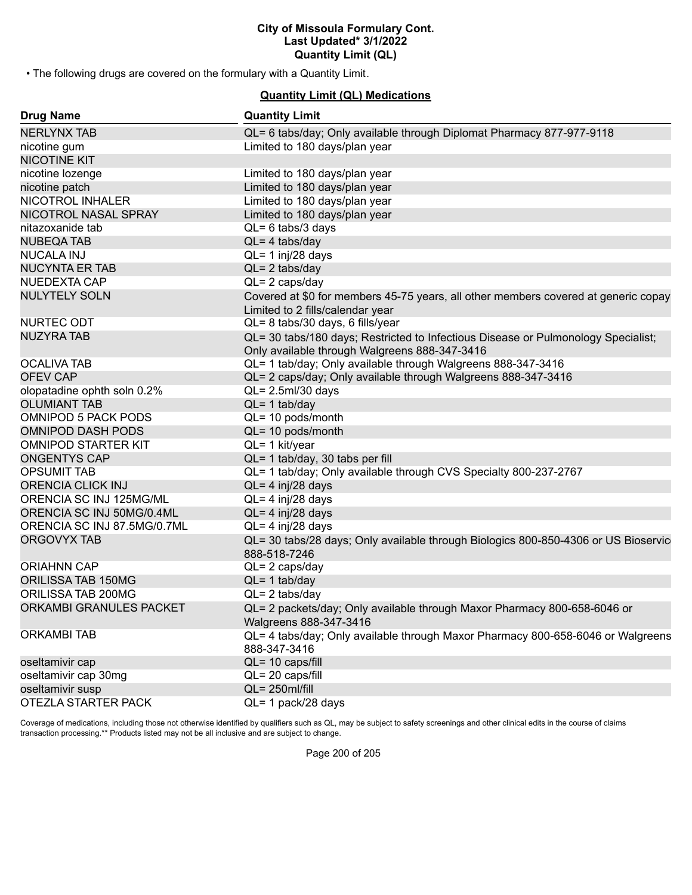**City of Missoula Formulary Cont.**
**Last Updated* 3/1/2022**
**Quantity Limit (QL)**

- The following drugs are covered on the formulary with a Quantity Limit.

## Quantity Limit (QL) Medications

| Drug Name | Quantity Limit |
|---|---|
| NERLYNX TAB | QL= 6 tabs/day; Only available through Diplomat Pharmacy 877-977-9118 |
| nicotine gum | Limited to 180 days/plan year |
| NICOTINE KIT | |
| nicotine lozenge | Limited to 180 days/plan year |
| nicotine patch | Limited to 180 days/plan year |
| NICOTROL INHALER | Limited to 180 days/plan year |
| NICOTROL NASAL SPRAY | Limited to 180 days/plan year |
| nitazoxanide tab | QL= 6 tabs/3 days |
| NUBEQA TAB | QL= 4 tabs/day |
| NUCALA INJ | QL= 1 inj/28 days |
| NUCYNTA ER TAB | QL= 2 tabs/day |
| NUEDEXTA CAP | QL= 2 caps/day |
| NULYTELY SOLN | Covered at $0 for members 45-75 years, all other members covered at generic copay Limited to 2 fills/calendar year |
| NURTEC ODT | QL= 8 tabs/30 days, 6 fills/year |
| NUZYRA TAB | QL= 30 tabs/180 days; Restricted to Infectious Disease or Pulmonology Specialist; Only available through Walgreens 888-347-3416 |
| OCALIVA TAB | QL= 1 tab/day; Only available through Walgreens 888-347-3416 |
| OFEV CAP | QL= 2 caps/day; Only available through Walgreens 888-347-3416 |
| olopatadine ophth soln 0.2% | QL= 2.5ml/30 days |
| OLUMIANT TAB | QL= 1 tab/day |
| OMNIPOD 5 PACK PODS | QL= 10 pods/month |
| OMNIPOD DASH PODS | QL= 10 pods/month |
| OMNIPOD STARTER KIT | QL= 1 kit/year |
| ONGENTYS CAP | QL= 1 tab/day, 30 tabs per fill |
| OPSUMIT TAB | QL= 1 tab/day; Only available through CVS Specialty 800-237-2767 |
| ORENCIA CLICK INJ | QL= 4 inj/28 days |
| ORENCIA SC INJ 125MG/ML | QL= 4 inj/28 days |
| ORENCIA SC INJ 50MG/0.4ML | QL= 4 inj/28 days |
| ORENCIA SC INJ 87.5MG/0.7ML | QL= 4 inj/28 days |
| ORGOVYX TAB | QL= 30 tabs/28 days; Only available through Biologics 800-850-4306 or US Bioservic 888-518-7246 |
| ORIAHNN CAP | QL= 2 caps/day |
| ORILISSA TAB 150MG | QL= 1 tab/day |
| ORILISSA TAB 200MG | QL= 2 tabs/day |
| ORKAMBI GRANULES PACKET | QL= 2 packets/day; Only available through Maxor Pharmacy 800-658-6046 or Walgreens 888-347-3416 |
| ORKAMBI TAB | QL= 4 tabs/day; Only available through Maxor Pharmacy 800-658-6046 or Walgreens 888-347-3416 |
| oseltamivir cap | QL= 10 caps/fill |
| oseltamivir cap 30mg | QL= 20 caps/fill |
| oseltamivir susp | QL= 250ml/fill |
| OTEZLA STARTER PACK | QL= 1 pack/28 days |

Coverage of medications, including those not otherwise identified by qualifiers such as QL, may be subject to safety screenings and other clinical edits in the course of claims transaction processing.** Products listed may not be all inclusive and are subject to change.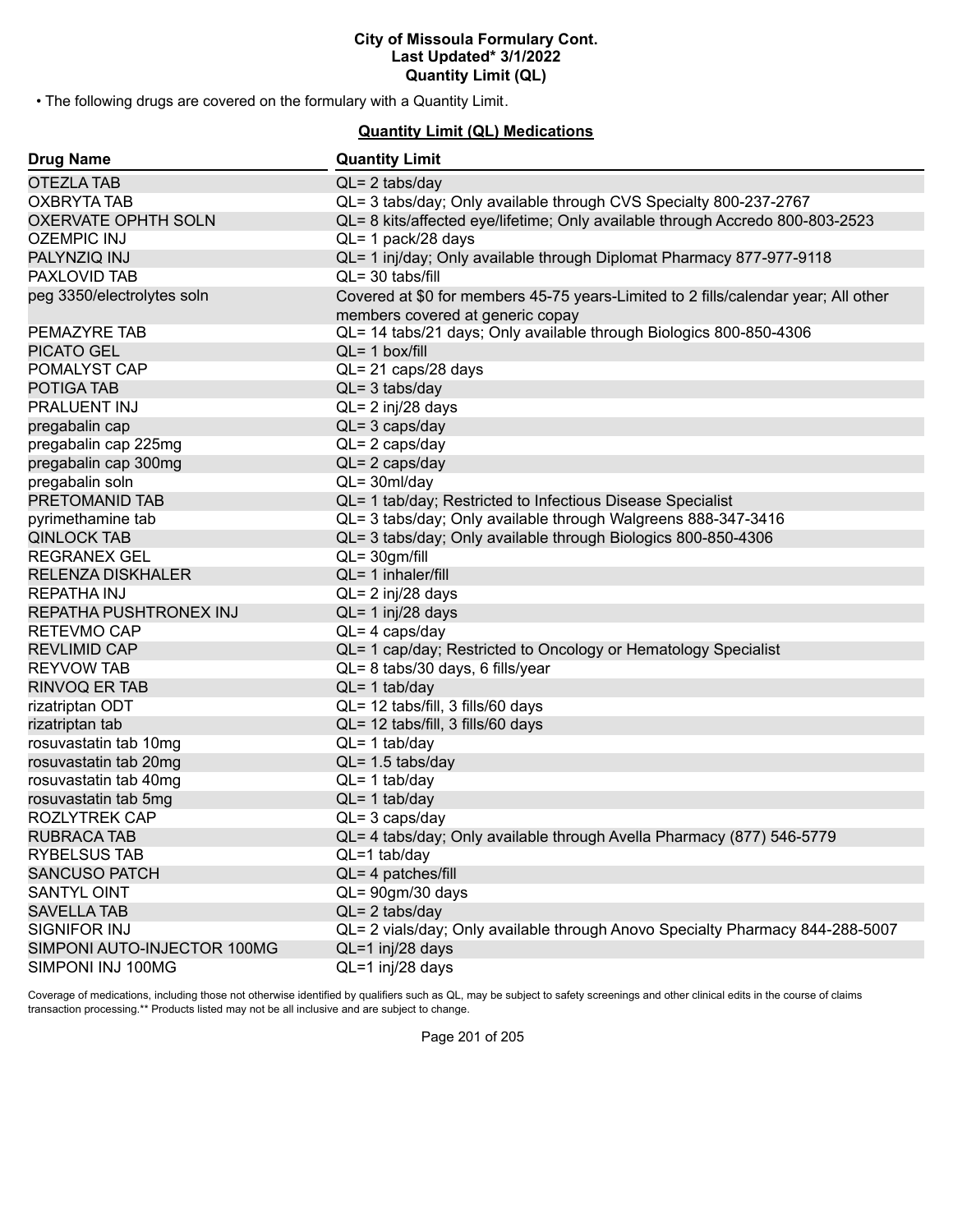# City of Missoula Formulary Cont.
## Last Updated* 3/1/2022
## Quantity Limit (QL)

• The following drugs are covered on the formulary with a Quantity Limit.

### Quantity Limit (QL) Medications

| Drug Name | Quantity Limit |
| --- | --- |
| OTEZLA TAB | QL= 2 tabs/day |
| OXBRYTA TAB | QL= 3 tabs/day; Only available through CVS Specialty 800-237-2767 |
| OXERVATE OPHTH SOLN | QL= 8 kits/affected eye/lifetime; Only available through Accredo 800-803-2523 |
| OZEMPIC INJ | QL= 1 pack/28 days |
| PALYNZIQ INJ | QL= 1 inj/day; Only available through Diplomat Pharmacy 877-977-9118 |
| PAXLOVID TAB | QL= 30 tabs/fill |
| peg 3350/electrolytes soln | Covered at $0 for members 45-75 years-Limited to 2 fills/calendar year; All other members covered at generic copay |
| PEMAZYRE TAB | QL= 14 tabs/21 days; Only available through Biologics 800-850-4306 |
| PICATO GEL | QL= 1 box/fill |
| POMALYST CAP | QL= 21 caps/28 days |
| POTIGA TAB | QL= 3 tabs/day |
| PRALUENT INJ | QL= 2 inj/28 days |
| pregabalin cap | QL= 3 caps/day |
| pregabalin cap 225mg | QL= 2 caps/day |
| pregabalin cap 300mg | QL= 2 caps/day |
| pregabalin soln | QL= 30ml/day |
| PRETOMANID TAB | QL= 1 tab/day; Restricted to Infectious Disease Specialist |
| pyrimethamine tab | QL= 3 tabs/day; Only available through Walgreens 888-347-3416 |
| QINLOCK TAB | QL= 3 tabs/day; Only available through Biologics 800-850-4306 |
| REGRANEX GEL | QL= 30gm/fill |
| RELENZA DISKHALER | QL= 1 inhaler/fill |
| REPATHA INJ | QL= 2 inj/28 days |
| REPATHA PUSHTRONEX INJ | QL= 1 inj/28 days |
| RETEVMO CAP | QL= 4 caps/day |
| REVLIMID CAP | QL= 1 cap/day; Restricted to Oncology or Hematology Specialist |
| REYVOW TAB | QL= 8 tabs/30 days, 6 fills/year |
| RINVOQ ER TAB | QL= 1 tab/day |
| rizatriptan ODT | QL= 12 tabs/fill, 3 fills/60 days |
| rizatriptan tab | QL= 12 tabs/fill, 3 fills/60 days |
| rosuvastatin tab 10mg | QL= 1 tab/day |
| rosuvastatin tab 20mg | QL= 1.5 tabs/day |
| rosuvastatin tab 40mg | QL= 1 tab/day |
| rosuvastatin tab 5mg | QL= 1 tab/day |
| ROZLYTREK CAP | QL= 3 caps/day |
| RUBRACA TAB | QL= 4 tabs/day; Only available through Avella Pharmacy (877) 546-5779 |
| RYBELSUS TAB | QL=1 tab/day |
| SANCUSO PATCH | QL= 4 patches/fill |
| SANTYL OINT | QL= 90gm/30 days |
| SAVELLA TAB | QL= 2 tabs/day |
| SIGNIFOR INJ | QL= 2 vials/day; Only available through Anovo Specialty Pharmacy 844-288-5007 |
| SIMPONI AUTO-INJECTOR 100MG | QL=1 inj/28 days |
| SIMPONI INJ 100MG | QL=1 inj/28 days |

Coverage of medications, including those not otherwise identified by qualifiers such as QL, may be subject to safety screenings and other clinical edits in the course of claims transaction processing.** Products listed may not be all inclusive and are subject to change.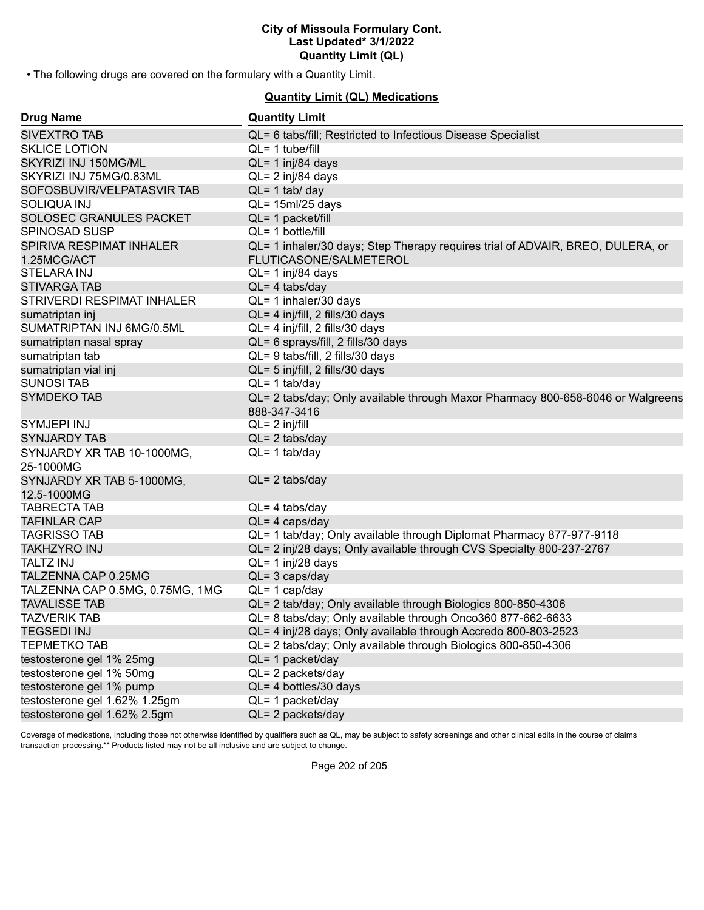• The following drugs are covered on the formulary with a Quantity Limit.

**Quantity Limit (QL) Medications**

| Drug Name | Quantity Limit |
|---|---|
| SIVEXTRO TAB | QL= 6 tabs/fill; Restricted to Infectious Disease Specialist |
| SKLICE LOTION | QL= 1 tube/fill |
| SKYRIZI INJ 150MG/ML | QL= 1 inj/84 days |
| SKYRIZI INJ 75MG/0.83ML | QL= 2 inj/84 days |
| SOFOSBUVIR/VELPATASVIR TAB | QL= 1 tab/ day |
| SOLIQUA INJ | QL= 15ml/25 days |
| SOLOSEC GRANULES PACKET | QL= 1 packet/fill |
| SPINOSAD SUSP | QL= 1 bottle/fill |
| SPIRIVA RESPIMAT INHALER 1.25MCG/ACT | QL= 1 inhaler/30 days; Step Therapy requires trial of ADVAIR, BREO, DULERA, or FLUTICASONE/SALMETEROL |
| STELARA INJ | QL= 1 inj/84 days |
| STIVARGA TAB | QL= 4 tabs/day |
| STRIVERDI RESPIMAT INHALER | QL= 1 inhaler/30 days |
| sumatriptan inj | QL= 4 inj/fill, 2 fills/30 days |
| SUMATRIPTAN INJ 6MG/0.5ML | QL= 4 inj/fill, 2 fills/30 days |
| sumatriptan nasal spray | QL= 6 sprays/fill, 2 fills/30 days |
| sumatriptan tab | QL= 9 tabs/fill, 2 fills/30 days |
| sumatriptan vial inj | QL= 5 inj/fill, 2 fills/30 days |
| SUNOSI TAB | QL= 1 tab/day |
| SYMDEKO TAB | QL= 2 tabs/day; Only available through Maxor Pharmacy 800-658-6046 or Walgreens 888-347-3416 |
| SYMJEPI INJ | QL= 2 inj/fill |
| SYNJARDY TAB | QL= 2 tabs/day |
| SYNJARDY XR TAB 10-1000MG, 25-1000MG | QL= 1 tab/day |
| SYNJARDY XR TAB 5-1000MG, 12.5-1000MG | QL= 2 tabs/day |
| TABRECTA TAB | QL= 4 tabs/day |
| TAFINLAR CAP | QL= 4 caps/day |
| TAGRISSO TAB | QL= 1 tab/day; Only available through Diplomat Pharmacy 877-977-9118 |
| TAKHZYRO INJ | QL= 2 inj/28 days; Only available through CVS Specialty 800-237-2767 |
| TALTZ INJ | QL= 1 inj/28 days |
| TALZENNA CAP 0.25MG | QL= 3 caps/day |
| TALZENNA CAP 0.5MG, 0.75MG, 1MG | QL= 1 cap/day |
| TAVALISSE TAB | QL= 2 tab/day; Only available through Biologics 800-850-4306 |
| TAZVERIK TAB | QL= 8 tabs/day; Only available through Onco360 877-662-6633 |
| TEGSEDI INJ | QL= 4 inj/28 days; Only available through Accredo 800-803-2523 |
| TEPMETKO TAB | QL= 2 tabs/day; Only available through Biologics 800-850-4306 |
| testosterone gel 1% 25mg | QL= 1 packet/day |
| testosterone gel 1% 50mg | QL= 2 packets/day |
| testosterone gel 1% pump | QL= 4 bottles/30 days |
| testosterone gel 1.62% 1.25gm | QL= 1 packet/day |
| testosterone gel 1.62% 2.5gm | QL= 2 packets/day |

Coverage of medications, including those not otherwise identified by qualifiers such as QL, may be subject to safety screenings and other clinical edits in the course of claims transaction processing.** Products listed may not be all inclusive and are subject to change.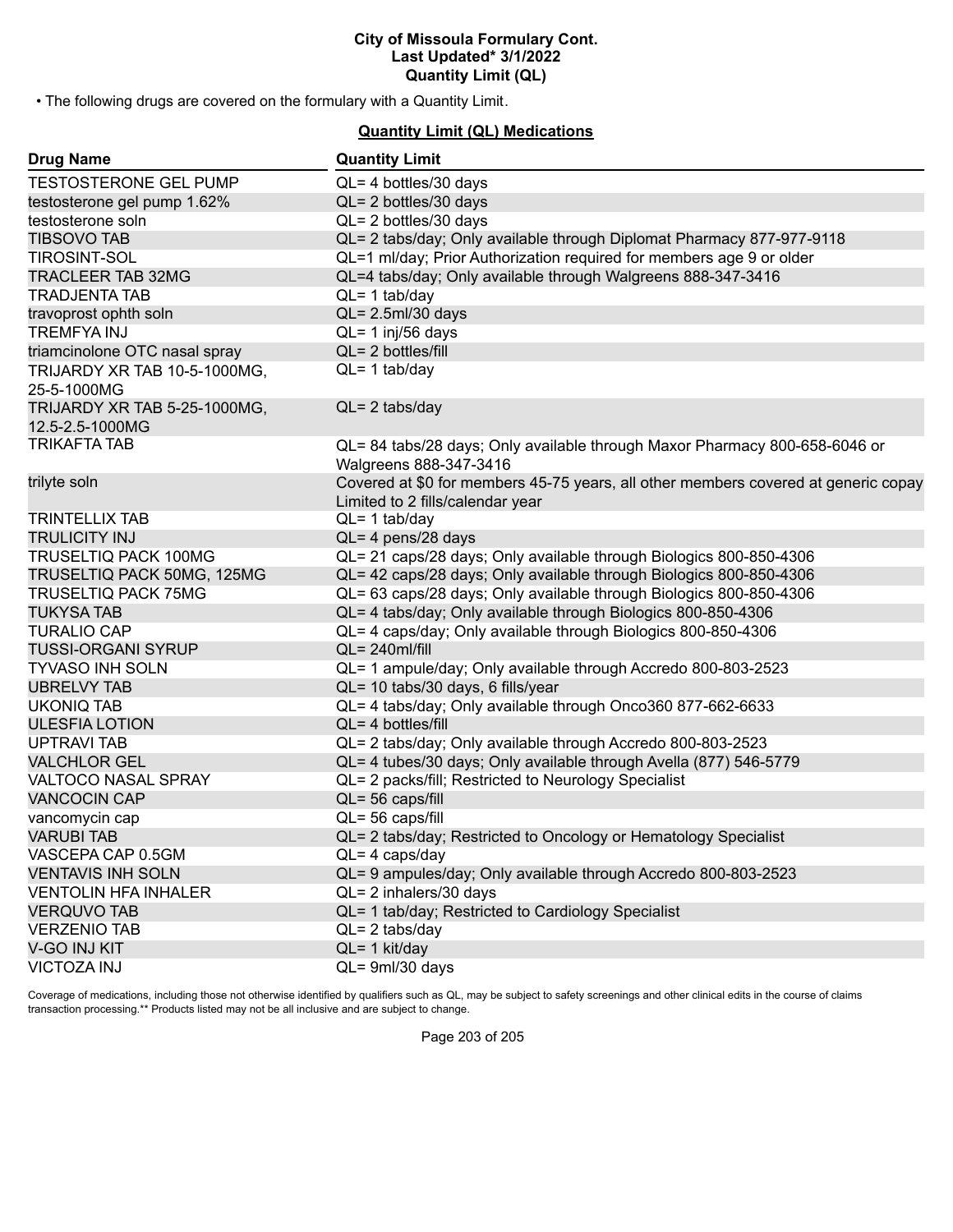• The following drugs are covered on the formulary with a Quantity Limit.

**Quantity Limit (QL) Medications**

| Drug Name | Quantity Limit |
|---|---|
| TESTOSTERONE GEL PUMP | QL= 4 bottles/30 days |
| testosterone gel pump 1.62% | QL= 2 bottles/30 days |
| testosterone soln | QL= 2 bottles/30 days |
| TIBSOVO TAB | QL= 2 tabs/day; Only available through Diplomat Pharmacy 877-977-9118 |
| TIROSINT-SOL | QL=1 ml/day; Prior Authorization required for members age 9 or older |
| TRACLEER TAB 32MG | QL=4 tabs/day; Only available through Walgreens 888-347-3416 |
| TRADJENTA TAB | QL= 1 tab/day |
| travoprost ophth soln | QL= 2.5ml/30 days |
| TREMFYA INJ | QL= 1 inj/56 days |
| triamcinolone OTC nasal spray | QL= 2 bottles/fill |
| TRIJARDY XR TAB 10-5-1000MG, 25-5-1000MG | QL= 1 tab/day |
| TRIJARDY XR TAB 5-25-1000MG, 12.5-2.5-1000MG | QL= 2 tabs/day |
| TRIKAFTA TAB | QL= 84 tabs/28 days; Only available through Maxor Pharmacy 800-658-6046 or Walgreens 888-347-3416 |
| trilyte soln | Covered at $0 for members 45-75 years, all other members covered at generic copay Limited to 2 fills/calendar year |
| TRINTELLIX TAB | QL= 1 tab/day |
| TRULICITY INJ | QL= 4 pens/28 days |
| TRUSELTIQ PACK 100MG | QL= 21 caps/28 days; Only available through Biologics 800-850-4306 |
| TRUSELTIQ PACK 50MG, 125MG | QL= 42 caps/28 days; Only available through Biologics 800-850-4306 |
| TRUSELTIQ PACK 75MG | QL= 63 caps/28 days; Only available through Biologics 800-850-4306 |
| TUKYSA TAB | QL= 4 tabs/day; Only available through Biologics 800-850-4306 |
| TURALIO CAP | QL= 4 caps/day; Only available through Biologics 800-850-4306 |
| TUSSI-ORGANI SYRUP | QL= 240ml/fill |
| TYVASO INH SOLN | QL= 1 ampule/day; Only available through Accredo 800-803-2523 |
| UBRELVY TAB | QL= 10 tabs/30 days, 6 fills/year |
| UKONIQ TAB | QL= 4 tabs/day; Only available through Onco360 877-662-6633 |
| ULESFIA LOTION | QL= 4 bottles/fill |
| UPTRAVI TAB | QL= 2 tabs/day; Only available through Accredo 800-803-2523 |
| VALCHLOR GEL | QL= 4 tubes/30 days; Only available through Avella (877) 546-5779 |
| VALTOCO NASAL SPRAY | QL= 2 packs/fill; Restricted to Neurology Specialist |
| VANCOCIN CAP | QL= 56 caps/fill |
| vancomycin cap | QL= 56 caps/fill |
| VARUBI TAB | QL= 2 tabs/day; Restricted to Oncology or Hematology Specialist |
| VASCEPA CAP 0.5GM | QL= 4 caps/day |
| VENTAVIS INH SOLN | QL= 9 ampules/day; Only available through Accredo 800-803-2523 |
| VENTOLIN HFA INHALER | QL= 2 inhalers/30 days |
| VERQUVO TAB | QL= 1 tab/day; Restricted to Cardiology Specialist |
| VERZENIO TAB | QL= 2 tabs/day |
| V-GO INJ KIT | QL= 1 kit/day |
| VICTOZA INJ | QL= 9ml/30 days |

Coverage of medications, including those not otherwise identified by qualifiers such as QL, may be subject to safety screenings and other clinical edits in the course of claims transaction processing.** Products listed may not be all inclusive and are subject to change.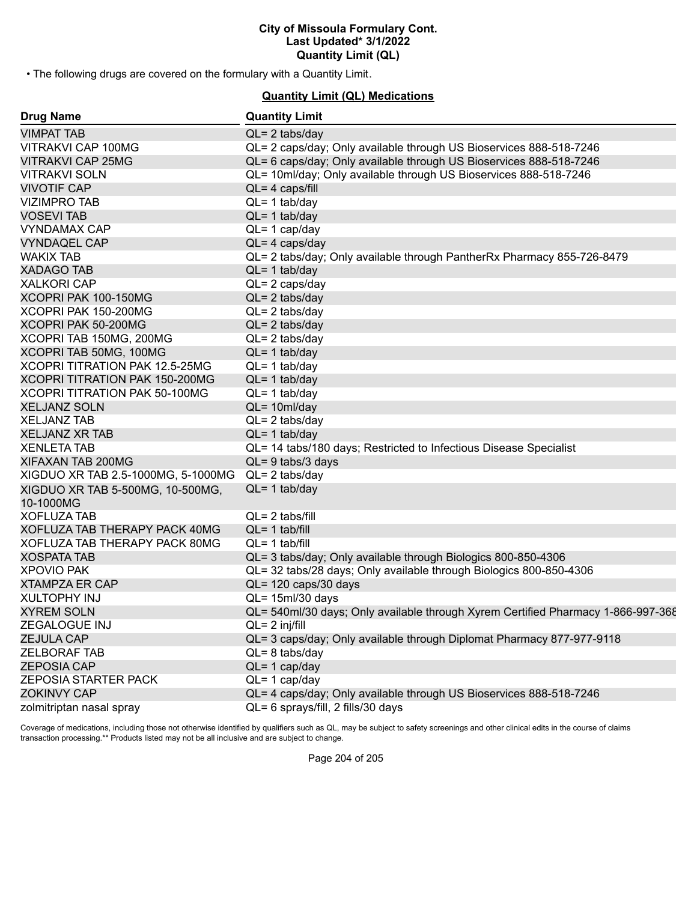• The following drugs are covered on the formulary with a Quantity Limit.

## Quantity Limit (QL) Medications

| Drug Name | Quantity Limit |
| --- | --- |
| VIMPAT TAB | QL= 2 tabs/day |
| VITRAKVI CAP 100MG | QL= 2 caps/day; Only available through US Bioservices 888-518-7246 |
| VITRAKVI CAP 25MG | QL= 6 caps/day; Only available through US Bioservices 888-518-7246 |
| VITRAKVI SOLN | QL= 10ml/day; Only available through US Bioservices 888-518-7246 |
| VIVOTIF CAP | QL= 4 caps/fill |
| VIZIMPRO TAB | QL= 1 tab/day |
| VOSEVI TAB | QL= 1 tab/day |
| VYNDAMAX CAP | QL= 1 cap/day |
| VYNDAQEL CAP | QL= 4 caps/day |
| WAKIX TAB | QL= 2 tabs/day; Only available through PantherRx Pharmacy 855-726-8479 |
| XADAGO TAB | QL= 1 tab/day |
| XALKORI CAP | QL= 2 caps/day |
| XCOPRI PAK 100-150MG | QL= 2 tabs/day |
| XCOPRI PAK 150-200MG | QL= 2 tabs/day |
| XCOPRI PAK 50-200MG | QL= 2 tabs/day |
| XCOPRI TAB 150MG, 200MG | QL= 2 tabs/day |
| XCOPRI TAB 50MG, 100MG | QL= 1 tab/day |
| XCOPRI TITRATION PAK 12.5-25MG | QL= 1 tab/day |
| XCOPRI TITRATION PAK 150-200MG | QL= 1 tab/day |
| XCOPRI TITRATION PAK 50-100MG | QL= 1 tab/day |
| XELJANZ SOLN | QL= 10ml/day |
| XELJANZ TAB | QL= 2 tabs/day |
| XELJANZ XR TAB | QL= 1 tab/day |
| XENLETA TAB | QL= 14 tabs/180 days; Restricted to Infectious Disease Specialist |
| XIFAXAN TAB 200MG | QL= 9 tabs/3 days |
| XIGDUO XR TAB 2.5-1000MG, 5-1000MG | QL= 2 tabs/day |
| XIGDUO XR TAB 5-500MG, 10-500MG, 10-1000MG | QL= 1 tab/day |
| XOFLUZA TAB | QL= 2 tabs/fill |
| XOFLUZA TAB THERAPY PACK 40MG | QL= 1 tab/fill |
| XOFLUZA TAB THERAPY PACK 80MG | QL= 1 tab/fill |
| XOSPATA TAB | QL= 3 tabs/day; Only available through Biologics 800-850-4306 |
| XPOVIO PAK | QL= 32 tabs/28 days; Only available through Biologics 800-850-4306 |
| XTAMPZA ER CAP | QL= 120 caps/30 days |
| XULTOPHY INJ | QL= 15ml/30 days |
| XYREM SOLN | QL= 540ml/30 days; Only available through Xyrem Certified Pharmacy 1-866-997-368 |
| ZEGALOGUE INJ | QL= 2 inj/fill |
| ZEJULA CAP | QL= 3 caps/day; Only available through Diplomat Pharmacy 877-977-9118 |
| ZELBORAF TAB | QL= 8 tabs/day |
| ZEPOSIA CAP | QL= 1 cap/day |
| ZEPOSIA STARTER PACK | QL= 1 cap/day |
| ZOKINVY CAP | QL= 4 caps/day; Only available through US Bioservices 888-518-7246 |
| zolmitriptan nasal spray | QL= 6 sprays/fill, 2 fills/30 days |

Coverage of medications, including those not otherwise identified by qualifiers such as QL, may be subject to safety screenings and other clinical edits in the course of claims transaction processing.** Products listed may not be all inclusive and are subject to change.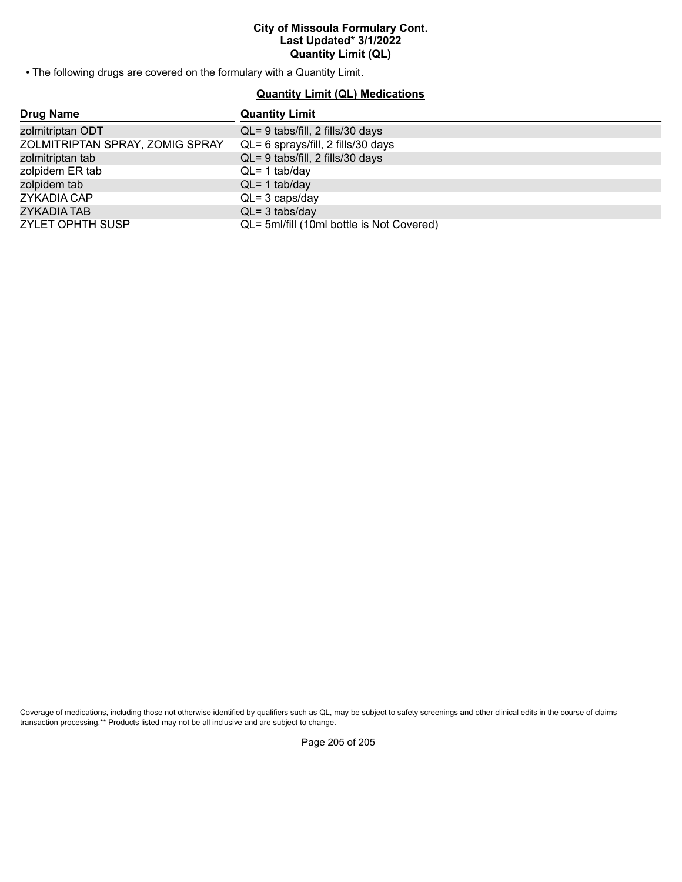# City of Missoula Formulary Cont.
## Last Updated* 3/1/2022
## Quantity Limit (QL)

- The following drugs are covered on the formulary with a Quantity Limit.

### Quantity Limit (QL) Medications

| Drug Name | Quantity Limit |
| --- | --- |
| zolmitriptan ODT | QL= 9 tabs/fill, 2 fills/30 days |
| ZOLMITRIPTAN SPRAY, ZOMIG SPRAY | QL= 6 sprays/fill, 2 fills/30 days |
| zolmitriptan tab | QL= 9 tabs/fill, 2 fills/30 days |
| zolpidem ER tab | QL= 1 tab/day |
| zolpidem tab | QL= 1 tab/day |
| ZYKADIA CAP | QL= 3 caps/day |
| ZYKADIA TAB | QL= 3 tabs/day |
| ZYLET OPHTH SUSP | QL= 5ml/fill (10ml bottle is Not Covered) |

Coverage of medications, including those not otherwise identified by qualifiers such as QL, may be subject to safety screenings and other clinical edits in the course of claims transaction processing.** Products listed may not be all inclusive and are subject to change.